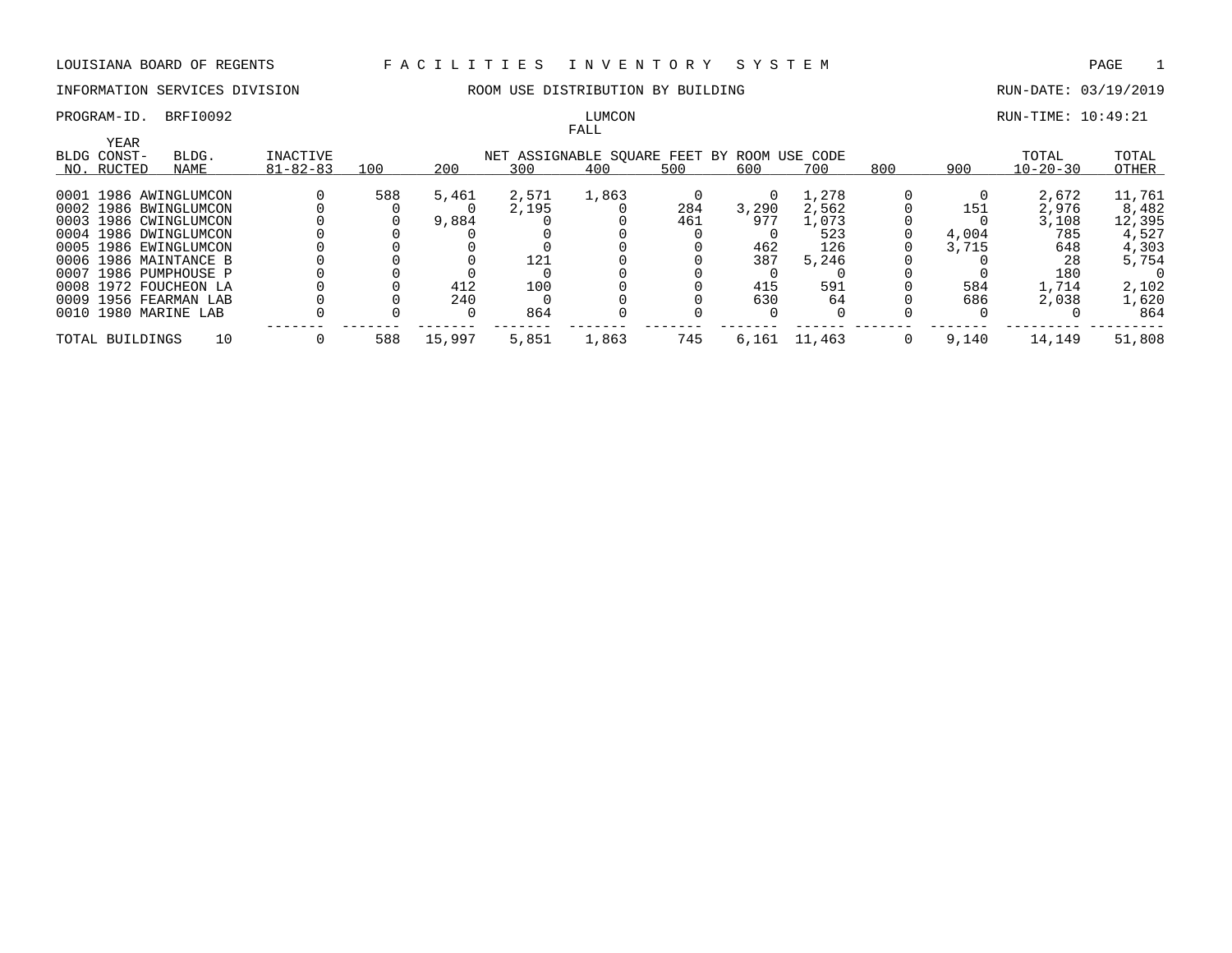LOUISIANA BOARD OF REGENTS — FACILITIES INVENTORY SYSTEM

INFORMATION SERVICES DIVISION — ROOM USE DISTRIBUTION BY BUILDING — RUN-DATE: 03/19/2019

PROGRAM-ID. BRFI0092 — LUMCON — RUN-TIME: 10:49:21

FALL

| BLDG NO. | YEAR CONST-RUCTED | BLDG. NAME | INACTIVE 81-82-83 | 100 | 200 | 300 | 400 | 500 | 600 | 700 | 800 | 900 | TOTAL 10-20-30 | TOTAL OTHER |
|---|---|---|---|---|---|---|---|---|---|---|---|---|---|---|
| | | | | NET ASSIGNABLE SQUARE FEET BY ROOM USE CODE | | | | | | | | | | |
| 0001 | 1986 | AWINGLUMCON | 0 | 588 | 5,461 | 2,571 | 1,863 | 0 | 0 | 1,278 | 0 | 0 | 2,672 | 11,761 |
| 0002 | 1986 | BWINGLUMCON | 0 | 0 | 0 | 2,195 | 0 | 284 | 3,290 | 2,562 | 0 | 151 | 2,976 | 8,482 |
| 0003 | 1986 | CWINGLUMCON | 0 | 0 | 9,884 | 0 | 0 | 461 | 977 | 1,073 | 0 | 0 | 3,108 | 12,395 |
| 0004 | 1986 | DWINGLUMCON | 0 | 0 | 0 | 0 | 0 | 0 | 0 | 523 | 0 | 4,004 | 785 | 4,527 |
| 0005 | 1986 | EWINGLUMCON | 0 | 0 | 0 | 0 | 0 | 0 | 462 | 126 | 0 | 3,715 | 648 | 4,303 |
| 0006 | 1986 | MAINTANCE B | 0 | 0 | 0 | 121 | 0 | 0 | 387 | 5,246 | 0 | 0 | 28 | 5,754 |
| 0007 | 1986 | PUMPHOUSE P | 0 | 0 | 0 | 0 | 0 | 0 | 0 | 0 | 0 | 0 | 180 | 0 |
| 0008 | 1972 | FOUCHEON LA | 0 | 0 | 412 | 100 | 0 | 0 | 415 | 591 | 0 | 584 | 1,714 | 2,102 |
| 0009 | 1956 | FEARMAN LAB | 0 | 0 | 240 | 0 | 0 | 0 | 630 | 64 | 0 | 686 | 2,038 | 1,620 |
| 0010 | 1980 | MARINE LAB | 0 | 0 | 0 | 864 | 0 | 0 | 0 | 0 | 0 | 0 | 0 | 864 |
| TOTAL BUILDINGS | | 10 | 0 | 588 | 15,997 | 5,851 | 1,863 | 745 | 6,161 | 11,463 | 0 | 9,140 | 14,149 | 51,808 |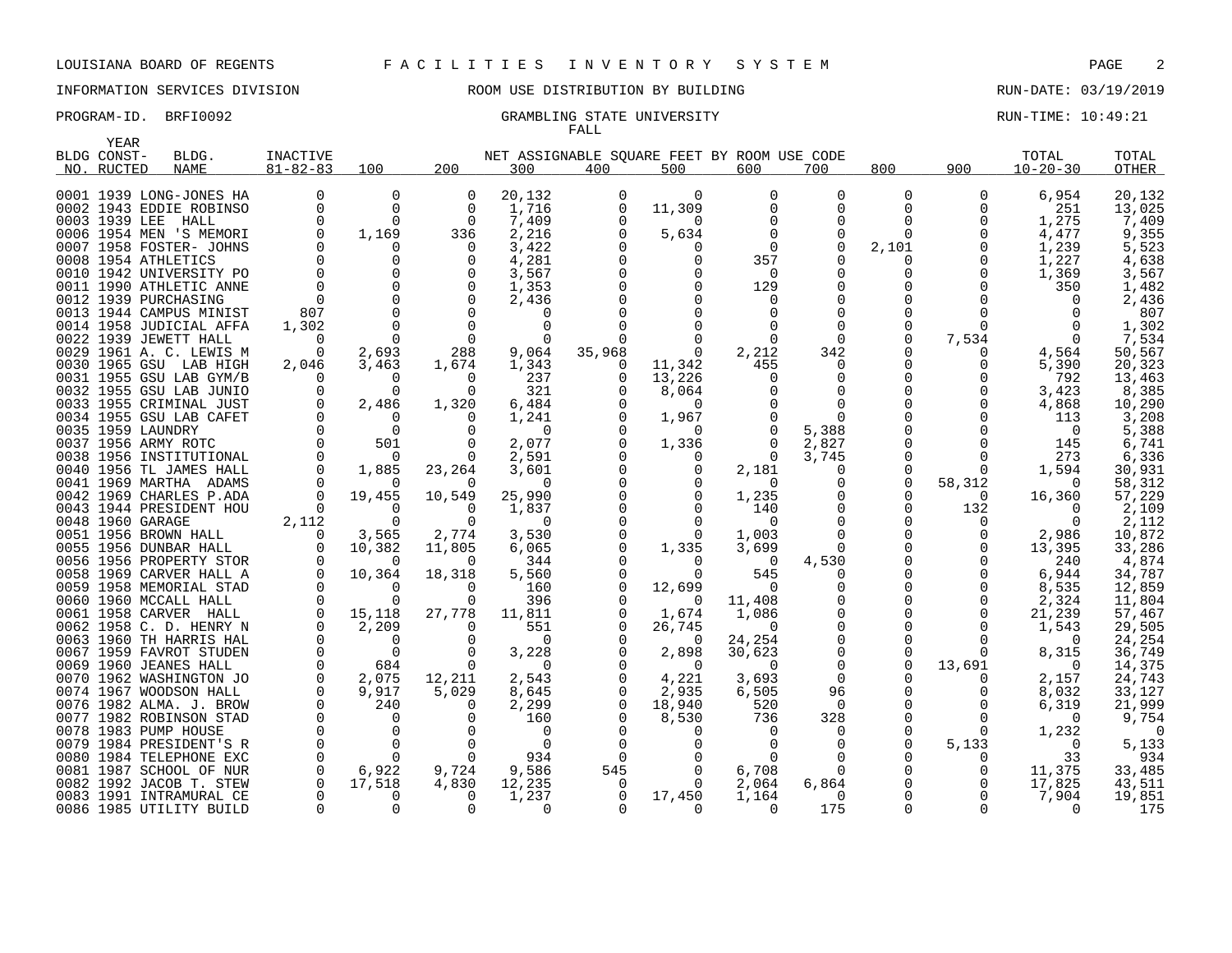LOUISIANA BOARD OF REGENTS — FACILITIES INVENTORY SYSTEM

INFORMATION SERVICES DIVISION — ROOM USE DISTRIBUTION BY BUILDING — RUN-DATE: 03/19/2019

PROGRAM-ID. BRFI0092 — GRAMBLING STATE UNIVERSITY — FALL — RUN-TIME: 10:49:21

| BLDG NO. | YEAR CONST-RUCTED | BLDG. NAME | INACTIVE 81-82-83 | 100 | 200 | 300 | 400 | 500 | 600 | 700 | 800 | 900 | TOTAL 10-20-30 | TOTAL OTHER |
|---|---|---|---|---|---|---|---|---|---|---|---|---|---|---|
| 0001 | 1939 | LONG-JONES HA | 0 | 0 | 0 | 20,132 | 0 | 0 | 0 | 0 | 0 | 0 | 6,954 | 20,132 |
| 0002 | 1943 | EDDIE ROBINSO | 0 | 0 | 0 | 1,716 | 0 | 11,309 | 0 | 0 | 0 | 0 | 251 | 13,025 |
| 0003 | 1939 | LEE HALL | 0 | 0 | 0 | 7,409 | 0 | 0 | 0 | 0 | 0 | 0 | 1,275 | 7,409 |
| 0006 | 1954 | MEN 'S MEMORI | 0 | 1,169 | 336 | 2,216 | 0 | 5,634 | 0 | 0 | 0 | 0 | 4,477 | 9,355 |
| 0007 | 1958 | FOSTER- JOHNS | 0 | 0 | 0 | 3,422 | 0 | 0 | 0 | 0 | 2,101 | 0 | 1,239 | 5,523 |
| 0008 | 1954 | ATHLETICS | 0 | 0 | 0 | 4,281 | 0 | 0 | 357 | 0 | 0 | 0 | 1,227 | 4,638 |
| 0010 | 1942 | UNIVERSITY PO | 0 | 0 | 0 | 3,567 | 0 | 0 | 0 | 0 | 0 | 0 | 1,369 | 3,567 |
| 0011 | 1990 | ATHLETIC ANNE | 0 | 0 | 0 | 1,353 | 0 | 0 | 129 | 0 | 0 | 0 | 350 | 1,482 |
| 0012 | 1939 | PURCHASING | 0 | 0 | 0 | 2,436 | 0 | 0 | 0 | 0 | 0 | 0 | 0 | 2,436 |
| 0013 | 1944 | CAMPUS MINIST | 807 | 0 | 0 | 0 | 0 | 0 | 0 | 0 | 0 | 0 | 0 | 807 |
| 0014 | 1958 | JUDICIAL AFFA | 1,302 | 0 | 0 | 0 | 0 | 0 | 0 | 0 | 0 | 0 | 0 | 1,302 |
| 0022 | 1939 | JEWETT HALL | 0 | 0 | 0 | 0 | 0 | 0 | 0 | 0 | 0 | 7,534 | 0 | 7,534 |
| 0029 | 1961 | A. C. LEWIS M | 0 | 2,693 | 288 | 9,064 | 35,968 | 0 | 2,212 | 342 | 0 | 0 | 4,564 | 50,567 |
| 0030 | 1965 | GSU LAB HIGH | 2,046 | 3,463 | 1,674 | 1,343 | 0 | 11,342 | 455 | 0 | 0 | 0 | 5,390 | 20,323 |
| 0031 | 1955 | GSU LAB GYM/B | 0 | 0 | 0 | 237 | 0 | 13,226 | 0 | 0 | 0 | 0 | 792 | 13,463 |
| 0032 | 1955 | GSU LAB JUNIO | 0 | 0 | 0 | 321 | 0 | 8,064 | 0 | 0 | 0 | 0 | 3,423 | 8,385 |
| 0033 | 1955 | CRIMINAL JUST | 0 | 2,486 | 1,320 | 6,484 | 0 | 0 | 0 | 0 | 0 | 0 | 4,868 | 10,290 |
| 0034 | 1955 | GSU LAB CAFET | 0 | 0 | 0 | 1,241 | 0 | 1,967 | 0 | 0 | 0 | 0 | 113 | 3,208 |
| 0035 | 1959 | LAUNDRY | 0 | 0 | 0 | 0 | 0 | 0 | 0 | 5,388 | 0 | 0 | 0 | 5,388 |
| 0037 | 1956 | ARMY ROTC | 0 | 501 | 0 | 2,077 | 0 | 1,336 | 0 | 2,827 | 0 | 0 | 145 | 6,741 |
| 0038 | 1956 | INSTITUTIONAL | 0 | 0 | 0 | 2,591 | 0 | 0 | 0 | 3,745 | 0 | 0 | 273 | 6,336 |
| 0040 | 1956 | TL JAMES HALL | 0 | 1,885 | 23,264 | 3,601 | 0 | 0 | 2,181 | 0 | 0 | 0 | 1,594 | 30,931 |
| 0041 | 1969 | MARTHA ADAMS | 0 | 0 | 0 | 0 | 0 | 0 | 0 | 0 | 0 | 58,312 | 0 | 58,312 |
| 0042 | 1969 | CHARLES P.ADA | 0 | 19,455 | 10,549 | 25,990 | 0 | 0 | 1,235 | 0 | 0 | 0 | 16,360 | 57,229 |
| 0043 | 1944 | PRESIDENT HOU | 0 | 0 | 0 | 1,837 | 0 | 0 | 140 | 0 | 0 | 132 | 0 | 2,109 |
| 0048 | 1960 | GARAGE | 2,112 | 0 | 0 | 0 | 0 | 0 | 0 | 0 | 0 | 0 | 0 | 2,112 |
| 0051 | 1956 | BROWN HALL | 0 | 3,565 | 2,774 | 3,530 | 0 | 0 | 1,003 | 0 | 0 | 0 | 2,986 | 10,872 |
| 0055 | 1956 | DUNBAR HALL | 0 | 10,382 | 11,805 | 6,065 | 0 | 1,335 | 3,699 | 0 | 0 | 0 | 13,395 | 33,286 |
| 0056 | 1956 | PROPERTY STOR | 0 | 0 | 0 | 344 | 0 | 0 | 0 | 4,530 | 0 | 0 | 240 | 4,874 |
| 0058 | 1969 | CARVER HALL A | 0 | 10,364 | 18,318 | 5,560 | 0 | 0 | 545 | 0 | 0 | 0 | 6,944 | 34,787 |
| 0059 | 1958 | MEMORIAL STAD | 0 | 0 | 0 | 160 | 0 | 12,699 | 0 | 0 | 0 | 0 | 8,535 | 12,859 |
| 0060 | 1960 | MCCALL HALL | 0 | 0 | 0 | 396 | 0 | 0 | 11,408 | 0 | 0 | 0 | 2,324 | 11,804 |
| 0061 | 1958 | CARVER HALL | 0 | 15,118 | 27,778 | 11,811 | 0 | 1,674 | 1,086 | 0 | 0 | 0 | 21,239 | 57,467 |
| 0062 | 1958 | C. D. HENRY N | 0 | 2,209 | 0 | 551 | 0 | 26,745 | 0 | 0 | 0 | 0 | 1,543 | 29,505 |
| 0063 | 1960 | TH HARRIS HAL | 0 | 0 | 0 | 0 | 0 | 0 | 24,254 | 0 | 0 | 0 | 0 | 24,254 |
| 0067 | 1959 | FAVROT STUDEN | 0 | 0 | 0 | 3,228 | 0 | 2,898 | 30,623 | 0 | 0 | 0 | 8,315 | 36,749 |
| 0069 | 1960 | JEANES HALL | 0 | 684 | 0 | 0 | 0 | 0 | 0 | 0 | 0 | 13,691 | 0 | 14,375 |
| 0070 | 1962 | WASHINGTON JO | 0 | 2,075 | 12,211 | 2,543 | 0 | 4,221 | 3,693 | 0 | 0 | 0 | 2,157 | 24,743 |
| 0074 | 1967 | WOODSON HALL | 0 | 9,917 | 5,029 | 8,645 | 0 | 2,935 | 6,505 | 96 | 0 | 0 | 8,032 | 33,127 |
| 0076 | 1982 | ALMA. J. BROW | 0 | 240 | 0 | 2,299 | 0 | 18,940 | 520 | 0 | 0 | 0 | 6,319 | 21,999 |
| 0077 | 1982 | ROBINSON STAD | 0 | 0 | 0 | 160 | 0 | 8,530 | 736 | 328 | 0 | 0 | 0 | 9,754 |
| 0078 | 1983 | PUMP HOUSE | 0 | 0 | 0 | 0 | 0 | 0 | 0 | 0 | 0 | 0 | 1,232 | 0 |
| 0079 | 1984 | PRESIDENT'S R | 0 | 0 | 0 | 0 | 0 | 0 | 0 | 0 | 0 | 5,133 | 0 | 5,133 |
| 0080 | 1984 | TELEPHONE EXC | 0 | 0 | 0 | 934 | 0 | 0 | 0 | 0 | 0 | 0 | 33 | 934 |
| 0081 | 1987 | SCHOOL OF NUR | 0 | 6,922 | 9,724 | 9,586 | 545 | 0 | 6,708 | 0 | 0 | 0 | 11,375 | 33,485 |
| 0082 | 1992 | JACOB T. STEW | 0 | 17,518 | 4,830 | 12,235 | 0 | 0 | 2,064 | 6,864 | 0 | 0 | 17,825 | 43,511 |
| 0083 | 1991 | INTRAMURAL CE | 0 | 0 | 0 | 1,237 | 0 | 17,450 | 1,164 | 0 | 0 | 0 | 7,904 | 19,851 |
| 0086 | 1985 | UTILITY BUILD | 0 | 0 | 0 | 0 | 0 | 0 | 0 | 175 | 0 | 0 | 0 | 175 |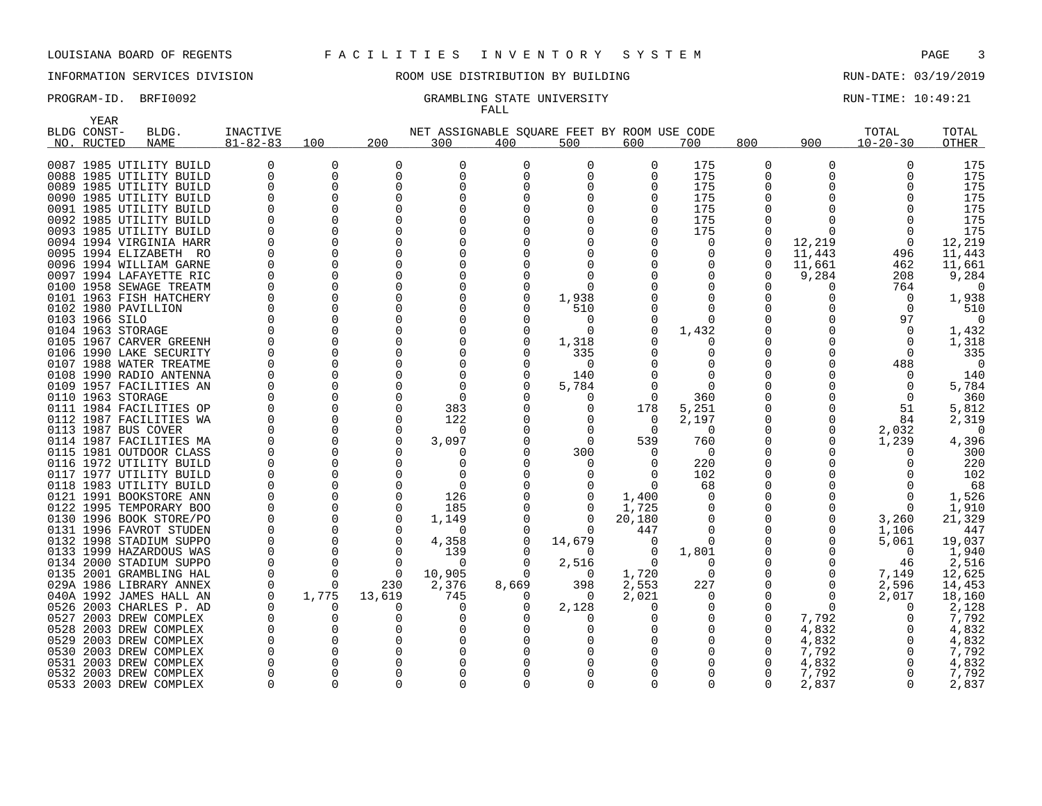LOUISIANA BOARD OF REGENTS — FACILITIES INVENTORY SYSTEM

INFORMATION SERVICES DIVISION — ROOM USE DISTRIBUTION BY BUILDING — RUN-DATE: 03/19/2019

PROGRAM-ID. BRFI0092 — GRAMBLING STATE UNIVERSITY — FALL — RUN-TIME: 10:49:21

| BLDG NO. | YEAR CONST-RUCTED | BLDG. NAME | INACTIVE 81-82-83 | 100 | 200 | 300 | 400 | 500 | 600 | 700 | 800 | 900 | TOTAL 10-20-30 | TOTAL OTHER |
|---|---|---|---|---|---|---|---|---|---|---|---|---|---|---|
| 0087 | 1985 | UTILITY BUILD | 0 | 0 | 0 | 0 | 0 | 0 | 0 | 175 | 0 | 0 | 0 | 175 |
| 0088 | 1985 | UTILITY BUILD | 0 | 0 | 0 | 0 | 0 | 0 | 0 | 175 | 0 | 0 | 0 | 175 |
| 0089 | 1985 | UTILITY BUILD | 0 | 0 | 0 | 0 | 0 | 0 | 0 | 175 | 0 | 0 | 0 | 175 |
| 0090 | 1985 | UTILITY BUILD | 0 | 0 | 0 | 0 | 0 | 0 | 0 | 175 | 0 | 0 | 0 | 175 |
| 0091 | 1985 | UTILITY BUILD | 0 | 0 | 0 | 0 | 0 | 0 | 0 | 175 | 0 | 0 | 0 | 175 |
| 0092 | 1985 | UTILITY BUILD | 0 | 0 | 0 | 0 | 0 | 0 | 0 | 175 | 0 | 0 | 0 | 175 |
| 0093 | 1985 | UTILITY BUILD | 0 | 0 | 0 | 0 | 0 | 0 | 0 | 175 | 0 | 0 | 0 | 175 |
| 0094 | 1994 | VIRGINIA HARR | 0 | 0 | 0 | 0 | 0 | 0 | 0 | 0 | 0 | 12,219 | 0 | 12,219 |
| 0095 | 1994 | ELIZABETH RO | 0 | 0 | 0 | 0 | 0 | 0 | 0 | 0 | 0 | 11,443 | 496 | 11,443 |
| 0096 | 1994 | WILLIAM GARNE | 0 | 0 | 0 | 0 | 0 | 0 | 0 | 0 | 0 | 11,661 | 462 | 11,661 |
| 0097 | 1994 | LAFAYETTE RIC | 0 | 0 | 0 | 0 | 0 | 0 | 0 | 0 | 0 | 9,284 | 208 | 9,284 |
| 0100 | 1958 | SEWAGE TREATM | 0 | 0 | 0 | 0 | 0 | 0 | 0 | 0 | 0 | 0 | 764 | 0 |
| 0101 | 1963 | FISH HATCHERY | 0 | 0 | 0 | 0 | 0 | 1,938 | 0 | 0 | 0 | 0 | 0 | 1,938 |
| 0102 | 1980 | PAVILLION | 0 | 0 | 0 | 0 | 0 | 510 | 0 | 0 | 0 | 0 | 0 | 510 |
| 0103 | 1966 | SILO | 0 | 0 | 0 | 0 | 0 | 0 | 0 | 0 | 0 | 0 | 97 | 0 |
| 0104 | 1963 | STORAGE | 0 | 0 | 0 | 0 | 0 | 0 | 0 | 1,432 | 0 | 0 | 0 | 1,432 |
| 0105 | 1967 | CARVER GREENH | 0 | 0 | 0 | 0 | 0 | 1,318 | 0 | 0 | 0 | 0 | 0 | 1,318 |
| 0106 | 1990 | LAKE SECURITY | 0 | 0 | 0 | 0 | 0 | 335 | 0 | 0 | 0 | 0 | 0 | 335 |
| 0107 | 1988 | WATER TREATME | 0 | 0 | 0 | 0 | 0 | 0 | 0 | 0 | 0 | 0 | 488 | 0 |
| 0108 | 1990 | RADIO ANTENNA | 0 | 0 | 0 | 0 | 0 | 140 | 0 | 0 | 0 | 0 | 0 | 140 |
| 0109 | 1957 | FACILITIES AN | 0 | 0 | 0 | 0 | 0 | 5,784 | 0 | 0 | 0 | 0 | 0 | 5,784 |
| 0110 | 1963 | STORAGE | 0 | 0 | 0 | 0 | 0 | 0 | 0 | 360 | 0 | 0 | 0 | 360 |
| 0111 | 1984 | FACILITIES OP | 0 | 0 | 0 | 383 | 0 | 0 | 178 | 5,251 | 0 | 0 | 51 | 5,812 |
| 0112 | 1987 | FACILITIES WA | 0 | 0 | 0 | 122 | 0 | 0 | 0 | 2,197 | 0 | 0 | 84 | 2,319 |
| 0113 | 1987 | BUS COVER | 0 | 0 | 0 | 0 | 0 | 0 | 0 | 0 | 0 | 0 | 2,032 | 0 |
| 0114 | 1987 | FACILITIES MA | 0 | 0 | 0 | 3,097 | 0 | 0 | 539 | 760 | 0 | 0 | 1,239 | 4,396 |
| 0115 | 1981 | OUTDOOR CLASS | 0 | 0 | 0 | 0 | 0 | 300 | 0 | 0 | 0 | 0 | 0 | 300 |
| 0116 | 1972 | UTILITY BUILD | 0 | 0 | 0 | 0 | 0 | 0 | 0 | 220 | 0 | 0 | 0 | 220 |
| 0117 | 1977 | UTILITY BUILD | 0 | 0 | 0 | 0 | 0 | 0 | 0 | 102 | 0 | 0 | 0 | 102 |
| 0118 | 1983 | UTILITY BUILD | 0 | 0 | 0 | 0 | 0 | 0 | 0 | 68 | 0 | 0 | 0 | 68 |
| 0121 | 1991 | BOOKSTORE ANN | 0 | 0 | 0 | 126 | 0 | 0 | 1,400 | 0 | 0 | 0 | 0 | 1,526 |
| 0122 | 1995 | TEMPORARY BOO | 0 | 0 | 0 | 185 | 0 | 0 | 1,725 | 0 | 0 | 0 | 0 | 1,910 |
| 0130 | 1996 | BOOK STORE/PO | 0 | 0 | 0 | 1,149 | 0 | 0 | 20,180 | 0 | 0 | 0 | 3,260 | 21,329 |
| 0131 | 1996 | FAVROT STUDEN | 0 | 0 | 0 | 0 | 0 | 0 | 447 | 0 | 0 | 0 | 1,106 | 447 |
| 0132 | 1998 | STADIUM SUPPO | 0 | 0 | 0 | 4,358 | 0 | 14,679 | 0 | 0 | 0 | 0 | 5,061 | 19,037 |
| 0133 | 1999 | HAZARDOUS WAS | 0 | 0 | 0 | 139 | 0 | 0 | 0 | 1,801 | 0 | 0 | 0 | 1,940 |
| 0134 | 2000 | STADIUM SUPPO | 0 | 0 | 0 | 0 | 0 | 2,516 | 0 | 0 | 0 | 0 | 46 | 2,516 |
| 0135 | 2001 | GRAMBLING HAL | 0 | 0 | 0 | 10,905 | 0 | 0 | 1,720 | 0 | 0 | 0 | 7,149 | 12,625 |
| 029A | 1986 | LIBRARY ANNEX | 0 | 0 | 230 | 2,376 | 8,669 | 398 | 2,553 | 227 | 0 | 0 | 2,596 | 14,453 |
| 040A | 1992 | JAMES HALL AN | 0 | 1,775 | 13,619 | 745 | 0 | 0 | 2,021 | 0 | 0 | 0 | 2,017 | 18,160 |
| 0526 | 2003 | CHARLES P. AD | 0 | 0 | 0 | 0 | 0 | 2,128 | 0 | 0 | 0 | 0 | 0 | 2,128 |
| 0527 | 2003 | DREW COMPLEX | 0 | 0 | 0 | 0 | 0 | 0 | 0 | 0 | 0 | 7,792 | 0 | 7,792 |
| 0528 | 2003 | DREW COMPLEX | 0 | 0 | 0 | 0 | 0 | 0 | 0 | 0 | 0 | 4,832 | 0 | 4,832 |
| 0529 | 2003 | DREW COMPLEX | 0 | 0 | 0 | 0 | 0 | 0 | 0 | 0 | 0 | 4,832 | 0 | 4,832 |
| 0530 | 2003 | DREW COMPLEX | 0 | 0 | 0 | 0 | 0 | 0 | 0 | 0 | 0 | 7,792 | 0 | 7,792 |
| 0531 | 2003 | DREW COMPLEX | 0 | 0 | 0 | 0 | 0 | 0 | 0 | 0 | 0 | 4,832 | 0 | 4,832 |
| 0532 | 2003 | DREW COMPLEX | 0 | 0 | 0 | 0 | 0 | 0 | 0 | 0 | 0 | 7,792 | 0 | 7,792 |
| 0533 | 2003 | DREW COMPLEX | 0 | 0 | 0 | 0 | 0 | 0 | 0 | 0 | 0 | 2,837 | 0 | 2,837 |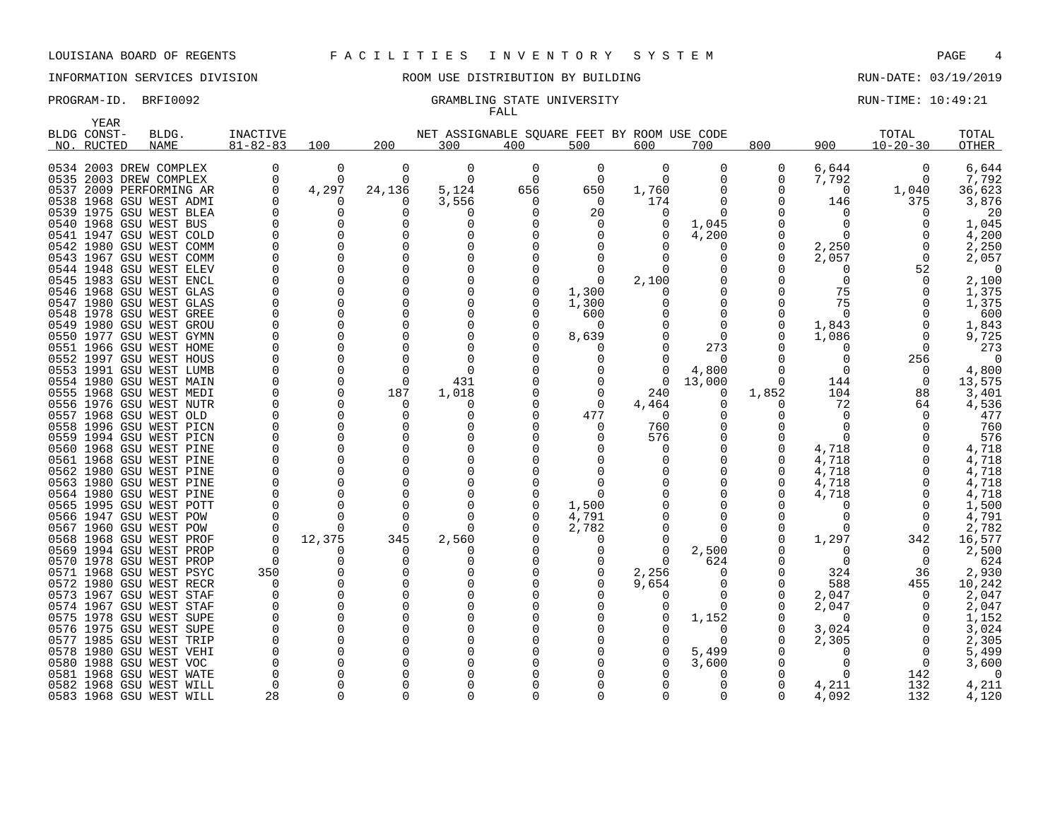LOUISIANA BOARD OF REGENTS — FACILITIES INVENTORY SYSTEM

INFORMATION SERVICES DIVISION — ROOM USE DISTRIBUTION BY BUILDING — RUN-DATE: 03/19/2019

PROGRAM-ID. BRFI0092 — GRAMBLING STATE UNIVERSITY — RUN-TIME: 10:49:21

FALL

| BLDG NO. | YEAR CONSTRUCTED | BLDG. NAME | INACTIVE 81-82-83 | 100 | 200 | 300 | 400 | 500 | 600 | 700 | 800 | 900 | TOTAL 10-20-30 | TOTAL OTHER |
|---|---|---|---|---|---|---|---|---|---|---|---|---|---|---|
| | | | | NET ASSIGNABLE SQUARE FEET BY ROOM USE CODE | | | | | | | | | | |
| 0534 | 2003 | DREW COMPLEX | 0 | 0 | 0 | 0 | 0 | 0 | 0 | 0 | 0 | 6,644 | 0 | 6,644 |
| 0535 | 2003 | DREW COMPLEX | 0 | 0 | 0 | 0 | 0 | 0 | 0 | 0 | 0 | 7,792 | 0 | 7,792 |
| 0537 | 2009 | PERFORMING AR | 0 | 4,297 | 24,136 | 5,124 | 656 | 650 | 1,760 | 0 | 0 | 0 | 1,040 | 36,623 |
| 0538 | 1968 | GSU WEST ADMI | 0 | 0 | 0 | 3,556 | 0 | 0 | 174 | 0 | 0 | 146 | 375 | 3,876 |
| 0539 | 1975 | GSU WEST BLEA | 0 | 0 | 0 | 0 | 0 | 20 | 0 | 0 | 0 | 0 | 0 | 20 |
| 0540 | 1968 | GSU WEST BUS | 0 | 0 | 0 | 0 | 0 | 0 | 0 | 1,045 | 0 | 0 | 0 | 1,045 |
| 0541 | 1947 | GSU WEST COLD | 0 | 0 | 0 | 0 | 0 | 0 | 0 | 4,200 | 0 | 0 | 0 | 4,200 |
| 0542 | 1980 | GSU WEST COMM | 0 | 0 | 0 | 0 | 0 | 0 | 0 | 0 | 0 | 2,250 | 0 | 2,250 |
| 0543 | 1967 | GSU WEST COMM | 0 | 0 | 0 | 0 | 0 | 0 | 0 | 0 | 0 | 2,057 | 0 | 2,057 |
| 0544 | 1948 | GSU WEST ELEV | 0 | 0 | 0 | 0 | 0 | 0 | 0 | 0 | 0 | 0 | 52 | 0 |
| 0545 | 1983 | GSU WEST ENCL | 0 | 0 | 0 | 0 | 0 | 0 | 2,100 | 0 | 0 | 0 | 0 | 2,100 |
| 0546 | 1968 | GSU WEST GLAS | 0 | 0 | 0 | 0 | 0 | 1,300 | 0 | 0 | 0 | 75 | 0 | 1,375 |
| 0547 | 1980 | GSU WEST GLAS | 0 | 0 | 0 | 0 | 0 | 1,300 | 0 | 0 | 0 | 75 | 0 | 1,375 |
| 0548 | 1978 | GSU WEST GREE | 0 | 0 | 0 | 0 | 0 | 600 | 0 | 0 | 0 | 0 | 0 | 600 |
| 0549 | 1980 | GSU WEST GROU | 0 | 0 | 0 | 0 | 0 | 0 | 0 | 0 | 0 | 1,843 | 0 | 1,843 |
| 0550 | 1977 | GSU WEST GYMN | 0 | 0 | 0 | 0 | 0 | 8,639 | 0 | 0 | 0 | 1,086 | 0 | 9,725 |
| 0551 | 1966 | GSU WEST HOME | 0 | 0 | 0 | 0 | 0 | 0 | 0 | 273 | 0 | 0 | 0 | 273 |
| 0552 | 1997 | GSU WEST HOUS | 0 | 0 | 0 | 0 | 0 | 0 | 0 | 0 | 0 | 0 | 256 | 0 |
| 0553 | 1991 | GSU WEST LUMB | 0 | 0 | 0 | 0 | 0 | 0 | 0 | 4,800 | 0 | 0 | 0 | 4,800 |
| 0554 | 1980 | GSU WEST MAIN | 0 | 0 | 0 | 431 | 0 | 0 | 0 | 13,000 | 0 | 144 | 0 | 13,575 |
| 0555 | 1968 | GSU WEST MEDI | 0 | 0 | 187 | 1,018 | 0 | 0 | 240 | 0 | 1,852 | 104 | 88 | 3,401 |
| 0556 | 1976 | GSU WEST NUTR | 0 | 0 | 0 | 0 | 0 | 0 | 4,464 | 0 | 0 | 72 | 64 | 4,536 |
| 0557 | 1968 | GSU WEST OLD | 0 | 0 | 0 | 0 | 0 | 477 | 0 | 0 | 0 | 0 | 0 | 477 |
| 0558 | 1996 | GSU WEST PICN | 0 | 0 | 0 | 0 | 0 | 0 | 760 | 0 | 0 | 0 | 0 | 760 |
| 0559 | 1994 | GSU WEST PICN | 0 | 0 | 0 | 0 | 0 | 0 | 576 | 0 | 0 | 0 | 0 | 576 |
| 0560 | 1968 | GSU WEST PINE | 0 | 0 | 0 | 0 | 0 | 0 | 0 | 0 | 0 | 4,718 | 0 | 4,718 |
| 0561 | 1968 | GSU WEST PINE | 0 | 0 | 0 | 0 | 0 | 0 | 0 | 0 | 0 | 4,718 | 0 | 4,718 |
| 0562 | 1980 | GSU WEST PINE | 0 | 0 | 0 | 0 | 0 | 0 | 0 | 0 | 0 | 4,718 | 0 | 4,718 |
| 0563 | 1980 | GSU WEST PINE | 0 | 0 | 0 | 0 | 0 | 0 | 0 | 0 | 0 | 4,718 | 0 | 4,718 |
| 0564 | 1980 | GSU WEST PINE | 0 | 0 | 0 | 0 | 0 | 0 | 0 | 0 | 0 | 4,718 | 0 | 4,718 |
| 0565 | 1995 | GSU WEST POTT | 0 | 0 | 0 | 0 | 0 | 1,500 | 0 | 0 | 0 | 0 | 0 | 1,500 |
| 0566 | 1947 | GSU WEST POW | 0 | 0 | 0 | 0 | 0 | 4,791 | 0 | 0 | 0 | 0 | 0 | 4,791 |
| 0567 | 1960 | GSU WEST POW | 0 | 0 | 0 | 0 | 0 | 2,782 | 0 | 0 | 0 | 0 | 0 | 2,782 |
| 0568 | 1968 | GSU WEST PROF | 0 | 12,375 | 345 | 2,560 | 0 | 0 | 0 | 0 | 0 | 1,297 | 342 | 16,577 |
| 0569 | 1994 | GSU WEST PROP | 0 | 0 | 0 | 0 | 0 | 0 | 0 | 2,500 | 0 | 0 | 0 | 2,500 |
| 0570 | 1978 | GSU WEST PROP | 0 | 0 | 0 | 0 | 0 | 0 | 0 | 624 | 0 | 0 | 0 | 624 |
| 0571 | 1968 | GSU WEST PSYC | 350 | 0 | 0 | 0 | 0 | 0 | 2,256 | 0 | 0 | 324 | 36 | 2,930 |
| 0572 | 1980 | GSU WEST RECR | 0 | 0 | 0 | 0 | 0 | 0 | 9,654 | 0 | 0 | 588 | 455 | 10,242 |
| 0573 | 1967 | GSU WEST STAF | 0 | 0 | 0 | 0 | 0 | 0 | 0 | 0 | 0 | 2,047 | 0 | 2,047 |
| 0574 | 1967 | GSU WEST STAF | 0 | 0 | 0 | 0 | 0 | 0 | 0 | 0 | 0 | 2,047 | 0 | 2,047 |
| 0575 | 1978 | GSU WEST SUPE | 0 | 0 | 0 | 0 | 0 | 0 | 0 | 1,152 | 0 | 0 | 0 | 1,152 |
| 0576 | 1975 | GSU WEST SUPE | 0 | 0 | 0 | 0 | 0 | 0 | 0 | 0 | 0 | 3,024 | 0 | 3,024 |
| 0577 | 1985 | GSU WEST TRIP | 0 | 0 | 0 | 0 | 0 | 0 | 0 | 0 | 0 | 2,305 | 0 | 2,305 |
| 0578 | 1980 | GSU WEST VEHI | 0 | 0 | 0 | 0 | 0 | 0 | 0 | 5,499 | 0 | 0 | 0 | 5,499 |
| 0580 | 1988 | GSU WEST VOC | 0 | 0 | 0 | 0 | 0 | 0 | 0 | 3,600 | 0 | 0 | 0 | 3,600 |
| 0581 | 1968 | GSU WEST WATE | 0 | 0 | 0 | 0 | 0 | 0 | 0 | 0 | 0 | 0 | 142 | 0 |
| 0582 | 1968 | GSU WEST WILL | 0 | 0 | 0 | 0 | 0 | 0 | 0 | 0 | 0 | 4,211 | 132 | 4,211 |
| 0583 | 1968 | GSU WEST WILL | 28 | 0 | 0 | 0 | 0 | 0 | 0 | 0 | 0 | 4,092 | 132 | 4,120 |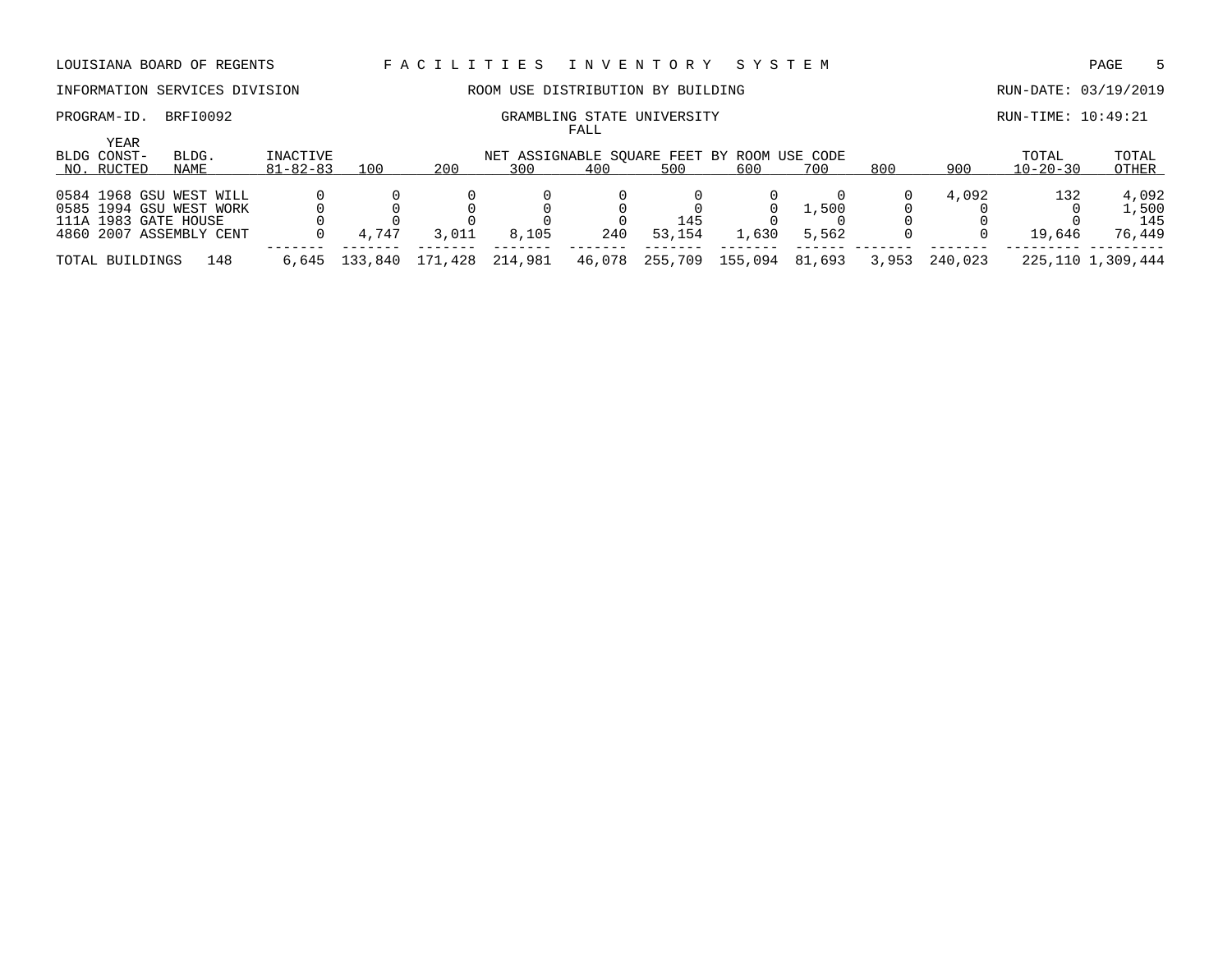GRAMBLING STATE UNIVERSITY

FALL

| BLDG NO. | YEAR CONST-RUCTED | BLDG. NAME | INACTIVE 81-82-83 | 100 | 200 | 300 | 400 | 500 | 600 | 700 | 800 | 900 | TOTAL 10-20-30 | TOTAL OTHER |
|---|---|---|---|---|---|---|---|---|---|---|---|---|---|---|
| 0584 | 1968 | GSU WEST WILL | 0 | 0 | 0 | 0 | 0 | 0 | 0 | 0 | 0 | 4,092 | 132 | 4,092 |
| 0585 | 1994 | GSU WEST WORK | 0 | 0 | 0 | 0 | 0 | 0 | 0 | 1,500 | 0 | 0 | 0 | 1,500 |
| 111A | 1983 | GATE HOUSE | 0 | 0 | 0 | 0 | 0 | 145 | 0 | 0 | 0 | 0 | 0 | 145 |
| 4860 | 2007 | ASSEMBLY CENT | 0 | 4,747 | 3,011 | 8,105 | 240 | 53,154 | 1,630 | 5,562 | 0 | 0 | 19,646 | 76,449 |
| TOTAL BUILDINGS | | 148 | 6,645 | 133,840 | 171,428 | 214,981 | 46,078 | 255,709 | 155,094 | 81,693 | 3,953 | 240,023 | 225,110 | 1,309,444 |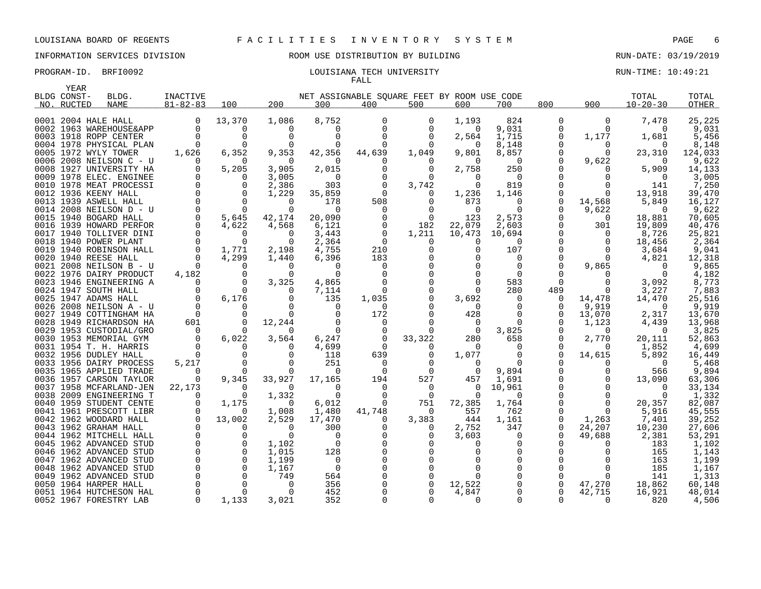LOUISIANA BOARD OF REGENTS — F A C I L I T I E S   I N V E N T O R Y   S Y S T E M

INFORMATION SERVICES DIVISION — ROOM USE DISTRIBUTION BY BUILDING — RUN-DATE: 03/19/2019

PROGRAM-ID. BRFI0092 — LOUISIANA TECH UNIVERSITY — RUN-TIME: 10:49:21

FALL

| BLDG NO. | YEAR CONST-RUCTED | BLDG. NAME | INACTIVE 81-82-83 | 100 | 200 | 300 | 400 | 500 | 600 | 700 | 800 | 900 | TOTAL 10-20-30 | TOTAL OTHER |
|---|---|---|---|---|---|---|---|---|---|---|---|---|---|---|
| | | | | NET ASSIGNABLE SQUARE FEET BY ROOM USE CODE | | | | | | | | | | |
| 0001 | 2004 | HALE HALL | 0 | 13,370 | 1,086 | 8,752 | 0 | 0 | 1,193 | 824 | 0 | 0 | 7,478 | 25,225 |
| 0002 | 1963 | WAREHOUSE&APP | 0 | 0 | 0 | 0 | 0 | 0 | 0 | 9,031 | 0 | 0 | 0 | 9,031 |
| 0003 | 1918 | ROPP CENTER | 0 | 0 | 0 | 0 | 0 | 0 | 2,564 | 1,715 | 0 | 1,177 | 1,681 | 5,456 |
| 0004 | 1978 | PHYSICAL PLAN | 0 | 0 | 0 | 0 | 0 | 0 | 0 | 8,148 | 0 | 0 | 0 | 8,148 |
| 0005 | 1972 | WYLY TOWER | 1,626 | 6,352 | 9,353 | 42,356 | 44,639 | 1,049 | 9,801 | 8,857 | 0 | 0 | 23,310 | 124,033 |
| 0006 | 2008 | NEILSON C - U | 0 | 0 | 0 | 0 | 0 | 0 | 0 | 0 | 0 | 9,622 | 0 | 9,622 |
| 0008 | 1927 | UNIVERSITY HA | 0 | 5,205 | 3,905 | 2,015 | 0 | 0 | 2,758 | 250 | 0 | 0 | 5,909 | 14,133 |
| 0009 | 1978 | ELEC. ENGINEE | 0 | 0 | 3,005 | 0 | 0 | 0 | 0 | 0 | 0 | 0 | 0 | 3,005 |
| 0010 | 1978 | MEAT PROCESSI | 0 | 0 | 2,386 | 303 | 0 | 3,742 | 0 | 819 | 0 | 0 | 141 | 7,250 |
| 0012 | 1936 | KEENY HALL | 0 | 0 | 1,229 | 35,859 | 0 | 0 | 1,236 | 1,146 | 0 | 0 | 13,918 | 39,470 |
| 0013 | 1939 | ASWELL HALL | 0 | 0 | 0 | 178 | 508 | 0 | 873 | 0 | 0 | 14,568 | 5,849 | 16,127 |
| 0014 | 2008 | NEILSON D - U | 0 | 0 | 0 | 0 | 0 | 0 | 0 | 0 | 0 | 9,622 | 0 | 9,622 |
| 0015 | 1940 | BOGARD HALL | 0 | 5,645 | 42,174 | 20,090 | 0 | 0 | 123 | 2,573 | 0 | 0 | 18,881 | 70,605 |
| 0016 | 1939 | HOWARD PERFOR | 0 | 4,622 | 4,568 | 6,121 | 0 | 182 | 22,079 | 2,603 | 0 | 301 | 19,809 | 40,476 |
| 0017 | 1940 | TOLLIVER DINI | 0 | 0 | 0 | 3,443 | 0 | 1,211 | 10,473 | 10,694 | 0 | 0 | 8,726 | 25,821 |
| 0018 | 1940 | POWER PLANT | 0 | 0 | 0 | 2,364 | 0 | 0 | 0 | 0 | 0 | 0 | 18,456 | 2,364 |
| 0019 | 1940 | ROBINSON HALL | 0 | 1,771 | 2,198 | 4,755 | 210 | 0 | 0 | 107 | 0 | 0 | 3,684 | 9,041 |
| 0020 | 1940 | REESE HALL | 0 | 4,299 | 1,440 | 6,396 | 183 | 0 | 0 | 0 | 0 | 0 | 4,821 | 12,318 |
| 0021 | 2008 | NEILSON B - U | 0 | 0 | 0 | 0 | 0 | 0 | 0 | 0 | 0 | 9,865 | 0 | 9,865 |
| 0022 | 1976 | DAIRY PRODUCT | 4,182 | 0 | 0 | 0 | 0 | 0 | 0 | 0 | 0 | 0 | 0 | 4,182 |
| 0023 | 1946 | ENGINEERING A | 0 | 0 | 3,325 | 4,865 | 0 | 0 | 0 | 583 | 0 | 0 | 3,092 | 8,773 |
| 0024 | 1947 | SOUTH HALL | 0 | 0 | 0 | 7,114 | 0 | 0 | 0 | 280 | 489 | 0 | 3,227 | 7,883 |
| 0025 | 1947 | ADAMS HALL | 0 | 6,176 | 0 | 135 | 1,035 | 0 | 3,692 | 0 | 0 | 14,478 | 14,470 | 25,516 |
| 0026 | 2008 | NEILSON A - U | 0 | 0 | 0 | 0 | 0 | 0 | 0 | 0 | 0 | 9,919 | 0 | 9,919 |
| 0027 | 1949 | COTTINGHAM HA | 0 | 0 | 0 | 0 | 172 | 0 | 428 | 0 | 0 | 13,070 | 2,317 | 13,670 |
| 0028 | 1949 | RICHARDSON HA | 601 | 0 | 12,244 | 0 | 0 | 0 | 0 | 0 | 0 | 1,123 | 4,439 | 13,968 |
| 0029 | 1953 | CUSTODIAL/GRO | 0 | 0 | 0 | 0 | 0 | 0 | 0 | 3,825 | 0 | 0 | 0 | 3,825 |
| 0030 | 1953 | MEMORIAL GYM | 0 | 6,022 | 3,564 | 6,247 | 0 | 33,322 | 280 | 658 | 0 | 2,770 | 20,111 | 52,863 |
| 0031 | 1954 | T. H. HARRIS | 0 | 0 | 0 | 4,699 | 0 | 0 | 0 | 0 | 0 | 0 | 1,852 | 4,699 |
| 0032 | 1956 | DUDLEY HALL | 0 | 0 | 0 | 118 | 639 | 0 | 1,077 | 0 | 0 | 14,615 | 5,892 | 16,449 |
| 0033 | 1956 | DAIRY PROCESS | 5,217 | 0 | 0 | 251 | 0 | 0 | 0 | 0 | 0 | 0 | 0 | 5,468 |
| 0035 | 1965 | APPLIED TRADE | 0 | 0 | 0 | 0 | 0 | 0 | 0 | 9,894 | 0 | 0 | 566 | 9,894 |
| 0036 | 1957 | CARSON TAYLOR | 0 | 9,345 | 33,927 | 17,165 | 194 | 527 | 457 | 1,691 | 0 | 0 | 13,090 | 63,306 |
| 0037 | 1958 | MCFARLAND-JEN | 22,173 | 0 | 0 | 0 | 0 | 0 | 0 | 10,961 | 0 | 0 | 0 | 33,134 |
| 0038 | 2009 | ENGINEERING T | 0 | 0 | 1,332 | 0 | 0 | 0 | 0 | 0 | 0 | 0 | 0 | 1,332 |
| 0040 | 1959 | STUDENT CENTE | 0 | 1,175 | 0 | 6,012 | 0 | 751 | 72,385 | 1,764 | 0 | 0 | 20,357 | 82,087 |
| 0041 | 1961 | PRESCOTT LIBR | 0 | 0 | 1,008 | 1,480 | 41,748 | 0 | 557 | 762 | 0 | 0 | 5,916 | 45,555 |
| 0042 | 1962 | WOODARD HALL | 0 | 13,002 | 2,529 | 17,470 | 0 | 3,383 | 444 | 1,161 | 0 | 1,263 | 7,401 | 39,252 |
| 0043 | 1962 | GRAHAM HALL | 0 | 0 | 0 | 300 | 0 | 0 | 2,752 | 347 | 0 | 24,207 | 10,230 | 27,606 |
| 0044 | 1962 | MITCHELL HALL | 0 | 0 | 0 | 0 | 0 | 0 | 3,603 | 0 | 0 | 49,688 | 2,381 | 53,291 |
| 0045 | 1962 | ADVANCED STUD | 0 | 0 | 1,102 | 0 | 0 | 0 | 0 | 0 | 0 | 0 | 183 | 1,102 |
| 0046 | 1962 | ADVANCED STUD | 0 | 0 | 1,015 | 128 | 0 | 0 | 0 | 0 | 0 | 0 | 165 | 1,143 |
| 0047 | 1962 | ADVANCED STUD | 0 | 0 | 1,199 | 0 | 0 | 0 | 0 | 0 | 0 | 0 | 163 | 1,199 |
| 0048 | 1962 | ADVANCED STUD | 0 | 0 | 1,167 | 0 | 0 | 0 | 0 | 0 | 0 | 0 | 185 | 1,167 |
| 0049 | 1962 | ADVANCED STUD | 0 | 0 | 749 | 564 | 0 | 0 | 0 | 0 | 0 | 0 | 141 | 1,313 |
| 0050 | 1964 | HARPER HALL | 0 | 0 | 0 | 356 | 0 | 0 | 12,522 | 0 | 0 | 47,270 | 18,862 | 60,148 |
| 0051 | 1964 | HUTCHESON HAL | 0 | 0 | 0 | 452 | 0 | 0 | 4,847 | 0 | 0 | 42,715 | 16,921 | 48,014 |
| 0052 | 1967 | FORESTRY LAB | 0 | 1,133 | 3,021 | 352 | 0 | 0 | 0 | 0 | 0 | 0 | 820 | 4,506 |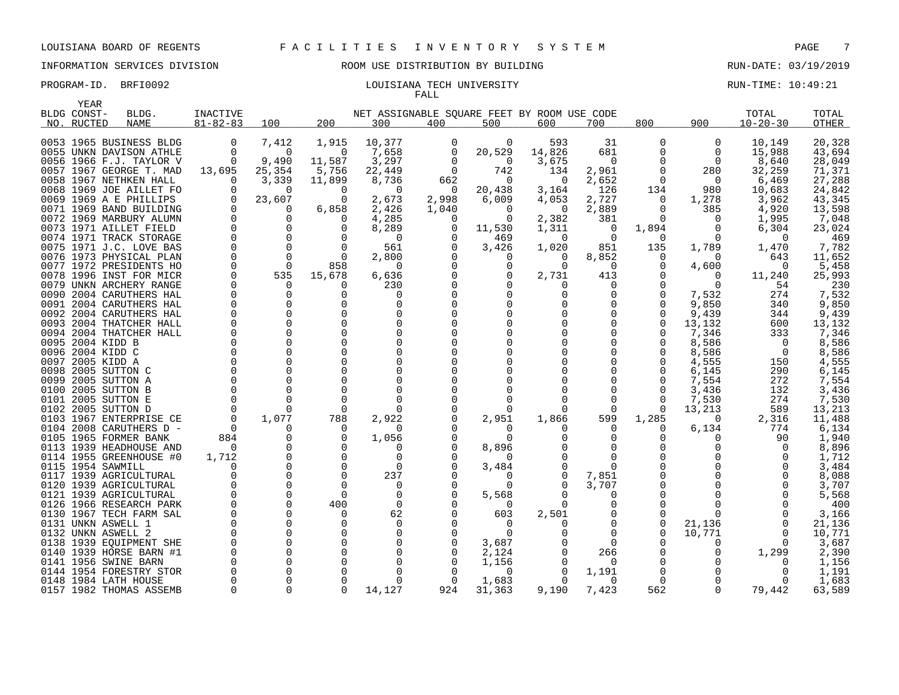LOUISIANA BOARD OF REGENTS — F A C I L I T I E S  I N V E N T O R Y  S Y S T E M

INFORMATION SERVICES DIVISION — ROOM USE DISTRIBUTION BY BUILDING — RUN-DATE: 03/19/2019

PROGRAM-ID. BRFI0092 — LOUISIANA TECH UNIVERSITY — RUN-TIME: 10:49:21

FALL

| BLDG NO. | YEAR CONST-RUCTED | BLDG. NAME | INACTIVE 81-82-83 | 100 | 200 | 300 | 400 | 500 | 600 | 700 | 800 | 900 | TOTAL 10-20-30 | TOTAL OTHER |
|---|---|---|---|---|---|---|---|---|---|---|---|---|---|---|
| 0053 | 1965 | BUSINESS BLDG | 0 | 7,412 | 1,915 | 10,377 | 0 | 0 | 593 | 31 | 0 | 0 | 10,149 | 20,328 |
| 0055 | UNKN | DAVISON ATHLE | 0 | 0 | 0 | 7,658 | 0 | 20,529 | 14,826 | 681 | 0 | 0 | 15,988 | 43,694 |
| 0056 | 1966 | F.J. TAYLOR V | 0 | 9,490 | 11,587 | 3,297 | 0 | 0 | 3,675 | 0 | 0 | 0 | 8,640 | 28,049 |
| 0057 | 1967 | GEORGE T. MAD | 13,695 | 25,354 | 5,756 | 22,449 | 0 | 742 | 134 | 2,961 | 0 | 280 | 32,259 | 71,371 |
| 0058 | 1967 | NETHKEN HALL | 0 | 3,339 | 11,899 | 8,736 | 662 | 0 | 0 | 2,652 | 0 | 0 | 6,469 | 27,288 |
| 0068 | 1969 | JOE AILLET FO | 0 | 0 | 0 | 0 | 0 | 20,438 | 3,164 | 126 | 134 | 980 | 10,683 | 24,842 |
| 0069 | 1969 | A E PHILLIPS | 0 | 23,607 | 0 | 2,673 | 2,998 | 6,009 | 4,053 | 2,727 | 0 | 1,278 | 3,962 | 43,345 |
| 0071 | 1969 | BAND BUILDING | 0 | 0 | 6,858 | 2,426 | 1,040 | 0 | 0 | 2,889 | 0 | 385 | 4,920 | 13,598 |
| 0072 | 1969 | MARBURY ALUMN | 0 | 0 | 0 | 4,285 | 0 | 0 | 2,382 | 381 | 0 | 0 | 1,995 | 7,048 |
| 0073 | 1971 | AILLET FIELD | 0 | 0 | 0 | 8,289 | 0 | 11,530 | 1,311 | 0 | 1,894 | 0 | 6,304 | 23,024 |
| 0074 | 1971 | TRACK STORAGE | 0 | 0 | 0 | 0 | 0 | 469 | 0 | 0 | 0 | 0 | 0 | 469 |
| 0075 | 1971 | J.C. LOVE BAS | 0 | 0 | 0 | 561 | 0 | 3,426 | 1,020 | 851 | 135 | 1,789 | 1,470 | 7,782 |
| 0076 | 1973 | PHYSICAL PLAN | 0 | 0 | 0 | 2,800 | 0 | 0 | 0 | 8,852 | 0 | 0 | 643 | 11,652 |
| 0077 | 1972 | PRESIDENTS HO | 0 | 0 | 858 | 0 | 0 | 0 | 0 | 0 | 0 | 4,600 | 0 | 5,458 |
| 0078 | 1996 | INST FOR MICR | 0 | 535 | 15,678 | 6,636 | 0 | 0 | 2,731 | 413 | 0 | 0 | 11,240 | 25,993 |
| 0079 | UNKN | ARCHERY RANGE | 0 | 0 | 0 | 230 | 0 | 0 | 0 | 0 | 0 | 0 | 54 | 230 |
| 0090 | 2004 | CARUTHERS HAL | 0 | 0 | 0 | 0 | 0 | 0 | 0 | 0 | 0 | 7,532 | 274 | 7,532 |
| 0091 | 2004 | CARUTHERS HAL | 0 | 0 | 0 | 0 | 0 | 0 | 0 | 0 | 0 | 9,850 | 340 | 9,850 |
| 0092 | 2004 | CARUTHERS HAL | 0 | 0 | 0 | 0 | 0 | 0 | 0 | 0 | 0 | 9,439 | 344 | 9,439 |
| 0093 | 2004 | THATCHER HALL | 0 | 0 | 0 | 0 | 0 | 0 | 0 | 0 | 0 | 13,132 | 600 | 13,132 |
| 0094 | 2004 | THATCHER HALL | 0 | 0 | 0 | 0 | 0 | 0 | 0 | 0 | 0 | 7,346 | 333 | 7,346 |
| 0095 | 2004 | KIDD B | 0 | 0 | 0 | 0 | 0 | 0 | 0 | 0 | 0 | 8,586 | 0 | 8,586 |
| 0096 | 2004 | KIDD C | 0 | 0 | 0 | 0 | 0 | 0 | 0 | 0 | 0 | 8,586 | 0 | 8,586 |
| 0097 | 2005 | KIDD A | 0 | 0 | 0 | 0 | 0 | 0 | 0 | 0 | 0 | 4,555 | 150 | 4,555 |
| 0098 | 2005 | SUTTON C | 0 | 0 | 0 | 0 | 0 | 0 | 0 | 0 | 0 | 6,145 | 290 | 6,145 |
| 0099 | 2005 | SUTTON A | 0 | 0 | 0 | 0 | 0 | 0 | 0 | 0 | 0 | 7,554 | 272 | 7,554 |
| 0100 | 2005 | SUTTON B | 0 | 0 | 0 | 0 | 0 | 0 | 0 | 0 | 0 | 3,436 | 132 | 3,436 |
| 0101 | 2005 | SUTTON E | 0 | 0 | 0 | 0 | 0 | 0 | 0 | 0 | 0 | 7,530 | 274 | 7,530 |
| 0102 | 2005 | SUTTON D | 0 | 0 | 0 | 0 | 0 | 0 | 0 | 0 | 0 | 13,213 | 589 | 13,213 |
| 0103 | 1967 | ENTERPRISE CE | 0 | 1,077 | 788 | 2,922 | 0 | 2,951 | 1,866 | 599 | 1,285 | 0 | 2,316 | 11,488 |
| 0104 | 2008 | CARUTHERS D - | 0 | 0 | 0 | 0 | 0 | 0 | 0 | 0 | 0 | 6,134 | 774 | 6,134 |
| 0105 | 1965 | FORMER BANK | 884 | 0 | 0 | 1,056 | 0 | 0 | 0 | 0 | 0 | 0 | 90 | 1,940 |
| 0113 | 1939 | HEADHOUSE AND | 0 | 0 | 0 | 0 | 0 | 8,896 | 0 | 0 | 0 | 0 | 0 | 8,896 |
| 0114 | 1955 | GREENHOUSE #0 | 1,712 | 0 | 0 | 0 | 0 | 0 | 0 | 0 | 0 | 0 | 0 | 1,712 |
| 0115 | 1954 | SAWMILL | 0 | 0 | 0 | 0 | 0 | 3,484 | 0 | 0 | 0 | 0 | 0 | 3,484 |
| 0117 | 1939 | AGRICULTURAL | 0 | 0 | 0 | 237 | 0 | 0 | 0 | 7,851 | 0 | 0 | 0 | 8,088 |
| 0120 | 1939 | AGRICULTURAL | 0 | 0 | 0 | 0 | 0 | 0 | 0 | 3,707 | 0 | 0 | 0 | 3,707 |
| 0121 | 1939 | AGRICULTURAL | 0 | 0 | 0 | 0 | 0 | 5,568 | 0 | 0 | 0 | 0 | 0 | 5,568 |
| 0126 | 1966 | RESEARCH PARK | 0 | 0 | 400 | 0 | 0 | 0 | 0 | 0 | 0 | 0 | 0 | 400 |
| 0130 | 1967 | TECH FARM SAL | 0 | 0 | 0 | 62 | 0 | 603 | 2,501 | 0 | 0 | 0 | 0 | 3,166 |
| 0131 | UNKN | ASWELL 1 | 0 | 0 | 0 | 0 | 0 | 0 | 0 | 0 | 0 | 21,136 | 0 | 21,136 |
| 0132 | UNKN | ASWELL 2 | 0 | 0 | 0 | 0 | 0 | 0 | 0 | 0 | 0 | 10,771 | 0 | 10,771 |
| 0138 | 1939 | EQUIPMENT SHE | 0 | 0 | 0 | 0 | 0 | 3,687 | 0 | 0 | 0 | 0 | 0 | 3,687 |
| 0140 | 1939 | HORSE BARN #1 | 0 | 0 | 0 | 0 | 0 | 2,124 | 0 | 266 | 0 | 0 | 1,299 | 2,390 |
| 0141 | 1956 | SWINE BARN | 0 | 0 | 0 | 0 | 0 | 1,156 | 0 | 0 | 0 | 0 | 0 | 1,156 |
| 0144 | 1954 | FORESTRY STOR | 0 | 0 | 0 | 0 | 0 | 0 | 0 | 1,191 | 0 | 0 | 0 | 1,191 |
| 0148 | 1984 | LATH HOUSE | 0 | 0 | 0 | 0 | 0 | 1,683 | 0 | 0 | 0 | 0 | 0 | 1,683 |
| 0157 | 1982 | THOMAS ASSEMB | 0 | 0 | 0 | 14,127 | 924 | 31,363 | 9,190 | 7,423 | 562 | 0 | 79,442 | 63,589 |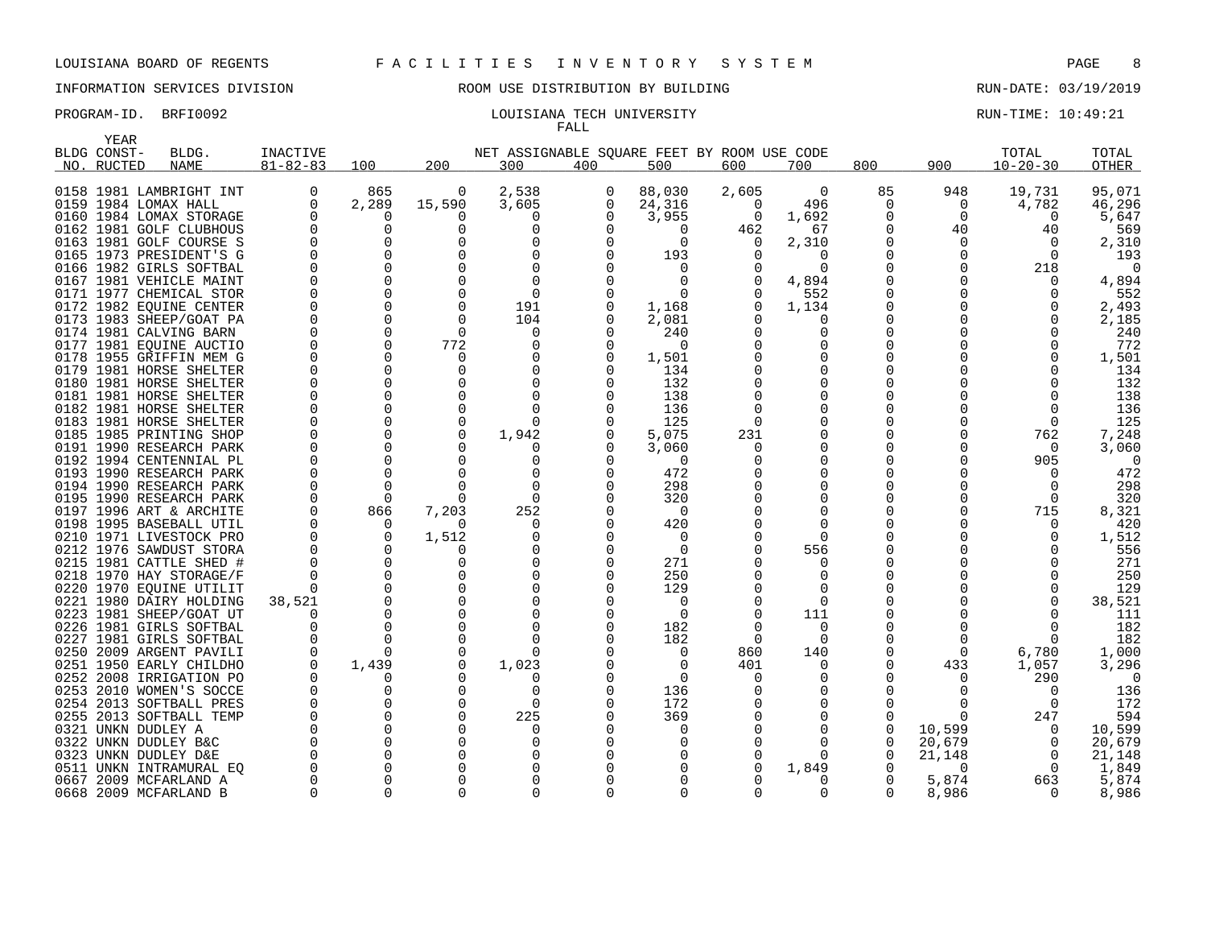LOUISIANA BOARD OF REGENTS — FACILITIES INVENTORY SYSTEM

INFORMATION SERVICES DIVISION — ROOM USE DISTRIBUTION BY BUILDING — RUN-DATE: 03/19/2019

PROGRAM-ID. BRFI0092 — LOUISIANA TECH UNIVERSITY — FALL — RUN-TIME: 10:49:21

| BLDG NO. | YEAR CONST-RUCTED | BLDG. NAME | INACTIVE 81-82-83 | 100 | 200 | 300 | 400 | 500 | 600 | 700 | 800 | 900 | TOTAL 10-20-30 | TOTAL OTHER |
|---|---|---|---|---|---|---|---|---|---|---|---|---|---|---|
| 0158 | 1981 | LAMBRIGHT INT | 0 | 865 | 0 | 2,538 | 0 | 88,030 | 2,605 | 0 | 85 | 948 | 19,731 | 95,071 |
| 0159 | 1984 | LOMAX HALL | 0 | 2,289 | 15,590 | 3,605 | 0 | 24,316 | 0 | 496 | 0 | 0 | 4,782 | 46,296 |
| 0160 | 1984 | LOMAX STORAGE | 0 | 0 | 0 | 0 | 0 | 3,955 | 0 | 1,692 | 0 | 0 | 0 | 5,647 |
| 0162 | 1981 | GOLF CLUBHOUS | 0 | 0 | 0 | 0 | 0 | 0 | 462 | 67 | 0 | 40 | 40 | 569 |
| 0163 | 1981 | GOLF COURSE S | 0 | 0 | 0 | 0 | 0 | 0 | 0 | 2,310 | 0 | 0 | 0 | 2,310 |
| 0165 | 1973 | PRESIDENT'S G | 0 | 0 | 0 | 0 | 0 | 193 | 0 | 0 | 0 | 0 | 0 | 193 |
| 0166 | 1982 | GIRLS SOFTBAL | 0 | 0 | 0 | 0 | 0 | 0 | 0 | 0 | 0 | 0 | 218 | 0 |
| 0167 | 1981 | VEHICLE MAINT | 0 | 0 | 0 | 0 | 0 | 0 | 0 | 4,894 | 0 | 0 | 0 | 4,894 |
| 0171 | 1977 | CHEMICAL STOR | 0 | 0 | 0 | 0 | 0 | 0 | 0 | 552 | 0 | 0 | 0 | 552 |
| 0172 | 1982 | EQUINE CENTER | 0 | 0 | 0 | 191 | 0 | 1,168 | 0 | 1,134 | 0 | 0 | 0 | 2,493 |
| 0173 | 1983 | SHEEP/GOAT PA | 0 | 0 | 0 | 104 | 0 | 2,081 | 0 | 0 | 0 | 0 | 0 | 2,185 |
| 0174 | 1981 | CALVING BARN | 0 | 0 | 0 | 0 | 0 | 240 | 0 | 0 | 0 | 0 | 0 | 240 |
| 0177 | 1981 | EQUINE AUCTIO | 0 | 0 | 772 | 0 | 0 | 0 | 0 | 0 | 0 | 0 | 0 | 772 |
| 0178 | 1955 | GRIFFIN MEM G | 0 | 0 | 0 | 0 | 0 | 1,501 | 0 | 0 | 0 | 0 | 0 | 1,501 |
| 0179 | 1981 | HORSE SHELTER | 0 | 0 | 0 | 0 | 0 | 134 | 0 | 0 | 0 | 0 | 0 | 134 |
| 0180 | 1981 | HORSE SHELTER | 0 | 0 | 0 | 0 | 0 | 132 | 0 | 0 | 0 | 0 | 0 | 132 |
| 0181 | 1981 | HORSE SHELTER | 0 | 0 | 0 | 0 | 0 | 138 | 0 | 0 | 0 | 0 | 0 | 138 |
| 0182 | 1981 | HORSE SHELTER | 0 | 0 | 0 | 0 | 0 | 136 | 0 | 0 | 0 | 0 | 0 | 136 |
| 0183 | 1981 | HORSE SHELTER | 0 | 0 | 0 | 0 | 0 | 125 | 0 | 0 | 0 | 0 | 0 | 125 |
| 0185 | 1985 | PRINTING SHOP | 0 | 0 | 0 | 1,942 | 0 | 5,075 | 231 | 0 | 0 | 0 | 762 | 7,248 |
| 0191 | 1990 | RESEARCH PARK | 0 | 0 | 0 | 0 | 0 | 3,060 | 0 | 0 | 0 | 0 | 0 | 3,060 |
| 0192 | 1994 | CENTENNIAL PL | 0 | 0 | 0 | 0 | 0 | 0 | 0 | 0 | 0 | 0 | 905 | 0 |
| 0193 | 1990 | RESEARCH PARK | 0 | 0 | 0 | 0 | 0 | 472 | 0 | 0 | 0 | 0 | 0 | 472 |
| 0194 | 1990 | RESEARCH PARK | 0 | 0 | 0 | 0 | 0 | 298 | 0 | 0 | 0 | 0 | 0 | 298 |
| 0195 | 1990 | RESEARCH PARK | 0 | 0 | 0 | 0 | 0 | 320 | 0 | 0 | 0 | 0 | 0 | 320 |
| 0197 | 1996 | ART & ARCHITE | 0 | 866 | 7,203 | 252 | 0 | 0 | 0 | 0 | 0 | 0 | 715 | 8,321 |
| 0198 | 1995 | BASEBALL UTIL | 0 | 0 | 0 | 0 | 0 | 420 | 0 | 0 | 0 | 0 | 0 | 420 |
| 0210 | 1971 | LIVESTOCK PRO | 0 | 0 | 1,512 | 0 | 0 | 0 | 0 | 0 | 0 | 0 | 0 | 1,512 |
| 0212 | 1976 | SAWDUST STORA | 0 | 0 | 0 | 0 | 0 | 0 | 0 | 556 | 0 | 0 | 0 | 556 |
| 0215 | 1981 | CATTLE SHED # | 0 | 0 | 0 | 0 | 0 | 271 | 0 | 0 | 0 | 0 | 0 | 271 |
| 0218 | 1970 | HAY STORAGE/F | 0 | 0 | 0 | 0 | 0 | 250 | 0 | 0 | 0 | 0 | 0 | 250 |
| 0220 | 1970 | EQUINE UTILIT | 0 | 0 | 0 | 0 | 0 | 129 | 0 | 0 | 0 | 0 | 0 | 129 |
| 0221 | 1980 | DAIRY HOLDING | 38,521 | 0 | 0 | 0 | 0 | 0 | 0 | 0 | 0 | 0 | 0 | 38,521 |
| 0223 | 1981 | SHEEP/GOAT UT | 0 | 0 | 0 | 0 | 0 | 0 | 0 | 111 | 0 | 0 | 0 | 111 |
| 0226 | 1981 | GIRLS SOFTBAL | 0 | 0 | 0 | 0 | 0 | 182 | 0 | 0 | 0 | 0 | 0 | 182 |
| 0227 | 1981 | GIRLS SOFTBAL | 0 | 0 | 0 | 0 | 0 | 182 | 0 | 0 | 0 | 0 | 0 | 182 |
| 0250 | 2009 | ARGENT PAVILI | 0 | 0 | 0 | 0 | 0 | 0 | 860 | 140 | 0 | 0 | 6,780 | 1,000 |
| 0251 | 1950 | EARLY CHILDHO | 0 | 1,439 | 0 | 1,023 | 0 | 0 | 401 | 0 | 0 | 433 | 1,057 | 3,296 |
| 0252 | 2008 | IRRIGATION PO | 0 | 0 | 0 | 0 | 0 | 0 | 0 | 0 | 0 | 0 | 290 | 0 |
| 0253 | 2010 | WOMEN'S SOCCE | 0 | 0 | 0 | 0 | 0 | 136 | 0 | 0 | 0 | 0 | 0 | 136 |
| 0254 | 2013 | SOFTBALL PRES | 0 | 0 | 0 | 0 | 0 | 172 | 0 | 0 | 0 | 0 | 0 | 172 |
| 0255 | 2013 | SOFTBALL TEMP | 0 | 0 | 0 | 225 | 0 | 369 | 0 | 0 | 0 | 0 | 247 | 594 |
| 0321 | UNKN | DUDLEY A | 0 | 0 | 0 | 0 | 0 | 0 | 0 | 0 | 0 | 10,599 | 0 | 10,599 |
| 0322 | UNKN | DUDLEY B&C | 0 | 0 | 0 | 0 | 0 | 0 | 0 | 0 | 0 | 20,679 | 0 | 20,679 |
| 0323 | UNKN | DUDLEY D&E | 0 | 0 | 0 | 0 | 0 | 0 | 0 | 0 | 0 | 21,148 | 0 | 21,148 |
| 0511 | UNKN | INTRAMURAL EQ | 0 | 0 | 0 | 0 | 0 | 0 | 0 | 1,849 | 0 | 0 | 0 | 1,849 |
| 0667 | 2009 | MCFARLAND A | 0 | 0 | 0 | 0 | 0 | 0 | 0 | 0 | 0 | 5,874 | 663 | 5,874 |
| 0668 | 2009 | MCFARLAND B | 0 | 0 | 0 | 0 | 0 | 0 | 0 | 0 | 0 | 8,986 | 0 | 8,986 |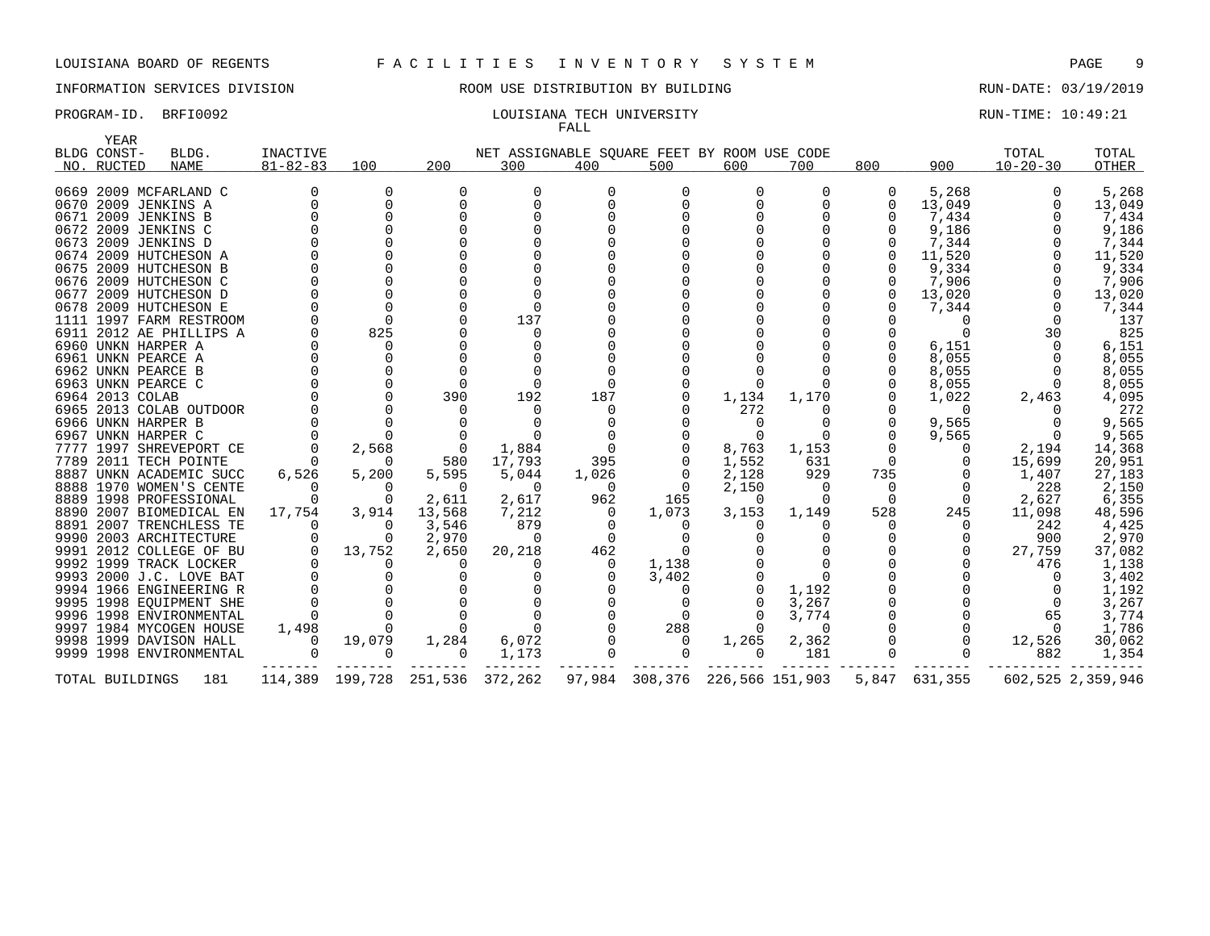LOUISIANA BOARD OF REGENTS F A C I L I T I E S I N V E N T O R Y S Y S T E M

INFORMATION SERVICES DIVISION ROOM USE DISTRIBUTION BY BUILDING RUN-DATE: 03/19/2019

PROGRAM-ID. BRFI0092 LOUISIANA TECH UNIVERSITY RUN-TIME: 10:49:21

FALL

| BLDG NO. | YEAR CONST-RUCTED | BLDG. NAME | INACTIVE 81-82-83 | 100 | 200 | 300 | 400 | 500 | 600 | 700 | 800 | 900 | TOTAL 10-20-30 | TOTAL OTHER |
|---|---|---|---|---|---|---|---|---|---|---|---|---|---|---|
| 0669 | 2009 | MCFARLAND C | 0 | 0 | 0 | 0 | 0 | 0 | 0 | 0 | 0 | 5,268 | 0 | 5,268 |
| 0670 | 2009 | JENKINS A | 0 | 0 | 0 | 0 | 0 | 0 | 0 | 0 | 0 | 13,049 | 0 | 13,049 |
| 0671 | 2009 | JENKINS B | 0 | 0 | 0 | 0 | 0 | 0 | 0 | 0 | 0 | 7,434 | 0 | 7,434 |
| 0672 | 2009 | JENKINS C | 0 | 0 | 0 | 0 | 0 | 0 | 0 | 0 | 0 | 9,186 | 0 | 9,186 |
| 0673 | 2009 | JENKINS D | 0 | 0 | 0 | 0 | 0 | 0 | 0 | 0 | 0 | 7,344 | 0 | 7,344 |
| 0674 | 2009 | HUTCHESON A | 0 | 0 | 0 | 0 | 0 | 0 | 0 | 0 | 0 | 11,520 | 0 | 11,520 |
| 0675 | 2009 | HUTCHESON B | 0 | 0 | 0 | 0 | 0 | 0 | 0 | 0 | 0 | 9,334 | 0 | 9,334 |
| 0676 | 2009 | HUTCHESON C | 0 | 0 | 0 | 0 | 0 | 0 | 0 | 0 | 0 | 7,906 | 0 | 7,906 |
| 0677 | 2009 | HUTCHESON D | 0 | 0 | 0 | 0 | 0 | 0 | 0 | 0 | 0 | 13,020 | 0 | 13,020 |
| 0678 | 2009 | HUTCHESON E | 0 | 0 | 0 | 0 | 0 | 0 | 0 | 0 | 0 | 7,344 | 0 | 7,344 |
| 1111 | 1997 | FARM RESTROOM | 0 | 0 | 0 | 137 | 0 | 0 | 0 | 0 | 0 | 0 | 0 | 137 |
| 6911 | 2012 | AE PHILLIPS A | 0 | 825 | 0 | 0 | 0 | 0 | 0 | 0 | 0 | 0 | 30 | 825 |
| 6960 | UNKN | HARPER A | 0 | 0 | 0 | 0 | 0 | 0 | 0 | 0 | 0 | 6,151 | 0 | 6,151 |
| 6961 | UNKN | PEARCE A | 0 | 0 | 0 | 0 | 0 | 0 | 0 | 0 | 0 | 8,055 | 0 | 8,055 |
| 6962 | UNKN | PEARCE B | 0 | 0 | 0 | 0 | 0 | 0 | 0 | 0 | 0 | 8,055 | 0 | 8,055 |
| 6963 | UNKN | PEARCE C | 0 | 0 | 0 | 0 | 0 | 0 | 0 | 0 | 0 | 8,055 | 0 | 8,055 |
| 6964 | 2013 | COLAB | 0 | 0 | 390 | 192 | 187 | 0 | 1,134 | 1,170 | 0 | 1,022 | 2,463 | 4,095 |
| 6965 | 2013 | COLAB OUTDOOR | 0 | 0 | 0 | 0 | 0 | 0 | 272 | 0 | 0 | 0 | 0 | 272 |
| 6966 | UNKN | HARPER B | 0 | 0 | 0 | 0 | 0 | 0 | 0 | 0 | 0 | 9,565 | 0 | 9,565 |
| 6967 | UNKN | HARPER C | 0 | 0 | 0 | 0 | 0 | 0 | 0 | 0 | 0 | 9,565 | 0 | 9,565 |
| 7777 | 1997 | SHREVEPORT CE | 0 | 2,568 | 0 | 1,884 | 0 | 0 | 8,763 | 1,153 | 0 | 0 | 2,194 | 14,368 |
| 7789 | 2011 | TECH POINTE | 0 | 0 | 580 | 17,793 | 395 | 0 | 1,552 | 631 | 0 | 0 | 15,699 | 20,951 |
| 8887 | UNKN | ACADEMIC SUCC | 6,526 | 5,200 | 5,595 | 5,044 | 1,026 | 0 | 2,128 | 929 | 735 | 0 | 1,407 | 27,183 |
| 8888 | 1970 | WOMEN'S CENTE | 0 | 0 | 0 | 0 | 0 | 0 | 2,150 | 0 | 0 | 0 | 228 | 2,150 |
| 8889 | 1998 | PROFESSIONAL | 0 | 0 | 2,611 | 2,617 | 962 | 165 | 0 | 0 | 0 | 0 | 2,627 | 6,355 |
| 8890 | 2007 | BIOMEDICAL EN | 17,754 | 3,914 | 13,568 | 7,212 | 0 | 1,073 | 3,153 | 1,149 | 528 | 245 | 11,098 | 48,596 |
| 8891 | 2007 | TRENCHLESS TE | 0 | 0 | 3,546 | 879 | 0 | 0 | 0 | 0 | 0 | 0 | 242 | 4,425 |
| 9990 | 2003 | ARCHITECTURE | 0 | 0 | 2,970 | 0 | 0 | 0 | 0 | 0 | 0 | 0 | 900 | 2,970 |
| 9991 | 2012 | COLLEGE OF BU | 0 | 13,752 | 2,650 | 20,218 | 462 | 0 | 0 | 0 | 0 | 0 | 27,759 | 37,082 |
| 9992 | 1999 | TRACK LOCKER | 0 | 0 | 0 | 0 | 0 | 1,138 | 0 | 0 | 0 | 0 | 476 | 1,138 |
| 9993 | 2000 | J.C. LOVE BAT | 0 | 0 | 0 | 0 | 0 | 3,402 | 0 | 0 | 0 | 0 | 0 | 3,402 |
| 9994 | 1966 | ENGINEERING R | 0 | 0 | 0 | 0 | 0 | 0 | 0 | 1,192 | 0 | 0 | 0 | 1,192 |
| 9995 | 1998 | EQUIPMENT SHE | 0 | 0 | 0 | 0 | 0 | 0 | 0 | 3,267 | 0 | 0 | 0 | 3,267 |
| 9996 | 1998 | ENVIRONMENTAL | 0 | 0 | 0 | 0 | 0 | 0 | 0 | 3,774 | 0 | 0 | 65 | 3,774 |
| 9997 | 1984 | MYCOGEN HOUSE | 1,498 | 0 | 0 | 0 | 0 | 288 | 0 | 0 | 0 | 0 | 0 | 1,786 |
| 9998 | 1999 | DAVISON HALL | 0 | 19,079 | 1,284 | 6,072 | 0 | 0 | 1,265 | 2,362 | 0 | 0 | 12,526 | 30,062 |
| 9999 | 1998 | ENVIRONMENTAL | 0 | 0 | 0 | 1,173 | 0 | 0 | 0 | 181 | 0 | 0 | 882 | 1,354 |
| TOTAL BUILDINGS | | 181 | 114,389 | 199,728 | 251,536 | 372,262 | 97,984 | 308,376 | 226,566 | 151,903 | 5,847 | 631,355 | 602,525 | 2,359,946 |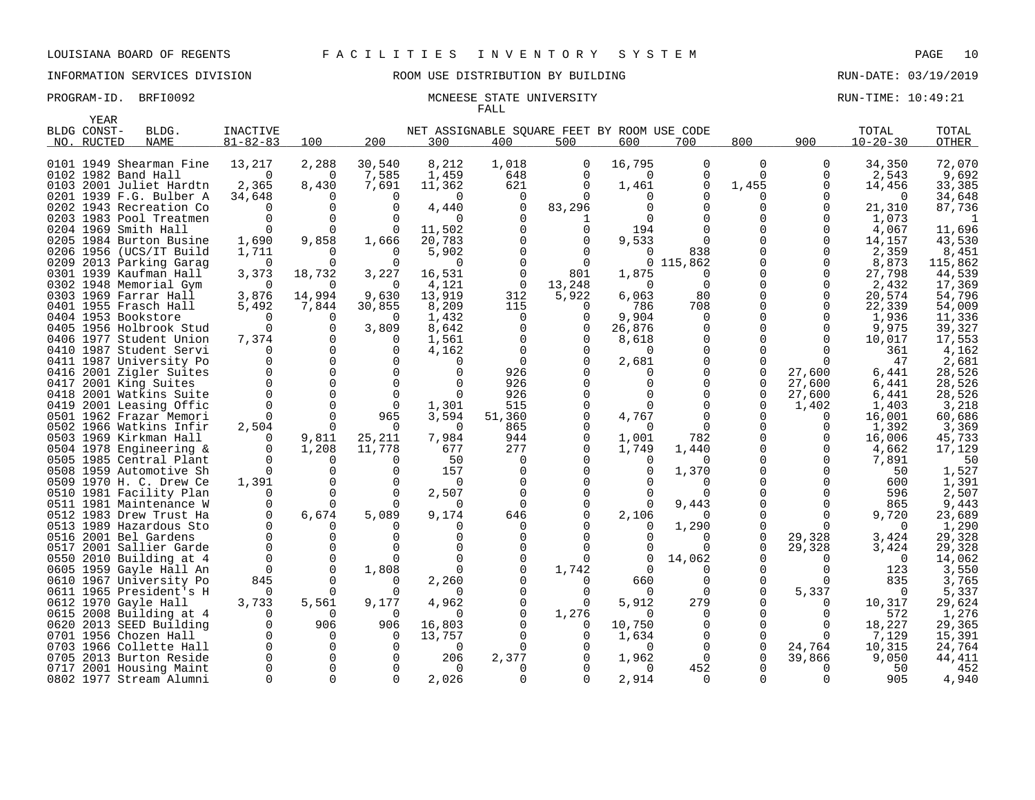LOUISIANA BOARD OF REGENTS — FACILITIES INVENTORY SYSTEM

INFORMATION SERVICES DIVISION — ROOM USE DISTRIBUTION BY BUILDING — RUN-DATE: 03/19/2019

PROGRAM-ID. BRFI0092 — MCNEESE STATE UNIVERSITY — RUN-TIME: 10:49:21

FALL

| BLDG NO. | YEAR CONST-RUCTED | BLDG. NAME | INACTIVE 81-82-83 | 100 | 200 | 300 | 400 | 500 | 600 | 700 | 800 | 900 | TOTAL 10-20-30 | TOTAL OTHER |
|---|---|---|---|---|---|---|---|---|---|---|---|---|---|---|
| | | | | NET ASSIGNABLE SQUARE FEET BY ROOM USE CODE | | | | | | | | | | |
| 0101 | 1949 | Shearman Fine | 13,217 | 2,288 | 30,540 | 8,212 | 1,018 | 0 | 16,795 | 0 | 0 | 0 | 34,350 | 72,070 |
| 0102 | 1982 | Band Hall | 0 | 0 | 7,585 | 1,459 | 648 | 0 | 0 | 0 | 0 | 0 | 2,543 | 9,692 |
| 0103 | 2001 | Juliet Hardtn | 2,365 | 8,430 | 7,691 | 11,362 | 621 | 0 | 1,461 | 0 | 1,455 | 0 | 14,456 | 33,385 |
| 0201 | 1939 | F.G. Bulber A | 34,648 | 0 | 0 | 0 | 0 | 0 | 0 | 0 | 0 | 0 | 0 | 34,648 |
| 0202 | 1943 | Recreation Co | 0 | 0 | 0 | 4,440 | 0 | 83,296 | 0 | 0 | 0 | 0 | 21,310 | 87,736 |
| 0203 | 1983 | Pool Treatmen | 0 | 0 | 0 | 0 | 0 | 1 | 0 | 0 | 0 | 0 | 1,073 | 1 |
| 0204 | 1969 | Smith Hall | 0 | 0 | 0 | 11,502 | 0 | 0 | 194 | 0 | 0 | 0 | 4,067 | 11,696 |
| 0205 | 1984 | Burton Busine | 1,690 | 9,858 | 1,666 | 20,783 | 0 | 0 | 9,533 | 0 | 0 | 0 | 14,157 | 43,530 |
| 0206 | 1956 | (UCS/IT Build | 1,711 | 0 | 0 | 5,902 | 0 | 0 | 0 | 838 | 0 | 0 | 2,359 | 8,451 |
| 0209 | 2013 | Parking Garag | 0 | 0 | 0 | 0 | 0 | 0 | 0 | 115,862 | 0 | 0 | 8,873 | 115,862 |
| 0301 | 1939 | Kaufman Hall | 3,373 | 18,732 | 3,227 | 16,531 | 0 | 801 | 1,875 | 0 | 0 | 0 | 27,798 | 44,539 |
| 0302 | 1948 | Memorial Gym | 0 | 0 | 0 | 4,121 | 0 | 13,248 | 0 | 0 | 0 | 0 | 2,432 | 17,369 |
| 0303 | 1969 | Farrar Hall | 3,876 | 14,994 | 9,630 | 13,919 | 312 | 5,922 | 6,063 | 80 | 0 | 0 | 20,574 | 54,796 |
| 0401 | 1955 | Frasch Hall | 5,492 | 7,844 | 30,855 | 8,209 | 115 | 0 | 786 | 708 | 0 | 0 | 22,339 | 54,009 |
| 0404 | 1953 | Bookstore | 0 | 0 | 0 | 1,432 | 0 | 0 | 9,904 | 0 | 0 | 0 | 1,936 | 11,336 |
| 0405 | 1956 | Holbrook Stud | 0 | 0 | 3,809 | 8,642 | 0 | 0 | 26,876 | 0 | 0 | 0 | 9,975 | 39,327 |
| 0406 | 1977 | Student Union | 7,374 | 0 | 0 | 1,561 | 0 | 0 | 8,618 | 0 | 0 | 0 | 10,017 | 17,553 |
| 0410 | 1987 | Student Servi | 0 | 0 | 0 | 4,162 | 0 | 0 | 0 | 0 | 0 | 0 | 361 | 4,162 |
| 0411 | 1987 | University Po | 0 | 0 | 0 | 0 | 0 | 0 | 2,681 | 0 | 0 | 0 | 47 | 2,681 |
| 0416 | 2001 | Zigler Suites | 0 | 0 | 0 | 0 | 926 | 0 | 0 | 0 | 0 | 27,600 | 6,441 | 28,526 |
| 0417 | 2001 | King Suites | 0 | 0 | 0 | 0 | 926 | 0 | 0 | 0 | 0 | 27,600 | 6,441 | 28,526 |
| 0418 | 2001 | Watkins Suite | 0 | 0 | 0 | 0 | 926 | 0 | 0 | 0 | 0 | 27,600 | 6,441 | 28,526 |
| 0419 | 2001 | Leasing Offic | 0 | 0 | 0 | 1,301 | 515 | 0 | 0 | 0 | 0 | 1,402 | 1,403 | 3,218 |
| 0501 | 1962 | Frazar Memori | 0 | 0 | 965 | 3,594 | 51,360 | 0 | 4,767 | 0 | 0 | 0 | 16,001 | 60,686 |
| 0502 | 1966 | Watkins Infir | 2,504 | 0 | 0 | 0 | 865 | 0 | 0 | 0 | 0 | 0 | 1,392 | 3,369 |
| 0503 | 1969 | Kirkman Hall | 0 | 9,811 | 25,211 | 7,984 | 944 | 0 | 1,001 | 782 | 0 | 0 | 16,006 | 45,733 |
| 0504 | 1978 | Engineering & | 0 | 1,208 | 11,778 | 677 | 277 | 0 | 1,749 | 1,440 | 0 | 0 | 4,662 | 17,129 |
| 0505 | 1985 | Central Plant | 0 | 0 | 0 | 50 | 0 | 0 | 0 | 0 | 0 | 0 | 7,891 | 50 |
| 0508 | 1959 | Automotive Sh | 0 | 0 | 0 | 157 | 0 | 0 | 0 | 1,370 | 0 | 0 | 50 | 1,527 |
| 0509 | 1970 | H. C. Drew Ce | 1,391 | 0 | 0 | 0 | 0 | 0 | 0 | 0 | 0 | 0 | 600 | 1,391 |
| 0510 | 1981 | Facility Plan | 0 | 0 | 0 | 2,507 | 0 | 0 | 0 | 0 | 0 | 0 | 596 | 2,507 |
| 0511 | 1981 | Maintenance W | 0 | 0 | 0 | 0 | 0 | 0 | 0 | 9,443 | 0 | 0 | 865 | 9,443 |
| 0512 | 1983 | Drew Trust Ha | 0 | 6,674 | 5,089 | 9,174 | 646 | 0 | 2,106 | 0 | 0 | 0 | 9,720 | 23,689 |
| 0513 | 1989 | Hazardous Sto | 0 | 0 | 0 | 0 | 0 | 0 | 0 | 1,290 | 0 | 0 | 0 | 1,290 |
| 0516 | 2001 | Bel Gardens | 0 | 0 | 0 | 0 | 0 | 0 | 0 | 0 | 0 | 29,328 | 3,424 | 29,328 |
| 0517 | 2001 | Sallier Garde | 0 | 0 | 0 | 0 | 0 | 0 | 0 | 0 | 0 | 29,328 | 3,424 | 29,328 |
| 0550 | 2010 | Building at 4 | 0 | 0 | 0 | 0 | 0 | 0 | 0 | 14,062 | 0 | 0 | 0 | 14,062 |
| 0605 | 1959 | Gayle Hall An | 0 | 0 | 1,808 | 0 | 0 | 1,742 | 0 | 0 | 0 | 0 | 123 | 3,550 |
| 0610 | 1967 | University Po | 845 | 0 | 0 | 2,260 | 0 | 0 | 660 | 0 | 0 | 0 | 835 | 3,765 |
| 0611 | 1965 | President's H | 0 | 0 | 0 | 0 | 0 | 0 | 0 | 0 | 0 | 5,337 | 0 | 5,337 |
| 0612 | 1970 | Gayle Hall | 3,733 | 5,561 | 9,177 | 4,962 | 0 | 0 | 5,912 | 279 | 0 | 0 | 10,317 | 29,624 |
| 0615 | 2008 | Building at 4 | 0 | 0 | 0 | 0 | 0 | 1,276 | 0 | 0 | 0 | 0 | 572 | 1,276 |
| 0620 | 2013 | SEED Building | 0 | 906 | 906 | 16,803 | 0 | 0 | 10,750 | 0 | 0 | 0 | 18,227 | 29,365 |
| 0701 | 1956 | Chozen Hall | 0 | 0 | 0 | 13,757 | 0 | 0 | 1,634 | 0 | 0 | 0 | 7,129 | 15,391 |
| 0703 | 1966 | Collette Hall | 0 | 0 | 0 | 0 | 0 | 0 | 0 | 0 | 0 | 24,764 | 10,315 | 24,764 |
| 0705 | 2013 | Burton Reside | 0 | 0 | 0 | 206 | 2,377 | 0 | 1,962 | 0 | 0 | 39,866 | 9,050 | 44,411 |
| 0717 | 2001 | Housing Maint | 0 | 0 | 0 | 0 | 0 | 0 | 0 | 452 | 0 | 0 | 50 | 452 |
| 0802 | 1977 | Stream Alumni | 0 | 0 | 0 | 2,026 | 0 | 0 | 2,914 | 0 | 0 | 0 | 905 | 4,940 |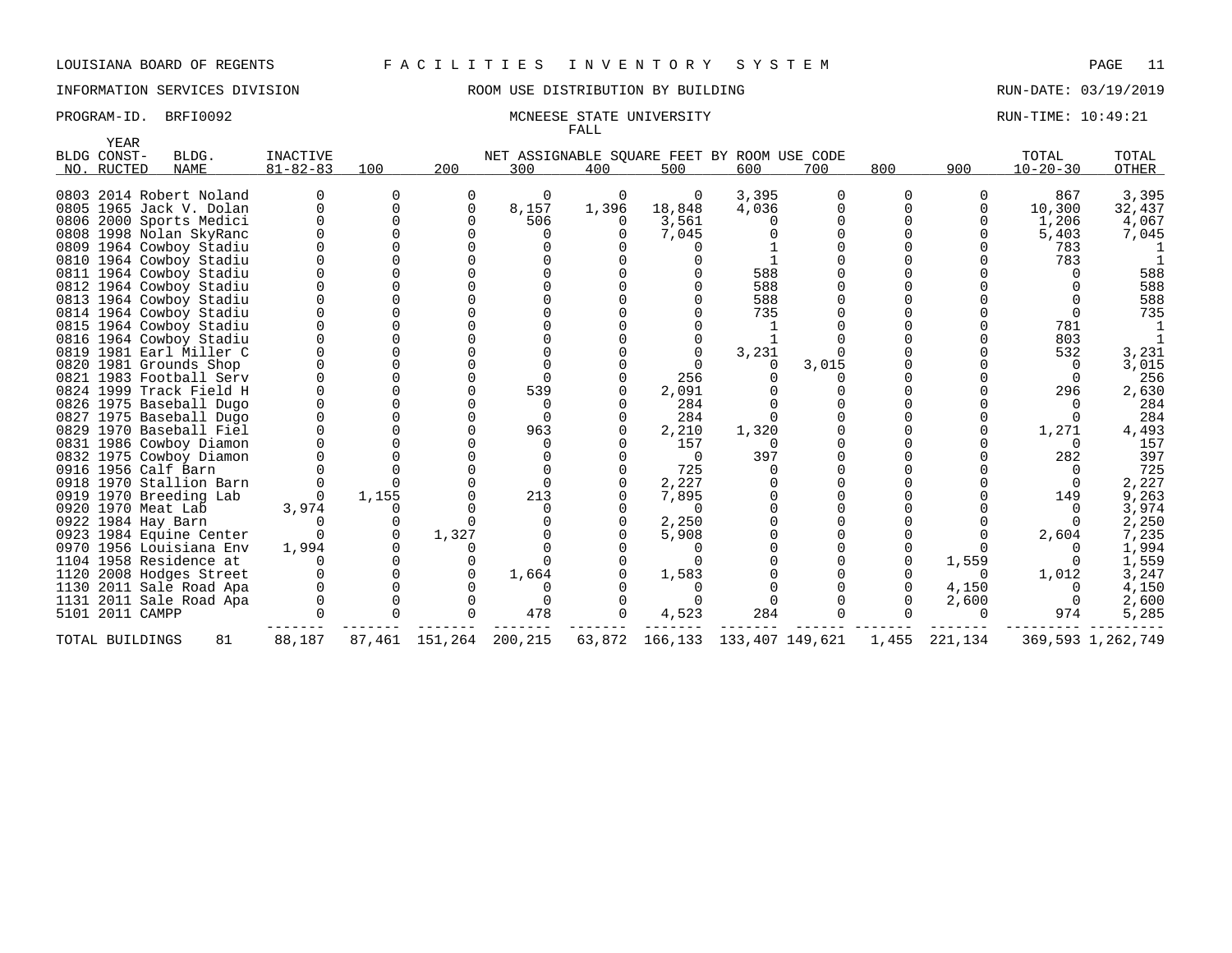LOUISIANA BOARD OF REGENTS — F A C I L I T I E S I N V E N T O R Y S Y S T E M

INFORMATION SERVICES DIVISION — ROOM USE DISTRIBUTION BY BUILDING — RUN-DATE: 03/19/2019

PROGRAM-ID. BRFI0092 — MCNEESE STATE UNIVERSITY — RUN-TIME: 10:49:21

FALL

| BLDG NO. | YEAR CONST-RUCTED | BLDG. NAME | INACTIVE 81-82-83 | 100 | 200 | 300 | 400 | 500 | 600 | 700 | 800 | 900 | TOTAL 10-20-30 | TOTAL OTHER |
|---|---|---|---|---|---|---|---|---|---|---|---|---|---|---|
| | | | | | | NET ASSIGNABLE SQUARE FEET BY ROOM USE CODE | | | | | | | | |
| 0803 | 2014 | Robert Noland | 0 | 0 | 0 | 0 | 0 | 0 | 3,395 | 0 | 0 | 0 | 867 | 3,395 |
| 0805 | 1965 | Jack V. Dolan | 0 | 0 | 0 | 8,157 | 1,396 | 18,848 | 4,036 | 0 | 0 | 0 | 10,300 | 32,437 |
| 0806 | 2000 | Sports Medici | 0 | 0 | 0 | 506 | 0 | 3,561 | 0 | 0 | 0 | 0 | 1,206 | 4,067 |
| 0808 | 1998 | Nolan SkyRanc | 0 | 0 | 0 | 0 | 0 | 7,045 | 0 | 0 | 0 | 0 | 5,403 | 7,045 |
| 0809 | 1964 | Cowboy Stadiu | 0 | 0 | 0 | 0 | 0 | 0 | 1 | 0 | 0 | 0 | 783 | 1 |
| 0810 | 1964 | Cowboy Stadiu | 0 | 0 | 0 | 0 | 0 | 0 | 1 | 0 | 0 | 0 | 783 | 1 |
| 0811 | 1964 | Cowboy Stadiu | 0 | 0 | 0 | 0 | 0 | 0 | 588 | 0 | 0 | 0 | 0 | 588 |
| 0812 | 1964 | Cowboy Stadiu | 0 | 0 | 0 | 0 | 0 | 0 | 588 | 0 | 0 | 0 | 0 | 588 |
| 0813 | 1964 | Cowboy Stadiu | 0 | 0 | 0 | 0 | 0 | 0 | 588 | 0 | 0 | 0 | 0 | 588 |
| 0814 | 1964 | Cowboy Stadiu | 0 | 0 | 0 | 0 | 0 | 0 | 735 | 0 | 0 | 0 | 0 | 735 |
| 0815 | 1964 | Cowboy Stadiu | 0 | 0 | 0 | 0 | 0 | 0 | 1 | 0 | 0 | 0 | 781 | 1 |
| 0816 | 1964 | Cowboy Stadiu | 0 | 0 | 0 | 0 | 0 | 0 | 1 | 0 | 0 | 0 | 803 | 1 |
| 0819 | 1981 | Earl Miller C | 0 | 0 | 0 | 0 | 0 | 0 | 3,231 | 0 | 0 | 0 | 532 | 3,231 |
| 0820 | 1981 | Grounds Shop | 0 | 0 | 0 | 0 | 0 | 0 | 0 | 3,015 | 0 | 0 | 0 | 3,015 |
| 0821 | 1983 | Football Serv | 0 | 0 | 0 | 0 | 0 | 256 | 0 | 0 | 0 | 0 | 0 | 256 |
| 0824 | 1999 | Track Field H | 0 | 0 | 0 | 539 | 0 | 2,091 | 0 | 0 | 0 | 0 | 296 | 2,630 |
| 0826 | 1975 | Baseball Dugo | 0 | 0 | 0 | 0 | 0 | 284 | 0 | 0 | 0 | 0 | 0 | 284 |
| 0827 | 1975 | Baseball Dugo | 0 | 0 | 0 | 0 | 0 | 284 | 0 | 0 | 0 | 0 | 0 | 284 |
| 0829 | 1970 | Baseball Fiel | 0 | 0 | 0 | 963 | 0 | 2,210 | 1,320 | 0 | 0 | 0 | 1,271 | 4,493 |
| 0831 | 1986 | Cowboy Diamon | 0 | 0 | 0 | 0 | 0 | 157 | 0 | 0 | 0 | 0 | 0 | 157 |
| 0832 | 1975 | Cowboy Diamon | 0 | 0 | 0 | 0 | 0 | 0 | 397 | 0 | 0 | 0 | 282 | 397 |
| 0916 | 1956 | Calf Barn | 0 | 0 | 0 | 0 | 0 | 725 | 0 | 0 | 0 | 0 | 0 | 725 |
| 0918 | 1970 | Stallion Barn | 0 | 0 | 0 | 0 | 0 | 2,227 | 0 | 0 | 0 | 0 | 0 | 2,227 |
| 0919 | 1970 | Breeding Lab | 0 | 1,155 | 0 | 213 | 0 | 7,895 | 0 | 0 | 0 | 0 | 149 | 9,263 |
| 0920 | 1970 | Meat Lab | 3,974 | 0 | 0 | 0 | 0 | 0 | 0 | 0 | 0 | 0 | 0 | 3,974 |
| 0922 | 1984 | Hay Barn | 0 | 0 | 0 | 0 | 0 | 2,250 | 0 | 0 | 0 | 0 | 0 | 2,250 |
| 0923 | 1984 | Equine Center | 0 | 0 | 1,327 | 0 | 0 | 5,908 | 0 | 0 | 0 | 0 | 2,604 | 7,235 |
| 0970 | 1956 | Louisiana Env | 1,994 | 0 | 0 | 0 | 0 | 0 | 0 | 0 | 0 | 0 | 0 | 1,994 |
| 1104 | 1958 | Residence at | 0 | 0 | 0 | 0 | 0 | 0 | 0 | 0 | 0 | 1,559 | 0 | 1,559 |
| 1120 | 2008 | Hodges Street | 0 | 0 | 0 | 1,664 | 0 | 1,583 | 0 | 0 | 0 | 0 | 1,012 | 3,247 |
| 1130 | 2011 | Sale Road Apa | 0 | 0 | 0 | 0 | 0 | 0 | 0 | 0 | 0 | 4,150 | 0 | 4,150 |
| 1131 | 2011 | Sale Road Apa | 0 | 0 | 0 | 0 | 0 | 0 | 0 | 0 | 0 | 2,600 | 0 | 2,600 |
| 5101 | 2011 | CAMPP | 0 | 0 | 0 | 478 | 0 | 4,523 | 284 | 0 | 0 | 0 | 974 | 5,285 |
| TOTAL BUILDINGS | | 81 | 88,187 | 87,461 | 151,264 | 200,215 | 63,872 | 166,133 | 133,407 | 149,621 | 1,455 | 221,134 | 369,593 | 1,262,749 |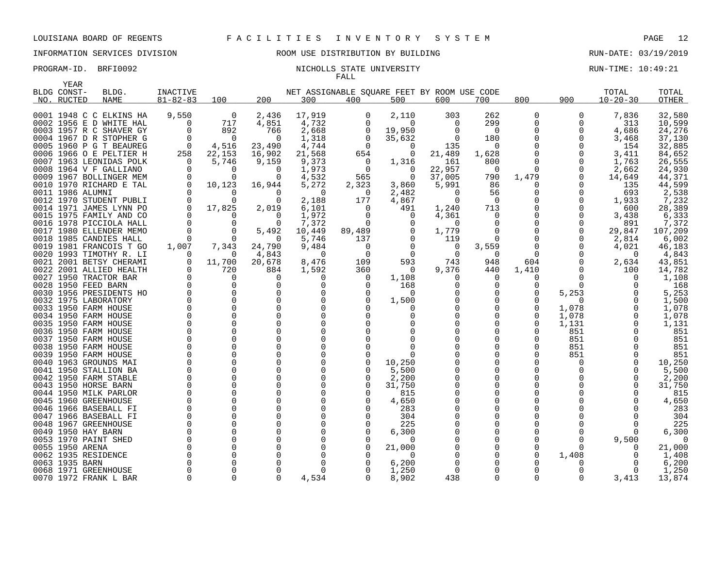LOUISIANA BOARD OF REGENTS F A C I L I T I E S I N V E N T O R Y S Y S T E M

INFORMATION SERVICES DIVISION ROOM USE DISTRIBUTION BY BUILDING RUN-DATE: 03/19/2019

PROGRAM-ID. BRFI0092 NICHOLLS STATE UNIVERSITY RUN-TIME: 10:49:21

FALL

| BLDG NO. | YEAR CONST-RUCTED | BLDG. NAME | INACTIVE 81-82-83 | 100 | 200 | 300 | 400 | 500 | 600 | 700 | 800 | 900 | TOTAL 10-20-30 | TOTAL OTHER |
|---|---|---|---|---|---|---|---|---|---|---|---|---|---|---|
| | | | | NET ASSIGNABLE SQUARE FEET BY ROOM USE CODE | | | | | | | | | | |
| 0001 | 1948 | C C ELKINS HA | 9,550 | 0 | 2,436 | 17,919 | 0 | 2,110 | 303 | 262 | 0 | 0 | 7,836 | 32,580 |
| 0002 | 1956 | E D WHITE HAL | 0 | 717 | 4,851 | 4,732 | 0 | 0 | 0 | 299 | 0 | 0 | 313 | 10,599 |
| 0003 | 1957 | R C SHAVER GY | 0 | 892 | 766 | 2,668 | 0 | 19,950 | 0 | 0 | 0 | 0 | 4,686 | 24,276 |
| 0004 | 1967 | D R STOPHER G | 0 | 0 | 0 | 1,318 | 0 | 35,632 | 0 | 180 | 0 | 0 | 3,468 | 37,130 |
| 0005 | 1960 | P G T BEAUREG | 0 | 4,516 | 23,490 | 4,744 | 0 | 0 | 135 | 0 | 0 | 0 | 154 | 32,885 |
| 0006 | 1966 | O E PELTIER H | 258 | 22,153 | 16,902 | 21,568 | 654 | 0 | 21,489 | 1,628 | 0 | 0 | 3,411 | 84,652 |
| 0007 | 1963 | LEONIDAS POLK | 0 | 5,746 | 9,159 | 9,373 | 0 | 1,316 | 161 | 800 | 0 | 0 | 1,763 | 26,555 |
| 0008 | 1964 | V F GALLIANO | 0 | 0 | 0 | 1,973 | 0 | 0 | 22,957 | 0 | 0 | 0 | 2,662 | 24,930 |
| 0009 | 1967 | BOLLINGER MEM | 0 | 0 | 0 | 4,532 | 565 | 0 | 37,005 | 790 | 1,479 | 0 | 14,649 | 44,371 |
| 0010 | 1970 | RICHARD E TAL | 0 | 10,123 | 16,944 | 5,272 | 2,323 | 3,860 | 5,991 | 86 | 0 | 0 | 135 | 44,599 |
| 0011 | 1986 | ALUMNI | 0 | 0 | 0 | 0 | 0 | 2,482 | 0 | 56 | 0 | 0 | 693 | 2,538 |
| 0012 | 1970 | STUDENT PUBLI | 0 | 0 | 0 | 2,188 | 177 | 4,867 | 0 | 0 | 0 | 0 | 1,933 | 7,232 |
| 0014 | 1971 | JAMES LYNN PO | 0 | 17,825 | 2,019 | 6,101 | 0 | 491 | 1,240 | 713 | 0 | 0 | 600 | 28,389 |
| 0015 | 1975 | FAMILY AND CO | 0 | 0 | 0 | 1,972 | 0 | 0 | 4,361 | 0 | 0 | 0 | 3,438 | 6,333 |
| 0016 | 1978 | PICCIOLA HALL | 0 | 0 | 0 | 7,372 | 0 | 0 | 0 | 0 | 0 | 0 | 891 | 7,372 |
| 0017 | 1980 | ELLENDER MEMO | 0 | 0 | 5,492 | 10,449 | 89,489 | 0 | 1,779 | 0 | 0 | 0 | 29,847 | 107,209 |
| 0018 | 1985 | CANDIES HALL | 0 | 0 | 0 | 5,746 | 137 | 0 | 119 | 0 | 0 | 0 | 2,814 | 6,002 |
| 0019 | 1981 | FRANCOIS T GO | 1,007 | 7,343 | 24,790 | 9,484 | 0 | 0 | 0 | 3,559 | 0 | 0 | 4,021 | 46,183 |
| 0020 | 1993 | TIMOTHY R. LI | 0 | 0 | 4,843 | 0 | 0 | 0 | 0 | 0 | 0 | 0 | 0 | 4,843 |
| 0021 | 2001 | BETSY CHERAMI | 0 | 11,700 | 20,678 | 8,476 | 109 | 593 | 743 | 948 | 604 | 0 | 2,634 | 43,851 |
| 0022 | 2001 | ALLIED HEALTH | 0 | 720 | 884 | 1,592 | 360 | 0 | 9,376 | 440 | 1,410 | 0 | 100 | 14,782 |
| 0027 | 1950 | TRACTOR BAR | 0 | 0 | 0 | 0 | 0 | 1,108 | 0 | 0 | 0 | 0 | 0 | 1,108 |
| 0028 | 1950 | FEED BARN | 0 | 0 | 0 | 0 | 0 | 168 | 0 | 0 | 0 | 0 | 0 | 168 |
| 0030 | 1956 | PRESIDENTS HO | 0 | 0 | 0 | 0 | 0 | 0 | 0 | 0 | 0 | 5,253 | 0 | 5,253 |
| 0032 | 1975 | LABORATORY | 0 | 0 | 0 | 0 | 0 | 1,500 | 0 | 0 | 0 | 0 | 0 | 1,500 |
| 0033 | 1950 | FARM HOUSE | 0 | 0 | 0 | 0 | 0 | 0 | 0 | 0 | 0 | 1,078 | 0 | 1,078 |
| 0034 | 1950 | FARM HOUSE | 0 | 0 | 0 | 0 | 0 | 0 | 0 | 0 | 0 | 1,078 | 0 | 1,078 |
| 0035 | 1950 | FARM HOUSE | 0 | 0 | 0 | 0 | 0 | 0 | 0 | 0 | 0 | 1,131 | 0 | 1,131 |
| 0036 | 1950 | FARM HOUSE | 0 | 0 | 0 | 0 | 0 | 0 | 0 | 0 | 0 | 851 | 0 | 851 |
| 0037 | 1950 | FARM HOUSE | 0 | 0 | 0 | 0 | 0 | 0 | 0 | 0 | 0 | 851 | 0 | 851 |
| 0038 | 1950 | FARM HOUSE | 0 | 0 | 0 | 0 | 0 | 0 | 0 | 0 | 0 | 851 | 0 | 851 |
| 0039 | 1950 | FARM HOUSE | 0 | 0 | 0 | 0 | 0 | 0 | 0 | 0 | 0 | 851 | 0 | 851 |
| 0040 | 1963 | GROUNDS MAI | 0 | 0 | 0 | 0 | 0 | 10,250 | 0 | 0 | 0 | 0 | 0 | 10,250 |
| 0041 | 1950 | STALLION BA | 0 | 0 | 0 | 0 | 0 | 5,500 | 0 | 0 | 0 | 0 | 0 | 5,500 |
| 0042 | 1950 | FARM STABLE | 0 | 0 | 0 | 0 | 0 | 2,200 | 0 | 0 | 0 | 0 | 0 | 2,200 |
| 0043 | 1950 | HORSE BARN | 0 | 0 | 0 | 0 | 0 | 31,750 | 0 | 0 | 0 | 0 | 0 | 31,750 |
| 0044 | 1950 | MILK PARLOR | 0 | 0 | 0 | 0 | 0 | 815 | 0 | 0 | 0 | 0 | 0 | 815 |
| 0045 | 1960 | GREENHOUSE | 0 | 0 | 0 | 0 | 0 | 4,650 | 0 | 0 | 0 | 0 | 0 | 4,650 |
| 0046 | 1966 | BASEBALL FI | 0 | 0 | 0 | 0 | 0 | 283 | 0 | 0 | 0 | 0 | 0 | 283 |
| 0047 | 1966 | BASEBALL FI | 0 | 0 | 0 | 0 | 0 | 304 | 0 | 0 | 0 | 0 | 0 | 304 |
| 0048 | 1967 | GREENHOUSE | 0 | 0 | 0 | 0 | 0 | 225 | 0 | 0 | 0 | 0 | 0 | 225 |
| 0049 | 1950 | HAY BARN | 0 | 0 | 0 | 0 | 0 | 6,300 | 0 | 0 | 0 | 0 | 0 | 6,300 |
| 0053 | 1970 | PAINT SHED | 0 | 0 | 0 | 0 | 0 | 0 | 0 | 0 | 0 | 0 | 9,500 | 0 |
| 0055 | 1950 | ARENA | 0 | 0 | 0 | 0 | 0 | 21,000 | 0 | 0 | 0 | 0 | 0 | 21,000 |
| 0062 | 1935 | RESIDENCE | 0 | 0 | 0 | 0 | 0 | 0 | 0 | 0 | 0 | 1,408 | 0 | 1,408 |
| 0063 | 1935 | BARN | 0 | 0 | 0 | 0 | 0 | 6,200 | 0 | 0 | 0 | 0 | 0 | 6,200 |
| 0068 | 1971 | GREENHOUSE | 0 | 0 | 0 | 0 | 0 | 1,250 | 0 | 0 | 0 | 0 | 0 | 1,250 |
| 0070 | 1972 | FRANK L BAR | 0 | 0 | 0 | 4,534 | 0 | 8,902 | 438 | 0 | 0 | 0 | 3,413 | 13,874 |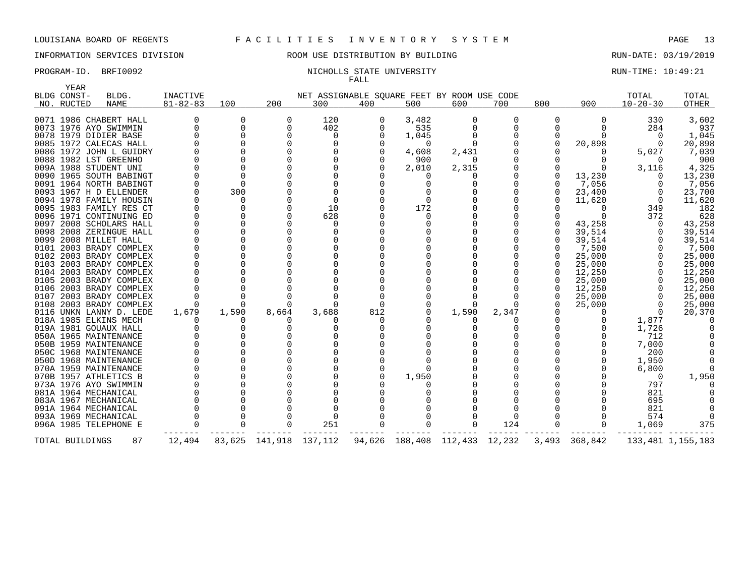LOUISIANA BOARD OF REGENTS — FACILITIES INVENTORY SYSTEM

INFORMATION SERVICES DIVISION — ROOM USE DISTRIBUTION BY BUILDING — RUN-DATE: 03/19/2019

PROGRAM-ID. BRFI0092 — NICHOLLS STATE UNIVERSITY — RUN-TIME: 10:49:21

FALL

| BLDG NO. | YEAR CONST-RUCTED | BLDG. NAME | INACTIVE 81-82-83 | 100 | 200 | 300 | 400 | 500 | 600 | 700 | 800 | 900 | TOTAL 10-20-30 | TOTAL OTHER |
|---|---|---|---|---|---|---|---|---|---|---|---|---|---|---|
| | | | | NET ASSIGNABLE SQUARE FEET BY ROOM USE CODE | | | | | | | | | | |
| 0071 | 1986 | CHABERT HALL | 0 | 0 | 0 | 120 | 0 | 3,482 | 0 | 0 | 0 | 0 | 330 | 3,602 |
| 0073 | 1976 | AYO SWIMMIN | 0 | 0 | 0 | 402 | 0 | 535 | 0 | 0 | 0 | 0 | 284 | 937 |
| 0078 | 1979 | DIDIER BASE | 0 | 0 | 0 | 0 | 0 | 1,045 | 0 | 0 | 0 | 0 | 0 | 1,045 |
| 0085 | 1972 | CALECAS HALL | 0 | 0 | 0 | 0 | 0 | 0 | 0 | 0 | 0 | 20,898 | 0 | 20,898 |
| 0086 | 1972 | JOHN L GUIDRY | 0 | 0 | 0 | 0 | 0 | 4,608 | 2,431 | 0 | 0 | 0 | 5,027 | 7,039 |
| 0088 | 1982 | LST GREENHO | 0 | 0 | 0 | 0 | 0 | 900 | 0 | 0 | 0 | 0 | 0 | 900 |
| 009A | 1988 | STUDENT UNI | 0 | 0 | 0 | 0 | 0 | 2,010 | 2,315 | 0 | 0 | 0 | 3,116 | 4,325 |
| 0090 | 1965 | SOUTH BABINGT | 0 | 0 | 0 | 0 | 0 | 0 | 0 | 0 | 0 | 13,230 | 0 | 13,230 |
| 0091 | 1964 | NORTH BABINGT | 0 | 0 | 0 | 0 | 0 | 0 | 0 | 0 | 0 | 7,056 | 0 | 7,056 |
| 0093 | 1967 | H D ELLENDER | 0 | 300 | 0 | 0 | 0 | 0 | 0 | 0 | 0 | 23,400 | 0 | 23,700 |
| 0094 | 1978 | FAMILY HOUSIN | 0 | 0 | 0 | 0 | 0 | 0 | 0 | 0 | 0 | 11,620 | 0 | 11,620 |
| 0095 | 1983 | FAMILY RES CT | 0 | 0 | 0 | 10 | 0 | 172 | 0 | 0 | 0 | 0 | 349 | 182 |
| 0096 | 1971 | CONTINUING ED | 0 | 0 | 0 | 628 | 0 | 0 | 0 | 0 | 0 | 0 | 372 | 628 |
| 0097 | 2008 | SCHOLARS HALL | 0 | 0 | 0 | 0 | 0 | 0 | 0 | 0 | 0 | 43,258 | 0 | 43,258 |
| 0098 | 2008 | ZERINGUE HALL | 0 | 0 | 0 | 0 | 0 | 0 | 0 | 0 | 0 | 39,514 | 0 | 39,514 |
| 0099 | 2008 | MILLET HALL | 0 | 0 | 0 | 0 | 0 | 0 | 0 | 0 | 0 | 39,514 | 0 | 39,514 |
| 0101 | 2003 | BRADY COMPLEX | 0 | 0 | 0 | 0 | 0 | 0 | 0 | 0 | 0 | 7,500 | 0 | 7,500 |
| 0102 | 2003 | BRADY COMPLEX | 0 | 0 | 0 | 0 | 0 | 0 | 0 | 0 | 0 | 25,000 | 0 | 25,000 |
| 0103 | 2003 | BRADY COMPLEX | 0 | 0 | 0 | 0 | 0 | 0 | 0 | 0 | 0 | 25,000 | 0 | 25,000 |
| 0104 | 2003 | BRADY COMPLEX | 0 | 0 | 0 | 0 | 0 | 0 | 0 | 0 | 0 | 12,250 | 0 | 12,250 |
| 0105 | 2003 | BRADY COMPLEX | 0 | 0 | 0 | 0 | 0 | 0 | 0 | 0 | 0 | 25,000 | 0 | 25,000 |
| 0106 | 2003 | BRADY COMPLEX | 0 | 0 | 0 | 0 | 0 | 0 | 0 | 0 | 0 | 12,250 | 0 | 12,250 |
| 0107 | 2003 | BRADY COMPLEX | 0 | 0 | 0 | 0 | 0 | 0 | 0 | 0 | 0 | 25,000 | 0 | 25,000 |
| 0108 | 2003 | BRADY COMPLEX | 0 | 0 | 0 | 0 | 0 | 0 | 0 | 0 | 0 | 25,000 | 0 | 25,000 |
| 0116 | UNKN | LANNY D. LEDE | 1,679 | 1,590 | 8,664 | 3,688 | 812 | 0 | 1,590 | 2,347 | 0 | 0 | 0 | 20,370 |
| 018A | 1985 | ELKINS MECH | 0 | 0 | 0 | 0 | 0 | 0 | 0 | 0 | 0 | 0 | 1,877 | 0 |
| 019A | 1981 | GOUAUX HALL | 0 | 0 | 0 | 0 | 0 | 0 | 0 | 0 | 0 | 0 | 1,726 | 0 |
| 050A | 1965 | MAINTENANCE | 0 | 0 | 0 | 0 | 0 | 0 | 0 | 0 | 0 | 0 | 712 | 0 |
| 050B | 1959 | MAINTENANCE | 0 | 0 | 0 | 0 | 0 | 0 | 0 | 0 | 0 | 0 | 7,000 | 0 |
| 050C | 1968 | MAINTENANCE | 0 | 0 | 0 | 0 | 0 | 0 | 0 | 0 | 0 | 0 | 200 | 0 |
| 050D | 1968 | MAINTENANCE | 0 | 0 | 0 | 0 | 0 | 0 | 0 | 0 | 0 | 0 | 1,950 | 0 |
| 070A | 1959 | MAINTENANCE | 0 | 0 | 0 | 0 | 0 | 0 | 0 | 0 | 0 | 0 | 6,800 | 0 |
| 070B | 1957 | ATHLETICS B | 0 | 0 | 0 | 0 | 0 | 1,950 | 0 | 0 | 0 | 0 | 0 | 1,950 |
| 073A | 1976 | AYO SWIMMIN | 0 | 0 | 0 | 0 | 0 | 0 | 0 | 0 | 0 | 0 | 797 | 0 |
| 081A | 1964 | MECHANICAL | 0 | 0 | 0 | 0 | 0 | 0 | 0 | 0 | 0 | 0 | 821 | 0 |
| 083A | 1967 | MECHANICAL | 0 | 0 | 0 | 0 | 0 | 0 | 0 | 0 | 0 | 0 | 695 | 0 |
| 091A | 1964 | MECHANICAL | 0 | 0 | 0 | 0 | 0 | 0 | 0 | 0 | 0 | 0 | 821 | 0 |
| 093A | 1969 | MECHANICAL | 0 | 0 | 0 | 0 | 0 | 0 | 0 | 0 | 0 | 0 | 574 | 0 |
| 096A | 1985 | TELEPHONE E | 0 | 0 | 0 | 251 | 0 | 0 | 0 | 124 | 0 | 0 | 1,069 | 375 |
| TOTAL BUILDINGS | | 87 | 12,494 | 83,625 | 141,918 | 137,112 | 94,626 | 188,408 | 112,433 | 12,232 | 3,493 | 368,842 | 133,481 | 1,155,183 |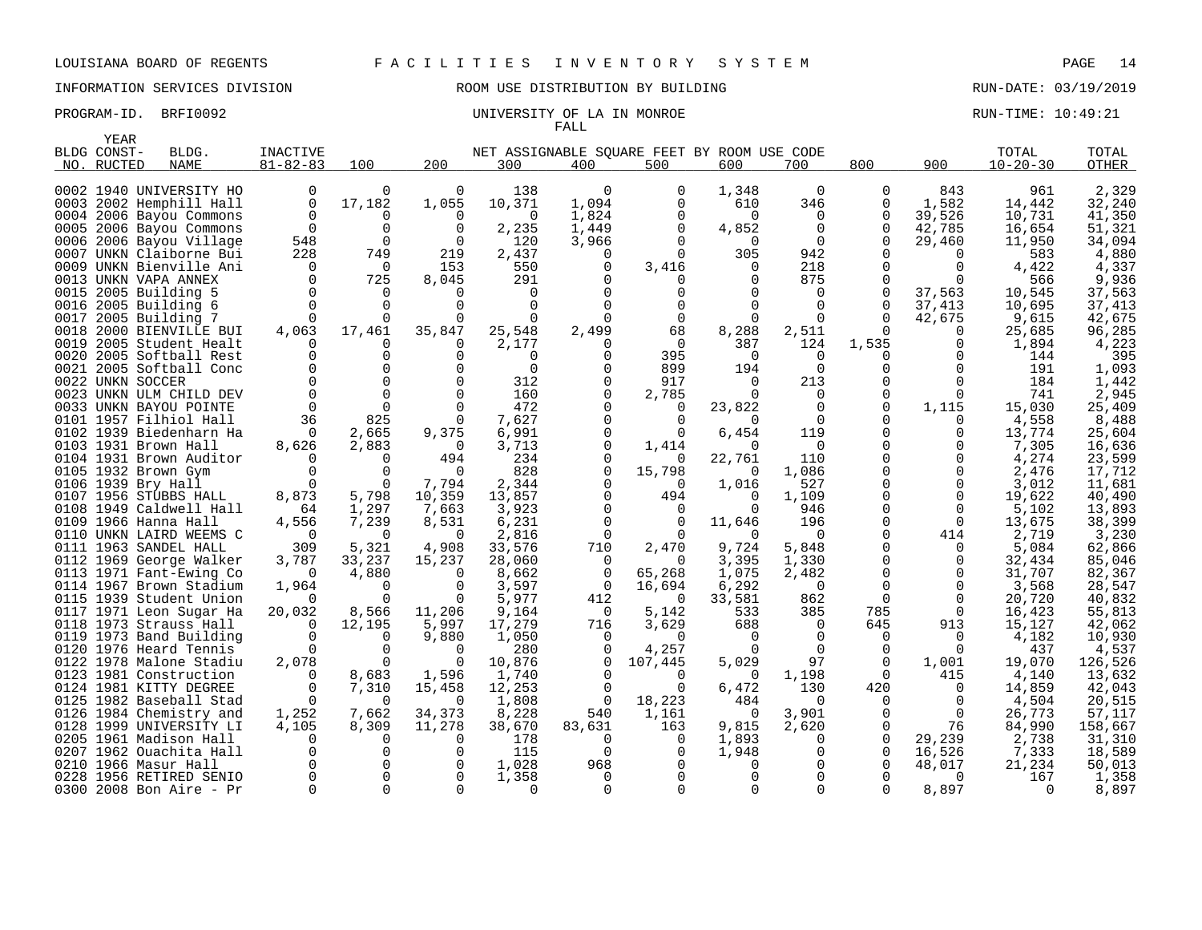LOUISIANA BOARD OF REGENTS F A C I L I T I E S   I N V E N T O R Y   S Y S T E M

INFORMATION SERVICES DIVISION ROOM USE DISTRIBUTION BY BUILDING RUN-DATE: 03/19/2019

PROGRAM-ID. BRFI0092 UNIVERSITY OF LA IN MONROE RUN-TIME: 10:49:21

FALL

| BLDG NO. | YEAR CONST-RUCTED | BLDG. NAME | INACTIVE 81-82-83 | 100 | 200 | 300 | 400 | 500 | 600 | 700 | 800 | 900 | TOTAL 10-20-30 | TOTAL OTHER |
|---|---|---|---|---|---|---|---|---|---|---|---|---|---|---|
| 0002 | 1940 | UNIVERSITY HO | 0 | 0 | 0 | 138 | 0 | 0 | 1,348 | 0 | 0 | 843 | 961 | 2,329 |
| 0003 | 2002 | Hemphill Hall | 0 | 17,182 | 1,055 | 10,371 | 1,094 | 0 | 610 | 346 | 0 | 1,582 | 14,442 | 32,240 |
| 0004 | 2006 | Bayou Commons | 0 | 0 | 0 | 0 | 1,824 | 0 | 0 | 0 | 0 | 39,526 | 10,731 | 41,350 |
| 0005 | 2006 | Bayou Commons | 0 | 0 | 0 | 2,235 | 1,449 | 0 | 4,852 | 0 | 0 | 42,785 | 16,654 | 51,321 |
| 0006 | 2006 | Bayou Village | 548 | 0 | 0 | 120 | 3,966 | 0 | 0 | 0 | 0 | 29,460 | 11,950 | 34,094 |
| 0007 | UNKN | Claiborne Bui | 228 | 749 | 219 | 2,437 | 0 | 0 | 305 | 942 | 0 | 0 | 583 | 4,880 |
| 0009 | UNKN | Bienville Ani | 0 | 0 | 153 | 550 | 0 | 3,416 | 0 | 218 | 0 | 0 | 4,422 | 4,337 |
| 0013 | UNKN | VAPA ANNEX | 0 | 725 | 8,045 | 291 | 0 | 0 | 0 | 875 | 0 | 0 | 566 | 9,936 |
| 0015 | 2005 | Building 5 | 0 | 0 | 0 | 0 | 0 | 0 | 0 | 0 | 0 | 37,563 | 10,545 | 37,563 |
| 0016 | 2005 | Building 6 | 0 | 0 | 0 | 0 | 0 | 0 | 0 | 0 | 0 | 37,413 | 10,695 | 37,413 |
| 0017 | 2005 | Building 7 | 0 | 0 | 0 | 0 | 0 | 0 | 0 | 0 | 0 | 42,675 | 9,615 | 42,675 |
| 0018 | 2000 | BIENVILLE BUI | 4,063 | 17,461 | 35,847 | 25,548 | 2,499 | 68 | 8,288 | 2,511 | 0 | 0 | 25,685 | 96,285 |
| 0019 | 2005 | Student Healt | 0 | 0 | 0 | 2,177 | 0 | 0 | 387 | 124 | 1,535 | 0 | 1,894 | 4,223 |
| 0020 | 2005 | Softball Rest | 0 | 0 | 0 | 0 | 0 | 395 | 0 | 0 | 0 | 0 | 144 | 395 |
| 0021 | 2005 | Softball Conc | 0 | 0 | 0 | 0 | 0 | 899 | 194 | 0 | 0 | 0 | 191 | 1,093 |
| 0022 | UNKN | SOCCER | 0 | 0 | 0 | 312 | 0 | 917 | 0 | 213 | 0 | 0 | 184 | 1,442 |
| 0023 | UNKN | ULM CHILD DEV | 0 | 0 | 0 | 160 | 0 | 2,785 | 0 | 0 | 0 | 0 | 741 | 2,945 |
| 0033 | UNKN | BAYOU POINTE | 0 | 0 | 0 | 472 | 0 | 0 | 23,822 | 0 | 0 | 1,115 | 15,030 | 25,409 |
| 0101 | 1957 | Filhiol Hall | 36 | 825 | 0 | 7,627 | 0 | 0 | 0 | 0 | 0 | 0 | 4,558 | 8,488 |
| 0102 | 1939 | Biedenharn Ha | 0 | 2,665 | 9,375 | 6,991 | 0 | 0 | 6,454 | 119 | 0 | 0 | 13,774 | 25,604 |
| 0103 | 1931 | Brown Hall | 8,626 | 2,883 | 0 | 3,713 | 0 | 1,414 | 0 | 0 | 0 | 0 | 7,305 | 16,636 |
| 0104 | 1931 | Brown Auditor | 0 | 0 | 494 | 234 | 0 | 0 | 22,761 | 110 | 0 | 0 | 4,274 | 23,599 |
| 0105 | 1932 | Brown Gym | 0 | 0 | 0 | 828 | 0 | 15,798 | 0 | 1,086 | 0 | 0 | 2,476 | 17,712 |
| 0106 | 1939 | Bry Hall | 0 | 0 | 7,794 | 2,344 | 0 | 0 | 1,016 | 527 | 0 | 0 | 3,012 | 11,681 |
| 0107 | 1956 | STUBBS HALL | 8,873 | 5,798 | 10,359 | 13,857 | 0 | 494 | 0 | 1,109 | 0 | 0 | 19,622 | 40,490 |
| 0108 | 1949 | Caldwell Hall | 64 | 1,297 | 7,663 | 3,923 | 0 | 0 | 0 | 946 | 0 | 0 | 5,102 | 13,893 |
| 0109 | 1966 | Hanna Hall | 4,556 | 7,239 | 8,531 | 6,231 | 0 | 0 | 11,646 | 196 | 0 | 0 | 13,675 | 38,399 |
| 0110 | UNKN | LAIRD WEEMS C | 0 | 0 | 0 | 2,816 | 0 | 0 | 0 | 0 | 0 | 414 | 2,719 | 3,230 |
| 0111 | 1963 | SANDEL HALL | 309 | 5,321 | 4,908 | 33,576 | 710 | 2,470 | 9,724 | 5,848 | 0 | 0 | 5,084 | 62,866 |
| 0112 | 1969 | George Walker | 3,787 | 33,237 | 15,237 | 28,060 | 0 | 0 | 3,395 | 1,330 | 0 | 0 | 32,434 | 85,046 |
| 0113 | 1971 | Fant-Ewing Co | 0 | 4,880 | 0 | 8,662 | 0 | 65,268 | 1,075 | 2,482 | 0 | 0 | 31,707 | 82,367 |
| 0114 | 1967 | Brown Stadium | 1,964 | 0 | 0 | 3,597 | 0 | 16,694 | 6,292 | 0 | 0 | 0 | 3,568 | 28,547 |
| 0115 | 1939 | Student Union | 0 | 0 | 0 | 5,977 | 412 | 0 | 33,581 | 862 | 0 | 0 | 20,720 | 40,832 |
| 0117 | 1971 | Leon Sugar Ha | 20,032 | 8,566 | 11,206 | 9,164 | 0 | 5,142 | 533 | 385 | 785 | 0 | 16,423 | 55,813 |
| 0118 | 1973 | Strauss Hall | 0 | 12,195 | 5,997 | 17,279 | 716 | 3,629 | 688 | 0 | 645 | 913 | 15,127 | 42,062 |
| 0119 | 1973 | Band Building | 0 | 0 | 9,880 | 1,050 | 0 | 0 | 0 | 0 | 0 | 0 | 4,182 | 10,930 |
| 0120 | 1976 | Heard Tennis | 0 | 0 | 0 | 280 | 0 | 4,257 | 0 | 0 | 0 | 0 | 437 | 4,537 |
| 0122 | 1978 | Malone Stadiu | 2,078 | 0 | 0 | 10,876 | 0 | 107,445 | 5,029 | 97 | 0 | 1,001 | 19,070 | 126,526 |
| 0123 | 1981 | Construction | 0 | 8,683 | 1,596 | 1,740 | 0 | 0 | 0 | 1,198 | 0 | 415 | 4,140 | 13,632 |
| 0124 | 1981 | KITTY DEGREE | 0 | 7,310 | 15,458 | 12,253 | 0 | 0 | 6,472 | 130 | 420 | 0 | 14,859 | 42,043 |
| 0125 | 1982 | Baseball Stad | 0 | 0 | 0 | 1,808 | 0 | 18,223 | 484 | 0 | 0 | 0 | 4,504 | 20,515 |
| 0126 | 1984 | Chemistry and | 1,252 | 7,662 | 34,373 | 8,228 | 540 | 1,161 | 0 | 3,901 | 0 | 0 | 26,773 | 57,117 |
| 0128 | 1999 | UNIVERSITY LI | 4,105 | 8,309 | 11,278 | 38,670 | 83,631 | 163 | 9,815 | 2,620 | 0 | 76 | 84,990 | 158,667 |
| 0205 | 1961 | Madison Hall | 0 | 0 | 0 | 178 | 0 | 0 | 1,893 | 0 | 0 | 29,239 | 2,738 | 31,310 |
| 0207 | 1962 | Ouachita Hall | 0 | 0 | 0 | 115 | 0 | 0 | 1,948 | 0 | 0 | 16,526 | 7,333 | 18,589 |
| 0210 | 1966 | Masur Hall | 0 | 0 | 0 | 1,028 | 968 | 0 | 0 | 0 | 0 | 48,017 | 21,234 | 50,013 |
| 0228 | 1956 | RETIRED SENIO | 0 | 0 | 0 | 1,358 | 0 | 0 | 0 | 0 | 0 | 0 | 167 | 1,358 |
| 0300 | 2008 | Bon Aire - Pr | 0 | 0 | 0 | 0 | 0 | 0 | 0 | 0 | 0 | 8,897 | 0 | 8,897 |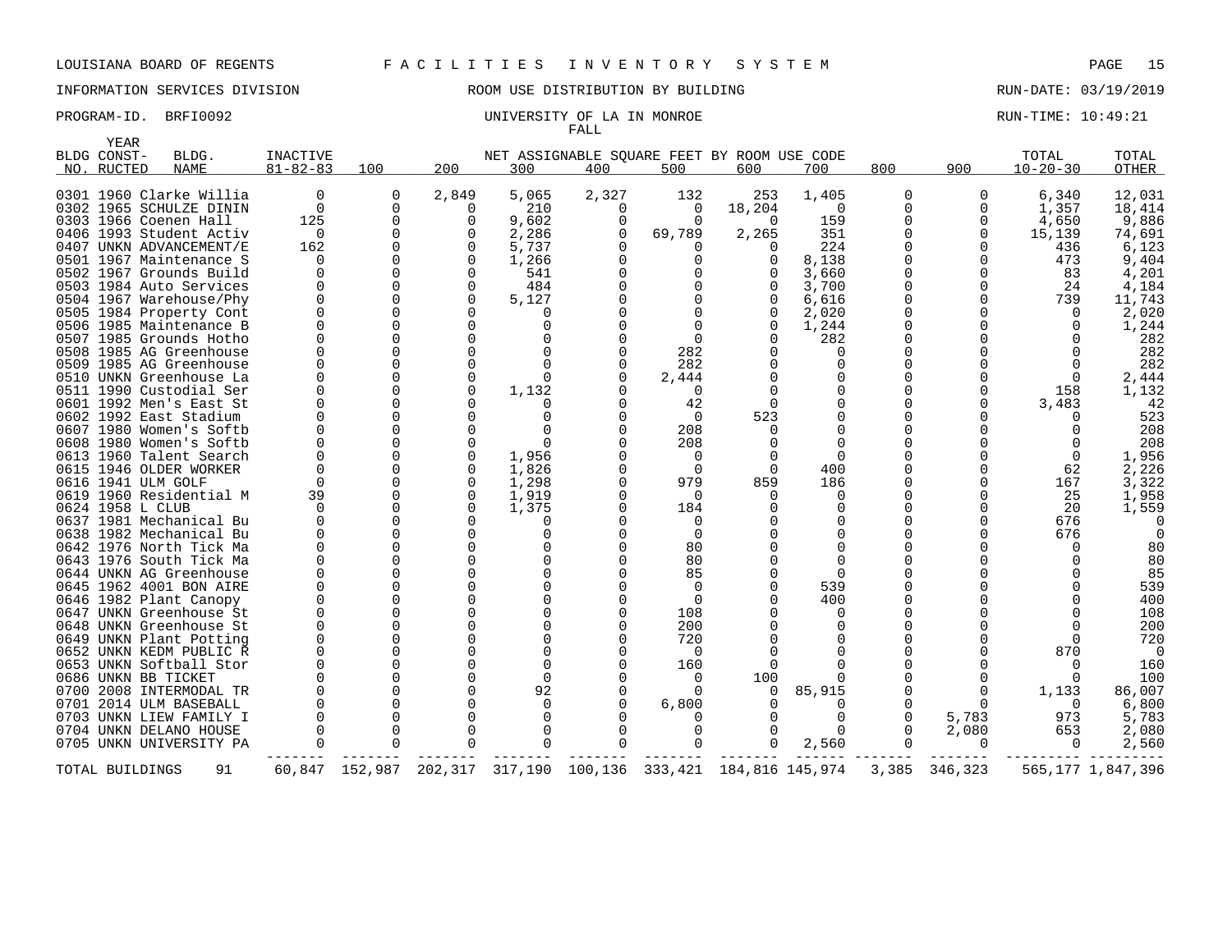LOUISIANA BOARD OF REGENTS F A C I L I T I E S I N V E N T O R Y S Y S T E M

INFORMATION SERVICES DIVISION ROOM USE DISTRIBUTION BY BUILDING RUN-DATE: 03/19/2019

PROGRAM-ID. BRFI0092 UNIVERSITY OF LA IN MONROE RUN-TIME: 10:49:21

FALL

| BLDG NO. | YEAR CONST-RUCTED | BLDG. NAME | INACTIVE 81-82-83 | 100 | 200 | 300 | 400 | 500 | 600 | 700 | 800 | 900 | TOTAL 10-20-30 | TOTAL OTHER |
|---|---|---|---|---|---|---|---|---|---|---|---|---|---|---|
| 0301 | 1960 | Clarke Willia | 0 | 0 | 2,849 | 5,065 | 2,327 | 132 | 253 | 1,405 | 0 | 0 | 6,340 | 12,031 |
| 0302 | 1965 | SCHULZE DININ | 0 | 0 | 0 | 210 | 0 | 0 | 18,204 | 0 | 0 | 0 | 1,357 | 18,414 |
| 0303 | 1966 | Coenen Hall | 125 | 0 | 0 | 9,602 | 0 | 0 | 0 | 159 | 0 | 0 | 4,650 | 9,886 |
| 0406 | 1993 | Student Activ | 0 | 0 | 0 | 2,286 | 0 | 69,789 | 2,265 | 351 | 0 | 0 | 15,139 | 74,691 |
| 0407 | UNKN | ADVANCEMENT/E | 162 | 0 | 0 | 5,737 | 0 | 0 | 0 | 224 | 0 | 0 | 436 | 6,123 |
| 0501 | 1967 | Maintenance S | 0 | 0 | 0 | 1,266 | 0 | 0 | 0 | 8,138 | 0 | 0 | 473 | 9,404 |
| 0502 | 1967 | Grounds Build | 0 | 0 | 0 | 541 | 0 | 0 | 0 | 3,660 | 0 | 0 | 83 | 4,201 |
| 0503 | 1984 | Auto Services | 0 | 0 | 0 | 484 | 0 | 0 | 0 | 3,700 | 0 | 0 | 24 | 4,184 |
| 0504 | 1967 | Warehouse/Phy | 0 | 0 | 0 | 5,127 | 0 | 0 | 0 | 6,616 | 0 | 0 | 739 | 11,743 |
| 0505 | 1984 | Property Cont | 0 | 0 | 0 | 0 | 0 | 0 | 0 | 2,020 | 0 | 0 | 0 | 2,020 |
| 0506 | 1985 | Maintenance B | 0 | 0 | 0 | 0 | 0 | 0 | 0 | 1,244 | 0 | 0 | 0 | 1,244 |
| 0507 | 1985 | Grounds Hotho | 0 | 0 | 0 | 0 | 0 | 0 | 0 | 282 | 0 | 0 | 0 | 282 |
| 0508 | 1985 | AG Greenhouse | 0 | 0 | 0 | 0 | 0 | 282 | 0 | 0 | 0 | 0 | 0 | 282 |
| 0509 | 1985 | AG Greenhouse | 0 | 0 | 0 | 0 | 0 | 282 | 0 | 0 | 0 | 0 | 0 | 282 |
| 0510 | UNKN | Greenhouse La | 0 | 0 | 0 | 0 | 0 | 2,444 | 0 | 0 | 0 | 0 | 0 | 2,444 |
| 0511 | 1990 | Custodial Ser | 0 | 0 | 0 | 1,132 | 0 | 0 | 0 | 0 | 0 | 0 | 158 | 1,132 |
| 0601 | 1992 | Men's East St | 0 | 0 | 0 | 0 | 0 | 42 | 0 | 0 | 0 | 0 | 3,483 | 42 |
| 0602 | 1992 | East Stadium | 0 | 0 | 0 | 0 | 0 | 0 | 523 | 0 | 0 | 0 | 0 | 523 |
| 0607 | 1980 | Women's Softb | 0 | 0 | 0 | 0 | 0 | 208 | 0 | 0 | 0 | 0 | 0 | 208 |
| 0608 | 1980 | Women's Softb | 0 | 0 | 0 | 0 | 0 | 208 | 0 | 0 | 0 | 0 | 0 | 208 |
| 0613 | 1960 | Talent Search | 0 | 0 | 0 | 1,956 | 0 | 0 | 0 | 0 | 0 | 0 | 0 | 1,956 |
| 0615 | 1946 | OLDER WORKER | 0 | 0 | 0 | 1,826 | 0 | 0 | 0 | 400 | 0 | 0 | 62 | 2,226 |
| 0616 | 1941 | ULM GOLF | 0 | 0 | 0 | 1,298 | 0 | 979 | 859 | 186 | 0 | 0 | 167 | 3,322 |
| 0619 | 1960 | Residential M | 39 | 0 | 0 | 1,919 | 0 | 0 | 0 | 0 | 0 | 0 | 25 | 1,958 |
| 0624 | 1958 | L CLUB | 0 | 0 | 0 | 1,375 | 0 | 184 | 0 | 0 | 0 | 0 | 20 | 1,559 |
| 0637 | 1981 | Mechanical Bu | 0 | 0 | 0 | 0 | 0 | 0 | 0 | 0 | 0 | 0 | 676 | 0 |
| 0638 | 1982 | Mechanical Bu | 0 | 0 | 0 | 0 | 0 | 0 | 0 | 0 | 0 | 0 | 676 | 0 |
| 0642 | 1976 | North Tick Ma | 0 | 0 | 0 | 0 | 0 | 80 | 0 | 0 | 0 | 0 | 0 | 80 |
| 0643 | 1976 | South Tick Ma | 0 | 0 | 0 | 0 | 0 | 80 | 0 | 0 | 0 | 0 | 0 | 80 |
| 0644 | UNKN | AG Greenhouse | 0 | 0 | 0 | 0 | 0 | 85 | 0 | 0 | 0 | 0 | 0 | 85 |
| 0645 | 1962 | 4001 BON AIRE | 0 | 0 | 0 | 0 | 0 | 0 | 0 | 539 | 0 | 0 | 0 | 539 |
| 0646 | 1982 | Plant Canopy | 0 | 0 | 0 | 0 | 0 | 0 | 0 | 400 | 0 | 0 | 0 | 400 |
| 0647 | UNKN | Greenhouse St | 0 | 0 | 0 | 0 | 0 | 108 | 0 | 0 | 0 | 0 | 0 | 108 |
| 0648 | UNKN | Greenhouse St | 0 | 0 | 0 | 0 | 0 | 200 | 0 | 0 | 0 | 0 | 0 | 200 |
| 0649 | UNKN | Plant Potting | 0 | 0 | 0 | 0 | 0 | 720 | 0 | 0 | 0 | 0 | 0 | 720 |
| 0652 | UNKN | KEDM PUBLIC R | 0 | 0 | 0 | 0 | 0 | 0 | 0 | 0 | 0 | 0 | 870 | 0 |
| 0653 | UNKN | Softball Stor | 0 | 0 | 0 | 0 | 0 | 160 | 0 | 0 | 0 | 0 | 0 | 160 |
| 0686 | UNKN | BB TICKET | 0 | 0 | 0 | 0 | 0 | 0 | 100 | 0 | 0 | 0 | 0 | 100 |
| 0700 | 2008 | INTERMODAL TR | 0 | 0 | 0 | 92 | 0 | 0 | 0 | 85,915 | 0 | 0 | 1,133 | 86,007 |
| 0701 | 2014 | ULM BASEBALL | 0 | 0 | 0 | 0 | 0 | 6,800 | 0 | 0 | 0 | 0 | 0 | 6,800 |
| 0703 | UNKN | LIEW FAMILY I | 0 | 0 | 0 | 0 | 0 | 0 | 0 | 0 | 0 | 5,783 | 973 | 5,783 |
| 0704 | UNKN | DELANO HOUSE | 0 | 0 | 0 | 0 | 0 | 0 | 0 | 0 | 0 | 2,080 | 653 | 2,080 |
| 0705 | UNKN | UNIVERSITY PA | 0 | 0 | 0 | 0 | 0 | 0 | 0 | 2,560 | 0 | 0 | 0 | 2,560 |
| TOTAL BUILDINGS | | 91 | 60,847 | 152,987 | 202,317 | 317,190 | 100,136 | 333,421 | 184,816 | 145,974 | 3,385 | 346,323 | 565,177 | 1,847,396 |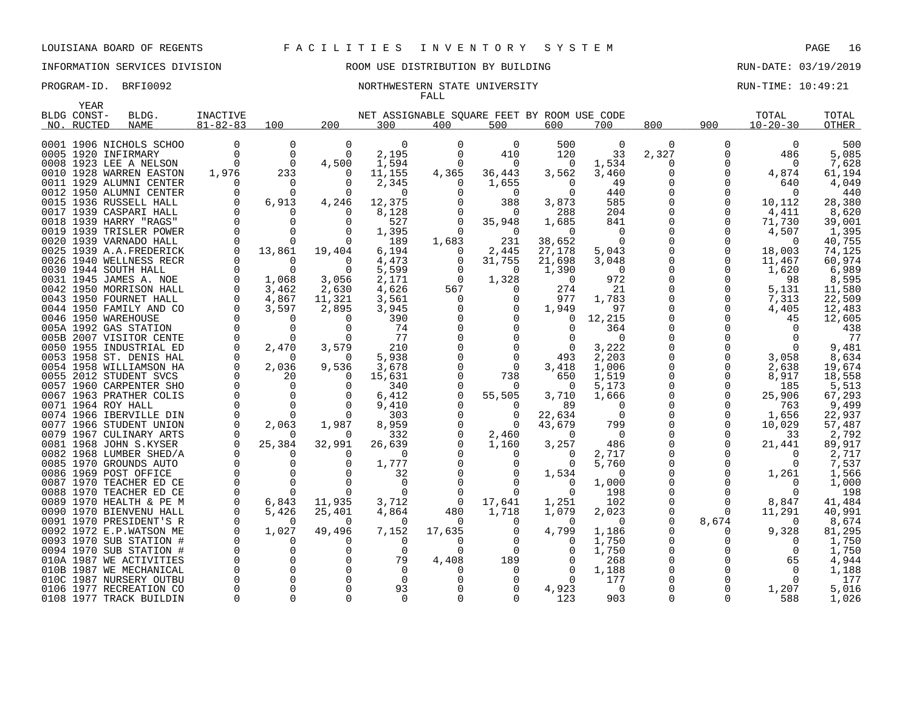LOUISIANA BOARD OF REGENTS — FACILITIES INVENTORY SYSTEM

INFORMATION SERVICES DIVISION — ROOM USE DISTRIBUTION BY BUILDING — RUN-DATE: 03/19/2019

PROGRAM-ID. BRFI0092 — NORTHWESTERN STATE UNIVERSITY — RUN-TIME: 10:49:21

FALL

NET ASSIGNABLE SQUARE FEET BY ROOM USE CODE

| BLDG NO. | YEAR CONSTRUCTED | BLDG. NAME | INACTIVE 81-82-83 | 100 | 200 | 300 | 400 | 500 | 600 | 700 | 800 | 900 | TOTAL 10-20-30 | TOTAL OTHER |
|---|---|---|---|---|---|---|---|---|---|---|---|---|---|---|
| 0001 | 1906 | NICHOLS SCHOO | 0 | 0 | 0 | 0 | 0 | 0 | 500 | 0 | 0 | 0 | 0 | 500 |
| 0005 | 1920 | INFIRMARY | 0 | 0 | 0 | 2,195 | 0 | 410 | 120 | 33 | 2,327 | 0 | 486 | 5,085 |
| 0008 | 1923 | LEE A NELSON | 0 | 0 | 4,500 | 1,594 | 0 | 0 | 0 | 1,534 | 0 | 0 | 0 | 7,628 |
| 0010 | 1928 | WARREN EASTON | 1,976 | 233 | 0 | 11,155 | 4,365 | 36,443 | 3,562 | 3,460 | 0 | 0 | 4,874 | 61,194 |
| 0011 | 1929 | ALUMNI CENTER | 0 | 0 | 0 | 2,345 | 0 | 1,655 | 0 | 49 | 0 | 0 | 640 | 4,049 |
| 0012 | 1950 | ALUMNI CENTER | 0 | 0 | 0 | 0 | 0 | 0 | 0 | 440 | 0 | 0 | 0 | 440 |
| 0015 | 1936 | RUSSELL HALL | 0 | 6,913 | 4,246 | 12,375 | 0 | 388 | 3,873 | 585 | 0 | 0 | 10,112 | 28,380 |
| 0017 | 1939 | CASPARI HALL | 0 | 0 | 0 | 8,128 | 0 | 0 | 288 | 204 | 0 | 0 | 4,411 | 8,620 |
| 0018 | 1939 | HARRY "RAGS" | 0 | 0 | 0 | 527 | 0 | 35,948 | 1,685 | 841 | 0 | 0 | 71,730 | 39,001 |
| 0019 | 1939 | TRISLER POWER | 0 | 0 | 0 | 1,395 | 0 | 0 | 0 | 0 | 0 | 0 | 4,507 | 1,395 |
| 0020 | 1939 | VARNADO HALL | 0 | 0 | 0 | 189 | 1,683 | 231 | 38,652 | 0 | 0 | 0 | 0 | 40,755 |
| 0025 | 1939 | A.A.FREDERICK | 0 | 13,861 | 19,404 | 6,194 | 0 | 2,445 | 27,178 | 5,043 | 0 | 0 | 18,003 | 74,125 |
| 0026 | 1940 | WELLNESS RECR | 0 | 0 | 0 | 4,473 | 0 | 31,755 | 21,698 | 3,048 | 0 | 0 | 11,467 | 60,974 |
| 0030 | 1944 | SOUTH HALL | 0 | 0 | 0 | 5,599 | 0 | 0 | 1,390 | 0 | 0 | 0 | 1,620 | 6,989 |
| 0031 | 1945 | JAMES A. NOE | 0 | 1,068 | 3,056 | 2,171 | 0 | 1,328 | 0 | 972 | 0 | 0 | 98 | 8,595 |
| 0042 | 1950 | MORRISON HALL | 0 | 3,462 | 2,630 | 4,626 | 567 | 0 | 274 | 21 | 0 | 0 | 5,131 | 11,580 |
| 0043 | 1950 | FOURNET HALL | 0 | 4,867 | 11,321 | 3,561 | 0 | 0 | 977 | 1,783 | 0 | 0 | 7,313 | 22,509 |
| 0044 | 1950 | FAMILY AND CO | 0 | 3,597 | 2,895 | 3,945 | 0 | 0 | 1,949 | 97 | 0 | 0 | 4,405 | 12,483 |
| 0046 | 1950 | WAREHOUSE | 0 | 0 | 0 | 390 | 0 | 0 | 0 | 12,215 | 0 | 0 | 45 | 12,605 |
| 005A | 1992 | GAS STATION | 0 | 0 | 0 | 74 | 0 | 0 | 0 | 364 | 0 | 0 | 0 | 438 |
| 005B | 2007 | VISITOR CENTE | 0 | 0 | 0 | 77 | 0 | 0 | 0 | 0 | 0 | 0 | 0 | 77 |
| 0050 | 1955 | INDUSTRIAL ED | 0 | 2,470 | 3,579 | 210 | 0 | 0 | 0 | 3,222 | 0 | 0 | 0 | 9,481 |
| 0053 | 1958 | ST. DENIS HAL | 0 | 0 | 0 | 5,938 | 0 | 0 | 493 | 2,203 | 0 | 0 | 3,058 | 8,634 |
| 0054 | 1958 | WILLIAMSON HA | 0 | 2,036 | 9,536 | 3,678 | 0 | 0 | 3,418 | 1,006 | 0 | 0 | 2,638 | 19,674 |
| 0055 | 2012 | STUDENT SVCS | 0 | 20 | 0 | 15,631 | 0 | 738 | 650 | 1,519 | 0 | 0 | 8,917 | 18,558 |
| 0057 | 1960 | CARPENTER SHO | 0 | 0 | 0 | 340 | 0 | 0 | 0 | 5,173 | 0 | 0 | 185 | 5,513 |
| 0067 | 1963 | PRATHER COLIS | 0 | 0 | 0 | 6,412 | 0 | 55,505 | 3,710 | 1,666 | 0 | 0 | 25,906 | 67,293 |
| 0071 | 1964 | ROY HALL | 0 | 0 | 0 | 9,410 | 0 | 0 | 89 | 0 | 0 | 0 | 763 | 9,499 |
| 0074 | 1966 | IBERVILLE DIN | 0 | 0 | 0 | 303 | 0 | 0 | 22,634 | 0 | 0 | 0 | 1,656 | 22,937 |
| 0077 | 1966 | STUDENT UNION | 0 | 2,063 | 1,987 | 8,959 | 0 | 0 | 43,679 | 799 | 0 | 0 | 10,029 | 57,487 |
| 0079 | 1967 | CULINARY ARTS | 0 | 0 | 0 | 332 | 0 | 2,460 | 0 | 0 | 0 | 0 | 33 | 2,792 |
| 0081 | 1968 | JOHN S.KYSER | 0 | 25,384 | 32,991 | 26,639 | 0 | 1,160 | 3,257 | 486 | 0 | 0 | 21,441 | 89,917 |
| 0082 | 1968 | LUMBER SHED/A | 0 | 0 | 0 | 0 | 0 | 0 | 0 | 2,717 | 0 | 0 | 0 | 2,717 |
| 0085 | 1970 | GROUNDS AUTO | 0 | 0 | 0 | 1,777 | 0 | 0 | 0 | 5,760 | 0 | 0 | 0 | 7,537 |
| 0086 | 1969 | POST OFFICE | 0 | 0 | 0 | 32 | 0 | 0 | 1,534 | 0 | 0 | 0 | 1,261 | 1,566 |
| 0087 | 1970 | TEACHER ED CE | 0 | 0 | 0 | 0 | 0 | 0 | 0 | 1,000 | 0 | 0 | 0 | 1,000 |
| 0088 | 1970 | TEACHER ED CE | 0 | 0 | 0 | 0 | 0 | 0 | 0 | 198 | 0 | 0 | 0 | 198 |
| 0089 | 1970 | HEALTH & PE M | 0 | 6,843 | 11,935 | 3,712 | 0 | 17,641 | 1,251 | 102 | 0 | 0 | 8,847 | 41,484 |
| 0090 | 1970 | BIENVENU HALL | 0 | 5,426 | 25,401 | 4,864 | 480 | 1,718 | 1,079 | 2,023 | 0 | 0 | 11,291 | 40,991 |
| 0091 | 1970 | PRESIDENT'S R | 0 | 0 | 0 | 0 | 0 | 0 | 0 | 0 | 0 | 8,674 | 0 | 8,674 |
| 0092 | 1972 | E.P.WATSON ME | 0 | 1,027 | 49,496 | 7,152 | 17,635 | 0 | 4,799 | 1,186 | 0 | 0 | 9,328 | 81,295 |
| 0093 | 1970 | SUB STATION # | 0 | 0 | 0 | 0 | 0 | 0 | 0 | 1,750 | 0 | 0 | 0 | 1,750 |
| 0094 | 1970 | SUB STATION # | 0 | 0 | 0 | 0 | 0 | 0 | 0 | 1,750 | 0 | 0 | 0 | 1,750 |
| 010A | 1987 | WE ACTIVITIES | 0 | 0 | 0 | 79 | 4,408 | 189 | 0 | 268 | 0 | 0 | 65 | 4,944 |
| 010B | 1987 | WE MECHANICAL | 0 | 0 | 0 | 0 | 0 | 0 | 0 | 1,188 | 0 | 0 | 0 | 1,188 |
| 010C | 1987 | NURSERY OUTBU | 0 | 0 | 0 | 0 | 0 | 0 | 0 | 177 | 0 | 0 | 0 | 177 |
| 0106 | 1977 | RECREATION CO | 0 | 0 | 0 | 93 | 0 | 0 | 4,923 | 0 | 0 | 0 | 1,207 | 5,016 |
| 0108 | 1977 | TRACK BUILDIN | 0 | 0 | 0 | 0 | 0 | 0 | 123 | 903 | 0 | 0 | 588 | 1,026 |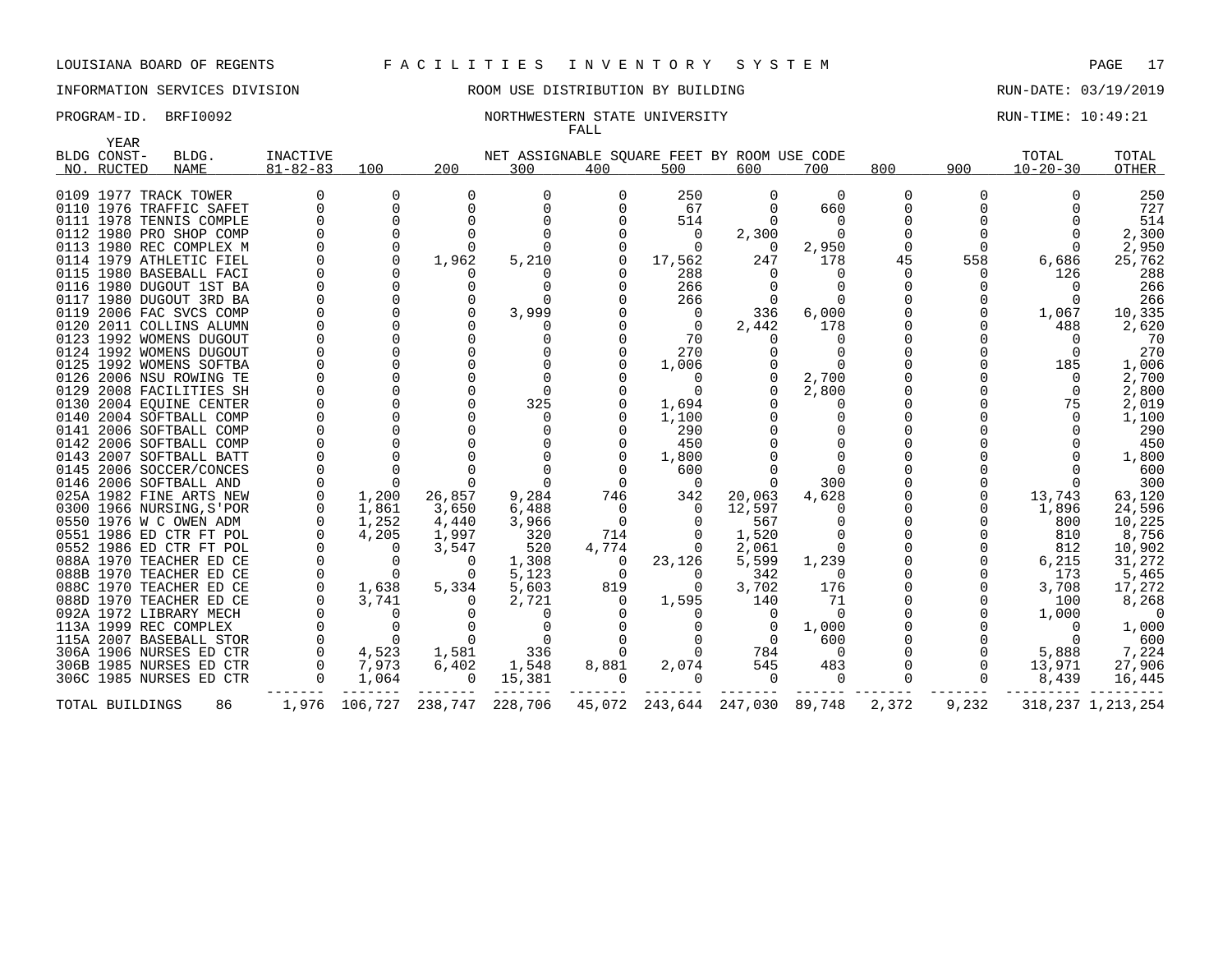LOUISIANA BOARD OF REGENTS F A C I L I T I E S I N V E N T O R Y S Y S T E M

INFORMATION SERVICES DIVISION ROOM USE DISTRIBUTION BY BUILDING RUN-DATE: 03/19/2019

PROGRAM-ID. BRFI0092 NORTHWESTERN STATE UNIVERSITY RUN-TIME: 10:49:21

FALL

| BLDG NO. | YEAR CONST-RUCTED | BLDG. NAME | INACTIVE 81-82-83 | 100 | 200 | 300 | 400 | 500 | 600 | 700 | 800 | 900 | TOTAL 10-20-30 | TOTAL OTHER |
|---|---|---|---|---|---|---|---|---|---|---|---|---|---|---|
| 0109 | 1977 | TRACK TOWER | 0 | 0 | 0 | 0 | 0 | 250 | 0 | 0 | 0 | 0 | 0 | 250 |
| 0110 | 1976 | TRAFFIC SAFET | 0 | 0 | 0 | 0 | 0 | 67 | 0 | 660 | 0 | 0 | 0 | 727 |
| 0111 | 1978 | TENNIS COMPLE | 0 | 0 | 0 | 0 | 0 | 514 | 0 | 0 | 0 | 0 | 0 | 514 |
| 0112 | 1980 | PRO SHOP COMP | 0 | 0 | 0 | 0 | 0 | 0 | 2,300 | 0 | 0 | 0 | 0 | 2,300 |
| 0113 | 1980 | REC COMPLEX M | 0 | 0 | 0 | 0 | 0 | 0 | 0 | 2,950 | 0 | 0 | 0 | 2,950 |
| 0114 | 1979 | ATHLETIC FIEL | 0 | 0 | 1,962 | 5,210 | 0 | 17,562 | 247 | 178 | 45 | 558 | 6,686 | 25,762 |
| 0115 | 1980 | BASEBALL FACI | 0 | 0 | 0 | 0 | 0 | 288 | 0 | 0 | 0 | 0 | 126 | 288 |
| 0116 | 1980 | DUGOUT 1ST BA | 0 | 0 | 0 | 0 | 0 | 266 | 0 | 0 | 0 | 0 | 0 | 266 |
| 0117 | 1980 | DUGOUT 3RD BA | 0 | 0 | 0 | 0 | 0 | 266 | 0 | 0 | 0 | 0 | 0 | 266 |
| 0119 | 2006 | FAC SVCS COMP | 0 | 0 | 0 | 3,999 | 0 | 0 | 336 | 6,000 | 0 | 0 | 1,067 | 10,335 |
| 0120 | 2011 | COLLINS ALUMN | 0 | 0 | 0 | 0 | 0 | 0 | 2,442 | 178 | 0 | 0 | 488 | 2,620 |
| 0123 | 1992 | WOMENS DUGOUT | 0 | 0 | 0 | 0 | 0 | 70 | 0 | 0 | 0 | 0 | 0 | 70 |
| 0124 | 1992 | WOMENS DUGOUT | 0 | 0 | 0 | 0 | 0 | 270 | 0 | 0 | 0 | 0 | 0 | 270 |
| 0125 | 1992 | WOMENS SOFTBA | 0 | 0 | 0 | 0 | 0 | 1,006 | 0 | 0 | 0 | 0 | 185 | 1,006 |
| 0126 | 2006 | NSU ROWING TE | 0 | 0 | 0 | 0 | 0 | 0 | 0 | 2,700 | 0 | 0 | 0 | 2,700 |
| 0129 | 2008 | FACILITIES SH | 0 | 0 | 0 | 0 | 0 | 0 | 0 | 2,800 | 0 | 0 | 0 | 2,800 |
| 0130 | 2004 | EQUINE CENTER | 0 | 0 | 0 | 325 | 0 | 1,694 | 0 | 0 | 0 | 0 | 75 | 2,019 |
| 0140 | 2004 | SOFTBALL COMP | 0 | 0 | 0 | 0 | 0 | 1,100 | 0 | 0 | 0 | 0 | 0 | 1,100 |
| 0141 | 2006 | SOFTBALL COMP | 0 | 0 | 0 | 0 | 0 | 290 | 0 | 0 | 0 | 0 | 0 | 290 |
| 0142 | 2006 | SOFTBALL COMP | 0 | 0 | 0 | 0 | 0 | 450 | 0 | 0 | 0 | 0 | 0 | 450 |
| 0143 | 2007 | SOFTBALL BATT | 0 | 0 | 0 | 0 | 0 | 1,800 | 0 | 0 | 0 | 0 | 0 | 1,800 |
| 0145 | 2006 | SOCCER/CONCES | 0 | 0 | 0 | 0 | 0 | 600 | 0 | 0 | 0 | 0 | 0 | 600 |
| 0146 | 2006 | SOFTBALL AND | 0 | 0 | 0 | 0 | 0 | 0 | 0 | 300 | 0 | 0 | 0 | 300 |
| 025A | 1982 | FINE ARTS NEW | 0 | 1,200 | 26,857 | 9,284 | 746 | 342 | 20,063 | 4,628 | 0 | 0 | 13,743 | 63,120 |
| 0300 | 1966 | NURSING,S'POR | 0 | 1,861 | 3,650 | 6,488 | 0 | 0 | 12,597 | 0 | 0 | 0 | 1,896 | 24,596 |
| 0550 | 1976 | W C OWEN ADM | 0 | 1,252 | 4,440 | 3,966 | 0 | 0 | 567 | 0 | 0 | 0 | 800 | 10,225 |
| 0551 | 1986 | ED CTR FT POL | 0 | 4,205 | 1,997 | 320 | 714 | 0 | 1,520 | 0 | 0 | 0 | 810 | 8,756 |
| 0552 | 1986 | ED CTR FT POL | 0 | 0 | 3,547 | 520 | 4,774 | 0 | 2,061 | 0 | 0 | 0 | 812 | 10,902 |
| 088A | 1970 | TEACHER ED CE | 0 | 0 | 0 | 1,308 | 0 | 23,126 | 5,599 | 1,239 | 0 | 0 | 6,215 | 31,272 |
| 088B | 1970 | TEACHER ED CE | 0 | 0 | 0 | 5,123 | 0 | 0 | 342 | 0 | 0 | 0 | 173 | 5,465 |
| 088C | 1970 | TEACHER ED CE | 0 | 1,638 | 5,334 | 5,603 | 819 | 0 | 3,702 | 176 | 0 | 0 | 3,708 | 17,272 |
| 088D | 1970 | TEACHER ED CE | 0 | 3,741 | 0 | 2,721 | 0 | 1,595 | 140 | 71 | 0 | 0 | 100 | 8,268 |
| 092A | 1972 | LIBRARY MECH | 0 | 0 | 0 | 0 | 0 | 0 | 0 | 0 | 0 | 0 | 1,000 | 0 |
| 113A | 1999 | REC COMPLEX | 0 | 0 | 0 | 0 | 0 | 0 | 0 | 1,000 | 0 | 0 | 0 | 1,000 |
| 115A | 2007 | BASEBALL STOR | 0 | 0 | 0 | 0 | 0 | 0 | 0 | 600 | 0 | 0 | 0 | 600 |
| 306A | 1906 | NURSES ED CTR | 0 | 4,523 | 1,581 | 336 | 0 | 0 | 784 | 0 | 0 | 0 | 5,888 | 7,224 |
| 306B | 1985 | NURSES ED CTR | 0 | 7,973 | 6,402 | 1,548 | 8,881 | 2,074 | 545 | 483 | 0 | 0 | 13,971 | 27,906 |
| 306C | 1985 | NURSES ED CTR | 0 | 1,064 | 0 | 15,381 | 0 | 0 | 0 | 0 | 0 | 0 | 8,439 | 16,445 |
| TOTAL BUILDINGS | | 86 | 1,976 | 106,727 | 238,747 | 228,706 | 45,072 | 243,644 | 247,030 | 89,748 | 2,372 | 9,232 | 318,237 | 1,213,254 |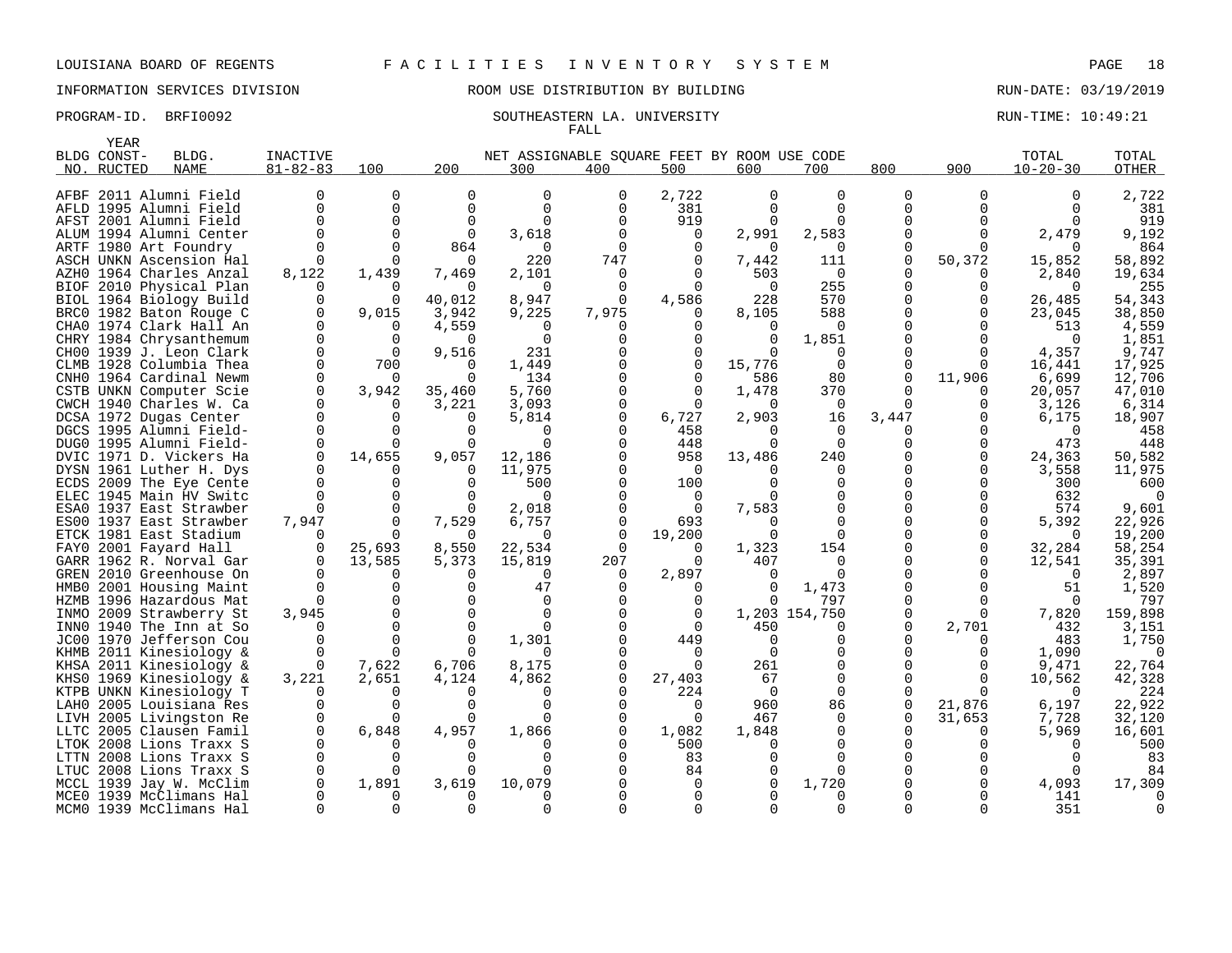LOUISIANA BOARD OF REGENTS — FACILITIES INVENTORY SYSTEM

INFORMATION SERVICES DIVISION — ROOM USE DISTRIBUTION BY BUILDING — RUN-DATE: 03/19/2019

PROGRAM-ID. BRFI0092 — SOUTHEASTERN LA. UNIVERSITY — RUN-TIME: 10:49:21

FALL

| BLDG NO. | YEAR CONST-RUCTED | BLDG. NAME | INACTIVE 81-82-83 | 100 | 200 | 300 | 400 | 500 | 600 | 700 | 800 | 900 | TOTAL 10-20-30 | TOTAL OTHER |
|---|---|---|---|---|---|---|---|---|---|---|---|---|---|---|
| | | | | NET ASSIGNABLE SQUARE FEET BY ROOM USE CODE | | | | | | | | | | |
| AFBF | 2011 | Alumni Field | 0 | 0 | 0 | 0 | 0 | 2,722 | 0 | 0 | 0 | 0 | 0 | 2,722 |
| AFLD | 1995 | Alumni Field | 0 | 0 | 0 | 0 | 0 | 381 | 0 | 0 | 0 | 0 | 0 | 381 |
| AFST | 2001 | Alumni Field | 0 | 0 | 0 | 0 | 0 | 919 | 0 | 0 | 0 | 0 | 0 | 919 |
| ALUM | 1994 | Alumni Center | 0 | 0 | 0 | 3,618 | 0 | 0 | 2,991 | 2,583 | 0 | 0 | 2,479 | 9,192 |
| ARTF | 1980 | Art Foundry | 0 | 0 | 864 | 0 | 0 | 0 | 0 | 0 | 0 | 0 | 0 | 864 |
| ASCH | UNKN | Ascension Hal | 0 | 0 | 0 | 220 | 747 | 0 | 7,442 | 111 | 0 | 50,372 | 15,852 | 58,892 |
| AZH0 | 1964 | Charles Anzal | 8,122 | 1,439 | 7,469 | 2,101 | 0 | 0 | 503 | 0 | 0 | 0 | 2,840 | 19,634 |
| BIOF | 2010 | Physical Plan | 0 | 0 | 0 | 0 | 0 | 0 | 0 | 255 | 0 | 0 | 0 | 255 |
| BIOL | 1964 | Biology Build | 0 | 0 | 40,012 | 8,947 | 0 | 4,586 | 228 | 570 | 0 | 0 | 26,485 | 54,343 |
| BRC0 | 1982 | Baton Rouge C | 0 | 9,015 | 3,942 | 9,225 | 7,975 | 0 | 8,105 | 588 | 0 | 0 | 23,045 | 38,850 |
| CHA0 | 1974 | Clark Hall An | 0 | 0 | 4,559 | 0 | 0 | 0 | 0 | 0 | 0 | 0 | 513 | 4,559 |
| CHRY | 1984 | Chrysanthemum | 0 | 0 | 0 | 0 | 0 | 0 | 0 | 1,851 | 0 | 0 | 0 | 1,851 |
| CH00 | 1939 | J. Leon Clark | 0 | 0 | 9,516 | 231 | 0 | 0 | 0 | 0 | 0 | 0 | 4,357 | 9,747 |
| CLMB | 1928 | Columbia Thea | 0 | 700 | 0 | 1,449 | 0 | 0 | 15,776 | 0 | 0 | 0 | 16,441 | 17,925 |
| CNH0 | 1964 | Cardinal Newm | 0 | 0 | 0 | 134 | 0 | 0 | 586 | 80 | 0 | 11,906 | 6,699 | 12,706 |
| CSTB | UNKN | Computer Scie | 0 | 3,942 | 35,460 | 5,760 | 0 | 0 | 1,478 | 370 | 0 | 0 | 20,057 | 47,010 |
| CWCH | 1940 | Charles W. Ca | 0 | 0 | 3,221 | 3,093 | 0 | 0 | 0 | 0 | 0 | 0 | 3,126 | 6,314 |
| DCSA | 1972 | Dugas Center | 0 | 0 | 0 | 5,814 | 0 | 6,727 | 2,903 | 16 | 3,447 | 0 | 6,175 | 18,907 |
| DGCS | 1995 | Alumni Field- | 0 | 0 | 0 | 0 | 0 | 458 | 0 | 0 | 0 | 0 | 0 | 458 |
| DUG0 | 1995 | Alumni Field- | 0 | 0 | 0 | 0 | 0 | 448 | 0 | 0 | 0 | 0 | 473 | 448 |
| DVIC | 1971 | D. Vickers Ha | 0 | 14,655 | 9,057 | 12,186 | 0 | 958 | 13,486 | 240 | 0 | 0 | 24,363 | 50,582 |
| DYSN | 1961 | Luther H. Dys | 0 | 0 | 0 | 11,975 | 0 | 0 | 0 | 0 | 0 | 0 | 3,558 | 11,975 |
| ECDS | 2009 | The Eye Cente | 0 | 0 | 0 | 500 | 0 | 100 | 0 | 0 | 0 | 0 | 300 | 600 |
| ELEC | 1945 | Main HV Switc | 0 | 0 | 0 | 0 | 0 | 0 | 0 | 0 | 0 | 0 | 632 | 0 |
| ESA0 | 1937 | East Strawber | 0 | 0 | 0 | 2,018 | 0 | 0 | 7,583 | 0 | 0 | 0 | 574 | 9,601 |
| ES00 | 1937 | East Strawber | 7,947 | 0 | 7,529 | 6,757 | 0 | 693 | 0 | 0 | 0 | 0 | 5,392 | 22,926 |
| ETCK | 1981 | East Stadium | 0 | 0 | 0 | 0 | 0 | 19,200 | 0 | 0 | 0 | 0 | 0 | 19,200 |
| FAY0 | 2001 | Fayard Hall | 0 | 25,693 | 8,550 | 22,534 | 0 | 0 | 1,323 | 154 | 0 | 0 | 32,284 | 58,254 |
| GARR | 1962 | R. Norval Gar | 0 | 13,585 | 5,373 | 15,819 | 207 | 0 | 407 | 0 | 0 | 0 | 12,541 | 35,391 |
| GREN | 2010 | Greenhouse On | 0 | 0 | 0 | 0 | 0 | 2,897 | 0 | 0 | 0 | 0 | 0 | 2,897 |
| HMB0 | 2001 | Housing Maint | 0 | 0 | 0 | 47 | 0 | 0 | 0 | 1,473 | 0 | 0 | 51 | 1,520 |
| HZMB | 1996 | Hazardous Mat | 0 | 0 | 0 | 0 | 0 | 0 | 0 | 797 | 0 | 0 | 0 | 797 |
| INMO | 2009 | Strawberry St | 3,945 | 0 | 0 | 0 | 0 | 0 | 1,203 | 154,750 | 0 | 0 | 7,820 | 159,898 |
| INN0 | 1940 | The Inn at So | 0 | 0 | 0 | 0 | 0 | 0 | 450 | 0 | 0 | 2,701 | 432 | 3,151 |
| JC00 | 1970 | Jefferson Cou | 0 | 0 | 0 | 1,301 | 0 | 449 | 0 | 0 | 0 | 0 | 483 | 1,750 |
| KHMB | 2011 | Kinesiology & | 0 | 0 | 0 | 0 | 0 | 0 | 0 | 0 | 0 | 0 | 1,090 | 0 |
| KHSA | 2011 | Kinesiology & | 0 | 7,622 | 6,706 | 8,175 | 0 | 0 | 261 | 0 | 0 | 0 | 9,471 | 22,764 |
| KHS0 | 1969 | Kinesiology & | 3,221 | 2,651 | 4,124 | 4,862 | 0 | 27,403 | 67 | 0 | 0 | 0 | 10,562 | 42,328 |
| KTPB | UNKN | Kinesiology T | 0 | 0 | 0 | 0 | 0 | 224 | 0 | 0 | 0 | 0 | 0 | 224 |
| LAH0 | 2005 | Louisiana Res | 0 | 0 | 0 | 0 | 0 | 0 | 960 | 86 | 0 | 21,876 | 6,197 | 22,922 |
| LIVH | 2005 | Livingston Re | 0 | 0 | 0 | 0 | 0 | 0 | 467 | 0 | 0 | 31,653 | 7,728 | 32,120 |
| LLTC | 2005 | Clausen Famil | 0 | 6,848 | 4,957 | 1,866 | 0 | 1,082 | 1,848 | 0 | 0 | 0 | 5,969 | 16,601 |
| LTOK | 2008 | Lions Traxx S | 0 | 0 | 0 | 0 | 0 | 500 | 0 | 0 | 0 | 0 | 0 | 500 |
| LTTN | 2008 | Lions Traxx S | 0 | 0 | 0 | 0 | 0 | 83 | 0 | 0 | 0 | 0 | 0 | 83 |
| LTUC | 2008 | Lions Traxx S | 0 | 0 | 0 | 0 | 0 | 84 | 0 | 0 | 0 | 0 | 0 | 84 |
| MCCL | 1939 | Jay W. McClim | 0 | 1,891 | 3,619 | 10,079 | 0 | 0 | 0 | 1,720 | 0 | 0 | 4,093 | 17,309 |
| MCE0 | 1939 | McClimans Hal | 0 | 0 | 0 | 0 | 0 | 0 | 0 | 0 | 0 | 0 | 141 | 0 |
| MCM0 | 1939 | McClimans Hal | 0 | 0 | 0 | 0 | 0 | 0 | 0 | 0 | 0 | 0 | 351 | 0 |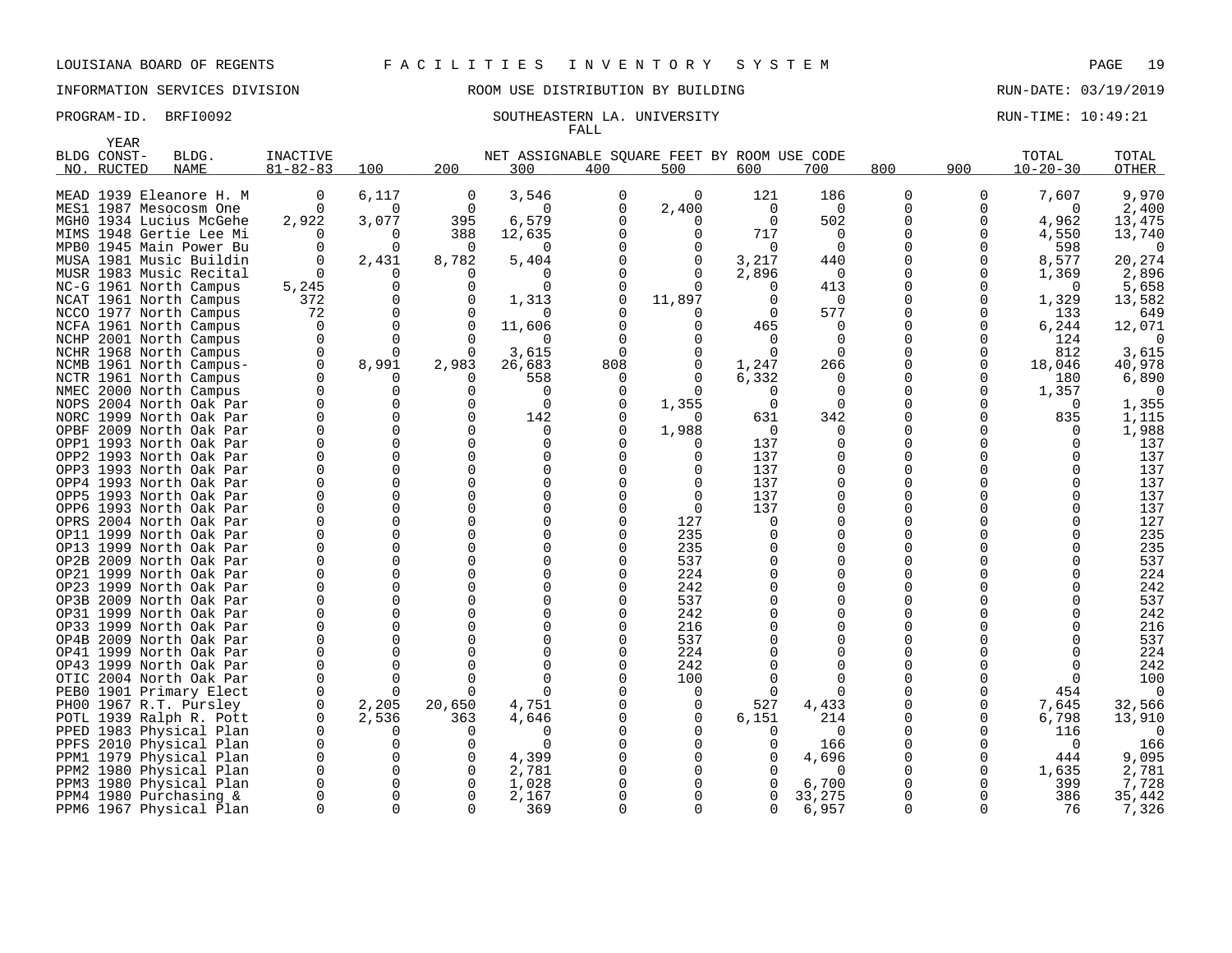LOUISIANA BOARD OF REGENTS F A C I L I T I E S I N V E N T O R Y S Y S T E M

INFORMATION SERVICES DIVISION ROOM USE DISTRIBUTION BY BUILDING RUN-DATE: 03/19/2019

PROGRAM-ID. BRFI0092 SOUTHEASTERN LA. UNIVERSITY RUN-TIME: 10:49:21

FALL

| BLDG NO. | YEAR CONST-RUCTED | BLDG. NAME | INACTIVE 81-82-83 | 100 | 200 | 300 | 400 | 500 | 600 | 700 | 800 | 900 | TOTAL 10-20-30 | TOTAL OTHER |
|---|---|---|---|---|---|---|---|---|---|---|---|---|---|---|
| | | | | NET ASSIGNABLE SQUARE FEET BY ROOM USE CODE | | | | | | | | | | |
| MEAD | 1939 | Eleanore H. M | 0 | 6,117 | 0 | 3,546 | 0 | 0 | 121 | 186 | 0 | 0 | 7,607 | 9,970 |
| MES1 | 1987 | Mesocosm One | 0 | 0 | 0 | 0 | 0 | 2,400 | 0 | 0 | 0 | 0 | 0 | 2,400 |
| MGH0 | 1934 | Lucius McGehe | 2,922 | 3,077 | 395 | 6,579 | 0 | 0 | 0 | 502 | 0 | 0 | 4,962 | 13,475 |
| MIMS | 1948 | Gertie Lee Mi | 0 | 0 | 388 | 12,635 | 0 | 0 | 717 | 0 | 0 | 0 | 4,550 | 13,740 |
| MPB0 | 1945 | Main Power Bu | 0 | 0 | 0 | 0 | 0 | 0 | 0 | 0 | 0 | 0 | 598 | 0 |
| MUSA | 1981 | Music Buildin | 0 | 2,431 | 8,782 | 5,404 | 0 | 0 | 3,217 | 440 | 0 | 0 | 8,577 | 20,274 |
| MUSR | 1983 | Music Recital | 0 | 0 | 0 | 0 | 0 | 0 | 2,896 | 0 | 0 | 0 | 1,369 | 2,896 |
| NC-G | 1961 | North Campus | 5,245 | 0 | 0 | 0 | 0 | 0 | 0 | 413 | 0 | 0 | 0 | 5,658 |
| NCAT | 1961 | North Campus | 372 | 0 | 0 | 1,313 | 0 | 11,897 | 0 | 0 | 0 | 0 | 1,329 | 13,582 |
| NCCO | 1977 | North Campus | 72 | 0 | 0 | 0 | 0 | 0 | 0 | 577 | 0 | 0 | 133 | 649 |
| NCFA | 1961 | North Campus | 0 | 0 | 0 | 11,606 | 0 | 0 | 465 | 0 | 0 | 0 | 6,244 | 12,071 |
| NCHP | 2001 | North Campus | 0 | 0 | 0 | 0 | 0 | 0 | 0 | 0 | 0 | 0 | 124 | 0 |
| NCHR | 1968 | North Campus | 0 | 0 | 0 | 3,615 | 0 | 0 | 0 | 0 | 0 | 0 | 812 | 3,615 |
| NCMB | 1961 | North Campus- | 0 | 8,991 | 2,983 | 26,683 | 808 | 0 | 1,247 | 266 | 0 | 0 | 18,046 | 40,978 |
| NCTR | 1961 | North Campus | 0 | 0 | 0 | 558 | 0 | 0 | 6,332 | 0 | 0 | 0 | 180 | 6,890 |
| NMEC | 2000 | North Campus | 0 | 0 | 0 | 0 | 0 | 0 | 0 | 0 | 0 | 0 | 1,357 | 0 |
| NOPS | 2004 | North Oak Par | 0 | 0 | 0 | 0 | 0 | 1,355 | 0 | 0 | 0 | 0 | 0 | 1,355 |
| NORC | 1999 | North Oak Par | 0 | 0 | 0 | 142 | 0 | 0 | 631 | 342 | 0 | 0 | 835 | 1,115 |
| OPBF | 2009 | North Oak Par | 0 | 0 | 0 | 0 | 0 | 1,988 | 0 | 0 | 0 | 0 | 0 | 1,988 |
| OPP1 | 1993 | North Oak Par | 0 | 0 | 0 | 0 | 0 | 0 | 137 | 0 | 0 | 0 | 0 | 137 |
| OPP2 | 1993 | North Oak Par | 0 | 0 | 0 | 0 | 0 | 0 | 137 | 0 | 0 | 0 | 0 | 137 |
| OPP3 | 1993 | North Oak Par | 0 | 0 | 0 | 0 | 0 | 0 | 137 | 0 | 0 | 0 | 0 | 137 |
| OPP4 | 1993 | North Oak Par | 0 | 0 | 0 | 0 | 0 | 0 | 137 | 0 | 0 | 0 | 0 | 137 |
| OPP5 | 1993 | North Oak Par | 0 | 0 | 0 | 0 | 0 | 0 | 137 | 0 | 0 | 0 | 0 | 137 |
| OPP6 | 1993 | North Oak Par | 0 | 0 | 0 | 0 | 0 | 0 | 137 | 0 | 0 | 0 | 0 | 137 |
| OPRS | 2004 | North Oak Par | 0 | 0 | 0 | 0 | 0 | 127 | 0 | 0 | 0 | 0 | 0 | 127 |
| OP11 | 1999 | North Oak Par | 0 | 0 | 0 | 0 | 0 | 235 | 0 | 0 | 0 | 0 | 0 | 235 |
| OP13 | 1999 | North Oak Par | 0 | 0 | 0 | 0 | 0 | 235 | 0 | 0 | 0 | 0 | 0 | 235 |
| OP2B | 2009 | North Oak Par | 0 | 0 | 0 | 0 | 0 | 537 | 0 | 0 | 0 | 0 | 0 | 537 |
| OP21 | 1999 | North Oak Par | 0 | 0 | 0 | 0 | 0 | 224 | 0 | 0 | 0 | 0 | 0 | 224 |
| OP23 | 1999 | North Oak Par | 0 | 0 | 0 | 0 | 0 | 242 | 0 | 0 | 0 | 0 | 0 | 242 |
| OP3B | 2009 | North Oak Par | 0 | 0 | 0 | 0 | 0 | 537 | 0 | 0 | 0 | 0 | 0 | 537 |
| OP31 | 1999 | North Oak Par | 0 | 0 | 0 | 0 | 0 | 242 | 0 | 0 | 0 | 0 | 0 | 242 |
| OP33 | 1999 | North Oak Par | 0 | 0 | 0 | 0 | 0 | 216 | 0 | 0 | 0 | 0 | 0 | 216 |
| OP4B | 2009 | North Oak Par | 0 | 0 | 0 | 0 | 0 | 537 | 0 | 0 | 0 | 0 | 0 | 537 |
| OP41 | 1999 | North Oak Par | 0 | 0 | 0 | 0 | 0 | 224 | 0 | 0 | 0 | 0 | 0 | 224 |
| OP43 | 1999 | North Oak Par | 0 | 0 | 0 | 0 | 0 | 242 | 0 | 0 | 0 | 0 | 0 | 242 |
| OTIC | 2004 | North Oak Par | 0 | 0 | 0 | 0 | 0 | 100 | 0 | 0 | 0 | 0 | 0 | 100 |
| PEB0 | 1901 | Primary Elect | 0 | 0 | 0 | 0 | 0 | 0 | 0 | 0 | 0 | 0 | 454 | 0 |
| PH00 | 1967 | R.T. Pursley | 0 | 2,205 | 20,650 | 4,751 | 0 | 0 | 527 | 4,433 | 0 | 0 | 7,645 | 32,566 |
| POTL | 1939 | Ralph R. Pott | 0 | 2,536 | 363 | 4,646 | 0 | 0 | 6,151 | 214 | 0 | 0 | 6,798 | 13,910 |
| PPED | 1983 | Physical Plan | 0 | 0 | 0 | 0 | 0 | 0 | 0 | 0 | 0 | 0 | 116 | 0 |
| PPFS | 2010 | Physical Plan | 0 | 0 | 0 | 0 | 0 | 0 | 0 | 166 | 0 | 0 | 0 | 166 |
| PPM1 | 1979 | Physical Plan | 0 | 0 | 0 | 4,399 | 0 | 0 | 0 | 4,696 | 0 | 0 | 444 | 9,095 |
| PPM2 | 1980 | Physical Plan | 0 | 0 | 0 | 2,781 | 0 | 0 | 0 | 0 | 0 | 0 | 1,635 | 2,781 |
| PPM3 | 1980 | Physical Plan | 0 | 0 | 0 | 1,028 | 0 | 0 | 0 | 6,700 | 0 | 0 | 399 | 7,728 |
| PPM4 | 1980 | Purchasing & | 0 | 0 | 0 | 2,167 | 0 | 0 | 0 | 33,275 | 0 | 0 | 386 | 35,442 |
| PPM6 | 1967 | Physical Plan | 0 | 0 | 0 | 369 | 0 | 0 | 0 | 6,957 | 0 | 0 | 76 | 7,326 |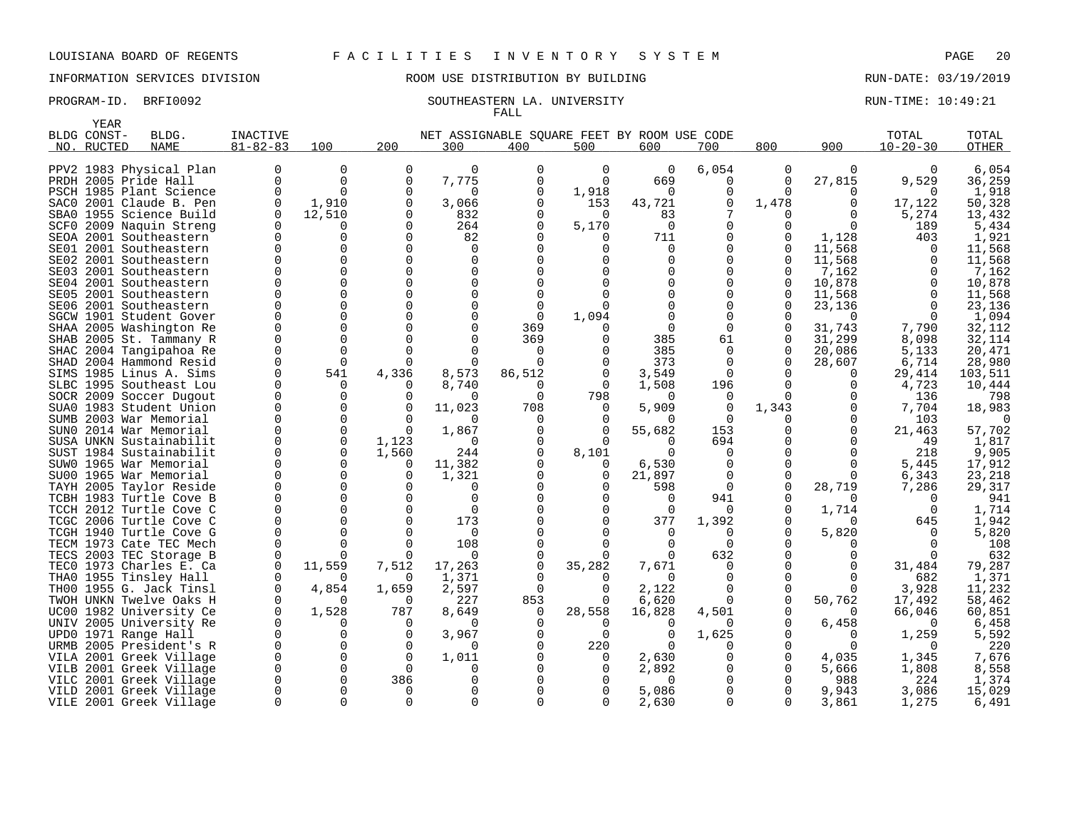LOUISIANA BOARD OF REGENTS F A C I L I T I E S I N V E N T O R Y S Y S T E M

INFORMATION SERVICES DIVISION ROOM USE DISTRIBUTION BY BUILDING RUN-DATE: 03/19/2019

PROGRAM-ID. BRFI0092 SOUTHEASTERN LA. UNIVERSITY RUN-TIME: 10:49:21

FALL

| BLDG NO. | YEAR CONST-RUCTED | BLDG. NAME | INACTIVE 81-82-83 | 100 | 200 | 300 | 400 | 500 | 600 | 700 | 800 | 900 | TOTAL 10-20-30 | TOTAL OTHER |
|---|---|---|---|---|---|---|---|---|---|---|---|---|---|---|
| | | | NET ASSIGNABLE SQUARE FEET BY ROOM USE CODE | | | | | | | | | | | |
| PPV2 | 1983 | Physical Plan | 0 | 0 | 0 | 0 | 0 | 0 | 0 | 6,054 | 0 | 0 | 0 | 6,054 |
| PRDH | 2005 | Pride Hall | 0 | 0 | 0 | 7,775 | 0 | 0 | 669 | 0 | 0 | 27,815 | 9,529 | 36,259 |
| PSCH | 1985 | Plant Science | 0 | 0 | 0 | 0 | 0 | 1,918 | 0 | 0 | 0 | 0 | 0 | 1,918 |
| SAC0 | 2001 | Claude B. Pen | 0 | 1,910 | 0 | 3,066 | 0 | 153 | 43,721 | 0 | 1,478 | 0 | 17,122 | 50,328 |
| SBA0 | 1955 | Science Build | 0 | 12,510 | 0 | 832 | 0 | 0 | 83 | 7 | 0 | 0 | 5,274 | 13,432 |
| SCF0 | 2009 | Naquin Streng | 0 | 0 | 0 | 264 | 0 | 5,170 | 0 | 0 | 0 | 0 | 189 | 5,434 |
| SEOA | 2001 | Southeastern | 0 | 0 | 0 | 82 | 0 | 0 | 711 | 0 | 0 | 1,128 | 403 | 1,921 |
| SE01 | 2001 | Southeastern | 0 | 0 | 0 | 0 | 0 | 0 | 0 | 0 | 0 | 11,568 | 0 | 11,568 |
| SE02 | 2001 | Southeastern | 0 | 0 | 0 | 0 | 0 | 0 | 0 | 0 | 0 | 11,568 | 0 | 11,568 |
| SE03 | 2001 | Southeastern | 0 | 0 | 0 | 0 | 0 | 0 | 0 | 0 | 0 | 7,162 | 0 | 7,162 |
| SE04 | 2001 | Southeastern | 0 | 0 | 0 | 0 | 0 | 0 | 0 | 0 | 0 | 10,878 | 0 | 10,878 |
| SE05 | 2001 | Southeastern | 0 | 0 | 0 | 0 | 0 | 0 | 0 | 0 | 0 | 11,568 | 0 | 11,568 |
| SE06 | 2001 | Southeastern | 0 | 0 | 0 | 0 | 0 | 0 | 0 | 0 | 0 | 23,136 | 0 | 23,136 |
| SGCW | 1901 | Student Gover | 0 | 0 | 0 | 0 | 0 | 1,094 | 0 | 0 | 0 | 0 | 0 | 1,094 |
| SHAA | 2005 | Washington Re | 0 | 0 | 0 | 0 | 369 | 0 | 0 | 0 | 0 | 31,743 | 7,790 | 32,112 |
| SHAB | 2005 | St. Tammany R | 0 | 0 | 0 | 0 | 369 | 0 | 385 | 61 | 0 | 31,299 | 8,098 | 32,114 |
| SHAC | 2004 | Tangipahoa Re | 0 | 0 | 0 | 0 | 0 | 0 | 385 | 0 | 0 | 20,086 | 5,133 | 20,471 |
| SHAD | 2004 | Hammond Resid | 0 | 0 | 0 | 0 | 0 | 0 | 373 | 0 | 0 | 28,607 | 6,714 | 28,980 |
| SIMS | 1985 | Linus A. Sims | 0 | 541 | 4,336 | 8,573 | 86,512 | 0 | 3,549 | 0 | 0 | 0 | 29,414 | 103,511 |
| SLBC | 1995 | Southeast Lou | 0 | 0 | 0 | 8,740 | 0 | 0 | 1,508 | 196 | 0 | 0 | 4,723 | 10,444 |
| SOCR | 2009 | Soccer Dugout | 0 | 0 | 0 | 0 | 0 | 798 | 0 | 0 | 0 | 0 | 136 | 798 |
| SUA0 | 1983 | Student Union | 0 | 0 | 0 | 11,023 | 708 | 0 | 5,909 | 0 | 1,343 | 0 | 7,704 | 18,983 |
| SUMB | 2003 | War Memorial | 0 | 0 | 0 | 0 | 0 | 0 | 0 | 0 | 0 | 0 | 103 | 0 |
| SUN0 | 2014 | War Memorial | 0 | 0 | 0 | 1,867 | 0 | 0 | 55,682 | 153 | 0 | 0 | 21,463 | 57,702 |
| SUSA | UNKN | Sustainabilit | 0 | 0 | 1,123 | 0 | 0 | 0 | 0 | 694 | 0 | 0 | 49 | 1,817 |
| SUST | 1984 | Sustainabilit | 0 | 0 | 1,560 | 244 | 0 | 8,101 | 0 | 0 | 0 | 0 | 218 | 9,905 |
| SUW0 | 1965 | War Memorial | 0 | 0 | 0 | 11,382 | 0 | 0 | 6,530 | 0 | 0 | 0 | 5,445 | 17,912 |
| SU00 | 1965 | War Memorial | 0 | 0 | 0 | 1,321 | 0 | 0 | 21,897 | 0 | 0 | 0 | 6,343 | 23,218 |
| TAYH | 2005 | Taylor Reside | 0 | 0 | 0 | 0 | 0 | 0 | 598 | 0 | 0 | 28,719 | 7,286 | 29,317 |
| TCBH | 1983 | Turtle Cove B | 0 | 0 | 0 | 0 | 0 | 0 | 0 | 941 | 0 | 0 | 0 | 941 |
| TCCH | 2012 | Turtle Cove C | 0 | 0 | 0 | 0 | 0 | 0 | 0 | 0 | 0 | 1,714 | 0 | 1,714 |
| TCGC | 2006 | Turtle Cove C | 0 | 0 | 0 | 173 | 0 | 0 | 377 | 1,392 | 0 | 0 | 645 | 1,942 |
| TCGH | 1940 | Turtle Cove G | 0 | 0 | 0 | 0 | 0 | 0 | 0 | 0 | 0 | 5,820 | 0 | 5,820 |
| TECM | 1973 | Cate TEC Mech | 0 | 0 | 0 | 108 | 0 | 0 | 0 | 0 | 0 | 0 | 0 | 108 |
| TECS | 2003 | TEC Storage B | 0 | 0 | 0 | 0 | 0 | 0 | 0 | 632 | 0 | 0 | 0 | 632 |
| TEC0 | 1973 | Charles E. Ca | 0 | 11,559 | 7,512 | 17,263 | 0 | 35,282 | 7,671 | 0 | 0 | 0 | 31,484 | 79,287 |
| THA0 | 1955 | Tinsley Hall | 0 | 0 | 0 | 1,371 | 0 | 0 | 0 | 0 | 0 | 0 | 682 | 1,371 |
| TH00 | 1955 | G. Jack Tinsl | 0 | 4,854 | 1,659 | 2,597 | 0 | 0 | 2,122 | 0 | 0 | 0 | 3,928 | 11,232 |
| TWOH | UNKN | Twelve Oaks H | 0 | 0 | 0 | 227 | 853 | 0 | 6,620 | 0 | 0 | 50,762 | 17,492 | 58,462 |
| UC00 | 1982 | University Ce | 0 | 1,528 | 787 | 8,649 | 0 | 28,558 | 16,828 | 4,501 | 0 | 0 | 66,046 | 60,851 |
| UNIV | 2005 | University Re | 0 | 0 | 0 | 0 | 0 | 0 | 0 | 0 | 0 | 6,458 | 0 | 6,458 |
| UPD0 | 1971 | Range Hall | 0 | 0 | 0 | 3,967 | 0 | 0 | 0 | 1,625 | 0 | 0 | 1,259 | 5,592 |
| URMB | 2005 | President's R | 0 | 0 | 0 | 0 | 0 | 220 | 0 | 0 | 0 | 0 | 0 | 220 |
| VILA | 2001 | Greek Village | 0 | 0 | 0 | 1,011 | 0 | 0 | 2,630 | 0 | 0 | 4,035 | 1,345 | 7,676 |
| VILB | 2001 | Greek Village | 0 | 0 | 0 | 0 | 0 | 0 | 2,892 | 0 | 0 | 5,666 | 1,808 | 8,558 |
| VILC | 2001 | Greek Village | 0 | 0 | 386 | 0 | 0 | 0 | 0 | 0 | 0 | 988 | 224 | 1,374 |
| VILD | 2001 | Greek Village | 0 | 0 | 0 | 0 | 0 | 0 | 5,086 | 0 | 0 | 9,943 | 3,086 | 15,029 |
| VILE | 2001 | Greek Village | 0 | 0 | 0 | 0 | 0 | 0 | 2,630 | 0 | 0 | 3,861 | 1,275 | 6,491 |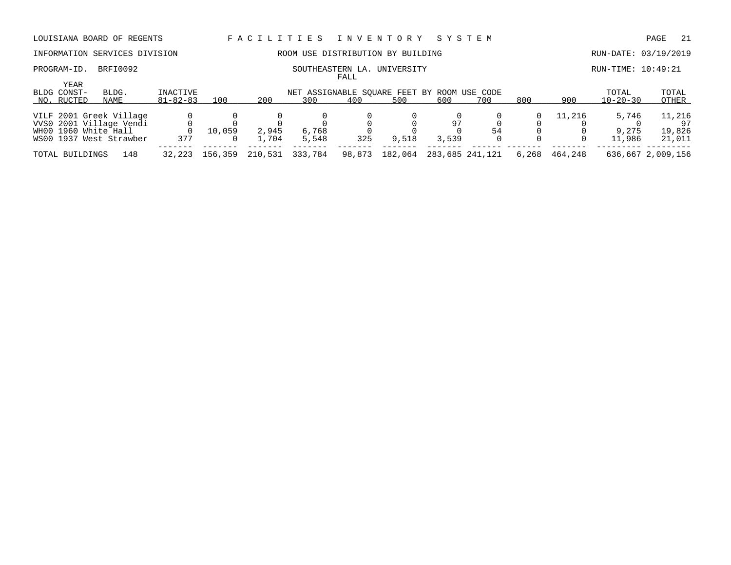LOUISIANA BOARD OF REGENTS — FACILITIES INVENTORY SYSTEM

INFORMATION SERVICES DIVISION — ROOM USE DISTRIBUTION BY BUILDING — RUN-DATE: 03/19/2019

PROGRAM-ID. BRFI0092 — SOUTHEASTERN LA. UNIVERSITY — FALL — RUN-TIME: 10:49:21

| BLDG NO. | YEAR CONST-RUCTED | BLDG. NAME | INACTIVE 81-82-83 | 100 | 200 | 300 | 400 | 500 | 600 | 700 | 800 | 900 | TOTAL 10-20-30 | TOTAL OTHER |
|---|---|---|---|---|---|---|---|---|---|---|---|---|---|---|
| | | | | NET ASSIGNABLE SQUARE FEET BY ROOM USE CODE | | | | | | | | | | |
| VILF | 2001 | Greek Village | 0 | 0 | 0 | 0 | 0 | 0 | 0 | 0 | 0 | 11,216 | 5,746 | 11,216 |
| VVS0 | 2001 | Village Vendi | 0 | 0 | 0 | 0 | 0 | 0 | 97 | 0 | 0 | 0 | 0 | 97 |
| WH00 | 1960 | White Hall | 0 | 10,059 | 2,945 | 6,768 | 0 | 0 | 0 | 54 | 0 | 0 | 9,275 | 19,826 |
| WS00 | 1937 | West Strawber | 377 | 0 | 1,704 | 5,548 | 325 | 9,518 | 3,539 | 0 | 0 | 0 | 11,986 | 21,011 |
| TOTAL BUILDINGS | | 148 | 32,223 | 156,359 | 210,531 | 333,784 | 98,873 | 182,064 | 283,685 | 241,121 | 6,268 | 464,248 | 636,667 | 2,009,156 |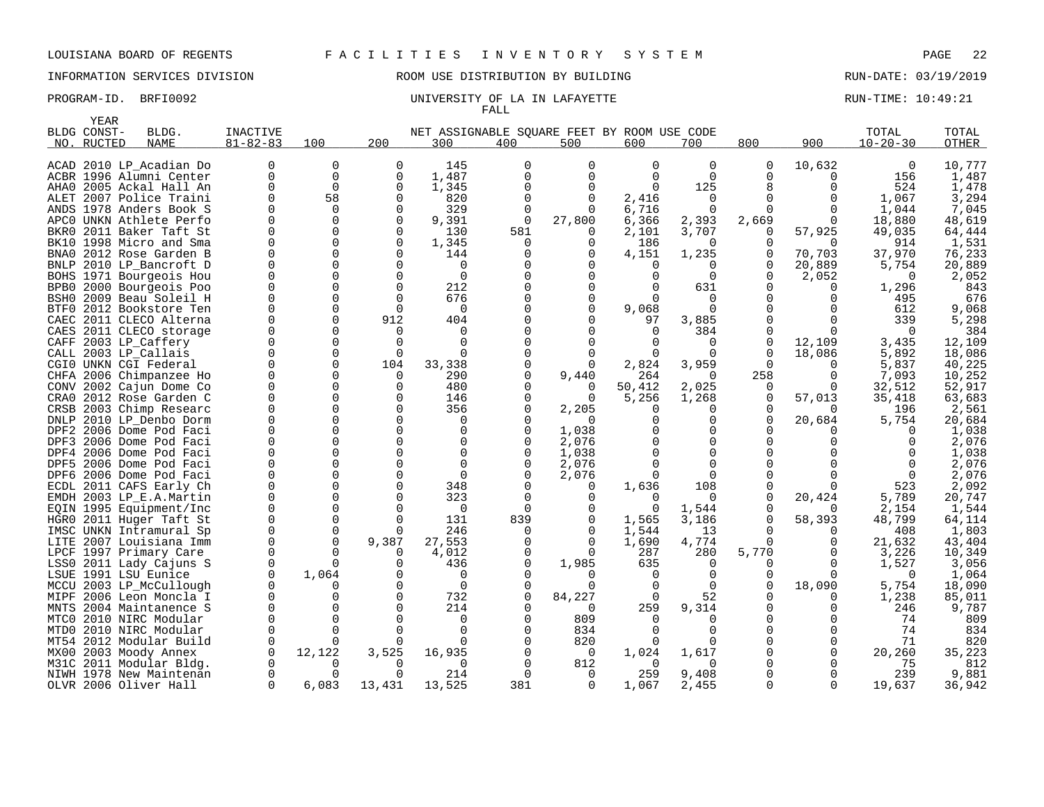LOUISIANA BOARD OF REGENTS — F A C I L I T I E S   I N V E N T O R Y   S Y S T E M

INFORMATION SERVICES DIVISION — ROOM USE DISTRIBUTION BY BUILDING — RUN-DATE: 03/19/2019

PROGRAM-ID. BRFI0092 — UNIVERSITY OF LA IN LAFAYETTE — RUN-TIME: 10:49:21

FALL

| BLDG NO. | YEAR CONST-RUCTED | BLDG. NAME | INACTIVE 81-82-83 | 100 | 200 | 300 | 400 | 500 | 600 | 700 | 800 | 900 | TOTAL 10-20-30 | TOTAL OTHER |
|---|---|---|---|---|---|---|---|---|---|---|---|---|---|---|
| | | | | NET ASSIGNABLE SQUARE FEET BY ROOM USE CODE | | | | | | | | | | |
| ACAD | 2010 | LP_Acadian Do | 0 | 0 | 0 | 145 | 0 | 0 | 0 | 0 | 0 | 10,632 | 0 | 10,777 |
| ACBR | 1996 | Alumni Center | 0 | 0 | 0 | 1,487 | 0 | 0 | 0 | 0 | 0 | 0 | 156 | 1,487 |
| AHA0 | 2005 | Ackal Hall An | 0 | 0 | 0 | 1,345 | 0 | 0 | 0 | 125 | 8 | 0 | 524 | 1,478 |
| ALET | 2007 | Police Traini | 0 | 58 | 0 | 820 | 0 | 0 | 2,416 | 0 | 0 | 0 | 1,067 | 3,294 |
| ANDS | 1978 | Anders Book S | 0 | 0 | 0 | 329 | 0 | 0 | 6,716 | 0 | 0 | 0 | 1,044 | 7,045 |
| APC0 | UNKN | Athlete Perfo | 0 | 0 | 0 | 9,391 | 0 | 27,800 | 6,366 | 2,393 | 2,669 | 0 | 18,880 | 48,619 |
| BKR0 | 2011 | Baker Taft St | 0 | 0 | 0 | 130 | 581 | 0 | 2,101 | 3,707 | 0 | 57,925 | 49,035 | 64,444 |
| BK10 | 1998 | Micro and Sma | 0 | 0 | 0 | 1,345 | 0 | 0 | 186 | 0 | 0 | 0 | 914 | 1,531 |
| BNA0 | 2012 | Rose Garden B | 0 | 0 | 0 | 144 | 0 | 0 | 4,151 | 1,235 | 0 | 70,703 | 37,970 | 76,233 |
| BNLP | 2010 | LP_Bancroft D | 0 | 0 | 0 | 0 | 0 | 0 | 0 | 0 | 0 | 20,889 | 5,754 | 20,889 |
| BOHS | 1971 | Bourgeois Hou | 0 | 0 | 0 | 0 | 0 | 0 | 0 | 0 | 0 | 2,052 | 0 | 2,052 |
| BPB0 | 2000 | Bourgeois Poo | 0 | 0 | 0 | 212 | 0 | 0 | 0 | 631 | 0 | 0 | 1,296 | 843 |
| BSH0 | 2009 | Beau Soleil H | 0 | 0 | 0 | 676 | 0 | 0 | 0 | 0 | 0 | 0 | 495 | 676 |
| BTF0 | 2012 | Bookstore Ten | 0 | 0 | 0 | 0 | 0 | 0 | 9,068 | 0 | 0 | 0 | 612 | 9,068 |
| CAEC | 2011 | CLECO Alterna | 0 | 0 | 912 | 404 | 0 | 0 | 97 | 3,885 | 0 | 0 | 339 | 5,298 |
| CAES | 2011 | CLECO storage | 0 | 0 | 0 | 0 | 0 | 0 | 0 | 384 | 0 | 0 | 0 | 384 |
| CAFF | 2003 | LP_Caffery | 0 | 0 | 0 | 0 | 0 | 0 | 0 | 0 | 0 | 12,109 | 3,435 | 12,109 |
| CALL | 2003 | LP_Callais | 0 | 0 | 0 | 0 | 0 | 0 | 0 | 0 | 0 | 18,086 | 5,892 | 18,086 |
| CGI0 | UNKN | CGI Federal | 0 | 0 | 104 | 33,338 | 0 | 0 | 2,824 | 3,959 | 0 | 0 | 5,837 | 40,225 |
| CHFA | 2006 | Chimpanzee Ho | 0 | 0 | 0 | 290 | 0 | 9,440 | 264 | 0 | 258 | 0 | 7,093 | 10,252 |
| CONV | 2002 | Cajun Dome Co | 0 | 0 | 0 | 480 | 0 | 0 | 50,412 | 2,025 | 0 | 0 | 32,512 | 52,917 |
| CRA0 | 2012 | Rose Garden C | 0 | 0 | 0 | 146 | 0 | 0 | 5,256 | 1,268 | 0 | 57,013 | 35,418 | 63,683 |
| CRSB | 2003 | Chimp Researc | 0 | 0 | 0 | 356 | 0 | 2,205 | 0 | 0 | 0 | 0 | 196 | 2,561 |
| DNLP | 2010 | LP_Denbo Dorm | 0 | 0 | 0 | 0 | 0 | 0 | 0 | 0 | 0 | 20,684 | 5,754 | 20,684 |
| DPF2 | 2006 | Dome Pod Faci | 0 | 0 | 0 | 0 | 0 | 1,038 | 0 | 0 | 0 | 0 | 0 | 1,038 |
| DPF3 | 2006 | Dome Pod Faci | 0 | 0 | 0 | 0 | 0 | 2,076 | 0 | 0 | 0 | 0 | 0 | 2,076 |
| DPF4 | 2006 | Dome Pod Faci | 0 | 0 | 0 | 0 | 0 | 1,038 | 0 | 0 | 0 | 0 | 0 | 1,038 |
| DPF5 | 2006 | Dome Pod Faci | 0 | 0 | 0 | 0 | 0 | 2,076 | 0 | 0 | 0 | 0 | 0 | 2,076 |
| DPF6 | 2006 | Dome Pod Faci | 0 | 0 | 0 | 0 | 0 | 2,076 | 0 | 0 | 0 | 0 | 0 | 2,076 |
| ECDL | 2011 | CAFS Early Ch | 0 | 0 | 0 | 348 | 0 | 0 | 1,636 | 108 | 0 | 0 | 523 | 2,092 |
| EMDH | 2003 | LP_E.A.Martin | 0 | 0 | 0 | 323 | 0 | 0 | 0 | 0 | 0 | 20,424 | 5,789 | 20,747 |
| EQIN | 1995 | Equipment/Inc | 0 | 0 | 0 | 0 | 0 | 0 | 0 | 1,544 | 0 | 0 | 2,154 | 1,544 |
| HGR0 | 2011 | Huger Taft St | 0 | 0 | 0 | 131 | 839 | 0 | 1,565 | 3,186 | 0 | 58,393 | 48,799 | 64,114 |
| IMSC | UNKN | Intramural Sp | 0 | 0 | 0 | 246 | 0 | 0 | 1,544 | 13 | 0 | 0 | 408 | 1,803 |
| LITE | 2007 | Louisiana Imm | 0 | 0 | 9,387 | 27,553 | 0 | 0 | 1,690 | 4,774 | 0 | 0 | 21,632 | 43,404 |
| LPCF | 1997 | Primary Care | 0 | 0 | 0 | 4,012 | 0 | 0 | 287 | 280 | 5,770 | 0 | 3,226 | 10,349 |
| LSS0 | 2011 | Lady Cajuns S | 0 | 0 | 0 | 436 | 0 | 1,985 | 635 | 0 | 0 | 0 | 1,527 | 3,056 |
| LSUE | 1991 | LSU Eunice | 0 | 1,064 | 0 | 0 | 0 | 0 | 0 | 0 | 0 | 0 | 0 | 1,064 |
| MCCU | 2003 | LP_McCullough | 0 | 0 | 0 | 0 | 0 | 0 | 0 | 0 | 0 | 18,090 | 5,754 | 18,090 |
| MIPF | 2006 | Leon Moncla I | 0 | 0 | 0 | 732 | 0 | 84,227 | 0 | 52 | 0 | 0 | 1,238 | 85,011 |
| MNTS | 2004 | Maintanence S | 0 | 0 | 0 | 214 | 0 | 0 | 259 | 9,314 | 0 | 0 | 246 | 9,787 |
| MTC0 | 2010 | NIRC Modular | 0 | 0 | 0 | 0 | 0 | 809 | 0 | 0 | 0 | 0 | 74 | 809 |
| MTD0 | 2010 | NIRC Modular | 0 | 0 | 0 | 0 | 0 | 834 | 0 | 0 | 0 | 0 | 74 | 834 |
| MT54 | 2012 | Modular Build | 0 | 0 | 0 | 0 | 0 | 820 | 0 | 0 | 0 | 0 | 71 | 820 |
| MX00 | 2003 | Moody Annex | 0 | 12,122 | 3,525 | 16,935 | 0 | 0 | 1,024 | 1,617 | 0 | 0 | 20,260 | 35,223 |
| M31C | 2011 | Modular Bldg. | 0 | 0 | 0 | 0 | 0 | 812 | 0 | 0 | 0 | 0 | 75 | 812 |
| NIWH | 1978 | New Maintenan | 0 | 0 | 0 | 214 | 0 | 0 | 259 | 9,408 | 0 | 0 | 239 | 9,881 |
| OLVR | 2006 | Oliver Hall | 0 | 6,083 | 13,431 | 13,525 | 381 | 0 | 1,067 | 2,455 | 0 | 0 | 19,637 | 36,942 |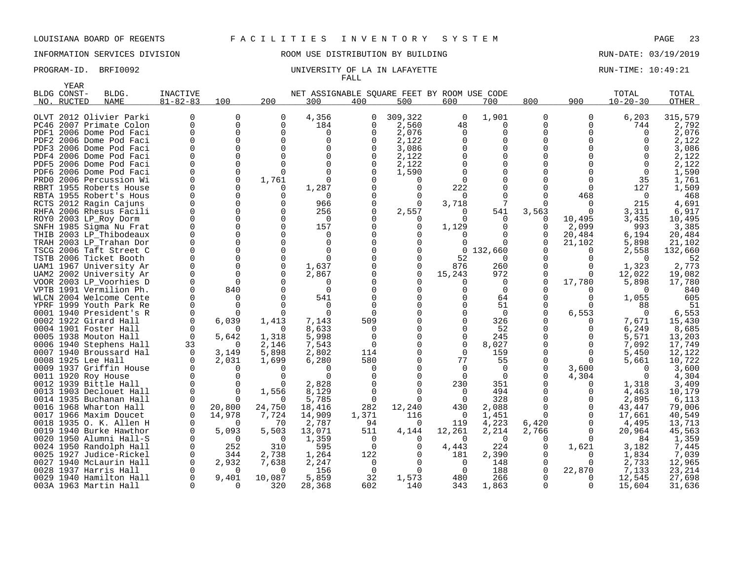LOUISIANA BOARD OF REGENTS — FACILITIES INVENTORY SYSTEM

INFORMATION SERVICES DIVISION — ROOM USE DISTRIBUTION BY BUILDING — RUN-DATE: 03/19/2019

PROGRAM-ID. BRFI0092 — UNIVERSITY OF LA IN LAFAYETTE — RUN-TIME: 10:49:21

FALL

| BLDG NO. | YEAR CONST-RUCTED | BLDG. NAME | INACTIVE 81-82-83 | 100 | 200 | 300 | 400 | 500 | 600 | 700 | 800 | 900 | TOTAL 10-20-30 | TOTAL OTHER |
|---|---|---|---|---|---|---|---|---|---|---|---|---|---|---|
| | | | | NET ASSIGNABLE SQUARE FEET BY ROOM USE CODE | | | | | | | | | | |
| OLVT | 2012 | Olivier Parki | 0 | 0 | 0 | 4,356 | 0 | 309,322 | 0 | 1,901 | 0 | 0 | 6,203 | 315,579 |
| PC46 | 2007 | Primate Colon | 0 | 0 | 0 | 184 | 0 | 2,560 | 48 | 0 | 0 | 0 | 744 | 2,792 |
| PDF1 | 2006 | Dome Pod Faci | 0 | 0 | 0 | 0 | 0 | 2,076 | 0 | 0 | 0 | 0 | 0 | 2,076 |
| PDF2 | 2006 | Dome Pod Faci | 0 | 0 | 0 | 0 | 0 | 2,122 | 0 | 0 | 0 | 0 | 0 | 2,122 |
| PDF3 | 2006 | Dome Pod Faci | 0 | 0 | 0 | 0 | 0 | 3,086 | 0 | 0 | 0 | 0 | 0 | 3,086 |
| PDF4 | 2006 | Dome Pod Faci | 0 | 0 | 0 | 0 | 0 | 2,122 | 0 | 0 | 0 | 0 | 0 | 2,122 |
| PDF5 | 2006 | Dome Pod Faci | 0 | 0 | 0 | 0 | 0 | 2,122 | 0 | 0 | 0 | 0 | 0 | 2,122 |
| PDF6 | 2006 | Dome Pod Faci | 0 | 0 | 0 | 0 | 0 | 1,590 | 0 | 0 | 0 | 0 | 0 | 1,590 |
| PRD0 | 2006 | Percussion Wi | 0 | 0 | 1,761 | 0 | 0 | 0 | 0 | 0 | 0 | 0 | 35 | 1,761 |
| RBRT | 1955 | Roberts House | 0 | 0 | 0 | 1,287 | 0 | 0 | 222 | 0 | 0 | 0 | 127 | 1,509 |
| RBTA | 1955 | Robert's Hous | 0 | 0 | 0 | 0 | 0 | 0 | 0 | 0 | 0 | 468 | 0 | 468 |
| RCTS | 2012 | Ragin Cajuns | 0 | 0 | 0 | 966 | 0 | 0 | 3,718 | 7 | 0 | 0 | 215 | 4,691 |
| RHFA | 2006 | Rhesus Facili | 0 | 0 | 0 | 256 | 0 | 2,557 | 0 | 541 | 3,563 | 0 | 3,311 | 6,917 |
| ROY0 | 2003 | LP_Roy Dorm | 0 | 0 | 0 | 0 | 0 | 0 | 0 | 0 | 0 | 10,495 | 3,435 | 10,495 |
| SNFH | 1985 | Sigma Nu Frat | 0 | 0 | 0 | 157 | 0 | 0 | 1,129 | 0 | 0 | 2,099 | 993 | 3,385 |
| THIB | 2003 | LP_Thibodeaux | 0 | 0 | 0 | 0 | 0 | 0 | 0 | 0 | 0 | 20,484 | 6,194 | 20,484 |
| TRAH | 2003 | LP_Trahan Dor | 0 | 0 | 0 | 0 | 0 | 0 | 0 | 0 | 0 | 21,102 | 5,898 | 21,102 |
| TSCG | 2006 | Taft Street C | 0 | 0 | 0 | 0 | 0 | 0 | 0 | 132,660 | 0 | 0 | 2,558 | 132,660 |
| TSTB | 2006 | Ticket Booth | 0 | 0 | 0 | 0 | 0 | 0 | 52 | 0 | 0 | 0 | 0 | 52 |
| UAM1 | 1967 | University Ar | 0 | 0 | 0 | 1,637 | 0 | 0 | 876 | 260 | 0 | 0 | 1,323 | 2,773 |
| UAM2 | 2002 | University Ar | 0 | 0 | 0 | 2,867 | 0 | 0 | 15,243 | 972 | 0 | 0 | 12,022 | 19,082 |
| VOOR | 2003 | LP_Voorhies D | 0 | 0 | 0 | 0 | 0 | 0 | 0 | 0 | 0 | 17,780 | 5,898 | 17,780 |
| VPTB | 1991 | Vermilion Ph. | 0 | 840 | 0 | 0 | 0 | 0 | 0 | 0 | 0 | 0 | 0 | 840 |
| WLCN | 2004 | Welcome Cente | 0 | 0 | 0 | 541 | 0 | 0 | 0 | 64 | 0 | 0 | 1,055 | 605 |
| YPRF | 1999 | Youth Park Re | 0 | 0 | 0 | 0 | 0 | 0 | 0 | 51 | 0 | 0 | 88 | 51 |
| 0001 | 1940 | President's R | 0 | 0 | 0 | 0 | 0 | 0 | 0 | 0 | 0 | 6,553 | 0 | 6,553 |
| 0002 | 1922 | Girard Hall | 0 | 6,039 | 1,413 | 7,143 | 509 | 0 | 0 | 326 | 0 | 0 | 7,671 | 15,430 |
| 0004 | 1901 | Foster Hall | 0 | 0 | 0 | 8,633 | 0 | 0 | 0 | 52 | 0 | 0 | 6,249 | 8,685 |
| 0005 | 1938 | Mouton Hall | 0 | 5,642 | 1,318 | 5,998 | 0 | 0 | 0 | 245 | 0 | 0 | 5,571 | 13,203 |
| 0006 | 1940 | Stephens Hall | 33 | 0 | 2,146 | 7,543 | 0 | 0 | 0 | 8,027 | 0 | 0 | 7,092 | 17,749 |
| 0007 | 1940 | Broussard Hal | 0 | 3,149 | 5,898 | 2,802 | 114 | 0 | 0 | 159 | 0 | 0 | 5,450 | 12,122 |
| 0008 | 1925 | Lee Hall | 0 | 2,031 | 1,699 | 6,280 | 580 | 0 | 77 | 55 | 0 | 0 | 5,661 | 10,722 |
| 0009 | 1937 | Griffin House | 0 | 0 | 0 | 0 | 0 | 0 | 0 | 0 | 0 | 3,600 | 0 | 3,600 |
| 0011 | 1920 | Roy House | 0 | 0 | 0 | 0 | 0 | 0 | 0 | 0 | 0 | 4,304 | 0 | 4,304 |
| 0012 | 1939 | Bittle Hall | 0 | 0 | 0 | 2,828 | 0 | 0 | 230 | 351 | 0 | 0 | 1,318 | 3,409 |
| 0013 | 1903 | Declouet Hall | 0 | 0 | 1,556 | 8,129 | 0 | 0 | 0 | 494 | 0 | 0 | 4,463 | 10,179 |
| 0014 | 1935 | Buchanan Hall | 0 | 0 | 0 | 5,785 | 0 | 0 | 0 | 328 | 0 | 0 | 2,895 | 6,113 |
| 0016 | 1968 | Wharton Hall | 0 | 20,800 | 24,750 | 18,416 | 282 | 12,240 | 430 | 2,088 | 0 | 0 | 43,447 | 79,006 |
| 0017 | 1966 | Maxim Doucet | 0 | 14,978 | 7,724 | 14,909 | 1,371 | 116 | 0 | 1,451 | 0 | 0 | 17,661 | 40,549 |
| 0018 | 1935 | O. K. Allen H | 0 | 0 | 70 | 2,787 | 94 | 0 | 119 | 4,223 | 6,420 | 0 | 4,495 | 13,713 |
| 0019 | 1940 | Burke Hawthor | 0 | 5,093 | 5,503 | 13,071 | 511 | 4,144 | 12,261 | 2,214 | 2,766 | 0 | 20,964 | 45,563 |
| 0020 | 1950 | Alumni Hall-S | 0 | 0 | 0 | 1,359 | 0 | 0 | 0 | 0 | 0 | 0 | 84 | 1,359 |
| 0024 | 1950 | Randolph Hall | 0 | 252 | 310 | 595 | 0 | 0 | 4,443 | 224 | 0 | 1,621 | 3,182 | 7,445 |
| 0025 | 1927 | Judice-Rickel | 0 | 344 | 2,738 | 1,264 | 122 | 0 | 181 | 2,390 | 0 | 0 | 1,834 | 7,039 |
| 0027 | 1940 | McLaurin Hall | 0 | 2,932 | 7,638 | 2,247 | 0 | 0 | 0 | 148 | 0 | 0 | 2,733 | 12,965 |
| 0028 | 1937 | Harris Hall | 0 | 0 | 0 | 156 | 0 | 0 | 0 | 188 | 0 | 22,870 | 7,133 | 23,214 |
| 0029 | 1940 | Hamilton Hall | 0 | 9,401 | 10,087 | 5,859 | 32 | 1,573 | 480 | 266 | 0 | 0 | 12,545 | 27,698 |
| 003A | 1963 | Martin Hall | 0 | 0 | 320 | 28,368 | 602 | 140 | 343 | 1,863 | 0 | 0 | 15,604 | 31,636 |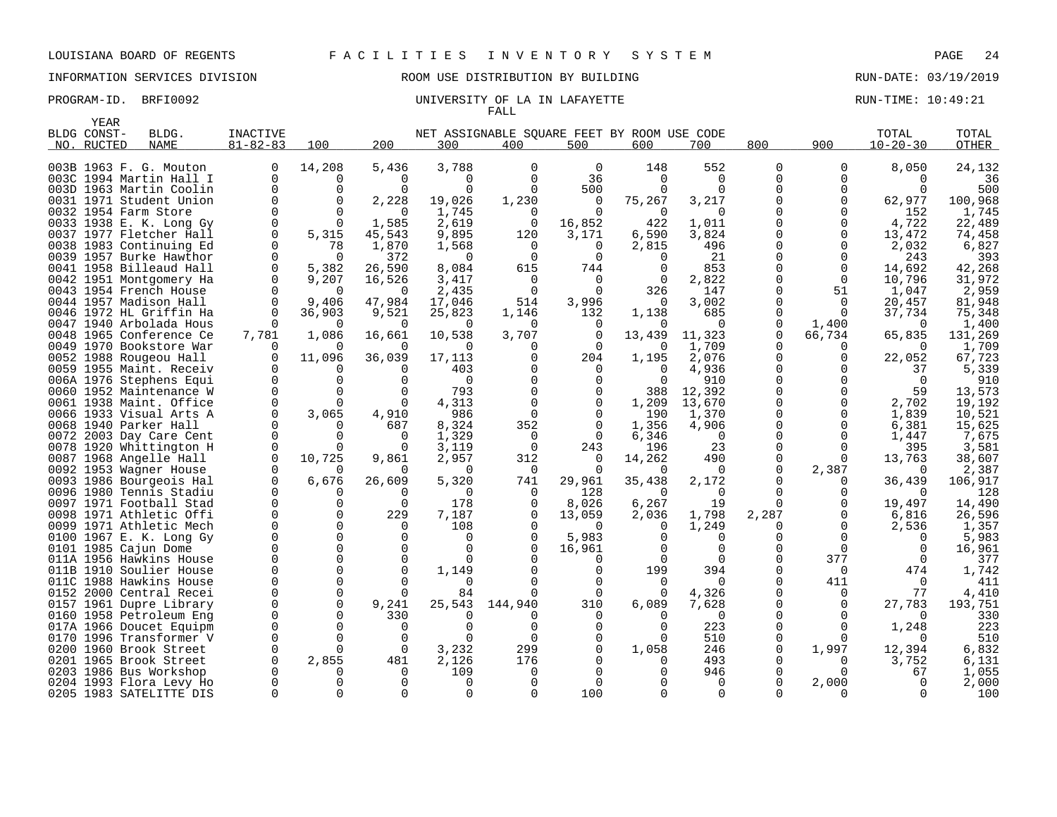LOUISIANA BOARD OF REGENTS — FACILITIES INVENTORY SYSTEM

INFORMATION SERVICES DIVISION — ROOM USE DISTRIBUTION BY BUILDING — RUN-DATE: 03/19/2019

PROGRAM-ID. BRFI0092 — UNIVERSITY OF LA IN LAFAYETTE — RUN-TIME: 10:49:21

FALL

| BLDG NO. | YEAR CONST-RUCTED | BLDG. NAME | INACTIVE 81-82-83 | 100 | 200 | 300 | 400 | 500 | 600 | 700 | 800 | 900 | TOTAL 10-20-30 | TOTAL OTHER |
|---|---|---|---|---|---|---|---|---|---|---|---|---|---|---|
| | | | | NET ASSIGNABLE SQUARE FEET BY ROOM USE CODE | | | | | | | | | | |
| 003B | 1963 | F. G. Mouton | 0 | 14,208 | 5,436 | 3,788 | 0 | 0 | 148 | 552 | 0 | 0 | 8,050 | 24,132 |
| 003C | 1994 | Martin Hall I | 0 | 0 | 0 | 0 | 0 | 36 | 0 | 0 | 0 | 0 | 0 | 36 |
| 003D | 1963 | Martin Coolin | 0 | 0 | 0 | 0 | 0 | 500 | 0 | 0 | 0 | 0 | 0 | 500 |
| 0031 | 1971 | Student Union | 0 | 0 | 2,228 | 19,026 | 1,230 | 0 | 75,267 | 3,217 | 0 | 0 | 62,977 | 100,968 |
| 0032 | 1954 | Farm Store | 0 | 0 | 0 | 1,745 | 0 | 0 | 0 | 0 | 0 | 0 | 152 | 1,745 |
| 0033 | 1938 | E. K. Long Gy | 0 | 0 | 1,585 | 2,619 | 0 | 16,852 | 422 | 1,011 | 0 | 0 | 4,722 | 22,489 |
| 0037 | 1977 | Fletcher Hall | 0 | 5,315 | 45,543 | 9,895 | 120 | 3,171 | 6,590 | 3,824 | 0 | 0 | 13,472 | 74,458 |
| 0038 | 1983 | Continuing Ed | 0 | 78 | 1,870 | 1,568 | 0 | 0 | 2,815 | 496 | 0 | 0 | 2,032 | 6,827 |
| 0039 | 1957 | Burke Hawthor | 0 | 0 | 372 | 0 | 0 | 0 | 0 | 21 | 0 | 0 | 243 | 393 |
| 0041 | 1958 | Billeaud Hall | 0 | 5,382 | 26,590 | 8,084 | 615 | 744 | 0 | 853 | 0 | 0 | 14,692 | 42,268 |
| 0042 | 1951 | Montgomery Ha | 0 | 9,207 | 16,526 | 3,417 | 0 | 0 | 0 | 2,822 | 0 | 0 | 10,796 | 31,972 |
| 0043 | 1954 | French House | 0 | 0 | 0 | 2,435 | 0 | 0 | 326 | 147 | 0 | 51 | 1,047 | 2,959 |
| 0044 | 1957 | Madison Hall | 0 | 9,406 | 47,984 | 17,046 | 514 | 3,996 | 0 | 3,002 | 0 | 0 | 20,457 | 81,948 |
| 0046 | 1972 | HL Griffin Ha | 0 | 36,903 | 9,521 | 25,823 | 1,146 | 132 | 1,138 | 685 | 0 | 0 | 37,734 | 75,348 |
| 0047 | 1940 | Arbolada Hous | 0 | 0 | 0 | 0 | 0 | 0 | 0 | 0 | 0 | 1,400 | 0 | 1,400 |
| 0048 | 1965 | Conference Ce | 7,781 | 1,086 | 16,661 | 10,538 | 3,707 | 0 | 13,439 | 11,323 | 0 | 66,734 | 65,835 | 131,269 |
| 0049 | 1970 | Bookstore War | 0 | 0 | 0 | 0 | 0 | 0 | 0 | 1,709 | 0 | 0 | 0 | 1,709 |
| 0052 | 1988 | Rougeou Hall | 0 | 11,096 | 36,039 | 17,113 | 0 | 204 | 1,195 | 2,076 | 0 | 0 | 22,052 | 67,723 |
| 0059 | 1955 | Maint. Receiv | 0 | 0 | 0 | 403 | 0 | 0 | 0 | 4,936 | 0 | 0 | 37 | 5,339 |
| 006A | 1976 | Stephens Equi | 0 | 0 | 0 | 0 | 0 | 0 | 0 | 910 | 0 | 0 | 0 | 910 |
| 0060 | 1952 | Maintenance W | 0 | 0 | 0 | 793 | 0 | 0 | 388 | 12,392 | 0 | 0 | 59 | 13,573 |
| 0061 | 1938 | Maint. Office | 0 | 0 | 0 | 4,313 | 0 | 0 | 1,209 | 13,670 | 0 | 0 | 2,702 | 19,192 |
| 0066 | 1933 | Visual Arts A | 0 | 3,065 | 4,910 | 986 | 0 | 0 | 190 | 1,370 | 0 | 0 | 1,839 | 10,521 |
| 0068 | 1940 | Parker Hall | 0 | 0 | 687 | 8,324 | 352 | 0 | 1,356 | 4,906 | 0 | 0 | 6,381 | 15,625 |
| 0072 | 2003 | Day Care Cent | 0 | 0 | 0 | 1,329 | 0 | 0 | 6,346 | 0 | 0 | 0 | 1,447 | 7,675 |
| 0078 | 1920 | Whittington H | 0 | 0 | 0 | 3,119 | 0 | 243 | 196 | 23 | 0 | 0 | 395 | 3,581 |
| 0087 | 1968 | Angelle Hall | 0 | 10,725 | 9,861 | 2,957 | 312 | 0 | 14,262 | 490 | 0 | 0 | 13,763 | 38,607 |
| 0092 | 1953 | Wagner House | 0 | 0 | 0 | 0 | 0 | 0 | 0 | 0 | 0 | 2,387 | 0 | 2,387 |
| 0093 | 1986 | Bourgeois Hal | 0 | 6,676 | 26,609 | 5,320 | 741 | 29,961 | 35,438 | 2,172 | 0 | 0 | 36,439 | 106,917 |
| 0096 | 1980 | Tennis Stadiu | 0 | 0 | 0 | 0 | 0 | 128 | 0 | 0 | 0 | 0 | 0 | 128 |
| 0097 | 1971 | Football Stad | 0 | 0 | 0 | 178 | 0 | 8,026 | 6,267 | 19 | 0 | 0 | 19,497 | 14,490 |
| 0098 | 1971 | Athletic Offi | 0 | 0 | 229 | 7,187 | 0 | 13,059 | 2,036 | 1,798 | 2,287 | 0 | 6,816 | 26,596 |
| 0099 | 1971 | Athletic Mech | 0 | 0 | 0 | 108 | 0 | 0 | 0 | 1,249 | 0 | 0 | 2,536 | 1,357 |
| 0100 | 1967 | E. K. Long Gy | 0 | 0 | 0 | 0 | 0 | 5,983 | 0 | 0 | 0 | 0 | 0 | 5,983 |
| 0101 | 1985 | Cajun Dome | 0 | 0 | 0 | 0 | 0 | 16,961 | 0 | 0 | 0 | 0 | 0 | 16,961 |
| 011A | 1956 | Hawkins House | 0 | 0 | 0 | 0 | 0 | 0 | 0 | 0 | 0 | 377 | 0 | 377 |
| 011B | 1910 | Soulier House | 0 | 0 | 0 | 1,149 | 0 | 0 | 199 | 394 | 0 | 0 | 474 | 1,742 |
| 011C | 1988 | Hawkins House | 0 | 0 | 0 | 0 | 0 | 0 | 0 | 0 | 0 | 411 | 0 | 411 |
| 0152 | 2000 | Central Recei | 0 | 0 | 0 | 84 | 0 | 0 | 0 | 4,326 | 0 | 0 | 77 | 4,410 |
| 0157 | 1961 | Dupre Library | 0 | 0 | 9,241 | 25,543 | 144,940 | 310 | 6,089 | 7,628 | 0 | 0 | 27,783 | 193,751 |
| 0160 | 1958 | Petroleum Eng | 0 | 0 | 330 | 0 | 0 | 0 | 0 | 0 | 0 | 0 | 0 | 330 |
| 017A | 1966 | Doucet Equipm | 0 | 0 | 0 | 0 | 0 | 0 | 0 | 223 | 0 | 0 | 1,248 | 223 |
| 0170 | 1996 | Transformer V | 0 | 0 | 0 | 0 | 0 | 0 | 0 | 510 | 0 | 0 | 0 | 510 |
| 0200 | 1960 | Brook Street | 0 | 0 | 0 | 3,232 | 299 | 0 | 1,058 | 246 | 0 | 1,997 | 12,394 | 6,832 |
| 0201 | 1965 | Brook Street | 0 | 2,855 | 481 | 2,126 | 176 | 0 | 0 | 493 | 0 | 0 | 3,752 | 6,131 |
| 0203 | 1986 | Bus Workshop | 0 | 0 | 0 | 109 | 0 | 0 | 0 | 946 | 0 | 0 | 67 | 1,055 |
| 0204 | 1993 | Flora Levy Ho | 0 | 0 | 0 | 0 | 0 | 0 | 0 | 0 | 0 | 2,000 | 0 | 2,000 |
| 0205 | 1983 | SATELITTE DIS | 0 | 0 | 0 | 0 | 0 | 100 | 0 | 0 | 0 | 0 | 0 | 100 |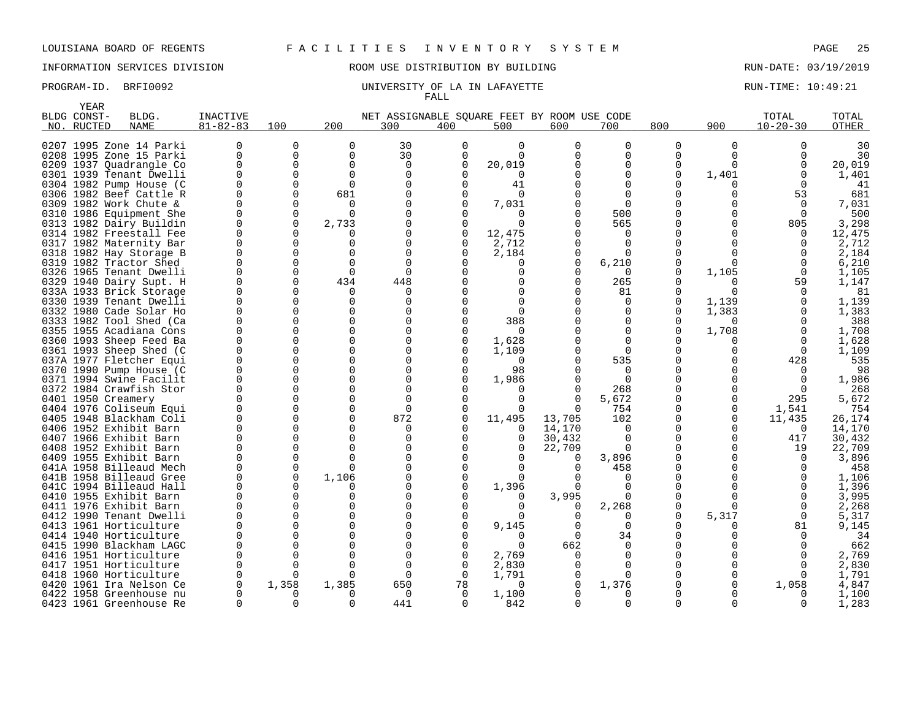LOUISIANA BOARD OF REGENTS F A C I L I T I E S I N V E N T O R Y S Y S T E M

INFORMATION SERVICES DIVISION ROOM USE DISTRIBUTION BY BUILDING RUN-DATE: 03/19/2019

PROGRAM-ID. BRFI0092 UNIVERSITY OF LA IN LAFAYETTE RUN-TIME: 10:49:21

FALL

| BLDG NO. | YEAR CONST-RUCTED | BLDG. NAME | INACTIVE 81-82-83 | 100 | 200 | 300 | 400 | 500 | 600 | 700 | 800 | 900 | TOTAL 10-20-30 | TOTAL OTHER |
|---|---|---|---|---|---|---|---|---|---|---|---|---|---|---|
| 0207 | 1995 | Zone 14 Parki | 0 | 0 | 0 | 30 | 0 | 0 | 0 | 0 | 0 | 0 | 0 | 30 |
| 0208 | 1995 | Zone 15 Parki | 0 | 0 | 0 | 30 | 0 | 0 | 0 | 0 | 0 | 0 | 0 | 30 |
| 0209 | 1937 | Quadrangle Co | 0 | 0 | 0 | 0 | 0 | 20,019 | 0 | 0 | 0 | 0 | 0 | 20,019 |
| 0301 | 1939 | Tenant Dwelli | 0 | 0 | 0 | 0 | 0 | 0 | 0 | 0 | 0 | 1,401 | 0 | 1,401 |
| 0304 | 1982 | Pump House (C | 0 | 0 | 0 | 0 | 0 | 41 | 0 | 0 | 0 | 0 | 0 | 41 |
| 0306 | 1982 | Beef Cattle R | 0 | 0 | 681 | 0 | 0 | 0 | 0 | 0 | 0 | 0 | 53 | 681 |
| 0309 | 1982 | Work Chute & | 0 | 0 | 0 | 0 | 0 | 7,031 | 0 | 0 | 0 | 0 | 0 | 7,031 |
| 0310 | 1986 | Equipment She | 0 | 0 | 0 | 0 | 0 | 0 | 0 | 500 | 0 | 0 | 0 | 500 |
| 0313 | 1982 | Dairy Buildin | 0 | 0 | 2,733 | 0 | 0 | 0 | 0 | 565 | 0 | 0 | 805 | 3,298 |
| 0314 | 1982 | Freestall Fee | 0 | 0 | 0 | 0 | 0 | 12,475 | 0 | 0 | 0 | 0 | 0 | 12,475 |
| 0317 | 1982 | Maternity Bar | 0 | 0 | 0 | 0 | 0 | 2,712 | 0 | 0 | 0 | 0 | 0 | 2,712 |
| 0318 | 1982 | Hay Storage B | 0 | 0 | 0 | 0 | 0 | 2,184 | 0 | 0 | 0 | 0 | 0 | 2,184 |
| 0319 | 1982 | Tractor Shed | 0 | 0 | 0 | 0 | 0 | 0 | 0 | 6,210 | 0 | 0 | 0 | 6,210 |
| 0326 | 1965 | Tenant Dwelli | 0 | 0 | 0 | 0 | 0 | 0 | 0 | 0 | 0 | 1,105 | 0 | 1,105 |
| 0329 | 1940 | Dairy Supt. H | 0 | 0 | 434 | 448 | 0 | 0 | 0 | 265 | 0 | 0 | 59 | 1,147 |
| 033A | 1933 | Brick Storage | 0 | 0 | 0 | 0 | 0 | 0 | 0 | 81 | 0 | 0 | 0 | 81 |
| 0330 | 1939 | Tenant Dwelli | 0 | 0 | 0 | 0 | 0 | 0 | 0 | 0 | 0 | 1,139 | 0 | 1,139 |
| 0332 | 1980 | Cade Solar Ho | 0 | 0 | 0 | 0 | 0 | 0 | 0 | 0 | 0 | 1,383 | 0 | 1,383 |
| 0333 | 1982 | Tool Shed (Ca | 0 | 0 | 0 | 0 | 0 | 388 | 0 | 0 | 0 | 0 | 0 | 388 |
| 0355 | 1955 | Acadiana Cons | 0 | 0 | 0 | 0 | 0 | 0 | 0 | 0 | 0 | 1,708 | 0 | 1,708 |
| 0360 | 1993 | Sheep Feed Ba | 0 | 0 | 0 | 0 | 0 | 1,628 | 0 | 0 | 0 | 0 | 0 | 1,628 |
| 0361 | 1993 | Sheep Shed (C | 0 | 0 | 0 | 0 | 0 | 1,109 | 0 | 0 | 0 | 0 | 0 | 1,109 |
| 037A | 1977 | Fletcher Equi | 0 | 0 | 0 | 0 | 0 | 0 | 0 | 535 | 0 | 0 | 428 | 535 |
| 0370 | 1990 | Pump House (C | 0 | 0 | 0 | 0 | 0 | 98 | 0 | 0 | 0 | 0 | 0 | 98 |
| 0371 | 1994 | Swine Facilit | 0 | 0 | 0 | 0 | 0 | 1,986 | 0 | 0 | 0 | 0 | 0 | 1,986 |
| 0372 | 1984 | Crawfish Stor | 0 | 0 | 0 | 0 | 0 | 0 | 0 | 268 | 0 | 0 | 0 | 268 |
| 0401 | 1950 | Creamery | 0 | 0 | 0 | 0 | 0 | 0 | 0 | 5,672 | 0 | 0 | 295 | 5,672 |
| 0404 | 1976 | Coliseum Equi | 0 | 0 | 0 | 0 | 0 | 0 | 0 | 754 | 0 | 0 | 1,541 | 754 |
| 0405 | 1948 | Blackham Coli | 0 | 0 | 0 | 872 | 0 | 11,495 | 13,705 | 102 | 0 | 0 | 11,435 | 26,174 |
| 0406 | 1952 | Exhibit Barn | 0 | 0 | 0 | 0 | 0 | 0 | 14,170 | 0 | 0 | 0 | 0 | 14,170 |
| 0407 | 1966 | Exhibit Barn | 0 | 0 | 0 | 0 | 0 | 0 | 30,432 | 0 | 0 | 0 | 417 | 30,432 |
| 0408 | 1952 | Exhibit Barn | 0 | 0 | 0 | 0 | 0 | 0 | 22,709 | 0 | 0 | 0 | 19 | 22,709 |
| 0409 | 1955 | Exhibit Barn | 0 | 0 | 0 | 0 | 0 | 0 | 0 | 3,896 | 0 | 0 | 0 | 3,896 |
| 041A | 1958 | Billeaud Mech | 0 | 0 | 0 | 0 | 0 | 0 | 0 | 458 | 0 | 0 | 0 | 458 |
| 041B | 1958 | Billeaud Gree | 0 | 0 | 1,106 | 0 | 0 | 0 | 0 | 0 | 0 | 0 | 0 | 1,106 |
| 041C | 1994 | Billeaud Hall | 0 | 0 | 0 | 0 | 0 | 1,396 | 0 | 0 | 0 | 0 | 0 | 1,396 |
| 0410 | 1955 | Exhibit Barn | 0 | 0 | 0 | 0 | 0 | 0 | 3,995 | 0 | 0 | 0 | 0 | 3,995 |
| 0411 | 1976 | Exhibit Barn | 0 | 0 | 0 | 0 | 0 | 0 | 0 | 2,268 | 0 | 0 | 0 | 2,268 |
| 0412 | 1990 | Tenant Dwelli | 0 | 0 | 0 | 0 | 0 | 0 | 0 | 0 | 0 | 5,317 | 0 | 5,317 |
| 0413 | 1961 | Horticulture | 0 | 0 | 0 | 0 | 0 | 9,145 | 0 | 0 | 0 | 0 | 81 | 9,145 |
| 0414 | 1940 | Horticulture | 0 | 0 | 0 | 0 | 0 | 0 | 0 | 34 | 0 | 0 | 0 | 34 |
| 0415 | 1990 | Blackham LAGC | 0 | 0 | 0 | 0 | 0 | 0 | 662 | 0 | 0 | 0 | 0 | 662 |
| 0416 | 1951 | Horticulture | 0 | 0 | 0 | 0 | 0 | 2,769 | 0 | 0 | 0 | 0 | 0 | 2,769 |
| 0417 | 1951 | Horticulture | 0 | 0 | 0 | 0 | 0 | 2,830 | 0 | 0 | 0 | 0 | 0 | 2,830 |
| 0418 | 1960 | Horticulture | 0 | 0 | 0 | 0 | 0 | 1,791 | 0 | 0 | 0 | 0 | 0 | 1,791 |
| 0420 | 1961 | Ira Nelson Ce | 0 | 1,358 | 1,385 | 650 | 78 | 0 | 0 | 1,376 | 0 | 0 | 1,058 | 4,847 |
| 0422 | 1958 | Greenhouse nu | 0 | 0 | 0 | 0 | 0 | 1,100 | 0 | 0 | 0 | 0 | 0 | 1,100 |
| 0423 | 1961 | Greenhouse Re | 0 | 0 | 0 | 441 | 0 | 842 | 0 | 0 | 0 | 0 | 0 | 1,283 |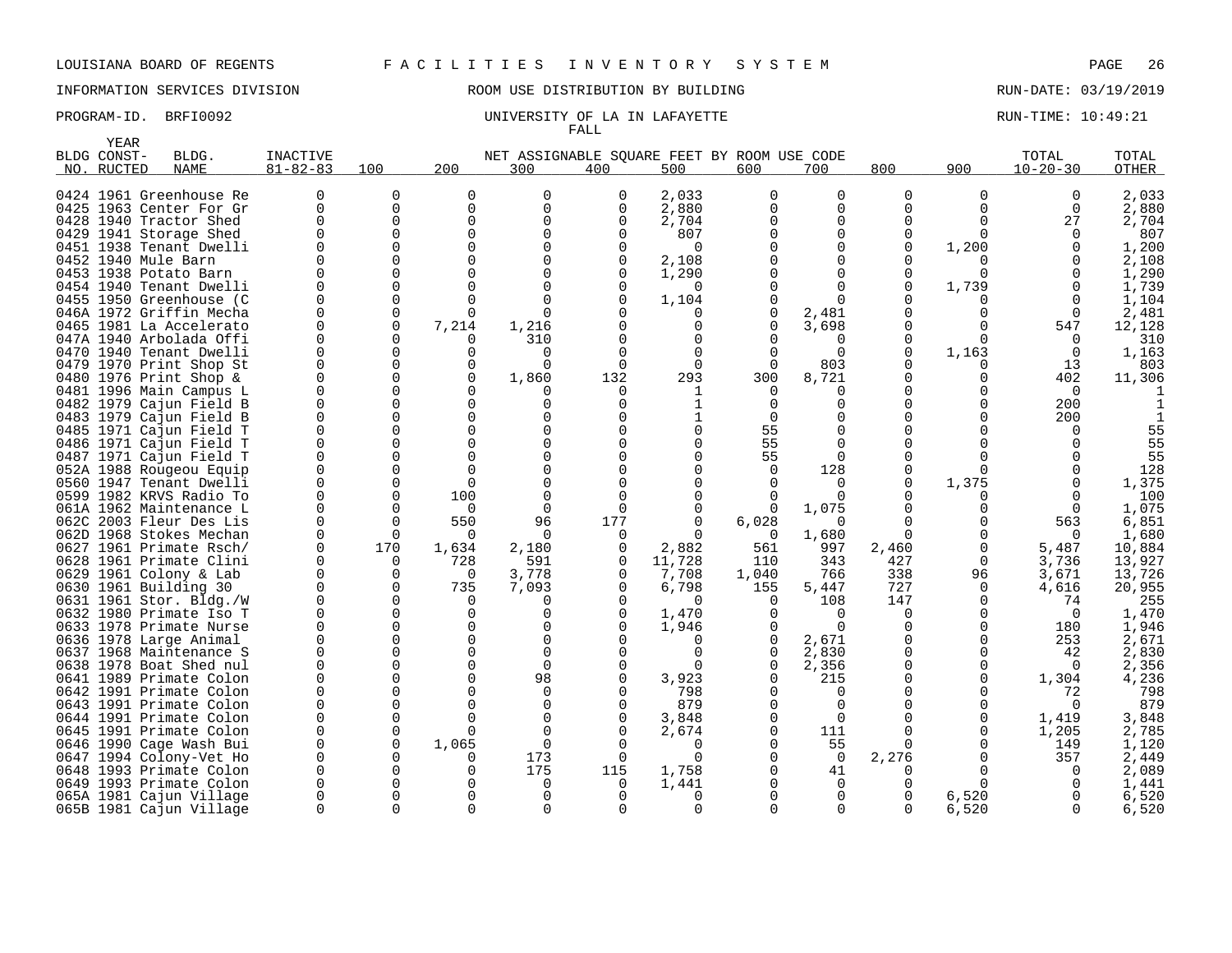LOUISIANA BOARD OF REGENTS F A C I L I T I E S I N V E N T O R Y S Y S T E M

INFORMATION SERVICES DIVISION ROOM USE DISTRIBUTION BY BUILDING RUN-DATE: 03/19/2019

PROGRAM-ID. BRFI0092 UNIVERSITY OF LA IN LAFAYETTE RUN-TIME: 10:49:21

FALL

| BLDG NO. | YEAR CONSTRUCTED | BLDG. NAME | INACTIVE 81-82-83 | 100 | 200 | 300 | 400 | 500 | 600 | 700 | 800 | 900 | TOTAL 10-20-30 | TOTAL OTHER |
|---|---|---|---|---|---|---|---|---|---|---|---|---|---|---|
| 0424 | 1961 | Greenhouse Re | 0 | 0 | 0 | 0 | 0 | 2,033 | 0 | 0 | 0 | 0 | 0 | 2,033 |
| 0425 | 1963 | Center For Gr | 0 | 0 | 0 | 0 | 0 | 2,880 | 0 | 0 | 0 | 0 | 0 | 2,880 |
| 0428 | 1940 | Tractor Shed | 0 | 0 | 0 | 0 | 0 | 2,704 | 0 | 0 | 0 | 0 | 27 | 2,704 |
| 0429 | 1941 | Storage Shed | 0 | 0 | 0 | 0 | 0 | 807 | 0 | 0 | 0 | 0 | 0 | 807 |
| 0451 | 1938 | Tenant Dwelli | 0 | 0 | 0 | 0 | 0 | 0 | 0 | 0 | 0 | 1,200 | 0 | 1,200 |
| 0452 | 1940 | Mule Barn | 0 | 0 | 0 | 0 | 0 | 2,108 | 0 | 0 | 0 | 0 | 0 | 2,108 |
| 0453 | 1938 | Potato Barn | 0 | 0 | 0 | 0 | 0 | 1,290 | 0 | 0 | 0 | 0 | 0 | 1,290 |
| 0454 | 1940 | Tenant Dwelli | 0 | 0 | 0 | 0 | 0 | 0 | 0 | 0 | 0 | 1,739 | 0 | 1,739 |
| 0455 | 1950 | Greenhouse (C | 0 | 0 | 0 | 0 | 0 | 1,104 | 0 | 0 | 0 | 0 | 0 | 1,104 |
| 046A | 1972 | Griffin Mecha | 0 | 0 | 0 | 0 | 0 | 0 | 0 | 2,481 | 0 | 0 | 0 | 2,481 |
| 0465 | 1981 | La Accelerato | 0 | 0 | 7,214 | 1,216 | 0 | 0 | 0 | 3,698 | 0 | 0 | 547 | 12,128 |
| 047A | 1940 | Arbolada Offi | 0 | 0 | 0 | 310 | 0 | 0 | 0 | 0 | 0 | 0 | 0 | 310 |
| 0470 | 1940 | Tenant Dwelli | 0 | 0 | 0 | 0 | 0 | 0 | 0 | 0 | 0 | 1,163 | 0 | 1,163 |
| 0479 | 1970 | Print Shop St | 0 | 0 | 0 | 0 | 0 | 0 | 0 | 803 | 0 | 0 | 13 | 803 |
| 0480 | 1976 | Print Shop & | 0 | 0 | 0 | 1,860 | 132 | 293 | 300 | 8,721 | 0 | 0 | 402 | 11,306 |
| 0481 | 1996 | Main Campus L | 0 | 0 | 0 | 0 | 0 | 1 | 0 | 0 | 0 | 0 | 0 | 1 |
| 0482 | 1979 | Cajun Field B | 0 | 0 | 0 | 0 | 0 | 1 | 0 | 0 | 0 | 0 | 200 | 1 |
| 0483 | 1979 | Cajun Field B | 0 | 0 | 0 | 0 | 0 | 1 | 0 | 0 | 0 | 0 | 200 | 1 |
| 0485 | 1971 | Cajun Field T | 0 | 0 | 0 | 0 | 0 | 0 | 55 | 0 | 0 | 0 | 0 | 55 |
| 0486 | 1971 | Cajun Field T | 0 | 0 | 0 | 0 | 0 | 0 | 55 | 0 | 0 | 0 | 0 | 55 |
| 0487 | 1971 | Cajun Field T | 0 | 0 | 0 | 0 | 0 | 0 | 55 | 0 | 0 | 0 | 0 | 55 |
| 052A | 1988 | Rougeou Equip | 0 | 0 | 0 | 0 | 0 | 0 | 0 | 128 | 0 | 0 | 0 | 128 |
| 0560 | 1947 | Tenant Dwelli | 0 | 0 | 0 | 0 | 0 | 0 | 0 | 0 | 0 | 1,375 | 0 | 1,375 |
| 0599 | 1982 | KRVS Radio To | 0 | 0 | 100 | 0 | 0 | 0 | 0 | 0 | 0 | 0 | 0 | 100 |
| 061A | 1962 | Maintenance L | 0 | 0 | 0 | 0 | 0 | 0 | 0 | 1,075 | 0 | 0 | 0 | 1,075 |
| 062C | 2003 | Fleur Des Lis | 0 | 0 | 550 | 96 | 177 | 0 | 6,028 | 0 | 0 | 0 | 563 | 6,851 |
| 062D | 1968 | Stokes Mechan | 0 | 0 | 0 | 0 | 0 | 0 | 0 | 1,680 | 0 | 0 | 0 | 1,680 |
| 0627 | 1961 | Primate Rsch/ | 0 | 170 | 1,634 | 2,180 | 0 | 2,882 | 561 | 997 | 2,460 | 0 | 5,487 | 10,884 |
| 0628 | 1961 | Primate Clini | 0 | 0 | 728 | 591 | 0 | 11,728 | 110 | 343 | 427 | 0 | 3,736 | 13,927 |
| 0629 | 1961 | Colony & Lab | 0 | 0 | 0 | 3,778 | 0 | 7,708 | 1,040 | 766 | 338 | 96 | 3,671 | 13,726 |
| 0630 | 1961 | Building 30 | 0 | 0 | 735 | 7,093 | 0 | 6,798 | 155 | 5,447 | 727 | 0 | 4,616 | 20,955 |
| 0631 | 1961 | Stor. Bldg./W | 0 | 0 | 0 | 0 | 0 | 0 | 0 | 108 | 147 | 0 | 74 | 255 |
| 0632 | 1980 | Primate Iso T | 0 | 0 | 0 | 0 | 0 | 1,470 | 0 | 0 | 0 | 0 | 0 | 1,470 |
| 0633 | 1978 | Primate Nurse | 0 | 0 | 0 | 0 | 0 | 1,946 | 0 | 0 | 0 | 0 | 180 | 1,946 |
| 0636 | 1978 | Large Animal | 0 | 0 | 0 | 0 | 0 | 0 | 0 | 2,671 | 0 | 0 | 253 | 2,671 |
| 0637 | 1968 | Maintenance S | 0 | 0 | 0 | 0 | 0 | 0 | 0 | 2,830 | 0 | 0 | 42 | 2,830 |
| 0638 | 1978 | Boat Shed nul | 0 | 0 | 0 | 0 | 0 | 0 | 0 | 2,356 | 0 | 0 | 0 | 2,356 |
| 0641 | 1989 | Primate Colon | 0 | 0 | 0 | 98 | 0 | 3,923 | 0 | 215 | 0 | 0 | 1,304 | 4,236 |
| 0642 | 1991 | Primate Colon | 0 | 0 | 0 | 0 | 0 | 798 | 0 | 0 | 0 | 0 | 72 | 798 |
| 0643 | 1991 | Primate Colon | 0 | 0 | 0 | 0 | 0 | 879 | 0 | 0 | 0 | 0 | 0 | 879 |
| 0644 | 1991 | Primate Colon | 0 | 0 | 0 | 0 | 0 | 3,848 | 0 | 0 | 0 | 0 | 1,419 | 3,848 |
| 0645 | 1991 | Primate Colon | 0 | 0 | 0 | 0 | 0 | 2,674 | 0 | 111 | 0 | 0 | 1,205 | 2,785 |
| 0646 | 1990 | Cage Wash Bui | 0 | 0 | 1,065 | 0 | 0 | 0 | 0 | 55 | 0 | 0 | 149 | 1,120 |
| 0647 | 1994 | Colony-Vet Ho | 0 | 0 | 0 | 173 | 0 | 0 | 0 | 0 | 2,276 | 0 | 357 | 2,449 |
| 0648 | 1993 | Primate Colon | 0 | 0 | 0 | 175 | 115 | 1,758 | 0 | 41 | 0 | 0 | 0 | 2,089 |
| 0649 | 1993 | Primate Colon | 0 | 0 | 0 | 0 | 0 | 1,441 | 0 | 0 | 0 | 0 | 0 | 1,441 |
| 065A | 1981 | Cajun Village | 0 | 0 | 0 | 0 | 0 | 0 | 0 | 0 | 0 | 6,520 | 0 | 6,520 |
| 065B | 1981 | Cajun Village | 0 | 0 | 0 | 0 | 0 | 0 | 0 | 0 | 0 | 6,520 | 0 | 6,520 |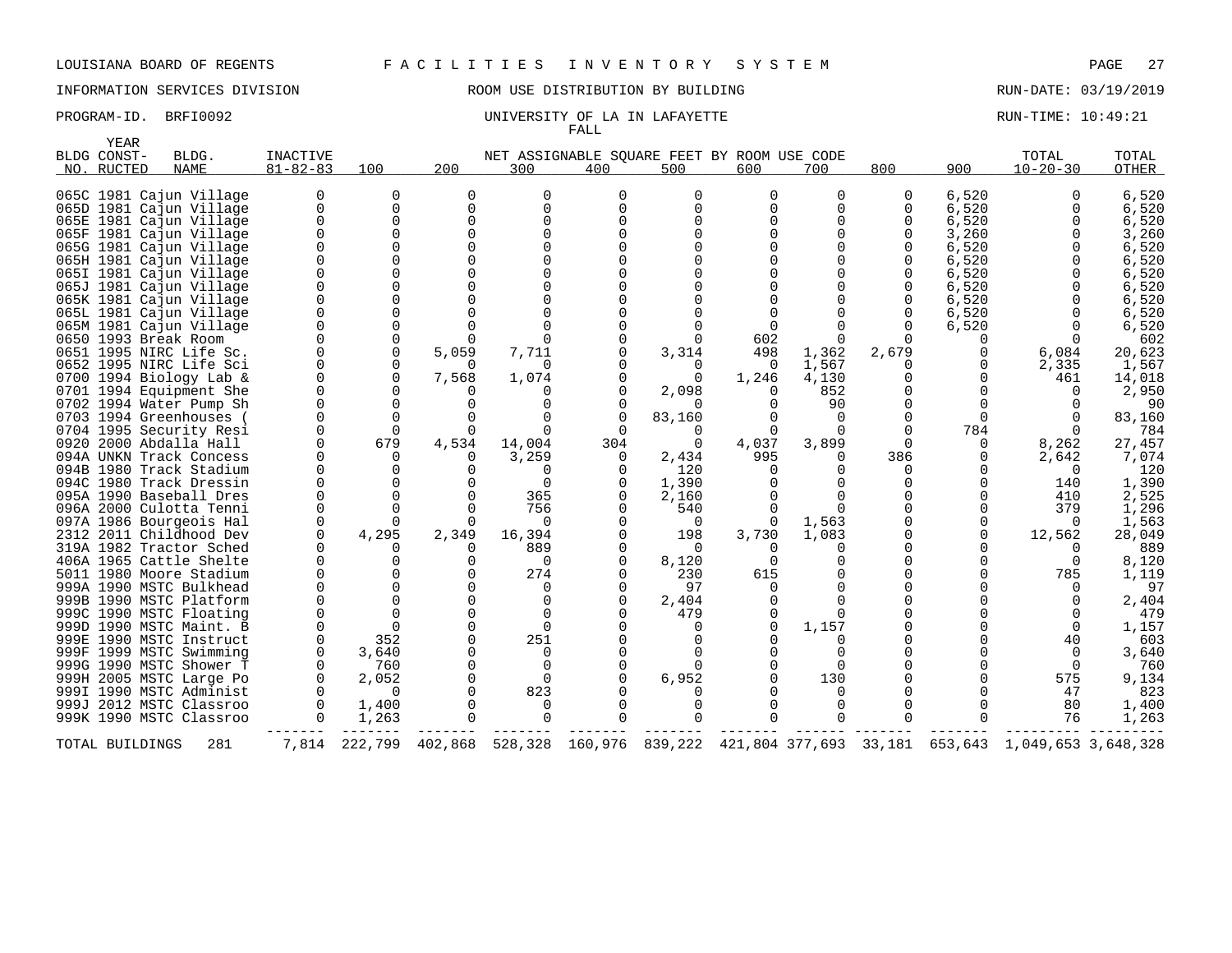LOUISIANA BOARD OF REGENTS F A C I L I T I E S I N V E N T O R Y S Y S T E M

INFORMATION SERVICES DIVISION ROOM USE DISTRIBUTION BY BUILDING RUN-DATE: 03/19/2019

PROGRAM-ID. BRFI0092 UNIVERSITY OF LA IN LAFAYETTE RUN-TIME: 10:49:21

FALL

| BLDG NO. | YEAR CONSTRUCTED | BLDG. NAME | INACTIVE 81-82-83 | 100 | 200 | 300 | 400 | 500 | 600 | 700 | 800 | 900 | TOTAL 10-20-30 | TOTAL OTHER |
|---|---|---|---|---|---|---|---|---|---|---|---|---|---|---|
| 065C | 1981 | Cajun Village | 0 | 0 | 0 | 0 | 0 | 0 | 0 | 0 | 0 | 6,520 | 0 | 6,520 |
| 065D | 1981 | Cajun Village | 0 | 0 | 0 | 0 | 0 | 0 | 0 | 0 | 0 | 6,520 | 0 | 6,520 |
| 065E | 1981 | Cajun Village | 0 | 0 | 0 | 0 | 0 | 0 | 0 | 0 | 0 | 6,520 | 0 | 6,520 |
| 065F | 1981 | Cajun Village | 0 | 0 | 0 | 0 | 0 | 0 | 0 | 0 | 0 | 3,260 | 0 | 3,260 |
| 065G | 1981 | Cajun Village | 0 | 0 | 0 | 0 | 0 | 0 | 0 | 0 | 0 | 6,520 | 0 | 6,520 |
| 065H | 1981 | Cajun Village | 0 | 0 | 0 | 0 | 0 | 0 | 0 | 0 | 0 | 6,520 | 0 | 6,520 |
| 065I | 1981 | Cajun Village | 0 | 0 | 0 | 0 | 0 | 0 | 0 | 0 | 0 | 6,520 | 0 | 6,520 |
| 065J | 1981 | Cajun Village | 0 | 0 | 0 | 0 | 0 | 0 | 0 | 0 | 0 | 6,520 | 0 | 6,520 |
| 065K | 1981 | Cajun Village | 0 | 0 | 0 | 0 | 0 | 0 | 0 | 0 | 0 | 6,520 | 0 | 6,520 |
| 065L | 1981 | Cajun Village | 0 | 0 | 0 | 0 | 0 | 0 | 0 | 0 | 0 | 6,520 | 0 | 6,520 |
| 065M | 1981 | Cajun Village | 0 | 0 | 0 | 0 | 0 | 0 | 0 | 0 | 0 | 6,520 | 0 | 6,520 |
| 0650 | 1993 | Break Room | 0 | 0 | 0 | 0 | 0 | 0 | 602 | 0 | 0 | 0 | 0 | 602 |
| 0651 | 1995 | NIRC Life Sc. | 0 | 0 | 5,059 | 7,711 | 0 | 3,314 | 498 | 1,362 | 2,679 | 0 | 6,084 | 20,623 |
| 0652 | 1995 | NIRC Life Sci | 0 | 0 | 0 | 0 | 0 | 0 | 0 | 1,567 | 0 | 0 | 2,335 | 1,567 |
| 0700 | 1994 | Biology Lab & | 0 | 0 | 7,568 | 1,074 | 0 | 0 | 1,246 | 4,130 | 0 | 0 | 461 | 14,018 |
| 0701 | 1994 | Equipment She | 0 | 0 | 0 | 0 | 0 | 2,098 | 0 | 852 | 0 | 0 | 0 | 2,950 |
| 0702 | 1994 | Water Pump Sh | 0 | 0 | 0 | 0 | 0 | 0 | 0 | 90 | 0 | 0 | 0 | 90 |
| 0703 | 1994 | Greenhouses ( | 0 | 0 | 0 | 0 | 0 | 83,160 | 0 | 0 | 0 | 0 | 0 | 83,160 |
| 0704 | 1995 | Security Resi | 0 | 0 | 0 | 0 | 0 | 0 | 0 | 0 | 0 | 784 | 0 | 784 |
| 0920 | 2000 | Abdalla Hall | 0 | 679 | 4,534 | 14,004 | 304 | 0 | 4,037 | 3,899 | 0 | 0 | 8,262 | 27,457 |
| 094A | UNKN | Track Concess | 0 | 0 | 0 | 3,259 | 0 | 2,434 | 995 | 0 | 386 | 0 | 2,642 | 7,074 |
| 094B | 1980 | Track Stadium | 0 | 0 | 0 | 0 | 0 | 120 | 0 | 0 | 0 | 0 | 0 | 120 |
| 094C | 1980 | Track Dressin | 0 | 0 | 0 | 0 | 0 | 1,390 | 0 | 0 | 0 | 0 | 140 | 1,390 |
| 095A | 1990 | Baseball Dres | 0 | 0 | 0 | 365 | 0 | 2,160 | 0 | 0 | 0 | 0 | 410 | 2,525 |
| 096A | 2000 | Culotta Tenni | 0 | 0 | 0 | 756 | 0 | 540 | 0 | 0 | 0 | 0 | 379 | 1,296 |
| 097A | 1986 | Bourgeois Hal | 0 | 0 | 0 | 0 | 0 | 0 | 0 | 1,563 | 0 | 0 | 0 | 1,563 |
| 2312 | 2011 | Childhood Dev | 0 | 4,295 | 2,349 | 16,394 | 0 | 198 | 3,730 | 1,083 | 0 | 0 | 12,562 | 28,049 |
| 319A | 1982 | Tractor Sched | 0 | 0 | 0 | 889 | 0 | 0 | 0 | 0 | 0 | 0 | 0 | 889 |
| 406A | 1965 | Cattle Shelte | 0 | 0 | 0 | 0 | 0 | 8,120 | 0 | 0 | 0 | 0 | 0 | 8,120 |
| 5011 | 1980 | Moore Stadium | 0 | 0 | 0 | 274 | 0 | 230 | 615 | 0 | 0 | 0 | 785 | 1,119 |
| 999A | 1990 | MSTC Bulkhead | 0 | 0 | 0 | 0 | 0 | 97 | 0 | 0 | 0 | 0 | 0 | 97 |
| 999B | 1990 | MSTC Platform | 0 | 0 | 0 | 0 | 0 | 2,404 | 0 | 0 | 0 | 0 | 0 | 2,404 |
| 999C | 1990 | MSTC Floating | 0 | 0 | 0 | 0 | 0 | 479 | 0 | 0 | 0 | 0 | 0 | 479 |
| 999D | 1990 | MSTC Maint. B | 0 | 0 | 0 | 0 | 0 | 0 | 0 | 1,157 | 0 | 0 | 0 | 1,157 |
| 999E | 1990 | MSTC Instruct | 0 | 352 | 0 | 251 | 0 | 0 | 0 | 0 | 0 | 0 | 40 | 603 |
| 999F | 1999 | MSTC Swimming | 0 | 3,640 | 0 | 0 | 0 | 0 | 0 | 0 | 0 | 0 | 0 | 3,640 |
| 999G | 1990 | MSTC Shower T | 0 | 760 | 0 | 0 | 0 | 0 | 0 | 0 | 0 | 0 | 0 | 760 |
| 999H | 2005 | MSTC Large Po | 0 | 2,052 | 0 | 0 | 0 | 6,952 | 0 | 130 | 0 | 0 | 575 | 9,134 |
| 999I | 1990 | MSTC Administ | 0 | 0 | 0 | 823 | 0 | 0 | 0 | 0 | 0 | 0 | 47 | 823 |
| 999J | 2012 | MSTC Classroo | 0 | 1,400 | 0 | 0 | 0 | 0 | 0 | 0 | 0 | 0 | 80 | 1,400 |
| 999K | 1990 | MSTC Classroo | 0 | 1,263 | 0 | 0 | 0 | 0 | 0 | 0 | 0 | 0 | 76 | 1,263 |
| TOTAL BUILDINGS | | 281 | 7,814 | 222,799 | 402,868 | 528,328 | 160,976 | 839,222 | 421,804 | 377,693 | 33,181 | 653,643 | 1,049,653 | 3,648,328 |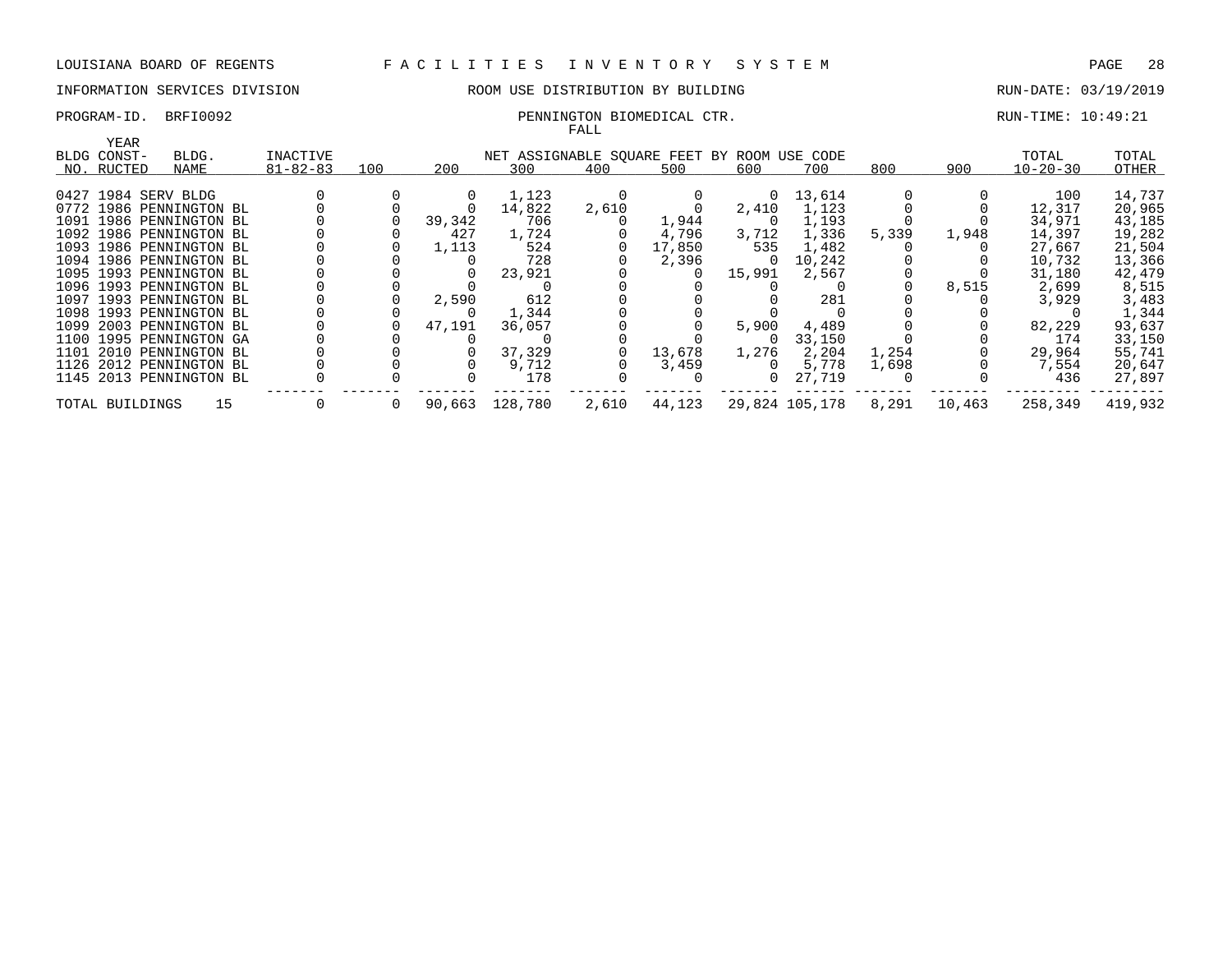LOUISIANA BOARD OF REGENTS F A C I L I T I E S I N V E N T O R Y S Y S T E M

INFORMATION SERVICES DIVISION ROOM USE DISTRIBUTION BY BUILDING RUN-DATE: 03/19/2019

PROGRAM-ID. BRFI0092 PENNINGTON BIOMEDICAL CTR. RUN-TIME: 10:49:21

FALL

| BLDG NO. | YEAR CONST-RUCTED | BLDG. NAME | INACTIVE 81-82-83 | 100 | 200 | 300 | 400 | 500 | 600 | 700 | 800 | 900 | TOTAL 10-20-30 | TOTAL OTHER |
|---|---|---|---|---|---|---|---|---|---|---|---|---|---|---|
| 0427 | 1984 | SERV BLDG | 0 | 0 | 0 | 1,123 | 0 | 0 | 0 | 13,614 | 0 | 0 | 100 | 14,737 |
| 0772 | 1986 | PENNINGTON BL | 0 | 0 | 0 | 14,822 | 2,610 | 0 | 2,410 | 1,123 | 0 | 0 | 12,317 | 20,965 |
| 1091 | 1986 | PENNINGTON BL | 0 | 0 | 39,342 | 706 | 0 | 1,944 | 0 | 1,193 | 0 | 0 | 34,971 | 43,185 |
| 1092 | 1986 | PENNINGTON BL | 0 | 0 | 427 | 1,724 | 0 | 4,796 | 3,712 | 1,336 | 5,339 | 1,948 | 14,397 | 19,282 |
| 1093 | 1986 | PENNINGTON BL | 0 | 0 | 1,113 | 524 | 0 | 17,850 | 535 | 1,482 | 0 | 0 | 27,667 | 21,504 |
| 1094 | 1986 | PENNINGTON BL | 0 | 0 | 0 | 728 | 0 | 2,396 | 0 | 10,242 | 0 | 0 | 10,732 | 13,366 |
| 1095 | 1993 | PENNINGTON BL | 0 | 0 | 0 | 23,921 | 0 | 0 | 15,991 | 2,567 | 0 | 0 | 31,180 | 42,479 |
| 1096 | 1993 | PENNINGTON BL | 0 | 0 | 0 | 0 | 0 | 0 | 0 | 0 | 0 | 8,515 | 2,699 | 8,515 |
| 1097 | 1993 | PENNINGTON BL | 0 | 0 | 2,590 | 612 | 0 | 0 | 0 | 281 | 0 | 0 | 3,929 | 3,483 |
| 1098 | 1993 | PENNINGTON BL | 0 | 0 | 0 | 1,344 | 0 | 0 | 0 | 0 | 0 | 0 | 0 | 1,344 |
| 1099 | 2003 | PENNINGTON BL | 0 | 0 | 47,191 | 36,057 | 0 | 0 | 5,900 | 4,489 | 0 | 0 | 82,229 | 93,637 |
| 1100 | 1995 | PENNINGTON GA | 0 | 0 | 0 | 0 | 0 | 0 | 0 | 33,150 | 0 | 0 | 174 | 33,150 |
| 1101 | 2010 | PENNINGTON BL | 0 | 0 | 0 | 37,329 | 0 | 13,678 | 1,276 | 2,204 | 1,254 | 0 | 29,964 | 55,741 |
| 1126 | 2012 | PENNINGTON BL | 0 | 0 | 0 | 9,712 | 0 | 3,459 | 0 | 5,778 | 1,698 | 0 | 7,554 | 20,647 |
| 1145 | 2013 | PENNINGTON BL | 0 | 0 | 0 | 178 | 0 | 0 | 0 | 27,719 | 0 | 0 | 436 | 27,897 |
| TOTAL BUILDINGS | | 15 | 0 | 0 | 90,663 | 128,780 | 2,610 | 44,123 | 29,824 | 105,178 | 8,291 | 10,463 | 258,349 | 419,932 |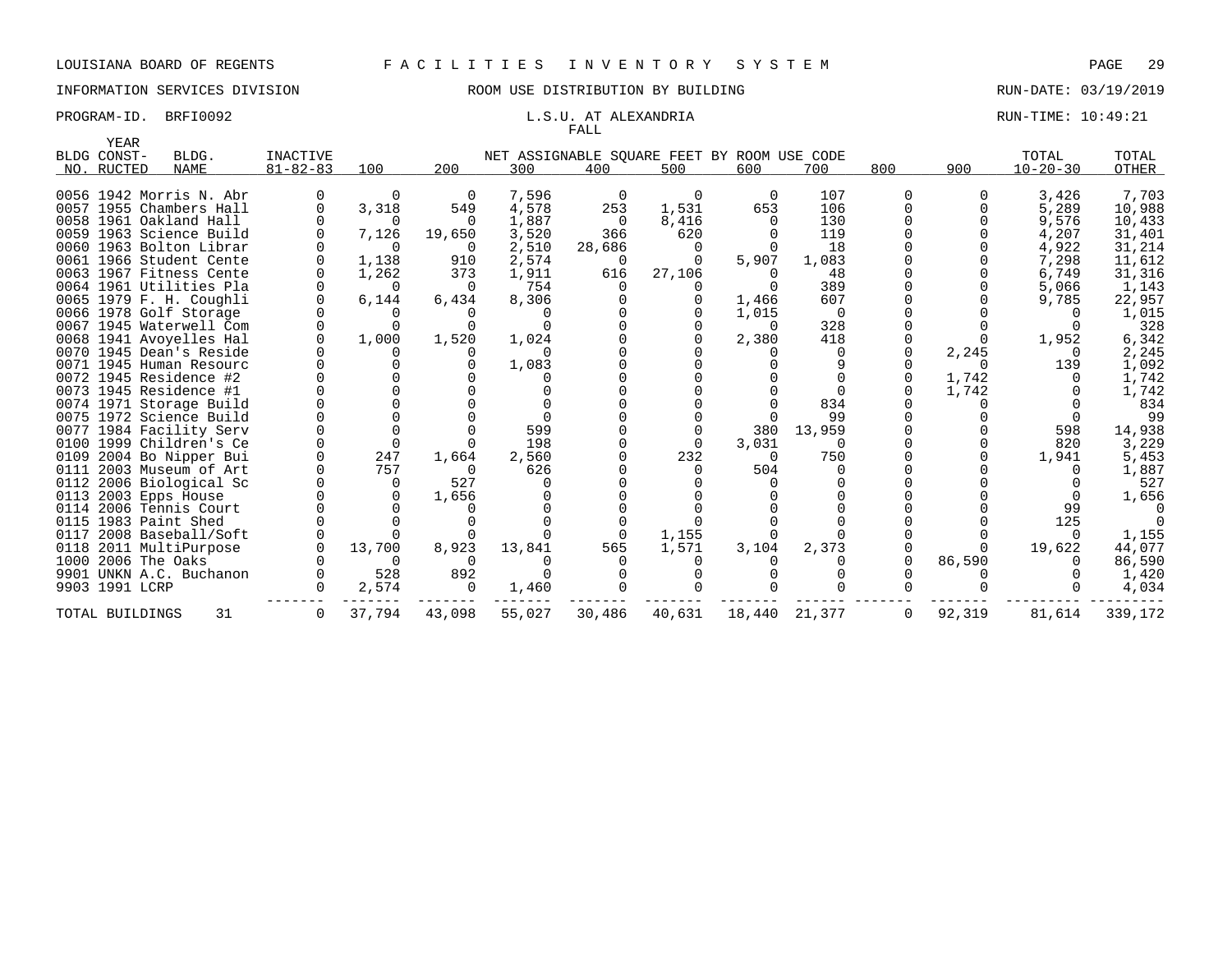LOUISIANA BOARD OF REGENTS — F A C I L I T I E S   I N V E N T O R Y   S Y S T E M

INFORMATION SERVICES DIVISION — ROOM USE DISTRIBUTION BY BUILDING — RUN-DATE: 03/19/2019

PROGRAM-ID. BRFI0092 — L.S.U. AT ALEXANDRIA — RUN-TIME: 10:49:21

FALL

| BLDG NO. | YEAR CONST-RUCTED | BLDG. NAME | INACTIVE 81-82-83 | 100 | 200 | 300 | 400 | 500 | 600 | 700 | 800 | 900 | TOTAL 10-20-30 | TOTAL OTHER |
|---|---|---|---|---|---|---|---|---|---|---|---|---|---|---|
| | | | | NET ASSIGNABLE SQUARE FEET BY ROOM USE CODE | | | | | | | | | | |
| 0056 | 1942 | Morris N. Abr | 0 | 0 | 0 | 7,596 | 0 | 0 | 0 | 107 | 0 | 0 | 3,426 | 7,703 |
| 0057 | 1955 | Chambers Hall | 0 | 3,318 | 549 | 4,578 | 253 | 1,531 | 653 | 106 | 0 | 0 | 5,289 | 10,988 |
| 0058 | 1961 | Oakland Hall | 0 | 0 | 0 | 1,887 | 0 | 8,416 | 0 | 130 | 0 | 0 | 9,576 | 10,433 |
| 0059 | 1963 | Science Build | 0 | 7,126 | 19,650 | 3,520 | 366 | 620 | 0 | 119 | 0 | 0 | 4,207 | 31,401 |
| 0060 | 1963 | Bolton Librar | 0 | 0 | 0 | 2,510 | 28,686 | 0 | 0 | 18 | 0 | 0 | 4,922 | 31,214 |
| 0061 | 1966 | Student Cente | 0 | 1,138 | 910 | 2,574 | 0 | 0 | 5,907 | 1,083 | 0 | 0 | 7,298 | 11,612 |
| 0063 | 1967 | Fitness Cente | 0 | 1,262 | 373 | 1,911 | 616 | 27,106 | 0 | 48 | 0 | 0 | 6,749 | 31,316 |
| 0064 | 1961 | Utilities Pla | 0 | 0 | 0 | 754 | 0 | 0 | 0 | 389 | 0 | 0 | 5,066 | 1,143 |
| 0065 | 1979 | F. H. Coughli | 0 | 6,144 | 6,434 | 8,306 | 0 | 0 | 1,466 | 607 | 0 | 0 | 9,785 | 22,957 |
| 0066 | 1978 | Golf Storage | 0 | 0 | 0 | 0 | 0 | 0 | 1,015 | 0 | 0 | 0 | 0 | 1,015 |
| 0067 | 1945 | Waterwell Com | 0 | 0 | 0 | 0 | 0 | 0 | 0 | 328 | 0 | 0 | 0 | 328 |
| 0068 | 1941 | Avoyelles Hal | 0 | 1,000 | 1,520 | 1,024 | 0 | 0 | 2,380 | 418 | 0 | 0 | 1,952 | 6,342 |
| 0070 | 1945 | Dean's Reside | 0 | 0 | 0 | 0 | 0 | 0 | 0 | 0 | 0 | 2,245 | 0 | 2,245 |
| 0071 | 1945 | Human Resourc | 0 | 0 | 0 | 1,083 | 0 | 0 | 0 | 9 | 0 | 0 | 139 | 1,092 |
| 0072 | 1945 | Residence #2 | 0 | 0 | 0 | 0 | 0 | 0 | 0 | 0 | 0 | 1,742 | 0 | 1,742 |
| 0073 | 1945 | Residence #1 | 0 | 0 | 0 | 0 | 0 | 0 | 0 | 0 | 0 | 1,742 | 0 | 1,742 |
| 0074 | 1971 | Storage Build | 0 | 0 | 0 | 0 | 0 | 0 | 0 | 834 | 0 | 0 | 0 | 834 |
| 0075 | 1972 | Science Build | 0 | 0 | 0 | 0 | 0 | 0 | 0 | 99 | 0 | 0 | 0 | 99 |
| 0077 | 1984 | Facility Serv | 0 | 0 | 0 | 599 | 0 | 0 | 380 | 13,959 | 0 | 0 | 598 | 14,938 |
| 0100 | 1999 | Children's Ce | 0 | 0 | 0 | 198 | 0 | 0 | 3,031 | 0 | 0 | 0 | 820 | 3,229 |
| 0109 | 2004 | Bo Nipper Bui | 0 | 247 | 1,664 | 2,560 | 0 | 232 | 0 | 750 | 0 | 0 | 1,941 | 5,453 |
| 0111 | 2003 | Museum of Art | 0 | 757 | 0 | 626 | 0 | 0 | 504 | 0 | 0 | 0 | 0 | 1,887 |
| 0112 | 2006 | Biological Sc | 0 | 0 | 527 | 0 | 0 | 0 | 0 | 0 | 0 | 0 | 0 | 527 |
| 0113 | 2003 | Epps House | 0 | 0 | 1,656 | 0 | 0 | 0 | 0 | 0 | 0 | 0 | 0 | 1,656 |
| 0114 | 2006 | Tennis Court | 0 | 0 | 0 | 0 | 0 | 0 | 0 | 0 | 0 | 0 | 99 | 0 |
| 0115 | 1983 | Paint Shed | 0 | 0 | 0 | 0 | 0 | 0 | 0 | 0 | 0 | 0 | 125 | 0 |
| 0117 | 2008 | Baseball/Soft | 0 | 0 | 0 | 0 | 0 | 1,155 | 0 | 0 | 0 | 0 | 0 | 1,155 |
| 0118 | 2011 | MultiPurpose | 0 | 13,700 | 8,923 | 13,841 | 565 | 1,571 | 3,104 | 2,373 | 0 | 0 | 19,622 | 44,077 |
| 1000 | 2006 | The Oaks | 0 | 0 | 0 | 0 | 0 | 0 | 0 | 0 | 0 | 86,590 | 0 | 86,590 |
| 9901 | UNKN | A.C. Buchanon | 0 | 528 | 892 | 0 | 0 | 0 | 0 | 0 | 0 | 0 | 0 | 1,420 |
| 9903 | 1991 | LCRP | 0 | 2,574 | 0 | 1,460 | 0 | 0 | 0 | 0 | 0 | 0 | 0 | 4,034 |
| TOTAL BUILDINGS | | 31 | 0 | 37,794 | 43,098 | 55,027 | 30,486 | 40,631 | 18,440 | 21,377 | 0 | 92,319 | 81,614 | 339,172 |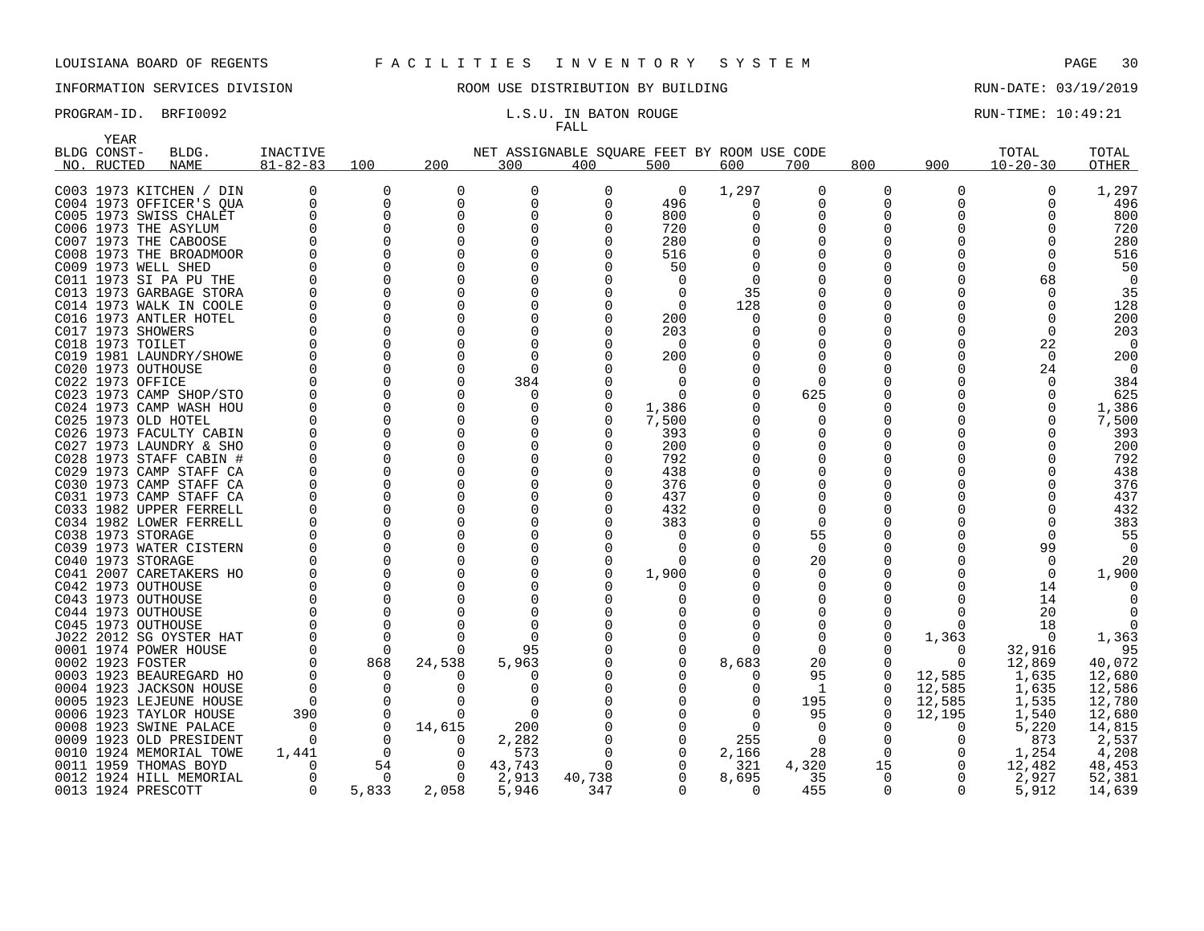LOUISIANA BOARD OF REGENTS F A C I L I T I E S I N V E N T O R Y S Y S T E M

INFORMATION SERVICES DIVISION ROOM USE DISTRIBUTION BY BUILDING RUN-DATE: 03/19/2019

PROGRAM-ID. BRFI0092 L.S.U. IN BATON ROUGE RUN-TIME: 10:49:21

FALL

| BLDG NO. | YEAR CONST-RUCTED | BLDG. NAME | INACTIVE 81-82-83 | 100 | 200 | 300 | 400 | 500 | 600 | 700 | 800 | 900 | TOTAL 10-20-30 | TOTAL OTHER |
|---|---|---|---|---|---|---|---|---|---|---|---|---|---|---|
| C003 | 1973 | KITCHEN / DIN | 0 | 0 | 0 | 0 | 0 | 0 | 1,297 | 0 | 0 | 0 | 0 | 1,297 |
| C004 | 1973 | OFFICER'S QUA | 0 | 0 | 0 | 0 | 0 | 496 | 0 | 0 | 0 | 0 | 0 | 496 |
| C005 | 1973 | SWISS CHALET | 0 | 0 | 0 | 0 | 0 | 800 | 0 | 0 | 0 | 0 | 0 | 800 |
| C006 | 1973 | THE ASYLUM | 0 | 0 | 0 | 0 | 0 | 720 | 0 | 0 | 0 | 0 | 0 | 720 |
| C007 | 1973 | THE CABOOSE | 0 | 0 | 0 | 0 | 0 | 280 | 0 | 0 | 0 | 0 | 0 | 280 |
| C008 | 1973 | THE BROADMOOR | 0 | 0 | 0 | 0 | 0 | 516 | 0 | 0 | 0 | 0 | 0 | 516 |
| C009 | 1973 | WELL SHED | 0 | 0 | 0 | 0 | 0 | 50 | 0 | 0 | 0 | 0 | 0 | 50 |
| C011 | 1973 | SI PA PU THE | 0 | 0 | 0 | 0 | 0 | 0 | 0 | 0 | 0 | 0 | 68 | 0 |
| C013 | 1973 | GARBAGE STORA | 0 | 0 | 0 | 0 | 0 | 0 | 35 | 0 | 0 | 0 | 0 | 35 |
| C014 | 1973 | WALK IN COOLE | 0 | 0 | 0 | 0 | 0 | 0 | 128 | 0 | 0 | 0 | 0 | 128 |
| C016 | 1973 | ANTLER HOTEL | 0 | 0 | 0 | 0 | 0 | 200 | 0 | 0 | 0 | 0 | 0 | 200 |
| C017 | 1973 | SHOWERS | 0 | 0 | 0 | 0 | 0 | 203 | 0 | 0 | 0 | 0 | 0 | 203 |
| C018 | 1973 | TOILET | 0 | 0 | 0 | 0 | 0 | 0 | 0 | 0 | 0 | 0 | 22 | 0 |
| C019 | 1981 | LAUNDRY/SHOWE | 0 | 0 | 0 | 0 | 0 | 200 | 0 | 0 | 0 | 0 | 0 | 200 |
| C020 | 1973 | OUTHOUSE | 0 | 0 | 0 | 0 | 0 | 0 | 0 | 0 | 0 | 0 | 24 | 0 |
| C022 | 1973 | OFFICE | 0 | 0 | 0 | 384 | 0 | 0 | 0 | 0 | 0 | 0 | 0 | 384 |
| C023 | 1973 | CAMP SHOP/STO | 0 | 0 | 0 | 0 | 0 | 0 | 0 | 625 | 0 | 0 | 0 | 625 |
| C024 | 1973 | CAMP WASH HOU | 0 | 0 | 0 | 0 | 0 | 1,386 | 0 | 0 | 0 | 0 | 0 | 1,386 |
| C025 | 1973 | OLD HOTEL | 0 | 0 | 0 | 0 | 0 | 7,500 | 0 | 0 | 0 | 0 | 0 | 7,500 |
| C026 | 1973 | FACULTY CABIN | 0 | 0 | 0 | 0 | 0 | 393 | 0 | 0 | 0 | 0 | 0 | 393 |
| C027 | 1973 | LAUNDRY & SHO | 0 | 0 | 0 | 0 | 0 | 200 | 0 | 0 | 0 | 0 | 0 | 200 |
| C028 | 1973 | STAFF CABIN # | 0 | 0 | 0 | 0 | 0 | 792 | 0 | 0 | 0 | 0 | 0 | 792 |
| C029 | 1973 | CAMP STAFF CA | 0 | 0 | 0 | 0 | 0 | 438 | 0 | 0 | 0 | 0 | 0 | 438 |
| C030 | 1973 | CAMP STAFF CA | 0 | 0 | 0 | 0 | 0 | 376 | 0 | 0 | 0 | 0 | 0 | 376 |
| C031 | 1973 | CAMP STAFF CA | 0 | 0 | 0 | 0 | 0 | 437 | 0 | 0 | 0 | 0 | 0 | 437 |
| C033 | 1982 | UPPER FERRELL | 0 | 0 | 0 | 0 | 0 | 432 | 0 | 0 | 0 | 0 | 0 | 432 |
| C034 | 1982 | LOWER FERRELL | 0 | 0 | 0 | 0 | 0 | 383 | 0 | 0 | 0 | 0 | 0 | 383 |
| C038 | 1973 | STORAGE | 0 | 0 | 0 | 0 | 0 | 0 | 0 | 55 | 0 | 0 | 0 | 55 |
| C039 | 1973 | WATER CISTERN | 0 | 0 | 0 | 0 | 0 | 0 | 0 | 0 | 0 | 0 | 99 | 0 |
| C040 | 1973 | STORAGE | 0 | 0 | 0 | 0 | 0 | 0 | 0 | 20 | 0 | 0 | 0 | 20 |
| C041 | 2007 | CARETAKERS HO | 0 | 0 | 0 | 0 | 0 | 1,900 | 0 | 0 | 0 | 0 | 0 | 1,900 |
| C042 | 1973 | OUTHOUSE | 0 | 0 | 0 | 0 | 0 | 0 | 0 | 0 | 0 | 0 | 14 | 0 |
| C043 | 1973 | OUTHOUSE | 0 | 0 | 0 | 0 | 0 | 0 | 0 | 0 | 0 | 0 | 14 | 0 |
| C044 | 1973 | OUTHOUSE | 0 | 0 | 0 | 0 | 0 | 0 | 0 | 0 | 0 | 0 | 20 | 0 |
| C045 | 1973 | OUTHOUSE | 0 | 0 | 0 | 0 | 0 | 0 | 0 | 0 | 0 | 0 | 18 | 0 |
| J022 | 2012 | SG OYSTER HAT | 0 | 0 | 0 | 0 | 0 | 0 | 0 | 0 | 0 | 1,363 | 0 | 1,363 |
| 0001 | 1974 | POWER HOUSE | 0 | 0 | 0 | 95 | 0 | 0 | 0 | 0 | 0 | 0 | 32,916 | 95 |
| 0002 | 1923 | FOSTER | 0 | 868 | 24,538 | 5,963 | 0 | 0 | 8,683 | 20 | 0 | 0 | 12,869 | 40,072 |
| 0003 | 1923 | BEAUREGARD HO | 0 | 0 | 0 | 0 | 0 | 0 | 0 | 95 | 0 | 12,585 | 1,635 | 12,680 |
| 0004 | 1923 | JACKSON HOUSE | 0 | 0 | 0 | 0 | 0 | 0 | 0 | 1 | 0 | 12,585 | 1,635 | 12,586 |
| 0005 | 1923 | LEJEUNE HOUSE | 0 | 0 | 0 | 0 | 0 | 0 | 0 | 195 | 0 | 12,585 | 1,535 | 12,780 |
| 0006 | 1923 | TAYLOR HOUSE | 390 | 0 | 0 | 0 | 0 | 0 | 0 | 95 | 0 | 12,195 | 1,540 | 12,680 |
| 0008 | 1923 | SWINE PALACE | 0 | 0 | 14,615 | 200 | 0 | 0 | 0 | 0 | 0 | 0 | 5,220 | 14,815 |
| 0009 | 1923 | OLD PRESIDENT | 0 | 0 | 0 | 2,282 | 0 | 0 | 255 | 0 | 0 | 0 | 873 | 2,537 |
| 0010 | 1924 | MEMORIAL TOWE | 1,441 | 0 | 0 | 573 | 0 | 0 | 2,166 | 28 | 0 | 0 | 1,254 | 4,208 |
| 0011 | 1959 | THOMAS BOYD | 0 | 54 | 0 | 43,743 | 0 | 0 | 321 | 4,320 | 15 | 0 | 12,482 | 48,453 |
| 0012 | 1924 | HILL MEMORIAL | 0 | 0 | 0 | 2,913 | 40,738 | 0 | 8,695 | 35 | 0 | 0 | 2,927 | 52,381 |
| 0013 | 1924 | PRESCOTT | 0 | 5,833 | 2,058 | 5,946 | 347 | 0 | 0 | 455 | 0 | 0 | 5,912 | 14,639 |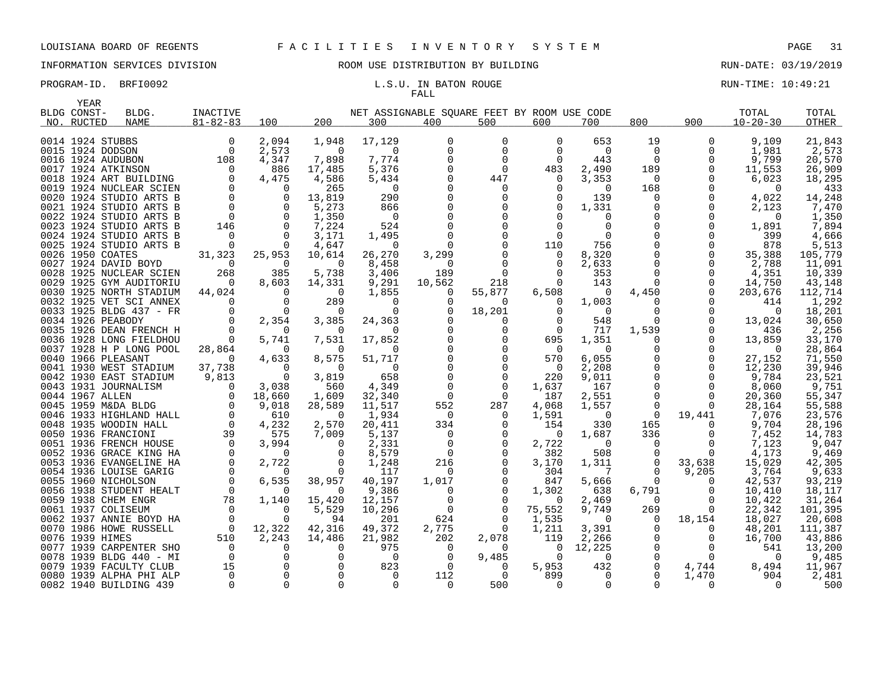LOUISIANA BOARD OF REGENTS — F A C I L I T I E S   I N V E N T O R Y   S Y S T E M

INFORMATION SERVICES DIVISION — ROOM USE DISTRIBUTION BY BUILDING — RUN-DATE: 03/19/2019

PROGRAM-ID. BRFI0092 — L.S.U. IN BATON ROUGE — RUN-TIME: 10:49:21

FALL

| BLDG NO. | YEAR CONST-RUCTED | BLDG. NAME | INACTIVE 81-82-83 | 100 | 200 | 300 | 400 | 500 | 600 | 700 | 800 | 900 | TOTAL 10-20-30 | TOTAL OTHER |
|---|---|---|---|---|---|---|---|---|---|---|---|---|---|---|
| | | | | NET ASSIGNABLE SQUARE FEET BY ROOM USE CODE | | | | | | | | | | |
| 0014 | 1924 | STUBBS | 0 | 2,094 | 1,948 | 17,129 | 0 | 0 | 0 | 653 | 19 | 0 | 9,109 | 21,843 |
| 0015 | 1924 | DODSON | 0 | 2,573 | 0 | 0 | 0 | 0 | 0 | 0 | 0 | 0 | 1,981 | 2,573 |
| 0016 | 1924 | AUDUBON | 108 | 4,347 | 7,898 | 7,774 | 0 | 0 | 0 | 443 | 0 | 0 | 9,799 | 20,570 |
| 0017 | 1924 | ATKINSON | 0 | 886 | 17,485 | 5,376 | 0 | 0 | 483 | 2,490 | 189 | 0 | 11,553 | 26,909 |
| 0018 | 1924 | ART BUILDING | 0 | 4,475 | 4,586 | 5,434 | 0 | 447 | 0 | 3,353 | 0 | 0 | 6,023 | 18,295 |
| 0019 | 1924 | NUCLEAR SCIEN | 0 | 0 | 265 | 0 | 0 | 0 | 0 | 0 | 168 | 0 | 0 | 433 |
| 0020 | 1924 | STUDIO ARTS B | 0 | 0 | 13,819 | 290 | 0 | 0 | 0 | 139 | 0 | 0 | 4,022 | 14,248 |
| 0021 | 1924 | STUDIO ARTS B | 0 | 0 | 5,273 | 866 | 0 | 0 | 0 | 1,331 | 0 | 0 | 2,123 | 7,470 |
| 0022 | 1924 | STUDIO ARTS B | 0 | 0 | 1,350 | 0 | 0 | 0 | 0 | 0 | 0 | 0 | 0 | 1,350 |
| 0023 | 1924 | STUDIO ARTS B | 146 | 0 | 7,224 | 524 | 0 | 0 | 0 | 0 | 0 | 0 | 1,891 | 7,894 |
| 0024 | 1924 | STUDIO ARTS B | 0 | 0 | 3,171 | 1,495 | 0 | 0 | 0 | 0 | 0 | 0 | 399 | 4,666 |
| 0025 | 1924 | STUDIO ARTS B | 0 | 0 | 4,647 | 0 | 0 | 0 | 110 | 756 | 0 | 0 | 878 | 5,513 |
| 0026 | 1950 | COATES | 31,323 | 25,953 | 10,614 | 26,270 | 3,299 | 0 | 0 | 8,320 | 0 | 0 | 35,388 | 105,779 |
| 0027 | 1924 | DAVID BOYD | 0 | 0 | 0 | 8,458 | 0 | 0 | 0 | 2,633 | 0 | 0 | 2,788 | 11,091 |
| 0028 | 1925 | NUCLEAR SCIEN | 268 | 385 | 5,738 | 3,406 | 189 | 0 | 0 | 353 | 0 | 0 | 4,351 | 10,339 |
| 0029 | 1925 | GYM AUDITORIU | 0 | 8,603 | 14,331 | 9,291 | 10,562 | 218 | 0 | 143 | 0 | 0 | 14,750 | 43,148 |
| 0030 | 1925 | NORTH STADIUM | 44,024 | 0 | 0 | 1,855 | 0 | 55,877 | 6,508 | 0 | 4,450 | 0 | 203,676 | 112,714 |
| 0032 | 1925 | VET SCI ANNEX | 0 | 0 | 289 | 0 | 0 | 0 | 0 | 1,003 | 0 | 0 | 414 | 1,292 |
| 0033 | 1925 | BLDG 437 - FR | 0 | 0 | 0 | 0 | 0 | 18,201 | 0 | 0 | 0 | 0 | 0 | 18,201 |
| 0034 | 1926 | PEABODY | 0 | 2,354 | 3,385 | 24,363 | 0 | 0 | 0 | 548 | 0 | 0 | 13,024 | 30,650 |
| 0035 | 1926 | DEAN FRENCH H | 0 | 0 | 0 | 0 | 0 | 0 | 0 | 717 | 1,539 | 0 | 436 | 2,256 |
| 0036 | 1928 | LONG FIELDHOU | 0 | 5,741 | 7,531 | 17,852 | 0 | 0 | 695 | 1,351 | 0 | 0 | 13,859 | 33,170 |
| 0037 | 1928 | H P LONG POOL | 28,864 | 0 | 0 | 0 | 0 | 0 | 0 | 0 | 0 | 0 | 0 | 28,864 |
| 0040 | 1966 | PLEASANT | 0 | 4,633 | 8,575 | 51,717 | 0 | 0 | 570 | 6,055 | 0 | 0 | 27,152 | 71,550 |
| 0041 | 1930 | WEST STADIUM | 37,738 | 0 | 0 | 0 | 0 | 0 | 0 | 2,208 | 0 | 0 | 12,230 | 39,946 |
| 0042 | 1930 | EAST STADIUM | 9,813 | 0 | 3,819 | 658 | 0 | 0 | 220 | 9,011 | 0 | 0 | 9,784 | 23,521 |
| 0043 | 1931 | JOURNALISM | 0 | 3,038 | 560 | 4,349 | 0 | 0 | 1,637 | 167 | 0 | 0 | 8,060 | 9,751 |
| 0044 | 1967 | ALLEN | 0 | 18,660 | 1,609 | 32,340 | 0 | 0 | 187 | 2,551 | 0 | 0 | 20,360 | 55,347 |
| 0045 | 1959 | M&DA BLDG | 0 | 9,018 | 28,589 | 11,517 | 552 | 287 | 4,068 | 1,557 | 0 | 0 | 28,164 | 55,588 |
| 0046 | 1933 | HIGHLAND HALL | 0 | 610 | 0 | 1,934 | 0 | 0 | 1,591 | 0 | 0 | 19,441 | 7,076 | 23,576 |
| 0048 | 1935 | WOODIN HALL | 0 | 4,232 | 2,570 | 20,411 | 334 | 0 | 154 | 330 | 165 | 0 | 9,704 | 28,196 |
| 0050 | 1936 | FRANCIONI | 39 | 575 | 7,009 | 5,137 | 0 | 0 | 0 | 1,687 | 336 | 0 | 7,452 | 14,783 |
| 0051 | 1936 | FRENCH HOUSE | 0 | 3,994 | 0 | 2,331 | 0 | 0 | 2,722 | 0 | 0 | 0 | 7,123 | 9,047 |
| 0052 | 1936 | GRACE KING HA | 0 | 0 | 0 | 8,579 | 0 | 0 | 382 | 508 | 0 | 0 | 4,173 | 9,469 |
| 0053 | 1936 | EVANGELINE HA | 0 | 2,722 | 0 | 1,248 | 216 | 0 | 3,170 | 1,311 | 0 | 33,638 | 15,029 | 42,305 |
| 0054 | 1936 | LOUISE GARIG | 0 | 0 | 0 | 117 | 0 | 0 | 304 | 7 | 0 | 9,205 | 3,764 | 9,633 |
| 0055 | 1960 | NICHOLSON | 0 | 6,535 | 38,957 | 40,197 | 1,017 | 0 | 847 | 5,666 | 0 | 0 | 42,537 | 93,219 |
| 0056 | 1938 | STUDENT HEALT | 0 | 0 | 0 | 9,386 | 0 | 0 | 1,302 | 638 | 6,791 | 0 | 10,410 | 18,117 |
| 0059 | 1938 | CHEM ENGR | 78 | 1,140 | 15,420 | 12,157 | 0 | 0 | 0 | 2,469 | 0 | 0 | 10,422 | 31,264 |
| 0061 | 1937 | COLISEUM | 0 | 0 | 5,529 | 10,296 | 0 | 0 | 75,552 | 9,749 | 269 | 0 | 22,342 | 101,395 |
| 0062 | 1937 | ANNIE BOYD HA | 0 | 0 | 94 | 201 | 624 | 0 | 1,535 | 0 | 0 | 18,154 | 18,027 | 20,608 |
| 0070 | 1986 | HOWE RUSSELL | 0 | 12,322 | 42,316 | 49,372 | 2,775 | 0 | 1,211 | 3,391 | 0 | 0 | 48,201 | 111,387 |
| 0076 | 1939 | HIMES | 510 | 2,243 | 14,486 | 21,982 | 202 | 2,078 | 119 | 2,266 | 0 | 0 | 16,700 | 43,886 |
| 0077 | 1939 | CARPENTER SHO | 0 | 0 | 0 | 975 | 0 | 0 | 0 | 12,225 | 0 | 0 | 541 | 13,200 |
| 0078 | 1939 | BLDG 440 - MI | 0 | 0 | 0 | 0 | 0 | 9,485 | 0 | 0 | 0 | 0 | 0 | 9,485 |
| 0079 | 1939 | FACULTY CLUB | 15 | 0 | 0 | 823 | 0 | 0 | 5,953 | 432 | 0 | 4,744 | 8,494 | 11,967 |
| 0080 | 1939 | ALPHA PHI ALP | 0 | 0 | 0 | 0 | 112 | 0 | 899 | 0 | 0 | 1,470 | 904 | 2,481 |
| 0082 | 1940 | BUILDING 439 | 0 | 0 | 0 | 0 | 0 | 500 | 0 | 0 | 0 | 0 | 0 | 500 |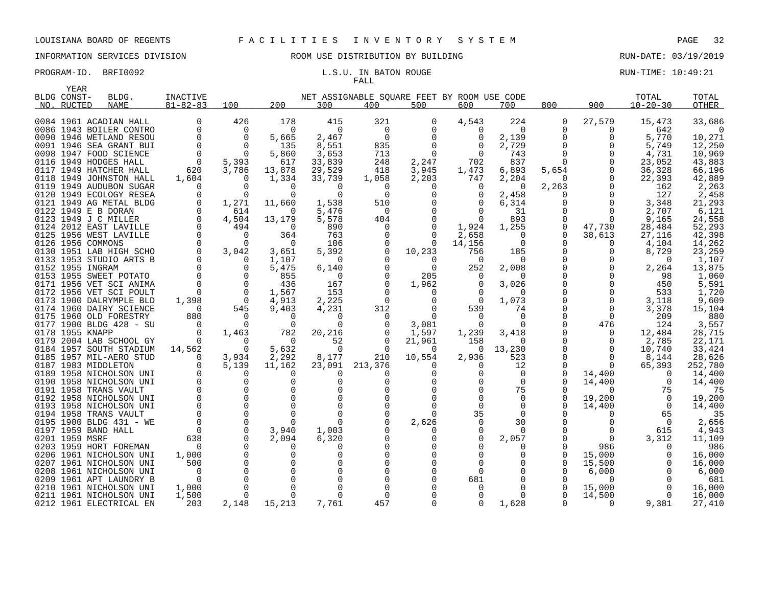LOUISIANA BOARD OF REGENTS F A C I L I T I E S I N V E N T O R Y S Y S T E M

INFORMATION SERVICES DIVISION ROOM USE DISTRIBUTION BY BUILDING RUN-DATE: 03/19/2019

PROGRAM-ID. BRFI0092 L.S.U. IN BATON ROUGE RUN-TIME: 10:49:21

FALL

| BLDG NO. | YEAR CONST-RUCTED | BLDG. NAME | INACTIVE 81-82-83 | 100 | 200 | 300 | 400 | 500 | 600 | 700 | 800 | 900 | TOTAL 10-20-30 | TOTAL OTHER |
|---|---|---|---|---|---|---|---|---|---|---|---|---|---|---|
| 0084 | 1961 | ACADIAN HALL | 0 | 426 | 178 | 415 | 321 | 0 | 4,543 | 224 | 0 | 27,579 | 15,473 | 33,686 |
| 0086 | 1943 | BOILER CONTRO | 0 | 0 | 0 | 0 | 0 | 0 | 0 | 0 | 0 | 0 | 642 | 0 |
| 0090 | 1946 | WETLAND RESOU | 0 | 0 | 5,665 | 2,467 | 0 | 0 | 0 | 2,139 | 0 | 0 | 5,770 | 10,271 |
| 0091 | 1946 | SEA GRANT BUI | 0 | 0 | 135 | 8,551 | 835 | 0 | 0 | 2,729 | 0 | 0 | 5,749 | 12,250 |
| 0098 | 1947 | FOOD SCIENCE | 0 | 0 | 5,860 | 3,653 | 713 | 0 | 0 | 743 | 0 | 0 | 4,731 | 10,969 |
| 0116 | 1949 | HODGES HALL | 0 | 5,393 | 617 | 33,839 | 248 | 2,247 | 702 | 837 | 0 | 0 | 23,052 | 43,883 |
| 0117 | 1949 | HATCHER HALL | 620 | 3,786 | 13,878 | 29,529 | 418 | 3,945 | 1,473 | 6,893 | 5,654 | 0 | 36,328 | 66,196 |
| 0118 | 1949 | JOHNSTON HALL | 1,604 | 0 | 1,334 | 33,739 | 1,058 | 2,203 | 747 | 2,204 | 0 | 0 | 22,393 | 42,889 |
| 0119 | 1949 | AUDUBON SUGAR | 0 | 0 | 0 | 0 | 0 | 0 | 0 | 0 | 2,263 | 0 | 162 | 2,263 |
| 0120 | 1949 | ECOLOGY RESEA | 0 | 0 | 0 | 0 | 0 | 0 | 0 | 2,458 | 0 | 0 | 127 | 2,458 |
| 0121 | 1949 | AG METAL BLDG | 0 | 1,271 | 11,660 | 1,538 | 510 | 0 | 0 | 6,314 | 0 | 0 | 3,348 | 21,293 |
| 0122 | 1949 | E B DORAN | 0 | 614 | 0 | 5,476 | 0 | 0 | 0 | 31 | 0 | 0 | 2,707 | 6,121 |
| 0123 | 1949 | J C MILLER | 0 | 4,504 | 13,179 | 5,578 | 404 | 0 | 0 | 893 | 0 | 0 | 9,165 | 24,558 |
| 0124 | 2012 | EAST LAVILLE | 0 | 494 | 0 | 890 | 0 | 0 | 1,924 | 1,255 | 0 | 47,730 | 28,484 | 52,293 |
| 0125 | 1956 | WEST LAVILLE | 0 | 0 | 364 | 763 | 0 | 0 | 2,658 | 0 | 0 | 38,613 | 27,116 | 42,398 |
| 0126 | 1956 | COMMONS | 0 | 0 | 0 | 106 | 0 | 0 | 14,156 | 0 | 0 | 0 | 4,104 | 14,262 |
| 0130 | 1951 | LAB HIGH SCHO | 0 | 3,042 | 3,651 | 5,392 | 0 | 10,233 | 756 | 185 | 0 | 0 | 8,729 | 23,259 |
| 0133 | 1953 | STUDIO ARTS B | 0 | 0 | 1,107 | 0 | 0 | 0 | 0 | 0 | 0 | 0 | 0 | 1,107 |
| 0152 | 1955 | INGRAM | 0 | 0 | 5,475 | 6,140 | 0 | 0 | 252 | 2,008 | 0 | 0 | 2,264 | 13,875 |
| 0153 | 1955 | SWEET POTATO | 0 | 0 | 855 | 0 | 0 | 205 | 0 | 0 | 0 | 0 | 98 | 1,060 |
| 0171 | 1956 | VET SCI ANIMA | 0 | 0 | 436 | 167 | 0 | 1,962 | 0 | 3,026 | 0 | 0 | 450 | 5,591 |
| 0172 | 1956 | VET SCI POULT | 0 | 0 | 1,567 | 153 | 0 | 0 | 0 | 0 | 0 | 0 | 533 | 1,720 |
| 0173 | 1900 | DALRYMPLE BLD | 1,398 | 0 | 4,913 | 2,225 | 0 | 0 | 0 | 1,073 | 0 | 0 | 3,118 | 9,609 |
| 0174 | 1960 | DAIRY SCIENCE | 0 | 545 | 9,403 | 4,231 | 312 | 0 | 539 | 74 | 0 | 0 | 3,378 | 15,104 |
| 0175 | 1960 | OLD FORESTRY | 880 | 0 | 0 | 0 | 0 | 0 | 0 | 0 | 0 | 0 | 209 | 880 |
| 0177 | 1900 | BLDG 428 - SU | 0 | 0 | 0 | 0 | 0 | 3,081 | 0 | 0 | 0 | 476 | 124 | 3,557 |
| 0178 | 1955 | KNAPP | 0 | 1,463 | 782 | 20,216 | 0 | 1,597 | 1,239 | 3,418 | 0 | 0 | 12,484 | 28,715 |
| 0179 | 2004 | LAB SCHOOL GY | 0 | 0 | 0 | 52 | 0 | 21,961 | 158 | 0 | 0 | 0 | 2,785 | 22,171 |
| 0184 | 1957 | SOUTH STADIUM | 14,562 | 0 | 5,632 | 0 | 0 | 0 | 0 | 13,230 | 0 | 0 | 10,740 | 33,424 |
| 0185 | 1957 | MIL-AERO STUD | 0 | 3,934 | 2,292 | 8,177 | 210 | 10,554 | 2,936 | 523 | 0 | 0 | 8,144 | 28,626 |
| 0187 | 1983 | MIDDLETON | 0 | 5,139 | 11,162 | 23,091 | 213,376 | 0 | 0 | 12 | 0 | 0 | 65,393 | 252,780 |
| 0189 | 1958 | NICHOLSON UNI | 0 | 0 | 0 | 0 | 0 | 0 | 0 | 0 | 0 | 14,400 | 0 | 14,400 |
| 0190 | 1958 | NICHOLSON UNI | 0 | 0 | 0 | 0 | 0 | 0 | 0 | 0 | 0 | 14,400 | 0 | 14,400 |
| 0191 | 1958 | TRANS VAULT | 0 | 0 | 0 | 0 | 0 | 0 | 0 | 75 | 0 | 0 | 75 | 75 |
| 0192 | 1958 | NICHOLSON UNI | 0 | 0 | 0 | 0 | 0 | 0 | 0 | 0 | 0 | 19,200 | 0 | 19,200 |
| 0193 | 1958 | NICHOLSON UNI | 0 | 0 | 0 | 0 | 0 | 0 | 0 | 0 | 0 | 14,400 | 0 | 14,400 |
| 0194 | 1958 | TRANS VAULT | 0 | 0 | 0 | 0 | 0 | 0 | 35 | 0 | 0 | 0 | 65 | 35 |
| 0195 | 1900 | BLDG 431 - WE | 0 | 0 | 0 | 0 | 0 | 2,626 | 0 | 30 | 0 | 0 | 0 | 2,656 |
| 0197 | 1959 | BAND HALL | 0 | 0 | 3,940 | 1,003 | 0 | 0 | 0 | 0 | 0 | 0 | 615 | 4,943 |
| 0201 | 1959 | MSRF | 638 | 0 | 2,094 | 6,320 | 0 | 0 | 0 | 2,057 | 0 | 0 | 3,312 | 11,109 |
| 0203 | 1959 | HORT FOREMAN | 0 | 0 | 0 | 0 | 0 | 0 | 0 | 0 | 0 | 986 | 0 | 986 |
| 0206 | 1961 | NICHOLSON UNI | 1,000 | 0 | 0 | 0 | 0 | 0 | 0 | 0 | 0 | 15,000 | 0 | 16,000 |
| 0207 | 1961 | NICHOLSON UNI | 500 | 0 | 0 | 0 | 0 | 0 | 0 | 0 | 0 | 15,500 | 0 | 16,000 |
| 0208 | 1961 | NICHOLSON UNI | 0 | 0 | 0 | 0 | 0 | 0 | 0 | 0 | 0 | 6,000 | 0 | 6,000 |
| 0209 | 1961 | APT LAUNDRY B | 0 | 0 | 0 | 0 | 0 | 0 | 681 | 0 | 0 | 0 | 0 | 681 |
| 0210 | 1961 | NICHOLSON UNI | 1,000 | 0 | 0 | 0 | 0 | 0 | 0 | 0 | 0 | 15,000 | 0 | 16,000 |
| 0211 | 1961 | NICHOLSON UNI | 1,500 | 0 | 0 | 0 | 0 | 0 | 0 | 0 | 0 | 14,500 | 0 | 16,000 |
| 0212 | 1961 | ELECTRICAL EN | 203 | 2,148 | 15,213 | 7,761 | 457 | 0 | 0 | 1,628 | 0 | 0 | 9,381 | 27,410 |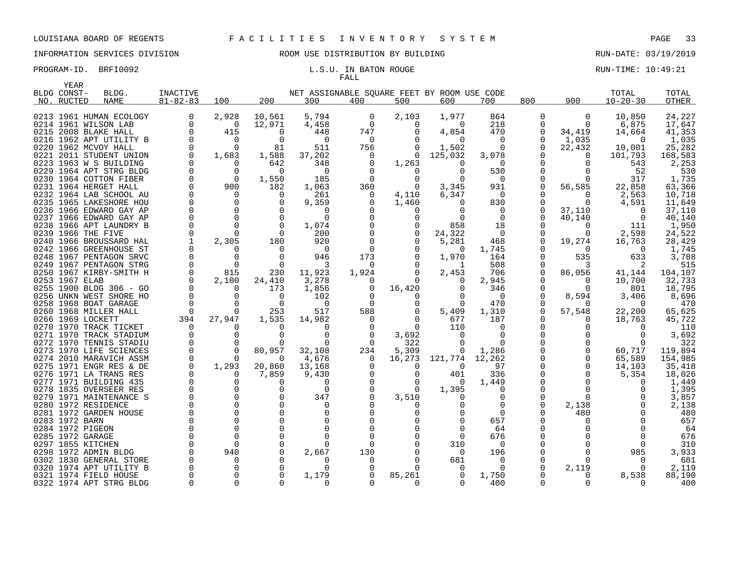LOUISIANA BOARD OF REGENTS F A C I L I T I E S I N V E N T O R Y S Y S T E M

INFORMATION SERVICES DIVISION ROOM USE DISTRIBUTION BY BUILDING RUN-DATE: 03/19/2019

PROGRAM-ID. BRFI0092 L.S.U. IN BATON ROUGE RUN-TIME: 10:49:21

FALL

| BLDG NO. | YEAR CONST-RUCTED | BLDG. NAME | INACTIVE 81-82-83 | 100 | 200 | 300 | 400 | 500 | 600 | 700 | 800 | 900 | TOTAL 10-20-30 | TOTAL OTHER |
|---|---|---|---|---|---|---|---|---|---|---|---|---|---|---|
| 0213 | 1961 | HUMAN ECOLOGY | 0 | 2,928 | 10,561 | 5,794 | 0 | 2,103 | 1,977 | 864 | 0 | 0 | 10,850 | 24,227 |
| 0214 | 1961 | WILSON LAB | 0 | 0 | 12,971 | 4,458 | 0 | 0 | 0 | 218 | 0 | 0 | 6,875 | 17,647 |
| 0215 | 2008 | BLAKE HALL | 0 | 415 | 0 | 448 | 747 | 0 | 4,854 | 470 | 0 | 34,419 | 14,664 | 41,353 |
| 0216 | 1962 | APT UTILITY B | 0 | 0 | 0 | 0 | 0 | 0 | 0 | 0 | 0 | 1,035 | 0 | 1,035 |
| 0220 | 1962 | MCVOY HALL | 0 | 0 | 81 | 511 | 756 | 0 | 1,502 | 0 | 0 | 22,432 | 10,001 | 25,282 |
| 0221 | 2011 | STUDENT UNION | 0 | 1,683 | 1,588 | 37,202 | 0 | 0 | 125,032 | 3,078 | 0 | 0 | 101,793 | 168,583 |
| 0223 | 1963 | W S BUILDING | 0 | 0 | 642 | 348 | 0 | 1,263 | 0 | 0 | 0 | 0 | 543 | 2,253 |
| 0229 | 1964 | APT STRG BLDG | 0 | 0 | 0 | 0 | 0 | 0 | 0 | 530 | 0 | 0 | 52 | 530 |
| 0230 | 1964 | COTTON FIBER | 0 | 0 | 1,550 | 185 | 0 | 0 | 0 | 0 | 0 | 0 | 317 | 1,735 |
| 0231 | 1964 | HERGET HALL | 0 | 900 | 182 | 1,063 | 360 | 0 | 3,345 | 931 | 0 | 56,585 | 22,858 | 63,366 |
| 0232 | 1964 | LAB SCHOOL AU | 0 | 0 | 0 | 261 | 0 | 4,110 | 6,347 | 0 | 0 | 0 | 2,563 | 10,718 |
| 0235 | 1965 | LAKESHORE HOU | 0 | 0 | 0 | 9,359 | 0 | 1,460 | 0 | 830 | 0 | 0 | 4,591 | 11,649 |
| 0236 | 1966 | EDWARD GAY AP | 0 | 0 | 0 | 0 | 0 | 0 | 0 | 0 | 0 | 37,110 | 0 | 37,110 |
| 0237 | 1966 | EDWARD GAY AP | 0 | 0 | 0 | 0 | 0 | 0 | 0 | 0 | 0 | 40,140 | 0 | 40,140 |
| 0238 | 1966 | APT LAUNDRY B | 0 | 0 | 0 | 1,074 | 0 | 0 | 858 | 18 | 0 | 0 | 111 | 1,950 |
| 0239 | 1966 | THE FIVE | 0 | 0 | 0 | 200 | 0 | 0 | 24,322 | 0 | 0 | 0 | 2,598 | 24,522 |
| 0240 | 1966 | BROUSSARD HAL | 1 | 2,305 | 180 | 920 | 0 | 0 | 5,281 | 468 | 0 | 19,274 | 16,763 | 28,429 |
| 0242 | 1966 | GREENHOUSE ST | 0 | 0 | 0 | 0 | 0 | 0 | 0 | 1,745 | 0 | 0 | 0 | 1,745 |
| 0248 | 1967 | PENTAGON SRVC | 0 | 0 | 0 | 946 | 173 | 0 | 1,970 | 164 | 0 | 535 | 633 | 3,788 |
| 0249 | 1967 | PENTAGON STRG | 0 | 0 | 0 | 3 | 0 | 0 | 1 | 508 | 0 | 3 | 2 | 515 |
| 0250 | 1967 | KIRBY-SMITH H | 0 | 815 | 230 | 11,923 | 1,924 | 0 | 2,453 | 706 | 0 | 86,056 | 41,144 | 104,107 |
| 0253 | 1967 | ELAB | 0 | 2,100 | 24,410 | 3,278 | 0 | 0 | 0 | 2,945 | 0 | 0 | 10,700 | 32,733 |
| 0255 | 1900 | BLDG 306 - GO | 0 | 0 | 173 | 1,856 | 0 | 16,420 | 0 | 346 | 0 | 0 | 801 | 18,795 |
| 0256 | UNKN | WEST SHORE HO | 0 | 0 | 0 | 102 | 0 | 0 | 0 | 0 | 0 | 8,594 | 3,406 | 8,696 |
| 0258 | 1968 | BOAT GARAGE | 0 | 0 | 0 | 0 | 0 | 0 | 0 | 470 | 0 | 0 | 0 | 470 |
| 0260 | 1968 | MILLER HALL | 0 | 0 | 253 | 517 | 588 | 0 | 5,409 | 1,310 | 0 | 57,548 | 22,200 | 65,625 |
| 0266 | 1969 | LOCKETT | 394 | 27,947 | 1,535 | 14,982 | 0 | 0 | 677 | 187 | 0 | 0 | 18,763 | 45,722 |
| 0270 | 1970 | TRACK TICKET | 0 | 0 | 0 | 0 | 0 | 0 | 110 | 0 | 0 | 0 | 0 | 110 |
| 0271 | 1970 | TRACK STADIUM | 0 | 0 | 0 | 0 | 0 | 3,692 | 0 | 0 | 0 | 0 | 0 | 3,692 |
| 0272 | 1970 | TENNIS STADIU | 0 | 0 | 0 | 0 | 0 | 322 | 0 | 0 | 0 | 0 | 0 | 322 |
| 0273 | 1970 | LIFE SCIENCES | 0 | 0 | 80,957 | 32,108 | 234 | 5,309 | 0 | 1,286 | 0 | 0 | 60,717 | 119,894 |
| 0274 | 2010 | MARAVICH ASSM | 0 | 0 | 0 | 4,676 | 0 | 16,273 | 121,774 | 12,262 | 0 | 0 | 65,589 | 154,985 |
| 0275 | 1971 | ENGR RES & DE | 0 | 1,293 | 20,860 | 13,168 | 0 | 0 | 0 | 97 | 0 | 0 | 14,103 | 35,418 |
| 0276 | 1971 | LA TRANS RES | 0 | 0 | 7,859 | 9,430 | 0 | 0 | 401 | 336 | 0 | 0 | 5,354 | 18,026 |
| 0277 | 1971 | BUILDING 435 | 0 | 0 | 0 | 0 | 0 | 0 | 0 | 1,449 | 0 | 0 | 0 | 1,449 |
| 0278 | 1835 | OVERSEER RES | 0 | 0 | 0 | 0 | 0 | 0 | 1,395 | 0 | 0 | 0 | 0 | 1,395 |
| 0279 | 1971 | MAINTENANCE S | 0 | 0 | 0 | 347 | 0 | 3,510 | 0 | 0 | 0 | 0 | 0 | 3,857 |
| 0280 | 1972 | RESIDENCE | 0 | 0 | 0 | 0 | 0 | 0 | 0 | 0 | 0 | 2,138 | 0 | 2,138 |
| 0281 | 1972 | GARDEN HOUSE | 0 | 0 | 0 | 0 | 0 | 0 | 0 | 0 | 0 | 480 | 0 | 480 |
| 0283 | 1972 | BARN | 0 | 0 | 0 | 0 | 0 | 0 | 0 | 657 | 0 | 0 | 0 | 657 |
| 0284 | 1972 | PIGEON | 0 | 0 | 0 | 0 | 0 | 0 | 0 | 64 | 0 | 0 | 0 | 64 |
| 0285 | 1972 | GARAGE | 0 | 0 | 0 | 0 | 0 | 0 | 0 | 676 | 0 | 0 | 0 | 676 |
| 0297 | 1855 | KITCHEN | 0 | 0 | 0 | 0 | 0 | 0 | 310 | 0 | 0 | 0 | 0 | 310 |
| 0298 | 1972 | ADMIN BLDG | 0 | 940 | 0 | 2,667 | 130 | 0 | 0 | 196 | 0 | 0 | 985 | 3,933 |
| 0302 | 1830 | GENERAL STORE | 0 | 0 | 0 | 0 | 0 | 0 | 681 | 0 | 0 | 0 | 0 | 681 |
| 0320 | 1974 | APT UTILITY B | 0 | 0 | 0 | 0 | 0 | 0 | 0 | 0 | 0 | 2,119 | 0 | 2,119 |
| 0321 | 1974 | FIELD HOUSE | 0 | 0 | 0 | 1,179 | 0 | 85,261 | 0 | 1,750 | 0 | 0 | 8,538 | 88,190 |
| 0322 | 1974 | APT STRG BLDG | 0 | 0 | 0 | 0 | 0 | 0 | 0 | 400 | 0 | 0 | 0 | 400 |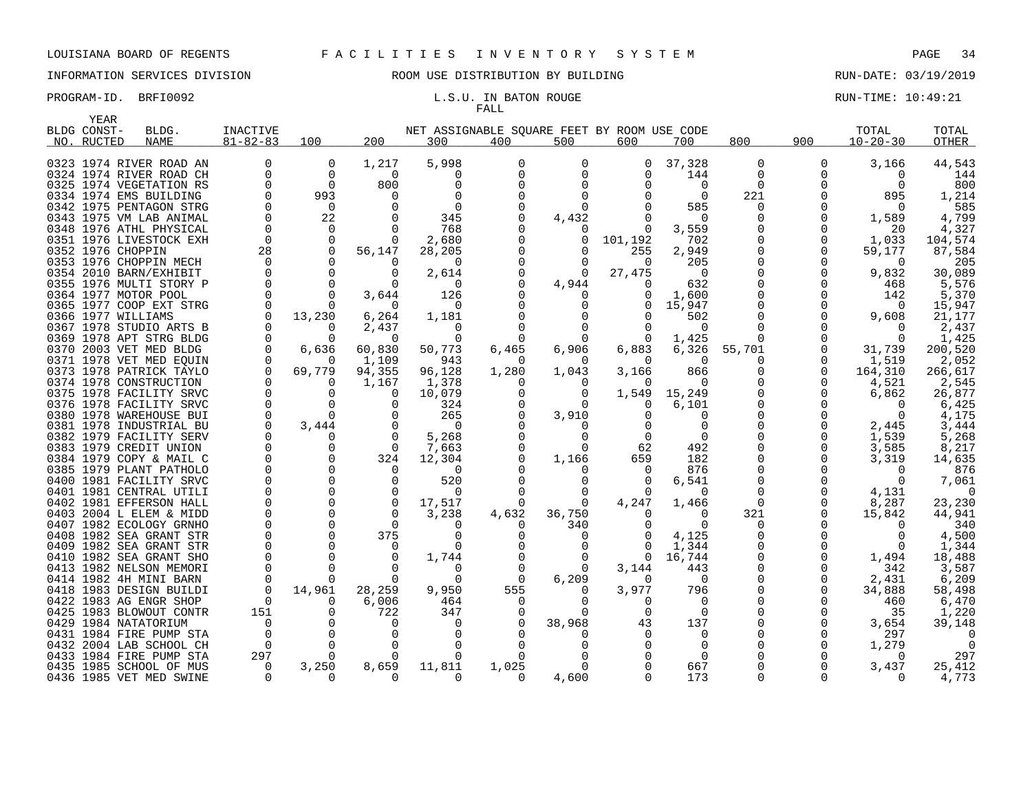LOUISIANA BOARD OF REGENTS F A C I L I T I E S I N V E N T O R Y S Y S T E M

INFORMATION SERVICES DIVISION ROOM USE DISTRIBUTION BY BUILDING RUN-DATE: 03/19/2019

PROGRAM-ID. BRFI0092 L.S.U. IN BATON ROUGE RUN-TIME: 10:49:21

FALL

| BLDG NO. | YEAR CONST-RUCTED | BLDG. NAME | INACTIVE 81-82-83 | 100 | 200 | 300 | 400 | 500 | 600 | 700 | 800 | 900 | TOTAL 10-20-30 | TOTAL OTHER |
|---|---|---|---|---|---|---|---|---|---|---|---|---|---|---|
| 0323 | 1974 | RIVER ROAD AN | 0 | 0 | 1,217 | 5,998 | 0 | 0 | 0 | 37,328 | 0 | 0 | 3,166 | 44,543 |
| 0324 | 1974 | RIVER ROAD CH | 0 | 0 | 0 | 0 | 0 | 0 | 0 | 144 | 0 | 0 | 0 | 144 |
| 0325 | 1974 | VEGETATION RS | 0 | 0 | 800 | 0 | 0 | 0 | 0 | 0 | 0 | 0 | 0 | 800 |
| 0334 | 1974 | EMS BUILDING | 0 | 993 | 0 | 0 | 0 | 0 | 0 | 0 | 221 | 0 | 895 | 1,214 |
| 0342 | 1975 | PENTAGON STRG | 0 | 0 | 0 | 0 | 0 | 0 | 0 | 585 | 0 | 0 | 0 | 585 |
| 0343 | 1975 | VM LAB ANIMAL | 0 | 22 | 0 | 345 | 0 | 4,432 | 0 | 0 | 0 | 0 | 1,589 | 4,799 |
| 0348 | 1976 | ATHL PHYSICAL | 0 | 0 | 0 | 768 | 0 | 0 | 0 | 3,559 | 0 | 0 | 20 | 4,327 |
| 0351 | 1976 | LIVESTOCK EXH | 0 | 0 | 0 | 2,680 | 0 | 0 | 101,192 | 702 | 0 | 0 | 1,033 | 104,574 |
| 0352 | 1976 | CHOPPIN | 28 | 0 | 56,147 | 28,205 | 0 | 0 | 255 | 2,949 | 0 | 0 | 59,177 | 87,584 |
| 0353 | 1976 | CHOPPIN MECH | 0 | 0 | 0 | 0 | 0 | 0 | 0 | 205 | 0 | 0 | 0 | 205 |
| 0354 | 2010 | BARN/EXHIBIT | 0 | 0 | 0 | 2,614 | 0 | 0 | 27,475 | 0 | 0 | 0 | 9,832 | 30,089 |
| 0355 | 1976 | MULTI STORY P | 0 | 0 | 0 | 0 | 0 | 4,944 | 0 | 632 | 0 | 0 | 468 | 5,576 |
| 0364 | 1977 | MOTOR POOL | 0 | 0 | 3,644 | 126 | 0 | 0 | 0 | 1,600 | 0 | 0 | 142 | 5,370 |
| 0365 | 1977 | COOP EXT STRG | 0 | 0 | 0 | 0 | 0 | 0 | 0 | 15,947 | 0 | 0 | 0 | 15,947 |
| 0366 | 1977 | WILLIAMS | 0 | 13,230 | 6,264 | 1,181 | 0 | 0 | 0 | 502 | 0 | 0 | 9,608 | 21,177 |
| 0367 | 1978 | STUDIO ARTS B | 0 | 0 | 2,437 | 0 | 0 | 0 | 0 | 0 | 0 | 0 | 0 | 2,437 |
| 0369 | 1978 | APT STRG BLDG | 0 | 0 | 0 | 0 | 0 | 0 | 0 | 1,425 | 0 | 0 | 0 | 1,425 |
| 0370 | 2003 | VET MED BLDG | 0 | 6,636 | 60,830 | 50,773 | 6,465 | 6,906 | 6,883 | 6,326 | 55,701 | 0 | 31,739 | 200,520 |
| 0371 | 1978 | VET MED EQUIN | 0 | 0 | 1,109 | 943 | 0 | 0 | 0 | 0 | 0 | 0 | 1,519 | 2,052 |
| 0373 | 1978 | PATRICK TAYLO | 0 | 69,779 | 94,355 | 96,128 | 1,280 | 1,043 | 3,166 | 866 | 0 | 0 | 164,310 | 266,617 |
| 0374 | 1978 | CONSTRUCTION | 0 | 0 | 1,167 | 1,378 | 0 | 0 | 0 | 0 | 0 | 0 | 4,521 | 2,545 |
| 0375 | 1978 | FACILITY SRVC | 0 | 0 | 0 | 10,079 | 0 | 0 | 1,549 | 15,249 | 0 | 0 | 6,862 | 26,877 |
| 0376 | 1978 | FACILITY SRVC | 0 | 0 | 0 | 324 | 0 | 0 | 0 | 6,101 | 0 | 0 | 0 | 6,425 |
| 0380 | 1978 | WAREHOUSE BUI | 0 | 0 | 0 | 265 | 0 | 3,910 | 0 | 0 | 0 | 0 | 0 | 4,175 |
| 0381 | 1978 | INDUSTRIAL BU | 0 | 3,444 | 0 | 0 | 0 | 0 | 0 | 0 | 0 | 0 | 2,445 | 3,444 |
| 0382 | 1979 | FACILITY SERV | 0 | 0 | 0 | 5,268 | 0 | 0 | 0 | 0 | 0 | 0 | 1,539 | 5,268 |
| 0383 | 1979 | CREDIT UNION | 0 | 0 | 0 | 7,663 | 0 | 0 | 62 | 492 | 0 | 0 | 3,585 | 8,217 |
| 0384 | 1979 | COPY & MAIL C | 0 | 0 | 324 | 12,304 | 0 | 1,166 | 659 | 182 | 0 | 0 | 3,319 | 14,635 |
| 0385 | 1979 | PLANT PATHOLO | 0 | 0 | 0 | 0 | 0 | 0 | 0 | 876 | 0 | 0 | 0 | 876 |
| 0400 | 1981 | FACILITY SRVC | 0 | 0 | 0 | 520 | 0 | 0 | 0 | 6,541 | 0 | 0 | 0 | 7,061 |
| 0401 | 1981 | CENTRAL UTILI | 0 | 0 | 0 | 0 | 0 | 0 | 0 | 0 | 0 | 0 | 4,131 | 0 |
| 0402 | 1981 | EFFERSON HALL | 0 | 0 | 0 | 17,517 | 0 | 0 | 4,247 | 1,466 | 0 | 0 | 8,287 | 23,230 |
| 0403 | 2004 | L ELEM & MIDD | 0 | 0 | 0 | 3,238 | 4,632 | 36,750 | 0 | 0 | 321 | 0 | 15,842 | 44,941 |
| 0407 | 1982 | ECOLOGY GRNHO | 0 | 0 | 0 | 0 | 0 | 340 | 0 | 0 | 0 | 0 | 0 | 340 |
| 0408 | 1982 | SEA GRANT STR | 0 | 0 | 375 | 0 | 0 | 0 | 0 | 4,125 | 0 | 0 | 0 | 4,500 |
| 0409 | 1982 | SEA GRANT STR | 0 | 0 | 0 | 0 | 0 | 0 | 0 | 1,344 | 0 | 0 | 0 | 1,344 |
| 0410 | 1982 | SEA GRANT SHO | 0 | 0 | 0 | 1,744 | 0 | 0 | 0 | 16,744 | 0 | 0 | 1,494 | 18,488 |
| 0413 | 1982 | NELSON MEMORI | 0 | 0 | 0 | 0 | 0 | 0 | 3,144 | 443 | 0 | 0 | 342 | 3,587 |
| 0414 | 1982 | 4H MINI BARN | 0 | 0 | 0 | 0 | 0 | 6,209 | 0 | 0 | 0 | 0 | 2,431 | 6,209 |
| 0418 | 1983 | DESIGN BUILDI | 0 | 14,961 | 28,259 | 9,950 | 555 | 0 | 3,977 | 796 | 0 | 0 | 34,888 | 58,498 |
| 0422 | 1983 | AG ENGR SHOP | 0 | 0 | 6,006 | 464 | 0 | 0 | 0 | 0 | 0 | 0 | 460 | 6,470 |
| 0425 | 1983 | BLOWOUT CONTR | 151 | 0 | 722 | 347 | 0 | 0 | 0 | 0 | 0 | 0 | 35 | 1,220 |
| 0429 | 1984 | NATATORIUM | 0 | 0 | 0 | 0 | 0 | 38,968 | 43 | 137 | 0 | 0 | 3,654 | 39,148 |
| 0431 | 1984 | FIRE PUMP STA | 0 | 0 | 0 | 0 | 0 | 0 | 0 | 0 | 0 | 0 | 297 | 0 |
| 0432 | 2004 | LAB SCHOOL CH | 0 | 0 | 0 | 0 | 0 | 0 | 0 | 0 | 0 | 0 | 1,279 | 0 |
| 0433 | 1984 | FIRE PUMP STA | 297 | 0 | 0 | 0 | 0 | 0 | 0 | 0 | 0 | 0 | 0 | 297 |
| 0435 | 1985 | SCHOOL OF MUS | 0 | 3,250 | 8,659 | 11,811 | 1,025 | 0 | 0 | 667 | 0 | 0 | 3,437 | 25,412 |
| 0436 | 1985 | VET MED SWINE | 0 | 0 | 0 | 0 | 0 | 4,600 | 0 | 173 | 0 | 0 | 0 | 4,773 |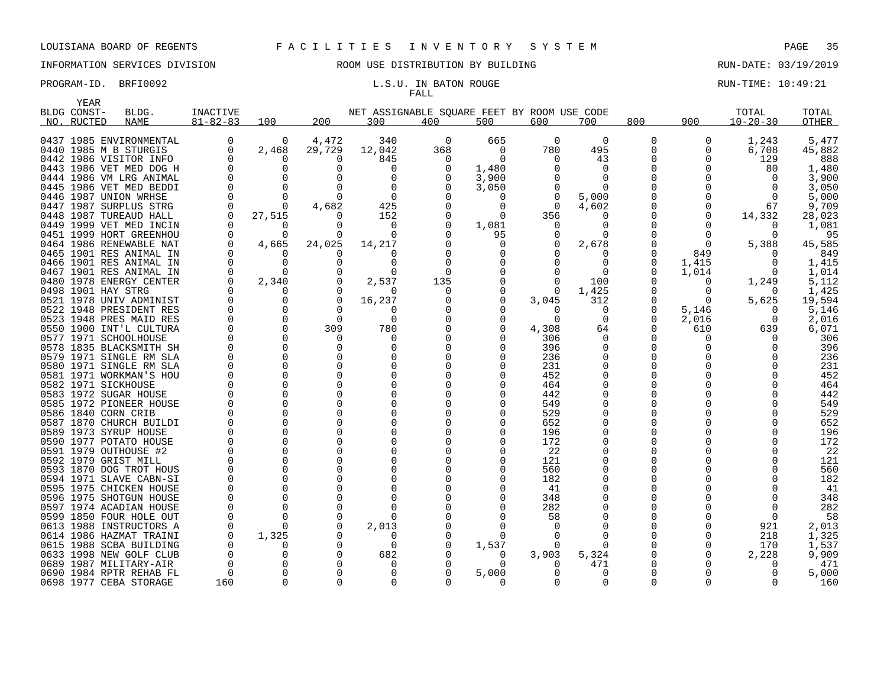LOUISIANA BOARD OF REGENTS F A C I L I T I E S I N V E N T O R Y S Y S T E M

INFORMATION SERVICES DIVISION ROOM USE DISTRIBUTION BY BUILDING RUN-DATE: 03/19/2019

PROGRAM-ID. BRFI0092 L.S.U. IN BATON ROUGE RUN-TIME: 10:49:21

FALL

| BLDG NO. | YEAR CONST-RUCTED | BLDG. NAME | INACTIVE 81-82-83 | 100 | 200 | 300 | 400 | 500 | 600 | 700 | 800 | 900 | TOTAL 10-20-30 | TOTAL OTHER |
|---|---|---|---|---|---|---|---|---|---|---|---|---|---|---|
| 0437 | 1985 | ENVIRONMENTAL | 0 | 0 | 4,472 | 340 | 0 | 665 | 0 | 0 | 0 | 0 | 1,243 | 5,477 |
| 0440 | 1985 | M B STURGIS | 0 | 2,468 | 29,729 | 12,042 | 368 | 0 | 780 | 495 | 0 | 0 | 6,708 | 45,882 |
| 0442 | 1986 | VISITOR INFO | 0 | 0 | 0 | 845 | 0 | 0 | 0 | 43 | 0 | 0 | 129 | 888 |
| 0443 | 1986 | VET MED DOG H | 0 | 0 | 0 | 0 | 0 | 1,480 | 0 | 0 | 0 | 0 | 80 | 1,480 |
| 0444 | 1986 | VM LRG ANIMAL | 0 | 0 | 0 | 0 | 0 | 3,900 | 0 | 0 | 0 | 0 | 0 | 3,900 |
| 0445 | 1986 | VET MED BEDDI | 0 | 0 | 0 | 0 | 0 | 3,050 | 0 | 0 | 0 | 0 | 0 | 3,050 |
| 0446 | 1987 | UNION WRHSE | 0 | 0 | 0 | 0 | 0 | 0 | 0 | 5,000 | 0 | 0 | 0 | 5,000 |
| 0447 | 1987 | SURPLUS STRG | 0 | 0 | 4,682 | 425 | 0 | 0 | 0 | 4,602 | 0 | 0 | 67 | 9,709 |
| 0448 | 1987 | TUREAUD HALL | 0 | 27,515 | 0 | 152 | 0 | 0 | 356 | 0 | 0 | 0 | 14,332 | 28,023 |
| 0449 | 1999 | VET MED INCIN | 0 | 0 | 0 | 0 | 0 | 1,081 | 0 | 0 | 0 | 0 | 0 | 1,081 |
| 0451 | 1999 | HORT GREENHOU | 0 | 0 | 0 | 0 | 0 | 95 | 0 | 0 | 0 | 0 | 0 | 95 |
| 0464 | 1986 | RENEWABLE NAT | 0 | 4,665 | 24,025 | 14,217 | 0 | 0 | 0 | 2,678 | 0 | 0 | 5,388 | 45,585 |
| 0465 | 1901 | RES ANIMAL IN | 0 | 0 | 0 | 0 | 0 | 0 | 0 | 0 | 0 | 849 | 0 | 849 |
| 0466 | 1901 | RES ANIMAL IN | 0 | 0 | 0 | 0 | 0 | 0 | 0 | 0 | 0 | 1,415 | 0 | 1,415 |
| 0467 | 1901 | RES ANIMAL IN | 0 | 0 | 0 | 0 | 0 | 0 | 0 | 0 | 0 | 1,014 | 0 | 1,014 |
| 0480 | 1978 | ENERGY CENTER | 0 | 2,340 | 0 | 2,537 | 135 | 0 | 0 | 100 | 0 | 0 | 1,249 | 5,112 |
| 0498 | 1901 | HAY STRG | 0 | 0 | 0 | 0 | 0 | 0 | 0 | 1,425 | 0 | 0 | 0 | 1,425 |
| 0521 | 1978 | UNIV ADMINIST | 0 | 0 | 0 | 16,237 | 0 | 0 | 3,045 | 312 | 0 | 0 | 5,625 | 19,594 |
| 0522 | 1948 | PRESIDENT RES | 0 | 0 | 0 | 0 | 0 | 0 | 0 | 0 | 0 | 5,146 | 0 | 5,146 |
| 0523 | 1948 | PRES MAID RES | 0 | 0 | 0 | 0 | 0 | 0 | 0 | 0 | 0 | 2,016 | 0 | 2,016 |
| 0550 | 1900 | INT'L CULTURA | 0 | 0 | 309 | 780 | 0 | 0 | 4,308 | 64 | 0 | 610 | 639 | 6,071 |
| 0577 | 1971 | SCHOOLHOUSE | 0 | 0 | 0 | 0 | 0 | 0 | 306 | 0 | 0 | 0 | 0 | 306 |
| 0578 | 1835 | BLACKSMITH SH | 0 | 0 | 0 | 0 | 0 | 0 | 396 | 0 | 0 | 0 | 0 | 396 |
| 0579 | 1971 | SINGLE RM SLA | 0 | 0 | 0 | 0 | 0 | 0 | 236 | 0 | 0 | 0 | 0 | 236 |
| 0580 | 1971 | SINGLE RM SLA | 0 | 0 | 0 | 0 | 0 | 0 | 231 | 0 | 0 | 0 | 0 | 231 |
| 0581 | 1971 | WORKMAN'S HOU | 0 | 0 | 0 | 0 | 0 | 0 | 452 | 0 | 0 | 0 | 0 | 452 |
| 0582 | 1971 | SICKHOUSE | 0 | 0 | 0 | 0 | 0 | 0 | 464 | 0 | 0 | 0 | 0 | 464 |
| 0583 | 1972 | SUGAR HOUSE | 0 | 0 | 0 | 0 | 0 | 0 | 442 | 0 | 0 | 0 | 0 | 442 |
| 0585 | 1972 | PIONEER HOUSE | 0 | 0 | 0 | 0 | 0 | 0 | 549 | 0 | 0 | 0 | 0 | 549 |
| 0586 | 1840 | CORN CRIB | 0 | 0 | 0 | 0 | 0 | 0 | 529 | 0 | 0 | 0 | 0 | 529 |
| 0587 | 1870 | CHURCH BUILDI | 0 | 0 | 0 | 0 | 0 | 0 | 652 | 0 | 0 | 0 | 0 | 652 |
| 0589 | 1973 | SYRUP HOUSE | 0 | 0 | 0 | 0 | 0 | 0 | 196 | 0 | 0 | 0 | 0 | 196 |
| 0590 | 1977 | POTATO HOUSE | 0 | 0 | 0 | 0 | 0 | 0 | 172 | 0 | 0 | 0 | 0 | 172 |
| 0591 | 1979 | OUTHOUSE #2 | 0 | 0 | 0 | 0 | 0 | 0 | 22 | 0 | 0 | 0 | 0 | 22 |
| 0592 | 1979 | GRIST MILL | 0 | 0 | 0 | 0 | 0 | 0 | 121 | 0 | 0 | 0 | 0 | 121 |
| 0593 | 1870 | DOG TROT HOUS | 0 | 0 | 0 | 0 | 0 | 0 | 560 | 0 | 0 | 0 | 0 | 560 |
| 0594 | 1971 | SLAVE CABN-SI | 0 | 0 | 0 | 0 | 0 | 0 | 182 | 0 | 0 | 0 | 0 | 182 |
| 0595 | 1975 | CHICKEN HOUSE | 0 | 0 | 0 | 0 | 0 | 0 | 41 | 0 | 0 | 0 | 0 | 41 |
| 0596 | 1975 | SHOTGUN HOUSE | 0 | 0 | 0 | 0 | 0 | 0 | 348 | 0 | 0 | 0 | 0 | 348 |
| 0597 | 1974 | ACADIAN HOUSE | 0 | 0 | 0 | 0 | 0 | 0 | 282 | 0 | 0 | 0 | 0 | 282 |
| 0599 | 1850 | FOUR HOLE OUT | 0 | 0 | 0 | 0 | 0 | 0 | 58 | 0 | 0 | 0 | 0 | 58 |
| 0613 | 1988 | INSTRUCTORS A | 0 | 0 | 0 | 2,013 | 0 | 0 | 0 | 0 | 0 | 0 | 921 | 2,013 |
| 0614 | 1986 | HAZMAT TRAINI | 0 | 1,325 | 0 | 0 | 0 | 0 | 0 | 0 | 0 | 0 | 218 | 1,325 |
| 0615 | 1988 | SCBA BUILDING | 0 | 0 | 0 | 0 | 0 | 1,537 | 0 | 0 | 0 | 0 | 170 | 1,537 |
| 0633 | 1998 | NEW GOLF CLUB | 0 | 0 | 0 | 682 | 0 | 0 | 3,903 | 5,324 | 0 | 0 | 2,228 | 9,909 |
| 0689 | 1987 | MILITARY-AIR | 0 | 0 | 0 | 0 | 0 | 0 | 0 | 471 | 0 | 0 | 0 | 471 |
| 0690 | 1984 | RPTR REHAB FL | 0 | 0 | 0 | 0 | 0 | 5,000 | 0 | 0 | 0 | 0 | 0 | 5,000 |
| 0698 | 1977 | CEBA STORAGE | 160 | 0 | 0 | 0 | 0 | 0 | 0 | 0 | 0 | 0 | 0 | 160 |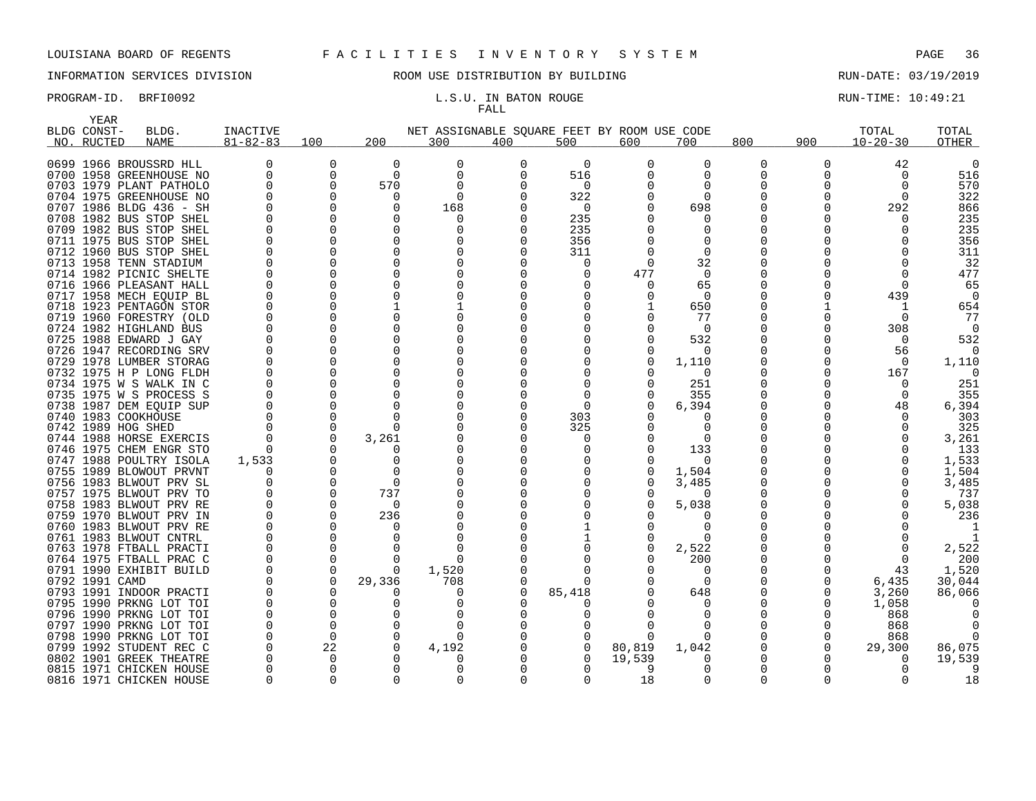LOUISIANA BOARD OF REGENTS F A C I L I T I E S I N V E N T O R Y S Y S T E M

INFORMATION SERVICES DIVISION ROOM USE DISTRIBUTION BY BUILDING RUN-DATE: 03/19/2019

PROGRAM-ID. BRFI0092 L.S.U. IN BATON ROUGE RUN-TIME: 10:49:21

FALL

| BLDG NO. | YEAR CONST-RUCTED | BLDG. NAME | INACTIVE 81-82-83 | 100 | 200 | 300 | 400 | 500 | 600 | 700 | 800 | 900 | TOTAL 10-20-30 | TOTAL OTHER |
|---|---|---|---|---|---|---|---|---|---|---|---|---|---|---|
| 0699 | 1966 | BROUSSRD HLL | 0 | 0 | 0 | 0 | 0 | 0 | 0 | 0 | 0 | 0 | 42 | 0 |
| 0700 | 1958 | GREENHOUSE NO | 0 | 0 | 0 | 0 | 0 | 516 | 0 | 0 | 0 | 0 | 0 | 516 |
| 0703 | 1979 | PLANT PATHOLO | 0 | 0 | 570 | 0 | 0 | 0 | 0 | 0 | 0 | 0 | 0 | 570 |
| 0704 | 1975 | GREENHOUSE NO | 0 | 0 | 0 | 0 | 0 | 322 | 0 | 0 | 0 | 0 | 0 | 322 |
| 0707 | 1986 | BLDG 436 - SH | 0 | 0 | 0 | 168 | 0 | 0 | 0 | 698 | 0 | 0 | 292 | 866 |
| 0708 | 1982 | BUS STOP SHEL | 0 | 0 | 0 | 0 | 0 | 235 | 0 | 0 | 0 | 0 | 0 | 235 |
| 0709 | 1982 | BUS STOP SHEL | 0 | 0 | 0 | 0 | 0 | 235 | 0 | 0 | 0 | 0 | 0 | 235 |
| 0711 | 1975 | BUS STOP SHEL | 0 | 0 | 0 | 0 | 0 | 356 | 0 | 0 | 0 | 0 | 0 | 356 |
| 0712 | 1960 | BUS STOP SHEL | 0 | 0 | 0 | 0 | 0 | 311 | 0 | 0 | 0 | 0 | 0 | 311 |
| 0713 | 1958 | TENN STADIUM | 0 | 0 | 0 | 0 | 0 | 0 | 0 | 32 | 0 | 0 | 0 | 32 |
| 0714 | 1982 | PICNIC SHELTE | 0 | 0 | 0 | 0 | 0 | 0 | 477 | 0 | 0 | 0 | 0 | 477 |
| 0716 | 1966 | PLEASANT HALL | 0 | 0 | 0 | 0 | 0 | 0 | 0 | 65 | 0 | 0 | 0 | 65 |
| 0717 | 1958 | MECH EQUIP BL | 0 | 0 | 0 | 0 | 0 | 0 | 0 | 0 | 0 | 0 | 439 | 0 |
| 0718 | 1923 | PENTAGON STOR | 0 | 0 | 1 | 1 | 0 | 0 | 1 | 650 | 0 | 1 | 1 | 654 |
| 0719 | 1960 | FORESTRY (OLD | 0 | 0 | 0 | 0 | 0 | 0 | 0 | 77 | 0 | 0 | 0 | 77 |
| 0724 | 1982 | HIGHLAND BUS | 0 | 0 | 0 | 0 | 0 | 0 | 0 | 0 | 0 | 0 | 308 | 0 |
| 0725 | 1988 | EDWARD J GAY | 0 | 0 | 0 | 0 | 0 | 0 | 0 | 532 | 0 | 0 | 0 | 532 |
| 0726 | 1947 | RECORDING SRV | 0 | 0 | 0 | 0 | 0 | 0 | 0 | 0 | 0 | 0 | 56 | 0 |
| 0729 | 1978 | LUMBER STORAG | 0 | 0 | 0 | 0 | 0 | 0 | 0 | 1,110 | 0 | 0 | 0 | 1,110 |
| 0732 | 1975 | H P LONG FLDH | 0 | 0 | 0 | 0 | 0 | 0 | 0 | 0 | 0 | 0 | 167 | 0 |
| 0734 | 1975 | W S WALK IN C | 0 | 0 | 0 | 0 | 0 | 0 | 0 | 251 | 0 | 0 | 0 | 251 |
| 0735 | 1975 | W S PROCESS S | 0 | 0 | 0 | 0 | 0 | 0 | 0 | 355 | 0 | 0 | 0 | 355 |
| 0738 | 1987 | DEM EQUIP SUP | 0 | 0 | 0 | 0 | 0 | 0 | 0 | 6,394 | 0 | 0 | 48 | 6,394 |
| 0740 | 1983 | COOKHOUSE | 0 | 0 | 0 | 0 | 0 | 303 | 0 | 0 | 0 | 0 | 0 | 303 |
| 0742 | 1989 | HOG SHED | 0 | 0 | 0 | 0 | 0 | 325 | 0 | 0 | 0 | 0 | 0 | 325 |
| 0744 | 1988 | HORSE EXERCIS | 0 | 0 | 3,261 | 0 | 0 | 0 | 0 | 0 | 0 | 0 | 0 | 3,261 |
| 0746 | 1975 | CHEM ENGR STO | 0 | 0 | 0 | 0 | 0 | 0 | 0 | 133 | 0 | 0 | 0 | 133 |
| 0747 | 1988 | POULTRY ISOLA | 1,533 | 0 | 0 | 0 | 0 | 0 | 0 | 0 | 0 | 0 | 0 | 1,533 |
| 0755 | 1989 | BLOWOUT PRVNT | 0 | 0 | 0 | 0 | 0 | 0 | 0 | 1,504 | 0 | 0 | 0 | 1,504 |
| 0756 | 1983 | BLWOUT PRV SL | 0 | 0 | 0 | 0 | 0 | 0 | 0 | 3,485 | 0 | 0 | 0 | 3,485 |
| 0757 | 1975 | BLWOUT PRV TO | 0 | 0 | 737 | 0 | 0 | 0 | 0 | 0 | 0 | 0 | 0 | 737 |
| 0758 | 1983 | BLWOUT PRV RE | 0 | 0 | 0 | 0 | 0 | 0 | 0 | 5,038 | 0 | 0 | 0 | 5,038 |
| 0759 | 1970 | BLWOUT PRV IN | 0 | 0 | 236 | 0 | 0 | 0 | 0 | 0 | 0 | 0 | 0 | 236 |
| 0760 | 1983 | BLWOUT PRV RE | 0 | 0 | 0 | 0 | 0 | 1 | 0 | 0 | 0 | 0 | 0 | 1 |
| 0761 | 1983 | BLWOUT CNTRL | 0 | 0 | 0 | 0 | 0 | 1 | 0 | 0 | 0 | 0 | 0 | 1 |
| 0763 | 1978 | FTBALL PRACTI | 0 | 0 | 0 | 0 | 0 | 0 | 0 | 2,522 | 0 | 0 | 0 | 2,522 |
| 0764 | 1975 | FTBALL PRAC C | 0 | 0 | 0 | 0 | 0 | 0 | 0 | 200 | 0 | 0 | 0 | 200 |
| 0791 | 1990 | EXHIBIT BUILD | 0 | 0 | 0 | 1,520 | 0 | 0 | 0 | 0 | 0 | 0 | 43 | 1,520 |
| 0792 | 1991 | CAMD | 0 | 0 | 29,336 | 708 | 0 | 0 | 0 | 0 | 0 | 0 | 6,435 | 30,044 |
| 0793 | 1991 | INDOOR PRACTI | 0 | 0 | 0 | 0 | 0 | 85,418 | 0 | 648 | 0 | 0 | 3,260 | 86,066 |
| 0795 | 1990 | PRKNG LOT TOI | 0 | 0 | 0 | 0 | 0 | 0 | 0 | 0 | 0 | 0 | 1,058 | 0 |
| 0796 | 1990 | PRKNG LOT TOI | 0 | 0 | 0 | 0 | 0 | 0 | 0 | 0 | 0 | 0 | 868 | 0 |
| 0797 | 1990 | PRKNG LOT TOI | 0 | 0 | 0 | 0 | 0 | 0 | 0 | 0 | 0 | 0 | 868 | 0 |
| 0798 | 1990 | PRKNG LOT TOI | 0 | 0 | 0 | 0 | 0 | 0 | 0 | 0 | 0 | 0 | 868 | 0 |
| 0799 | 1992 | STUDENT REC C | 0 | 22 | 0 | 4,192 | 0 | 0 | 80,819 | 1,042 | 0 | 0 | 29,300 | 86,075 |
| 0802 | 1901 | GREEK THEATRE | 0 | 0 | 0 | 0 | 0 | 0 | 19,539 | 0 | 0 | 0 | 0 | 19,539 |
| 0815 | 1971 | CHICKEN HOUSE | 0 | 0 | 0 | 0 | 0 | 0 | 9 | 0 | 0 | 0 | 0 | 9 |
| 0816 | 1971 | CHICKEN HOUSE | 0 | 0 | 0 | 0 | 0 | 0 | 18 | 0 | 0 | 0 | 0 | 18 |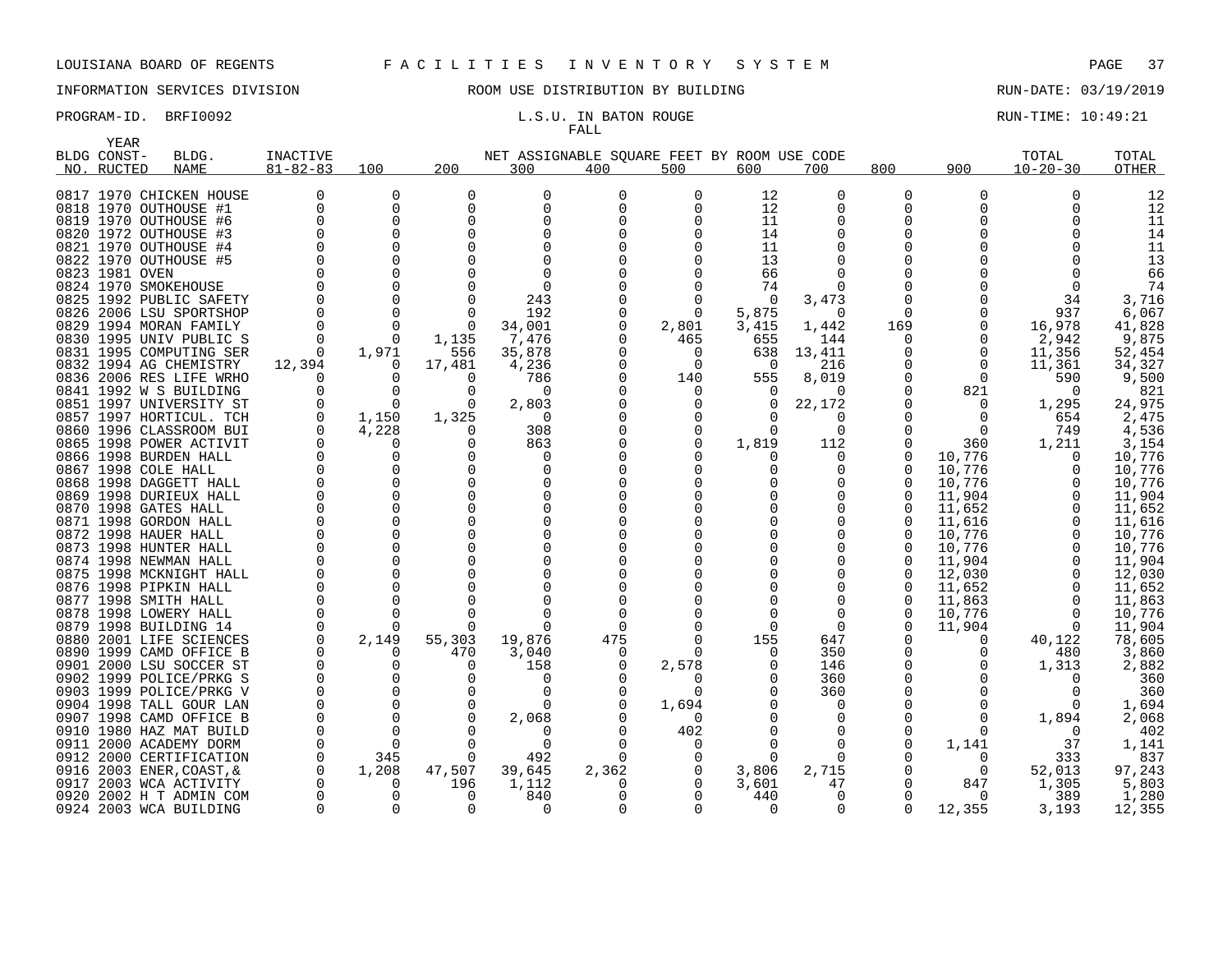LOUISIANA BOARD OF REGENTS — FACILITIES INVENTORY SYSTEM

INFORMATION SERVICES DIVISION — ROOM USE DISTRIBUTION BY BUILDING — RUN-DATE: 03/19/2019

PROGRAM-ID. BRFI0092 — L.S.U. IN BATON ROUGE — RUN-TIME: 10:49:21

FALL

| BLDG NO. | YEAR CONST-RUCTED | BLDG. NAME | INACTIVE 81-82-83 | 100 | 200 | 300 | 400 | 500 | 600 | 700 | 800 | 900 | TOTAL 10-20-30 | TOTAL OTHER |
|---|---|---|---|---|---|---|---|---|---|---|---|---|---|---|
| 0817 | 1970 | CHICKEN HOUSE | 0 | 0 | 0 | 0 | 0 | 0 | 12 | 0 | 0 | 0 | 0 | 12 |
| 0818 | 1970 | OUTHOUSE #1 | 0 | 0 | 0 | 0 | 0 | 0 | 12 | 0 | 0 | 0 | 0 | 12 |
| 0819 | 1970 | OUTHOUSE #6 | 0 | 0 | 0 | 0 | 0 | 0 | 11 | 0 | 0 | 0 | 0 | 11 |
| 0820 | 1972 | OUTHOUSE #3 | 0 | 0 | 0 | 0 | 0 | 0 | 14 | 0 | 0 | 0 | 0 | 14 |
| 0821 | 1970 | OUTHOUSE #4 | 0 | 0 | 0 | 0 | 0 | 0 | 11 | 0 | 0 | 0 | 0 | 11 |
| 0822 | 1970 | OUTHOUSE #5 | 0 | 0 | 0 | 0 | 0 | 0 | 13 | 0 | 0 | 0 | 0 | 13 |
| 0823 | 1981 | OVEN | 0 | 0 | 0 | 0 | 0 | 0 | 66 | 0 | 0 | 0 | 0 | 66 |
| 0824 | 1970 | SMOKEHOUSE | 0 | 0 | 0 | 0 | 0 | 0 | 74 | 0 | 0 | 0 | 0 | 74 |
| 0825 | 1992 | PUBLIC SAFETY | 0 | 0 | 0 | 243 | 0 | 0 | 0 | 3,473 | 0 | 0 | 34 | 3,716 |
| 0826 | 2006 | LSU SPORTSHOP | 0 | 0 | 0 | 192 | 0 | 0 | 5,875 | 0 | 0 | 0 | 937 | 6,067 |
| 0829 | 1994 | MORAN FAMILY | 0 | 0 | 0 | 34,001 | 0 | 2,801 | 3,415 | 1,442 | 169 | 0 | 16,978 | 41,828 |
| 0830 | 1995 | UNIV PUBLIC S | 0 | 0 | 1,135 | 7,476 | 0 | 465 | 655 | 144 | 0 | 0 | 2,942 | 9,875 |
| 0831 | 1995 | COMPUTING SER | 0 | 1,971 | 556 | 35,878 | 0 | 0 | 638 | 13,411 | 0 | 0 | 11,356 | 52,454 |
| 0832 | 1994 | AG CHEMISTRY | 12,394 | 0 | 17,481 | 4,236 | 0 | 0 | 0 | 216 | 0 | 0 | 11,361 | 34,327 |
| 0836 | 2006 | RES LIFE WRHO | 0 | 0 | 0 | 786 | 0 | 140 | 555 | 8,019 | 0 | 0 | 590 | 9,500 |
| 0841 | 1992 | W S BUILDING | 0 | 0 | 0 | 0 | 0 | 0 | 0 | 0 | 0 | 821 | 0 | 821 |
| 0851 | 1997 | UNIVERSITY ST | 0 | 0 | 0 | 2,803 | 0 | 0 | 0 | 22,172 | 0 | 0 | 1,295 | 24,975 |
| 0857 | 1997 | HORTICUL. TCH | 0 | 1,150 | 1,325 | 0 | 0 | 0 | 0 | 0 | 0 | 0 | 654 | 2,475 |
| 0860 | 1996 | CLASSROOM BUI | 0 | 4,228 | 0 | 308 | 0 | 0 | 0 | 0 | 0 | 0 | 749 | 4,536 |
| 0865 | 1998 | POWER ACTIVIT | 0 | 0 | 0 | 863 | 0 | 0 | 1,819 | 112 | 0 | 360 | 1,211 | 3,154 |
| 0866 | 1998 | BURDEN HALL | 0 | 0 | 0 | 0 | 0 | 0 | 0 | 0 | 0 | 10,776 | 0 | 10,776 |
| 0867 | 1998 | COLE HALL | 0 | 0 | 0 | 0 | 0 | 0 | 0 | 0 | 0 | 10,776 | 0 | 10,776 |
| 0868 | 1998 | DAGGETT HALL | 0 | 0 | 0 | 0 | 0 | 0 | 0 | 0 | 0 | 10,776 | 0 | 10,776 |
| 0869 | 1998 | DURIEUX HALL | 0 | 0 | 0 | 0 | 0 | 0 | 0 | 0 | 0 | 11,904 | 0 | 11,904 |
| 0870 | 1998 | GATES HALL | 0 | 0 | 0 | 0 | 0 | 0 | 0 | 0 | 0 | 11,652 | 0 | 11,652 |
| 0871 | 1998 | GORDON HALL | 0 | 0 | 0 | 0 | 0 | 0 | 0 | 0 | 0 | 11,616 | 0 | 11,616 |
| 0872 | 1998 | HAUER HALL | 0 | 0 | 0 | 0 | 0 | 0 | 0 | 0 | 0 | 10,776 | 0 | 10,776 |
| 0873 | 1998 | HUNTER HALL | 0 | 0 | 0 | 0 | 0 | 0 | 0 | 0 | 0 | 10,776 | 0 | 10,776 |
| 0874 | 1998 | NEWMAN HALL | 0 | 0 | 0 | 0 | 0 | 0 | 0 | 0 | 0 | 11,904 | 0 | 11,904 |
| 0875 | 1998 | MCKNIGHT HALL | 0 | 0 | 0 | 0 | 0 | 0 | 0 | 0 | 0 | 12,030 | 0 | 12,030 |
| 0876 | 1998 | PIPKIN HALL | 0 | 0 | 0 | 0 | 0 | 0 | 0 | 0 | 0 | 11,652 | 0 | 11,652 |
| 0877 | 1998 | SMITH HALL | 0 | 0 | 0 | 0 | 0 | 0 | 0 | 0 | 0 | 11,863 | 0 | 11,863 |
| 0878 | 1998 | LOWERY HALL | 0 | 0 | 0 | 0 | 0 | 0 | 0 | 0 | 0 | 10,776 | 0 | 10,776 |
| 0879 | 1998 | BUILDING 14 | 0 | 0 | 0 | 0 | 0 | 0 | 0 | 0 | 0 | 11,904 | 0 | 11,904 |
| 0880 | 2001 | LIFE SCIENCES | 0 | 2,149 | 55,303 | 19,876 | 475 | 0 | 155 | 647 | 0 | 0 | 40,122 | 78,605 |
| 0890 | 1999 | CAMD OFFICE B | 0 | 0 | 470 | 3,040 | 0 | 0 | 0 | 350 | 0 | 0 | 480 | 3,860 |
| 0901 | 2000 | LSU SOCCER ST | 0 | 0 | 0 | 158 | 0 | 2,578 | 0 | 146 | 0 | 0 | 1,313 | 2,882 |
| 0902 | 1999 | POLICE/PRKG S | 0 | 0 | 0 | 0 | 0 | 0 | 0 | 360 | 0 | 0 | 0 | 360 |
| 0903 | 1999 | POLICE/PRKG V | 0 | 0 | 0 | 0 | 0 | 0 | 0 | 360 | 0 | 0 | 0 | 360 |
| 0904 | 1998 | TALL GOUR LAN | 0 | 0 | 0 | 0 | 0 | 1,694 | 0 | 0 | 0 | 0 | 0 | 1,694 |
| 0907 | 1998 | CAMD OFFICE B | 0 | 0 | 0 | 2,068 | 0 | 0 | 0 | 0 | 0 | 0 | 1,894 | 2,068 |
| 0910 | 1980 | HAZ MAT BUILD | 0 | 0 | 0 | 0 | 0 | 402 | 0 | 0 | 0 | 0 | 0 | 402 |
| 0911 | 2000 | ACADEMY DORM | 0 | 0 | 0 | 0 | 0 | 0 | 0 | 0 | 0 | 1,141 | 37 | 1,141 |
| 0912 | 2000 | CERTIFICATION | 0 | 345 | 0 | 492 | 0 | 0 | 0 | 0 | 0 | 0 | 333 | 837 |
| 0916 | 2003 | ENER,COAST,& | 0 | 1,208 | 47,507 | 39,645 | 2,362 | 0 | 3,806 | 2,715 | 0 | 0 | 52,013 | 97,243 |
| 0917 | 2003 | WCA ACTIVITY | 0 | 0 | 196 | 1,112 | 0 | 0 | 3,601 | 47 | 0 | 847 | 1,305 | 5,803 |
| 0920 | 2002 | H T ADMIN COM | 0 | 0 | 0 | 840 | 0 | 0 | 440 | 0 | 0 | 0 | 389 | 1,280 |
| 0924 | 2003 | WCA BUILDING | 0 | 0 | 0 | 0 | 0 | 0 | 0 | 0 | 0 | 12,355 | 3,193 | 12,355 |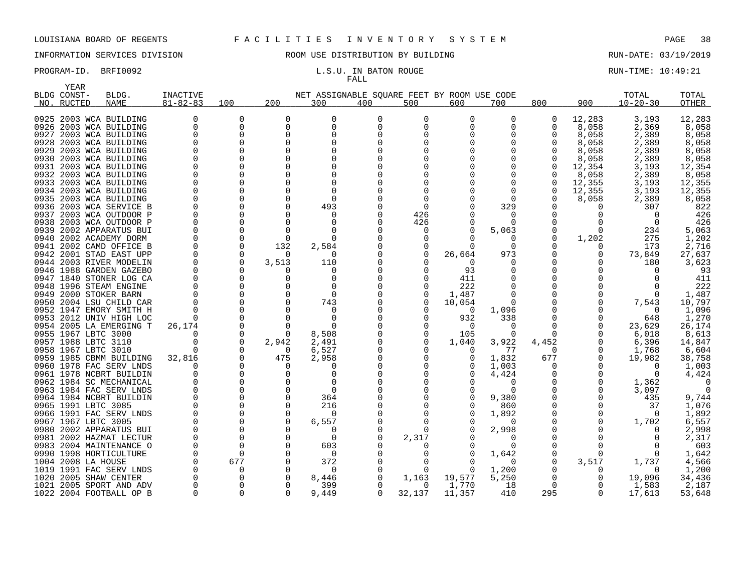LOUISIANA BOARD OF REGENTS — FACILITIES INVENTORY SYSTEM

INFORMATION SERVICES DIVISION — ROOM USE DISTRIBUTION BY BUILDING — RUN-DATE: 03/19/2019

PROGRAM-ID. BRFI0092 — L.S.U. IN BATON ROUGE — RUN-TIME: 10:49:21

FALL

| BLDG NO. | YEAR CONST-RUCTED | BLDG. NAME | INACTIVE 81-82-83 | 100 | 200 | 300 | 400 | 500 | 600 | 700 | 800 | 900 | TOTAL 10-20-30 | TOTAL OTHER |
|---|---|---|---|---|---|---|---|---|---|---|---|---|---|---|
| 0925 | 2003 | WCA BUILDING | 0 | 0 | 0 | 0 | 0 | 0 | 0 | 0 | 0 | 12,283 | 3,193 | 12,283 |
| 0926 | 2003 | WCA BUILDING | 0 | 0 | 0 | 0 | 0 | 0 | 0 | 0 | 0 | 8,058 | 2,369 | 8,058 |
| 0927 | 2003 | WCA BUILDING | 0 | 0 | 0 | 0 | 0 | 0 | 0 | 0 | 0 | 8,058 | 2,389 | 8,058 |
| 0928 | 2003 | WCA BUILDING | 0 | 0 | 0 | 0 | 0 | 0 | 0 | 0 | 0 | 8,058 | 2,389 | 8,058 |
| 0929 | 2003 | WCA BUILDING | 0 | 0 | 0 | 0 | 0 | 0 | 0 | 0 | 0 | 8,058 | 2,389 | 8,058 |
| 0930 | 2003 | WCA BUILDING | 0 | 0 | 0 | 0 | 0 | 0 | 0 | 0 | 0 | 8,058 | 2,389 | 8,058 |
| 0931 | 2003 | WCA BUILDING | 0 | 0 | 0 | 0 | 0 | 0 | 0 | 0 | 0 | 12,354 | 3,193 | 12,354 |
| 0932 | 2003 | WCA BUILDING | 0 | 0 | 0 | 0 | 0 | 0 | 0 | 0 | 0 | 8,058 | 2,389 | 8,058 |
| 0933 | 2003 | WCA BUILDING | 0 | 0 | 0 | 0 | 0 | 0 | 0 | 0 | 0 | 12,355 | 3,193 | 12,355 |
| 0934 | 2003 | WCA BUILDING | 0 | 0 | 0 | 0 | 0 | 0 | 0 | 0 | 0 | 12,355 | 3,193 | 12,355 |
| 0935 | 2003 | WCA BUILDING | 0 | 0 | 0 | 0 | 0 | 0 | 0 | 0 | 0 | 8,058 | 2,389 | 8,058 |
| 0936 | 2003 | WCA SERVICE B | 0 | 0 | 0 | 493 | 0 | 0 | 0 | 329 | 0 | 0 | 307 | 822 |
| 0937 | 2003 | WCA OUTDOOR P | 0 | 0 | 0 | 0 | 0 | 426 | 0 | 0 | 0 | 0 | 0 | 426 |
| 0938 | 2003 | WCA OUTDOOR P | 0 | 0 | 0 | 0 | 0 | 426 | 0 | 0 | 0 | 0 | 0 | 426 |
| 0939 | 2002 | APPARATUS BUI | 0 | 0 | 0 | 0 | 0 | 0 | 0 | 5,063 | 0 | 0 | 234 | 5,063 |
| 0940 | 2002 | ACADEMY DORM | 0 | 0 | 0 | 0 | 0 | 0 | 0 | 0 | 0 | 1,202 | 275 | 1,202 |
| 0941 | 2002 | CAMD OFFICE B | 0 | 0 | 132 | 2,584 | 0 | 0 | 0 | 0 | 0 | 0 | 173 | 2,716 |
| 0942 | 2001 | STAD EAST UPP | 0 | 0 | 0 | 0 | 0 | 0 | 26,664 | 973 | 0 | 0 | 73,849 | 27,637 |
| 0944 | 2003 | RIVER MODELIN | 0 | 0 | 3,513 | 110 | 0 | 0 | 0 | 0 | 0 | 0 | 180 | 3,623 |
| 0946 | 1988 | GARDEN GAZEBO | 0 | 0 | 0 | 0 | 0 | 0 | 93 | 0 | 0 | 0 | 0 | 93 |
| 0947 | 1840 | STONER LOG CA | 0 | 0 | 0 | 0 | 0 | 0 | 411 | 0 | 0 | 0 | 0 | 411 |
| 0948 | 1996 | STEAM ENGINE | 0 | 0 | 0 | 0 | 0 | 0 | 222 | 0 | 0 | 0 | 0 | 222 |
| 0949 | 2000 | STOKER BARN | 0 | 0 | 0 | 0 | 0 | 0 | 1,487 | 0 | 0 | 0 | 0 | 1,487 |
| 0950 | 2004 | LSU CHILD CAR | 0 | 0 | 0 | 743 | 0 | 0 | 10,054 | 0 | 0 | 0 | 7,543 | 10,797 |
| 0952 | 1947 | EMORY SMITH H | 0 | 0 | 0 | 0 | 0 | 0 | 0 | 1,096 | 0 | 0 | 0 | 1,096 |
| 0953 | 2012 | UNIV HIGH LOC | 0 | 0 | 0 | 0 | 0 | 0 | 932 | 338 | 0 | 0 | 648 | 1,270 |
| 0954 | 2005 | LA EMERGING T | 26,174 | 0 | 0 | 0 | 0 | 0 | 0 | 0 | 0 | 0 | 23,629 | 26,174 |
| 0955 | 1967 | LBTC 3000 | 0 | 0 | 0 | 8,508 | 0 | 0 | 105 | 0 | 0 | 0 | 6,018 | 8,613 |
| 0957 | 1988 | LBTC 3110 | 0 | 0 | 2,942 | 2,491 | 0 | 0 | 1,040 | 3,922 | 4,452 | 0 | 6,396 | 14,847 |
| 0958 | 1967 | LBTC 3010 | 0 | 0 | 0 | 6,527 | 0 | 0 | 0 | 77 | 0 | 0 | 1,768 | 6,604 |
| 0959 | 1985 | CBMM BUILDING | 32,816 | 0 | 475 | 2,958 | 0 | 0 | 0 | 1,832 | 677 | 0 | 19,982 | 38,758 |
| 0960 | 1978 | FAC SERV LNDS | 0 | 0 | 0 | 0 | 0 | 0 | 0 | 1,003 | 0 | 0 | 0 | 1,003 |
| 0961 | 1978 | NCBRT BUILDIN | 0 | 0 | 0 | 0 | 0 | 0 | 0 | 4,424 | 0 | 0 | 0 | 4,424 |
| 0962 | 1984 | SC MECHANICAL | 0 | 0 | 0 | 0 | 0 | 0 | 0 | 0 | 0 | 0 | 1,362 | 0 |
| 0963 | 1984 | FAC SERV LNDS | 0 | 0 | 0 | 0 | 0 | 0 | 0 | 0 | 0 | 0 | 3,097 | 0 |
| 0964 | 1984 | NCBRT BUILDIN | 0 | 0 | 0 | 364 | 0 | 0 | 0 | 9,380 | 0 | 0 | 435 | 9,744 |
| 0965 | 1991 | LBTC 3085 | 0 | 0 | 0 | 216 | 0 | 0 | 0 | 860 | 0 | 0 | 37 | 1,076 |
| 0966 | 1991 | FAC SERV LNDS | 0 | 0 | 0 | 0 | 0 | 0 | 0 | 1,892 | 0 | 0 | 0 | 1,892 |
| 0967 | 1967 | LBTC 3005 | 0 | 0 | 0 | 6,557 | 0 | 0 | 0 | 0 | 0 | 0 | 1,702 | 6,557 |
| 0980 | 2002 | APPARATUS BUI | 0 | 0 | 0 | 0 | 0 | 0 | 0 | 2,998 | 0 | 0 | 0 | 2,998 |
| 0981 | 2002 | HAZMAT LECTUR | 0 | 0 | 0 | 0 | 0 | 2,317 | 0 | 0 | 0 | 0 | 0 | 2,317 |
| 0983 | 2004 | MAINTENANCE O | 0 | 0 | 0 | 603 | 0 | 0 | 0 | 0 | 0 | 0 | 0 | 603 |
| 0990 | 1998 | HORTICULTURE | 0 | 0 | 0 | 0 | 0 | 0 | 0 | 1,642 | 0 | 0 | 0 | 1,642 |
| 1004 | 2008 | LA HOUSE | 0 | 677 | 0 | 372 | 0 | 0 | 0 | 0 | 0 | 3,517 | 1,737 | 4,566 |
| 1019 | 1991 | FAC SERV LNDS | 0 | 0 | 0 | 0 | 0 | 0 | 0 | 1,200 | 0 | 0 | 0 | 1,200 |
| 1020 | 2005 | SHAW CENTER | 0 | 0 | 0 | 8,446 | 0 | 1,163 | 19,577 | 5,250 | 0 | 0 | 19,096 | 34,436 |
| 1021 | 2005 | SPORT AND ADV | 0 | 0 | 0 | 399 | 0 | 0 | 1,770 | 18 | 0 | 0 | 1,583 | 2,187 |
| 1022 | 2004 | FOOTBALL OP B | 0 | 0 | 0 | 9,449 | 0 | 32,137 | 11,357 | 410 | 295 | 0 | 17,613 | 53,648 |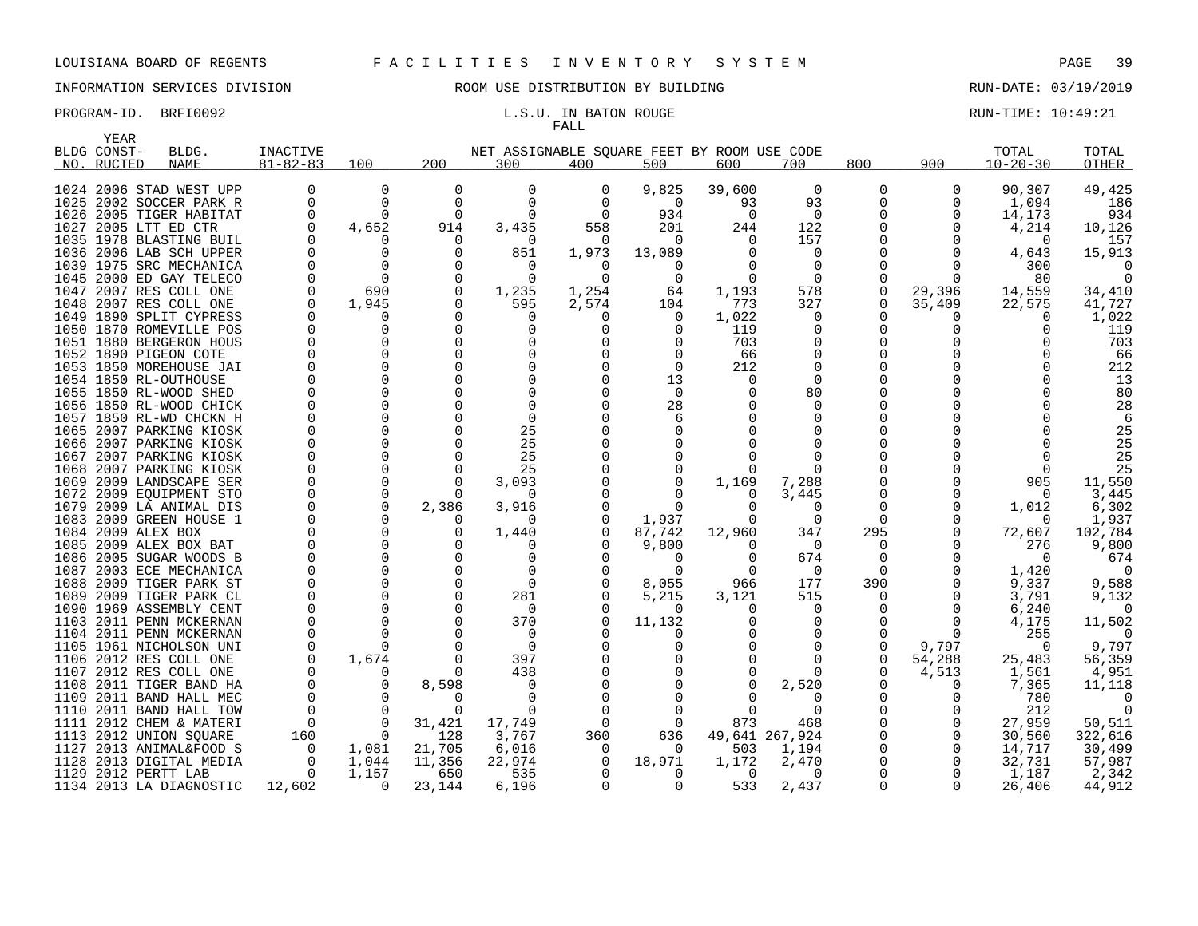LOUISIANA BOARD OF REGENTS F A C I L I T I E S I N V E N T O R Y S Y S T E M

INFORMATION SERVICES DIVISION ROOM USE DISTRIBUTION BY BUILDING RUN-DATE: 03/19/2019

PROGRAM-ID. BRFI0092 L.S.U. IN BATON ROUGE RUN-TIME: 10:49:21

FALL

| BLDG NO. | YEAR CONST-RUCTED | BLDG. NAME | INACTIVE 81-82-83 | 100 | 200 | 300 | 400 | 500 | 600 | 700 | 800 | 900 | TOTAL 10-20-30 | TOTAL OTHER |
|---|---|---|---|---|---|---|---|---|---|---|---|---|---|---|
| 1024 | 2006 | STAD WEST UPP | 0 | 0 | 0 | 0 | 0 | 9,825 | 39,600 | 0 | 0 | 0 | 90,307 | 49,425 |
| 1025 | 2002 | SOCCER PARK R | 0 | 0 | 0 | 0 | 0 | 0 | 93 | 93 | 0 | 0 | 1,094 | 186 |
| 1026 | 2005 | TIGER HABITAT | 0 | 0 | 0 | 0 | 0 | 934 | 0 | 0 | 0 | 0 | 14,173 | 934 |
| 1027 | 2005 | LTT ED CTR | 0 | 4,652 | 914 | 3,435 | 558 | 201 | 244 | 122 | 0 | 0 | 4,214 | 10,126 |
| 1035 | 1978 | BLASTING BUIL | 0 | 0 | 0 | 0 | 0 | 0 | 0 | 157 | 0 | 0 | 0 | 157 |
| 1036 | 2006 | LAB SCH UPPER | 0 | 0 | 0 | 851 | 1,973 | 13,089 | 0 | 0 | 0 | 0 | 4,643 | 15,913 |
| 1039 | 1975 | SRC MECHANICA | 0 | 0 | 0 | 0 | 0 | 0 | 0 | 0 | 0 | 0 | 300 | 0 |
| 1045 | 2000 | ED GAY TELECO | 0 | 0 | 0 | 0 | 0 | 0 | 0 | 0 | 0 | 0 | 80 | 0 |
| 1047 | 2007 | RES COLL ONE | 0 | 690 | 0 | 1,235 | 1,254 | 64 | 1,193 | 578 | 0 | 29,396 | 14,559 | 34,410 |
| 1048 | 2007 | RES COLL ONE | 0 | 1,945 | 0 | 595 | 2,574 | 104 | 773 | 327 | 0 | 35,409 | 22,575 | 41,727 |
| 1049 | 1890 | SPLIT CYPRESS | 0 | 0 | 0 | 0 | 0 | 0 | 1,022 | 0 | 0 | 0 | 0 | 1,022 |
| 1050 | 1870 | ROMEVILLE POS | 0 | 0 | 0 | 0 | 0 | 0 | 119 | 0 | 0 | 0 | 0 | 119 |
| 1051 | 1880 | BERGERON HOUS | 0 | 0 | 0 | 0 | 0 | 0 | 703 | 0 | 0 | 0 | 0 | 703 |
| 1052 | 1890 | PIGEON COTE | 0 | 0 | 0 | 0 | 0 | 0 | 66 | 0 | 0 | 0 | 0 | 66 |
| 1053 | 1850 | MOREHOUSE JAI | 0 | 0 | 0 | 0 | 0 | 0 | 212 | 0 | 0 | 0 | 0 | 212 |
| 1054 | 1850 | RL-OUTHOUSE | 0 | 0 | 0 | 0 | 0 | 13 | 0 | 0 | 0 | 0 | 0 | 13 |
| 1055 | 1850 | RL-WOOD SHED | 0 | 0 | 0 | 0 | 0 | 0 | 0 | 80 | 0 | 0 | 0 | 80 |
| 1056 | 1850 | RL-WOOD CHICK | 0 | 0 | 0 | 0 | 0 | 28 | 0 | 0 | 0 | 0 | 0 | 28 |
| 1057 | 1850 | RL-WD CHCKN H | 0 | 0 | 0 | 0 | 0 | 6 | 0 | 0 | 0 | 0 | 0 | 6 |
| 1065 | 2007 | PARKING KIOSK | 0 | 0 | 0 | 25 | 0 | 0 | 0 | 0 | 0 | 0 | 0 | 25 |
| 1066 | 2007 | PARKING KIOSK | 0 | 0 | 0 | 25 | 0 | 0 | 0 | 0 | 0 | 0 | 0 | 25 |
| 1067 | 2007 | PARKING KIOSK | 0 | 0 | 0 | 25 | 0 | 0 | 0 | 0 | 0 | 0 | 0 | 25 |
| 1068 | 2007 | PARKING KIOSK | 0 | 0 | 0 | 25 | 0 | 0 | 0 | 0 | 0 | 0 | 0 | 25 |
| 1069 | 2009 | LANDSCAPE SER | 0 | 0 | 0 | 3,093 | 0 | 0 | 1,169 | 7,288 | 0 | 0 | 905 | 11,550 |
| 1072 | 2009 | EQUIPMENT STO | 0 | 0 | 0 | 0 | 0 | 0 | 0 | 3,445 | 0 | 0 | 0 | 3,445 |
| 1079 | 2009 | LA ANIMAL DIS | 0 | 0 | 2,386 | 3,916 | 0 | 0 | 0 | 0 | 0 | 0 | 1,012 | 6,302 |
| 1083 | 2009 | GREEN HOUSE 1 | 0 | 0 | 0 | 0 | 0 | 1,937 | 0 | 0 | 0 | 0 | 0 | 1,937 |
| 1084 | 2009 | ALEX BOX | 0 | 0 | 0 | 1,440 | 0 | 87,742 | 12,960 | 347 | 295 | 0 | 72,607 | 102,784 |
| 1085 | 2009 | ALEX BOX BAT | 0 | 0 | 0 | 0 | 0 | 9,800 | 0 | 0 | 0 | 0 | 276 | 9,800 |
| 1086 | 2005 | SUGAR WOODS B | 0 | 0 | 0 | 0 | 0 | 0 | 0 | 674 | 0 | 0 | 0 | 674 |
| 1087 | 2003 | ECE MECHANICA | 0 | 0 | 0 | 0 | 0 | 0 | 0 | 0 | 0 | 0 | 1,420 | 0 |
| 1088 | 2009 | TIGER PARK ST | 0 | 0 | 0 | 0 | 0 | 8,055 | 966 | 177 | 390 | 0 | 9,337 | 9,588 |
| 1089 | 2009 | TIGER PARK CL | 0 | 0 | 0 | 281 | 0 | 5,215 | 3,121 | 515 | 0 | 0 | 3,791 | 9,132 |
| 1090 | 1969 | ASSEMBLY CENT | 0 | 0 | 0 | 0 | 0 | 0 | 0 | 0 | 0 | 0 | 6,240 | 0 |
| 1103 | 2011 | PENN MCKERNAN | 0 | 0 | 0 | 370 | 0 | 11,132 | 0 | 0 | 0 | 0 | 4,175 | 11,502 |
| 1104 | 2011 | PENN MCKERNAN | 0 | 0 | 0 | 0 | 0 | 0 | 0 | 0 | 0 | 0 | 255 | 0 |
| 1105 | 1961 | NICHOLSON UNI | 0 | 0 | 0 | 0 | 0 | 0 | 0 | 0 | 0 | 9,797 | 0 | 9,797 |
| 1106 | 2012 | RES COLL ONE | 0 | 1,674 | 0 | 397 | 0 | 0 | 0 | 0 | 0 | 54,288 | 25,483 | 56,359 |
| 1107 | 2012 | RES COLL ONE | 0 | 0 | 0 | 438 | 0 | 0 | 0 | 0 | 0 | 4,513 | 1,561 | 4,951 |
| 1108 | 2011 | TIGER BAND HA | 0 | 0 | 8,598 | 0 | 0 | 0 | 0 | 2,520 | 0 | 0 | 7,365 | 11,118 |
| 1109 | 2011 | BAND HALL MEC | 0 | 0 | 0 | 0 | 0 | 0 | 0 | 0 | 0 | 0 | 780 | 0 |
| 1110 | 2011 | BAND HALL TOW | 0 | 0 | 0 | 0 | 0 | 0 | 0 | 0 | 0 | 0 | 212 | 0 |
| 1111 | 2012 | CHEM & MATERI | 0 | 0 | 31,421 | 17,749 | 0 | 0 | 873 | 468 | 0 | 0 | 27,959 | 50,511 |
| 1113 | 2012 | UNION SQUARE | 160 | 0 | 128 | 3,767 | 360 | 636 | 49,641 | 267,924 | 0 | 0 | 30,560 | 322,616 |
| 1127 | 2013 | ANIMAL&FOOD S | 0 | 1,081 | 21,705 | 6,016 | 0 | 0 | 503 | 1,194 | 0 | 0 | 14,717 | 30,499 |
| 1128 | 2013 | DIGITAL MEDIA | 0 | 1,044 | 11,356 | 22,974 | 0 | 18,971 | 1,172 | 2,470 | 0 | 0 | 32,731 | 57,987 |
| 1129 | 2012 | PERTT LAB | 0 | 1,157 | 650 | 535 | 0 | 0 | 0 | 0 | 0 | 0 | 1,187 | 2,342 |
| 1134 | 2013 | LA DIAGNOSTIC | 12,602 | 0 | 23,144 | 6,196 | 0 | 0 | 533 | 2,437 | 0 | 0 | 26,406 | 44,912 |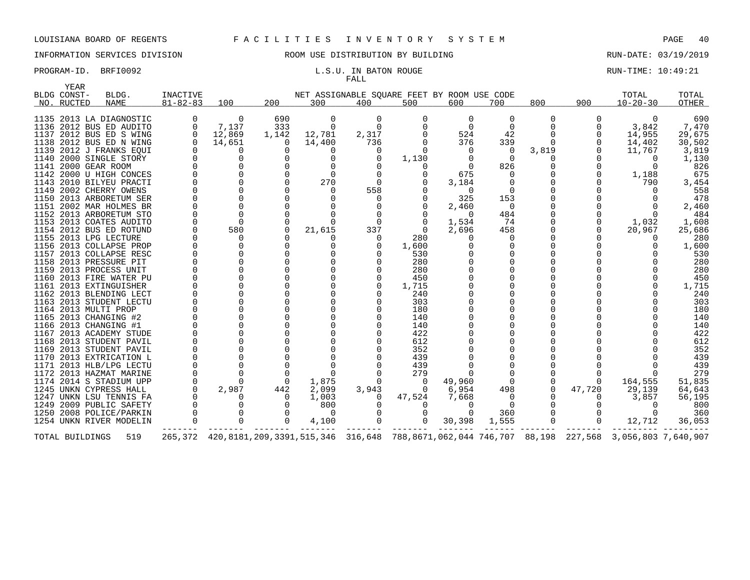LOUISIANA BOARD OF REGENTS F A C I L I T I E S I N V E N T O R Y S Y S T E M

INFORMATION SERVICES DIVISION ROOM USE DISTRIBUTION BY BUILDING RUN-DATE: 03/19/2019

PROGRAM-ID. BRFI0092 L.S.U. IN BATON ROUGE RUN-TIME: 10:49:21

FALL

| BLDG NO. | YEAR CONST-RUCTED | BLDG. NAME | INACTIVE 81-82-83 | 100 | 200 | 300 | 400 | 500 | 600 | 700 | 800 | 900 | TOTAL 10-20-30 | TOTAL OTHER |
|---|---|---|---|---|---|---|---|---|---|---|---|---|---|---|
| 1135 | 2013 | LA DIAGNOSTIC | 0 | 0 | 690 | 0 | 0 | 0 | 0 | 0 | 0 | 0 | 0 | 690 |
| 1136 | 2012 | BUS ED AUDITO | 0 | 7,137 | 333 | 0 | 0 | 0 | 0 | 0 | 0 | 0 | 3,842 | 7,470 |
| 1137 | 2012 | BUS ED S WING | 0 | 12,869 | 1,142 | 12,781 | 2,317 | 0 | 524 | 42 | 0 | 0 | 14,955 | 29,675 |
| 1138 | 2012 | BUS ED N WING | 0 | 14,651 | 0 | 14,400 | 736 | 0 | 376 | 339 | 0 | 0 | 14,402 | 30,502 |
| 1139 | 2012 | J FRANKS EQUI | 0 | 0 | 0 | 0 | 0 | 0 | 0 | 0 | 3,819 | 0 | 11,767 | 3,819 |
| 1140 | 2000 | SINGLE STORY | 0 | 0 | 0 | 0 | 0 | 1,130 | 0 | 0 | 0 | 0 | 0 | 1,130 |
| 1141 | 2000 | GEAR ROOM | 0 | 0 | 0 | 0 | 0 | 0 | 0 | 826 | 0 | 0 | 0 | 826 |
| 1142 | 2000 | U HIGH CONCES | 0 | 0 | 0 | 0 | 0 | 0 | 675 | 0 | 0 | 0 | 1,188 | 675 |
| 1143 | 2010 | BILYEU PRACTI | 0 | 0 | 0 | 270 | 0 | 0 | 3,184 | 0 | 0 | 0 | 790 | 3,454 |
| 1149 | 2002 | CHERRY OWENS | 0 | 0 | 0 | 0 | 558 | 0 | 0 | 0 | 0 | 0 | 0 | 558 |
| 1150 | 2013 | ARBORETUM SER | 0 | 0 | 0 | 0 | 0 | 0 | 325 | 153 | 0 | 0 | 0 | 478 |
| 1151 | 2002 | MAR HOLMES BR | 0 | 0 | 0 | 0 | 0 | 0 | 2,460 | 0 | 0 | 0 | 0 | 2,460 |
| 1152 | 2013 | ARBORETUM STO | 0 | 0 | 0 | 0 | 0 | 0 | 0 | 484 | 0 | 0 | 0 | 484 |
| 1153 | 2013 | COATES AUDITO | 0 | 0 | 0 | 0 | 0 | 0 | 1,534 | 74 | 0 | 0 | 1,032 | 1,608 |
| 1154 | 2012 | BUS ED ROTUND | 0 | 580 | 0 | 21,615 | 337 | 0 | 2,696 | 458 | 0 | 0 | 20,967 | 25,686 |
| 1155 | 2013 | LPG LECTURE | 0 | 0 | 0 | 0 | 0 | 280 | 0 | 0 | 0 | 0 | 0 | 280 |
| 1156 | 2013 | COLLAPSE PROP | 0 | 0 | 0 | 0 | 0 | 1,600 | 0 | 0 | 0 | 0 | 0 | 1,600 |
| 1157 | 2013 | COLLAPSE RESC | 0 | 0 | 0 | 0 | 0 | 530 | 0 | 0 | 0 | 0 | 0 | 530 |
| 1158 | 2013 | PRESSURE PIT | 0 | 0 | 0 | 0 | 0 | 280 | 0 | 0 | 0 | 0 | 0 | 280 |
| 1159 | 2013 | PROCESS UNIT | 0 | 0 | 0 | 0 | 0 | 280 | 0 | 0 | 0 | 0 | 0 | 280 |
| 1160 | 2013 | FIRE WATER PU | 0 | 0 | 0 | 0 | 0 | 450 | 0 | 0 | 0 | 0 | 0 | 450 |
| 1161 | 2013 | EXTINGUISHER | 0 | 0 | 0 | 0 | 0 | 1,715 | 0 | 0 | 0 | 0 | 0 | 1,715 |
| 1162 | 2013 | BLENDING LECT | 0 | 0 | 0 | 0 | 0 | 240 | 0 | 0 | 0 | 0 | 0 | 240 |
| 1163 | 2013 | STUDENT LECTU | 0 | 0 | 0 | 0 | 0 | 303 | 0 | 0 | 0 | 0 | 0 | 303 |
| 1164 | 2013 | MULTI PROP | 0 | 0 | 0 | 0 | 0 | 180 | 0 | 0 | 0 | 0 | 0 | 180 |
| 1165 | 2013 | CHANGING #2 | 0 | 0 | 0 | 0 | 0 | 140 | 0 | 0 | 0 | 0 | 0 | 140 |
| 1166 | 2013 | CHANGING #1 | 0 | 0 | 0 | 0 | 0 | 140 | 0 | 0 | 0 | 0 | 0 | 140 |
| 1167 | 2013 | ACADEMY STUDE | 0 | 0 | 0 | 0 | 0 | 422 | 0 | 0 | 0 | 0 | 0 | 422 |
| 1168 | 2013 | STUDENT PAVIL | 0 | 0 | 0 | 0 | 0 | 612 | 0 | 0 | 0 | 0 | 0 | 612 |
| 1169 | 2013 | STUDENT PAVIL | 0 | 0 | 0 | 0 | 0 | 352 | 0 | 0 | 0 | 0 | 0 | 352 |
| 1170 | 2013 | EXTRICATION L | 0 | 0 | 0 | 0 | 0 | 439 | 0 | 0 | 0 | 0 | 0 | 439 |
| 1171 | 2013 | HLB/LPG LECTU | 0 | 0 | 0 | 0 | 0 | 439 | 0 | 0 | 0 | 0 | 0 | 439 |
| 1172 | 2013 | HAZMAT MARINE | 0 | 0 | 0 | 0 | 0 | 279 | 0 | 0 | 0 | 0 | 0 | 279 |
| 1174 | 2014 | S STADIUM UPP | 0 | 0 | 0 | 1,875 | 0 | 0 | 49,960 | 0 | 0 | 0 | 164,555 | 51,835 |
| 1245 | UNKN | CYPRESS HALL | 0 | 2,987 | 442 | 2,099 | 3,943 | 0 | 6,954 | 498 | 0 | 47,720 | 29,139 | 64,643 |
| 1247 | UNKN | LSU TENNIS FA | 0 | 0 | 0 | 1,003 | 0 | 47,524 | 7,668 | 0 | 0 | 0 | 3,857 | 56,195 |
| 1249 | 2009 | PUBLIC SAFETY | 0 | 0 | 0 | 800 | 0 | 0 | 0 | 0 | 0 | 0 | 0 | 800 |
| 1250 | 2008 | POLICE/PARKIN | 0 | 0 | 0 | 0 | 0 | 0 | 0 | 360 | 0 | 0 | 0 | 360 |
| 1254 | UNKN | RIVER MODELIN | 0 | 0 | 0 | 4,100 | 0 | 0 | 30,398 | 1,555 | 0 | 0 | 12,712 | 36,053 |
| TOTAL BUILDINGS | | 519 | 265,372 | 420,818 | 1,209,339 | 1,515,346 | 316,648 | 788,867 | 1,062,044 | 746,707 | 88,198 | 227,568 | 3,056,803 | 7,640,907 |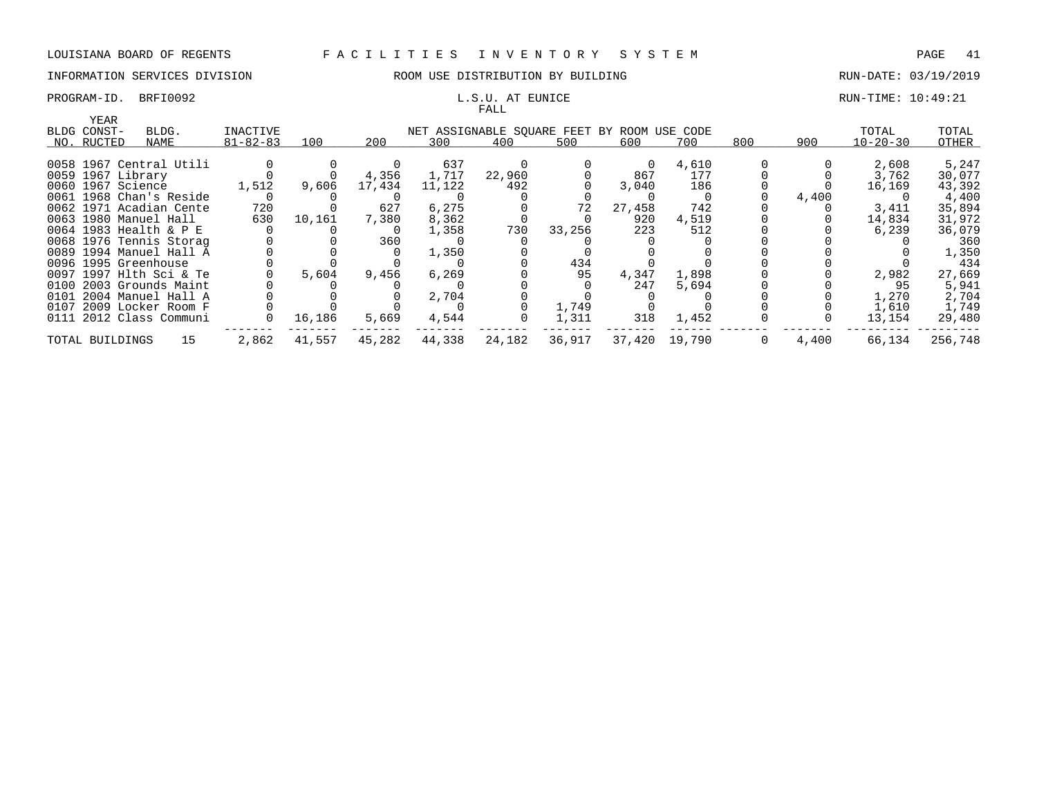LOUISIANA BOARD OF REGENTS — F A C I L I T I E S   I N V E N T O R Y   S Y S T E M

INFORMATION SERVICES DIVISION — ROOM USE DISTRIBUTION BY BUILDING — RUN-DATE: 03/19/2019

PROGRAM-ID. BRFI0092 — L.S.U. AT EUNICE — RUN-TIME: 10:49:21

FALL

| BLDG NO. | YEAR CONST-RUCTED | BLDG. NAME | INACTIVE 81-82-83 | 100 | 200 | 300 | 400 | 500 | 600 | 700 | 800 | 900 | TOTAL 10-20-30 | TOTAL OTHER |
|---|---|---|---|---|---|---|---|---|---|---|---|---|---|---|
| | | | | NET ASSIGNABLE SQUARE FEET BY ROOM USE CODE | | | | | | | | | | |
| 0058 | 1967 | Central Utili | 0 | 0 | 0 | 637 | 0 | 0 | 0 | 4,610 | 0 | 0 | 2,608 | 5,247 |
| 0059 | 1967 | Library | 0 | 0 | 4,356 | 1,717 | 22,960 | 0 | 867 | 177 | 0 | 0 | 3,762 | 30,077 |
| 0060 | 1967 | Science | 1,512 | 9,606 | 17,434 | 11,122 | 492 | 0 | 3,040 | 186 | 0 | 0 | 16,169 | 43,392 |
| 0061 | 1968 | Chan's Reside | 0 | 0 | 0 | 0 | 0 | 0 | 0 | 0 | 0 | 4,400 | 0 | 4,400 |
| 0062 | 1971 | Acadian Cente | 720 | 0 | 627 | 6,275 | 0 | 72 | 27,458 | 742 | 0 | 0 | 3,411 | 35,894 |
| 0063 | 1980 | Manuel Hall | 630 | 10,161 | 7,380 | 8,362 | 0 | 0 | 920 | 4,519 | 0 | 0 | 14,834 | 31,972 |
| 0064 | 1983 | Health & P E | 0 | 0 | 0 | 1,358 | 730 | 33,256 | 223 | 512 | 0 | 0 | 6,239 | 36,079 |
| 0068 | 1976 | Tennis Storag | 0 | 0 | 360 | 0 | 0 | 0 | 0 | 0 | 0 | 0 | 0 | 360 |
| 0089 | 1994 | Manuel Hall A | 0 | 0 | 0 | 1,350 | 0 | 0 | 0 | 0 | 0 | 0 | 0 | 1,350 |
| 0096 | 1995 | Greenhouse | 0 | 0 | 0 | 0 | 0 | 434 | 0 | 0 | 0 | 0 | 0 | 434 |
| 0097 | 1997 | Hlth Sci & Te | 0 | 5,604 | 9,456 | 6,269 | 0 | 95 | 4,347 | 1,898 | 0 | 0 | 2,982 | 27,669 |
| 0100 | 2003 | Grounds Maint | 0 | 0 | 0 | 0 | 0 | 0 | 247 | 5,694 | 0 | 0 | 95 | 5,941 |
| 0101 | 2004 | Manuel Hall A | 0 | 0 | 0 | 2,704 | 0 | 0 | 0 | 0 | 0 | 0 | 1,270 | 2,704 |
| 0107 | 2009 | Locker Room F | 0 | 0 | 0 | 0 | 0 | 1,749 | 0 | 0 | 0 | 0 | 1,610 | 1,749 |
| 0111 | 2012 | Class Communi | 0 | 16,186 | 5,669 | 4,544 | 0 | 1,311 | 318 | 1,452 | 0 | 0 | 13,154 | 29,480 |
| TOTAL BUILDINGS | | 15 | 2,862 | 41,557 | 45,282 | 44,338 | 24,182 | 36,917 | 37,420 | 19,790 | 0 | 4,400 | 66,134 | 256,748 |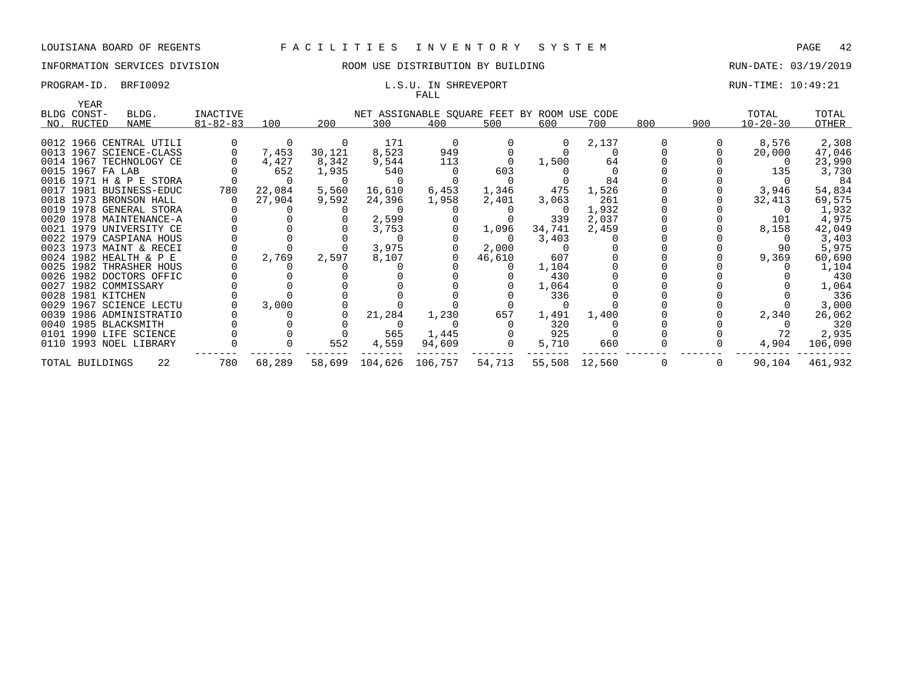LOUISIANA BOARD OF REGENTS — FACILITIES INVENTORY SYSTEM

INFORMATION SERVICES DIVISION — ROOM USE DISTRIBUTION BY BUILDING — RUN-DATE: 03/19/2019

PROGRAM-ID. BRFI0092 — L.S.U. IN SHREVEPORT — RUN-TIME: 10:49:21

FALL

| BLDG NO. | YEAR CONST-RUCTED | BLDG. NAME | INACTIVE 81-82-83 | 100 | 200 | 300 | 400 | 500 | 600 | 700 | 800 | 900 | TOTAL 10-20-30 | TOTAL OTHER |
|---|---|---|---|---|---|---|---|---|---|---|---|---|---|---|
| | | | | NET ASSIGNABLE SQUARE FEET BY ROOM USE CODE | | | | | | | | | | |
| 0012 | 1966 | CENTRAL UTILI | 0 | 0 | 0 | 171 | 0 | 0 | 0 | 2,137 | 0 | 0 | 8,576 | 2,308 |
| 0013 | 1967 | SCIENCE-CLASS | 0 | 7,453 | 30,121 | 8,523 | 949 | 0 | 0 | 0 | 0 | 0 | 20,000 | 47,046 |
| 0014 | 1967 | TECHNOLOGY CE | 0 | 4,427 | 8,342 | 9,544 | 113 | 0 | 1,500 | 64 | 0 | 0 | 0 | 23,990 |
| 0015 | 1967 | FA LAB | 0 | 652 | 1,935 | 540 | 0 | 603 | 0 | 0 | 0 | 0 | 135 | 3,730 |
| 0016 | 1971 | H & P E STORA | 0 | 0 | 0 | 0 | 0 | 0 | 0 | 84 | 0 | 0 | 0 | 84 |
| 0017 | 1981 | BUSINESS-EDUC | 780 | 22,084 | 5,560 | 16,610 | 6,453 | 1,346 | 475 | 1,526 | 0 | 0 | 3,946 | 54,834 |
| 0018 | 1973 | BRONSON HALL | 0 | 27,904 | 9,592 | 24,396 | 1,958 | 2,401 | 3,063 | 261 | 0 | 0 | 32,413 | 69,575 |
| 0019 | 1978 | GENERAL STORA | 0 | 0 | 0 | 0 | 0 | 0 | 0 | 1,932 | 0 | 0 | 0 | 1,932 |
| 0020 | 1978 | MAINTENANCE-A | 0 | 0 | 0 | 2,599 | 0 | 0 | 339 | 2,037 | 0 | 0 | 101 | 4,975 |
| 0021 | 1979 | UNIVERSITY CE | 0 | 0 | 0 | 3,753 | 0 | 1,096 | 34,741 | 2,459 | 0 | 0 | 8,158 | 42,049 |
| 0022 | 1979 | CASPIANA HOUS | 0 | 0 | 0 | 0 | 0 | 0 | 3,403 | 0 | 0 | 0 | 0 | 3,403 |
| 0023 | 1973 | MAINT & RECEI | 0 | 0 | 0 | 3,975 | 0 | 2,000 | 0 | 0 | 0 | 0 | 90 | 5,975 |
| 0024 | 1982 | HEALTH & P E | 0 | 2,769 | 2,597 | 8,107 | 0 | 46,610 | 607 | 0 | 0 | 0 | 9,369 | 60,690 |
| 0025 | 1982 | THRASHER HOUS | 0 | 0 | 0 | 0 | 0 | 0 | 1,104 | 0 | 0 | 0 | 0 | 1,104 |
| 0026 | 1982 | DOCTORS OFFIC | 0 | 0 | 0 | 0 | 0 | 0 | 430 | 0 | 0 | 0 | 0 | 430 |
| 0027 | 1982 | COMMISSARY | 0 | 0 | 0 | 0 | 0 | 0 | 1,064 | 0 | 0 | 0 | 0 | 1,064 |
| 0028 | 1981 | KITCHEN | 0 | 0 | 0 | 0 | 0 | 0 | 336 | 0 | 0 | 0 | 0 | 336 |
| 0029 | 1967 | SCIENCE LECTU | 0 | 3,000 | 0 | 0 | 0 | 0 | 0 | 0 | 0 | 0 | 0 | 3,000 |
| 0039 | 1986 | ADMINISTRATIO | 0 | 0 | 0 | 21,284 | 1,230 | 657 | 1,491 | 1,400 | 0 | 0 | 2,340 | 26,062 |
| 0040 | 1985 | BLACKSMITH | 0 | 0 | 0 | 0 | 0 | 0 | 320 | 0 | 0 | 0 | 0 | 320 |
| 0101 | 1990 | LIFE SCIENCE | 0 | 0 | 0 | 565 | 1,445 | 0 | 925 | 0 | 0 | 0 | 72 | 2,935 |
| 0110 | 1993 | NOEL LIBRARY | 0 | 0 | 552 | 4,559 | 94,609 | 0 | 5,710 | 660 | 0 | 0 | 4,904 | 106,090 |
| TOTAL BUILDINGS | | 22 | 780 | 68,289 | 58,699 | 104,626 | 106,757 | 54,713 | 55,508 | 12,560 | 0 | 0 | 90,104 | 461,932 |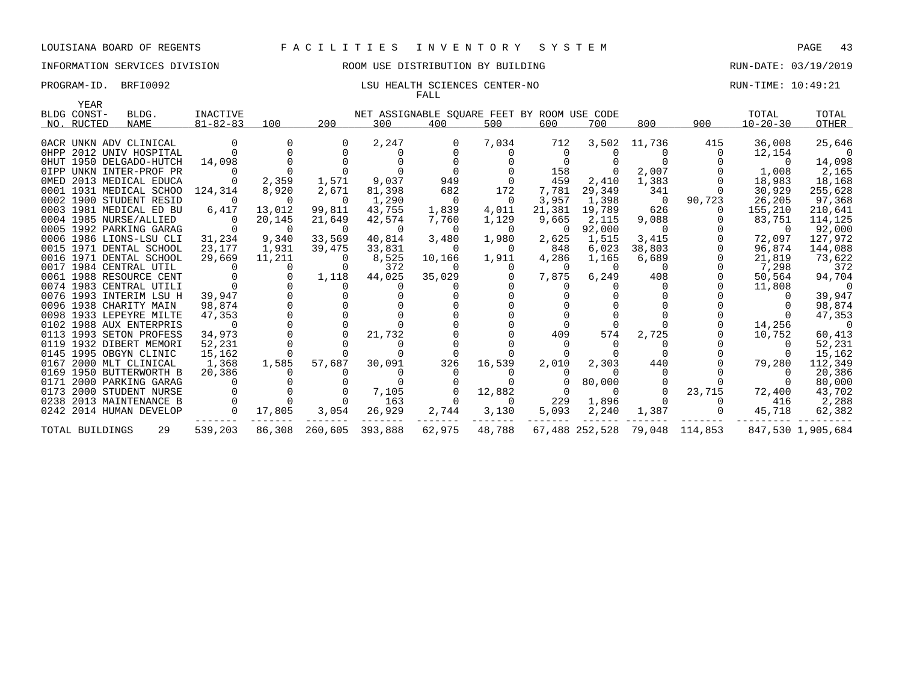LOUISIANA BOARD OF REGENTS F A C I L I T I E S I N V E N T O R Y S Y S T E M

INFORMATION SERVICES DIVISION ROOM USE DISTRIBUTION BY BUILDING RUN-DATE: 03/19/2019

PROGRAM-ID. BRFI0092 LSU HEALTH SCIENCES CENTER-NO RUN-TIME: 10:49:21

FALL

| BLDG NO. | YEAR CONST-RUCTED | BLDG. NAME | INACTIVE 81-82-83 | 100 | 200 | 300 | 400 | 500 | 600 | 700 | 800 | 900 | TOTAL 10-20-30 | TOTAL OTHER |
|---|---|---|---|---|---|---|---|---|---|---|---|---|---|---|
| 0ACR | UNKN | ADV CLINICAL | 0 | 0 | 0 | 2,247 | 0 | 7,034 | 712 | 3,502 | 11,736 | 415 | 36,008 | 25,646 |
| 0HPP | 2012 | UNIV HOSPITAL | 0 | 0 | 0 | 0 | 0 | 0 | 0 | 0 | 0 | 0 | 12,154 | 0 |
| 0HUT | 1950 | DELGADO-HUTCH | 14,098 | 0 | 0 | 0 | 0 | 0 | 0 | 0 | 0 | 0 | 0 | 14,098 |
| 0IPP | UNKN | INTER-PROF PR | 0 | 0 | 0 | 0 | 0 | 0 | 158 | 0 | 2,007 | 0 | 1,008 | 2,165 |
| 0MED | 2013 | MEDICAL EDUCA | 0 | 2,359 | 1,571 | 9,037 | 949 | 0 | 459 | 2,410 | 1,383 | 0 | 18,983 | 18,168 |
| 0001 | 1931 | MEDICAL SCHOO | 124,314 | 8,920 | 2,671 | 81,398 | 682 | 172 | 7,781 | 29,349 | 341 | 0 | 30,929 | 255,628 |
| 0002 | 1900 | STUDENT RESID | 0 | 0 | 0 | 1,290 | 0 | 0 | 3,957 | 1,398 | 0 | 90,723 | 26,205 | 97,368 |
| 0003 | 1981 | MEDICAL ED BU | 6,417 | 13,012 | 99,811 | 43,755 | 1,839 | 4,011 | 21,381 | 19,789 | 626 | 0 | 155,210 | 210,641 |
| 0004 | 1985 | NURSE/ALLIED | 0 | 20,145 | 21,649 | 42,574 | 7,760 | 1,129 | 9,665 | 2,115 | 9,088 | 0 | 83,751 | 114,125 |
| 0005 | 1992 | PARKING GARAG | 0 | 0 | 0 | 0 | 0 | 0 | 0 | 92,000 | 0 | 0 | 0 | 92,000 |
| 0006 | 1986 | LIONS-LSU CLI | 31,234 | 9,340 | 33,569 | 40,814 | 3,480 | 1,980 | 2,625 | 1,515 | 3,415 | 0 | 72,097 | 127,972 |
| 0015 | 1971 | DENTAL SCHOOL | 23,177 | 1,931 | 39,475 | 33,831 | 0 | 0 | 848 | 6,023 | 38,803 | 0 | 96,874 | 144,088 |
| 0016 | 1971 | DENTAL SCHOOL | 29,669 | 11,211 | 0 | 8,525 | 10,166 | 1,911 | 4,286 | 1,165 | 6,689 | 0 | 21,819 | 73,622 |
| 0017 | 1984 | CENTRAL UTIL | 0 | 0 | 0 | 372 | 0 | 0 | 0 | 0 | 0 | 0 | 7,298 | 372 |
| 0061 | 1988 | RESOURCE CENT | 0 | 0 | 1,118 | 44,025 | 35,029 | 0 | 7,875 | 6,249 | 408 | 0 | 50,564 | 94,704 |
| 0074 | 1983 | CENTRAL UTILI | 0 | 0 | 0 | 0 | 0 | 0 | 0 | 0 | 0 | 0 | 11,808 | 0 |
| 0076 | 1993 | INTERIM LSU H | 39,947 | 0 | 0 | 0 | 0 | 0 | 0 | 0 | 0 | 0 | 0 | 39,947 |
| 0096 | 1938 | CHARITY MAIN | 98,874 | 0 | 0 | 0 | 0 | 0 | 0 | 0 | 0 | 0 | 0 | 98,874 |
| 0098 | 1933 | LEPEYRE MILTE | 47,353 | 0 | 0 | 0 | 0 | 0 | 0 | 0 | 0 | 0 | 0 | 47,353 |
| 0102 | 1988 | AUX ENTERPRIS | 0 | 0 | 0 | 0 | 0 | 0 | 0 | 0 | 0 | 0 | 14,256 | 0 |
| 0113 | 1993 | SETON PROFESS | 34,973 | 0 | 0 | 21,732 | 0 | 0 | 409 | 574 | 2,725 | 0 | 10,752 | 60,413 |
| 0119 | 1932 | DIBERT MEMORI | 52,231 | 0 | 0 | 0 | 0 | 0 | 0 | 0 | 0 | 0 | 0 | 52,231 |
| 0145 | 1995 | OBGYN CLINIC | 15,162 | 0 | 0 | 0 | 0 | 0 | 0 | 0 | 0 | 0 | 0 | 15,162 |
| 0167 | 2000 | MLT CLINICAL | 1,368 | 1,585 | 57,687 | 30,091 | 326 | 16,539 | 2,010 | 2,303 | 440 | 0 | 79,280 | 112,349 |
| 0169 | 1950 | BUTTERWORTH B | 20,386 | 0 | 0 | 0 | 0 | 0 | 0 | 0 | 0 | 0 | 0 | 20,386 |
| 0171 | 2000 | PARKING GARAG | 0 | 0 | 0 | 0 | 0 | 0 | 0 | 80,000 | 0 | 0 | 0 | 80,000 |
| 0173 | 2000 | STUDENT NURSE | 0 | 0 | 0 | 7,105 | 0 | 12,882 | 0 | 0 | 0 | 23,715 | 72,400 | 43,702 |
| 0238 | 2013 | MAINTENANCE B | 0 | 0 | 0 | 163 | 0 | 0 | 229 | 1,896 | 0 | 0 | 416 | 2,288 |
| 0242 | 2014 | HUMAN DEVELOP | 0 | 17,805 | 3,054 | 26,929 | 2,744 | 3,130 | 5,093 | 2,240 | 1,387 | 0 | 45,718 | 62,382 |
| TOTAL BUILDINGS | | 29 | 539,203 | 86,308 | 260,605 | 393,888 | 62,975 | 48,788 | 67,488 | 252,528 | 79,048 | 114,853 | 847,530 | 1,905,684 |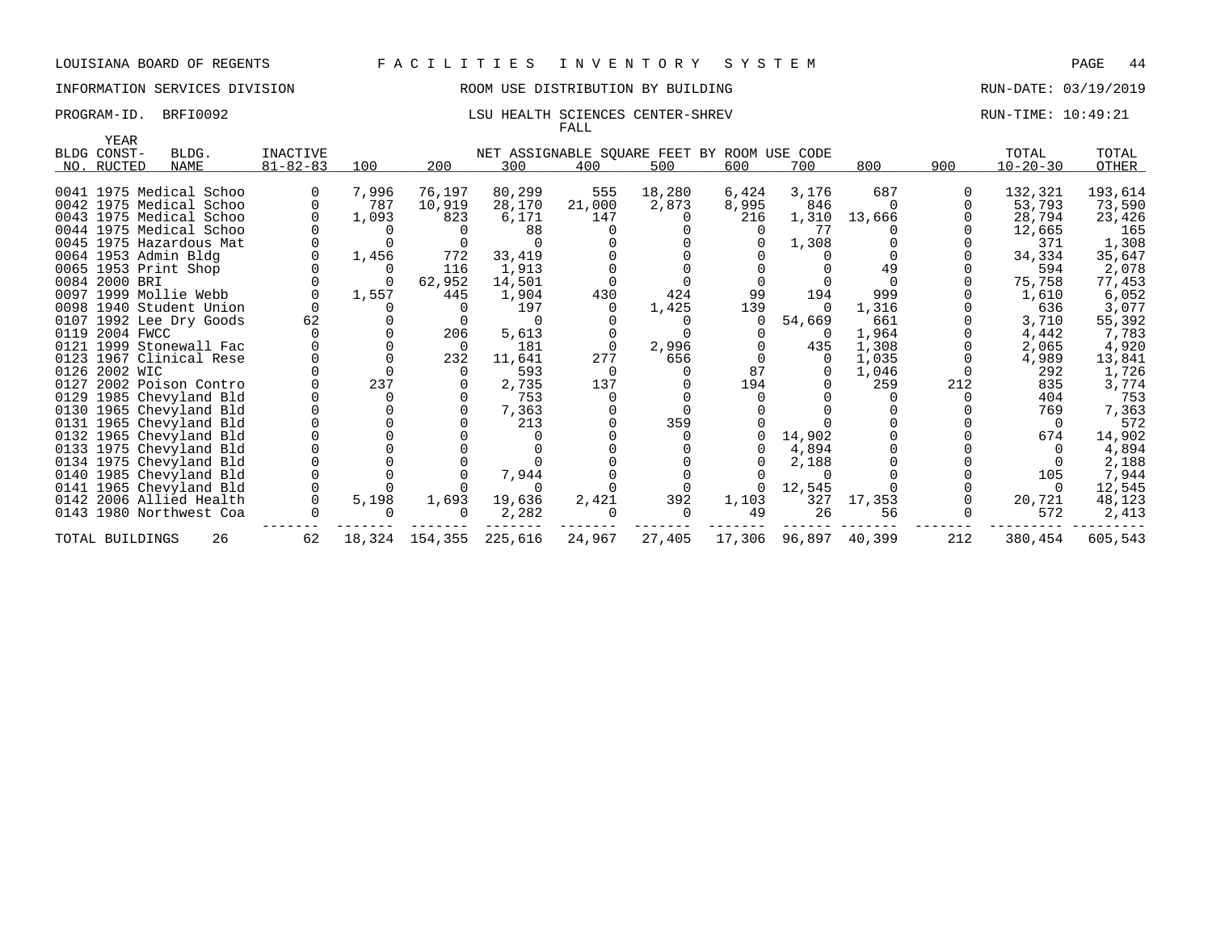LOUISIANA BOARD OF REGENTS — FACILITIES INVENTORY SYSTEM

INFORMATION SERVICES DIVISION — ROOM USE DISTRIBUTION BY BUILDING — RUN-DATE: 03/19/2019

PROGRAM-ID. BRFI0092 — LSU HEALTH SCIENCES CENTER-SHREV — RUN-TIME: 10:49:21

FALL

| BLDG NO. | YEAR CONST-RUCTED | BLDG. NAME | INACTIVE 81-82-83 | 100 | 200 | 300 | 400 | 500 | 600 | 700 | 800 | 900 | TOTAL 10-20-30 | TOTAL OTHER |
|---|---|---|---|---|---|---|---|---|---|---|---|---|---|---|
| | | | | NET ASSIGNABLE SQUARE FEET BY ROOM USE CODE | | | | | | | | | | |
| 0041 | 1975 | Medical Schoo | 0 | 7,996 | 76,197 | 80,299 | 555 | 18,280 | 6,424 | 3,176 | 687 | 0 | 132,321 | 193,614 |
| 0042 | 1975 | Medical Schoo | 0 | 787 | 10,919 | 28,170 | 21,000 | 2,873 | 8,995 | 846 | 0 | 0 | 53,793 | 73,590 |
| 0043 | 1975 | Medical Schoo | 0 | 1,093 | 823 | 6,171 | 147 | 0 | 216 | 1,310 | 13,666 | 0 | 28,794 | 23,426 |
| 0044 | 1975 | Medical Schoo | 0 | 0 | 0 | 88 | 0 | 0 | 0 | 77 | 0 | 0 | 12,665 | 165 |
| 0045 | 1975 | Hazardous Mat | 0 | 0 | 0 | 0 | 0 | 0 | 0 | 1,308 | 0 | 0 | 371 | 1,308 |
| 0064 | 1953 | Admin Bldg | 0 | 1,456 | 772 | 33,419 | 0 | 0 | 0 | 0 | 0 | 0 | 34,334 | 35,647 |
| 0065 | 1953 | Print Shop | 0 | 0 | 116 | 1,913 | 0 | 0 | 0 | 0 | 49 | 0 | 594 | 2,078 |
| 0084 | 2000 | BRI | 0 | 0 | 62,952 | 14,501 | 0 | 0 | 0 | 0 | 0 | 0 | 75,758 | 77,453 |
| 0097 | 1999 | Mollie Webb | 0 | 1,557 | 445 | 1,904 | 430 | 424 | 99 | 194 | 999 | 0 | 1,610 | 6,052 |
| 0098 | 1940 | Student Union | 0 | 0 | 0 | 197 | 0 | 1,425 | 139 | 0 | 1,316 | 0 | 636 | 3,077 |
| 0107 | 1992 | Lee Dry Goods | 62 | 0 | 0 | 0 | 0 | 0 | 0 | 54,669 | 661 | 0 | 3,710 | 55,392 |
| 0119 | 2004 | FWCC | 0 | 0 | 206 | 5,613 | 0 | 0 | 0 | 0 | 1,964 | 0 | 4,442 | 7,783 |
| 0121 | 1999 | Stonewall Fac | 0 | 0 | 0 | 181 | 0 | 2,996 | 0 | 435 | 1,308 | 0 | 2,065 | 4,920 |
| 0123 | 1967 | Clinical Rese | 0 | 0 | 232 | 11,641 | 277 | 656 | 0 | 0 | 1,035 | 0 | 4,989 | 13,841 |
| 0126 | 2002 | WIC | 0 | 0 | 0 | 593 | 0 | 0 | 87 | 0 | 1,046 | 0 | 292 | 1,726 |
| 0127 | 2002 | Poison Contro | 0 | 237 | 0 | 2,735 | 137 | 0 | 194 | 0 | 259 | 212 | 835 | 3,774 |
| 0129 | 1985 | Chevyland Bld | 0 | 0 | 0 | 753 | 0 | 0 | 0 | 0 | 0 | 0 | 404 | 753 |
| 0130 | 1965 | Chevyland Bld | 0 | 0 | 0 | 7,363 | 0 | 0 | 0 | 0 | 0 | 0 | 769 | 7,363 |
| 0131 | 1965 | Chevyland Bld | 0 | 0 | 0 | 213 | 0 | 359 | 0 | 0 | 0 | 0 | 0 | 572 |
| 0132 | 1965 | Chevyland Bld | 0 | 0 | 0 | 0 | 0 | 0 | 0 | 14,902 | 0 | 0 | 674 | 14,902 |
| 0133 | 1975 | Chevyland Bld | 0 | 0 | 0 | 0 | 0 | 0 | 0 | 4,894 | 0 | 0 | 0 | 4,894 |
| 0134 | 1975 | Chevyland Bld | 0 | 0 | 0 | 0 | 0 | 0 | 0 | 2,188 | 0 | 0 | 0 | 2,188 |
| 0140 | 1985 | Chevyland Bld | 0 | 0 | 0 | 7,944 | 0 | 0 | 0 | 0 | 0 | 0 | 105 | 7,944 |
| 0141 | 1965 | Chevyland Bld | 0 | 0 | 0 | 0 | 0 | 0 | 0 | 12,545 | 0 | 0 | 0 | 12,545 |
| 0142 | 2006 | Allied Health | 0 | 5,198 | 1,693 | 19,636 | 2,421 | 392 | 1,103 | 327 | 17,353 | 0 | 20,721 | 48,123 |
| 0143 | 1980 | Northwest Coa | 0 | 0 | 0 | 2,282 | 0 | 0 | 49 | 26 | 56 | 0 | 572 | 2,413 |
| TOTAL BUILDINGS | | 26 | 62 | 18,324 | 154,355 | 225,616 | 24,967 | 27,405 | 17,306 | 96,897 | 40,399 | 212 | 380,454 | 605,543 |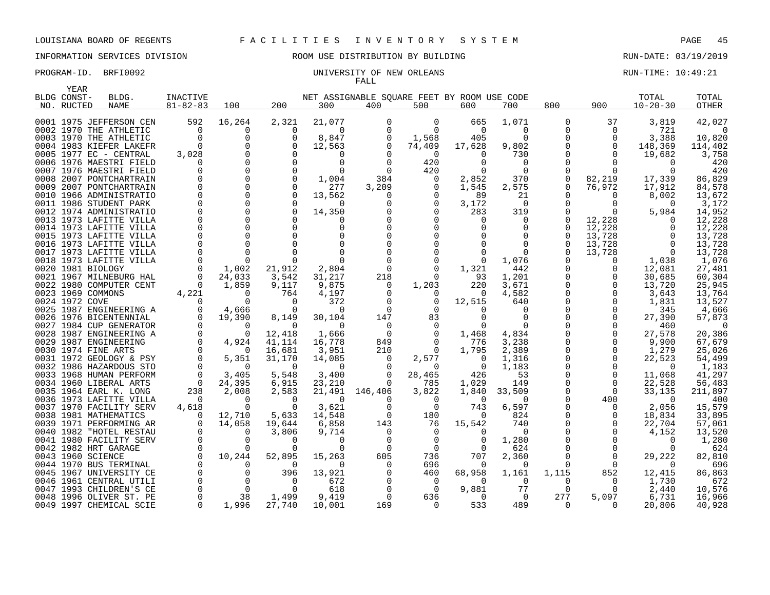LOUISIANA BOARD OF REGENTS F A C I L I T I E S I N V E N T O R Y S Y S T E M

INFORMATION SERVICES DIVISION ROOM USE DISTRIBUTION BY BUILDING RUN-DATE: 03/19/2019

PROGRAM-ID. BRFI0092 UNIVERSITY OF NEW ORLEANS RUN-TIME: 10:49:21

FALL

| BLDG NO. | YEAR CONST-RUCTED | BLDG. NAME | INACTIVE 81-82-83 | 100 | 200 | 300 | 400 | 500 | 600 | 700 | 800 | 900 | TOTAL 10-20-30 | TOTAL OTHER |
|---|---|---|---|---|---|---|---|---|---|---|---|---|---|---|
| 0001 | 1975 | JEFFERSON CEN | 592 | 16,264 | 2,321 | 21,077 | 0 | 0 | 665 | 1,071 | 0 | 37 | 3,819 | 42,027 |
| 0002 | 1970 | THE ATHLETIC | 0 | 0 | 0 | 0 | 0 | 0 | 0 | 0 | 0 | 0 | 721 | 0 |
| 0003 | 1970 | THE ATHLETIC | 0 | 0 | 0 | 8,847 | 0 | 1,568 | 405 | 0 | 0 | 0 | 3,388 | 10,820 |
| 0004 | 1983 | KIEFER LAKEFR | 0 | 0 | 0 | 12,563 | 0 | 74,409 | 17,628 | 9,802 | 0 | 0 | 148,369 | 114,402 |
| 0005 | 1977 | EC - CENTRAL | 3,028 | 0 | 0 | 0 | 0 | 0 | 0 | 730 | 0 | 0 | 19,682 | 3,758 |
| 0006 | 1976 | MAESTRI FIELD | 0 | 0 | 0 | 0 | 0 | 420 | 0 | 0 | 0 | 0 | 0 | 420 |
| 0007 | 1976 | MAESTRI FIELD | 0 | 0 | 0 | 0 | 0 | 420 | 0 | 0 | 0 | 0 | 0 | 420 |
| 0008 | 2007 | PONTCHARTRAIN | 0 | 0 | 0 | 1,004 | 384 | 0 | 2,852 | 370 | 0 | 82,219 | 17,339 | 86,829 |
| 0009 | 2007 | PONTCHARTRAIN | 0 | 0 | 0 | 277 | 3,209 | 0 | 1,545 | 2,575 | 0 | 76,972 | 17,912 | 84,578 |
| 0010 | 1966 | ADMINISTRATIO | 0 | 0 | 0 | 13,562 | 0 | 0 | 89 | 21 | 0 | 0 | 8,002 | 13,672 |
| 0011 | 1986 | STUDENT PARK | 0 | 0 | 0 | 0 | 0 | 0 | 3,172 | 0 | 0 | 0 | 0 | 3,172 |
| 0012 | 1974 | ADMINISTRATIO | 0 | 0 | 0 | 14,350 | 0 | 0 | 283 | 319 | 0 | 0 | 5,984 | 14,952 |
| 0013 | 1973 | LAFITTE VILLA | 0 | 0 | 0 | 0 | 0 | 0 | 0 | 0 | 0 | 12,228 | 0 | 12,228 |
| 0014 | 1973 | LAFITTE VILLA | 0 | 0 | 0 | 0 | 0 | 0 | 0 | 0 | 0 | 12,228 | 0 | 12,228 |
| 0015 | 1973 | LAFITTE VILLA | 0 | 0 | 0 | 0 | 0 | 0 | 0 | 0 | 0 | 13,728 | 0 | 13,728 |
| 0016 | 1973 | LAFITTE VILLA | 0 | 0 | 0 | 0 | 0 | 0 | 0 | 0 | 0 | 13,728 | 0 | 13,728 |
| 0017 | 1973 | LAFITTE VILLA | 0 | 0 | 0 | 0 | 0 | 0 | 0 | 0 | 0 | 13,728 | 0 | 13,728 |
| 0018 | 1973 | LAFITTE VILLA | 0 | 0 | 0 | 0 | 0 | 0 | 0 | 1,076 | 0 | 0 | 1,038 | 1,076 |
| 0020 | 1981 | BIOLOGY | 0 | 1,002 | 21,912 | 2,804 | 0 | 0 | 1,321 | 442 | 0 | 0 | 12,081 | 27,481 |
| 0021 | 1967 | MILNEBURG HAL | 0 | 24,033 | 3,542 | 31,217 | 218 | 0 | 93 | 1,201 | 0 | 0 | 30,685 | 60,304 |
| 0022 | 1980 | COMPUTER CENT | 0 | 1,859 | 9,117 | 9,875 | 0 | 1,203 | 220 | 3,671 | 0 | 0 | 13,720 | 25,945 |
| 0023 | 1969 | COMMONS | 4,221 | 0 | 764 | 4,197 | 0 | 0 | 0 | 4,582 | 0 | 0 | 3,643 | 13,764 |
| 0024 | 1972 | COVE | 0 | 0 | 0 | 372 | 0 | 0 | 12,515 | 640 | 0 | 0 | 1,831 | 13,527 |
| 0025 | 1987 | ENGINEERING A | 0 | 4,666 | 0 | 0 | 0 | 0 | 0 | 0 | 0 | 0 | 345 | 4,666 |
| 0026 | 1976 | BICENTENNIAL | 0 | 19,390 | 8,149 | 30,104 | 147 | 83 | 0 | 0 | 0 | 0 | 27,390 | 57,873 |
| 0027 | 1984 | CUP GENERATOR | 0 | 0 | 0 | 0 | 0 | 0 | 0 | 0 | 0 | 0 | 460 | 0 |
| 0028 | 1987 | ENGINEERING A | 0 | 0 | 12,418 | 1,666 | 0 | 0 | 1,468 | 4,834 | 0 | 0 | 27,578 | 20,386 |
| 0029 | 1987 | ENGINEERING | 0 | 4,924 | 41,114 | 16,778 | 849 | 0 | 776 | 3,238 | 0 | 0 | 9,900 | 67,679 |
| 0030 | 1974 | FINE ARTS | 0 | 0 | 16,681 | 3,951 | 210 | 0 | 1,795 | 2,389 | 0 | 0 | 1,279 | 25,026 |
| 0031 | 1972 | GEOLOGY & PSY | 0 | 5,351 | 31,170 | 14,085 | 0 | 2,577 | 0 | 1,316 | 0 | 0 | 22,523 | 54,499 |
| 0032 | 1986 | HAZARDOUS STO | 0 | 0 | 0 | 0 | 0 | 0 | 0 | 1,183 | 0 | 0 | 0 | 1,183 |
| 0033 | 1968 | HUMAN PERFORM | 0 | 3,405 | 5,548 | 3,400 | 0 | 28,465 | 426 | 53 | 0 | 0 | 11,068 | 41,297 |
| 0034 | 1960 | LIBERAL ARTS | 0 | 24,395 | 6,915 | 23,210 | 0 | 785 | 1,029 | 149 | 0 | 0 | 22,528 | 56,483 |
| 0035 | 1964 | EARL K. LONG | 238 | 2,008 | 2,583 | 21,491 | 146,406 | 3,822 | 1,840 | 33,509 | 0 | 0 | 33,135 | 211,897 |
| 0036 | 1973 | LAFITTE VILLA | 0 | 0 | 0 | 0 | 0 | 0 | 0 | 0 | 0 | 400 | 0 | 400 |
| 0037 | 1970 | FACILITY SERV | 4,618 | 0 | 0 | 3,621 | 0 | 0 | 743 | 6,597 | 0 | 0 | 2,056 | 15,579 |
| 0038 | 1981 | MATHEMATICS | 0 | 12,710 | 5,633 | 14,548 | 0 | 180 | 0 | 824 | 0 | 0 | 18,834 | 33,895 |
| 0039 | 1971 | PERFORMING AR | 0 | 14,058 | 19,644 | 6,858 | 143 | 76 | 15,542 | 740 | 0 | 0 | 22,704 | 57,061 |
| 0040 | 1982 | "HOTEL RESTAU | 0 | 0 | 3,806 | 9,714 | 0 | 0 | 0 | 0 | 0 | 0 | 4,152 | 13,520 |
| 0041 | 1980 | FACILITY SERV | 0 | 0 | 0 | 0 | 0 | 0 | 0 | 1,280 | 0 | 0 | 0 | 1,280 |
| 0042 | 1982 | HRT GARAGE | 0 | 0 | 0 | 0 | 0 | 0 | 0 | 624 | 0 | 0 | 0 | 624 |
| 0043 | 1960 | SCIENCE | 0 | 10,244 | 52,895 | 15,263 | 605 | 736 | 707 | 2,360 | 0 | 0 | 29,222 | 82,810 |
| 0044 | 1970 | BUS TERMINAL | 0 | 0 | 0 | 0 | 0 | 696 | 0 | 0 | 0 | 0 | 0 | 696 |
| 0045 | 1967 | UNIVERSITY CE | 0 | 0 | 396 | 13,921 | 0 | 460 | 68,958 | 1,161 | 1,115 | 852 | 12,415 | 86,863 |
| 0046 | 1961 | CENTRAL UTILI | 0 | 0 | 0 | 672 | 0 | 0 | 0 | 0 | 0 | 0 | 1,730 | 672 |
| 0047 | 1993 | CHILDREN'S CE | 0 | 0 | 0 | 618 | 0 | 0 | 9,881 | 77 | 0 | 0 | 2,440 | 10,576 |
| 0048 | 1996 | OLIVER ST. PE | 0 | 38 | 1,499 | 9,419 | 0 | 636 | 0 | 0 | 277 | 5,097 | 6,731 | 16,966 |
| 0049 | 1997 | CHEMICAL SCIE | 0 | 1,996 | 27,740 | 10,001 | 169 | 0 | 533 | 489 | 0 | 0 | 20,806 | 40,928 |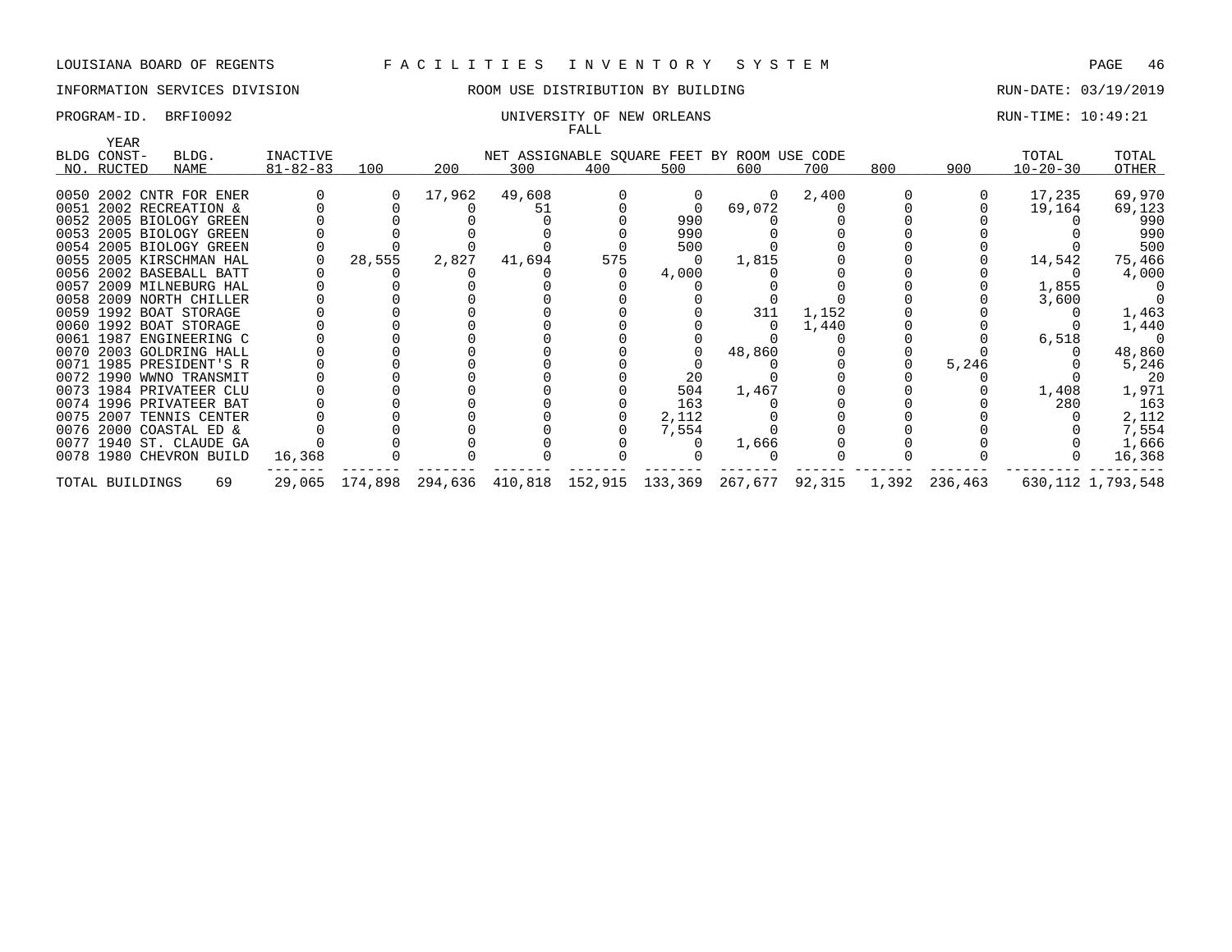LOUISIANA BOARD OF REGENTS F A C I L I T I E S I N V E N T O R Y S Y S T E M

INFORMATION SERVICES DIVISION ROOM USE DISTRIBUTION BY BUILDING RUN-DATE: 03/19/2019

PROGRAM-ID. BRFI0092 UNIVERSITY OF NEW ORLEANS RUN-TIME: 10:49:21

FALL

| BLDG NO. | YEAR CONST-RUCTED | BLDG. NAME | INACTIVE 81-82-83 | 100 | 200 | 300 | 400 | 500 | 600 | 700 | 800 | 900 | TOTAL 10-20-30 | TOTAL OTHER |
|---|---|---|---|---|---|---|---|---|---|---|---|---|---|---|
| 0050 | 2002 | CNTR FOR ENER | 0 | 0 | 17,962 | 49,608 | 0 | 0 | 0 | 2,400 | 0 | 0 | 17,235 | 69,970 |
| 0051 | 2002 | RECREATION & | 0 | 0 | 0 | 51 | 0 | 0 | 69,072 | 0 | 0 | 0 | 19,164 | 69,123 |
| 0052 | 2005 | BIOLOGY GREEN | 0 | 0 | 0 | 0 | 0 | 990 | 0 | 0 | 0 | 0 | 0 | 990 |
| 0053 | 2005 | BIOLOGY GREEN | 0 | 0 | 0 | 0 | 0 | 990 | 0 | 0 | 0 | 0 | 0 | 990 |
| 0054 | 2005 | BIOLOGY GREEN | 0 | 0 | 0 | 0 | 0 | 500 | 0 | 0 | 0 | 0 | 0 | 500 |
| 0055 | 2005 | KIRSCHMAN HAL | 0 | 28,555 | 2,827 | 41,694 | 575 | 0 | 1,815 | 0 | 0 | 0 | 14,542 | 75,466 |
| 0056 | 2002 | BASEBALL BATT | 0 | 0 | 0 | 0 | 0 | 4,000 | 0 | 0 | 0 | 0 | 0 | 4,000 |
| 0057 | 2009 | MILNEBURG HAL | 0 | 0 | 0 | 0 | 0 | 0 | 0 | 0 | 0 | 0 | 1,855 | 0 |
| 0058 | 2009 | NORTH CHILLER | 0 | 0 | 0 | 0 | 0 | 0 | 0 | 0 | 0 | 0 | 3,600 | 0 |
| 0059 | 1992 | BOAT STORAGE | 0 | 0 | 0 | 0 | 0 | 0 | 311 | 1,152 | 0 | 0 | 0 | 1,463 |
| 0060 | 1992 | BOAT STORAGE | 0 | 0 | 0 | 0 | 0 | 0 | 0 | 1,440 | 0 | 0 | 0 | 1,440 |
| 0061 | 1987 | ENGINEERING C | 0 | 0 | 0 | 0 | 0 | 0 | 0 | 0 | 0 | 0 | 6,518 | 0 |
| 0070 | 2003 | GOLDRING HALL | 0 | 0 | 0 | 0 | 0 | 0 | 48,860 | 0 | 0 | 0 | 0 | 48,860 |
| 0071 | 1985 | PRESIDENT'S R | 0 | 0 | 0 | 0 | 0 | 0 | 0 | 0 | 0 | 5,246 | 0 | 5,246 |
| 0072 | 1990 | WWNO TRANSMIT | 0 | 0 | 0 | 0 | 0 | 20 | 0 | 0 | 0 | 0 | 0 | 20 |
| 0073 | 1984 | PRIVATEER CLU | 0 | 0 | 0 | 0 | 0 | 504 | 1,467 | 0 | 0 | 0 | 1,408 | 1,971 |
| 0074 | 1996 | PRIVATEER BAT | 0 | 0 | 0 | 0 | 0 | 163 | 0 | 0 | 0 | 0 | 280 | 163 |
| 0075 | 2007 | TENNIS CENTER | 0 | 0 | 0 | 0 | 0 | 2,112 | 0 | 0 | 0 | 0 | 0 | 2,112 |
| 0076 | 2000 | COASTAL ED & | 0 | 0 | 0 | 0 | 0 | 7,554 | 0 | 0 | 0 | 0 | 0 | 7,554 |
| 0077 | 1940 | ST. CLAUDE GA | 0 | 0 | 0 | 0 | 0 | 0 | 1,666 | 0 | 0 | 0 | 0 | 1,666 |
| 0078 | 1980 | CHEVRON BUILD | 16,368 | 0 | 0 | 0 | 0 | 0 | 0 | 0 | 0 | 0 | 0 | 16,368 |
| TOTAL BUILDINGS | | 69 | 29,065 | 174,898 | 294,636 | 410,818 | 152,915 | 133,369 | 267,677 | 92,315 | 1,392 | 236,463 | 630,112 | 1,793,548 |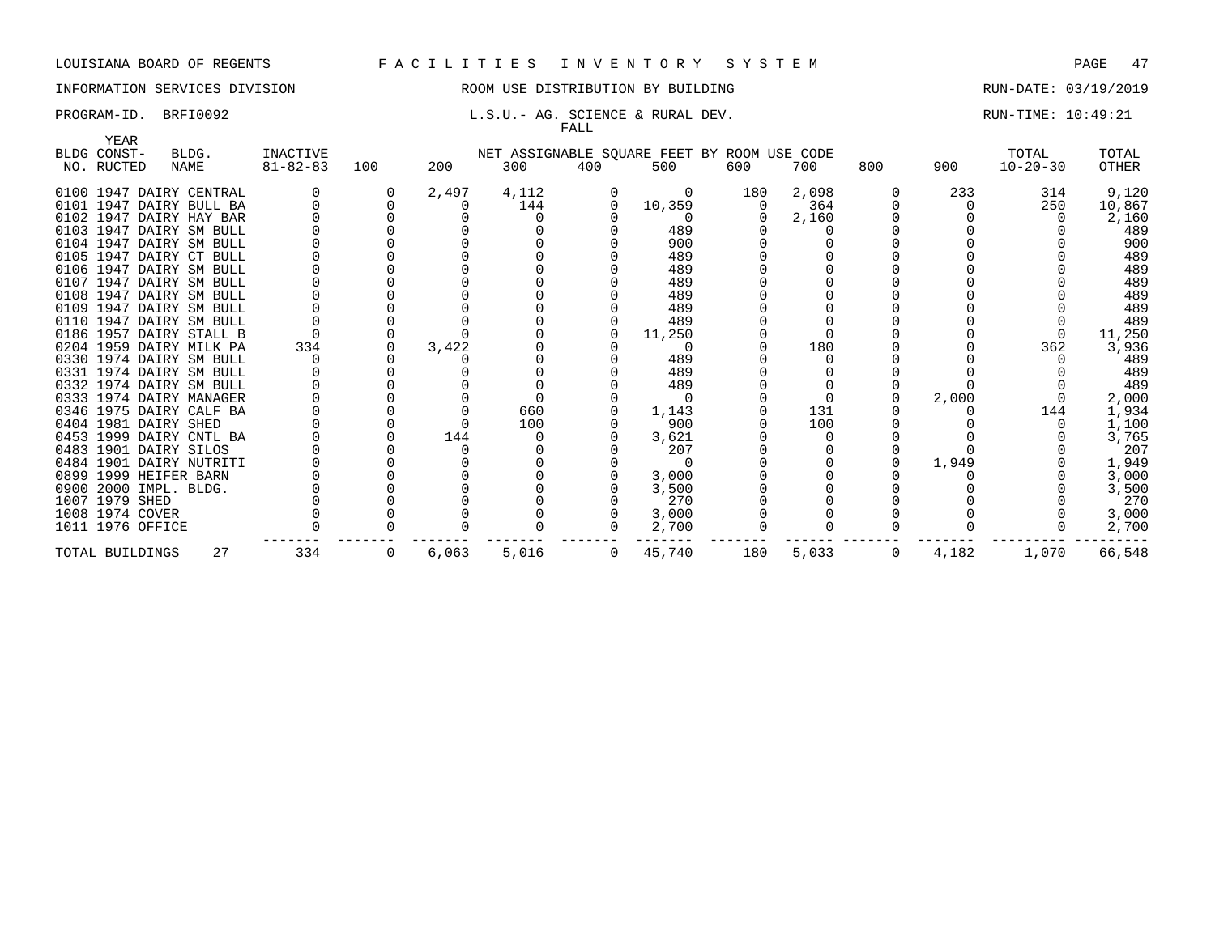LOUISIANA BOARD OF REGENTS F A C I L I T I E S I N V E N T O R Y S Y S T E M

INFORMATION SERVICES DIVISION ROOM USE DISTRIBUTION BY BUILDING RUN-DATE: 03/19/2019

PROGRAM-ID. BRFI0092 L.S.U.- AG. SCIENCE & RURAL DEV. RUN-TIME: 10:49:21

FALL

| BLDG NO. | YEAR CONSTRUCTED | BLDG. NAME | INACTIVE 81-82-83 | 100 | 200 | 300 | 400 | 500 | 600 | 700 | 800 | 900 | TOTAL 10-20-30 | TOTAL OTHER |
|---|---|---|---|---|---|---|---|---|---|---|---|---|---|---|
| 0100 | 1947 | DAIRY CENTRAL | 0 | 0 | 2,497 | 4,112 | 0 | 0 | 180 | 2,098 | 0 | 233 | 314 | 9,120 |
| 0101 | 1947 | DAIRY BULL BA | 0 | 0 | 0 | 144 | 0 | 10,359 | 0 | 364 | 0 | 0 | 250 | 10,867 |
| 0102 | 1947 | DAIRY HAY BAR | 0 | 0 | 0 | 0 | 0 | 0 | 0 | 2,160 | 0 | 0 | 0 | 2,160 |
| 0103 | 1947 | DAIRY SM BULL | 0 | 0 | 0 | 0 | 0 | 489 | 0 | 0 | 0 | 0 | 0 | 489 |
| 0104 | 1947 | DAIRY SM BULL | 0 | 0 | 0 | 0 | 0 | 900 | 0 | 0 | 0 | 0 | 0 | 900 |
| 0105 | 1947 | DAIRY CT BULL | 0 | 0 | 0 | 0 | 0 | 489 | 0 | 0 | 0 | 0 | 0 | 489 |
| 0106 | 1947 | DAIRY SM BULL | 0 | 0 | 0 | 0 | 0 | 489 | 0 | 0 | 0 | 0 | 0 | 489 |
| 0107 | 1947 | DAIRY SM BULL | 0 | 0 | 0 | 0 | 0 | 489 | 0 | 0 | 0 | 0 | 0 | 489 |
| 0108 | 1947 | DAIRY SM BULL | 0 | 0 | 0 | 0 | 0 | 489 | 0 | 0 | 0 | 0 | 0 | 489 |
| 0109 | 1947 | DAIRY SM BULL | 0 | 0 | 0 | 0 | 0 | 489 | 0 | 0 | 0 | 0 | 0 | 489 |
| 0110 | 1947 | DAIRY SM BULL | 0 | 0 | 0 | 0 | 0 | 489 | 0 | 0 | 0 | 0 | 0 | 489 |
| 0186 | 1957 | DAIRY STALL B | 0 | 0 | 0 | 0 | 0 | 11,250 | 0 | 0 | 0 | 0 | 0 | 11,250 |
| 0204 | 1959 | DAIRY MILK PA | 334 | 0 | 3,422 | 0 | 0 | 0 | 0 | 180 | 0 | 0 | 362 | 3,936 |
| 0330 | 1974 | DAIRY SM BULL | 0 | 0 | 0 | 0 | 0 | 489 | 0 | 0 | 0 | 0 | 0 | 489 |
| 0331 | 1974 | DAIRY SM BULL | 0 | 0 | 0 | 0 | 0 | 489 | 0 | 0 | 0 | 0 | 0 | 489 |
| 0332 | 1974 | DAIRY SM BULL | 0 | 0 | 0 | 0 | 0 | 489 | 0 | 0 | 0 | 0 | 0 | 489 |
| 0333 | 1974 | DAIRY MANAGER | 0 | 0 | 0 | 0 | 0 | 0 | 0 | 0 | 0 | 2,000 | 0 | 2,000 |
| 0346 | 1975 | DAIRY CALF BA | 0 | 0 | 0 | 660 | 0 | 1,143 | 0 | 131 | 0 | 0 | 144 | 1,934 |
| 0404 | 1981 | DAIRY SHED | 0 | 0 | 0 | 100 | 0 | 900 | 0 | 100 | 0 | 0 | 0 | 1,100 |
| 0453 | 1999 | DAIRY CNTL BA | 0 | 0 | 144 | 0 | 0 | 3,621 | 0 | 0 | 0 | 0 | 0 | 3,765 |
| 0483 | 1901 | DAIRY SILOS | 0 | 0 | 0 | 0 | 0 | 207 | 0 | 0 | 0 | 0 | 0 | 207 |
| 0484 | 1901 | DAIRY NUTRITI | 0 | 0 | 0 | 0 | 0 | 0 | 0 | 0 | 0 | 1,949 | 0 | 1,949 |
| 0899 | 1999 | HEIFER BARN | 0 | 0 | 0 | 0 | 0 | 3,000 | 0 | 0 | 0 | 0 | 0 | 3,000 |
| 0900 | 2000 | IMPL. BLDG. | 0 | 0 | 0 | 0 | 0 | 3,500 | 0 | 0 | 0 | 0 | 0 | 3,500 |
| 1007 | 1979 | SHED | 0 | 0 | 0 | 0 | 0 | 270 | 0 | 0 | 0 | 0 | 0 | 270 |
| 1008 | 1974 | COVER | 0 | 0 | 0 | 0 | 0 | 3,000 | 0 | 0 | 0 | 0 | 0 | 3,000 |
| 1011 | 1976 | OFFICE | 0 | 0 | 0 | 0 | 0 | 2,700 | 0 | 0 | 0 | 0 | 0 | 2,700 |
| TOTAL BUILDINGS | | 27 | 334 | 0 | 6,063 | 5,016 | 0 | 45,740 | 180 | 5,033 | 0 | 4,182 | 1,070 | 66,548 |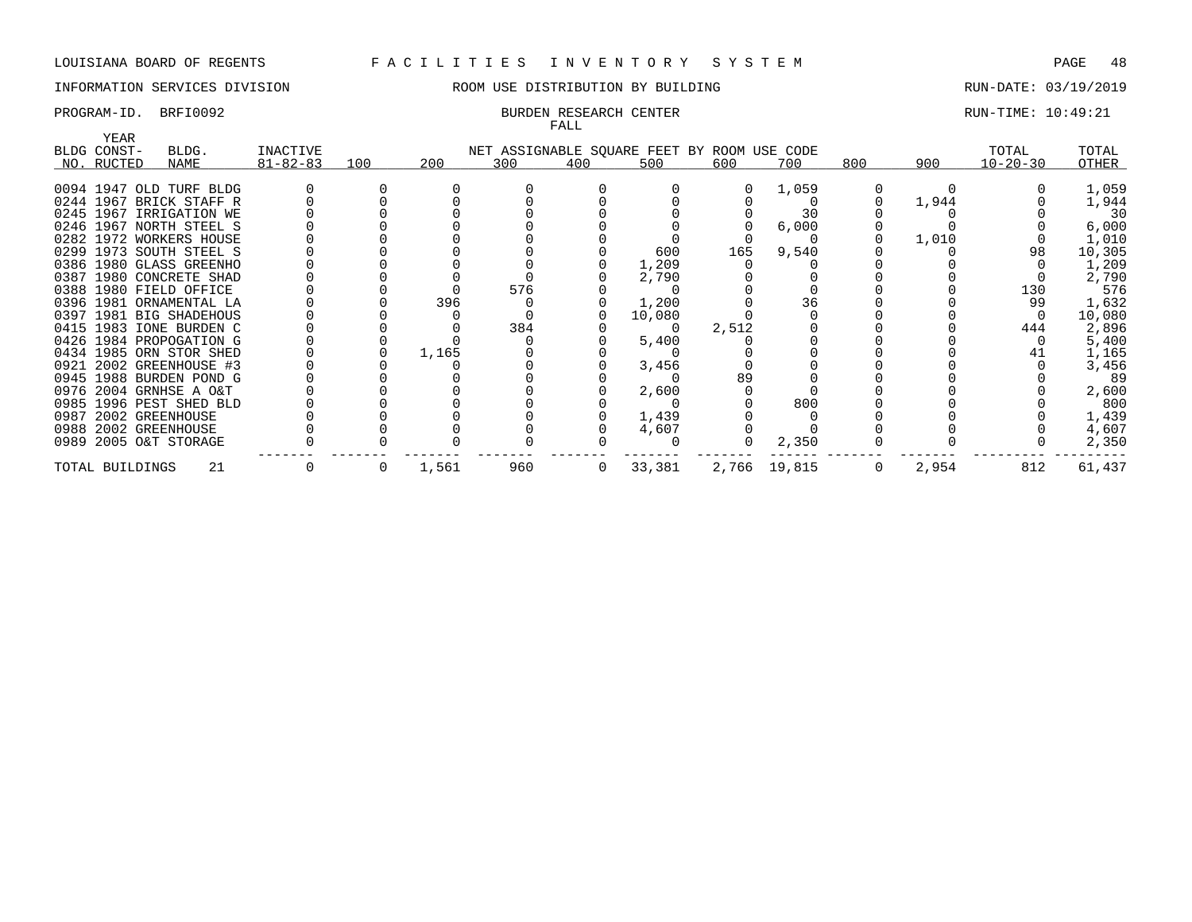LOUISIANA BOARD OF REGENTS F A C I L I T I E S I N V E N T O R Y S Y S T E M

INFORMATION SERVICES DIVISION — ROOM USE DISTRIBUTION BY BUILDING — RUN-DATE: 03/19/2019

PROGRAM-ID. BRFI0092 — BURDEN RESEARCH CENTER — RUN-TIME: 10:49:21

FALL

| BLDG NO. | YEAR CONST-RUCTED | BLDG. NAME | INACTIVE 81-82-83 | 100 | 200 | 300 | 400 | 500 | 600 | 700 | 800 | 900 | TOTAL 10-20-30 | TOTAL OTHER |
|---|---|---|---|---|---|---|---|---|---|---|---|---|---|---|
| | | | | NET ASSIGNABLE SQUARE FEET BY ROOM USE CODE | | | | | | | | | | |
| 0094 | 1947 | OLD TURF BLDG | 0 | 0 | 0 | 0 | 0 | 0 | 0 | 1,059 | 0 | 0 | 0 | 1,059 |
| 0244 | 1967 | BRICK STAFF R | 0 | 0 | 0 | 0 | 0 | 0 | 0 | 0 | 0 | 1,944 | 0 | 1,944 |
| 0245 | 1967 | IRRIGATION WE | 0 | 0 | 0 | 0 | 0 | 0 | 0 | 30 | 0 | 0 | 0 | 30 |
| 0246 | 1967 | NORTH STEEL S | 0 | 0 | 0 | 0 | 0 | 0 | 0 | 6,000 | 0 | 0 | 0 | 6,000 |
| 0282 | 1972 | WORKERS HOUSE | 0 | 0 | 0 | 0 | 0 | 0 | 0 | 0 | 0 | 1,010 | 0 | 1,010 |
| 0299 | 1973 | SOUTH STEEL S | 0 | 0 | 0 | 0 | 0 | 600 | 165 | 9,540 | 0 | 0 | 98 | 10,305 |
| 0386 | 1980 | GLASS GREENHO | 0 | 0 | 0 | 0 | 0 | 1,209 | 0 | 0 | 0 | 0 | 0 | 1,209 |
| 0387 | 1980 | CONCRETE SHAD | 0 | 0 | 0 | 0 | 0 | 2,790 | 0 | 0 | 0 | 0 | 0 | 2,790 |
| 0388 | 1980 | FIELD OFFICE | 0 | 0 | 0 | 576 | 0 | 0 | 0 | 0 | 0 | 0 | 130 | 576 |
| 0396 | 1981 | ORNAMENTAL LA | 0 | 0 | 396 | 0 | 0 | 1,200 | 0 | 36 | 0 | 0 | 99 | 1,632 |
| 0397 | 1981 | BIG SHADEHOUS | 0 | 0 | 0 | 0 | 0 | 10,080 | 0 | 0 | 0 | 0 | 0 | 10,080 |
| 0415 | 1983 | IONE BURDEN C | 0 | 0 | 0 | 384 | 0 | 0 | 2,512 | 0 | 0 | 0 | 444 | 2,896 |
| 0426 | 1984 | PROPOGATION G | 0 | 0 | 0 | 0 | 0 | 5,400 | 0 | 0 | 0 | 0 | 0 | 5,400 |
| 0434 | 1985 | ORN STOR SHED | 0 | 0 | 1,165 | 0 | 0 | 0 | 0 | 0 | 0 | 0 | 41 | 1,165 |
| 0921 | 2002 | GREENHOUSE #3 | 0 | 0 | 0 | 0 | 0 | 3,456 | 0 | 0 | 0 | 0 | 0 | 3,456 |
| 0945 | 1988 | BURDEN POND G | 0 | 0 | 0 | 0 | 0 | 0 | 89 | 0 | 0 | 0 | 0 | 89 |
| 0976 | 2004 | GRNHSE A O&T | 0 | 0 | 0 | 0 | 0 | 2,600 | 0 | 0 | 0 | 0 | 0 | 2,600 |
| 0985 | 1996 | PEST SHED BLD | 0 | 0 | 0 | 0 | 0 | 0 | 0 | 800 | 0 | 0 | 0 | 800 |
| 0987 | 2002 | GREENHOUSE | 0 | 0 | 0 | 0 | 0 | 1,439 | 0 | 0 | 0 | 0 | 0 | 1,439 |
| 0988 | 2002 | GREENHOUSE | 0 | 0 | 0 | 0 | 0 | 4,607 | 0 | 0 | 0 | 0 | 0 | 4,607 |
| 0989 | 2005 | O&T STORAGE | 0 | 0 | 0 | 0 | 0 | 0 | 0 | 2,350 | 0 | 0 | 0 | 2,350 |
| TOTAL BUILDINGS | | 21 | 0 | 0 | 1,561 | 960 | 0 | 33,381 | 2,766 | 19,815 | 0 | 2,954 | 812 | 61,437 |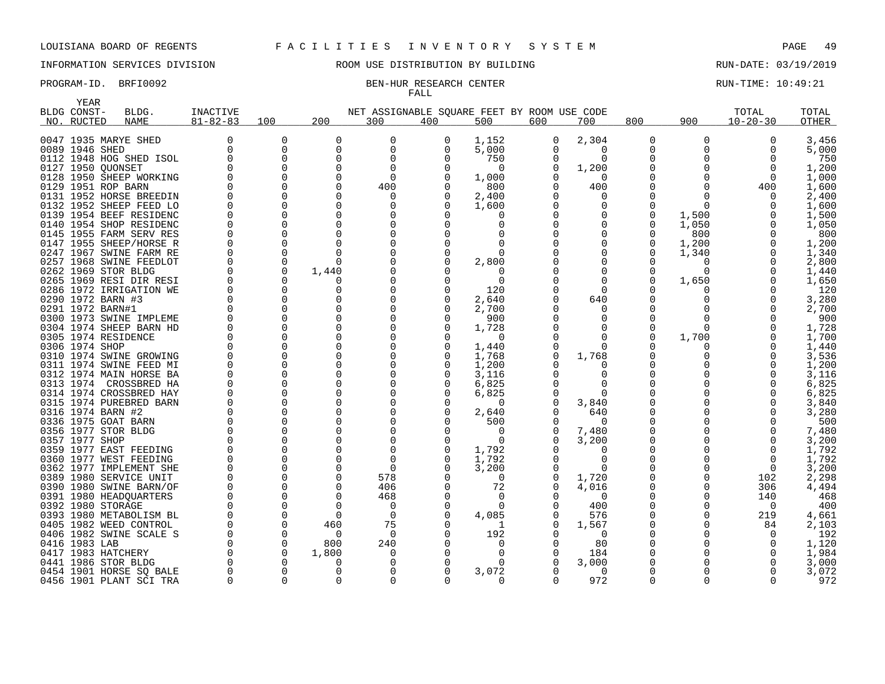LOUISIANA BOARD OF REGENTS F A C I L I T I E S I N V E N T O R Y S Y S T E M

INFORMATION SERVICES DIVISION ROOM USE DISTRIBUTION BY BUILDING RUN-DATE: 03/19/2019

PROGRAM-ID. BRFI0092 BEN-HUR RESEARCH CENTER RUN-TIME: 10:49:21

FALL

| BLDG NO. | YEAR CONST-RUCTED | BLDG. NAME | INACTIVE 81-82-83 | 100 | 200 | 300 | 400 | 500 | 600 | 700 | 800 | 900 | TOTAL 10-20-30 | TOTAL OTHER |
|---|---|---|---|---|---|---|---|---|---|---|---|---|---|---|
| 0047 | 1935 | MARYE SHED | 0 | 0 | 0 | 0 | 0 | 1,152 | 0 | 2,304 | 0 | 0 | 0 | 3,456 |
| 0089 | 1946 | SHED | 0 | 0 | 0 | 0 | 0 | 5,000 | 0 | 0 | 0 | 0 | 0 | 5,000 |
| 0112 | 1948 | HOG SHED ISOL | 0 | 0 | 0 | 0 | 0 | 750 | 0 | 0 | 0 | 0 | 0 | 750 |
| 0127 | 1950 | QUONSET | 0 | 0 | 0 | 0 | 0 | 0 | 0 | 1,200 | 0 | 0 | 0 | 1,200 |
| 0128 | 1950 | SHEEP WORKING | 0 | 0 | 0 | 0 | 0 | 1,000 | 0 | 0 | 0 | 0 | 0 | 1,000 |
| 0129 | 1951 | ROP BARN | 0 | 0 | 0 | 400 | 0 | 800 | 0 | 400 | 0 | 0 | 400 | 1,600 |
| 0131 | 1952 | HORSE BREEDIN | 0 | 0 | 0 | 0 | 0 | 2,400 | 0 | 0 | 0 | 0 | 0 | 2,400 |
| 0132 | 1952 | SHEEP FEED LO | 0 | 0 | 0 | 0 | 0 | 1,600 | 0 | 0 | 0 | 0 | 0 | 1,600 |
| 0139 | 1954 | BEEF RESIDENC | 0 | 0 | 0 | 0 | 0 | 0 | 0 | 0 | 0 | 1,500 | 0 | 1,500 |
| 0140 | 1954 | SHOP RESIDENC | 0 | 0 | 0 | 0 | 0 | 0 | 0 | 0 | 0 | 1,050 | 0 | 1,050 |
| 0145 | 1955 | FARM SERV RES | 0 | 0 | 0 | 0 | 0 | 0 | 0 | 0 | 0 | 800 | 0 | 800 |
| 0147 | 1955 | SHEEP/HORSE R | 0 | 0 | 0 | 0 | 0 | 0 | 0 | 0 | 0 | 1,200 | 0 | 1,200 |
| 0247 | 1967 | SWINE FARM RE | 0 | 0 | 0 | 0 | 0 | 0 | 0 | 0 | 0 | 1,340 | 0 | 1,340 |
| 0257 | 1968 | SWINE FEEDLOT | 0 | 0 | 0 | 0 | 0 | 2,800 | 0 | 0 | 0 | 0 | 0 | 2,800 |
| 0262 | 1969 | STOR BLDG | 0 | 0 | 1,440 | 0 | 0 | 0 | 0 | 0 | 0 | 0 | 0 | 1,440 |
| 0265 | 1969 | RESI DIR RESI | 0 | 0 | 0 | 0 | 0 | 0 | 0 | 0 | 0 | 1,650 | 0 | 1,650 |
| 0286 | 1972 | IRRIGATION WE | 0 | 0 | 0 | 0 | 0 | 120 | 0 | 0 | 0 | 0 | 0 | 120 |
| 0290 | 1972 | BARN #3 | 0 | 0 | 0 | 0 | 0 | 2,640 | 0 | 640 | 0 | 0 | 0 | 3,280 |
| 0291 | 1972 | BARN#1 | 0 | 0 | 0 | 0 | 0 | 2,700 | 0 | 0 | 0 | 0 | 0 | 2,700 |
| 0300 | 1973 | SWINE IMPLEME | 0 | 0 | 0 | 0 | 0 | 900 | 0 | 0 | 0 | 0 | 0 | 900 |
| 0304 | 1974 | SHEEP BARN HD | 0 | 0 | 0 | 0 | 0 | 1,728 | 0 | 0 | 0 | 0 | 0 | 1,728 |
| 0305 | 1974 | RESIDENCE | 0 | 0 | 0 | 0 | 0 | 0 | 0 | 0 | 0 | 1,700 | 0 | 1,700 |
| 0306 | 1974 | SHOP | 0 | 0 | 0 | 0 | 0 | 1,440 | 0 | 0 | 0 | 0 | 0 | 1,440 |
| 0310 | 1974 | SWINE GROWING | 0 | 0 | 0 | 0 | 0 | 1,768 | 0 | 1,768 | 0 | 0 | 0 | 3,536 |
| 0311 | 1974 | SWINE FEED MI | 0 | 0 | 0 | 0 | 0 | 1,200 | 0 | 0 | 0 | 0 | 0 | 1,200 |
| 0312 | 1974 | MAIN HORSE BA | 0 | 0 | 0 | 0 | 0 | 3,116 | 0 | 0 | 0 | 0 | 0 | 3,116 |
| 0313 | 1974 | CROSSBRED HA | 0 | 0 | 0 | 0 | 0 | 6,825 | 0 | 0 | 0 | 0 | 0 | 6,825 |
| 0314 | 1974 | CROSSBRED HAY | 0 | 0 | 0 | 0 | 0 | 6,825 | 0 | 0 | 0 | 0 | 0 | 6,825 |
| 0315 | 1974 | PUREBRED BARN | 0 | 0 | 0 | 0 | 0 | 0 | 0 | 3,840 | 0 | 0 | 0 | 3,840 |
| 0316 | 1974 | BARN #2 | 0 | 0 | 0 | 0 | 0 | 2,640 | 0 | 640 | 0 | 0 | 0 | 3,280 |
| 0336 | 1975 | GOAT BARN | 0 | 0 | 0 | 0 | 0 | 500 | 0 | 0 | 0 | 0 | 0 | 500 |
| 0356 | 1977 | STOR BLDG | 0 | 0 | 0 | 0 | 0 | 0 | 0 | 7,480 | 0 | 0 | 0 | 7,480 |
| 0357 | 1977 | SHOP | 0 | 0 | 0 | 0 | 0 | 0 | 0 | 3,200 | 0 | 0 | 0 | 3,200 |
| 0359 | 1977 | EAST FEEDING | 0 | 0 | 0 | 0 | 0 | 1,792 | 0 | 0 | 0 | 0 | 0 | 1,792 |
| 0360 | 1977 | WEST FEEDING | 0 | 0 | 0 | 0 | 0 | 1,792 | 0 | 0 | 0 | 0 | 0 | 1,792 |
| 0362 | 1977 | IMPLEMENT SHE | 0 | 0 | 0 | 0 | 0 | 3,200 | 0 | 0 | 0 | 0 | 0 | 3,200 |
| 0389 | 1980 | SERVICE UNIT | 0 | 0 | 0 | 578 | 0 | 0 | 0 | 1,720 | 0 | 0 | 102 | 2,298 |
| 0390 | 1980 | SWINE BARN/OF | 0 | 0 | 0 | 406 | 0 | 72 | 0 | 4,016 | 0 | 0 | 306 | 4,494 |
| 0391 | 1980 | HEADQUARTERS | 0 | 0 | 0 | 468 | 0 | 0 | 0 | 0 | 0 | 0 | 140 | 468 |
| 0392 | 1980 | STORAGE | 0 | 0 | 0 | 0 | 0 | 0 | 0 | 400 | 0 | 0 | 0 | 400 |
| 0393 | 1980 | METABOLISM BL | 0 | 0 | 0 | 0 | 0 | 4,085 | 0 | 576 | 0 | 0 | 219 | 4,661 |
| 0405 | 1982 | WEED CONTROL | 0 | 0 | 460 | 75 | 0 | 1 | 0 | 1,567 | 0 | 0 | 84 | 2,103 |
| 0406 | 1982 | SWINE SCALE S | 0 | 0 | 0 | 0 | 0 | 192 | 0 | 0 | 0 | 0 | 0 | 192 |
| 0416 | 1983 | LAB | 0 | 0 | 800 | 240 | 0 | 0 | 0 | 80 | 0 | 0 | 0 | 1,120 |
| 0417 | 1983 | HATCHERY | 0 | 0 | 1,800 | 0 | 0 | 0 | 0 | 184 | 0 | 0 | 0 | 1,984 |
| 0441 | 1986 | STOR BLDG | 0 | 0 | 0 | 0 | 0 | 0 | 0 | 3,000 | 0 | 0 | 0 | 3,000 |
| 0454 | 1901 | HORSE SQ BALE | 0 | 0 | 0 | 0 | 0 | 3,072 | 0 | 0 | 0 | 0 | 0 | 3,072 |
| 0456 | 1901 | PLANT SCI TRA | 0 | 0 | 0 | 0 | 0 | 0 | 0 | 972 | 0 | 0 | 0 | 972 |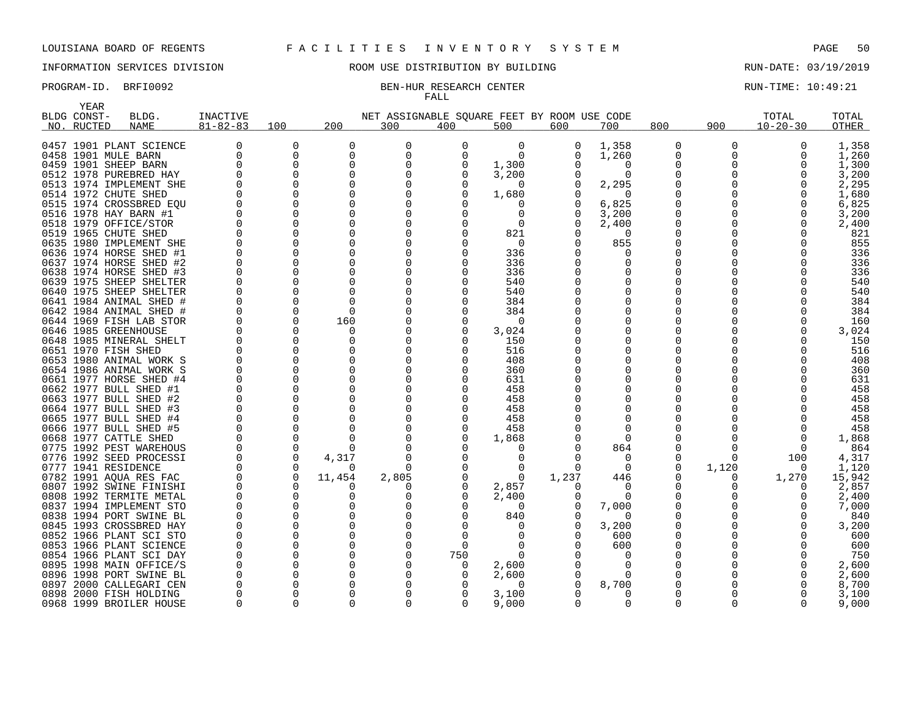LOUISIANA BOARD OF REGENTS F A C I L I T I E S I N V E N T O R Y S Y S T E M

INFORMATION SERVICES DIVISION ROOM USE DISTRIBUTION BY BUILDING RUN-DATE: 03/19/2019

PROGRAM-ID. BRFI0092 BEN-HUR RESEARCH CENTER RUN-TIME: 10:49:21

FALL

| BLDG NO. | YEAR CONST-RUCTED | BLDG. NAME | INACTIVE 81-82-83 | 100 | 200 | 300 | 400 | 500 | 600 | 700 | 800 | 900 | TOTAL 10-20-30 | TOTAL OTHER |
|---|---|---|---|---|---|---|---|---|---|---|---|---|---|---|
| 0457 | 1901 | PLANT SCIENCE | 0 | 0 | 0 | 0 | 0 | 0 | 0 | 1,358 | 0 | 0 | 0 | 1,358 |
| 0458 | 1901 | MULE BARN | 0 | 0 | 0 | 0 | 0 | 0 | 0 | 1,260 | 0 | 0 | 0 | 1,260 |
| 0459 | 1901 | SHEEP BARN | 0 | 0 | 0 | 0 | 0 | 1,300 | 0 | 0 | 0 | 0 | 0 | 1,300 |
| 0512 | 1978 | PUREBRED HAY | 0 | 0 | 0 | 0 | 0 | 3,200 | 0 | 0 | 0 | 0 | 0 | 3,200 |
| 0513 | 1974 | IMPLEMENT SHE | 0 | 0 | 0 | 0 | 0 | 0 | 0 | 2,295 | 0 | 0 | 0 | 2,295 |
| 0514 | 1972 | CHUTE SHED | 0 | 0 | 0 | 0 | 0 | 1,680 | 0 | 0 | 0 | 0 | 0 | 1,680 |
| 0515 | 1974 | CROSSBRED EQU | 0 | 0 | 0 | 0 | 0 | 0 | 0 | 6,825 | 0 | 0 | 0 | 6,825 |
| 0516 | 1978 | HAY BARN #1 | 0 | 0 | 0 | 0 | 0 | 0 | 0 | 3,200 | 0 | 0 | 0 | 3,200 |
| 0518 | 1979 | OFFICE/STOR | 0 | 0 | 0 | 0 | 0 | 0 | 0 | 2,400 | 0 | 0 | 0 | 2,400 |
| 0519 | 1965 | CHUTE SHED | 0 | 0 | 0 | 0 | 0 | 821 | 0 | 0 | 0 | 0 | 0 | 821 |
| 0635 | 1980 | IMPLEMENT SHE | 0 | 0 | 0 | 0 | 0 | 0 | 0 | 855 | 0 | 0 | 0 | 855 |
| 0636 | 1974 | HORSE SHED #1 | 0 | 0 | 0 | 0 | 0 | 336 | 0 | 0 | 0 | 0 | 0 | 336 |
| 0637 | 1974 | HORSE SHED #2 | 0 | 0 | 0 | 0 | 0 | 336 | 0 | 0 | 0 | 0 | 0 | 336 |
| 0638 | 1974 | HORSE SHED #3 | 0 | 0 | 0 | 0 | 0 | 336 | 0 | 0 | 0 | 0 | 0 | 336 |
| 0639 | 1975 | SHEEP SHELTER | 0 | 0 | 0 | 0 | 0 | 540 | 0 | 0 | 0 | 0 | 0 | 540 |
| 0640 | 1975 | SHEEP SHELTER | 0 | 0 | 0 | 0 | 0 | 540 | 0 | 0 | 0 | 0 | 0 | 540 |
| 0641 | 1984 | ANIMAL SHED # | 0 | 0 | 0 | 0 | 0 | 384 | 0 | 0 | 0 | 0 | 0 | 384 |
| 0642 | 1984 | ANIMAL SHED # | 0 | 0 | 0 | 0 | 0 | 384 | 0 | 0 | 0 | 0 | 0 | 384 |
| 0644 | 1969 | FISH LAB STOR | 0 | 0 | 160 | 0 | 0 | 0 | 0 | 0 | 0 | 0 | 0 | 160 |
| 0646 | 1985 | GREENHOUSE | 0 | 0 | 0 | 0 | 0 | 3,024 | 0 | 0 | 0 | 0 | 0 | 3,024 |
| 0648 | 1985 | MINERAL SHELT | 0 | 0 | 0 | 0 | 0 | 150 | 0 | 0 | 0 | 0 | 0 | 150 |
| 0651 | 1970 | FISH SHED | 0 | 0 | 0 | 0 | 0 | 516 | 0 | 0 | 0 | 0 | 0 | 516 |
| 0653 | 1980 | ANIMAL WORK S | 0 | 0 | 0 | 0 | 0 | 408 | 0 | 0 | 0 | 0 | 0 | 408 |
| 0654 | 1986 | ANIMAL WORK S | 0 | 0 | 0 | 0 | 0 | 360 | 0 | 0 | 0 | 0 | 0 | 360 |
| 0661 | 1977 | HORSE SHED #4 | 0 | 0 | 0 | 0 | 0 | 631 | 0 | 0 | 0 | 0 | 0 | 631 |
| 0662 | 1977 | BULL SHED #1 | 0 | 0 | 0 | 0 | 0 | 458 | 0 | 0 | 0 | 0 | 0 | 458 |
| 0663 | 1977 | BULL SHED #2 | 0 | 0 | 0 | 0 | 0 | 458 | 0 | 0 | 0 | 0 | 0 | 458 |
| 0664 | 1977 | BULL SHED #3 | 0 | 0 | 0 | 0 | 0 | 458 | 0 | 0 | 0 | 0 | 0 | 458 |
| 0665 | 1977 | BULL SHED #4 | 0 | 0 | 0 | 0 | 0 | 458 | 0 | 0 | 0 | 0 | 0 | 458 |
| 0666 | 1977 | BULL SHED #5 | 0 | 0 | 0 | 0 | 0 | 458 | 0 | 0 | 0 | 0 | 0 | 458 |
| 0668 | 1977 | CATTLE SHED | 0 | 0 | 0 | 0 | 0 | 1,868 | 0 | 0 | 0 | 0 | 0 | 1,868 |
| 0775 | 1992 | PEST WAREHOUS | 0 | 0 | 0 | 0 | 0 | 0 | 0 | 864 | 0 | 0 | 0 | 864 |
| 0776 | 1992 | SEED PROCESSI | 0 | 0 | 4,317 | 0 | 0 | 0 | 0 | 0 | 0 | 0 | 100 | 4,317 |
| 0777 | 1941 | RESIDENCE | 0 | 0 | 0 | 0 | 0 | 0 | 0 | 0 | 0 | 1,120 | 0 | 1,120 |
| 0782 | 1991 | AQUA RES FAC | 0 | 0 | 11,454 | 2,805 | 0 | 0 | 1,237 | 446 | 0 | 0 | 1,270 | 15,942 |
| 0807 | 1992 | SWINE FINISHI | 0 | 0 | 0 | 0 | 0 | 2,857 | 0 | 0 | 0 | 0 | 0 | 2,857 |
| 0808 | 1992 | TERMITE METAL | 0 | 0 | 0 | 0 | 0 | 2,400 | 0 | 0 | 0 | 0 | 0 | 2,400 |
| 0837 | 1994 | IMPLEMENT STO | 0 | 0 | 0 | 0 | 0 | 0 | 0 | 7,000 | 0 | 0 | 0 | 7,000 |
| 0838 | 1994 | PORT SWINE BL | 0 | 0 | 0 | 0 | 0 | 840 | 0 | 0 | 0 | 0 | 0 | 840 |
| 0845 | 1993 | CROSSBRED HAY | 0 | 0 | 0 | 0 | 0 | 0 | 0 | 3,200 | 0 | 0 | 0 | 3,200 |
| 0852 | 1966 | PLANT SCI STO | 0 | 0 | 0 | 0 | 0 | 0 | 0 | 600 | 0 | 0 | 0 | 600 |
| 0853 | 1966 | PLANT SCIENCE | 0 | 0 | 0 | 0 | 0 | 0 | 0 | 600 | 0 | 0 | 0 | 600 |
| 0854 | 1966 | PLANT SCI DAY | 0 | 0 | 0 | 0 | 750 | 0 | 0 | 0 | 0 | 0 | 0 | 750 |
| 0895 | 1998 | MAIN OFFICE/S | 0 | 0 | 0 | 0 | 0 | 2,600 | 0 | 0 | 0 | 0 | 0 | 2,600 |
| 0896 | 1998 | PORT SWINE BL | 0 | 0 | 0 | 0 | 0 | 2,600 | 0 | 0 | 0 | 0 | 0 | 2,600 |
| 0897 | 2000 | CALLEGARI CEN | 0 | 0 | 0 | 0 | 0 | 0 | 0 | 8,700 | 0 | 0 | 0 | 8,700 |
| 0898 | 2000 | FISH HOLDING | 0 | 0 | 0 | 0 | 0 | 3,100 | 0 | 0 | 0 | 0 | 0 | 3,100 |
| 0968 | 1999 | BROILER HOUSE | 0 | 0 | 0 | 0 | 0 | 9,000 | 0 | 0 | 0 | 0 | 0 | 9,000 |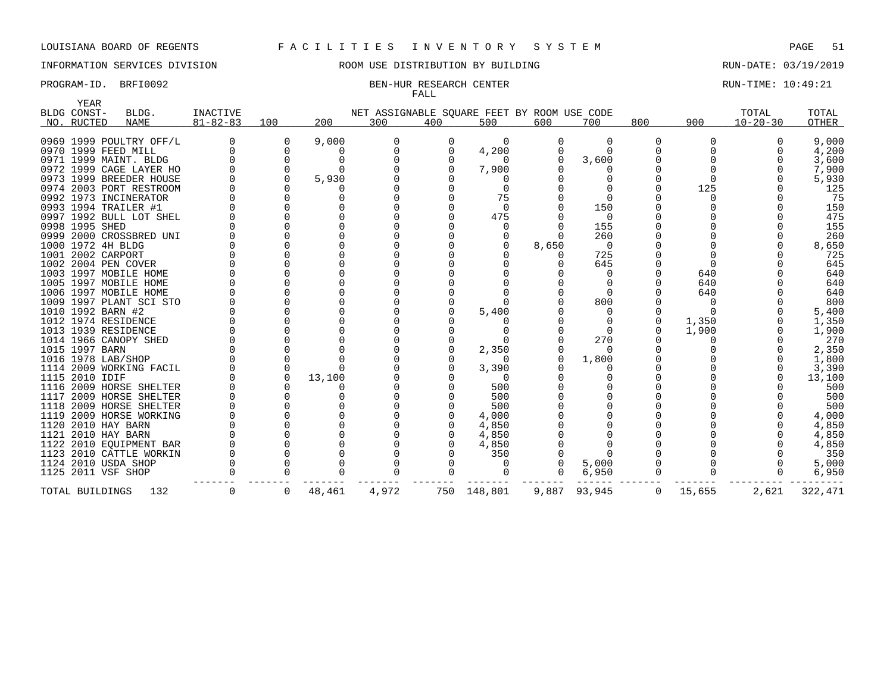LOUISIANA BOARD OF REGENTS F A C I L I T I E S I N V E N T O R Y S Y S T E M

INFORMATION SERVICES DIVISION ROOM USE DISTRIBUTION BY BUILDING RUN-DATE: 03/19/2019

PROGRAM-ID. BRFI0092 BEN-HUR RESEARCH CENTER RUN-TIME: 10:49:21

FALL

| BLDG NO. | YEAR CONST-RUCTED | BLDG. NAME | INACTIVE 81-82-83 | 100 | 200 | 300 | 400 | 500 | 600 | 700 | 800 | 900 | TOTAL 10-20-30 | TOTAL OTHER |
|---|---|---|---|---|---|---|---|---|---|---|---|---|---|---|
| | | | | NET ASSIGNABLE SQUARE FEET BY ROOM USE CODE | | | | | | | | | | |
| 0969 | 1999 | POULTRY OFF/L | 0 | 0 | 9,000 | 0 | 0 | 0 | 0 | 0 | 0 | 0 | 0 | 9,000 |
| 0970 | 1999 | FEED MILL | 0 | 0 | 0 | 0 | 0 | 4,200 | 0 | 0 | 0 | 0 | 0 | 4,200 |
| 0971 | 1999 | MAINT. BLDG | 0 | 0 | 0 | 0 | 0 | 0 | 0 | 3,600 | 0 | 0 | 0 | 3,600 |
| 0972 | 1999 | CAGE LAYER HO | 0 | 0 | 0 | 0 | 0 | 7,900 | 0 | 0 | 0 | 0 | 0 | 7,900 |
| 0973 | 1999 | BREEDER HOUSE | 0 | 0 | 5,930 | 0 | 0 | 0 | 0 | 0 | 0 | 0 | 0 | 5,930 |
| 0974 | 2003 | PORT RESTROOM | 0 | 0 | 0 | 0 | 0 | 0 | 0 | 0 | 0 | 125 | 0 | 125 |
| 0992 | 1973 | INCINERATOR | 0 | 0 | 0 | 0 | 0 | 75 | 0 | 0 | 0 | 0 | 0 | 75 |
| 0993 | 1994 | TRAILER #1 | 0 | 0 | 0 | 0 | 0 | 0 | 0 | 150 | 0 | 0 | 0 | 150 |
| 0997 | 1992 | BULL LOT SHEL | 0 | 0 | 0 | 0 | 0 | 475 | 0 | 0 | 0 | 0 | 0 | 475 |
| 0998 | 1995 | SHED | 0 | 0 | 0 | 0 | 0 | 0 | 0 | 155 | 0 | 0 | 0 | 155 |
| 0999 | 2000 | CROSSBRED UNI | 0 | 0 | 0 | 0 | 0 | 0 | 0 | 260 | 0 | 0 | 0 | 260 |
| 1000 | 1972 | 4H BLDG | 0 | 0 | 0 | 0 | 0 | 0 | 8,650 | 0 | 0 | 0 | 0 | 8,650 |
| 1001 | 2002 | CARPORT | 0 | 0 | 0 | 0 | 0 | 0 | 0 | 725 | 0 | 0 | 0 | 725 |
| 1002 | 2004 | PEN COVER | 0 | 0 | 0 | 0 | 0 | 0 | 0 | 645 | 0 | 0 | 0 | 645 |
| 1003 | 1997 | MOBILE HOME | 0 | 0 | 0 | 0 | 0 | 0 | 0 | 0 | 0 | 640 | 0 | 640 |
| 1005 | 1997 | MOBILE HOME | 0 | 0 | 0 | 0 | 0 | 0 | 0 | 0 | 0 | 640 | 0 | 640 |
| 1006 | 1997 | MOBILE HOME | 0 | 0 | 0 | 0 | 0 | 0 | 0 | 0 | 0 | 640 | 0 | 640 |
| 1009 | 1997 | PLANT SCI STO | 0 | 0 | 0 | 0 | 0 | 0 | 0 | 800 | 0 | 0 | 0 | 800 |
| 1010 | 1992 | BARN #2 | 0 | 0 | 0 | 0 | 0 | 5,400 | 0 | 0 | 0 | 0 | 0 | 5,400 |
| 1012 | 1974 | RESIDENCE | 0 | 0 | 0 | 0 | 0 | 0 | 0 | 0 | 0 | 1,350 | 0 | 1,350 |
| 1013 | 1939 | RESIDENCE | 0 | 0 | 0 | 0 | 0 | 0 | 0 | 0 | 0 | 1,900 | 0 | 1,900 |
| 1014 | 1966 | CANOPY SHED | 0 | 0 | 0 | 0 | 0 | 0 | 0 | 270 | 0 | 0 | 0 | 270 |
| 1015 | 1997 | BARN | 0 | 0 | 0 | 0 | 0 | 2,350 | 0 | 0 | 0 | 0 | 0 | 2,350 |
| 1016 | 1978 | LAB/SHOP | 0 | 0 | 0 | 0 | 0 | 0 | 0 | 1,800 | 0 | 0 | 0 | 1,800 |
| 1114 | 2009 | WORKING FACIL | 0 | 0 | 0 | 0 | 0 | 3,390 | 0 | 0 | 0 | 0 | 0 | 3,390 |
| 1115 | 2010 | IDIF | 0 | 0 | 13,100 | 0 | 0 | 0 | 0 | 0 | 0 | 0 | 0 | 13,100 |
| 1116 | 2009 | HORSE SHELTER | 0 | 0 | 0 | 0 | 0 | 500 | 0 | 0 | 0 | 0 | 0 | 500 |
| 1117 | 2009 | HORSE SHELTER | 0 | 0 | 0 | 0 | 0 | 500 | 0 | 0 | 0 | 0 | 0 | 500 |
| 1118 | 2009 | HORSE SHELTER | 0 | 0 | 0 | 0 | 0 | 500 | 0 | 0 | 0 | 0 | 0 | 500 |
| 1119 | 2009 | HORSE WORKING | 0 | 0 | 0 | 0 | 0 | 4,000 | 0 | 0 | 0 | 0 | 0 | 4,000 |
| 1120 | 2010 | HAY BARN | 0 | 0 | 0 | 0 | 0 | 4,850 | 0 | 0 | 0 | 0 | 0 | 4,850 |
| 1121 | 2010 | HAY BARN | 0 | 0 | 0 | 0 | 0 | 4,850 | 0 | 0 | 0 | 0 | 0 | 4,850 |
| 1122 | 2010 | EQUIPMENT BAR | 0 | 0 | 0 | 0 | 0 | 4,850 | 0 | 0 | 0 | 0 | 0 | 4,850 |
| 1123 | 2010 | CATTLE WORKIN | 0 | 0 | 0 | 0 | 0 | 350 | 0 | 0 | 0 | 0 | 0 | 350 |
| 1124 | 2010 | USDA SHOP | 0 | 0 | 0 | 0 | 0 | 0 | 0 | 5,000 | 0 | 0 | 0 | 5,000 |
| 1125 | 2011 | VSF SHOP | 0 | 0 | 0 | 0 | 0 | 0 | 0 | 6,950 | 0 | 0 | 0 | 6,950 |
| TOTAL BUILDINGS | | 132 | 0 | 0 | 48,461 | 4,972 | 750 | 148,801 | 9,887 | 93,945 | 0 | 15,655 | 2,621 | 322,471 |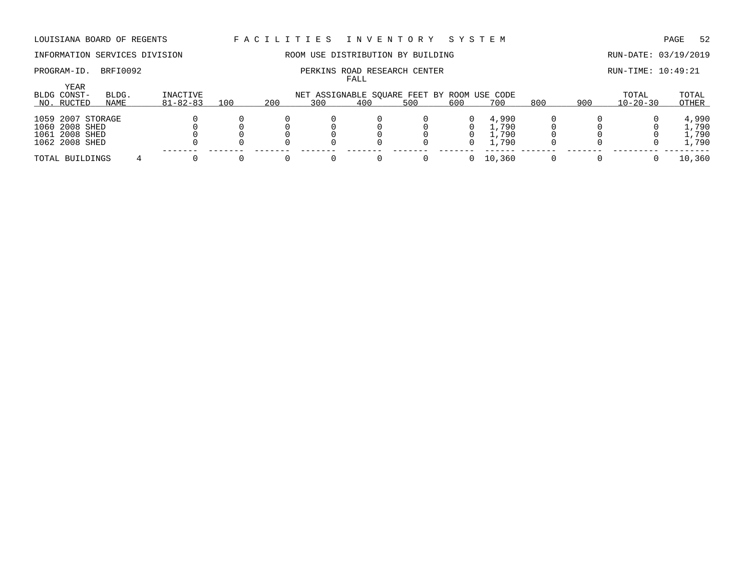LOUISIANA BOARD OF REGENTS — FACILITIES INVENTORY SYSTEM

INFORMATION SERVICES DIVISION — ROOM USE DISTRIBUTION BY BUILDING — RUN-DATE: 03/19/2019

PROGRAM-ID. BRFI0092 — PERKINS ROAD RESEARCH CENTER — RUN-TIME: 10:49:21

FALL

| BLDG NO. | YEAR CONSTRUCTED | BLDG. NAME | INACTIVE 81-82-83 | 100 | 200 | 300 | 400 | 500 | 600 | 700 | 800 | 900 | TOTAL 10-20-30 | TOTAL OTHER |
|---|---|---|---|---|---|---|---|---|---|---|---|---|---|---|
| | | | | NET ASSIGNABLE SQUARE FEET BY ROOM USE CODE | | | | | | | | | | |
| 1059 | 2007 | STORAGE | 0 | 0 | 0 | 0 | 0 | 0 | 0 | 4,990 | 0 | 0 | 0 | 4,990 |
| 1060 | 2008 | SHED | 0 | 0 | 0 | 0 | 0 | 0 | 0 | 1,790 | 0 | 0 | 0 | 1,790 |
| 1061 | 2008 | SHED | 0 | 0 | 0 | 0 | 0 | 0 | 0 | 1,790 | 0 | 0 | 0 | 1,790 |
| 1062 | 2008 | SHED | 0 | 0 | 0 | 0 | 0 | 0 | 0 | 1,790 | 0 | 0 | 0 | 1,790 |
| TOTAL BUILDINGS | | 4 | 0 | 0 | 0 | 0 | 0 | 0 | 0 | 10,360 | 0 | 0 | 0 | 10,360 |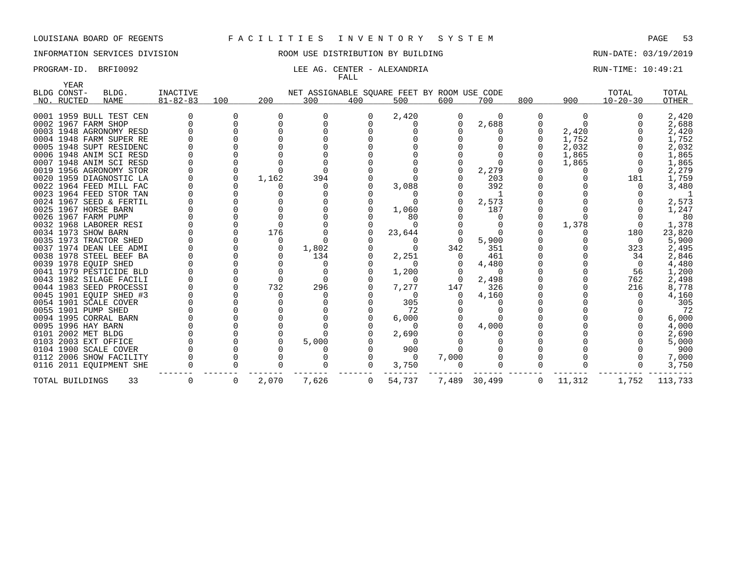LOUISIANA BOARD OF REGENTS F A C I L I T I E S I N V E N T O R Y S Y S T E M

INFORMATION SERVICES DIVISION ROOM USE DISTRIBUTION BY BUILDING RUN-DATE: 03/19/2019

PROGRAM-ID. BRFI0092 LEE AG. CENTER - ALEXANDRIA RUN-TIME: 10:49:21

FALL

NET ASSIGNABLE SQUARE FEET BY ROOM USE CODE

| BLDG NO. | YEAR CONSTRUCTED | BLDG. NAME | INACTIVE 81-82-83 | 100 | 200 | 300 | 400 | 500 | 600 | 700 | 800 | 900 | TOTAL 10-20-30 | TOTAL OTHER |
|---|---|---|---|---|---|---|---|---|---|---|---|---|---|---|
| 0001 | 1959 | BULL TEST CEN | 0 | 0 | 0 | 0 | 0 | 2,420 | 0 | 0 | 0 | 0 | 0 | 2,420 |
| 0002 | 1967 | FARM SHOP | 0 | 0 | 0 | 0 | 0 | 0 | 0 | 2,688 | 0 | 0 | 0 | 2,688 |
| 0003 | 1948 | AGRONOMY RESD | 0 | 0 | 0 | 0 | 0 | 0 | 0 | 0 | 0 | 2,420 | 0 | 2,420 |
| 0004 | 1948 | FARM SUPER RE | 0 | 0 | 0 | 0 | 0 | 0 | 0 | 0 | 0 | 1,752 | 0 | 1,752 |
| 0005 | 1948 | SUPT RESIDENC | 0 | 0 | 0 | 0 | 0 | 0 | 0 | 0 | 0 | 2,032 | 0 | 2,032 |
| 0006 | 1948 | ANIM SCI RESD | 0 | 0 | 0 | 0 | 0 | 0 | 0 | 0 | 0 | 1,865 | 0 | 1,865 |
| 0007 | 1948 | ANIM SCI RESD | 0 | 0 | 0 | 0 | 0 | 0 | 0 | 0 | 0 | 1,865 | 0 | 1,865 |
| 0019 | 1956 | AGRONOMY STOR | 0 | 0 | 0 | 0 | 0 | 0 | 0 | 2,279 | 0 | 0 | 0 | 2,279 |
| 0020 | 1959 | DIAGNOSTIC LA | 0 | 0 | 1,162 | 394 | 0 | 0 | 0 | 203 | 0 | 0 | 181 | 1,759 |
| 0022 | 1964 | FEED MILL FAC | 0 | 0 | 0 | 0 | 0 | 3,088 | 0 | 392 | 0 | 0 | 0 | 3,480 |
| 0023 | 1964 | FEED STOR TAN | 0 | 0 | 0 | 0 | 0 | 0 | 0 | 1 | 0 | 0 | 0 | 1 |
| 0024 | 1967 | SEED & FERTIL | 0 | 0 | 0 | 0 | 0 | 0 | 0 | 2,573 | 0 | 0 | 0 | 2,573 |
| 0025 | 1967 | HORSE BARN | 0 | 0 | 0 | 0 | 0 | 1,060 | 0 | 187 | 0 | 0 | 0 | 1,247 |
| 0026 | 1967 | FARM PUMP | 0 | 0 | 0 | 0 | 0 | 80 | 0 | 0 | 0 | 0 | 0 | 80 |
| 0032 | 1968 | LABORER RESI | 0 | 0 | 0 | 0 | 0 | 0 | 0 | 0 | 0 | 1,378 | 0 | 1,378 |
| 0034 | 1973 | SHOW BARN | 0 | 0 | 176 | 0 | 0 | 23,644 | 0 | 0 | 0 | 0 | 180 | 23,820 |
| 0035 | 1973 | TRACTOR SHED | 0 | 0 | 0 | 0 | 0 | 0 | 0 | 5,900 | 0 | 0 | 0 | 5,900 |
| 0037 | 1974 | DEAN LEE ADMI | 0 | 0 | 0 | 1,802 | 0 | 0 | 342 | 351 | 0 | 0 | 323 | 2,495 |
| 0038 | 1978 | STEEL BEEF BA | 0 | 0 | 0 | 134 | 0 | 2,251 | 0 | 461 | 0 | 0 | 34 | 2,846 |
| 0039 | 1978 | EQUIP SHED | 0 | 0 | 0 | 0 | 0 | 0 | 0 | 4,480 | 0 | 0 | 0 | 4,480 |
| 0041 | 1979 | PESTICIDE BLD | 0 | 0 | 0 | 0 | 0 | 1,200 | 0 | 0 | 0 | 0 | 56 | 1,200 |
| 0043 | 1982 | SILAGE FACILI | 0 | 0 | 0 | 0 | 0 | 0 | 0 | 2,498 | 0 | 0 | 762 | 2,498 |
| 0044 | 1983 | SEED PROCESSI | 0 | 0 | 732 | 296 | 0 | 7,277 | 147 | 326 | 0 | 0 | 216 | 8,778 |
| 0045 | 1901 | EQUIP SHED #3 | 0 | 0 | 0 | 0 | 0 | 0 | 0 | 4,160 | 0 | 0 | 0 | 4,160 |
| 0054 | 1901 | SCALE COVER | 0 | 0 | 0 | 0 | 0 | 305 | 0 | 0 | 0 | 0 | 0 | 305 |
| 0055 | 1901 | PUMP SHED | 0 | 0 | 0 | 0 | 0 | 72 | 0 | 0 | 0 | 0 | 0 | 72 |
| 0094 | 1995 | CORRAL BARN | 0 | 0 | 0 | 0 | 0 | 6,000 | 0 | 0 | 0 | 0 | 0 | 6,000 |
| 0095 | 1996 | HAY BARN | 0 | 0 | 0 | 0 | 0 | 0 | 0 | 4,000 | 0 | 0 | 0 | 4,000 |
| 0101 | 2002 | MET BLDG | 0 | 0 | 0 | 0 | 0 | 2,690 | 0 | 0 | 0 | 0 | 0 | 2,690 |
| 0103 | 2003 | EXT OFFICE | 0 | 0 | 0 | 5,000 | 0 | 0 | 0 | 0 | 0 | 0 | 0 | 5,000 |
| 0104 | 1900 | SCALE COVER | 0 | 0 | 0 | 0 | 0 | 900 | 0 | 0 | 0 | 0 | 0 | 900 |
| 0112 | 2006 | SHOW FACILITY | 0 | 0 | 0 | 0 | 0 | 0 | 7,000 | 0 | 0 | 0 | 0 | 7,000 |
| 0116 | 2011 | EQUIPMENT SHE | 0 | 0 | 0 | 0 | 0 | 3,750 | 0 | 0 | 0 | 0 | 0 | 3,750 |
| TOTAL BUILDINGS | | 33 | 0 | 0 | 2,070 | 7,626 | 0 | 54,737 | 7,489 | 30,499 | 0 | 11,312 | 1,752 | 113,733 |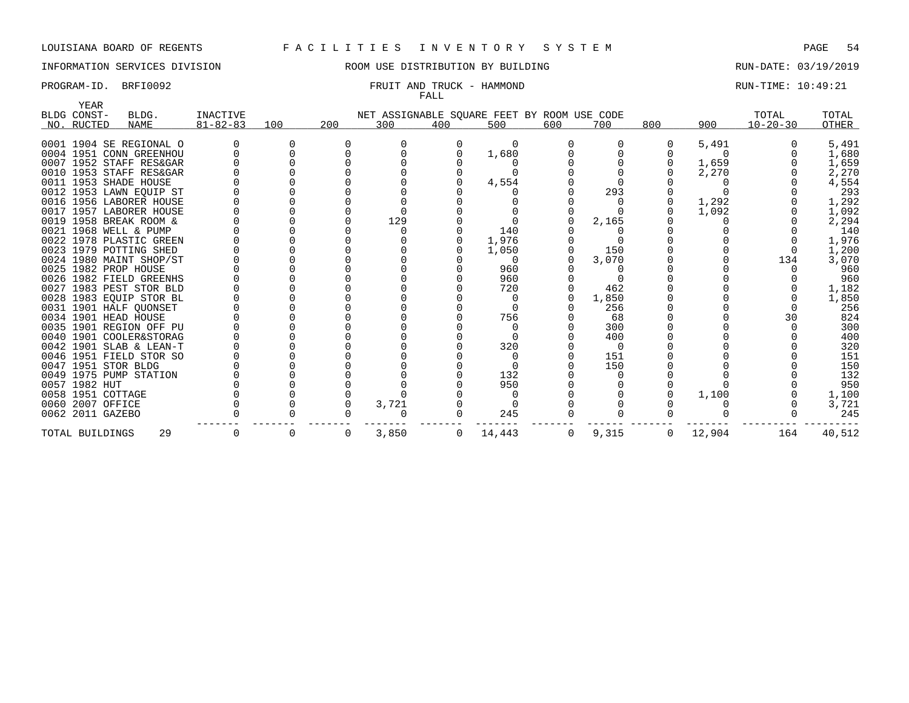LOUISIANA BOARD OF REGENTS F A C I L I T I E S I N V E N T O R Y S Y S T E M

INFORMATION SERVICES DIVISION ROOM USE DISTRIBUTION BY BUILDING RUN-DATE: 03/19/2019

PROGRAM-ID. BRFI0092 FRUIT AND TRUCK - HAMMOND RUN-TIME: 10:49:21

FALL

| BLDG NO. | YEAR CONST-RUCTED | BLDG. NAME | INACTIVE 81-82-83 | 100 | 200 | 300 | 400 | 500 | 600 | 700 | 800 | 900 | TOTAL 10-20-30 | TOTAL OTHER |
|---|---|---|---|---|---|---|---|---|---|---|---|---|---|---|
| 0001 | 1904 | SE REGIONAL O | 0 | 0 | 0 | 0 | 0 | 0 | 0 | 0 | 0 | 5,491 | 0 | 5,491 |
| 0004 | 1951 | CONN GREENHOU | 0 | 0 | 0 | 0 | 0 | 1,680 | 0 | 0 | 0 | 0 | 0 | 1,680 |
| 0007 | 1952 | STAFF RES&GAR | 0 | 0 | 0 | 0 | 0 | 0 | 0 | 0 | 0 | 1,659 | 0 | 1,659 |
| 0010 | 1953 | STAFF RES&GAR | 0 | 0 | 0 | 0 | 0 | 0 | 0 | 0 | 0 | 2,270 | 0 | 2,270 |
| 0011 | 1953 | SHADE HOUSE | 0 | 0 | 0 | 0 | 0 | 4,554 | 0 | 0 | 0 | 0 | 0 | 4,554 |
| 0012 | 1953 | LAWN EQUIP ST | 0 | 0 | 0 | 0 | 0 | 0 | 0 | 293 | 0 | 0 | 0 | 293 |
| 0016 | 1956 | LABORER HOUSE | 0 | 0 | 0 | 0 | 0 | 0 | 0 | 0 | 0 | 1,292 | 0 | 1,292 |
| 0017 | 1957 | LABORER HOUSE | 0 | 0 | 0 | 0 | 0 | 0 | 0 | 0 | 0 | 1,092 | 0 | 1,092 |
| 0019 | 1958 | BREAK ROOM & | 0 | 0 | 0 | 129 | 0 | 0 | 0 | 2,165 | 0 | 0 | 0 | 2,294 |
| 0021 | 1968 | WELL & PUMP | 0 | 0 | 0 | 0 | 0 | 140 | 0 | 0 | 0 | 0 | 0 | 140 |
| 0022 | 1978 | PLASTIC GREEN | 0 | 0 | 0 | 0 | 0 | 1,976 | 0 | 0 | 0 | 0 | 0 | 1,976 |
| 0023 | 1979 | POTTING SHED | 0 | 0 | 0 | 0 | 0 | 1,050 | 0 | 150 | 0 | 0 | 0 | 1,200 |
| 0024 | 1980 | MAINT SHOP/ST | 0 | 0 | 0 | 0 | 0 | 0 | 0 | 3,070 | 0 | 0 | 134 | 3,070 |
| 0025 | 1982 | PROP HOUSE | 0 | 0 | 0 | 0 | 0 | 960 | 0 | 0 | 0 | 0 | 0 | 960 |
| 0026 | 1982 | FIELD GREENHS | 0 | 0 | 0 | 0 | 0 | 960 | 0 | 0 | 0 | 0 | 0 | 960 |
| 0027 | 1983 | PEST STOR BLD | 0 | 0 | 0 | 0 | 0 | 720 | 0 | 462 | 0 | 0 | 0 | 1,182 |
| 0028 | 1983 | EQUIP STOR BL | 0 | 0 | 0 | 0 | 0 | 0 | 0 | 1,850 | 0 | 0 | 0 | 1,850 |
| 0031 | 1901 | HALF QUONSET | 0 | 0 | 0 | 0 | 0 | 0 | 0 | 256 | 0 | 0 | 0 | 256 |
| 0034 | 1901 | HEAD HOUSE | 0 | 0 | 0 | 0 | 0 | 756 | 0 | 68 | 0 | 0 | 30 | 824 |
| 0035 | 1901 | REGION OFF PU | 0 | 0 | 0 | 0 | 0 | 0 | 0 | 300 | 0 | 0 | 0 | 300 |
| 0040 | 1901 | COOLER&STORAG | 0 | 0 | 0 | 0 | 0 | 0 | 0 | 400 | 0 | 0 | 0 | 400 |
| 0042 | 1901 | SLAB & LEAN-T | 0 | 0 | 0 | 0 | 0 | 320 | 0 | 0 | 0 | 0 | 0 | 320 |
| 0046 | 1951 | FIELD STOR SO | 0 | 0 | 0 | 0 | 0 | 0 | 0 | 151 | 0 | 0 | 0 | 151 |
| 0047 | 1951 | STOR BLDG | 0 | 0 | 0 | 0 | 0 | 0 | 0 | 150 | 0 | 0 | 0 | 150 |
| 0049 | 1975 | PUMP STATION | 0 | 0 | 0 | 0 | 0 | 132 | 0 | 0 | 0 | 0 | 0 | 132 |
| 0057 | 1982 | HUT | 0 | 0 | 0 | 0 | 0 | 950 | 0 | 0 | 0 | 0 | 0 | 950 |
| 0058 | 1951 | COTTAGE | 0 | 0 | 0 | 0 | 0 | 0 | 0 | 0 | 0 | 1,100 | 0 | 1,100 |
| 0060 | 2007 | OFFICE | 0 | 0 | 0 | 3,721 | 0 | 0 | 0 | 0 | 0 | 0 | 0 | 3,721 |
| 0062 | 2011 | GAZEBO | 0 | 0 | 0 | 0 | 0 | 245 | 0 | 0 | 0 | 0 | 0 | 245 |
| TOTAL BUILDINGS | | 29 | 0 | 0 | 0 | 3,850 | 0 | 14,443 | 0 | 9,315 | 0 | 12,904 | 164 | 40,512 |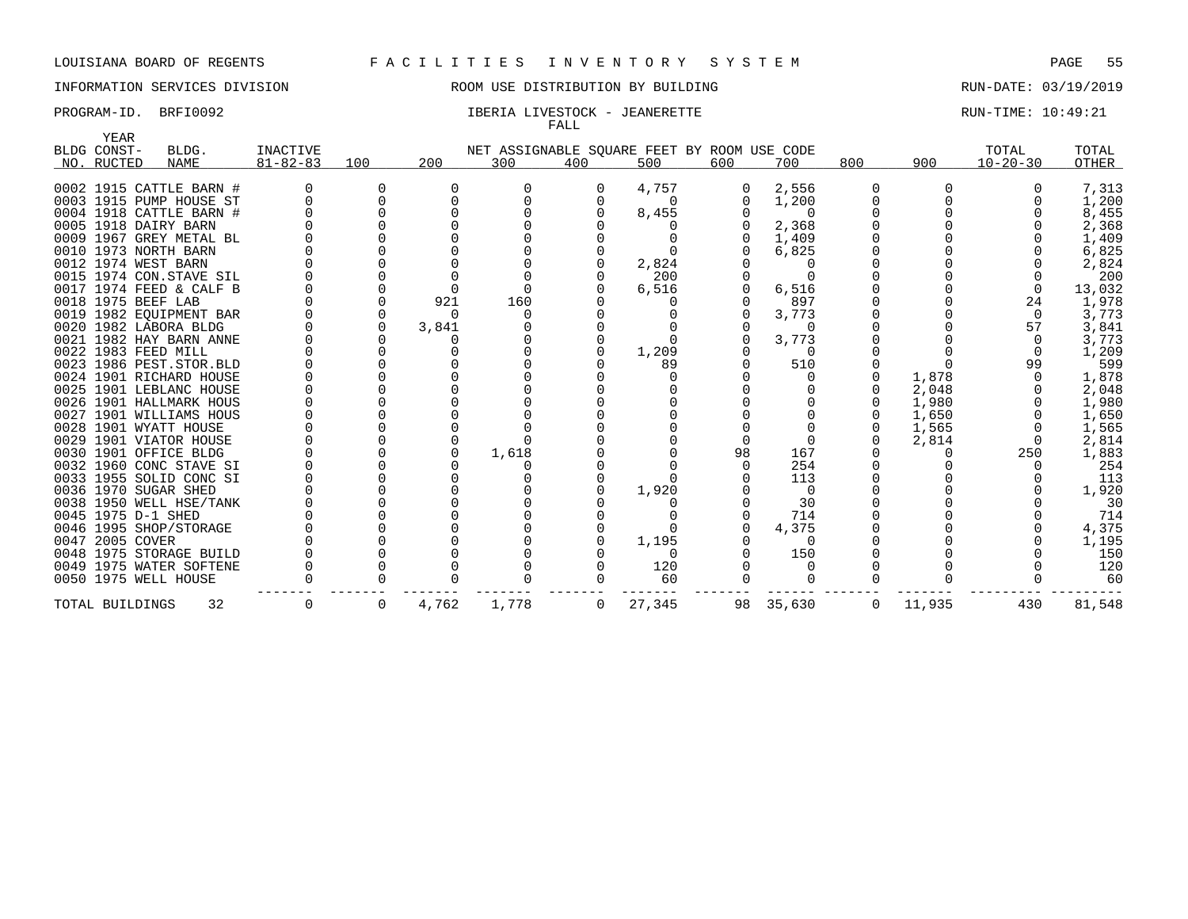LOUISIANA BOARD OF REGENTS F A C I L I T I E S I N V E N T O R Y S Y S T E M

INFORMATION SERVICES DIVISION ROOM USE DISTRIBUTION BY BUILDING RUN-DATE: 03/19/2019

PROGRAM-ID. BRFI0092 IBERIA LIVESTOCK - JEANERETTE RUN-TIME: 10:49:21

FALL

| BLDG NO. | YEAR CONST-RUCTED | BLDG. NAME | INACTIVE 81-82-83 | 100 | 200 | 300 | 400 | 500 | 600 | 700 | 800 | 900 | TOTAL 10-20-30 | TOTAL OTHER |
|---|---|---|---|---|---|---|---|---|---|---|---|---|---|---|
| 0002 | 1915 | CATTLE BARN # | 0 | 0 | 0 | 0 | 0 | 4,757 | 0 | 2,556 | 0 | 0 | 0 | 7,313 |
| 0003 | 1915 | PUMP HOUSE ST | 0 | 0 | 0 | 0 | 0 | 0 | 0 | 1,200 | 0 | 0 | 0 | 1,200 |
| 0004 | 1918 | CATTLE BARN # | 0 | 0 | 0 | 0 | 0 | 8,455 | 0 | 0 | 0 | 0 | 0 | 8,455 |
| 0005 | 1918 | DAIRY BARN | 0 | 0 | 0 | 0 | 0 | 0 | 0 | 2,368 | 0 | 0 | 0 | 2,368 |
| 0009 | 1967 | GREY METAL BL | 0 | 0 | 0 | 0 | 0 | 0 | 0 | 1,409 | 0 | 0 | 0 | 1,409 |
| 0010 | 1973 | NORTH BARN | 0 | 0 | 0 | 0 | 0 | 0 | 0 | 6,825 | 0 | 0 | 0 | 6,825 |
| 0012 | 1974 | WEST BARN | 0 | 0 | 0 | 0 | 0 | 2,824 | 0 | 0 | 0 | 0 | 0 | 2,824 |
| 0015 | 1974 | CON.STAVE SIL | 0 | 0 | 0 | 0 | 0 | 200 | 0 | 0 | 0 | 0 | 0 | 200 |
| 0017 | 1974 | FEED & CALF B | 0 | 0 | 0 | 0 | 0 | 6,516 | 0 | 6,516 | 0 | 0 | 0 | 13,032 |
| 0018 | 1975 | BEEF LAB | 0 | 0 | 921 | 160 | 0 | 0 | 0 | 897 | 0 | 0 | 24 | 1,978 |
| 0019 | 1982 | EQUIPMENT BAR | 0 | 0 | 0 | 0 | 0 | 0 | 0 | 3,773 | 0 | 0 | 0 | 3,773 |
| 0020 | 1982 | LABORA BLDG | 0 | 0 | 3,841 | 0 | 0 | 0 | 0 | 0 | 0 | 0 | 57 | 3,841 |
| 0021 | 1982 | HAY BARN ANNE | 0 | 0 | 0 | 0 | 0 | 0 | 0 | 3,773 | 0 | 0 | 0 | 3,773 |
| 0022 | 1983 | FEED MILL | 0 | 0 | 0 | 0 | 0 | 1,209 | 0 | 0 | 0 | 0 | 0 | 1,209 |
| 0023 | 1986 | PEST.STOR.BLD | 0 | 0 | 0 | 0 | 0 | 89 | 0 | 510 | 0 | 0 | 99 | 599 |
| 0024 | 1901 | RICHARD HOUSE | 0 | 0 | 0 | 0 | 0 | 0 | 0 | 0 | 0 | 1,878 | 0 | 1,878 |
| 0025 | 1901 | LEBLANC HOUSE | 0 | 0 | 0 | 0 | 0 | 0 | 0 | 0 | 0 | 2,048 | 0 | 2,048 |
| 0026 | 1901 | HALLMARK HOUS | 0 | 0 | 0 | 0 | 0 | 0 | 0 | 0 | 0 | 1,980 | 0 | 1,980 |
| 0027 | 1901 | WILLIAMS HOUS | 0 | 0 | 0 | 0 | 0 | 0 | 0 | 0 | 0 | 1,650 | 0 | 1,650 |
| 0028 | 1901 | WYATT HOUSE | 0 | 0 | 0 | 0 | 0 | 0 | 0 | 0 | 0 | 1,565 | 0 | 1,565 |
| 0029 | 1901 | VIATOR HOUSE | 0 | 0 | 0 | 0 | 0 | 0 | 0 | 0 | 0 | 2,814 | 0 | 2,814 |
| 0030 | 1901 | OFFICE BLDG | 0 | 0 | 0 | 1,618 | 0 | 0 | 98 | 167 | 0 | 0 | 250 | 1,883 |
| 0032 | 1960 | CONC STAVE SI | 0 | 0 | 0 | 0 | 0 | 0 | 0 | 254 | 0 | 0 | 0 | 254 |
| 0033 | 1955 | SOLID CONC SI | 0 | 0 | 0 | 0 | 0 | 0 | 0 | 113 | 0 | 0 | 0 | 113 |
| 0036 | 1970 | SUGAR SHED | 0 | 0 | 0 | 0 | 0 | 1,920 | 0 | 0 | 0 | 0 | 0 | 1,920 |
| 0038 | 1950 | WELL HSE/TANK | 0 | 0 | 0 | 0 | 0 | 0 | 0 | 30 | 0 | 0 | 0 | 30 |
| 0045 | 1975 | D-1 SHED | 0 | 0 | 0 | 0 | 0 | 0 | 0 | 714 | 0 | 0 | 0 | 714 |
| 0046 | 1995 | SHOP/STORAGE | 0 | 0 | 0 | 0 | 0 | 0 | 0 | 4,375 | 0 | 0 | 0 | 4,375 |
| 0047 | 2005 | COVER | 0 | 0 | 0 | 0 | 0 | 1,195 | 0 | 0 | 0 | 0 | 0 | 1,195 |
| 0048 | 1975 | STORAGE BUILD | 0 | 0 | 0 | 0 | 0 | 0 | 0 | 150 | 0 | 0 | 0 | 150 |
| 0049 | 1975 | WATER SOFTENE | 0 | 0 | 0 | 0 | 0 | 120 | 0 | 0 | 0 | 0 | 0 | 120 |
| 0050 | 1975 | WELL HOUSE | 0 | 0 | 0 | 0 | 0 | 60 | 0 | 0 | 0 | 0 | 0 | 60 |
| TOTAL BUILDINGS | | 32 | 0 | 0 | 4,762 | 1,778 | 0 | 27,345 | 98 | 35,630 | 0 | 11,935 | 430 | 81,548 |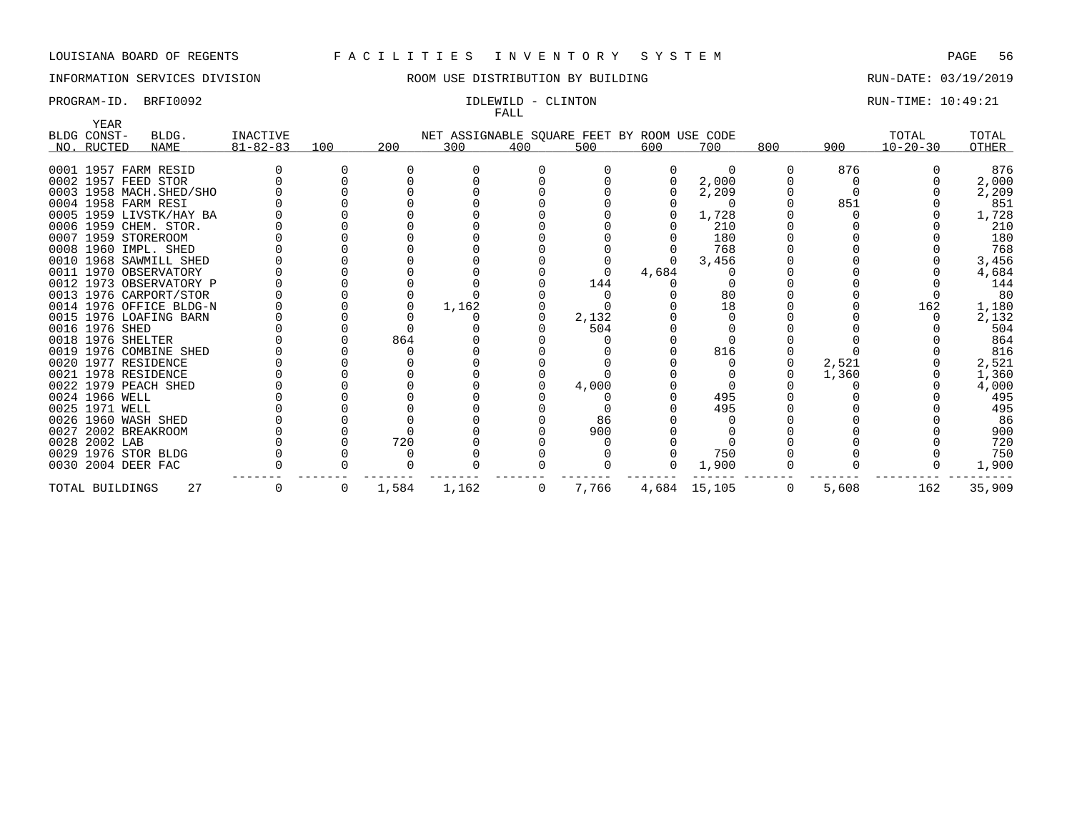LOUISIANA BOARD OF REGENTS — FACILITIES INVENTORY SYSTEM

INFORMATION SERVICES DIVISION — ROOM USE DISTRIBUTION BY BUILDING — RUN-DATE: 03/19/2019

PROGRAM-ID. BRFI0092 — IDLEWILD - CLINTON — RUN-TIME: 10:49:21

FALL

| BLDG NO. | YEAR CONST-RUCTED | BLDG. NAME | INACTIVE 81-82-83 | 100 | 200 | 300 | 400 | 500 | 600 | 700 | 800 | 900 | TOTAL 10-20-30 | TOTAL OTHER |
|---|---|---|---|---|---|---|---|---|---|---|---|---|---|---|
| | | | | NET ASSIGNABLE SQUARE FEET BY ROOM USE CODE | | | | | | | | | | |
| 0001 | 1957 | FARM RESID | 0 | 0 | 0 | 0 | 0 | 0 | 0 | 0 | 0 | 876 | 0 | 876 |
| 0002 | 1957 | FEED STOR | 0 | 0 | 0 | 0 | 0 | 0 | 0 | 2,000 | 0 | 0 | 0 | 2,000 |
| 0003 | 1958 | MACH.SHED/SHO | 0 | 0 | 0 | 0 | 0 | 0 | 0 | 2,209 | 0 | 0 | 0 | 2,209 |
| 0004 | 1958 | FARM RESI | 0 | 0 | 0 | 0 | 0 | 0 | 0 | 0 | 0 | 851 | 0 | 851 |
| 0005 | 1959 | LIVSTK/HAY BA | 0 | 0 | 0 | 0 | 0 | 0 | 0 | 1,728 | 0 | 0 | 0 | 1,728 |
| 0006 | 1959 | CHEM. STOR. | 0 | 0 | 0 | 0 | 0 | 0 | 0 | 210 | 0 | 0 | 0 | 210 |
| 0007 | 1959 | STOREROOM | 0 | 0 | 0 | 0 | 0 | 0 | 0 | 180 | 0 | 0 | 0 | 180 |
| 0008 | 1960 | IMPL. SHED | 0 | 0 | 0 | 0 | 0 | 0 | 0 | 768 | 0 | 0 | 0 | 768 |
| 0010 | 1968 | SAWMILL SHED | 0 | 0 | 0 | 0 | 0 | 0 | 0 | 3,456 | 0 | 0 | 0 | 3,456 |
| 0011 | 1970 | OBSERVATORY | 0 | 0 | 0 | 0 | 0 | 0 | 4,684 | 0 | 0 | 0 | 0 | 4,684 |
| 0012 | 1973 | OBSERVATORY P | 0 | 0 | 0 | 0 | 0 | 144 | 0 | 0 | 0 | 0 | 0 | 144 |
| 0013 | 1976 | CARPORT/STOR | 0 | 0 | 0 | 0 | 0 | 0 | 0 | 80 | 0 | 0 | 0 | 80 |
| 0014 | 1976 | OFFICE BLDG-N | 0 | 0 | 0 | 1,162 | 0 | 0 | 0 | 18 | 0 | 0 | 162 | 1,180 |
| 0015 | 1976 | LOAFING BARN | 0 | 0 | 0 | 0 | 0 | 2,132 | 0 | 0 | 0 | 0 | 0 | 2,132 |
| 0016 | 1976 | SHED | 0 | 0 | 0 | 0 | 0 | 504 | 0 | 0 | 0 | 0 | 0 | 504 |
| 0018 | 1976 | SHELTER | 0 | 0 | 864 | 0 | 0 | 0 | 0 | 0 | 0 | 0 | 0 | 864 |
| 0019 | 1976 | COMBINE SHED | 0 | 0 | 0 | 0 | 0 | 0 | 0 | 816 | 0 | 0 | 0 | 816 |
| 0020 | 1977 | RESIDENCE | 0 | 0 | 0 | 0 | 0 | 0 | 0 | 0 | 0 | 2,521 | 0 | 2,521 |
| 0021 | 1978 | RESIDENCE | 0 | 0 | 0 | 0 | 0 | 0 | 0 | 0 | 0 | 1,360 | 0 | 1,360 |
| 0022 | 1979 | PEACH SHED | 0 | 0 | 0 | 0 | 0 | 4,000 | 0 | 0 | 0 | 0 | 0 | 4,000 |
| 0024 | 1966 | WELL | 0 | 0 | 0 | 0 | 0 | 0 | 0 | 495 | 0 | 0 | 0 | 495 |
| 0025 | 1971 | WELL | 0 | 0 | 0 | 0 | 0 | 0 | 0 | 495 | 0 | 0 | 0 | 495 |
| 0026 | 1960 | WASH SHED | 0 | 0 | 0 | 0 | 0 | 86 | 0 | 0 | 0 | 0 | 0 | 86 |
| 0027 | 2002 | BREAKROOM | 0 | 0 | 0 | 0 | 0 | 900 | 0 | 0 | 0 | 0 | 0 | 900 |
| 0028 | 2002 | LAB | 0 | 0 | 720 | 0 | 0 | 0 | 0 | 0 | 0 | 0 | 0 | 720 |
| 0029 | 1976 | STOR BLDG | 0 | 0 | 0 | 0 | 0 | 0 | 0 | 750 | 0 | 0 | 0 | 750 |
| 0030 | 2004 | DEER FAC | 0 | 0 | 0 | 0 | 0 | 0 | 0 | 1,900 | 0 | 0 | 0 | 1,900 |
| TOTAL BUILDINGS | | 27 | 0 | 0 | 1,584 | 1,162 | 0 | 7,766 | 4,684 | 15,105 | 0 | 5,608 | 162 | 35,909 |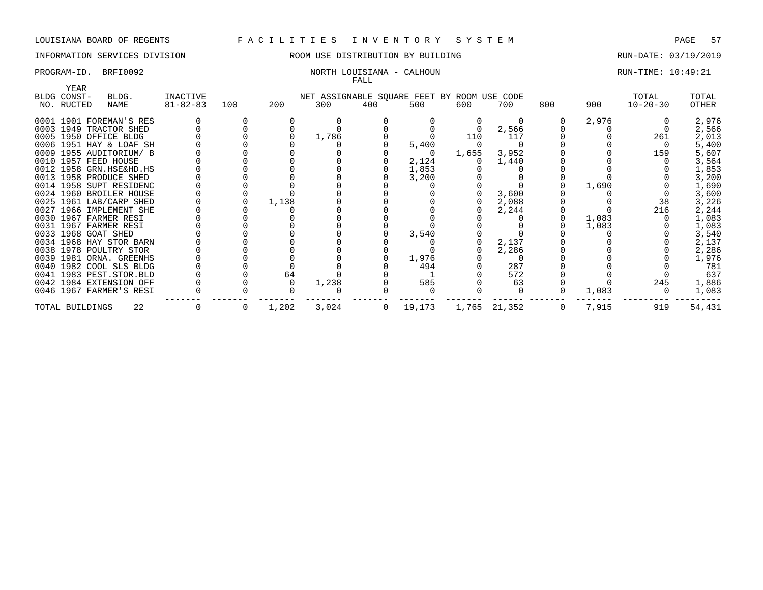LOUISIANA BOARD OF REGENTS — F A C I L I T I E S   I N V E N T O R Y   S Y S T E M

INFORMATION SERVICES DIVISION — ROOM USE DISTRIBUTION BY BUILDING — RUN-DATE: 03/19/2019

PROGRAM-ID. BRFI0092 — NORTH LOUISIANA - CALHOUN — RUN-TIME: 10:49:21

FALL

| BLDG NO. | YEAR CONST-RUCTED | BLDG. NAME | INACTIVE 81-82-83 | 100 | 200 | 300 | 400 | 500 | 600 | 700 | 800 | 900 | TOTAL 10-20-30 | TOTAL OTHER |
|---|---|---|---|---|---|---|---|---|---|---|---|---|---|---|
| 0001 | 1901 | FOREMAN'S RES | 0 | 0 | 0 | 0 | 0 | 0 | 0 | 0 | 0 | 2,976 | 0 | 2,976 |
| 0003 | 1949 | TRACTOR SHED | 0 | 0 | 0 | 0 | 0 | 0 | 0 | 2,566 | 0 | 0 | 0 | 2,566 |
| 0005 | 1950 | OFFICE BLDG | 0 | 0 | 0 | 1,786 | 0 | 0 | 110 | 117 | 0 | 0 | 261 | 2,013 |
| 0006 | 1951 | HAY & LOAF SH | 0 | 0 | 0 | 0 | 0 | 5,400 | 0 | 0 | 0 | 0 | 0 | 5,400 |
| 0009 | 1955 | AUDITORIUM/ B | 0 | 0 | 0 | 0 | 0 | 0 | 1,655 | 3,952 | 0 | 0 | 159 | 5,607 |
| 0010 | 1957 | FEED HOUSE | 0 | 0 | 0 | 0 | 0 | 2,124 | 0 | 1,440 | 0 | 0 | 0 | 3,564 |
| 0012 | 1958 | GRN.HSE&HD.HS | 0 | 0 | 0 | 0 | 0 | 1,853 | 0 | 0 | 0 | 0 | 0 | 1,853 |
| 0013 | 1958 | PRODUCE SHED | 0 | 0 | 0 | 0 | 0 | 3,200 | 0 | 0 | 0 | 0 | 0 | 3,200 |
| 0014 | 1958 | SUPT RESIDENC | 0 | 0 | 0 | 0 | 0 | 0 | 0 | 0 | 0 | 1,690 | 0 | 1,690 |
| 0024 | 1960 | BROILER HOUSE | 0 | 0 | 0 | 0 | 0 | 0 | 0 | 3,600 | 0 | 0 | 0 | 3,600 |
| 0025 | 1961 | LAB/CARP SHED | 0 | 0 | 1,138 | 0 | 0 | 0 | 0 | 2,088 | 0 | 0 | 38 | 3,226 |
| 0027 | 1966 | IMPLEMENT SHE | 0 | 0 | 0 | 0 | 0 | 0 | 0 | 2,244 | 0 | 0 | 216 | 2,244 |
| 0030 | 1967 | FARMER RESI | 0 | 0 | 0 | 0 | 0 | 0 | 0 | 0 | 0 | 1,083 | 0 | 1,083 |
| 0031 | 1967 | FARMER RESI | 0 | 0 | 0 | 0 | 0 | 0 | 0 | 0 | 0 | 1,083 | 0 | 1,083 |
| 0033 | 1968 | GOAT SHED | 0 | 0 | 0 | 0 | 0 | 3,540 | 0 | 0 | 0 | 0 | 0 | 3,540 |
| 0034 | 1968 | HAY STOR BARN | 0 | 0 | 0 | 0 | 0 | 0 | 0 | 2,137 | 0 | 0 | 0 | 2,137 |
| 0038 | 1978 | POULTRY STOR | 0 | 0 | 0 | 0 | 0 | 0 | 0 | 2,286 | 0 | 0 | 0 | 2,286 |
| 0039 | 1981 | ORNA. GREENHS | 0 | 0 | 0 | 0 | 0 | 1,976 | 0 | 0 | 0 | 0 | 0 | 1,976 |
| 0040 | 1982 | COOL SLS BLDG | 0 | 0 | 0 | 0 | 0 | 494 | 0 | 287 | 0 | 0 | 0 | 781 |
| 0041 | 1983 | PEST.STOR.BLD | 0 | 0 | 64 | 0 | 0 | 1 | 0 | 572 | 0 | 0 | 0 | 637 |
| 0042 | 1984 | EXTENSION OFF | 0 | 0 | 0 | 1,238 | 0 | 585 | 0 | 63 | 0 | 0 | 245 | 1,886 |
| 0046 | 1967 | FARMER'S RESI | 0 | 0 | 0 | 0 | 0 | 0 | 0 | 0 | 0 | 1,083 | 0 | 1,083 |
| TOTAL BUILDINGS | | 22 | 0 | 0 | 1,202 | 3,024 | 0 | 19,173 | 1,765 | 21,352 | 0 | 7,915 | 919 | 54,431 |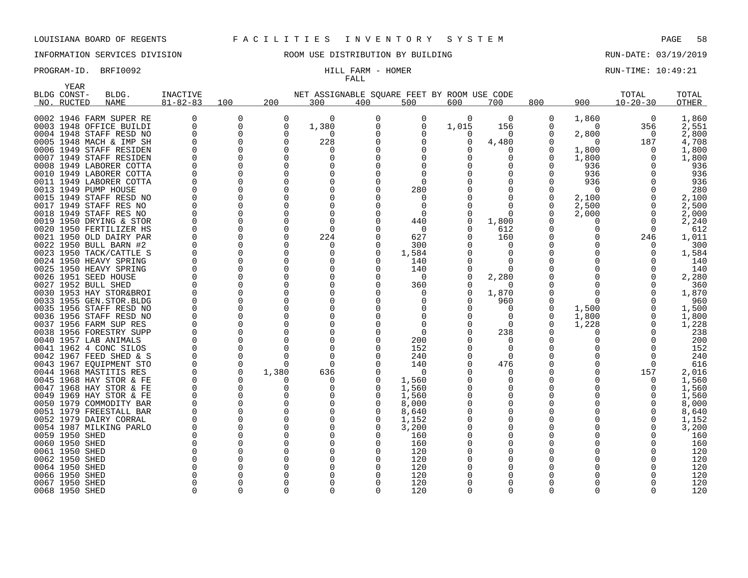LOUISIANA BOARD OF REGENTS F A C I L I T I E S I N V E N T O R Y S Y S T E M

INFORMATION SERVICES DIVISION ROOM USE DISTRIBUTION BY BUILDING RUN-DATE: 03/19/2019

PROGRAM-ID. BRFI0092 HILL FARM - HOMER RUN-TIME: 10:49:21

FALL

| BLDG NO. | YEAR CONST-RUCTED | BLDG. NAME | INACTIVE 81-82-83 | 100 | 200 | 300 | 400 | 500 | 600 | 700 | 800 | 900 | TOTAL 10-20-30 | TOTAL OTHER |
|---|---|---|---|---|---|---|---|---|---|---|---|---|---|---|
| 0002 | 1946 | FARM SUPER RE | 0 | 0 | 0 | 0 | 0 | 0 | 0 | 0 | 0 | 1,860 | 0 | 1,860 |
| 0003 | 1948 | OFFICE BUILDI | 0 | 0 | 0 | 1,380 | 0 | 0 | 1,015 | 156 | 0 | 0 | 356 | 2,551 |
| 0004 | 1948 | STAFF RESD NO | 0 | 0 | 0 | 0 | 0 | 0 | 0 | 0 | 0 | 2,800 | 0 | 2,800 |
| 0005 | 1948 | MACH & IMP SH | 0 | 0 | 0 | 228 | 0 | 0 | 0 | 4,480 | 0 | 0 | 187 | 4,708 |
| 0006 | 1949 | STAFF RESIDEN | 0 | 0 | 0 | 0 | 0 | 0 | 0 | 0 | 0 | 1,800 | 0 | 1,800 |
| 0007 | 1949 | STAFF RESIDEN | 0 | 0 | 0 | 0 | 0 | 0 | 0 | 0 | 0 | 1,800 | 0 | 1,800 |
| 0008 | 1949 | LABORER COTTA | 0 | 0 | 0 | 0 | 0 | 0 | 0 | 0 | 0 | 936 | 0 | 936 |
| 0010 | 1949 | LABORER COTTA | 0 | 0 | 0 | 0 | 0 | 0 | 0 | 0 | 0 | 936 | 0 | 936 |
| 0011 | 1949 | LABORER COTTA | 0 | 0 | 0 | 0 | 0 | 0 | 0 | 0 | 0 | 936 | 0 | 936 |
| 0013 | 1949 | PUMP HOUSE | 0 | 0 | 0 | 0 | 0 | 280 | 0 | 0 | 0 | 0 | 0 | 280 |
| 0015 | 1949 | STAFF RESD NO | 0 | 0 | 0 | 0 | 0 | 0 | 0 | 0 | 0 | 2,100 | 0 | 2,100 |
| 0017 | 1949 | STAFF RES NO | 0 | 0 | 0 | 0 | 0 | 0 | 0 | 0 | 0 | 2,500 | 0 | 2,500 |
| 0018 | 1949 | STAFF RES NO | 0 | 0 | 0 | 0 | 0 | 0 | 0 | 0 | 0 | 2,000 | 0 | 2,000 |
| 0019 | 1950 | DRYING & STOR | 0 | 0 | 0 | 0 | 0 | 440 | 0 | 1,800 | 0 | 0 | 0 | 2,240 |
| 0020 | 1950 | FERTILIZER HS | 0 | 0 | 0 | 0 | 0 | 0 | 0 | 612 | 0 | 0 | 0 | 612 |
| 0021 | 1950 | OLD DAIRY PAR | 0 | 0 | 0 | 224 | 0 | 627 | 0 | 160 | 0 | 0 | 246 | 1,011 |
| 0022 | 1950 | BULL BARN #2 | 0 | 0 | 0 | 0 | 0 | 300 | 0 | 0 | 0 | 0 | 0 | 300 |
| 0023 | 1950 | TACK/CATTLE S | 0 | 0 | 0 | 0 | 0 | 1,584 | 0 | 0 | 0 | 0 | 0 | 1,584 |
| 0024 | 1950 | HEAVY SPRING | 0 | 0 | 0 | 0 | 0 | 140 | 0 | 0 | 0 | 0 | 0 | 140 |
| 0025 | 1950 | HEAVY SPRING | 0 | 0 | 0 | 0 | 0 | 140 | 0 | 0 | 0 | 0 | 0 | 140 |
| 0026 | 1951 | SEED HOUSE | 0 | 0 | 0 | 0 | 0 | 0 | 0 | 2,280 | 0 | 0 | 0 | 2,280 |
| 0027 | 1952 | BULL SHED | 0 | 0 | 0 | 0 | 0 | 360 | 0 | 0 | 0 | 0 | 0 | 360 |
| 0030 | 1953 | HAY STOR&BROI | 0 | 0 | 0 | 0 | 0 | 0 | 0 | 1,870 | 0 | 0 | 0 | 1,870 |
| 0033 | 1955 | GEN.STOR.BLDG | 0 | 0 | 0 | 0 | 0 | 0 | 0 | 960 | 0 | 0 | 0 | 960 |
| 0035 | 1956 | STAFF RESD NO | 0 | 0 | 0 | 0 | 0 | 0 | 0 | 0 | 0 | 1,500 | 0 | 1,500 |
| 0036 | 1956 | STAFF RESD NO | 0 | 0 | 0 | 0 | 0 | 0 | 0 | 0 | 0 | 1,800 | 0 | 1,800 |
| 0037 | 1956 | FARM SUP RES | 0 | 0 | 0 | 0 | 0 | 0 | 0 | 0 | 0 | 1,228 | 0 | 1,228 |
| 0038 | 1956 | FORESTRY SUPP | 0 | 0 | 0 | 0 | 0 | 0 | 0 | 238 | 0 | 0 | 0 | 238 |
| 0040 | 1957 | LAB ANIMALS | 0 | 0 | 0 | 0 | 0 | 200 | 0 | 0 | 0 | 0 | 0 | 200 |
| 0041 | 1962 | 4 CONC SILOS | 0 | 0 | 0 | 0 | 0 | 152 | 0 | 0 | 0 | 0 | 0 | 152 |
| 0042 | 1967 | FEED SHED & S | 0 | 0 | 0 | 0 | 0 | 240 | 0 | 0 | 0 | 0 | 0 | 240 |
| 0043 | 1967 | EQUIPMENT STO | 0 | 0 | 0 | 0 | 0 | 140 | 0 | 476 | 0 | 0 | 0 | 616 |
| 0044 | 1968 | MASTITIS RES | 0 | 0 | 1,380 | 636 | 0 | 0 | 0 | 0 | 0 | 0 | 157 | 2,016 |
| 0045 | 1968 | HAY STOR & FE | 0 | 0 | 0 | 0 | 0 | 1,560 | 0 | 0 | 0 | 0 | 0 | 1,560 |
| 0047 | 1968 | HAY STOR & FE | 0 | 0 | 0 | 0 | 0 | 1,560 | 0 | 0 | 0 | 0 | 0 | 1,560 |
| 0049 | 1969 | HAY STOR & FE | 0 | 0 | 0 | 0 | 0 | 1,560 | 0 | 0 | 0 | 0 | 0 | 1,560 |
| 0050 | 1979 | COMMODITY BAR | 0 | 0 | 0 | 0 | 0 | 8,000 | 0 | 0 | 0 | 0 | 0 | 8,000 |
| 0051 | 1979 | FREESTALL BAR | 0 | 0 | 0 | 0 | 0 | 8,640 | 0 | 0 | 0 | 0 | 0 | 8,640 |
| 0052 | 1979 | DAIRY CORRAL | 0 | 0 | 0 | 0 | 0 | 1,152 | 0 | 0 | 0 | 0 | 0 | 1,152 |
| 0054 | 1987 | MILKING PARLO | 0 | 0 | 0 | 0 | 0 | 3,200 | 0 | 0 | 0 | 0 | 0 | 3,200 |
| 0059 | 1950 | SHED | 0 | 0 | 0 | 0 | 0 | 160 | 0 | 0 | 0 | 0 | 0 | 160 |
| 0060 | 1950 | SHED | 0 | 0 | 0 | 0 | 0 | 160 | 0 | 0 | 0 | 0 | 0 | 160 |
| 0061 | 1950 | SHED | 0 | 0 | 0 | 0 | 0 | 120 | 0 | 0 | 0 | 0 | 0 | 120 |
| 0062 | 1950 | SHED | 0 | 0 | 0 | 0 | 0 | 120 | 0 | 0 | 0 | 0 | 0 | 120 |
| 0064 | 1950 | SHED | 0 | 0 | 0 | 0 | 0 | 120 | 0 | 0 | 0 | 0 | 0 | 120 |
| 0066 | 1950 | SHED | 0 | 0 | 0 | 0 | 0 | 120 | 0 | 0 | 0 | 0 | 0 | 120 |
| 0067 | 1950 | SHED | 0 | 0 | 0 | 0 | 0 | 120 | 0 | 0 | 0 | 0 | 0 | 120 |
| 0068 | 1950 | SHED | 0 | 0 | 0 | 0 | 0 | 120 | 0 | 0 | 0 | 0 | 0 | 120 |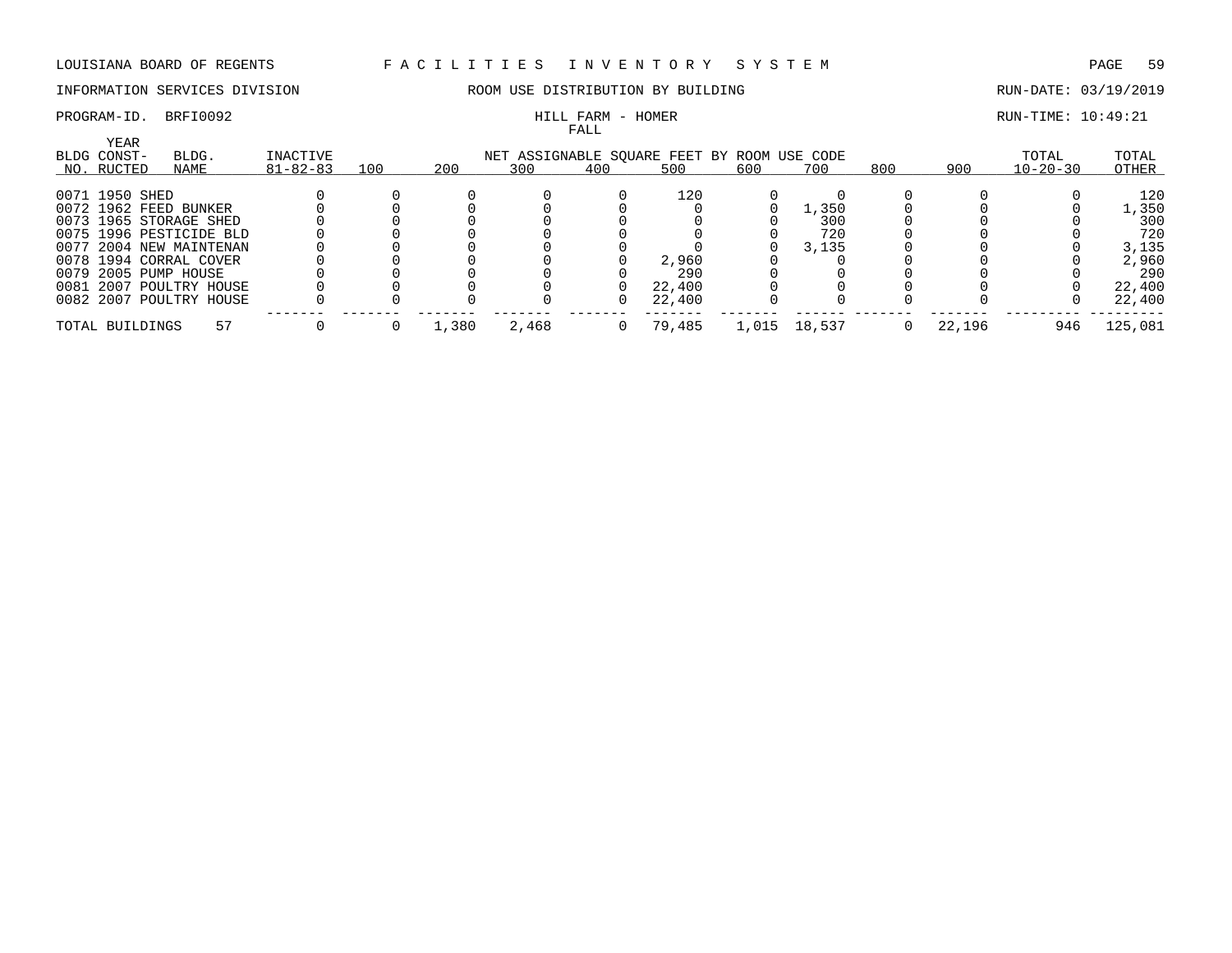LOUISIANA BOARD OF REGENTS — FACILITIES INVENTORY SYSTEM

INFORMATION SERVICES DIVISION — ROOM USE DISTRIBUTION BY BUILDING — RUN-DATE: 03/19/2019

PROGRAM-ID. BRFI0092 — HILL FARM - HOMER — RUN-TIME: 10:49:21

FALL

| BLDG NO. | YEAR CONST-RUCTED | BLDG. NAME | INACTIVE 81-82-83 | 100 | 200 | 300 | 400 | 500 | 600 | 700 | 800 | 900 | TOTAL 10-20-30 | TOTAL OTHER |
|---|---|---|---|---|---|---|---|---|---|---|---|---|---|---|
| 0071 | 1950 | SHED | 0 | 0 | 0 | 0 | 0 | 120 | 0 | 0 | 0 | 0 | 0 | 120 |
| 0072 | 1962 | FEED BUNKER | 0 | 0 | 0 | 0 | 0 | 0 | 0 | 1,350 | 0 | 0 | 0 | 1,350 |
| 0073 | 1965 | STORAGE SHED | 0 | 0 | 0 | 0 | 0 | 0 | 0 | 300 | 0 | 0 | 0 | 300 |
| 0075 | 1996 | PESTICIDE BLD | 0 | 0 | 0 | 0 | 0 | 0 | 0 | 720 | 0 | 0 | 0 | 720 |
| 0077 | 2004 | NEW MAINTENAN | 0 | 0 | 0 | 0 | 0 | 0 | 0 | 3,135 | 0 | 0 | 0 | 3,135 |
| 0078 | 1994 | CORRAL COVER | 0 | 0 | 0 | 0 | 0 | 2,960 | 0 | 0 | 0 | 0 | 0 | 2,960 |
| 0079 | 2005 | PUMP HOUSE | 0 | 0 | 0 | 0 | 0 | 290 | 0 | 0 | 0 | 0 | 0 | 290 |
| 0081 | 2007 | POULTRY HOUSE | 0 | 0 | 0 | 0 | 0 | 22,400 | 0 | 0 | 0 | 0 | 0 | 22,400 |
| 0082 | 2007 | POULTRY HOUSE | 0 | 0 | 0 | 0 | 0 | 22,400 | 0 | 0 | 0 | 0 | 0 | 22,400 |
| TOTAL BUILDINGS | | 57 | 0 | 0 | 1,380 | 2,468 | 0 | 79,485 | 1,015 | 18,537 | 0 | 22,196 | 946 | 125,081 |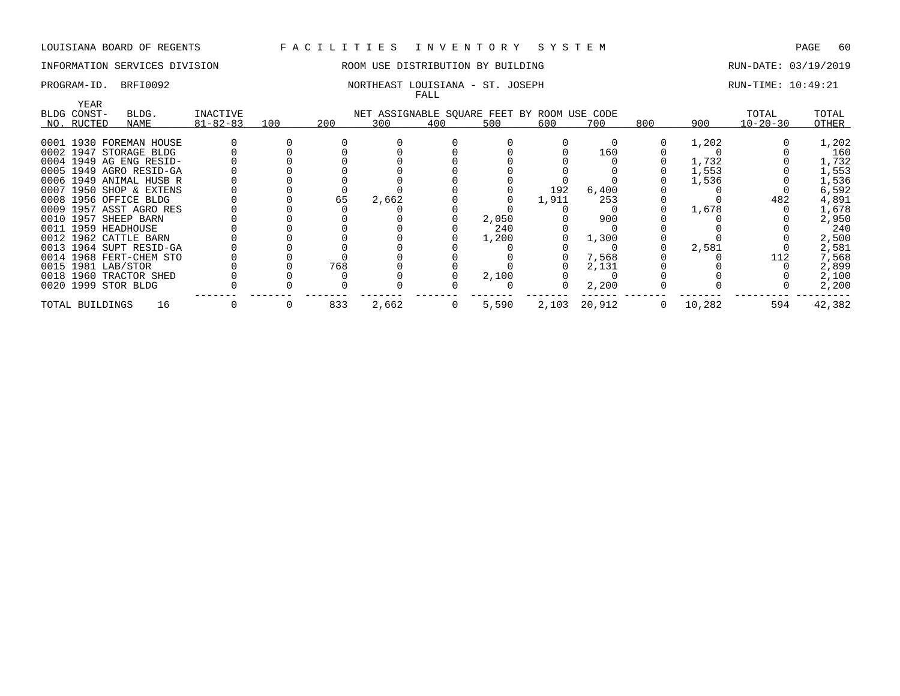LOUISIANA BOARD OF REGENTS — FACILITIES INVENTORY SYSTEM

INFORMATION SERVICES DIVISION — ROOM USE DISTRIBUTION BY BUILDING — RUN-DATE: 03/19/2019

PROGRAM-ID. BRFI0092 — NORTHEAST LOUISIANA - ST. JOSEPH — RUN-TIME: 10:49:21

FALL

| BLDG NO. | YEAR CONST-RUCTED | BLDG. NAME | INACTIVE 81-82-83 | 100 | 200 | 300 | 400 | 500 | 600 | 700 | 800 | 900 | TOTAL 10-20-30 | TOTAL OTHER |
|---|---|---|---|---|---|---|---|---|---|---|---|---|---|---|
| | | | | NET ASSIGNABLE SQUARE FEET BY ROOM USE CODE | | | | | | | | | | |
| 0001 | 1930 | FOREMAN HOUSE | 0 | 0 | 0 | 0 | 0 | 0 | 0 | 0 | 0 | 1,202 | 0 | 1,202 |
| 0002 | 1947 | STORAGE BLDG | 0 | 0 | 0 | 0 | 0 | 0 | 0 | 160 | 0 | 0 | 0 | 160 |
| 0004 | 1949 | AG ENG RESID- | 0 | 0 | 0 | 0 | 0 | 0 | 0 | 0 | 0 | 1,732 | 0 | 1,732 |
| 0005 | 1949 | AGRO RESID-GA | 0 | 0 | 0 | 0 | 0 | 0 | 0 | 0 | 0 | 1,553 | 0 | 1,553 |
| 0006 | 1949 | ANIMAL HUSB R | 0 | 0 | 0 | 0 | 0 | 0 | 0 | 0 | 0 | 1,536 | 0 | 1,536 |
| 0007 | 1950 | SHOP & EXTENS | 0 | 0 | 0 | 0 | 0 | 0 | 192 | 6,400 | 0 | 0 | 0 | 6,592 |
| 0008 | 1956 | OFFICE BLDG | 0 | 0 | 65 | 2,662 | 0 | 0 | 1,911 | 253 | 0 | 0 | 482 | 4,891 |
| 0009 | 1957 | ASST AGRO RES | 0 | 0 | 0 | 0 | 0 | 0 | 0 | 0 | 0 | 1,678 | 0 | 1,678 |
| 0010 | 1957 | SHEEP BARN | 0 | 0 | 0 | 0 | 0 | 2,050 | 0 | 900 | 0 | 0 | 0 | 2,950 |
| 0011 | 1959 | HEADHOUSE | 0 | 0 | 0 | 0 | 0 | 240 | 0 | 0 | 0 | 0 | 0 | 240 |
| 0012 | 1962 | CATTLE BARN | 0 | 0 | 0 | 0 | 0 | 1,200 | 0 | 1,300 | 0 | 0 | 0 | 2,500 |
| 0013 | 1964 | SUPT RESID-GA | 0 | 0 | 0 | 0 | 0 | 0 | 0 | 0 | 0 | 2,581 | 0 | 2,581 |
| 0014 | 1968 | FERT-CHEM STO | 0 | 0 | 0 | 0 | 0 | 0 | 0 | 7,568 | 0 | 0 | 112 | 7,568 |
| 0015 | 1981 | LAB/STOR | 0 | 0 | 768 | 0 | 0 | 0 | 0 | 2,131 | 0 | 0 | 0 | 2,899 |
| 0018 | 1960 | TRACTOR SHED | 0 | 0 | 0 | 0 | 0 | 2,100 | 0 | 0 | 0 | 0 | 0 | 2,100 |
| 0020 | 1999 | STOR BLDG | 0 | 0 | 0 | 0 | 0 | 0 | 0 | 2,200 | 0 | 0 | 0 | 2,200 |
| TOTAL BUILDINGS | | 16 | 0 | 0 | 833 | 2,662 | 0 | 5,590 | 2,103 | 20,912 | 0 | 10,282 | 594 | 42,382 |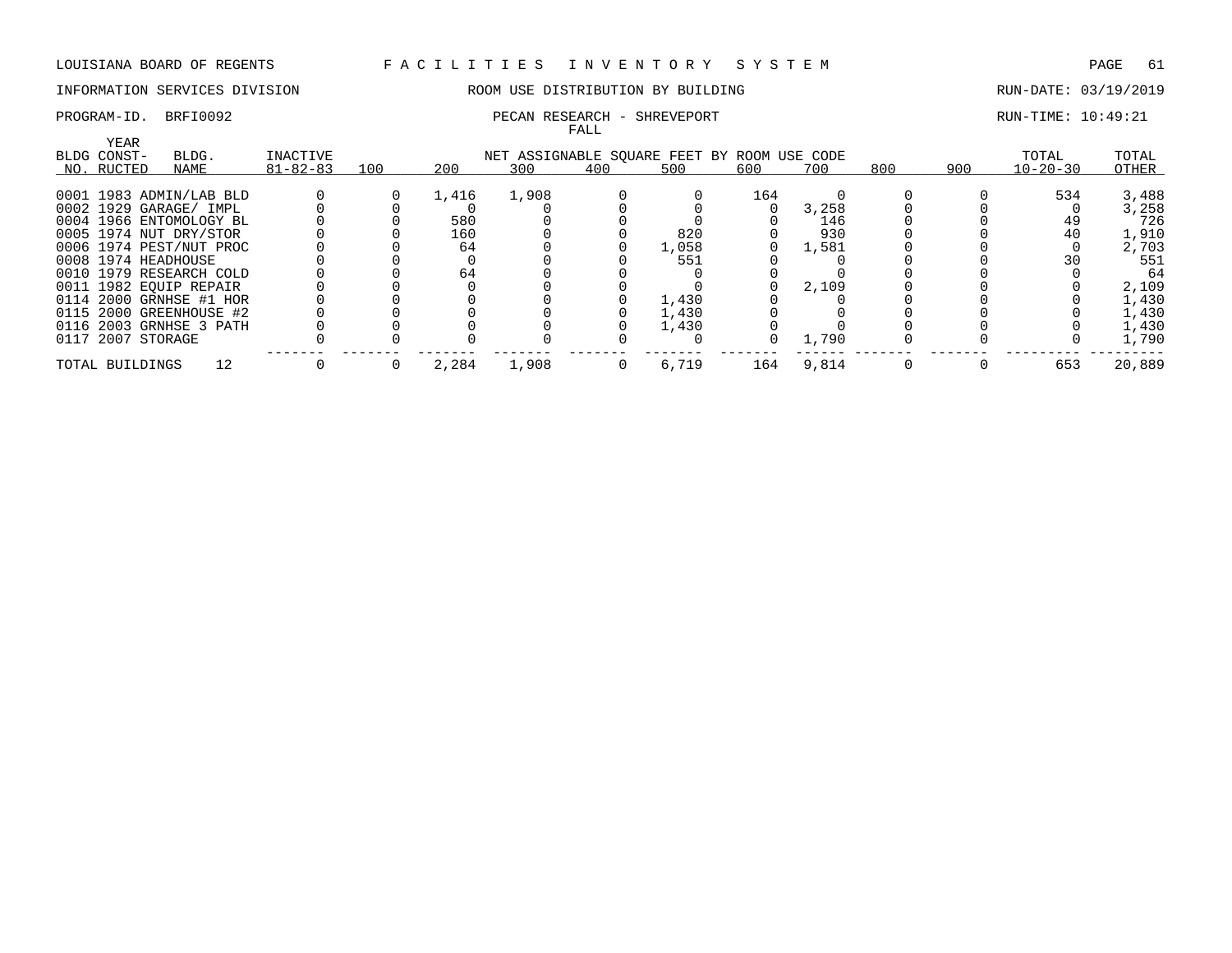LOUISIANA BOARD OF REGENTS — F A C I L I T I E S   I N V E N T O R Y   S Y S T E M

INFORMATION SERVICES DIVISION — ROOM USE DISTRIBUTION BY BUILDING — RUN-DATE: 03/19/2019

PROGRAM-ID. BRFI0092 — PECAN RESEARCH - SHREVEPORT — RUN-TIME: 10:49:21

FALL

| BLDG NO. | YEAR CONST-RUCTED | BLDG. NAME | INACTIVE 81-82-83 | 100 | 200 | 300 | 400 | 500 | 600 | 700 | 800 | 900 | TOTAL 10-20-30 | TOTAL OTHER |
|---|---|---|---|---|---|---|---|---|---|---|---|---|---|---|
| 0001 | 1983 | ADMIN/LAB BLD | 0 | 0 | 1,416 | 1,908 | 0 | 0 | 164 | 0 | 0 | 0 | 534 | 3,488 |
| 0002 | 1929 | GARAGE/ IMPL | 0 | 0 | 0 | 0 | 0 | 0 | 0 | 3,258 | 0 | 0 | 0 | 3,258 |
| 0004 | 1966 | ENTOMOLOGY BL | 0 | 0 | 580 | 0 | 0 | 0 | 0 | 146 | 0 | 0 | 49 | 726 |
| 0005 | 1974 | NUT DRY/STOR | 0 | 0 | 160 | 0 | 0 | 820 | 0 | 930 | 0 | 0 | 40 | 1,910 |
| 0006 | 1974 | PEST/NUT PROC | 0 | 0 | 64 | 0 | 0 | 1,058 | 0 | 1,581 | 0 | 0 | 0 | 2,703 |
| 0008 | 1974 | HEADHOUSE | 0 | 0 | 0 | 0 | 0 | 551 | 0 | 0 | 0 | 0 | 30 | 551 |
| 0010 | 1979 | RESEARCH COLD | 0 | 0 | 64 | 0 | 0 | 0 | 0 | 0 | 0 | 0 | 0 | 64 |
| 0011 | 1982 | EQUIP REPAIR | 0 | 0 | 0 | 0 | 0 | 0 | 0 | 2,109 | 0 | 0 | 0 | 2,109 |
| 0114 | 2000 | GRNHSE #1 HOR | 0 | 0 | 0 | 0 | 0 | 1,430 | 0 | 0 | 0 | 0 | 0 | 1,430 |
| 0115 | 2000 | GREENHOUSE #2 | 0 | 0 | 0 | 0 | 0 | 1,430 | 0 | 0 | 0 | 0 | 0 | 1,430 |
| 0116 | 2003 | GRNHSE 3 PATH | 0 | 0 | 0 | 0 | 0 | 1,430 | 0 | 0 | 0 | 0 | 0 | 1,430 |
| 0117 | 2007 | STORAGE | 0 | 0 | 0 | 0 | 0 | 0 | 0 | 1,790 | 0 | 0 | 0 | 1,790 |
| TOTAL BUILDINGS | | 12 | 0 | 0 | 2,284 | 1,908 | 0 | 6,719 | 164 | 9,814 | 0 | 0 | 653 | 20,889 |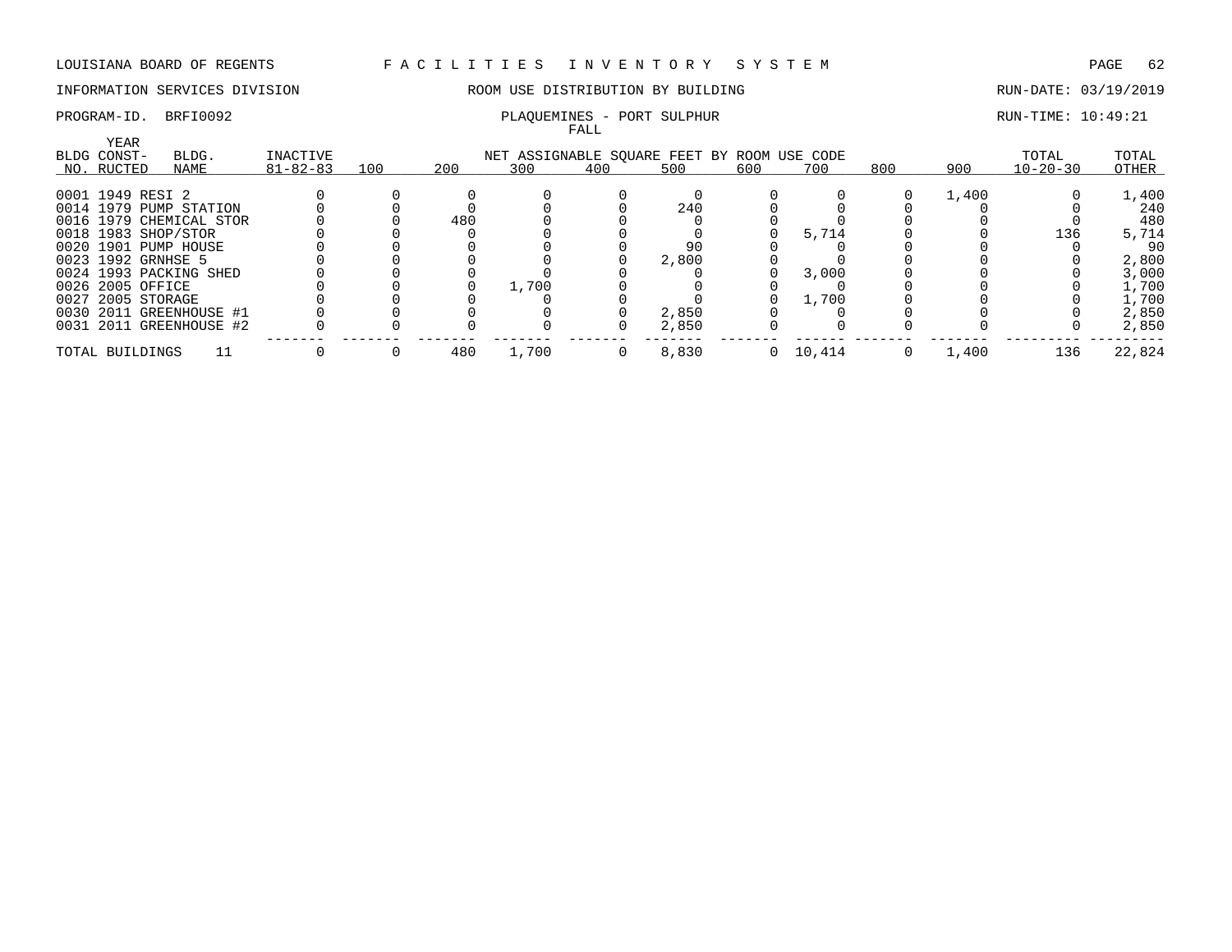LOUISIANA BOARD OF REGENTS — FACILITIES INVENTORY SYSTEM

INFORMATION SERVICES DIVISION — ROOM USE DISTRIBUTION BY BUILDING — RUN-DATE: 03/19/2019

PROGRAM-ID. BRFI0092 — PLAQUEMINES - PORT SULPHUR — RUN-TIME: 10:49:21

FALL

| BLDG NO. | YEAR CONST-RUCTED | BLDG. NAME | INACTIVE 81-82-83 | 100 | 200 | 300 | 400 | 500 | 600 | 700 | 800 | 900 | TOTAL 10-20-30 | TOTAL OTHER |
|---|---|---|---|---|---|---|---|---|---|---|---|---|---|---|
| | | | | NET ASSIGNABLE SQUARE FEET BY ROOM USE CODE | | | | | | | | | | |
| 0001 | 1949 | RESI 2 | 0 | 0 | 0 | 0 | 0 | 0 | 0 | 0 | 0 | 1,400 | 0 | 1,400 |
| 0014 | 1979 | PUMP STATION | 0 | 0 | 0 | 0 | 0 | 240 | 0 | 0 | 0 | 0 | 0 | 240 |
| 0016 | 1979 | CHEMICAL STOR | 0 | 0 | 480 | 0 | 0 | 0 | 0 | 0 | 0 | 0 | 0 | 480 |
| 0018 | 1983 | SHOP/STOR | 0 | 0 | 0 | 0 | 0 | 0 | 0 | 5,714 | 0 | 0 | 136 | 5,714 |
| 0020 | 1901 | PUMP HOUSE | 0 | 0 | 0 | 0 | 0 | 90 | 0 | 0 | 0 | 0 | 0 | 90 |
| 0023 | 1992 | GRNHSE 5 | 0 | 0 | 0 | 0 | 0 | 2,800 | 0 | 0 | 0 | 0 | 0 | 2,800 |
| 0024 | 1993 | PACKING SHED | 0 | 0 | 0 | 0 | 0 | 0 | 0 | 3,000 | 0 | 0 | 0 | 3,000 |
| 0026 | 2005 | OFFICE | 0 | 0 | 0 | 1,700 | 0 | 0 | 0 | 0 | 0 | 0 | 0 | 1,700 |
| 0027 | 2005 | STORAGE | 0 | 0 | 0 | 0 | 0 | 0 | 0 | 1,700 | 0 | 0 | 0 | 1,700 |
| 0030 | 2011 | GREENHOUSE #1 | 0 | 0 | 0 | 0 | 0 | 2,850 | 0 | 0 | 0 | 0 | 0 | 2,850 |
| 0031 | 2011 | GREENHOUSE #2 | 0 | 0 | 0 | 0 | 0 | 2,850 | 0 | 0 | 0 | 0 | 0 | 2,850 |
| TOTAL BUILDINGS | | 11 | 0 | 0 | 480 | 1,700 | 0 | 8,830 | 0 | 10,414 | 0 | 1,400 | 136 | 22,824 |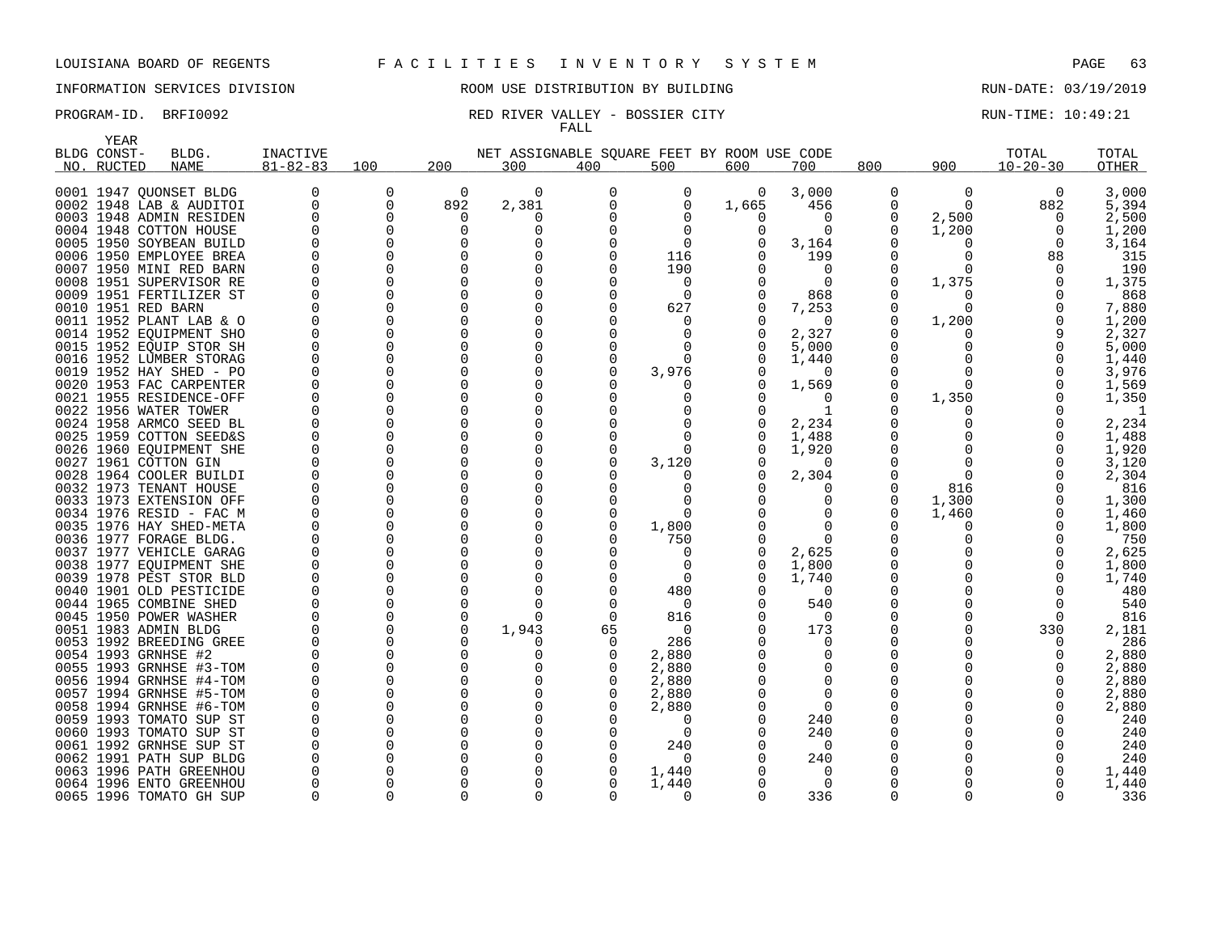LOUISIANA BOARD OF REGENTS F A C I L I T I E S I N V E N T O R Y S Y S T E M

INFORMATION SERVICES DIVISION ROOM USE DISTRIBUTION BY BUILDING RUN-DATE: 03/19/2019

PROGRAM-ID. BRFI0092 RED RIVER VALLEY - BOSSIER CITY RUN-TIME: 10:49:21

FALL

| BLDG NO. | YEAR CONST-RUCTED | BLDG. NAME | INACTIVE 81-82-83 | 100 | 200 | 300 | 400 | 500 | 600 | 700 | 800 | 900 | TOTAL 10-20-30 | TOTAL OTHER |
|---|---|---|---|---|---|---|---|---|---|---|---|---|---|---|
| 0001 | 1947 | QUONSET BLDG | 0 | 0 | 0 | 0 | 0 | 0 | 0 | 3,000 | 0 | 0 | 0 | 3,000 |
| 0002 | 1948 | LAB & AUDITOI | 0 | 0 | 892 | 2,381 | 0 | 0 | 1,665 | 456 | 0 | 0 | 882 | 5,394 |
| 0003 | 1948 | ADMIN RESIDEN | 0 | 0 | 0 | 0 | 0 | 0 | 0 | 0 | 0 | 2,500 | 0 | 2,500 |
| 0004 | 1948 | COTTON HOUSE | 0 | 0 | 0 | 0 | 0 | 0 | 0 | 0 | 0 | 1,200 | 0 | 1,200 |
| 0005 | 1950 | SOYBEAN BUILD | 0 | 0 | 0 | 0 | 0 | 0 | 0 | 3,164 | 0 | 0 | 0 | 3,164 |
| 0006 | 1950 | EMPLOYEE BREA | 0 | 0 | 0 | 0 | 0 | 116 | 0 | 199 | 0 | 0 | 88 | 315 |
| 0007 | 1950 | MINI RED BARN | 0 | 0 | 0 | 0 | 0 | 190 | 0 | 0 | 0 | 0 | 0 | 190 |
| 0008 | 1951 | SUPERVISOR RE | 0 | 0 | 0 | 0 | 0 | 0 | 0 | 0 | 0 | 1,375 | 0 | 1,375 |
| 0009 | 1951 | FERTILIZER ST | 0 | 0 | 0 | 0 | 0 | 0 | 0 | 868 | 0 | 0 | 0 | 868 |
| 0010 | 1951 | RED BARN | 0 | 0 | 0 | 0 | 0 | 627 | 0 | 7,253 | 0 | 0 | 0 | 7,880 |
| 0011 | 1952 | PLANT LAB & O | 0 | 0 | 0 | 0 | 0 | 0 | 0 | 0 | 0 | 1,200 | 0 | 1,200 |
| 0014 | 1952 | EQUIPMENT SHO | 0 | 0 | 0 | 0 | 0 | 0 | 0 | 2,327 | 0 | 0 | 9 | 2,327 |
| 0015 | 1952 | EQUIP STOR SH | 0 | 0 | 0 | 0 | 0 | 0 | 0 | 5,000 | 0 | 0 | 0 | 5,000 |
| 0016 | 1952 | LUMBER STORAG | 0 | 0 | 0 | 0 | 0 | 0 | 0 | 1,440 | 0 | 0 | 0 | 1,440 |
| 0019 | 1952 | HAY SHED - PO | 0 | 0 | 0 | 0 | 0 | 3,976 | 0 | 0 | 0 | 0 | 0 | 3,976 |
| 0020 | 1953 | FAC CARPENTER | 0 | 0 | 0 | 0 | 0 | 0 | 0 | 1,569 | 0 | 0 | 0 | 1,569 |
| 0021 | 1955 | RESIDENCE-OFF | 0 | 0 | 0 | 0 | 0 | 0 | 0 | 0 | 0 | 1,350 | 0 | 1,350 |
| 0022 | 1956 | WATER TOWER | 0 | 0 | 0 | 0 | 0 | 0 | 0 | 1 | 0 | 0 | 0 | 1 |
| 0024 | 1958 | ARMCO SEED BL | 0 | 0 | 0 | 0 | 0 | 0 | 0 | 2,234 | 0 | 0 | 0 | 2,234 |
| 0025 | 1959 | COTTON SEED&S | 0 | 0 | 0 | 0 | 0 | 0 | 0 | 1,488 | 0 | 0 | 0 | 1,488 |
| 0026 | 1960 | EQUIPMENT SHE | 0 | 0 | 0 | 0 | 0 | 0 | 0 | 1,920 | 0 | 0 | 0 | 1,920 |
| 0027 | 1961 | COTTON GIN | 0 | 0 | 0 | 0 | 0 | 3,120 | 0 | 0 | 0 | 0 | 0 | 3,120 |
| 0028 | 1964 | COOLER BUILDI | 0 | 0 | 0 | 0 | 0 | 0 | 0 | 2,304 | 0 | 0 | 0 | 2,304 |
| 0032 | 1973 | TENANT HOUSE | 0 | 0 | 0 | 0 | 0 | 0 | 0 | 0 | 0 | 816 | 0 | 816 |
| 0033 | 1973 | EXTENSION OFF | 0 | 0 | 0 | 0 | 0 | 0 | 0 | 0 | 0 | 1,300 | 0 | 1,300 |
| 0034 | 1976 | RESID - FAC M | 0 | 0 | 0 | 0 | 0 | 0 | 0 | 0 | 0 | 1,460 | 0 | 1,460 |
| 0035 | 1976 | HAY SHED-META | 0 | 0 | 0 | 0 | 0 | 1,800 | 0 | 0 | 0 | 0 | 0 | 1,800 |
| 0036 | 1977 | FORAGE BLDG. | 0 | 0 | 0 | 0 | 0 | 750 | 0 | 0 | 0 | 0 | 0 | 750 |
| 0037 | 1977 | VEHICLE GARAG | 0 | 0 | 0 | 0 | 0 | 0 | 0 | 2,625 | 0 | 0 | 0 | 2,625 |
| 0038 | 1977 | EQUIPMENT SHE | 0 | 0 | 0 | 0 | 0 | 0 | 0 | 1,800 | 0 | 0 | 0 | 1,800 |
| 0039 | 1978 | PEST STOR BLD | 0 | 0 | 0 | 0 | 0 | 0 | 0 | 1,740 | 0 | 0 | 0 | 1,740 |
| 0040 | 1901 | OLD PESTICIDE | 0 | 0 | 0 | 0 | 0 | 480 | 0 | 0 | 0 | 0 | 0 | 480 |
| 0044 | 1965 | COMBINE SHED | 0 | 0 | 0 | 0 | 0 | 0 | 0 | 540 | 0 | 0 | 0 | 540 |
| 0045 | 1950 | POWER WASHER | 0 | 0 | 0 | 0 | 0 | 816 | 0 | 0 | 0 | 0 | 0 | 816 |
| 0051 | 1983 | ADMIN BLDG | 0 | 0 | 0 | 1,943 | 65 | 0 | 0 | 173 | 0 | 0 | 330 | 2,181 |
| 0053 | 1992 | BREEDING GREE | 0 | 0 | 0 | 0 | 0 | 286 | 0 | 0 | 0 | 0 | 0 | 286 |
| 0054 | 1993 | GRNHSE #2 | 0 | 0 | 0 | 0 | 0 | 2,880 | 0 | 0 | 0 | 0 | 0 | 2,880 |
| 0055 | 1993 | GRNHSE #3-TOM | 0 | 0 | 0 | 0 | 0 | 2,880 | 0 | 0 | 0 | 0 | 0 | 2,880 |
| 0056 | 1994 | GRNHSE #4-TOM | 0 | 0 | 0 | 0 | 0 | 2,880 | 0 | 0 | 0 | 0 | 0 | 2,880 |
| 0057 | 1994 | GRNHSE #5-TOM | 0 | 0 | 0 | 0 | 0 | 2,880 | 0 | 0 | 0 | 0 | 0 | 2,880 |
| 0058 | 1994 | GRNHSE #6-TOM | 0 | 0 | 0 | 0 | 0 | 2,880 | 0 | 0 | 0 | 0 | 0 | 2,880 |
| 0059 | 1993 | TOMATO SUP ST | 0 | 0 | 0 | 0 | 0 | 0 | 0 | 240 | 0 | 0 | 0 | 240 |
| 0060 | 1993 | TOMATO SUP ST | 0 | 0 | 0 | 0 | 0 | 0 | 0 | 240 | 0 | 0 | 0 | 240 |
| 0061 | 1992 | GRNHSE SUP ST | 0 | 0 | 0 | 0 | 0 | 240 | 0 | 0 | 0 | 0 | 0 | 240 |
| 0062 | 1991 | PATH SUP BLDG | 0 | 0 | 0 | 0 | 0 | 0 | 0 | 240 | 0 | 0 | 0 | 240 |
| 0063 | 1996 | PATH GREENHOU | 0 | 0 | 0 | 0 | 0 | 1,440 | 0 | 0 | 0 | 0 | 0 | 1,440 |
| 0064 | 1996 | ENTO GREENHOU | 0 | 0 | 0 | 0 | 0 | 1,440 | 0 | 0 | 0 | 0 | 0 | 1,440 |
| 0065 | 1996 | TOMATO GH SUP | 0 | 0 | 0 | 0 | 0 | 0 | 0 | 336 | 0 | 0 | 0 | 336 |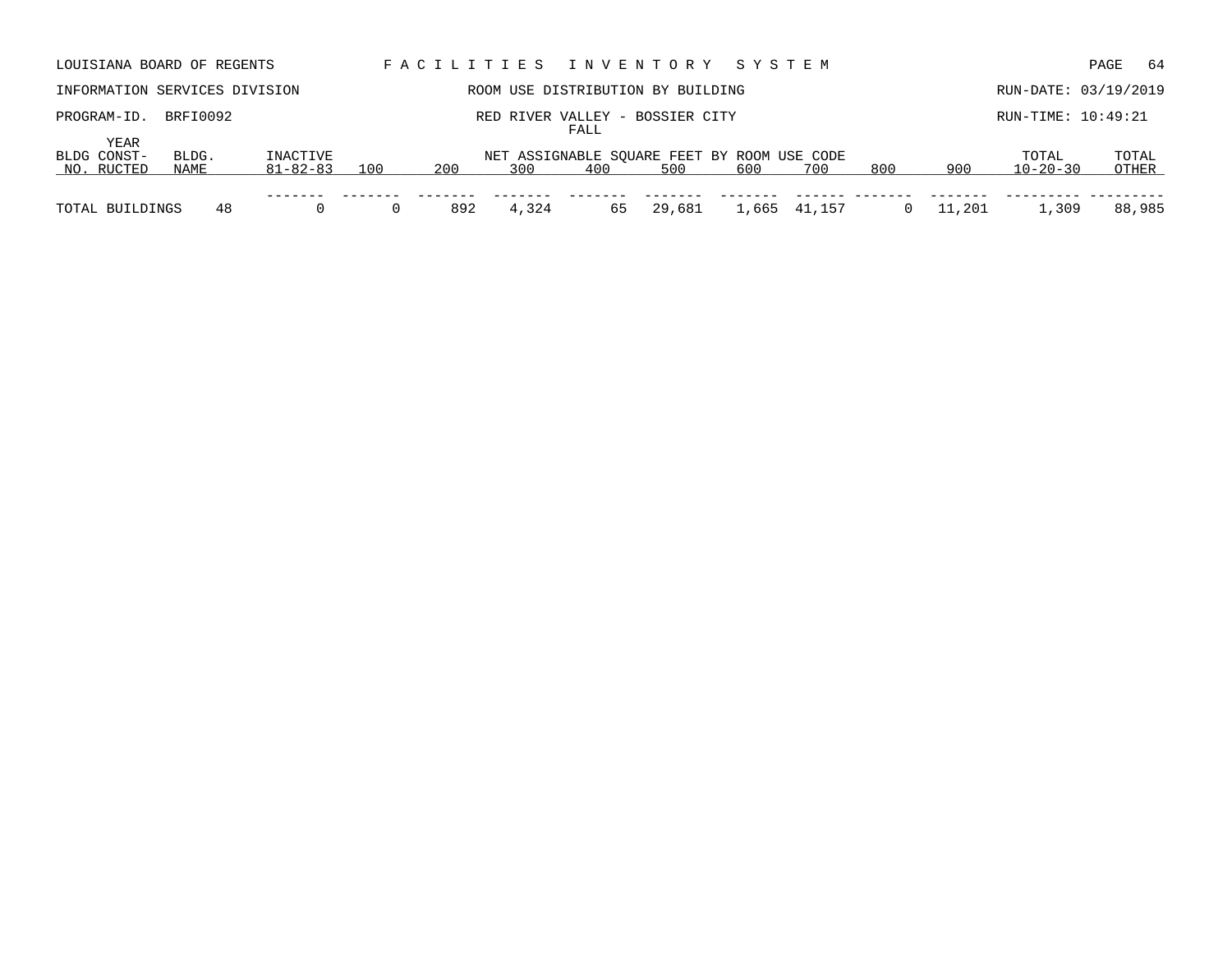LOUISIANA BOARD OF REGENTS — FACILITIES INVENTORY SYSTEM

INFORMATION SERVICES DIVISION — ROOM USE DISTRIBUTION BY BUILDING — RUN-DATE: 03/19/2019

PROGRAM-ID. BRFI0092 — RED RIVER VALLEY - BOSSIER CITY — RUN-TIME: 10:49:21

FALL

| BLDG NO. | YEAR CONST-RUCTED | BLDG. NAME | INACTIVE 81-82-83 | 100 | 200 | 300 | 400 | 500 | 600 | 700 | 800 | 900 | TOTAL 10-20-30 | TOTAL OTHER |
|---|---|---|---|---|---|---|---|---|---|---|---|---|---|---|
| | | | | | | NET ASSIGNABLE SQUARE FEET BY ROOM USE CODE | | | | | | | | |
| TOTAL BUILDINGS | | 48 | 0 | 0 | 892 | 4,324 | 65 | 29,681 | 1,665 | 41,157 | 0 | 11,201 | 1,309 | 88,985 |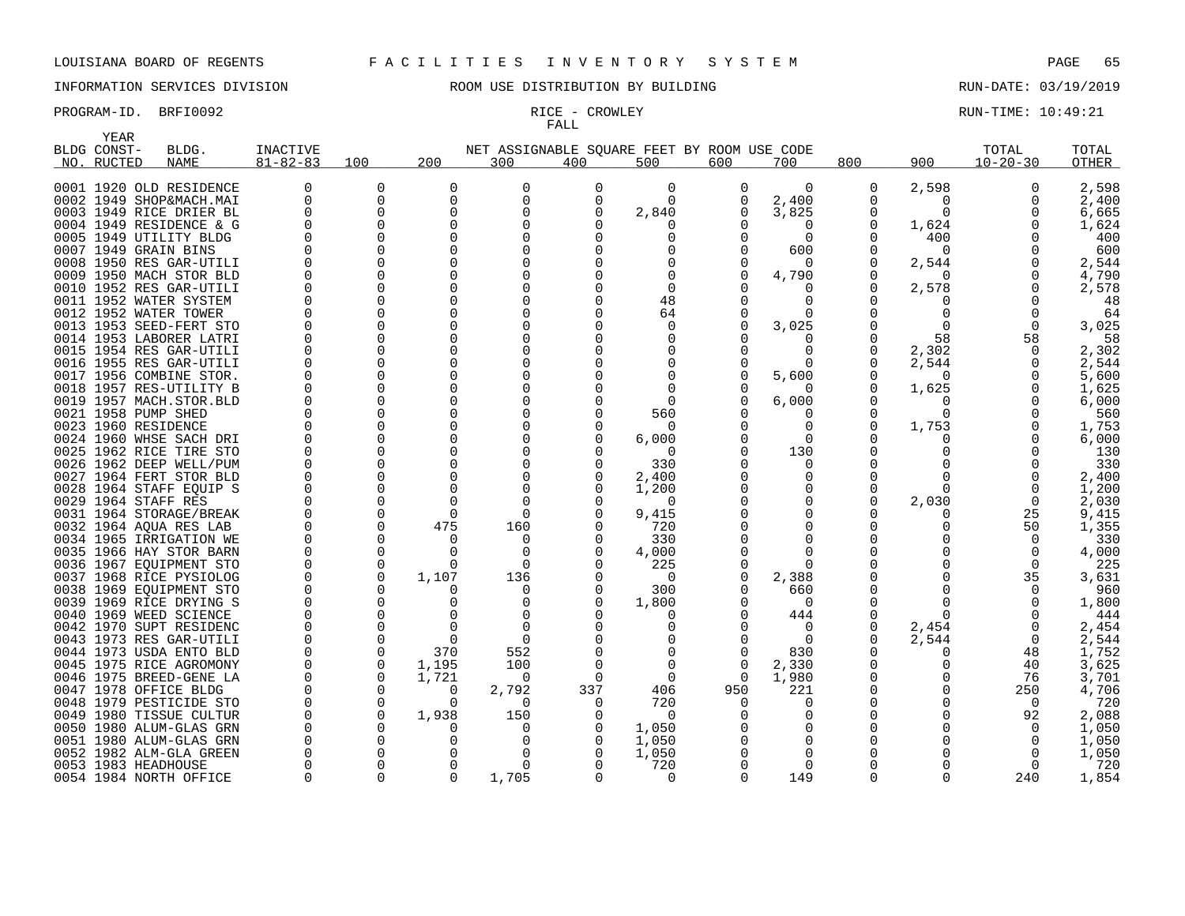LOUISIANA BOARD OF REGENTS F A C I L I T I E S I N V E N T O R Y S Y S T E M

INFORMATION SERVICES DIVISION ROOM USE DISTRIBUTION BY BUILDING RUN-DATE: 03/19/2019

PROGRAM-ID. BRFI0092 RICE - CROWLEY RUN-TIME: 10:49:21

FALL

| BLDG NO. | YEAR CONST-RUCTED | BLDG. NAME | INACTIVE 81-82-83 | 100 | 200 | 300 | 400 | 500 | 600 | 700 | 800 | 900 | TOTAL 10-20-30 | TOTAL OTHER |
|---|---|---|---|---|---|---|---|---|---|---|---|---|---|---|
| 0001 | 1920 | OLD RESIDENCE | 0 | 0 | 0 | 0 | 0 | 0 | 0 | 0 | 0 | 2,598 | 0 | 2,598 |
| 0002 | 1949 | SHOP&MACH.MAI | 0 | 0 | 0 | 0 | 0 | 0 | 0 | 2,400 | 0 | 0 | 0 | 2,400 |
| 0003 | 1949 | RICE DRIER BL | 0 | 0 | 0 | 0 | 0 | 2,840 | 0 | 3,825 | 0 | 0 | 0 | 6,665 |
| 0004 | 1949 | RESIDENCE & G | 0 | 0 | 0 | 0 | 0 | 0 | 0 | 0 | 0 | 1,624 | 0 | 1,624 |
| 0005 | 1949 | UTILITY BLDG | 0 | 0 | 0 | 0 | 0 | 0 | 0 | 0 | 0 | 400 | 0 | 400 |
| 0007 | 1949 | GRAIN BINS | 0 | 0 | 0 | 0 | 0 | 0 | 0 | 600 | 0 | 0 | 0 | 600 |
| 0008 | 1950 | RES GAR-UTILI | 0 | 0 | 0 | 0 | 0 | 0 | 0 | 0 | 0 | 2,544 | 0 | 2,544 |
| 0009 | 1950 | MACH STOR BLD | 0 | 0 | 0 | 0 | 0 | 0 | 0 | 4,790 | 0 | 0 | 0 | 4,790 |
| 0010 | 1952 | RES GAR-UTILI | 0 | 0 | 0 | 0 | 0 | 0 | 0 | 0 | 0 | 2,578 | 0 | 2,578 |
| 0011 | 1952 | WATER SYSTEM | 0 | 0 | 0 | 0 | 0 | 48 | 0 | 0 | 0 | 0 | 0 | 48 |
| 0012 | 1952 | WATER TOWER | 0 | 0 | 0 | 0 | 0 | 64 | 0 | 0 | 0 | 0 | 0 | 64 |
| 0013 | 1953 | SEED-FERT STO | 0 | 0 | 0 | 0 | 0 | 0 | 0 | 3,025 | 0 | 0 | 0 | 3,025 |
| 0014 | 1953 | LABORER LATRI | 0 | 0 | 0 | 0 | 0 | 0 | 0 | 0 | 0 | 58 | 58 | 58 |
| 0015 | 1954 | RES GAR-UTILI | 0 | 0 | 0 | 0 | 0 | 0 | 0 | 0 | 0 | 2,302 | 0 | 2,302 |
| 0016 | 1955 | RES GAR-UTILI | 0 | 0 | 0 | 0 | 0 | 0 | 0 | 0 | 0 | 2,544 | 0 | 2,544 |
| 0017 | 1956 | COMBINE STOR. | 0 | 0 | 0 | 0 | 0 | 0 | 0 | 5,600 | 0 | 0 | 0 | 5,600 |
| 0018 | 1957 | RES-UTILITY B | 0 | 0 | 0 | 0 | 0 | 0 | 0 | 0 | 0 | 1,625 | 0 | 1,625 |
| 0019 | 1957 | MACH.STOR.BLD | 0 | 0 | 0 | 0 | 0 | 0 | 0 | 6,000 | 0 | 0 | 0 | 6,000 |
| 0021 | 1958 | PUMP SHED | 0 | 0 | 0 | 0 | 0 | 560 | 0 | 0 | 0 | 0 | 0 | 560 |
| 0023 | 1960 | RESIDENCE | 0 | 0 | 0 | 0 | 0 | 0 | 0 | 0 | 0 | 1,753 | 0 | 1,753 |
| 0024 | 1960 | WHSE SACH DRI | 0 | 0 | 0 | 0 | 0 | 6,000 | 0 | 0 | 0 | 0 | 0 | 6,000 |
| 0025 | 1962 | RICE TIRE STO | 0 | 0 | 0 | 0 | 0 | 0 | 0 | 130 | 0 | 0 | 0 | 130 |
| 0026 | 1962 | DEEP WELL/PUM | 0 | 0 | 0 | 0 | 0 | 330 | 0 | 0 | 0 | 0 | 0 | 330 |
| 0027 | 1964 | FERT STOR BLD | 0 | 0 | 0 | 0 | 0 | 2,400 | 0 | 0 | 0 | 0 | 0 | 2,400 |
| 0028 | 1964 | STAFF EQUIP S | 0 | 0 | 0 | 0 | 0 | 1,200 | 0 | 0 | 0 | 0 | 0 | 1,200 |
| 0029 | 1964 | STAFF RES | 0 | 0 | 0 | 0 | 0 | 0 | 0 | 0 | 0 | 2,030 | 0 | 2,030 |
| 0031 | 1964 | STORAGE/BREAK | 0 | 0 | 0 | 0 | 0 | 9,415 | 0 | 0 | 0 | 0 | 25 | 9,415 |
| 0032 | 1964 | AQUA RES LAB | 0 | 0 | 475 | 160 | 0 | 720 | 0 | 0 | 0 | 0 | 50 | 1,355 |
| 0034 | 1965 | IRRIGATION WE | 0 | 0 | 0 | 0 | 0 | 330 | 0 | 0 | 0 | 0 | 0 | 330 |
| 0035 | 1966 | HAY STOR BARN | 0 | 0 | 0 | 0 | 0 | 4,000 | 0 | 0 | 0 | 0 | 0 | 4,000 |
| 0036 | 1967 | EQUIPMENT STO | 0 | 0 | 0 | 0 | 0 | 225 | 0 | 0 | 0 | 0 | 0 | 225 |
| 0037 | 1968 | RICE PYSIOLOG | 0 | 0 | 1,107 | 136 | 0 | 0 | 0 | 2,388 | 0 | 0 | 35 | 3,631 |
| 0038 | 1969 | EQUIPMENT STO | 0 | 0 | 0 | 0 | 0 | 300 | 0 | 660 | 0 | 0 | 0 | 960 |
| 0039 | 1969 | RICE DRYING S | 0 | 0 | 0 | 0 | 0 | 1,800 | 0 | 0 | 0 | 0 | 0 | 1,800 |
| 0040 | 1969 | WEED SCIENCE | 0 | 0 | 0 | 0 | 0 | 0 | 0 | 444 | 0 | 0 | 0 | 444 |
| 0042 | 1970 | SUPT RESIDENC | 0 | 0 | 0 | 0 | 0 | 0 | 0 | 0 | 0 | 2,454 | 0 | 2,454 |
| 0043 | 1973 | RES GAR-UTILI | 0 | 0 | 0 | 0 | 0 | 0 | 0 | 0 | 0 | 2,544 | 0 | 2,544 |
| 0044 | 1973 | USDA ENTO BLD | 0 | 0 | 370 | 552 | 0 | 0 | 0 | 830 | 0 | 0 | 48 | 1,752 |
| 0045 | 1975 | RICE AGROMONY | 0 | 0 | 1,195 | 100 | 0 | 0 | 0 | 2,330 | 0 | 0 | 40 | 3,625 |
| 0046 | 1975 | BREED-GENE LA | 0 | 0 | 1,721 | 0 | 0 | 0 | 0 | 1,980 | 0 | 0 | 76 | 3,701 |
| 0047 | 1978 | OFFICE BLDG | 0 | 0 | 0 | 2,792 | 337 | 406 | 950 | 221 | 0 | 0 | 250 | 4,706 |
| 0048 | 1979 | PESTICIDE STO | 0 | 0 | 0 | 0 | 0 | 720 | 0 | 0 | 0 | 0 | 0 | 720 |
| 0049 | 1980 | TISSUE CULTUR | 0 | 0 | 1,938 | 150 | 0 | 0 | 0 | 0 | 0 | 0 | 92 | 2,088 |
| 0050 | 1980 | ALUM-GLAS GRN | 0 | 0 | 0 | 0 | 0 | 1,050 | 0 | 0 | 0 | 0 | 0 | 1,050 |
| 0051 | 1980 | ALUM-GLAS GRN | 0 | 0 | 0 | 0 | 0 | 1,050 | 0 | 0 | 0 | 0 | 0 | 1,050 |
| 0052 | 1982 | ALM-GLA GREEN | 0 | 0 | 0 | 0 | 0 | 1,050 | 0 | 0 | 0 | 0 | 0 | 1,050 |
| 0053 | 1983 | HEADHOUSE | 0 | 0 | 0 | 0 | 0 | 720 | 0 | 0 | 0 | 0 | 0 | 720 |
| 0054 | 1984 | NORTH OFFICE | 0 | 0 | 0 | 1,705 | 0 | 0 | 0 | 149 | 0 | 0 | 240 | 1,854 |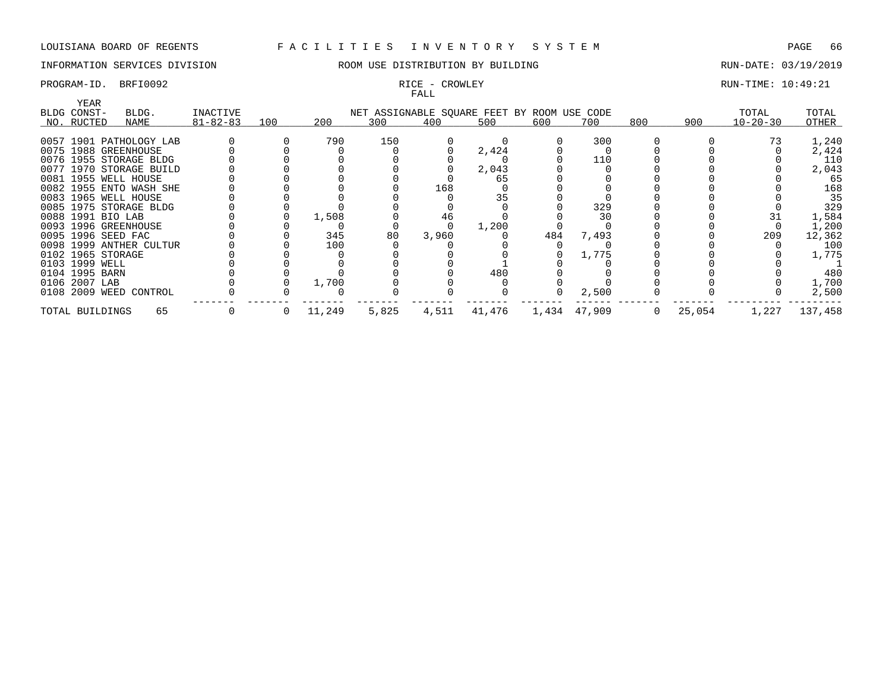LOUISIANA BOARD OF REGENTS F A C I L I T I E S I N V E N T O R Y S Y S T E M

INFORMATION SERVICES DIVISION ROOM USE DISTRIBUTION BY BUILDING RUN-DATE: 03/19/2019

PROGRAM-ID. BRFI0092 RICE - CROWLEY RUN-TIME: 10:49:21

FALL

| BLDG NO. | YEAR CONST-RUCTED | BLDG. NAME | INACTIVE 81-82-83 | 100 | 200 | 300 | 400 | 500 | 600 | 700 | 800 | 900 | TOTAL 10-20-30 | TOTAL OTHER |
|---|---|---|---|---|---|---|---|---|---|---|---|---|---|---|
| | | | | NET ASSIGNABLE SQUARE FEET BY ROOM USE CODE | | | | | | | | | | |
| 0057 | 1901 | PATHOLOGY LAB | 0 | 0 | 790 | 150 | 0 | 0 | 0 | 300 | 0 | 0 | 73 | 1,240 |
| 0075 | 1988 | GREENHOUSE | 0 | 0 | 0 | 0 | 0 | 2,424 | 0 | 0 | 0 | 0 | 0 | 2,424 |
| 0076 | 1955 | STORAGE BLDG | 0 | 0 | 0 | 0 | 0 | 0 | 0 | 110 | 0 | 0 | 0 | 110 |
| 0077 | 1970 | STORAGE BUILD | 0 | 0 | 0 | 0 | 0 | 2,043 | 0 | 0 | 0 | 0 | 0 | 2,043 |
| 0081 | 1955 | WELL HOUSE | 0 | 0 | 0 | 0 | 0 | 65 | 0 | 0 | 0 | 0 | 0 | 65 |
| 0082 | 1955 | ENTO WASH SHE | 0 | 0 | 0 | 0 | 168 | 0 | 0 | 0 | 0 | 0 | 0 | 168 |
| 0083 | 1965 | WELL HOUSE | 0 | 0 | 0 | 0 | 0 | 35 | 0 | 0 | 0 | 0 | 0 | 35 |
| 0085 | 1975 | STORAGE BLDG | 0 | 0 | 0 | 0 | 0 | 0 | 0 | 329 | 0 | 0 | 0 | 329 |
| 0088 | 1991 | BIO LAB | 0 | 0 | 1,508 | 0 | 46 | 0 | 0 | 30 | 0 | 0 | 31 | 1,584 |
| 0093 | 1996 | GREENHOUSE | 0 | 0 | 0 | 0 | 0 | 1,200 | 0 | 0 | 0 | 0 | 0 | 1,200 |
| 0095 | 1996 | SEED FAC | 0 | 0 | 345 | 80 | 3,960 | 0 | 484 | 7,493 | 0 | 0 | 209 | 12,362 |
| 0098 | 1999 | ANTHER CULTUR | 0 | 0 | 100 | 0 | 0 | 0 | 0 | 0 | 0 | 0 | 0 | 100 |
| 0102 | 1965 | STORAGE | 0 | 0 | 0 | 0 | 0 | 0 | 0 | 1,775 | 0 | 0 | 0 | 1,775 |
| 0103 | 1999 | WELL | 0 | 0 | 0 | 0 | 0 | 1 | 0 | 0 | 0 | 0 | 0 | 1 |
| 0104 | 1995 | BARN | 0 | 0 | 0 | 0 | 0 | 480 | 0 | 0 | 0 | 0 | 0 | 480 |
| 0106 | 2007 | LAB | 0 | 0 | 1,700 | 0 | 0 | 0 | 0 | 0 | 0 | 0 | 0 | 1,700 |
| 0108 | 2009 | WEED CONTROL | 0 | 0 | 0 | 0 | 0 | 0 | 0 | 2,500 | 0 | 0 | 0 | 2,500 |
| TOTAL BUILDINGS | | 65 | 0 | 0 | 11,249 | 5,825 | 4,511 | 41,476 | 1,434 | 47,909 | 0 | 25,054 | 1,227 | 137,458 |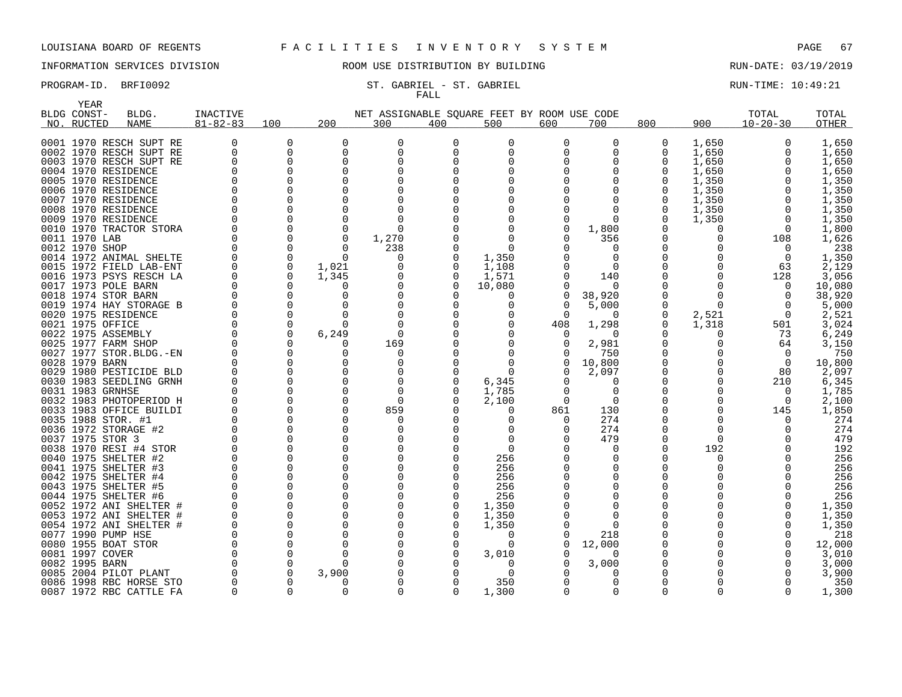LOUISIANA BOARD OF REGENTS F A C I L I T I E S I N V E N T O R Y S Y S T E M

INFORMATION SERVICES DIVISION ROOM USE DISTRIBUTION BY BUILDING RUN-DATE: 03/19/2019

PROGRAM-ID. BRFI0092 ST. GABRIEL - ST. GABRIEL RUN-TIME: 10:49:21

FALL

| BLDG NO. | YEAR CONST-RUCTED | BLDG. NAME | INACTIVE 81-82-83 | 100 | 200 | 300 | 400 | 500 | 600 | 700 | 800 | 900 | TOTAL 10-20-30 | TOTAL OTHER |
|---|---|---|---|---|---|---|---|---|---|---|---|---|---|---|
| 0001 | 1970 | RESCH SUPT RE | 0 | 0 | 0 | 0 | 0 | 0 | 0 | 0 | 0 | 1,650 | 0 | 1,650 |
| 0002 | 1970 | RESCH SUPT RE | 0 | 0 | 0 | 0 | 0 | 0 | 0 | 0 | 0 | 1,650 | 0 | 1,650 |
| 0003 | 1970 | RESCH SUPT RE | 0 | 0 | 0 | 0 | 0 | 0 | 0 | 0 | 0 | 1,650 | 0 | 1,650 |
| 0004 | 1970 | RESIDENCE | 0 | 0 | 0 | 0 | 0 | 0 | 0 | 0 | 0 | 1,650 | 0 | 1,650 |
| 0005 | 1970 | RESIDENCE | 0 | 0 | 0 | 0 | 0 | 0 | 0 | 0 | 0 | 1,350 | 0 | 1,350 |
| 0006 | 1970 | RESIDENCE | 0 | 0 | 0 | 0 | 0 | 0 | 0 | 0 | 0 | 1,350 | 0 | 1,350 |
| 0007 | 1970 | RESIDENCE | 0 | 0 | 0 | 0 | 0 | 0 | 0 | 0 | 0 | 1,350 | 0 | 1,350 |
| 0008 | 1970 | RESIDENCE | 0 | 0 | 0 | 0 | 0 | 0 | 0 | 0 | 0 | 1,350 | 0 | 1,350 |
| 0009 | 1970 | RESIDENCE | 0 | 0 | 0 | 0 | 0 | 0 | 0 | 0 | 0 | 1,350 | 0 | 1,350 |
| 0010 | 1970 | TRACTOR STORA | 0 | 0 | 0 | 0 | 0 | 0 | 0 | 1,800 | 0 | 0 | 0 | 1,800 |
| 0011 | 1970 | LAB | 0 | 0 | 0 | 1,270 | 0 | 0 | 0 | 356 | 0 | 0 | 108 | 1,626 |
| 0012 | 1970 | SHOP | 0 | 0 | 0 | 238 | 0 | 0 | 0 | 0 | 0 | 0 | 0 | 238 |
| 0014 | 1972 | ANIMAL SHELTE | 0 | 0 | 0 | 0 | 0 | 1,350 | 0 | 0 | 0 | 0 | 0 | 1,350 |
| 0015 | 1972 | FIELD LAB-ENT | 0 | 0 | 1,021 | 0 | 0 | 1,108 | 0 | 0 | 0 | 0 | 63 | 2,129 |
| 0016 | 1973 | PSYS RESCH LA | 0 | 0 | 1,345 | 0 | 0 | 1,571 | 0 | 140 | 0 | 0 | 128 | 3,056 |
| 0017 | 1973 | POLE BARN | 0 | 0 | 0 | 0 | 0 | 10,080 | 0 | 0 | 0 | 0 | 0 | 10,080 |
| 0018 | 1974 | STOR BARN | 0 | 0 | 0 | 0 | 0 | 0 | 0 | 38,920 | 0 | 0 | 0 | 38,920 |
| 0019 | 1974 | HAY STORAGE B | 0 | 0 | 0 | 0 | 0 | 0 | 0 | 5,000 | 0 | 0 | 0 | 5,000 |
| 0020 | 1975 | RESIDENCE | 0 | 0 | 0 | 0 | 0 | 0 | 0 | 0 | 0 | 2,521 | 0 | 2,521 |
| 0021 | 1975 | OFFICE | 0 | 0 | 0 | 0 | 0 | 0 | 408 | 1,298 | 0 | 1,318 | 501 | 3,024 |
| 0022 | 1975 | ASSEMBLY | 0 | 0 | 6,249 | 0 | 0 | 0 | 0 | 0 | 0 | 0 | 73 | 6,249 |
| 0025 | 1977 | FARM SHOP | 0 | 0 | 0 | 169 | 0 | 0 | 0 | 2,981 | 0 | 0 | 64 | 3,150 |
| 0027 | 1977 | STOR.BLDG.-EN | 0 | 0 | 0 | 0 | 0 | 0 | 0 | 750 | 0 | 0 | 0 | 750 |
| 0028 | 1979 | BARN | 0 | 0 | 0 | 0 | 0 | 0 | 0 | 10,800 | 0 | 0 | 0 | 10,800 |
| 0029 | 1980 | PESTICIDE BLD | 0 | 0 | 0 | 0 | 0 | 0 | 0 | 2,097 | 0 | 0 | 80 | 2,097 |
| 0030 | 1983 | SEEDLING GRNH | 0 | 0 | 0 | 0 | 0 | 6,345 | 0 | 0 | 0 | 0 | 210 | 6,345 |
| 0031 | 1983 | GRNHSE | 0 | 0 | 0 | 0 | 0 | 1,785 | 0 | 0 | 0 | 0 | 0 | 1,785 |
| 0032 | 1983 | PHOTOPERIOD H | 0 | 0 | 0 | 0 | 0 | 2,100 | 0 | 0 | 0 | 0 | 0 | 2,100 |
| 0033 | 1983 | OFFICE BUILDI | 0 | 0 | 0 | 859 | 0 | 0 | 861 | 130 | 0 | 0 | 145 | 1,850 |
| 0035 | 1988 | STOR. #1 | 0 | 0 | 0 | 0 | 0 | 0 | 0 | 274 | 0 | 0 | 0 | 274 |
| 0036 | 1972 | STORAGE #2 | 0 | 0 | 0 | 0 | 0 | 0 | 0 | 274 | 0 | 0 | 0 | 274 |
| 0037 | 1975 | STOR 3 | 0 | 0 | 0 | 0 | 0 | 0 | 0 | 479 | 0 | 0 | 0 | 479 |
| 0038 | 1970 | RESI #4 STOR | 0 | 0 | 0 | 0 | 0 | 0 | 0 | 0 | 0 | 192 | 0 | 192 |
| 0040 | 1975 | SHELTER #2 | 0 | 0 | 0 | 0 | 0 | 256 | 0 | 0 | 0 | 0 | 0 | 256 |
| 0041 | 1975 | SHELTER #3 | 0 | 0 | 0 | 0 | 0 | 256 | 0 | 0 | 0 | 0 | 0 | 256 |
| 0042 | 1975 | SHELTER #4 | 0 | 0 | 0 | 0 | 0 | 256 | 0 | 0 | 0 | 0 | 0 | 256 |
| 0043 | 1975 | SHELTER #5 | 0 | 0 | 0 | 0 | 0 | 256 | 0 | 0 | 0 | 0 | 0 | 256 |
| 0044 | 1975 | SHELTER #6 | 0 | 0 | 0 | 0 | 0 | 256 | 0 | 0 | 0 | 0 | 0 | 256 |
| 0052 | 1972 | ANI SHELTER # | 0 | 0 | 0 | 0 | 0 | 1,350 | 0 | 0 | 0 | 0 | 0 | 1,350 |
| 0053 | 1972 | ANI SHELTER # | 0 | 0 | 0 | 0 | 0 | 1,350 | 0 | 0 | 0 | 0 | 0 | 1,350 |
| 0054 | 1972 | ANI SHELTER # | 0 | 0 | 0 | 0 | 0 | 1,350 | 0 | 0 | 0 | 0 | 0 | 1,350 |
| 0077 | 1990 | PUMP HSE | 0 | 0 | 0 | 0 | 0 | 0 | 0 | 218 | 0 | 0 | 0 | 218 |
| 0080 | 1955 | BOAT STOR | 0 | 0 | 0 | 0 | 0 | 0 | 0 | 12,000 | 0 | 0 | 0 | 12,000 |
| 0081 | 1997 | COVER | 0 | 0 | 0 | 0 | 0 | 3,010 | 0 | 0 | 0 | 0 | 0 | 3,010 |
| 0082 | 1995 | BARN | 0 | 0 | 0 | 0 | 0 | 0 | 0 | 3,000 | 0 | 0 | 0 | 3,000 |
| 0085 | 2004 | PILOT PLANT | 0 | 0 | 3,900 | 0 | 0 | 0 | 0 | 0 | 0 | 0 | 0 | 3,900 |
| 0086 | 1998 | RBC HORSE STO | 0 | 0 | 0 | 0 | 0 | 350 | 0 | 0 | 0 | 0 | 0 | 350 |
| 0087 | 1972 | RBC CATTLE FA | 0 | 0 | 0 | 0 | 0 | 1,300 | 0 | 0 | 0 | 0 | 0 | 1,300 |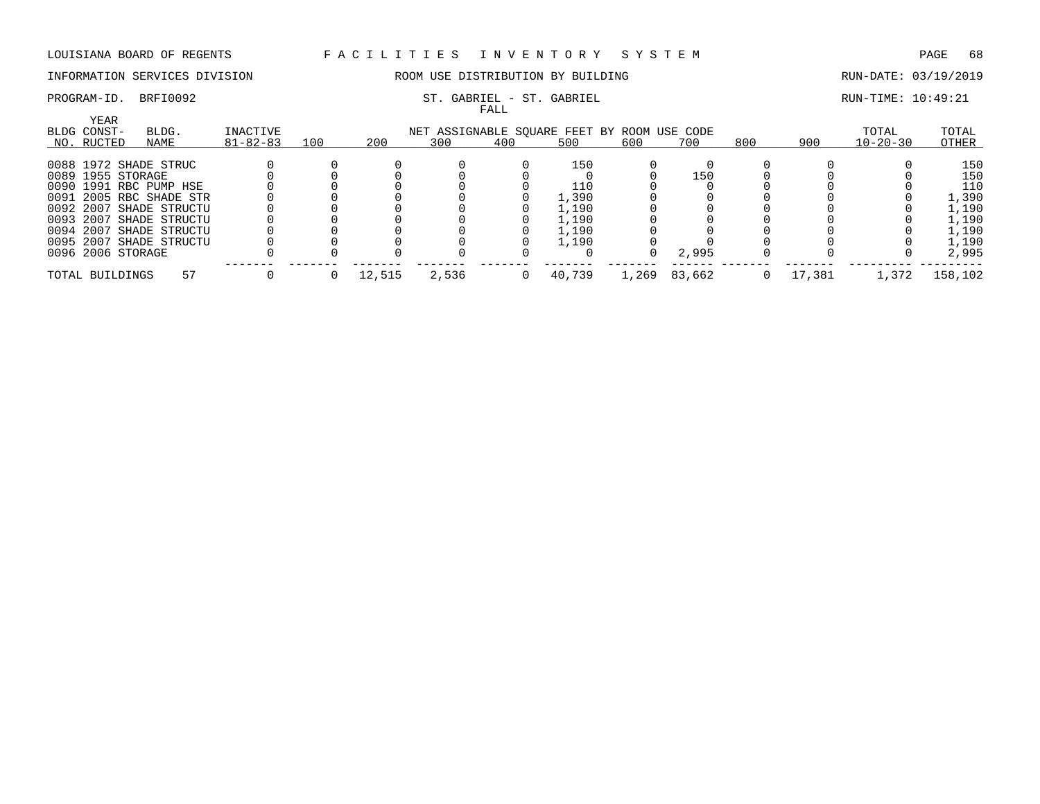LOUISIANA BOARD OF REGENTS — FACILITIES INVENTORY SYSTEM

INFORMATION SERVICES DIVISION — ROOM USE DISTRIBUTION BY BUILDING — RUN-DATE: 03/19/2019

PROGRAM-ID. BRFI0092 — ST. GABRIEL - ST. GABRIEL — RUN-TIME: 10:49:21

FALL

| BLDG NO. | YEAR CONSTRUCTED | BLDG. NAME | INACTIVE 81-82-83 | 100 | 200 | 300 | 400 | 500 | 600 | 700 | 800 | 900 | TOTAL 10-20-30 | TOTAL OTHER |
|---|---|---|---|---|---|---|---|---|---|---|---|---|---|---|
| 0088 | 1972 | SHADE STRUC | 0 | 0 | 0 | 0 | 0 | 150 | 0 | 0 | 0 | 0 | 0 | 150 |
| 0089 | 1955 | STORAGE | 0 | 0 | 0 | 0 | 0 | 0 | 0 | 150 | 0 | 0 | 0 | 150 |
| 0090 | 1991 | RBC PUMP HSE | 0 | 0 | 0 | 0 | 0 | 110 | 0 | 0 | 0 | 0 | 0 | 110 |
| 0091 | 2005 | RBC SHADE STR | 0 | 0 | 0 | 0 | 0 | 1,390 | 0 | 0 | 0 | 0 | 0 | 1,390 |
| 0092 | 2007 | SHADE STRUCTU | 0 | 0 | 0 | 0 | 0 | 1,190 | 0 | 0 | 0 | 0 | 0 | 1,190 |
| 0093 | 2007 | SHADE STRUCTU | 0 | 0 | 0 | 0 | 0 | 1,190 | 0 | 0 | 0 | 0 | 0 | 1,190 |
| 0094 | 2007 | SHADE STRUCTU | 0 | 0 | 0 | 0 | 0 | 1,190 | 0 | 0 | 0 | 0 | 0 | 1,190 |
| 0095 | 2007 | SHADE STRUCTU | 0 | 0 | 0 | 0 | 0 | 1,190 | 0 | 0 | 0 | 0 | 0 | 1,190 |
| 0096 | 2006 | STORAGE | 0 | 0 | 0 | 0 | 0 | 0 | 0 | 2,995 | 0 | 0 | 0 | 2,995 |
| TOTAL BUILDINGS | | 57 | 0 | 0 | 12,515 | 2,536 | 0 | 40,739 | 1,269 | 83,662 | 0 | 17,381 | 1,372 | 158,102 |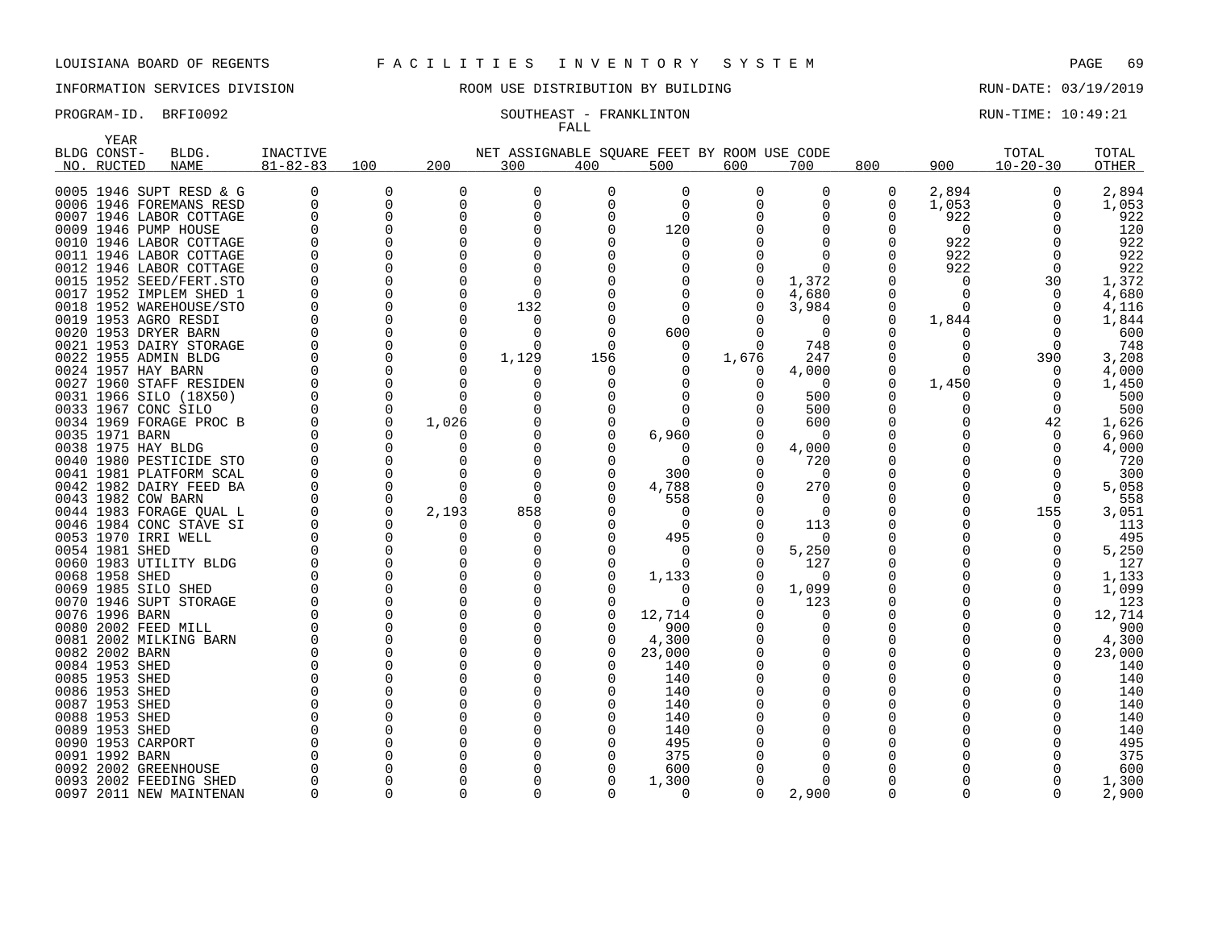LOUISIANA BOARD OF REGENTS F A C I L I T I E S I N V E N T O R Y S Y S T E M

INFORMATION SERVICES DIVISION ROOM USE DISTRIBUTION BY BUILDING RUN-DATE: 03/19/2019

PROGRAM-ID. BRFI0092 SOUTHEAST - FRANKLINTON RUN-TIME: 10:49:21

FALL

| BLDG NO. | YEAR CONST-RUCTED | BLDG. NAME | INACTIVE 81-82-83 | 100 | 200 | 300 | 400 | 500 | 600 | 700 | 800 | 900 | TOTAL 10-20-30 | TOTAL OTHER |
|---|---|---|---|---|---|---|---|---|---|---|---|---|---|---|
| 0005 | 1946 | SUPT RESD & G | 0 | 0 | 0 | 0 | 0 | 0 | 0 | 0 | 0 | 2,894 | 0 | 2,894 |
| 0006 | 1946 | FOREMANS RESD | 0 | 0 | 0 | 0 | 0 | 0 | 0 | 0 | 0 | 1,053 | 0 | 1,053 |
| 0007 | 1946 | LABOR COTTAGE | 0 | 0 | 0 | 0 | 0 | 0 | 0 | 0 | 0 | 922 | 0 | 922 |
| 0009 | 1946 | PUMP HOUSE | 0 | 0 | 0 | 0 | 0 | 120 | 0 | 0 | 0 | 0 | 0 | 120 |
| 0010 | 1946 | LABOR COTTAGE | 0 | 0 | 0 | 0 | 0 | 0 | 0 | 0 | 0 | 922 | 0 | 922 |
| 0011 | 1946 | LABOR COTTAGE | 0 | 0 | 0 | 0 | 0 | 0 | 0 | 0 | 0 | 922 | 0 | 922 |
| 0012 | 1946 | LABOR COTTAGE | 0 | 0 | 0 | 0 | 0 | 0 | 0 | 0 | 0 | 922 | 0 | 922 |
| 0015 | 1952 | SEED/FERT.STO | 0 | 0 | 0 | 0 | 0 | 0 | 0 | 1,372 | 0 | 0 | 30 | 1,372 |
| 0017 | 1952 | IMPLEM SHED 1 | 0 | 0 | 0 | 0 | 0 | 0 | 0 | 4,680 | 0 | 0 | 0 | 4,680 |
| 0018 | 1952 | WAREHOUSE/STO | 0 | 0 | 0 | 132 | 0 | 0 | 0 | 3,984 | 0 | 0 | 0 | 4,116 |
| 0019 | 1953 | AGRO RESDI | 0 | 0 | 0 | 0 | 0 | 0 | 0 | 0 | 0 | 1,844 | 0 | 1,844 |
| 0020 | 1953 | DRYER BARN | 0 | 0 | 0 | 0 | 0 | 600 | 0 | 0 | 0 | 0 | 0 | 600 |
| 0021 | 1953 | DAIRY STORAGE | 0 | 0 | 0 | 0 | 0 | 0 | 0 | 748 | 0 | 0 | 0 | 748 |
| 0022 | 1955 | ADMIN BLDG | 0 | 0 | 0 | 1,129 | 156 | 0 | 1,676 | 247 | 0 | 0 | 390 | 3,208 |
| 0024 | 1957 | HAY BARN | 0 | 0 | 0 | 0 | 0 | 0 | 0 | 4,000 | 0 | 0 | 0 | 4,000 |
| 0027 | 1960 | STAFF RESIDEN | 0 | 0 | 0 | 0 | 0 | 0 | 0 | 0 | 0 | 1,450 | 0 | 1,450 |
| 0031 | 1966 | SILO (18X50) | 0 | 0 | 0 | 0 | 0 | 0 | 0 | 500 | 0 | 0 | 0 | 500 |
| 0033 | 1967 | CONC SILO | 0 | 0 | 0 | 0 | 0 | 0 | 0 | 500 | 0 | 0 | 0 | 500 |
| 0034 | 1969 | FORAGE PROC B | 0 | 0 | 1,026 | 0 | 0 | 0 | 0 | 600 | 0 | 0 | 42 | 1,626 |
| 0035 | 1971 | BARN | 0 | 0 | 0 | 0 | 0 | 6,960 | 0 | 0 | 0 | 0 | 0 | 6,960 |
| 0038 | 1975 | HAY BLDG | 0 | 0 | 0 | 0 | 0 | 0 | 0 | 4,000 | 0 | 0 | 0 | 4,000 |
| 0040 | 1980 | PESTICIDE STO | 0 | 0 | 0 | 0 | 0 | 0 | 0 | 720 | 0 | 0 | 0 | 720 |
| 0041 | 1981 | PLATFORM SCAL | 0 | 0 | 0 | 0 | 0 | 300 | 0 | 0 | 0 | 0 | 0 | 300 |
| 0042 | 1982 | DAIRY FEED BA | 0 | 0 | 0 | 0 | 0 | 4,788 | 0 | 270 | 0 | 0 | 0 | 5,058 |
| 0043 | 1982 | COW BARN | 0 | 0 | 0 | 0 | 0 | 558 | 0 | 0 | 0 | 0 | 0 | 558 |
| 0044 | 1983 | FORAGE QUAL L | 0 | 0 | 2,193 | 858 | 0 | 0 | 0 | 0 | 0 | 0 | 155 | 3,051 |
| 0046 | 1984 | CONC STAVE SI | 0 | 0 | 0 | 0 | 0 | 0 | 0 | 113 | 0 | 0 | 0 | 113 |
| 0053 | 1970 | IRRI WELL | 0 | 0 | 0 | 0 | 0 | 495 | 0 | 0 | 0 | 0 | 0 | 495 |
| 0054 | 1981 | SHED | 0 | 0 | 0 | 0 | 0 | 0 | 0 | 5,250 | 0 | 0 | 0 | 5,250 |
| 0060 | 1983 | UTILITY BLDG | 0 | 0 | 0 | 0 | 0 | 0 | 0 | 127 | 0 | 0 | 0 | 127 |
| 0068 | 1958 | SHED | 0 | 0 | 0 | 0 | 0 | 1,133 | 0 | 0 | 0 | 0 | 0 | 1,133 |
| 0069 | 1985 | SILO SHED | 0 | 0 | 0 | 0 | 0 | 0 | 0 | 1,099 | 0 | 0 | 0 | 1,099 |
| 0070 | 1946 | SUPT STORAGE | 0 | 0 | 0 | 0 | 0 | 0 | 0 | 123 | 0 | 0 | 0 | 123 |
| 0076 | 1996 | BARN | 0 | 0 | 0 | 0 | 0 | 12,714 | 0 | 0 | 0 | 0 | 0 | 12,714 |
| 0080 | 2002 | FEED MILL | 0 | 0 | 0 | 0 | 0 | 900 | 0 | 0 | 0 | 0 | 0 | 900 |
| 0081 | 2002 | MILKING BARN | 0 | 0 | 0 | 0 | 0 | 4,300 | 0 | 0 | 0 | 0 | 0 | 4,300 |
| 0082 | 2002 | BARN | 0 | 0 | 0 | 0 | 0 | 23,000 | 0 | 0 | 0 | 0 | 0 | 23,000 |
| 0084 | 1953 | SHED | 0 | 0 | 0 | 0 | 0 | 140 | 0 | 0 | 0 | 0 | 0 | 140 |
| 0085 | 1953 | SHED | 0 | 0 | 0 | 0 | 0 | 140 | 0 | 0 | 0 | 0 | 0 | 140 |
| 0086 | 1953 | SHED | 0 | 0 | 0 | 0 | 0 | 140 | 0 | 0 | 0 | 0 | 0 | 140 |
| 0087 | 1953 | SHED | 0 | 0 | 0 | 0 | 0 | 140 | 0 | 0 | 0 | 0 | 0 | 140 |
| 0088 | 1953 | SHED | 0 | 0 | 0 | 0 | 0 | 140 | 0 | 0 | 0 | 0 | 0 | 140 |
| 0089 | 1953 | SHED | 0 | 0 | 0 | 0 | 0 | 140 | 0 | 0 | 0 | 0 | 0 | 140 |
| 0090 | 1953 | CARPORT | 0 | 0 | 0 | 0 | 0 | 495 | 0 | 0 | 0 | 0 | 0 | 495 |
| 0091 | 1992 | BARN | 0 | 0 | 0 | 0 | 0 | 375 | 0 | 0 | 0 | 0 | 0 | 375 |
| 0092 | 2002 | GREENHOUSE | 0 | 0 | 0 | 0 | 0 | 600 | 0 | 0 | 0 | 0 | 0 | 600 |
| 0093 | 2002 | FEEDING SHED | 0 | 0 | 0 | 0 | 0 | 1,300 | 0 | 0 | 0 | 0 | 0 | 1,300 |
| 0097 | 2011 | NEW MAINTENAN | 0 | 0 | 0 | 0 | 0 | 0 | 0 | 2,900 | 0 | 0 | 0 | 2,900 |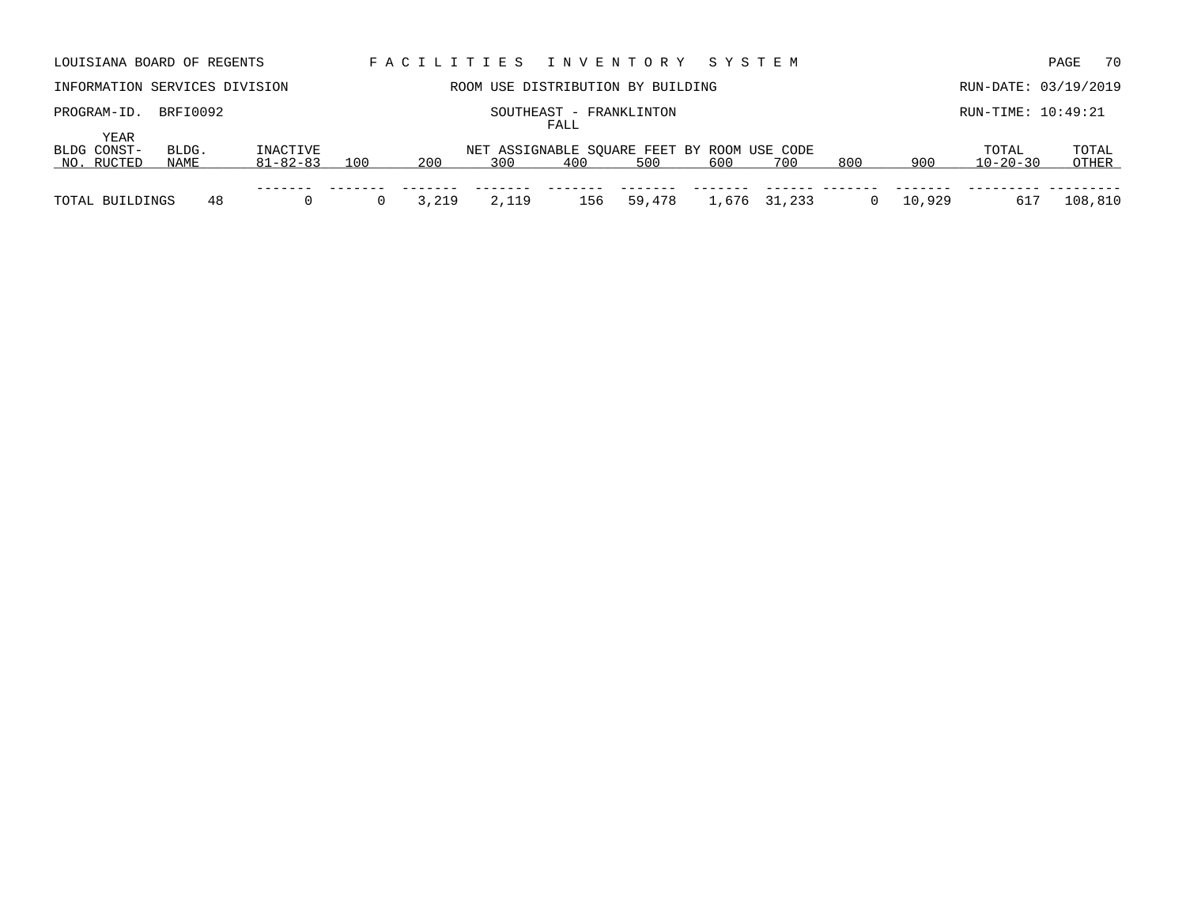LOUISIANA BOARD OF REGENTS — F A C I L I T I E S   I N V E N T O R Y   S Y S T E M

INFORMATION SERVICES DIVISION — ROOM USE DISTRIBUTION BY BUILDING — RUN-DATE: 03/19/2019

PROGRAM-ID. BRFI0092 — SOUTHEAST - FRANKLINTON — RUN-TIME: 10:49:21

FALL

| BLDG NO. | YEAR CONST-RUCTED | BLDG. NAME | INACTIVE 81-82-83 | 100 | 200 | 300 | 400 | 500 | 600 | 700 | 800 | 900 | TOTAL 10-20-30 | TOTAL OTHER |
|---|---|---|---|---|---|---|---|---|---|---|---|---|---|---|
| | | | | | | NET ASSIGNABLE SQUARE FEET BY ROOM USE CODE | | | | | | | | |
| TOTAL BUILDINGS | | 48 | 0 | 0 | 3,219 | 2,119 | 156 | 59,478 | 1,676 | 31,233 | 0 | 10,929 | 617 | 108,810 |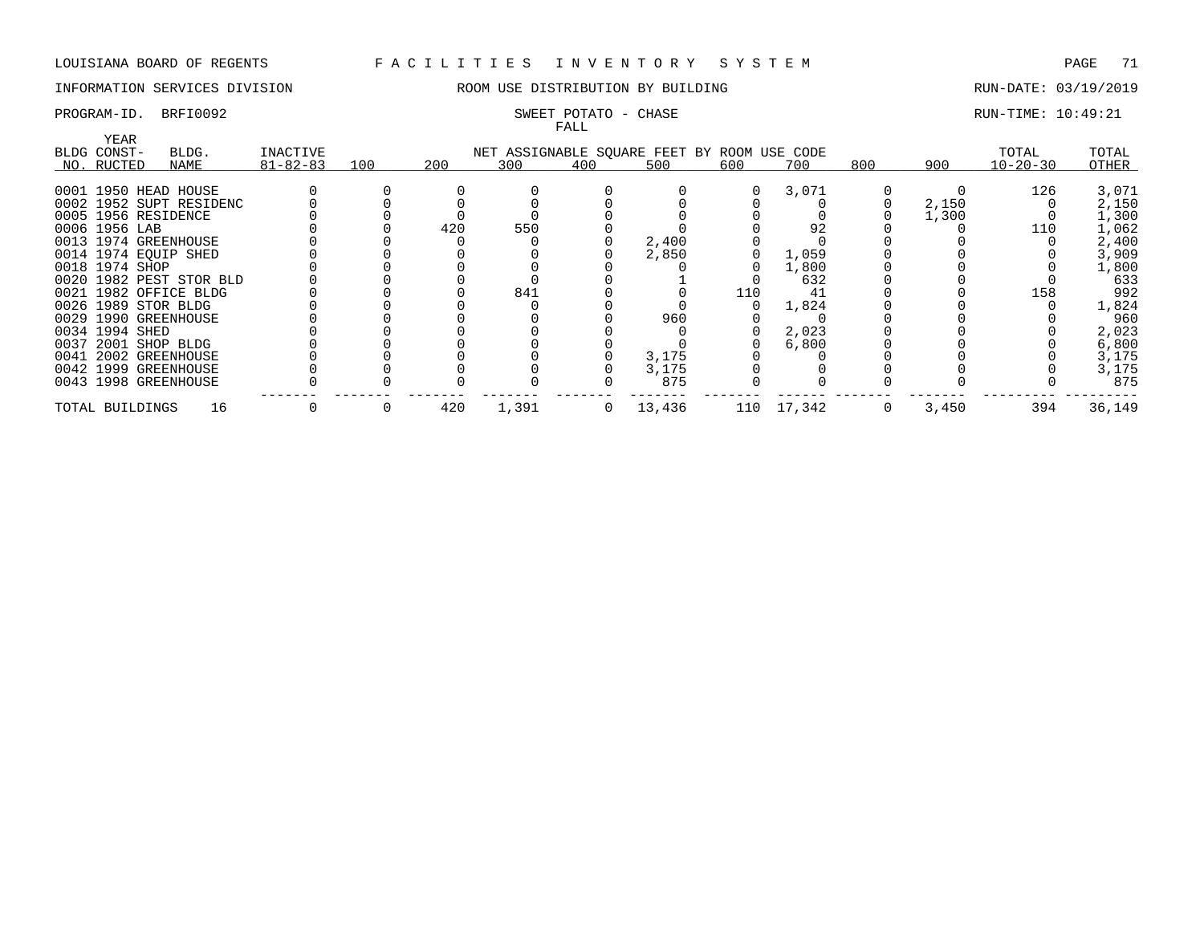LOUISIANA BOARD OF REGENTS — F A C I L I T I E S   I N V E N T O R Y   S Y S T E M

INFORMATION SERVICES DIVISION — ROOM USE DISTRIBUTION BY BUILDING — RUN-DATE: 03/19/2019

PROGRAM-ID. BRFI0092 — SWEET POTATO - CHASE — RUN-TIME: 10:49:21

FALL

| BLDG NO. | YEAR CONST-RUCTED | BLDG. NAME | INACTIVE 81-82-83 | 100 | 200 | 300 | 400 | 500 | 600 | 700 | 800 | 900 | TOTAL 10-20-30 | TOTAL OTHER |
|---|---|---|---|---|---|---|---|---|---|---|---|---|---|---|
| | | | | NET ASSIGNABLE SQUARE FEET BY ROOM USE CODE | | | | | | | | | | |
| 0001 | 1950 | HEAD HOUSE | 0 | 0 | 0 | 0 | 0 | 0 | 0 | 3,071 | 0 | 0 | 126 | 3,071 |
| 0002 | 1952 | SUPT RESIDENC | 0 | 0 | 0 | 0 | 0 | 0 | 0 | 0 | 0 | 2,150 | 0 | 2,150 |
| 0005 | 1956 | RESIDENCE | 0 | 0 | 0 | 0 | 0 | 0 | 0 | 0 | 0 | 1,300 | 0 | 1,300 |
| 0006 | 1956 | LAB | 0 | 0 | 420 | 550 | 0 | 0 | 0 | 92 | 0 | 0 | 110 | 1,062 |
| 0013 | 1974 | GREENHOUSE | 0 | 0 | 0 | 0 | 0 | 2,400 | 0 | 0 | 0 | 0 | 0 | 2,400 |
| 0014 | 1974 | EQUIP SHED | 0 | 0 | 0 | 0 | 0 | 2,850 | 0 | 1,059 | 0 | 0 | 0 | 3,909 |
| 0018 | 1974 | SHOP | 0 | 0 | 0 | 0 | 0 | 0 | 0 | 1,800 | 0 | 0 | 0 | 1,800 |
| 0020 | 1982 | PEST STOR BLD | 0 | 0 | 0 | 0 | 0 | 1 | 0 | 632 | 0 | 0 | 0 | 633 |
| 0021 | 1982 | OFFICE BLDG | 0 | 0 | 0 | 841 | 0 | 0 | 110 | 41 | 0 | 0 | 158 | 992 |
| 0026 | 1989 | STOR BLDG | 0 | 0 | 0 | 0 | 0 | 0 | 0 | 1,824 | 0 | 0 | 0 | 1,824 |
| 0029 | 1990 | GREENHOUSE | 0 | 0 | 0 | 0 | 0 | 960 | 0 | 0 | 0 | 0 | 0 | 960 |
| 0034 | 1994 | SHED | 0 | 0 | 0 | 0 | 0 | 0 | 0 | 2,023 | 0 | 0 | 0 | 2,023 |
| 0037 | 2001 | SHOP BLDG | 0 | 0 | 0 | 0 | 0 | 0 | 0 | 6,800 | 0 | 0 | 0 | 6,800 |
| 0041 | 2002 | GREENHOUSE | 0 | 0 | 0 | 0 | 0 | 3,175 | 0 | 0 | 0 | 0 | 0 | 3,175 |
| 0042 | 1999 | GREENHOUSE | 0 | 0 | 0 | 0 | 0 | 3,175 | 0 | 0 | 0 | 0 | 0 | 3,175 |
| 0043 | 1998 | GREENHOUSE | 0 | 0 | 0 | 0 | 0 | 875 | 0 | 0 | 0 | 0 | 0 | 875 |
| TOTAL BUILDINGS | | 16 | 0 | 0 | 420 | 1,391 | 0 | 13,436 | 110 | 17,342 | 0 | 3,450 | 394 | 36,149 |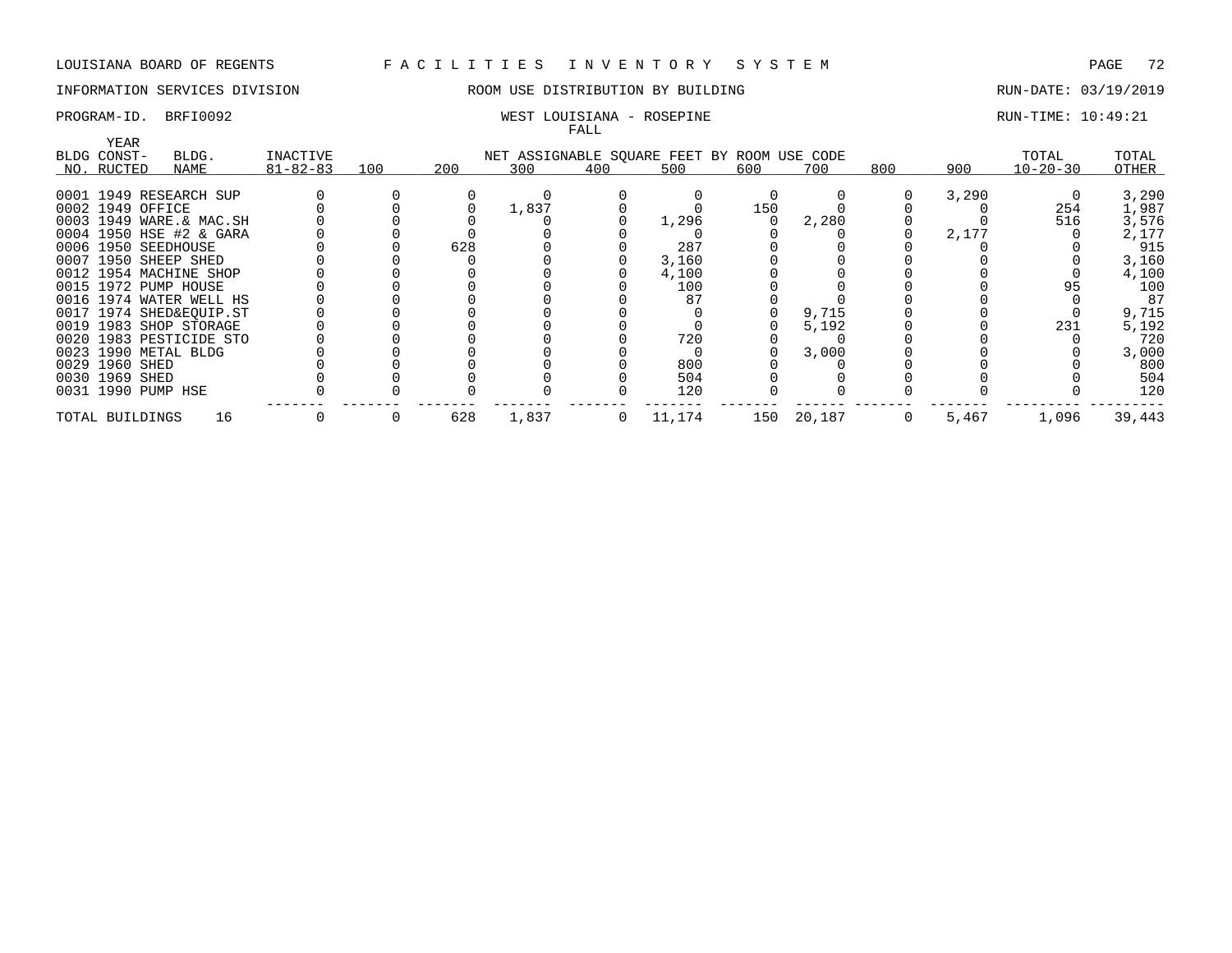LOUISIANA BOARD OF REGENTS F A C I L I T I E S I N V E N T O R Y S Y S T E M

INFORMATION SERVICES DIVISION — ROOM USE DISTRIBUTION BY BUILDING — RUN-DATE: 03/19/2019

PROGRAM-ID. BRFI0092 — WEST LOUISIANA - ROSEPINE — RUN-TIME: 10:49:21

FALL

| BLDG NO. | YEAR CONST-RUCTED | BLDG. NAME | INACTIVE 81-82-83 | 100 | 200 | 300 | 400 | 500 | 600 | 700 | 800 | 900 | TOTAL 10-20-30 | TOTAL OTHER |
|---|---|---|---|---|---|---|---|---|---|---|---|---|---|---|
| 0001 | 1949 | RESEARCH SUP | 0 | 0 | 0 | 0 | 0 | 0 | 0 | 0 | 0 | 3,290 | 0 | 3,290 |
| 0002 | 1949 | OFFICE | 0 | 0 | 0 | 1,837 | 0 | 0 | 150 | 0 | 0 | 0 | 254 | 1,987 |
| 0003 | 1949 | WARE.& MAC.SH | 0 | 0 | 0 | 0 | 0 | 1,296 | 0 | 2,280 | 0 | 0 | 516 | 3,576 |
| 0004 | 1950 | HSE #2 & GARA | 0 | 0 | 0 | 0 | 0 | 0 | 0 | 0 | 0 | 2,177 | 0 | 2,177 |
| 0006 | 1950 | SEEDHOUSE | 0 | 0 | 628 | 0 | 0 | 287 | 0 | 0 | 0 | 0 | 0 | 915 |
| 0007 | 1950 | SHEEP SHED | 0 | 0 | 0 | 0 | 0 | 3,160 | 0 | 0 | 0 | 0 | 0 | 3,160 |
| 0012 | 1954 | MACHINE SHOP | 0 | 0 | 0 | 0 | 0 | 4,100 | 0 | 0 | 0 | 0 | 0 | 4,100 |
| 0015 | 1972 | PUMP HOUSE | 0 | 0 | 0 | 0 | 0 | 100 | 0 | 0 | 0 | 0 | 95 | 100 |
| 0016 | 1974 | WATER WELL HS | 0 | 0 | 0 | 0 | 0 | 87 | 0 | 0 | 0 | 0 | 0 | 87 |
| 0017 | 1974 | SHED&EQUIP.ST | 0 | 0 | 0 | 0 | 0 | 0 | 0 | 9,715 | 0 | 0 | 0 | 9,715 |
| 0019 | 1983 | SHOP STORAGE | 0 | 0 | 0 | 0 | 0 | 0 | 0 | 5,192 | 0 | 0 | 231 | 5,192 |
| 0020 | 1983 | PESTICIDE STO | 0 | 0 | 0 | 0 | 0 | 720 | 0 | 0 | 0 | 0 | 0 | 720 |
| 0023 | 1990 | METAL BLDG | 0 | 0 | 0 | 0 | 0 | 0 | 0 | 3,000 | 0 | 0 | 0 | 3,000 |
| 0029 | 1960 | SHED | 0 | 0 | 0 | 0 | 0 | 800 | 0 | 0 | 0 | 0 | 0 | 800 |
| 0030 | 1969 | SHED | 0 | 0 | 0 | 0 | 0 | 504 | 0 | 0 | 0 | 0 | 0 | 504 |
| 0031 | 1990 | PUMP HSE | 0 | 0 | 0 | 0 | 0 | 120 | 0 | 0 | 0 | 0 | 0 | 120 |
| TOTAL BUILDINGS | | 16 | 0 | 0 | 628 | 1,837 | 0 | 11,174 | 150 | 20,187 | 0 | 5,467 | 1,096 | 39,443 |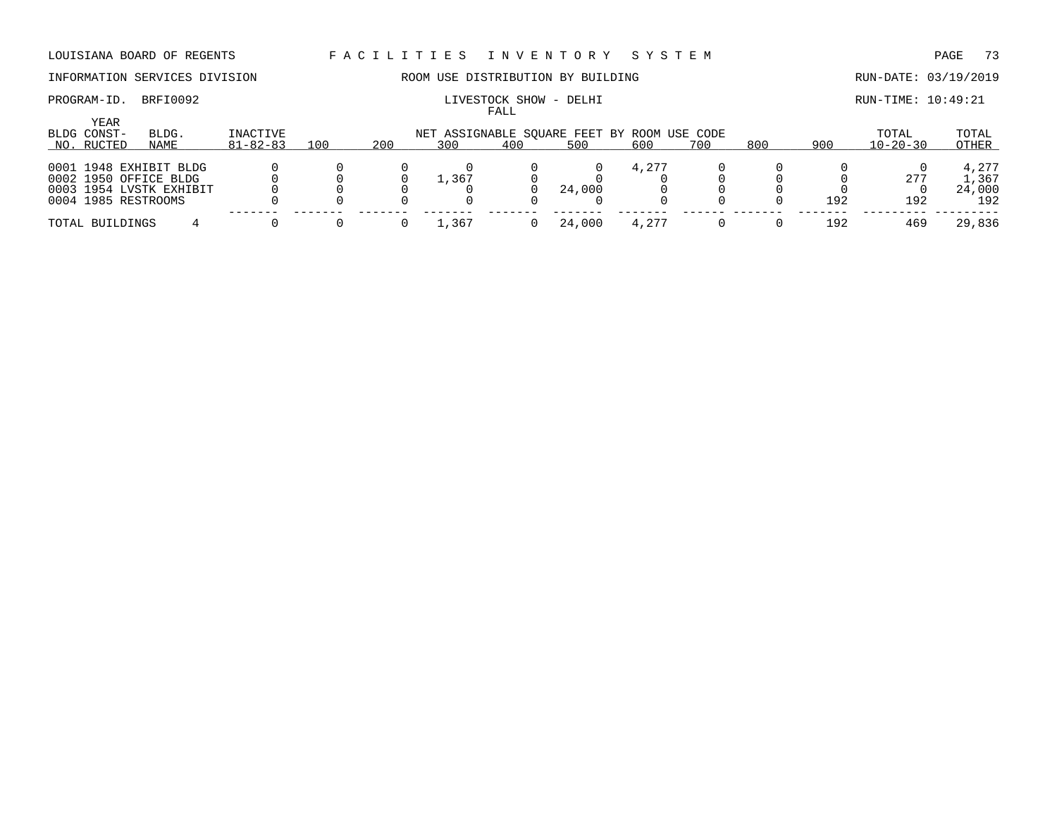LOUISIANA BOARD OF REGENTS — FACILITIES INVENTORY SYSTEM

INFORMATION SERVICES DIVISION — ROOM USE DISTRIBUTION BY BUILDING — RUN-DATE: 03/19/2019

PROGRAM-ID. BRFI0092 — LIVESTOCK SHOW - DELHI — RUN-TIME: 10:49:21

FALL

| BLDG NO. | YEAR CONST-RUCTED | BLDG. NAME | INACTIVE 81-82-83 | 100 | 200 | 300 | 400 | 500 | 600 | 700 | 800 | 900 | TOTAL 10-20-30 | TOTAL OTHER |
|---|---|---|---|---|---|---|---|---|---|---|---|---|---|---|
| | | | | NET ASSIGNABLE SQUARE FEET BY ROOM USE CODE | | | | | | | | | | |
| 0001 | 1948 | EXHIBIT BLDG | 0 | 0 | 0 | 0 | 0 | 0 | 4,277 | 0 | 0 | 0 | 0 | 4,277 |
| 0002 | 1950 | OFFICE BLDG | 0 | 0 | 0 | 1,367 | 0 | 0 | 0 | 0 | 0 | 0 | 277 | 1,367 |
| 0003 | 1954 | LVSTK EXHIBIT | 0 | 0 | 0 | 0 | 0 | 24,000 | 0 | 0 | 0 | 0 | 0 | 24,000 |
| 0004 | 1985 | RESTROOMS | 0 | 0 | 0 | 0 | 0 | 0 | 0 | 0 | 0 | 192 | 192 | 192 |
| TOTAL BUILDINGS | | 4 | 0 | 0 | 0 | 1,367 | 0 | 24,000 | 4,277 | 0 | 0 | 192 | 469 | 29,836 |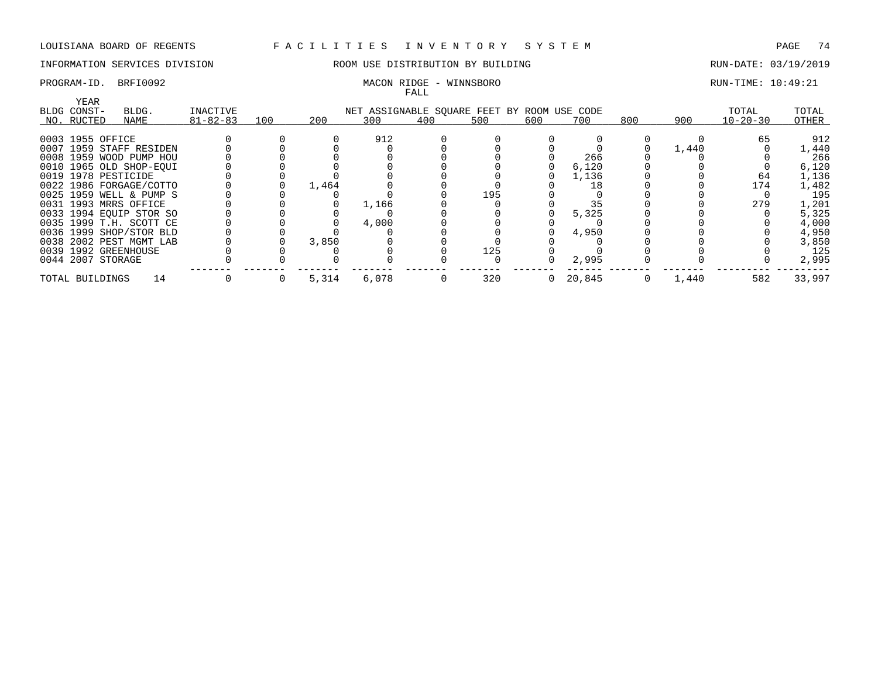LOUISIANA BOARD OF REGENTS — FACILITIES INVENTORY SYSTEM

INFORMATION SERVICES DIVISION — ROOM USE DISTRIBUTION BY BUILDING — RUN-DATE: 03/19/2019

PROGRAM-ID. BRFI0092 — MACON RIDGE - WINNSBORO — RUN-TIME: 10:49:21

FALL

| BLDG NO. | YEAR CONST-RUCTED | BLDG. NAME | INACTIVE 81-82-83 | 100 | 200 | 300 | 400 | 500 | 600 | 700 | 800 | 900 | TOTAL 10-20-30 | TOTAL OTHER |
|---|---|---|---|---|---|---|---|---|---|---|---|---|---|---|
| | | | | NET ASSIGNABLE SQUARE FEET BY ROOM USE CODE | | | | | | | | | | |
| 0003 | 1955 | OFFICE | 0 | 0 | 0 | 912 | 0 | 0 | 0 | 0 | 0 | 0 | 65 | 912 |
| 0007 | 1959 | STAFF RESIDEN | 0 | 0 | 0 | 0 | 0 | 0 | 0 | 0 | 0 | 1,440 | 0 | 1,440 |
| 0008 | 1959 | WOOD PUMP HOU | 0 | 0 | 0 | 0 | 0 | 0 | 0 | 266 | 0 | 0 | 0 | 266 |
| 0010 | 1965 | OLD SHOP-EQUI | 0 | 0 | 0 | 0 | 0 | 0 | 0 | 6,120 | 0 | 0 | 0 | 6,120 |
| 0019 | 1978 | PESTICIDE | 0 | 0 | 0 | 0 | 0 | 0 | 0 | 1,136 | 0 | 0 | 64 | 1,136 |
| 0022 | 1986 | FORGAGE/COTTO | 0 | 0 | 1,464 | 0 | 0 | 0 | 0 | 18 | 0 | 0 | 174 | 1,482 |
| 0025 | 1959 | WELL & PUMP S | 0 | 0 | 0 | 0 | 0 | 195 | 0 | 0 | 0 | 0 | 0 | 195 |
| 0031 | 1993 | MRRS OFFICE | 0 | 0 | 0 | 1,166 | 0 | 0 | 0 | 35 | 0 | 0 | 279 | 1,201 |
| 0033 | 1994 | EQUIP STOR SO | 0 | 0 | 0 | 0 | 0 | 0 | 0 | 5,325 | 0 | 0 | 0 | 5,325 |
| 0035 | 1999 | T.H. SCOTT CE | 0 | 0 | 0 | 4,000 | 0 | 0 | 0 | 0 | 0 | 0 | 0 | 4,000 |
| 0036 | 1999 | SHOP/STOR BLD | 0 | 0 | 0 | 0 | 0 | 0 | 0 | 4,950 | 0 | 0 | 0 | 4,950 |
| 0038 | 2002 | PEST MGMT LAB | 0 | 0 | 3,850 | 0 | 0 | 0 | 0 | 0 | 0 | 0 | 0 | 3,850 |
| 0039 | 1992 | GREENHOUSE | 0 | 0 | 0 | 0 | 0 | 125 | 0 | 0 | 0 | 0 | 0 | 125 |
| 0044 | 2007 | STORAGE | 0 | 0 | 0 | 0 | 0 | 0 | 0 | 2,995 | 0 | 0 | 0 | 2,995 |
| TOTAL BUILDINGS | | 14 | 0 | 0 | 5,314 | 6,078 | 0 | 320 | 0 | 20,845 | 0 | 1,440 | 582 | 33,997 |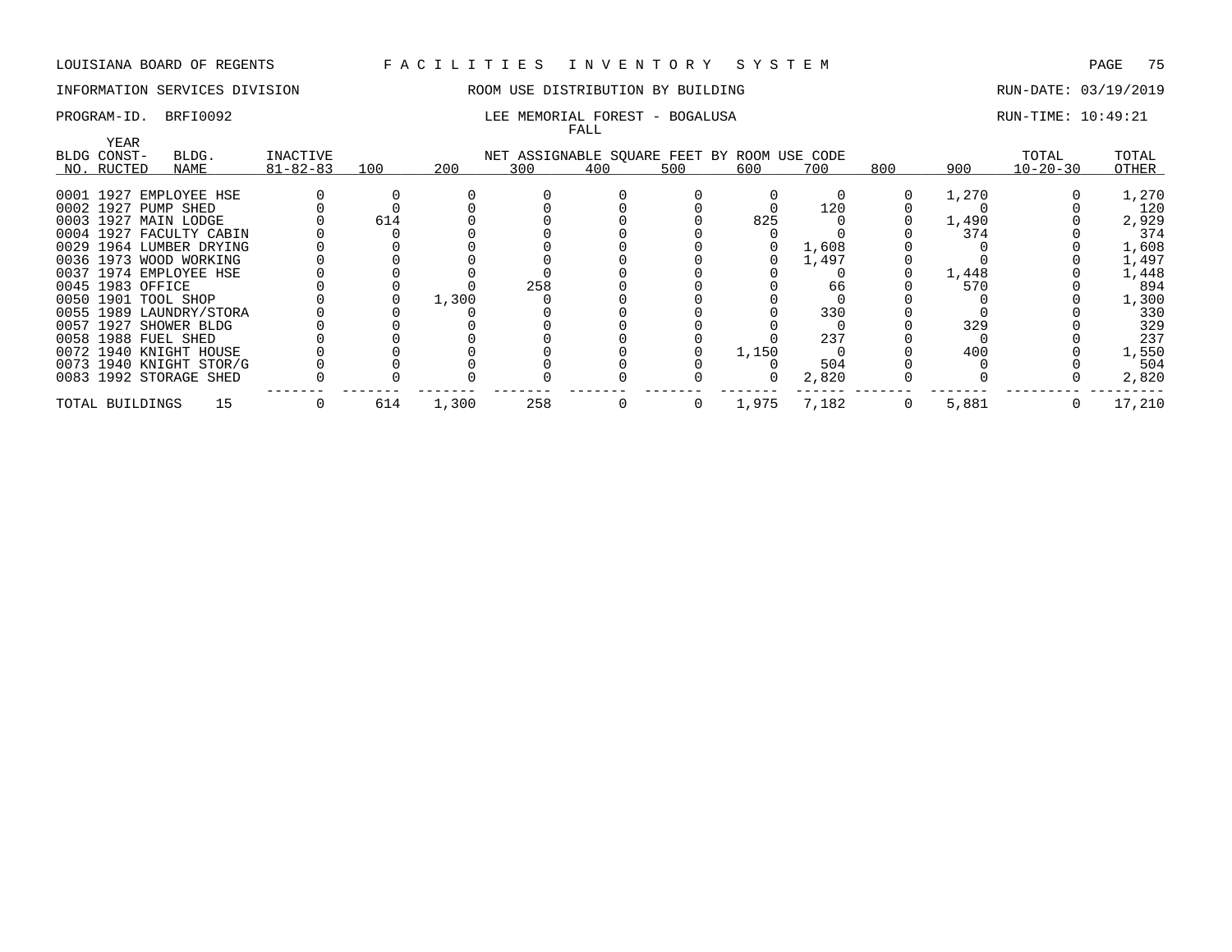LOUISIANA BOARD OF REGENTS — F A C I L I T I E S   I N V E N T O R Y   S Y S T E M

INFORMATION SERVICES DIVISION — ROOM USE DISTRIBUTION BY BUILDING — RUN-DATE: 03/19/2019

PROGRAM-ID. BRFI0092 — LEE MEMORIAL FOREST - BOGALUSA — RUN-TIME: 10:49:21

FALL

| BLDG NO. | YEAR CONST-RUCTED | BLDG. NAME | INACTIVE 81-82-83 | 100 | 200 | 300 | 400 | 500 | 600 | 700 | 800 | 900 | TOTAL 10-20-30 | TOTAL OTHER |
|---|---|---|---|---|---|---|---|---|---|---|---|---|---|---|
| 0001 | 1927 | EMPLOYEE HSE | 0 | 0 | 0 | 0 | 0 | 0 | 0 | 0 | 0 | 1,270 | 0 | 1,270 |
| 0002 | 1927 | PUMP SHED | 0 | 0 | 0 | 0 | 0 | 0 | 0 | 120 | 0 | 0 | 0 | 120 |
| 0003 | 1927 | MAIN LODGE | 0 | 614 | 0 | 0 | 0 | 0 | 825 | 0 | 0 | 1,490 | 0 | 2,929 |
| 0004 | 1927 | FACULTY CABIN | 0 | 0 | 0 | 0 | 0 | 0 | 0 | 0 | 0 | 374 | 0 | 374 |
| 0029 | 1964 | LUMBER DRYING | 0 | 0 | 0 | 0 | 0 | 0 | 0 | 1,608 | 0 | 0 | 0 | 1,608 |
| 0036 | 1973 | WOOD WORKING | 0 | 0 | 0 | 0 | 0 | 0 | 0 | 1,497 | 0 | 0 | 0 | 1,497 |
| 0037 | 1974 | EMPLOYEE HSE | 0 | 0 | 0 | 0 | 0 | 0 | 0 | 0 | 0 | 1,448 | 0 | 1,448 |
| 0045 | 1983 | OFFICE | 0 | 0 | 0 | 258 | 0 | 0 | 0 | 66 | 0 | 570 | 0 | 894 |
| 0050 | 1901 | TOOL SHOP | 0 | 0 | 1,300 | 0 | 0 | 0 | 0 | 0 | 0 | 0 | 0 | 1,300 |
| 0055 | 1989 | LAUNDRY/STORA | 0 | 0 | 0 | 0 | 0 | 0 | 0 | 330 | 0 | 0 | 0 | 330 |
| 0057 | 1927 | SHOWER BLDG | 0 | 0 | 0 | 0 | 0 | 0 | 0 | 0 | 0 | 329 | 0 | 329 |
| 0058 | 1988 | FUEL SHED | 0 | 0 | 0 | 0 | 0 | 0 | 0 | 237 | 0 | 0 | 0 | 237 |
| 0072 | 1940 | KNIGHT HOUSE | 0 | 0 | 0 | 0 | 0 | 0 | 1,150 | 0 | 0 | 400 | 0 | 1,550 |
| 0073 | 1940 | KNIGHT STOR/G | 0 | 0 | 0 | 0 | 0 | 0 | 0 | 504 | 0 | 0 | 0 | 504 |
| 0083 | 1992 | STORAGE SHED | 0 | 0 | 0 | 0 | 0 | 0 | 0 | 2,820 | 0 | 0 | 0 | 2,820 |
| TOTAL BUILDINGS | | 15 | 0 | 614 | 1,300 | 258 | 0 | 0 | 1,975 | 7,182 | 0 | 5,881 | 0 | 17,210 |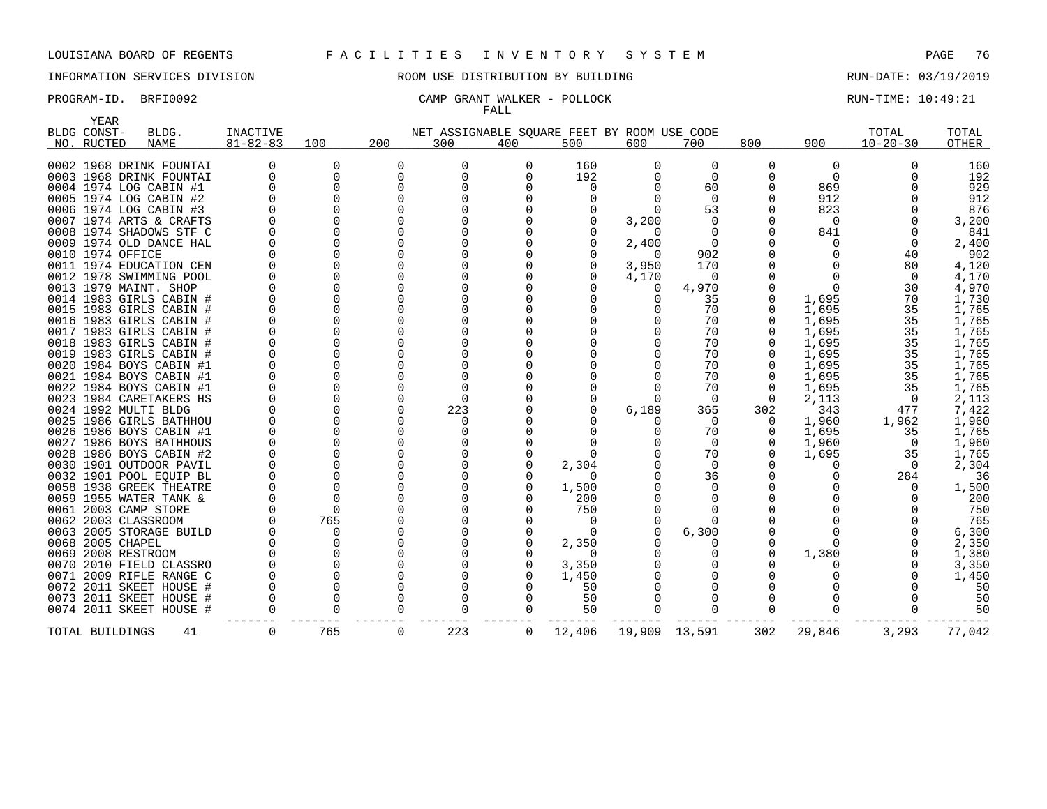LOUISIANA BOARD OF REGENTS F A C I L I T I E S I N V E N T O R Y S Y S T E M

INFORMATION SERVICES DIVISION ROOM USE DISTRIBUTION BY BUILDING RUN-DATE: 03/19/2019

PROGRAM-ID. BRFI0092 CAMP GRANT WALKER - POLLOCK RUN-TIME: 10:49:21

FALL

| BLDG NO. | YEAR CONST-RUCTED | BLDG. NAME | INACTIVE 81-82-83 | 100 | 200 | 300 | 400 | 500 | 600 | 700 | 800 | 900 | TOTAL 10-20-30 | TOTAL OTHER |
|---|---|---|---|---|---|---|---|---|---|---|---|---|---|---|
| 0002 | 1968 | DRINK FOUNTAI | 0 | 0 | 0 | 0 | 0 | 160 | 0 | 0 | 0 | 0 | 0 | 160 |
| 0003 | 1968 | DRINK FOUNTAI | 0 | 0 | 0 | 0 | 0 | 192 | 0 | 0 | 0 | 0 | 0 | 192 |
| 0004 | 1974 | LOG CABIN #1 | 0 | 0 | 0 | 0 | 0 | 0 | 0 | 60 | 0 | 869 | 0 | 929 |
| 0005 | 1974 | LOG CABIN #2 | 0 | 0 | 0 | 0 | 0 | 0 | 0 | 0 | 0 | 912 | 0 | 912 |
| 0006 | 1974 | LOG CABIN #3 | 0 | 0 | 0 | 0 | 0 | 0 | 0 | 53 | 0 | 823 | 0 | 876 |
| 0007 | 1974 | ARTS & CRAFTS | 0 | 0 | 0 | 0 | 0 | 0 | 3,200 | 0 | 0 | 0 | 0 | 3,200 |
| 0008 | 1974 | SHADOWS STF C | 0 | 0 | 0 | 0 | 0 | 0 | 0 | 0 | 0 | 841 | 0 | 841 |
| 0009 | 1974 | OLD DANCE HAL | 0 | 0 | 0 | 0 | 0 | 0 | 2,400 | 0 | 0 | 0 | 0 | 2,400 |
| 0010 | 1974 | OFFICE | 0 | 0 | 0 | 0 | 0 | 0 | 0 | 902 | 0 | 0 | 40 | 902 |
| 0011 | 1974 | EDUCATION CEN | 0 | 0 | 0 | 0 | 0 | 0 | 3,950 | 170 | 0 | 0 | 80 | 4,120 |
| 0012 | 1978 | SWIMMING POOL | 0 | 0 | 0 | 0 | 0 | 0 | 4,170 | 0 | 0 | 0 | 0 | 4,170 |
| 0013 | 1979 | MAINT. SHOP | 0 | 0 | 0 | 0 | 0 | 0 | 0 | 4,970 | 0 | 0 | 30 | 4,970 |
| 0014 | 1983 | GIRLS CABIN # | 0 | 0 | 0 | 0 | 0 | 0 | 0 | 35 | 0 | 1,695 | 70 | 1,730 |
| 0015 | 1983 | GIRLS CABIN # | 0 | 0 | 0 | 0 | 0 | 0 | 0 | 70 | 0 | 1,695 | 35 | 1,765 |
| 0016 | 1983 | GIRLS CABIN # | 0 | 0 | 0 | 0 | 0 | 0 | 0 | 70 | 0 | 1,695 | 35 | 1,765 |
| 0017 | 1983 | GIRLS CABIN # | 0 | 0 | 0 | 0 | 0 | 0 | 0 | 70 | 0 | 1,695 | 35 | 1,765 |
| 0018 | 1983 | GIRLS CABIN # | 0 | 0 | 0 | 0 | 0 | 0 | 0 | 70 | 0 | 1,695 | 35 | 1,765 |
| 0019 | 1983 | GIRLS CABIN # | 0 | 0 | 0 | 0 | 0 | 0 | 0 | 70 | 0 | 1,695 | 35 | 1,765 |
| 0020 | 1984 | BOYS CABIN #1 | 0 | 0 | 0 | 0 | 0 | 0 | 0 | 70 | 0 | 1,695 | 35 | 1,765 |
| 0021 | 1984 | BOYS CABIN #1 | 0 | 0 | 0 | 0 | 0 | 0 | 0 | 70 | 0 | 1,695 | 35 | 1,765 |
| 0022 | 1984 | BOYS CABIN #1 | 0 | 0 | 0 | 0 | 0 | 0 | 0 | 70 | 0 | 1,695 | 35 | 1,765 |
| 0023 | 1984 | CARETAKERS HS | 0 | 0 | 0 | 0 | 0 | 0 | 0 | 0 | 0 | 2,113 | 0 | 2,113 |
| 0024 | 1992 | MULTI BLDG | 0 | 0 | 0 | 223 | 0 | 0 | 6,189 | 365 | 302 | 343 | 477 | 7,422 |
| 0025 | 1986 | GIRLS BATHHOU | 0 | 0 | 0 | 0 | 0 | 0 | 0 | 0 | 0 | 1,960 | 1,962 | 1,960 |
| 0026 | 1986 | BOYS CABIN #1 | 0 | 0 | 0 | 0 | 0 | 0 | 0 | 70 | 0 | 1,695 | 35 | 1,765 |
| 0027 | 1986 | BOYS BATHHOUS | 0 | 0 | 0 | 0 | 0 | 0 | 0 | 0 | 0 | 1,960 | 0 | 1,960 |
| 0028 | 1986 | BOYS CABIN #2 | 0 | 0 | 0 | 0 | 0 | 0 | 0 | 70 | 0 | 1,695 | 35 | 1,765 |
| 0030 | 1901 | OUTDOOR PAVIL | 0 | 0 | 0 | 0 | 0 | 2,304 | 0 | 0 | 0 | 0 | 0 | 2,304 |
| 0032 | 1901 | POOL EQUIP BL | 0 | 0 | 0 | 0 | 0 | 0 | 0 | 36 | 0 | 0 | 284 | 36 |
| 0058 | 1938 | GREEK THEATRE | 0 | 0 | 0 | 0 | 0 | 1,500 | 0 | 0 | 0 | 0 | 0 | 1,500 |
| 0059 | 1955 | WATER TANK & | 0 | 0 | 0 | 0 | 0 | 200 | 0 | 0 | 0 | 0 | 0 | 200 |
| 0061 | 2003 | CAMP STORE | 0 | 0 | 0 | 0 | 0 | 750 | 0 | 0 | 0 | 0 | 0 | 750 |
| 0062 | 2003 | CLASSROOM | 0 | 765 | 0 | 0 | 0 | 0 | 0 | 0 | 0 | 0 | 0 | 765 |
| 0063 | 2005 | STORAGE BUILD | 0 | 0 | 0 | 0 | 0 | 0 | 0 | 6,300 | 0 | 0 | 0 | 6,300 |
| 0068 | 2005 | CHAPEL | 0 | 0 | 0 | 0 | 0 | 2,350 | 0 | 0 | 0 | 0 | 0 | 2,350 |
| 0069 | 2008 | RESTROOM | 0 | 0 | 0 | 0 | 0 | 0 | 0 | 0 | 0 | 1,380 | 0 | 1,380 |
| 0070 | 2010 | FIELD CLASSRO | 0 | 0 | 0 | 0 | 0 | 3,350 | 0 | 0 | 0 | 0 | 0 | 3,350 |
| 0071 | 2009 | RIFLE RANGE C | 0 | 0 | 0 | 0 | 0 | 1,450 | 0 | 0 | 0 | 0 | 0 | 1,450 |
| 0072 | 2011 | SKEET HOUSE # | 0 | 0 | 0 | 0 | 0 | 50 | 0 | 0 | 0 | 0 | 0 | 50 |
| 0073 | 2011 | SKEET HOUSE # | 0 | 0 | 0 | 0 | 0 | 50 | 0 | 0 | 0 | 0 | 0 | 50 |
| 0074 | 2011 | SKEET HOUSE # | 0 | 0 | 0 | 0 | 0 | 50 | 0 | 0 | 0 | 0 | 0 | 50 |
| TOTAL BUILDINGS | | 41 | 0 | 765 | 0 | 223 | 0 | 12,406 | 19,909 | 13,591 | 302 | 29,846 | 3,293 | 77,042 |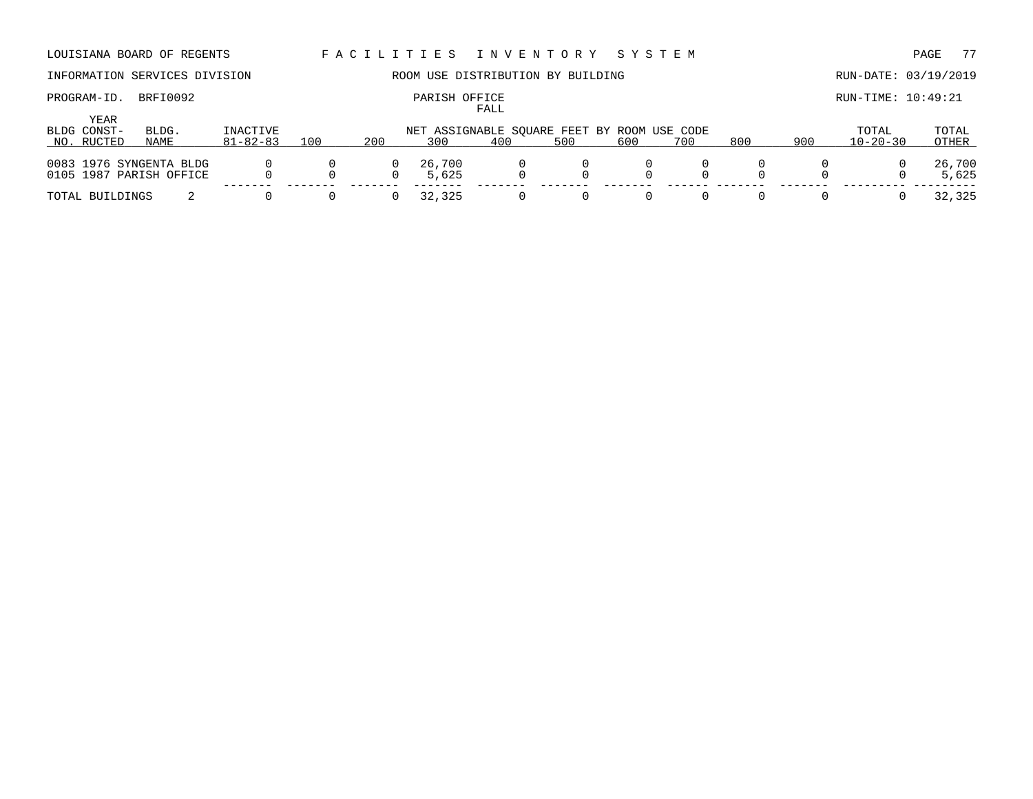LOUISIANA BOARD OF REGENTS — FACILITIES INVENTORY SYSTEM

INFORMATION SERVICES DIVISION — ROOM USE DISTRIBUTION BY BUILDING — RUN-DATE: 03/19/2019

PROGRAM-ID. BRFI0092 — PARISH OFFICE — RUN-TIME: 10:49:21

FALL

| BLDG NO. | YEAR CONST-RUCTED | BLDG. NAME | INACTIVE 81-82-83 | 100 | 200 | 300 | 400 | 500 | 600 | 700 | 800 | 900 | TOTAL 10-20-30 | TOTAL OTHER |
|---|---|---|---|---|---|---|---|---|---|---|---|---|---|---|
| | | | | NET ASSIGNABLE SQUARE FEET BY ROOM USE CODE | | | | | | | | | | |
| 0083 | 1976 | SYNGENTA BLDG | 0 | 0 | 0 | 26,700 | 0 | 0 | 0 | 0 | 0 | 0 | 0 | 26,700 |
| 0105 | 1987 | PARISH OFFICE | 0 | 0 | 0 | 5,625 | 0 | 0 | 0 | 0 | 0 | 0 | 0 | 5,625 |
| TOTAL BUILDINGS | | 2 | 0 | 0 | 0 | 32,325 | 0 | 0 | 0 | 0 | 0 | 0 | 0 | 32,325 |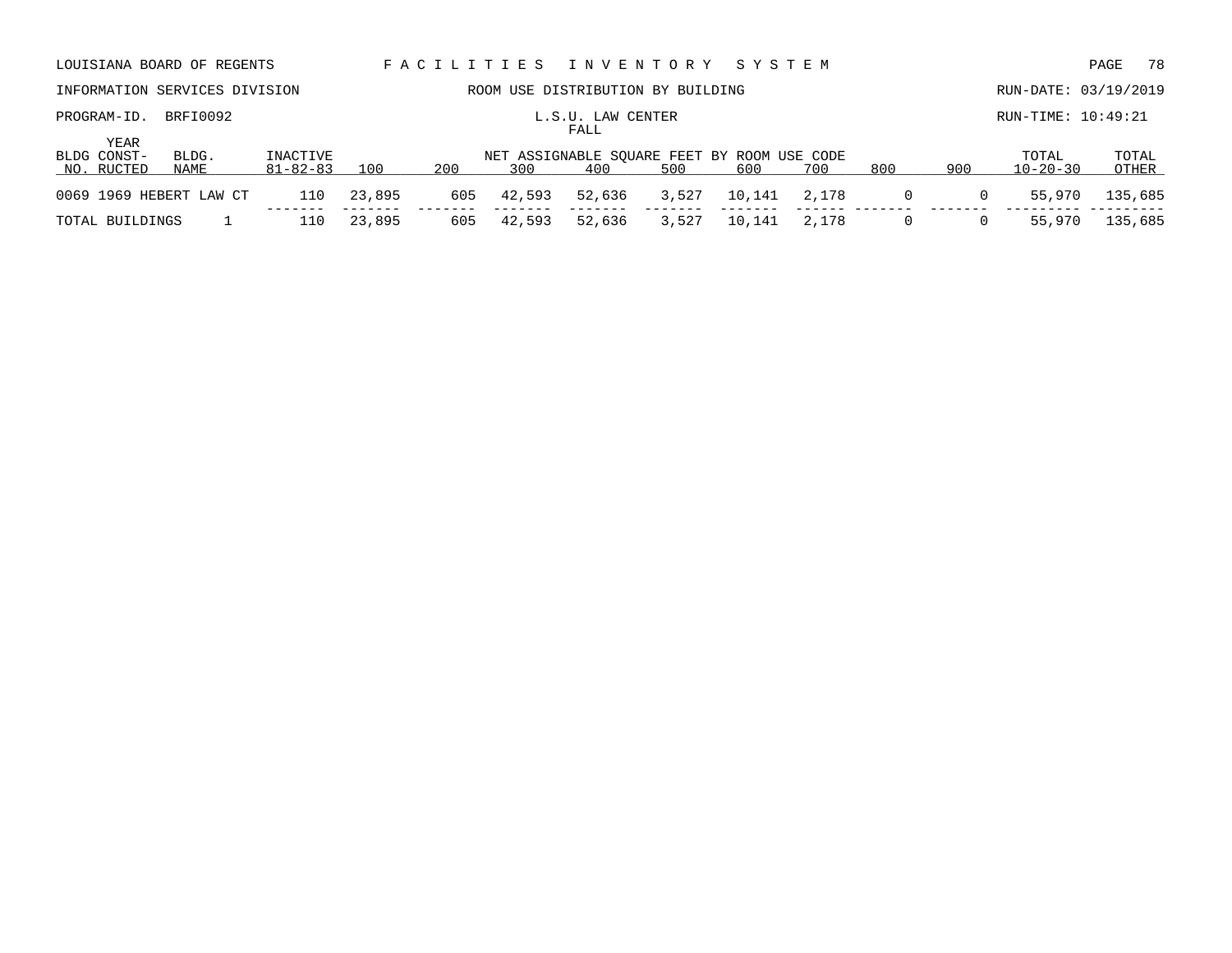LOUISIANA BOARD OF REGENTS — FACILITIES INVENTORY SYSTEM

INFORMATION SERVICES DIVISION — ROOM USE DISTRIBUTION BY BUILDING — RUN-DATE: 03/19/2019

PROGRAM-ID. BRFI0092 — L.S.U. LAW CENTER — RUN-TIME: 10:49:21

FALL

| BLDG NO. | YEAR CONST-RUCTED | BLDG. NAME | INACTIVE 81-82-83 | 100 | 200 | 300 | 400 | 500 | 600 | 700 | 800 | 900 | TOTAL 10-20-30 | TOTAL OTHER |
|---|---|---|---|---|---|---|---|---|---|---|---|---|---|---|
| | | | | NET ASSIGNABLE SQUARE FEET BY ROOM USE CODE | | | | | | | | | | |
| 0069 | 1969 | HEBERT LAW CT | 110 | 23,895 | 605 | 42,593 | 52,636 | 3,527 | 10,141 | 2,178 | 0 | 0 | 55,970 | 135,685 |
| TOTAL BUILDINGS | | 1 | 110 | 23,895 | 605 | 42,593 | 52,636 | 3,527 | 10,141 | 2,178 | 0 | 0 | 55,970 | 135,685 |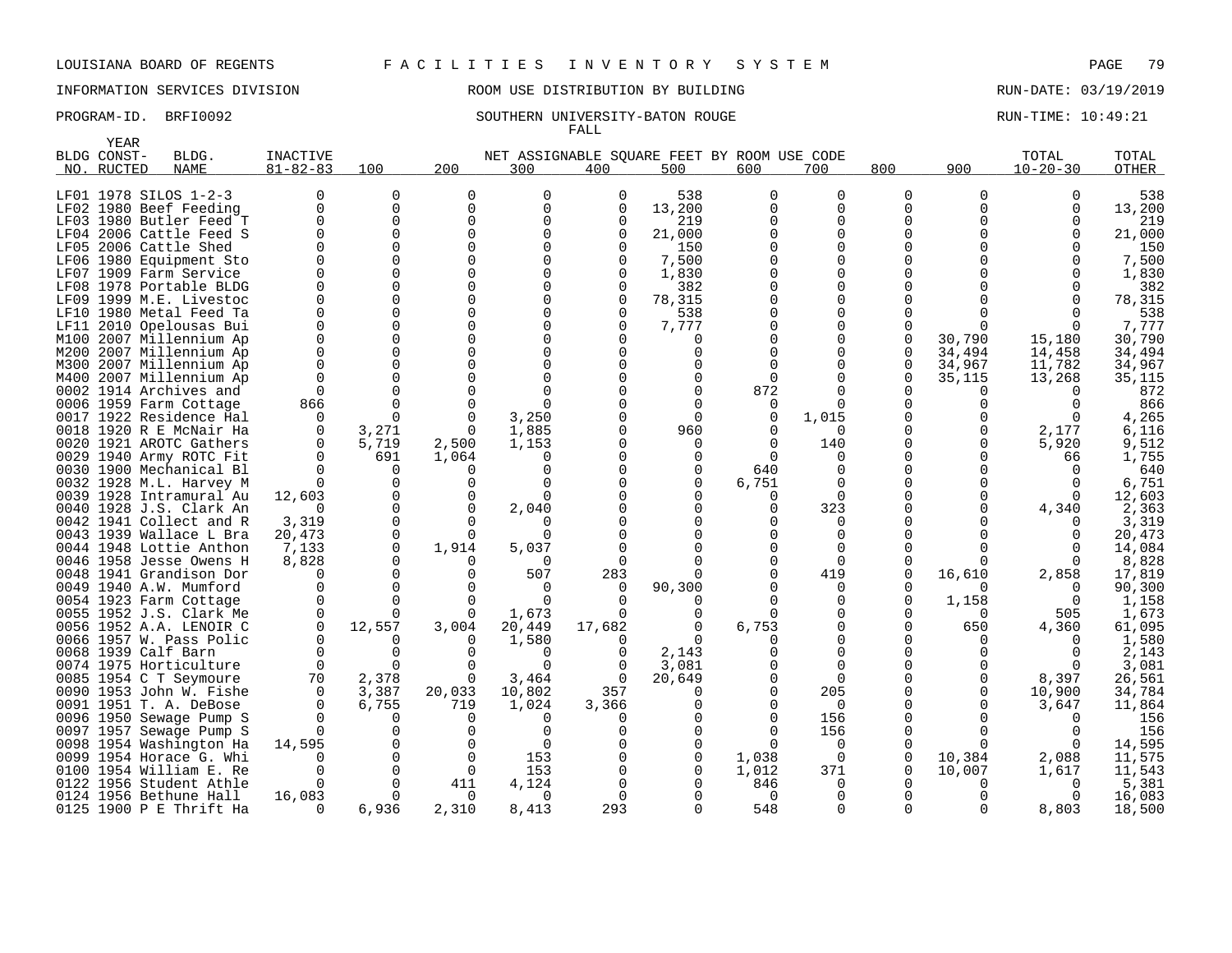LOUISIANA BOARD OF REGENTS F A C I L I T I E S I N V E N T O R Y S Y S T E M

INFORMATION SERVICES DIVISION ROOM USE DISTRIBUTION BY BUILDING RUN-DATE: 03/19/2019

PROGRAM-ID. BRFI0092 SOUTHERN UNIVERSITY-BATON ROUGE RUN-TIME: 10:49:21

FALL

| BLDG NO. | YEAR CONST-RUCTED | BLDG. NAME | INACTIVE 81-82-83 | 100 | 200 | 300 | 400 | 500 | 600 | 700 | 800 | 900 | TOTAL 10-20-30 | TOTAL OTHER |
|---|---|---|---|---|---|---|---|---|---|---|---|---|---|---|
| | | | | NET ASSIGNABLE SQUARE FEET BY ROOM USE CODE | | | | | | | | | | |
| LF01 | 1978 | SILOS 1-2-3 | 0 | 0 | 0 | 0 | 0 | 538 | 0 | 0 | 0 | 0 | 0 | 538 |
| LF02 | 1980 | Beef Feeding | 0 | 0 | 0 | 0 | 0 | 13,200 | 0 | 0 | 0 | 0 | 0 | 13,200 |
| LF03 | 1980 | Butler Feed T | 0 | 0 | 0 | 0 | 0 | 219 | 0 | 0 | 0 | 0 | 0 | 219 |
| LF04 | 2006 | Cattle Feed S | 0 | 0 | 0 | 0 | 0 | 21,000 | 0 | 0 | 0 | 0 | 0 | 21,000 |
| LF05 | 2006 | Cattle Shed | 0 | 0 | 0 | 0 | 0 | 150 | 0 | 0 | 0 | 0 | 0 | 150 |
| LF06 | 1980 | Equipment Sto | 0 | 0 | 0 | 0 | 0 | 7,500 | 0 | 0 | 0 | 0 | 0 | 7,500 |
| LF07 | 1909 | Farm Service | 0 | 0 | 0 | 0 | 0 | 1,830 | 0 | 0 | 0 | 0 | 0 | 1,830 |
| LF08 | 1978 | Portable BLDG | 0 | 0 | 0 | 0 | 0 | 382 | 0 | 0 | 0 | 0 | 0 | 382 |
| LF09 | 1999 | M.E. Livestoc | 0 | 0 | 0 | 0 | 0 | 78,315 | 0 | 0 | 0 | 0 | 0 | 78,315 |
| LF10 | 1980 | Metal Feed Ta | 0 | 0 | 0 | 0 | 0 | 538 | 0 | 0 | 0 | 0 | 0 | 538 |
| LF11 | 2010 | Opelousas Bui | 0 | 0 | 0 | 0 | 0 | 7,777 | 0 | 0 | 0 | 0 | 0 | 7,777 |
| M100 | 2007 | Millennium Ap | 0 | 0 | 0 | 0 | 0 | 0 | 0 | 0 | 0 | 30,790 | 15,180 | 30,790 |
| M200 | 2007 | Millennium Ap | 0 | 0 | 0 | 0 | 0 | 0 | 0 | 0 | 0 | 34,494 | 14,458 | 34,494 |
| M300 | 2007 | Millennium Ap | 0 | 0 | 0 | 0 | 0 | 0 | 0 | 0 | 0 | 34,967 | 11,782 | 34,967 |
| M400 | 2007 | Millennium Ap | 0 | 0 | 0 | 0 | 0 | 0 | 0 | 0 | 0 | 35,115 | 13,268 | 35,115 |
| 0002 | 1914 | Archives and | 0 | 0 | 0 | 0 | 0 | 0 | 872 | 0 | 0 | 0 | 0 | 872 |
| 0006 | 1959 | Farm Cottage | 866 | 0 | 0 | 0 | 0 | 0 | 0 | 0 | 0 | 0 | 0 | 866 |
| 0017 | 1922 | Residence Hal | 0 | 0 | 0 | 3,250 | 0 | 0 | 0 | 1,015 | 0 | 0 | 0 | 4,265 |
| 0018 | 1920 | R E McNair Ha | 0 | 3,271 | 0 | 1,885 | 0 | 960 | 0 | 0 | 0 | 0 | 2,177 | 6,116 |
| 0020 | 1921 | AROTC Gathers | 0 | 5,719 | 2,500 | 1,153 | 0 | 0 | 0 | 140 | 0 | 0 | 5,920 | 9,512 |
| 0029 | 1940 | Army ROTC Fit | 0 | 691 | 1,064 | 0 | 0 | 0 | 0 | 0 | 0 | 0 | 66 | 1,755 |
| 0030 | 1900 | Mechanical Bl | 0 | 0 | 0 | 0 | 0 | 0 | 640 | 0 | 0 | 0 | 0 | 640 |
| 0032 | 1928 | M.L. Harvey M | 0 | 0 | 0 | 0 | 0 | 0 | 6,751 | 0 | 0 | 0 | 0 | 6,751 |
| 0039 | 1928 | Intramural Au | 12,603 | 0 | 0 | 0 | 0 | 0 | 0 | 0 | 0 | 0 | 0 | 12,603 |
| 0040 | 1928 | J.S. Clark An | 0 | 0 | 0 | 2,040 | 0 | 0 | 0 | 323 | 0 | 0 | 4,340 | 2,363 |
| 0042 | 1941 | Collect and R | 3,319 | 0 | 0 | 0 | 0 | 0 | 0 | 0 | 0 | 0 | 0 | 3,319 |
| 0043 | 1939 | Wallace L Bra | 20,473 | 0 | 0 | 0 | 0 | 0 | 0 | 0 | 0 | 0 | 0 | 20,473 |
| 0044 | 1948 | Lottie Anthon | 7,133 | 0 | 1,914 | 5,037 | 0 | 0 | 0 | 0 | 0 | 0 | 0 | 14,084 |
| 0046 | 1958 | Jesse Owens H | 8,828 | 0 | 0 | 0 | 0 | 0 | 0 | 0 | 0 | 0 | 0 | 8,828 |
| 0048 | 1941 | Grandison Dor | 0 | 0 | 0 | 507 | 283 | 0 | 0 | 419 | 0 | 16,610 | 2,858 | 17,819 |
| 0049 | 1940 | A.W. Mumford | 0 | 0 | 0 | 0 | 0 | 90,300 | 0 | 0 | 0 | 0 | 0 | 90,300 |
| 0054 | 1923 | Farm Cottage | 0 | 0 | 0 | 0 | 0 | 0 | 0 | 0 | 0 | 1,158 | 0 | 1,158 |
| 0055 | 1952 | J.S. Clark Me | 0 | 0 | 0 | 1,673 | 0 | 0 | 0 | 0 | 0 | 0 | 505 | 1,673 |
| 0056 | 1952 | A.A. LENOIR C | 0 | 12,557 | 3,004 | 20,449 | 17,682 | 0 | 6,753 | 0 | 0 | 650 | 4,360 | 61,095 |
| 0066 | 1957 | W. Pass Polic | 0 | 0 | 0 | 1,580 | 0 | 0 | 0 | 0 | 0 | 0 | 0 | 1,580 |
| 0068 | 1939 | Calf Barn | 0 | 0 | 0 | 0 | 0 | 2,143 | 0 | 0 | 0 | 0 | 0 | 2,143 |
| 0074 | 1975 | Horticulture | 0 | 0 | 0 | 0 | 0 | 3,081 | 0 | 0 | 0 | 0 | 0 | 3,081 |
| 0085 | 1954 | C T Seymoure | 70 | 2,378 | 0 | 3,464 | 0 | 20,649 | 0 | 0 | 0 | 0 | 8,397 | 26,561 |
| 0090 | 1953 | John W. Fishe | 0 | 3,387 | 20,033 | 10,802 | 357 | 0 | 0 | 205 | 0 | 0 | 10,900 | 34,784 |
| 0091 | 1951 | T. A. DeBose | 0 | 6,755 | 719 | 1,024 | 3,366 | 0 | 0 | 0 | 0 | 0 | 3,647 | 11,864 |
| 0096 | 1950 | Sewage Pump S | 0 | 0 | 0 | 0 | 0 | 0 | 0 | 156 | 0 | 0 | 0 | 156 |
| 0097 | 1957 | Sewage Pump S | 0 | 0 | 0 | 0 | 0 | 0 | 0 | 156 | 0 | 0 | 0 | 156 |
| 0098 | 1954 | Washington Ha | 14,595 | 0 | 0 | 0 | 0 | 0 | 0 | 0 | 0 | 0 | 0 | 14,595 |
| 0099 | 1954 | Horace G. Whi | 0 | 0 | 0 | 153 | 0 | 0 | 1,038 | 0 | 0 | 10,384 | 2,088 | 11,575 |
| 0100 | 1954 | William E. Re | 0 | 0 | 0 | 153 | 0 | 0 | 1,012 | 371 | 0 | 10,007 | 1,617 | 11,543 |
| 0122 | 1956 | Student Athle | 0 | 0 | 411 | 4,124 | 0 | 0 | 846 | 0 | 0 | 0 | 0 | 5,381 |
| 0124 | 1956 | Bethune Hall | 16,083 | 0 | 0 | 0 | 0 | 0 | 0 | 0 | 0 | 0 | 0 | 16,083 |
| 0125 | 1900 | P E Thrift Ha | 0 | 6,936 | 2,310 | 8,413 | 293 | 0 | 548 | 0 | 0 | 0 | 8,803 | 18,500 |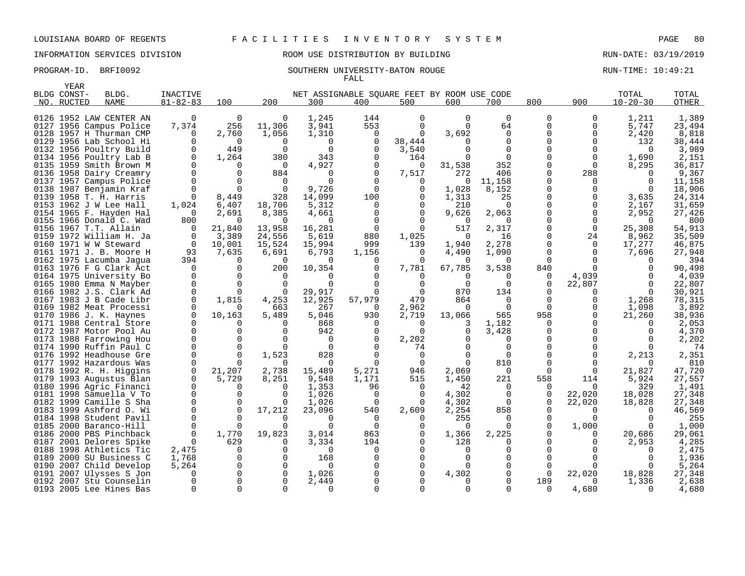LOUISIANA BOARD OF REGENTS F A C I L I T I E S I N V E N T O R Y S Y S T E M

INFORMATION SERVICES DIVISION ROOM USE DISTRIBUTION BY BUILDING RUN-DATE: 03/19/2019

PROGRAM-ID. BRFI0092 SOUTHERN UNIVERSITY-BATON ROUGE RUN-TIME: 10:49:21

FALL

| BLDG NO. | YEAR CONST-RUCTED | BLDG. NAME | INACTIVE 81-82-83 | 100 | 200 | 300 | 400 | 500 | 600 | 700 | 800 | 900 | TOTAL 10-20-30 | TOTAL OTHER |
|---|---|---|---|---|---|---|---|---|---|---|---|---|---|---|
| 0126 | 1952 | LAW CENTER AN | 0 | 0 | 0 | 1,245 | 144 | 0 | 0 | 0 | 0 | 0 | 1,211 | 1,389 |
| 0127 | 1956 | Campus Police | 7,374 | 256 | 11,306 | 3,941 | 553 | 0 | 0 | 64 | 0 | 0 | 5,747 | 23,494 |
| 0128 | 1957 | H Thurman CMP | 0 | 2,760 | 1,056 | 1,310 | 0 | 0 | 3,692 | 0 | 0 | 0 | 2,420 | 8,818 |
| 0129 | 1956 | Lab School Hi | 0 | 0 | 0 | 0 | 0 | 38,444 | 0 | 0 | 0 | 0 | 132 | 38,444 |
| 0132 | 1956 | Poultry Build | 0 | 449 | 0 | 0 | 0 | 3,540 | 0 | 0 | 0 | 0 | 0 | 3,989 |
| 0134 | 1956 | Poultry Lab B | 0 | 1,264 | 380 | 343 | 0 | 164 | 0 | 0 | 0 | 0 | 1,690 | 2,151 |
| 0135 | 1959 | Smith Brown M | 0 | 0 | 0 | 4,927 | 0 | 0 | 31,538 | 352 | 0 | 0 | 8,295 | 36,817 |
| 0136 | 1958 | Dairy Creamry | 0 | 0 | 884 | 0 | 0 | 7,517 | 272 | 406 | 0 | 288 | 0 | 9,367 |
| 0137 | 1957 | Campus Police | 0 | 0 | 0 | 0 | 0 | 0 | 0 | 11,158 | 0 | 0 | 0 | 11,158 |
| 0138 | 1987 | Benjamin Kraf | 0 | 0 | 0 | 9,726 | 0 | 0 | 1,028 | 8,152 | 0 | 0 | 0 | 18,906 |
| 0139 | 1958 | T. H. Harris | 0 | 8,449 | 328 | 14,099 | 100 | 0 | 1,313 | 25 | 0 | 0 | 3,635 | 24,314 |
| 0153 | 1962 | J W Lee Hall | 1,024 | 6,407 | 18,706 | 5,312 | 0 | 0 | 210 | 0 | 0 | 0 | 2,167 | 31,659 |
| 0154 | 1965 | F. Hayden Hal | 0 | 2,691 | 8,385 | 4,661 | 0 | 0 | 9,626 | 2,063 | 0 | 0 | 2,952 | 27,426 |
| 0155 | 1966 | Donald C. Wad | 800 | 0 | 0 | 0 | 0 | 0 | 0 | 0 | 0 | 0 | 0 | 800 |
| 0156 | 1967 | T.T. Allain | 0 | 21,840 | 13,958 | 16,281 | 0 | 0 | 517 | 2,317 | 0 | 0 | 25,308 | 54,913 |
| 0159 | 1972 | William H. Ja | 0 | 3,389 | 24,556 | 5,619 | 880 | 1,025 | 0 | 16 | 0 | 24 | 8,962 | 35,509 |
| 0160 | 1971 | W W Steward | 0 | 10,001 | 15,524 | 15,994 | 999 | 139 | 1,940 | 2,278 | 0 | 0 | 17,277 | 46,875 |
| 0161 | 1971 | J. B. Moore H | 93 | 7,635 | 6,691 | 6,793 | 1,156 | 0 | 4,490 | 1,090 | 0 | 0 | 7,696 | 27,948 |
| 0162 | 1975 | Lacumba Jagua | 394 | 0 | 0 | 0 | 0 | 0 | 0 | 0 | 0 | 0 | 0 | 394 |
| 0163 | 1976 | F G Clark Act | 0 | 0 | 200 | 10,354 | 0 | 7,781 | 67,785 | 3,538 | 840 | 0 | 0 | 90,498 |
| 0164 | 1975 | University Bo | 0 | 0 | 0 | 0 | 0 | 0 | 0 | 0 | 0 | 4,039 | 0 | 4,039 |
| 0165 | 1980 | Emma N Mayber | 0 | 0 | 0 | 0 | 0 | 0 | 0 | 0 | 0 | 22,807 | 0 | 22,807 |
| 0166 | 1982 | J.S. Clark Ad | 0 | 0 | 0 | 29,917 | 0 | 0 | 870 | 134 | 0 | 0 | 0 | 30,921 |
| 0167 | 1983 | J B Cade Libr | 0 | 1,815 | 4,253 | 12,925 | 57,979 | 479 | 864 | 0 | 0 | 0 | 1,268 | 78,315 |
| 0169 | 1982 | Meat Processi | 0 | 0 | 663 | 267 | 0 | 2,962 | 0 | 0 | 0 | 0 | 1,098 | 3,892 |
| 0170 | 1986 | J. K. Haynes | 0 | 10,163 | 5,489 | 5,046 | 930 | 2,719 | 13,066 | 565 | 958 | 0 | 21,260 | 38,936 |
| 0171 | 1988 | Central Store | 0 | 0 | 0 | 868 | 0 | 0 | 3 | 1,182 | 0 | 0 | 0 | 2,053 |
| 0172 | 1987 | Motor Pool Au | 0 | 0 | 0 | 942 | 0 | 0 | 0 | 3,428 | 0 | 0 | 0 | 4,370 |
| 0173 | 1988 | Farrowing Hou | 0 | 0 | 0 | 0 | 0 | 2,202 | 0 | 0 | 0 | 0 | 0 | 2,202 |
| 0174 | 1990 | Ruffin Paul C | 0 | 0 | 0 | 0 | 0 | 74 | 0 | 0 | 0 | 0 | 0 | 74 |
| 0176 | 1992 | Headhouse Gre | 0 | 0 | 1,523 | 828 | 0 | 0 | 0 | 0 | 0 | 0 | 2,213 | 2,351 |
| 0177 | 1992 | Hazardous Was | 0 | 0 | 0 | 0 | 0 | 0 | 0 | 810 | 0 | 0 | 0 | 810 |
| 0178 | 1992 | R. H. Higgins | 0 | 21,207 | 2,738 | 15,489 | 5,271 | 946 | 2,069 | 0 | 0 | 0 | 21,827 | 47,720 |
| 0179 | 1993 | Augustus Blan | 0 | 5,729 | 8,251 | 9,548 | 1,171 | 515 | 1,450 | 221 | 558 | 114 | 5,924 | 27,557 |
| 0180 | 1996 | Agric Financi | 0 | 0 | 0 | 1,353 | 96 | 0 | 42 | 0 | 0 | 0 | 329 | 1,491 |
| 0181 | 1998 | Samuella V To | 0 | 0 | 0 | 1,026 | 0 | 0 | 4,302 | 0 | 0 | 22,020 | 18,028 | 27,348 |
| 0182 | 1999 | Camille S Sha | 0 | 0 | 0 | 1,026 | 0 | 0 | 4,302 | 0 | 0 | 22,020 | 18,828 | 27,348 |
| 0183 | 1999 | Ashford O. Wi | 0 | 0 | 17,212 | 23,096 | 540 | 2,609 | 2,254 | 858 | 0 | 0 | 0 | 46,569 |
| 0184 | 1998 | Student Pavil | 0 | 0 | 0 | 0 | 0 | 0 | 255 | 0 | 0 | 0 | 0 | 255 |
| 0185 | 2000 | Baranco-Hill | 0 | 0 | 0 | 0 | 0 | 0 | 0 | 0 | 0 | 1,000 | 0 | 1,000 |
| 0186 | 2000 | PBS Pinchback | 0 | 1,770 | 19,823 | 3,014 | 863 | 0 | 1,366 | 2,225 | 0 | 0 | 20,686 | 29,061 |
| 0187 | 2001 | Delores Spike | 0 | 629 | 0 | 3,334 | 194 | 0 | 128 | 0 | 0 | 0 | 2,953 | 4,285 |
| 0188 | 1998 | Athletics Tic | 2,475 | 0 | 0 | 0 | 0 | 0 | 0 | 0 | 0 | 0 | 0 | 2,475 |
| 0189 | 2000 | SU Business C | 1,768 | 0 | 0 | 168 | 0 | 0 | 0 | 0 | 0 | 0 | 0 | 1,936 |
| 0190 | 2007 | Child Develop | 5,264 | 0 | 0 | 0 | 0 | 0 | 0 | 0 | 0 | 0 | 0 | 5,264 |
| 0191 | 2007 | Ulysses S Jon | 0 | 0 | 0 | 1,026 | 0 | 0 | 4,302 | 0 | 0 | 22,020 | 18,828 | 27,348 |
| 0192 | 2007 | Stu Counselin | 0 | 0 | 0 | 2,449 | 0 | 0 | 0 | 0 | 189 | 0 | 1,336 | 2,638 |
| 0193 | 2005 | Lee Hines Bas | 0 | 0 | 0 | 0 | 0 | 0 | 0 | 0 | 0 | 4,680 | 0 | 4,680 |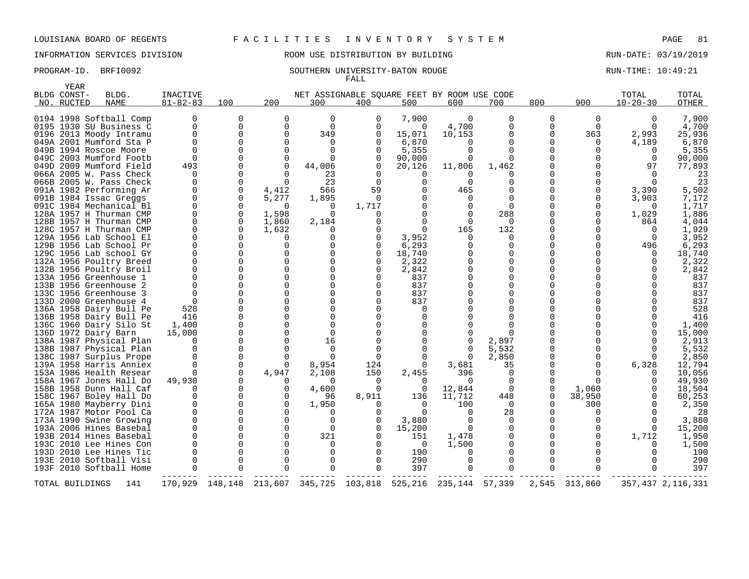LOUISIANA BOARD OF REGENTS F A C I L I T I E S I N V E N T O R Y S Y S T E M

INFORMATION SERVICES DIVISION ROOM USE DISTRIBUTION BY BUILDING RUN-DATE: 03/19/2019

PROGRAM-ID. BRFI0092 SOUTHERN UNIVERSITY-BATON ROUGE RUN-TIME: 10:49:21

FALL

| BLDG NO. | YEAR CONST-RUCTED | BLDG. NAME | INACTIVE 81-82-83 | 100 | 200 | 300 | 400 | 500 | 600 | 700 | 800 | 900 | TOTAL 10-20-30 | TOTAL OTHER |
|---|---|---|---|---|---|---|---|---|---|---|---|---|---|---|
| | | | | NET ASSIGNABLE SQUARE FEET BY ROOM USE CODE | | | | | | | | | | |
| 0194 | 1998 | Softball Comp | 0 | 0 | 0 | 0 | 0 | 7,900 | 0 | 0 | 0 | 0 | 0 | 7,900 |
| 0195 | 1930 | SU Business C | 0 | 0 | 0 | 0 | 0 | 0 | 4,700 | 0 | 0 | 0 | 0 | 4,700 |
| 0196 | 2013 | Moody Intramu | 0 | 0 | 0 | 349 | 0 | 15,071 | 10,153 | 0 | 0 | 363 | 2,993 | 25,936 |
| 049A | 2001 | Mumford Sta P | 0 | 0 | 0 | 0 | 0 | 6,870 | 0 | 0 | 0 | 0 | 4,189 | 6,870 |
| 049B | 1994 | Roscoe Moore | 0 | 0 | 0 | 0 | 0 | 5,355 | 0 | 0 | 0 | 0 | 0 | 5,355 |
| 049C | 2003 | Mumford Footb | 0 | 0 | 0 | 0 | 0 | 90,000 | 0 | 0 | 0 | 0 | 0 | 90,000 |
| 049D | 2009 | Mumford Field | 493 | 0 | 0 | 44,006 | 0 | 20,126 | 11,806 | 1,462 | 0 | 0 | 97 | 77,893 |
| 066A | 2005 | W. Pass Check | 0 | 0 | 0 | 23 | 0 | 0 | 0 | 0 | 0 | 0 | 0 | 23 |
| 066B | 2005 | W. Pass Check | 0 | 0 | 0 | 23 | 0 | 0 | 0 | 0 | 0 | 0 | 0 | 23 |
| 091A | 1982 | Performing Ar | 0 | 0 | 4,412 | 566 | 59 | 0 | 465 | 0 | 0 | 0 | 3,390 | 5,502 |
| 091B | 1984 | Issac Greggs | 0 | 0 | 5,277 | 1,895 | 0 | 0 | 0 | 0 | 0 | 0 | 3,903 | 7,172 |
| 091C | 1984 | Mechanical Bl | 0 | 0 | 0 | 0 | 1,717 | 0 | 0 | 0 | 0 | 0 | 0 | 1,717 |
| 128A | 1957 | H Thurman CMP | 0 | 0 | 1,598 | 0 | 0 | 0 | 0 | 288 | 0 | 0 | 1,029 | 1,886 |
| 128B | 1957 | H Thurman CMP | 0 | 0 | 1,860 | 2,184 | 0 | 0 | 0 | 0 | 0 | 0 | 864 | 4,044 |
| 128C | 1957 | H Thurman CMP | 0 | 0 | 1,632 | 0 | 0 | 0 | 165 | 132 | 0 | 0 | 0 | 1,929 |
| 129A | 1956 | Lab School El | 0 | 0 | 0 | 0 | 0 | 3,952 | 0 | 0 | 0 | 0 | 0 | 3,952 |
| 129B | 1956 | Lab School Pr | 0 | 0 | 0 | 0 | 0 | 6,293 | 0 | 0 | 0 | 0 | 496 | 6,293 |
| 129C | 1956 | Lab school GY | 0 | 0 | 0 | 0 | 0 | 18,740 | 0 | 0 | 0 | 0 | 0 | 18,740 |
| 132A | 1956 | Poultry Breed | 0 | 0 | 0 | 0 | 0 | 2,322 | 0 | 0 | 0 | 0 | 0 | 2,322 |
| 132B | 1956 | Poultry Broil | 0 | 0 | 0 | 0 | 0 | 2,842 | 0 | 0 | 0 | 0 | 0 | 2,842 |
| 133A | 1956 | Greenhouse 1 | 0 | 0 | 0 | 0 | 0 | 837 | 0 | 0 | 0 | 0 | 0 | 837 |
| 133B | 1956 | Greenhouse 2 | 0 | 0 | 0 | 0 | 0 | 837 | 0 | 0 | 0 | 0 | 0 | 837 |
| 133C | 1956 | Greenhouse 3 | 0 | 0 | 0 | 0 | 0 | 837 | 0 | 0 | 0 | 0 | 0 | 837 |
| 133D | 2000 | Greenhouse 4 | 0 | 0 | 0 | 0 | 0 | 837 | 0 | 0 | 0 | 0 | 0 | 837 |
| 136A | 1958 | Dairy Bull Pe | 528 | 0 | 0 | 0 | 0 | 0 | 0 | 0 | 0 | 0 | 0 | 528 |
| 136B | 1958 | Dairy Bull Pe | 416 | 0 | 0 | 0 | 0 | 0 | 0 | 0 | 0 | 0 | 0 | 416 |
| 136C | 1960 | Dairy Silo St | 1,400 | 0 | 0 | 0 | 0 | 0 | 0 | 0 | 0 | 0 | 0 | 1,400 |
| 136D | 1972 | Dairy Barn | 15,000 | 0 | 0 | 0 | 0 | 0 | 0 | 0 | 0 | 0 | 0 | 15,000 |
| 138A | 1987 | Physical Plan | 0 | 0 | 0 | 16 | 0 | 0 | 0 | 2,897 | 0 | 0 | 0 | 2,913 |
| 138B | 1987 | Physical Plan | 0 | 0 | 0 | 0 | 0 | 0 | 0 | 5,532 | 0 | 0 | 0 | 5,532 |
| 138C | 1987 | Surplus Prope | 0 | 0 | 0 | 0 | 0 | 0 | 0 | 2,850 | 0 | 0 | 0 | 2,850 |
| 139A | 1958 | Harris Anniex | 0 | 0 | 0 | 8,954 | 124 | 0 | 3,681 | 35 | 0 | 0 | 6,328 | 12,794 |
| 153A | 1986 | Health Resear | 0 | 0 | 4,947 | 2,108 | 150 | 2,455 | 396 | 0 | 0 | 0 | 0 | 10,056 |
| 158A | 1967 | Jones Hall Do | 49,930 | 0 | 0 | 0 | 0 | 0 | 0 | 0 | 0 | 0 | 0 | 49,930 |
| 158B | 1958 | Dunn Hall Caf | 0 | 0 | 0 | 4,600 | 0 | 0 | 12,844 | 0 | 0 | 1,060 | 0 | 18,504 |
| 158C | 1967 | Boley Hall Do | 0 | 0 | 0 | 96 | 8,911 | 136 | 11,712 | 448 | 0 | 38,950 | 0 | 60,253 |
| 165A | 1980 | Mayberry Dini | 0 | 0 | 0 | 1,950 | 0 | 0 | 100 | 0 | 0 | 300 | 0 | 2,350 |
| 172A | 1987 | Motor Pool Ca | 0 | 0 | 0 | 0 | 0 | 0 | 0 | 28 | 0 | 0 | 0 | 28 |
| 173A | 1990 | Swine Growing | 0 | 0 | 0 | 0 | 0 | 3,880 | 0 | 0 | 0 | 0 | 0 | 3,880 |
| 193A | 2006 | Hines Basebal | 0 | 0 | 0 | 0 | 0 | 15,200 | 0 | 0 | 0 | 0 | 0 | 15,200 |
| 193B | 2014 | Hines Basebal | 0 | 0 | 0 | 321 | 0 | 151 | 1,478 | 0 | 0 | 0 | 1,712 | 1,950 |
| 193C | 2010 | Lee Hines Con | 0 | 0 | 0 | 0 | 0 | 0 | 1,500 | 0 | 0 | 0 | 0 | 1,500 |
| 193D | 2010 | Lee Hines Tic | 0 | 0 | 0 | 0 | 0 | 190 | 0 | 0 | 0 | 0 | 0 | 190 |
| 193E | 2010 | Softball Visi | 0 | 0 | 0 | 0 | 0 | 290 | 0 | 0 | 0 | 0 | 0 | 290 |
| 193F | 2010 | Softball Home | 0 | 0 | 0 | 0 | 0 | 397 | 0 | 0 | 0 | 0 | 0 | 397 |
| TOTAL BUILDINGS | | 141 | 170,929 | 148,148 | 213,607 | 345,725 | 103,818 | 525,216 | 235,144 | 57,339 | 2,545 | 313,860 | 357,437 | 2,116,331 |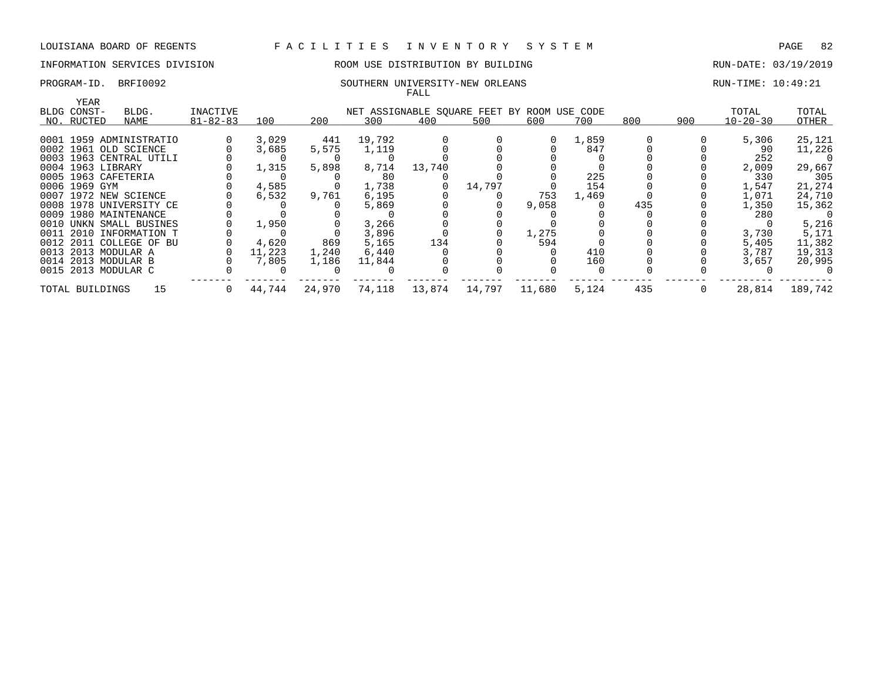LOUISIANA BOARD OF REGENTS — F A C I L I T I E S   I N V E N T O R Y   S Y S T E M

INFORMATION SERVICES DIVISION — ROOM USE DISTRIBUTION BY BUILDING — RUN-DATE: 03/19/2019

PROGRAM-ID. BRFI0092 — SOUTHERN UNIVERSITY-NEW ORLEANS — RUN-TIME: 10:49:21

FALL

| BLDG NO. | YEAR CONST-RUCTED | BLDG. NAME | INACTIVE 81-82-83 | 100 | 200 | 300 | 400 | 500 | 600 | 700 | 800 | 900 | TOTAL 10-20-30 | TOTAL OTHER |
|---|---|---|---|---|---|---|---|---|---|---|---|---|---|---|
| | | | NET ASSIGNABLE SQUARE FEET BY ROOM USE CODE | | | | | | | | | | | |
| 0001 | 1959 | ADMINISTRATIO | 0 | 3,029 | 441 | 19,792 | 0 | 0 | 0 | 1,859 | 0 | 0 | 5,306 | 25,121 |
| 0002 | 1961 | OLD SCIENCE | 0 | 3,685 | 5,575 | 1,119 | 0 | 0 | 0 | 847 | 0 | 0 | 90 | 11,226 |
| 0003 | 1963 | CENTRAL UTILI | 0 | 0 | 0 | 0 | 0 | 0 | 0 | 0 | 0 | 0 | 252 | 0 |
| 0004 | 1963 | LIBRARY | 0 | 1,315 | 5,898 | 8,714 | 13,740 | 0 | 0 | 0 | 0 | 0 | 2,009 | 29,667 |
| 0005 | 1963 | CAFETERIA | 0 | 0 | 0 | 80 | 0 | 0 | 0 | 225 | 0 | 0 | 330 | 305 |
| 0006 | 1969 | GYM | 0 | 4,585 | 0 | 1,738 | 0 | 14,797 | 0 | 154 | 0 | 0 | 1,547 | 21,274 |
| 0007 | 1972 | NEW SCIENCE | 0 | 6,532 | 9,761 | 6,195 | 0 | 0 | 753 | 1,469 | 0 | 0 | 1,071 | 24,710 |
| 0008 | 1978 | UNIVERSITY CE | 0 | 0 | 0 | 5,869 | 0 | 0 | 9,058 | 0 | 435 | 0 | 1,350 | 15,362 |
| 0009 | 1980 | MAINTENANCE | 0 | 0 | 0 | 0 | 0 | 0 | 0 | 0 | 0 | 0 | 280 | 0 |
| 0010 | UNKN | SMALL BUSINES | 0 | 1,950 | 0 | 3,266 | 0 | 0 | 0 | 0 | 0 | 0 | 0 | 5,216 |
| 0011 | 2010 | INFORMATION T | 0 | 0 | 0 | 3,896 | 0 | 0 | 1,275 | 0 | 0 | 0 | 3,730 | 5,171 |
| 0012 | 2011 | COLLEGE OF BU | 0 | 4,620 | 869 | 5,165 | 134 | 0 | 594 | 0 | 0 | 0 | 5,405 | 11,382 |
| 0013 | 2013 | MODULAR A | 0 | 11,223 | 1,240 | 6,440 | 0 | 0 | 0 | 410 | 0 | 0 | 3,787 | 19,313 |
| 0014 | 2013 | MODULAR B | 0 | 7,805 | 1,186 | 11,844 | 0 | 0 | 0 | 160 | 0 | 0 | 3,657 | 20,995 |
| 0015 | 2013 | MODULAR C | 0 | 0 | 0 | 0 | 0 | 0 | 0 | 0 | 0 | 0 | 0 | 0 |
| TOTAL BUILDINGS | | 15 | 0 | 44,744 | 24,970 | 74,118 | 13,874 | 14,797 | 11,680 | 5,124 | 435 | 0 | 28,814 | 189,742 |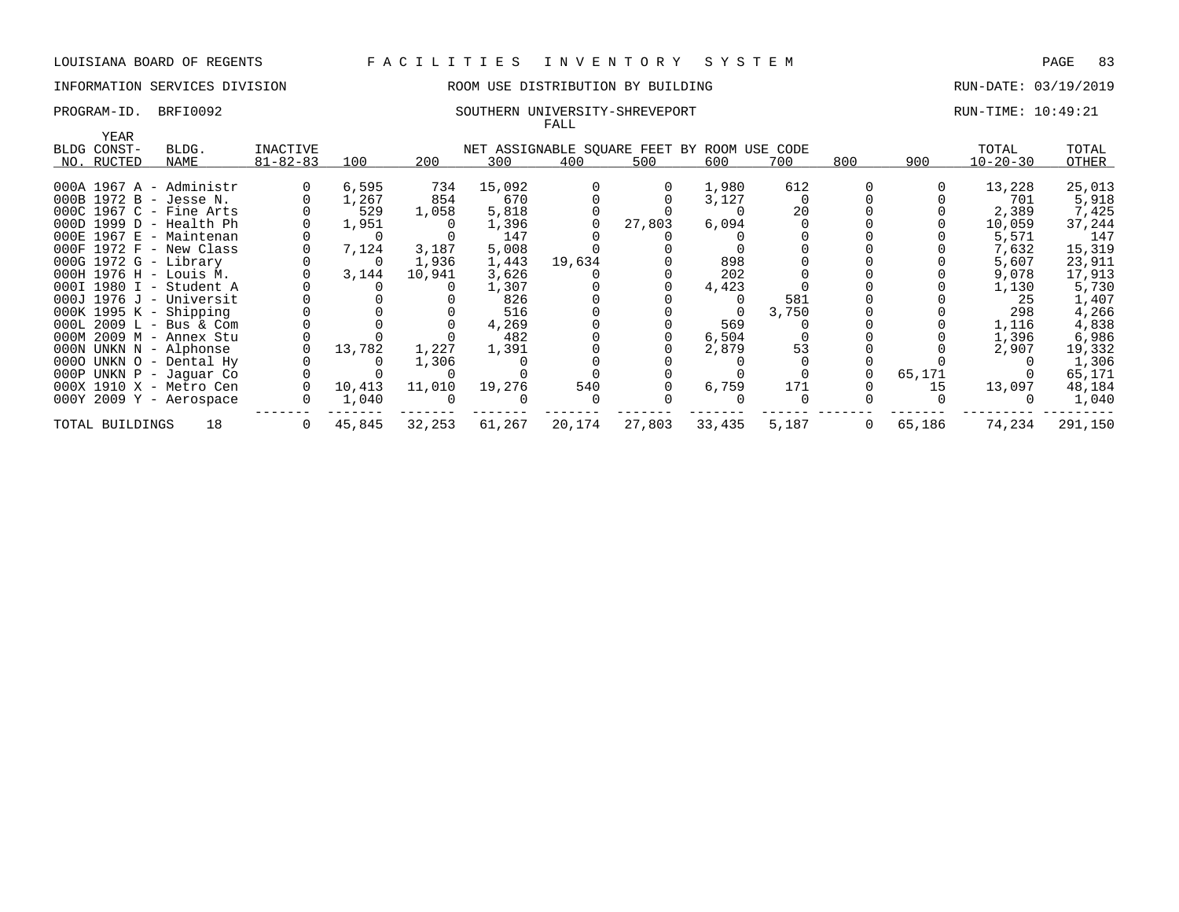LOUISIANA BOARD OF REGENTS — FACILITIES INVENTORY SYSTEM

INFORMATION SERVICES DIVISION — ROOM USE DISTRIBUTION BY BUILDING — RUN-DATE: 03/19/2019

PROGRAM-ID. BRFI0092 — SOUTHERN UNIVERSITY-SHREVEPORT — RUN-TIME: 10:49:21

FALL

| BLDG NO. | YEAR CONST-RUCTED | BLDG. NAME | INACTIVE 81-82-83 | 100 | 200 | 300 | 400 | 500 | 600 | 700 | 800 | 900 | TOTAL 10-20-30 | TOTAL OTHER |
|---|---|---|---|---|---|---|---|---|---|---|---|---|---|---|
| | | | | NET ASSIGNABLE SQUARE FEET BY ROOM USE CODE | | | | | | | | | | |
| 000A | 1967 | A - Administr | 0 | 6,595 | 734 | 15,092 | 0 | 0 | 1,980 | 612 | 0 | 0 | 13,228 | 25,013 |
| 000B | 1972 | B - Jesse N. | 0 | 1,267 | 854 | 670 | 0 | 0 | 3,127 | 0 | 0 | 0 | 701 | 5,918 |
| 000C | 1967 | C - Fine Arts | 0 | 529 | 1,058 | 5,818 | 0 | 0 | 0 | 20 | 0 | 0 | 2,389 | 7,425 |
| 000D | 1999 | D - Health Ph | 0 | 1,951 | 0 | 1,396 | 0 | 27,803 | 6,094 | 0 | 0 | 0 | 10,059 | 37,244 |
| 000E | 1967 | E - Maintenan | 0 | 0 | 0 | 147 | 0 | 0 | 0 | 0 | 0 | 0 | 5,571 | 147 |
| 000F | 1972 | F - New Class | 0 | 7,124 | 3,187 | 5,008 | 0 | 0 | 0 | 0 | 0 | 0 | 7,632 | 15,319 |
| 000G | 1972 | G - Library | 0 | 0 | 1,936 | 1,443 | 19,634 | 0 | 898 | 0 | 0 | 0 | 5,607 | 23,911 |
| 000H | 1976 | H - Louis M. | 0 | 3,144 | 10,941 | 3,626 | 0 | 0 | 202 | 0 | 0 | 0 | 9,078 | 17,913 |
| 000I | 1980 | I - Student A | 0 | 0 | 0 | 1,307 | 0 | 0 | 4,423 | 0 | 0 | 0 | 1,130 | 5,730 |
| 000J | 1976 | J - Universit | 0 | 0 | 0 | 826 | 0 | 0 | 0 | 581 | 0 | 0 | 25 | 1,407 |
| 000K | 1995 | K - Shipping | 0 | 0 | 0 | 516 | 0 | 0 | 0 | 3,750 | 0 | 0 | 298 | 4,266 |
| 000L | 2009 | L - Bus & Com | 0 | 0 | 0 | 4,269 | 0 | 0 | 569 | 0 | 0 | 0 | 1,116 | 4,838 |
| 000M | 2009 | M - Annex Stu | 0 | 0 | 0 | 482 | 0 | 0 | 6,504 | 0 | 0 | 0 | 1,396 | 6,986 |
| 000N | UNKN | N - Alphonse | 0 | 13,782 | 1,227 | 1,391 | 0 | 0 | 2,879 | 53 | 0 | 0 | 2,907 | 19,332 |
| 000O | UNKN | O - Dental Hy | 0 | 0 | 1,306 | 0 | 0 | 0 | 0 | 0 | 0 | 0 | 0 | 1,306 |
| 000P | UNKN | P - Jaguar Co | 0 | 0 | 0 | 0 | 0 | 0 | 0 | 0 | 0 | 65,171 | 0 | 65,171 |
| 000X | 1910 | X - Metro Cen | 0 | 10,413 | 11,010 | 19,276 | 540 | 0 | 6,759 | 171 | 0 | 15 | 13,097 | 48,184 |
| 000Y | 2009 | Y - Aerospace | 0 | 1,040 | 0 | 0 | 0 | 0 | 0 | 0 | 0 | 0 | 0 | 1,040 |
| TOTAL BUILDINGS | | 18 | 0 | 45,845 | 32,253 | 61,267 | 20,174 | 27,803 | 33,435 | 5,187 | 0 | 65,186 | 74,234 | 291,150 |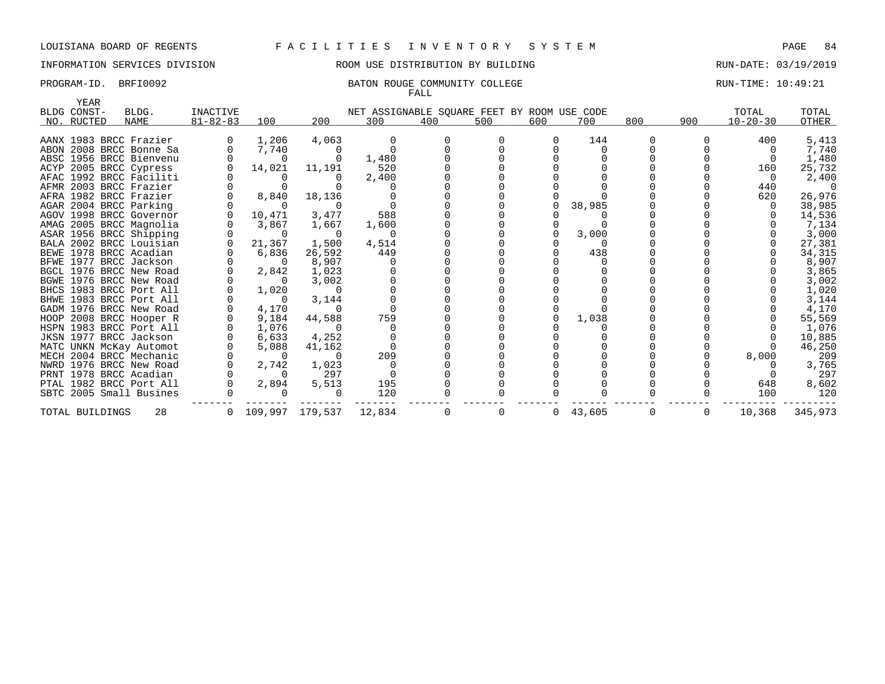LOUISIANA BOARD OF REGENTS F A C I L I T I E S I N V E N T O R Y S Y S T E M

INFORMATION SERVICES DIVISION ROOM USE DISTRIBUTION BY BUILDING RUN-DATE: 03/19/2019

PROGRAM-ID. BRFI0092 BATON ROUGE COMMUNITY COLLEGE RUN-TIME: 10:49:21

FALL

| BLDG NO. | YEAR CONST-RUCTED | BLDG. NAME | INACTIVE 81-82-83 | 100 | 200 | 300 | 400 | 500 | 600 | 700 | 800 | 900 | TOTAL 10-20-30 | TOTAL OTHER |
|---|---|---|---|---|---|---|---|---|---|---|---|---|---|---|
| | | | | NET ASSIGNABLE SQUARE FEET BY ROOM USE CODE | | | | | | | | | | |
| AANX | 1983 | BRCC Frazier | 0 | 1,206 | 4,063 | 0 | 0 | 0 | 0 | 144 | 0 | 0 | 400 | 5,413 |
| ABON | 2008 | BRCC Bonne Sa | 0 | 7,740 | 0 | 0 | 0 | 0 | 0 | 0 | 0 | 0 | 0 | 7,740 |
| ABSC | 1956 | BRCC Bienvenu | 0 | 0 | 0 | 1,480 | 0 | 0 | 0 | 0 | 0 | 0 | 0 | 1,480 |
| ACYP | 2005 | BRCC Cypress | 0 | 14,021 | 11,191 | 520 | 0 | 0 | 0 | 0 | 0 | 0 | 160 | 25,732 |
| AFAC | 1992 | BRCC Faciliti | 0 | 0 | 0 | 2,400 | 0 | 0 | 0 | 0 | 0 | 0 | 0 | 2,400 |
| AFMR | 2003 | BRCC Frazier | 0 | 0 | 0 | 0 | 0 | 0 | 0 | 0 | 0 | 0 | 440 | 0 |
| AFRA | 1982 | BRCC Frazier | 0 | 8,840 | 18,136 | 0 | 0 | 0 | 0 | 0 | 0 | 0 | 620 | 26,976 |
| AGAR | 2004 | BRCC Parking | 0 | 0 | 0 | 0 | 0 | 0 | 0 | 38,985 | 0 | 0 | 0 | 38,985 |
| AGOV | 1998 | BRCC Governor | 0 | 10,471 | 3,477 | 588 | 0 | 0 | 0 | 0 | 0 | 0 | 0 | 14,536 |
| AMAG | 2005 | BRCC Magnolia | 0 | 3,867 | 1,667 | 1,600 | 0 | 0 | 0 | 0 | 0 | 0 | 0 | 7,134 |
| ASAR | 1956 | BRCC Shipping | 0 | 0 | 0 | 0 | 0 | 0 | 0 | 3,000 | 0 | 0 | 0 | 3,000 |
| BALA | 2002 | BRCC Louisian | 0 | 21,367 | 1,500 | 4,514 | 0 | 0 | 0 | 0 | 0 | 0 | 0 | 27,381 |
| BEWE | 1978 | BRCC Acadian | 0 | 6,836 | 26,592 | 449 | 0 | 0 | 0 | 438 | 0 | 0 | 0 | 34,315 |
| BFWE | 1977 | BRCC Jackson | 0 | 0 | 8,907 | 0 | 0 | 0 | 0 | 0 | 0 | 0 | 0 | 8,907 |
| BGCL | 1976 | BRCC New Road | 0 | 2,842 | 1,023 | 0 | 0 | 0 | 0 | 0 | 0 | 0 | 0 | 3,865 |
| BGWE | 1976 | BRCC New Road | 0 | 0 | 3,002 | 0 | 0 | 0 | 0 | 0 | 0 | 0 | 0 | 3,002 |
| BHCS | 1983 | BRCC Port All | 0 | 1,020 | 0 | 0 | 0 | 0 | 0 | 0 | 0 | 0 | 0 | 1,020 |
| BHWE | 1983 | BRCC Port All | 0 | 0 | 3,144 | 0 | 0 | 0 | 0 | 0 | 0 | 0 | 0 | 3,144 |
| GADM | 1976 | BRCC New Road | 0 | 4,170 | 0 | 0 | 0 | 0 | 0 | 0 | 0 | 0 | 0 | 4,170 |
| HOOP | 2008 | BRCC Hooper R | 0 | 9,184 | 44,588 | 759 | 0 | 0 | 0 | 1,038 | 0 | 0 | 0 | 55,569 |
| HSPN | 1983 | BRCC Port All | 0 | 1,076 | 0 | 0 | 0 | 0 | 0 | 0 | 0 | 0 | 0 | 1,076 |
| JKSN | 1977 | BRCC Jackson | 0 | 6,633 | 4,252 | 0 | 0 | 0 | 0 | 0 | 0 | 0 | 0 | 10,885 |
| MATC | UNKN | McKay Automot | 0 | 5,088 | 41,162 | 0 | 0 | 0 | 0 | 0 | 0 | 0 | 0 | 46,250 |
| MECH | 2004 | BRCC Mechanic | 0 | 0 | 0 | 209 | 0 | 0 | 0 | 0 | 0 | 0 | 8,000 | 209 |
| NWRD | 1976 | BRCC New Road | 0 | 2,742 | 1,023 | 0 | 0 | 0 | 0 | 0 | 0 | 0 | 0 | 3,765 |
| PRNT | 1978 | BRCC Acadian | 0 | 0 | 297 | 0 | 0 | 0 | 0 | 0 | 0 | 0 | 0 | 297 |
| PTAL | 1982 | BRCC Port All | 0 | 2,894 | 5,513 | 195 | 0 | 0 | 0 | 0 | 0 | 0 | 648 | 8,602 |
| SBTC | 2005 | Small Busines | 0 | 0 | 0 | 120 | 0 | 0 | 0 | 0 | 0 | 0 | 100 | 120 |
| TOTAL BUILDINGS | | 28 | 0 | 109,997 | 179,537 | 12,834 | 0 | 0 | 0 | 43,605 | 0 | 0 | 10,368 | 345,973 |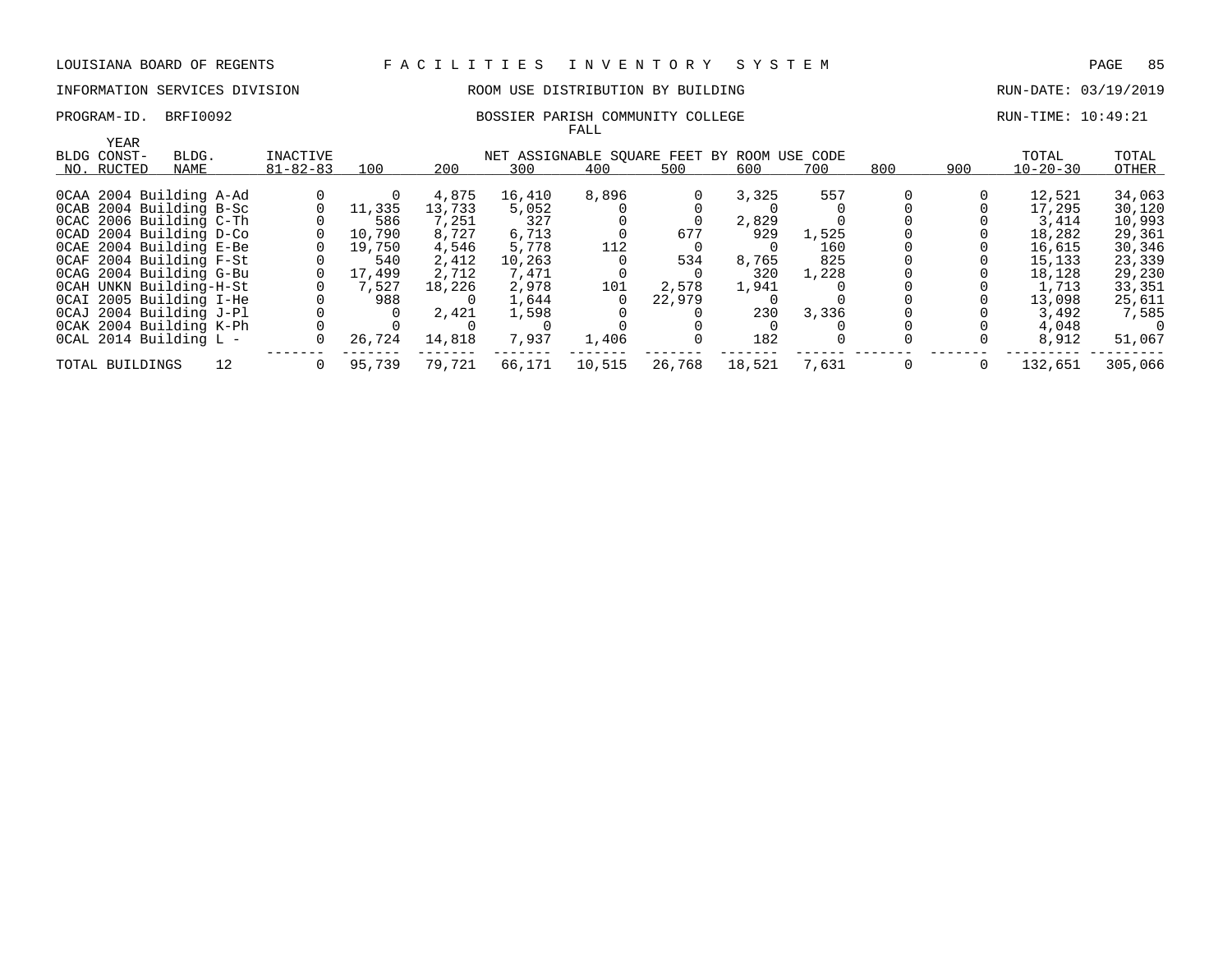LOUISIANA BOARD OF REGENTS — FACILITIES INVENTORY SYSTEM

INFORMATION SERVICES DIVISION — ROOM USE DISTRIBUTION BY BUILDING — RUN-DATE: 03/19/2019

PROGRAM-ID. BRFI0092 — BOSSIER PARISH COMMUNITY COLLEGE — RUN-TIME: 10:49:21

FALL

| BLDG NO. | YEAR CONST-RUCTED | BLDG. NAME | INACTIVE 81-82-83 | 100 | 200 | 300 | 400 | 500 | 600 | 700 | 800 | 900 | TOTAL 10-20-30 | TOTAL OTHER |
|---|---|---|---|---|---|---|---|---|---|---|---|---|---|---|
| | | | | NET ASSIGNABLE SQUARE FEET BY ROOM USE CODE | | | | | | | | | | |
| 0CAA | 2004 | Building A-Ad | 0 | 0 | 4,875 | 16,410 | 8,896 | 0 | 3,325 | 557 | 0 | 0 | 12,521 | 34,063 |
| 0CAB | 2004 | Building B-Sc | 0 | 11,335 | 13,733 | 5,052 | 0 | 0 | 0 | 0 | 0 | 0 | 17,295 | 30,120 |
| 0CAC | 2006 | Building C-Th | 0 | 586 | 7,251 | 327 | 0 | 0 | 2,829 | 0 | 0 | 0 | 3,414 | 10,993 |
| 0CAD | 2004 | Building D-Co | 0 | 10,790 | 8,727 | 6,713 | 0 | 677 | 929 | 1,525 | 0 | 0 | 18,282 | 29,361 |
| 0CAE | 2004 | Building E-Be | 0 | 19,750 | 4,546 | 5,778 | 112 | 0 | 0 | 160 | 0 | 0 | 16,615 | 30,346 |
| 0CAF | 2004 | Building F-St | 0 | 540 | 2,412 | 10,263 | 0 | 534 | 8,765 | 825 | 0 | 0 | 15,133 | 23,339 |
| 0CAG | 2004 | Building G-Bu | 0 | 17,499 | 2,712 | 7,471 | 0 | 0 | 320 | 1,228 | 0 | 0 | 18,128 | 29,230 |
| 0CAH | UNKN | Building-H-St | 0 | 7,527 | 18,226 | 2,978 | 101 | 2,578 | 1,941 | 0 | 0 | 0 | 1,713 | 33,351 |
| 0CAI | 2005 | Building I-He | 0 | 988 | 0 | 1,644 | 0 | 22,979 | 0 | 0 | 0 | 0 | 13,098 | 25,611 |
| 0CAJ | 2004 | Building J-Pl | 0 | 0 | 2,421 | 1,598 | 0 | 0 | 230 | 3,336 | 0 | 0 | 3,492 | 7,585 |
| 0CAK | 2004 | Building K-Ph | 0 | 0 | 0 | 0 | 0 | 0 | 0 | 0 | 0 | 0 | 4,048 | 0 |
| 0CAL | 2014 | Building L - | 0 | 26,724 | 14,818 | 7,937 | 1,406 | 0 | 182 | 0 | 0 | 0 | 8,912 | 51,067 |
| TOTAL BUILDINGS | | 12 | 0 | 95,739 | 79,721 | 66,171 | 10,515 | 26,768 | 18,521 | 7,631 | 0 | 0 | 132,651 | 305,066 |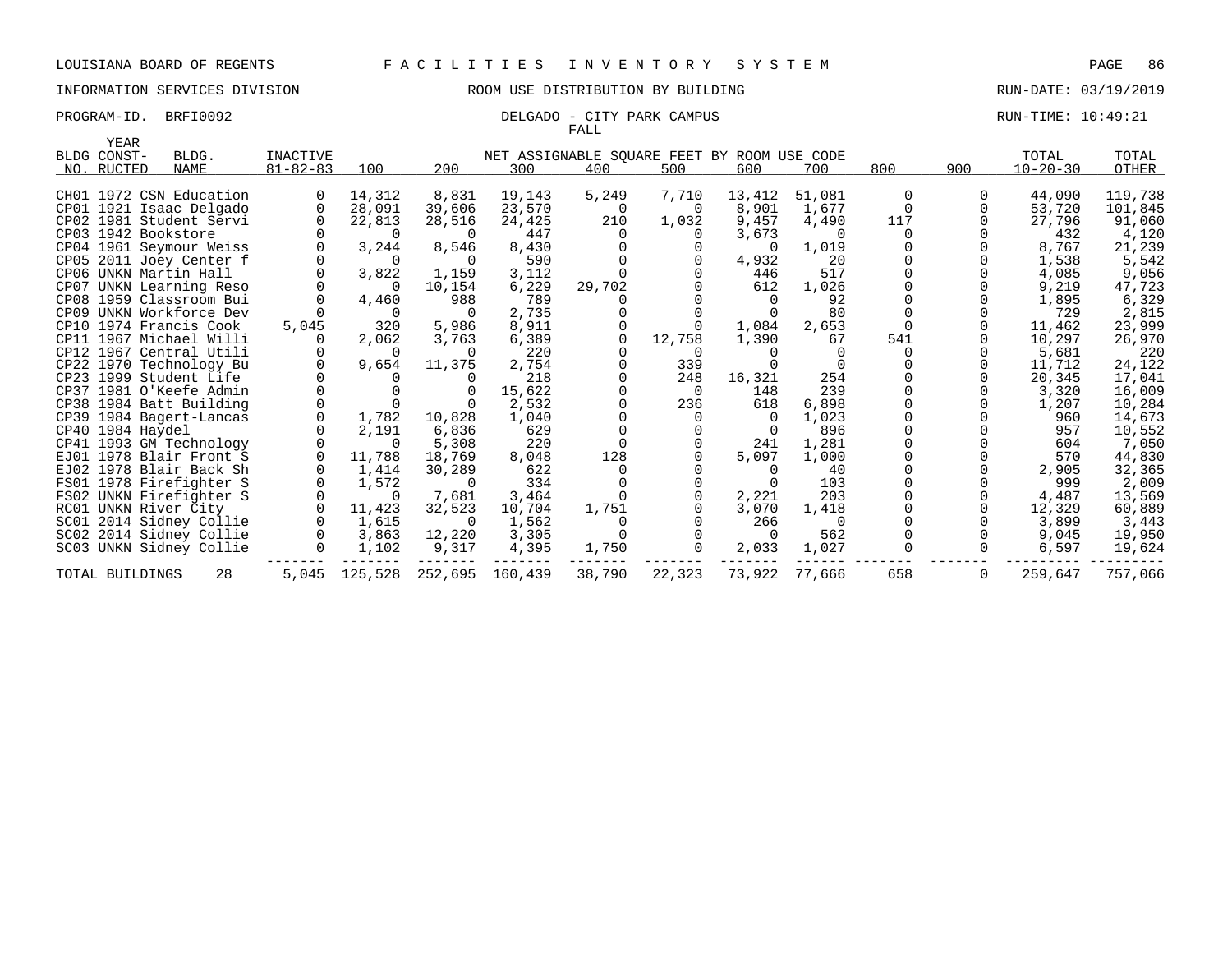LOUISIANA BOARD OF REGENTS F A C I L I T I E S I N V E N T O R Y S Y S T E M

INFORMATION SERVICES DIVISION ROOM USE DISTRIBUTION BY BUILDING RUN-DATE: 03/19/2019

PROGRAM-ID. BRFI0092 DELGADO - CITY PARK CAMPUS RUN-TIME: 10:49:21

FALL

| BLDG NO. | YEAR CONST-RUCTED | BLDG. NAME | INACTIVE 81-82-83 | 100 | 200 | 300 | 400 | 500 | 600 | 700 | 800 | 900 | TOTAL 10-20-30 | TOTAL OTHER |
|---|---|---|---|---|---|---|---|---|---|---|---|---|---|---|
| CH01 | 1972 | CSN Education | 0 | 14,312 | 8,831 | 19,143 | 5,249 | 7,710 | 13,412 | 51,081 | 0 | 0 | 44,090 | 119,738 |
| CP01 | 1921 | Isaac Delgado | 0 | 28,091 | 39,606 | 23,570 | 0 | 0 | 8,901 | 1,677 | 0 | 0 | 53,720 | 101,845 |
| CP02 | 1981 | Student Servi | 0 | 22,813 | 28,516 | 24,425 | 210 | 1,032 | 9,457 | 4,490 | 117 | 0 | 27,796 | 91,060 |
| CP03 | 1942 | Bookstore | 0 | 0 | 0 | 447 | 0 | 0 | 3,673 | 0 | 0 | 0 | 432 | 4,120 |
| CP04 | 1961 | Seymour Weiss | 0 | 3,244 | 8,546 | 8,430 | 0 | 0 | 0 | 1,019 | 0 | 0 | 8,767 | 21,239 |
| CP05 | 2011 | Joey Center f | 0 | 0 | 0 | 590 | 0 | 0 | 4,932 | 20 | 0 | 0 | 1,538 | 5,542 |
| CP06 | UNKN | Martin Hall | 0 | 3,822 | 1,159 | 3,112 | 0 | 0 | 446 | 517 | 0 | 0 | 4,085 | 9,056 |
| CP07 | UNKN | Learning Reso | 0 | 0 | 10,154 | 6,229 | 29,702 | 0 | 612 | 1,026 | 0 | 0 | 9,219 | 47,723 |
| CP08 | 1959 | Classroom Bui | 0 | 4,460 | 988 | 789 | 0 | 0 | 0 | 92 | 0 | 0 | 1,895 | 6,329 |
| CP09 | UNKN | Workforce Dev | 0 | 0 | 0 | 2,735 | 0 | 0 | 0 | 80 | 0 | 0 | 729 | 2,815 |
| CP10 | 1974 | Francis Cook | 5,045 | 320 | 5,986 | 8,911 | 0 | 0 | 1,084 | 2,653 | 0 | 0 | 11,462 | 23,999 |
| CP11 | 1967 | Michael Willi | 0 | 2,062 | 3,763 | 6,389 | 0 | 12,758 | 1,390 | 67 | 541 | 0 | 10,297 | 26,970 |
| CP12 | 1967 | Central Utili | 0 | 0 | 0 | 220 | 0 | 0 | 0 | 0 | 0 | 0 | 5,681 | 220 |
| CP22 | 1970 | Technology Bu | 0 | 9,654 | 11,375 | 2,754 | 0 | 339 | 0 | 0 | 0 | 0 | 11,712 | 24,122 |
| CP23 | 1999 | Student Life | 0 | 0 | 0 | 218 | 0 | 248 | 16,321 | 254 | 0 | 0 | 20,345 | 17,041 |
| CP37 | 1981 | O'Keefe Admin | 0 | 0 | 0 | 15,622 | 0 | 0 | 148 | 239 | 0 | 0 | 3,320 | 16,009 |
| CP38 | 1984 | Batt Building | 0 | 0 | 0 | 2,532 | 0 | 236 | 618 | 6,898 | 0 | 0 | 1,207 | 10,284 |
| CP39 | 1984 | Bagert-Lancas | 0 | 1,782 | 10,828 | 1,040 | 0 | 0 | 0 | 1,023 | 0 | 0 | 960 | 14,673 |
| CP40 | 1984 | Haydel | 0 | 2,191 | 6,836 | 629 | 0 | 0 | 0 | 896 | 0 | 0 | 957 | 10,552 |
| CP41 | 1993 | GM Technology | 0 | 0 | 5,308 | 220 | 0 | 0 | 241 | 1,281 | 0 | 0 | 604 | 7,050 |
| EJ01 | 1978 | Blair Front S | 0 | 11,788 | 18,769 | 8,048 | 128 | 0 | 5,097 | 1,000 | 0 | 0 | 570 | 44,830 |
| EJ02 | 1978 | Blair Back Sh | 0 | 1,414 | 30,289 | 622 | 0 | 0 | 0 | 40 | 0 | 0 | 2,905 | 32,365 |
| FS01 | 1978 | Firefighter S | 0 | 1,572 | 0 | 334 | 0 | 0 | 0 | 103 | 0 | 0 | 999 | 2,009 |
| FS02 | UNKN | Firefighter S | 0 | 0 | 7,681 | 3,464 | 0 | 0 | 2,221 | 203 | 0 | 0 | 4,487 | 13,569 |
| RC01 | UNKN | River City | 0 | 11,423 | 32,523 | 10,704 | 1,751 | 0 | 3,070 | 1,418 | 0 | 0 | 12,329 | 60,889 |
| SC01 | 2014 | Sidney Collie | 0 | 1,615 | 0 | 1,562 | 0 | 0 | 266 | 0 | 0 | 0 | 3,899 | 3,443 |
| SC02 | 2014 | Sidney Collie | 0 | 3,863 | 12,220 | 3,305 | 0 | 0 | 0 | 562 | 0 | 0 | 9,045 | 19,950 |
| SC03 | UNKN | Sidney Collie | 0 | 1,102 | 9,317 | 4,395 | 1,750 | 0 | 2,033 | 1,027 | 0 | 0 | 6,597 | 19,624 |
| TOTAL BUILDINGS | | 28 | 5,045 | 125,528 | 252,695 | 160,439 | 38,790 | 22,323 | 73,922 | 77,666 | 658 | 0 | 259,647 | 757,066 |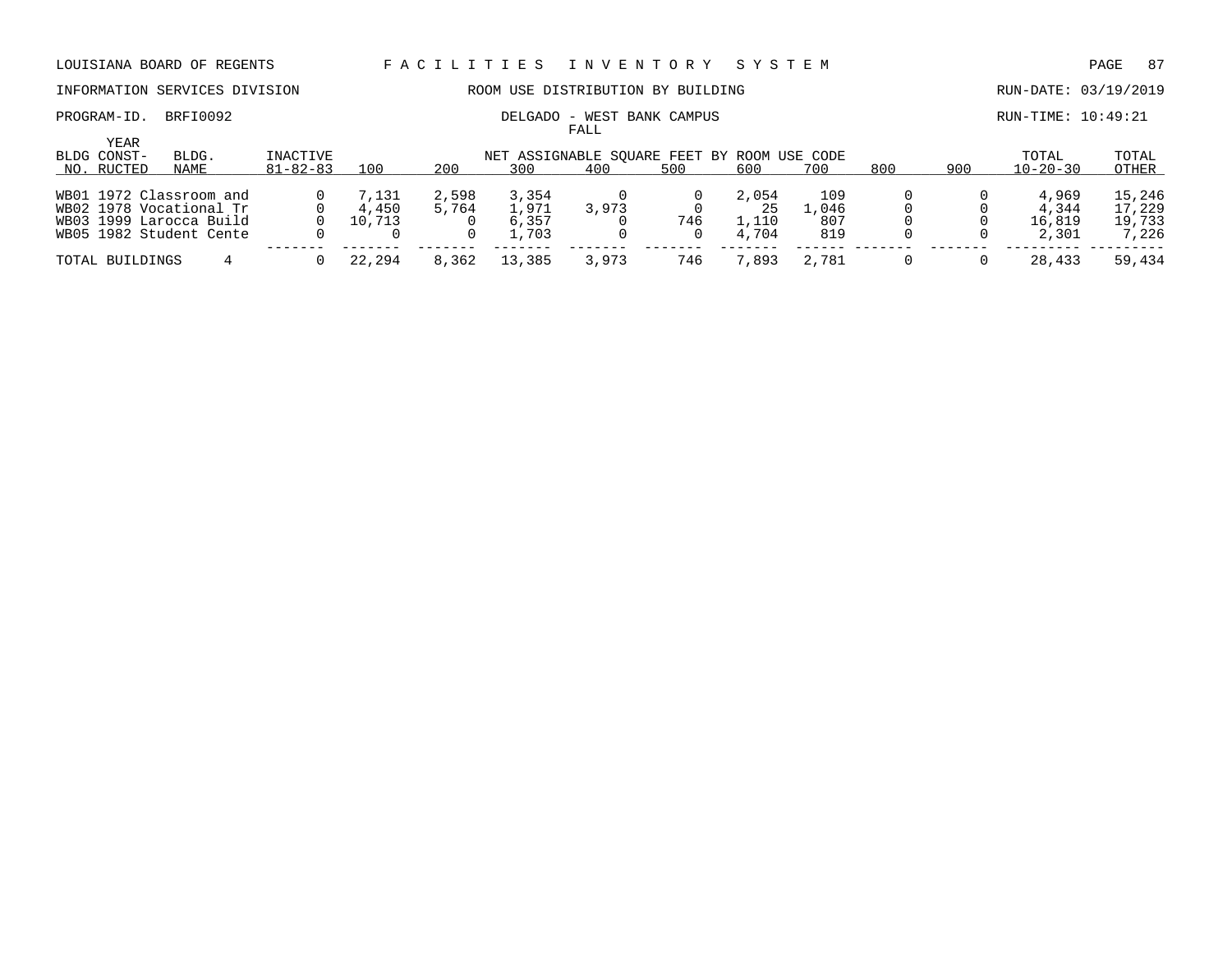LOUISIANA BOARD OF REGENTS — FACILITIES INVENTORY SYSTEM

INFORMATION SERVICES DIVISION — ROOM USE DISTRIBUTION BY BUILDING — RUN-DATE: 03/19/2019

PROGRAM-ID. BRFI0092 — DELGADO - WEST BANK CAMPUS — RUN-TIME: 10:49:21

FALL

| BLDG NO. | YEAR CONSTRUCTED | BLDG. NAME | INACTIVE 81-82-83 | 100 | 200 | 300 | 400 | 500 | 600 | 700 | 800 | 900 | TOTAL 10-20-30 | TOTAL OTHER |
|---|---|---|---|---|---|---|---|---|---|---|---|---|---|---|
| | | | | NET ASSIGNABLE SQUARE FEET BY ROOM USE CODE | | | | | | | | | | |
| WB01 | 1972 | Classroom and | 0 | 7,131 | 2,598 | 3,354 | 0 | 0 | 2,054 | 109 | 0 | 0 | 4,969 | 15,246 |
| WB02 | 1978 | Vocational Tr | 0 | 4,450 | 5,764 | 1,971 | 3,973 | 0 | 25 | 1,046 | 0 | 0 | 4,344 | 17,229 |
| WB03 | 1999 | Larocca Build | 0 | 10,713 | 0 | 6,357 | 0 | 746 | 1,110 | 807 | 0 | 0 | 16,819 | 19,733 |
| WB05 | 1982 | Student Cente | 0 | 0 | 0 | 1,703 | 0 | 0 | 4,704 | 819 | 0 | 0 | 2,301 | 7,226 |
| TOTAL BUILDINGS | | 4 | 0 | 22,294 | 8,362 | 13,385 | 3,973 | 746 | 7,893 | 2,781 | 0 | 0 | 28,433 | 59,434 |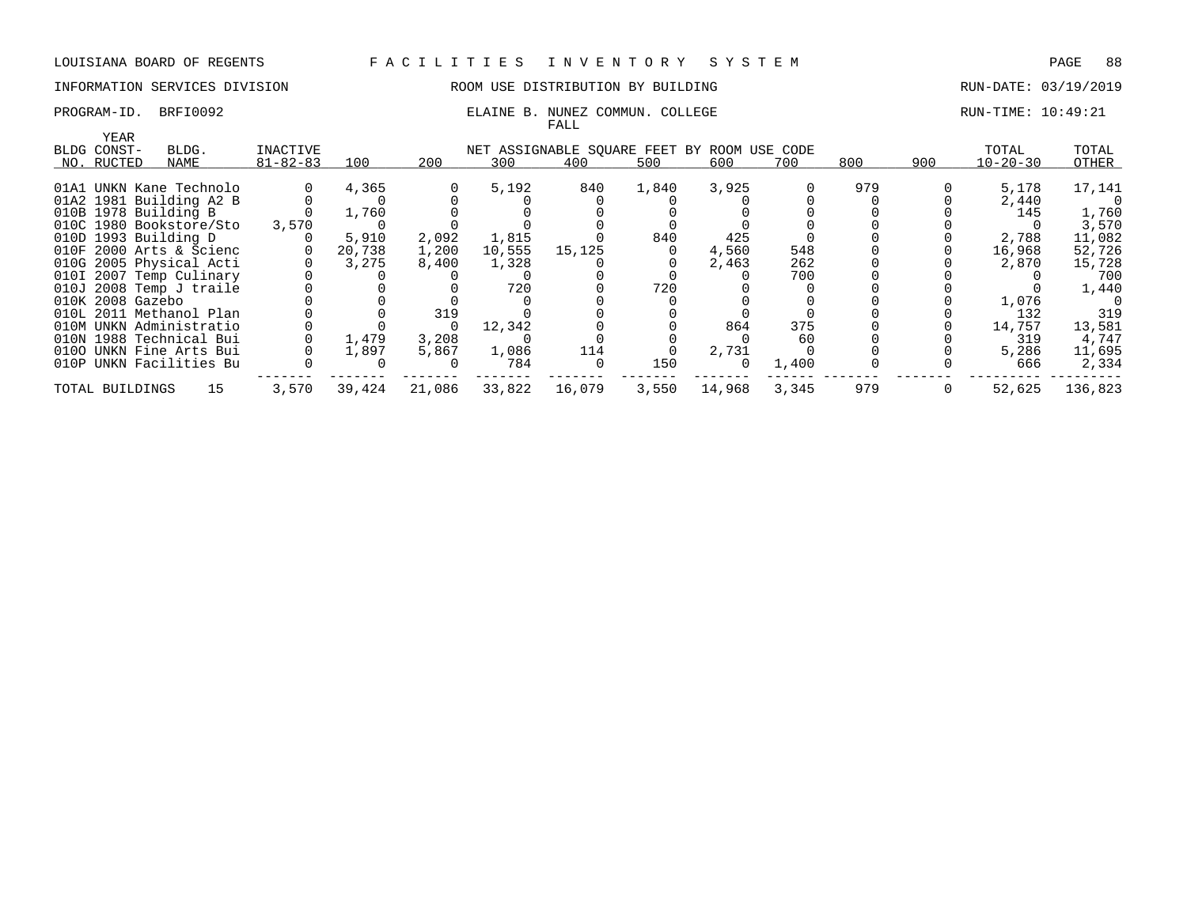LOUISIANA BOARD OF REGENTS — FACILITIES INVENTORY SYSTEM

INFORMATION SERVICES DIVISION — ROOM USE DISTRIBUTION BY BUILDING — RUN-DATE: 03/19/2019

PROGRAM-ID. BRFI0092 — ELAINE B. NUNEZ COMMUN. COLLEGE — RUN-TIME: 10:49:21

FALL

| BLDG NO. | YEAR CONST-RUCTED | BLDG. NAME | INACTIVE 81-82-83 | 100 | 200 | 300 | 400 | 500 | 600 | 700 | 800 | 900 | TOTAL 10-20-30 | TOTAL OTHER |
|---|---|---|---|---|---|---|---|---|---|---|---|---|---|---|
| | | | | NET ASSIGNABLE SQUARE FEET BY ROOM USE CODE | | | | | | | | | | |
| 01A1 | UNKN | Kane Technolo | 0 | 4,365 | 0 | 5,192 | 840 | 1,840 | 3,925 | 0 | 979 | 0 | 5,178 | 17,141 |
| 01A2 | 1981 | Building A2 B | 0 | 0 | 0 | 0 | 0 | 0 | 0 | 0 | 0 | 0 | 2,440 | 0 |
| 010B | 1978 | Building B | 0 | 1,760 | 0 | 0 | 0 | 0 | 0 | 0 | 0 | 0 | 145 | 1,760 |
| 010C | 1980 | Bookstore/Sto | 3,570 | 0 | 0 | 0 | 0 | 0 | 0 | 0 | 0 | 0 | 0 | 3,570 |
| 010D | 1993 | Building D | 0 | 5,910 | 2,092 | 1,815 | 0 | 840 | 425 | 0 | 0 | 0 | 2,788 | 11,082 |
| 010F | 2000 | Arts & Scienc | 0 | 20,738 | 1,200 | 10,555 | 15,125 | 0 | 4,560 | 548 | 0 | 0 | 16,968 | 52,726 |
| 010G | 2005 | Physical Acti | 0 | 3,275 | 8,400 | 1,328 | 0 | 0 | 2,463 | 262 | 0 | 0 | 2,870 | 15,728 |
| 010I | 2007 | Temp Culinary | 0 | 0 | 0 | 0 | 0 | 0 | 0 | 700 | 0 | 0 | 0 | 700 |
| 010J | 2008 | Temp J traile | 0 | 0 | 0 | 720 | 0 | 720 | 0 | 0 | 0 | 0 | 0 | 1,440 |
| 010K | 2008 | Gazebo | 0 | 0 | 0 | 0 | 0 | 0 | 0 | 0 | 0 | 0 | 1,076 | 0 |
| 010L | 2011 | Methanol Plan | 0 | 0 | 319 | 0 | 0 | 0 | 0 | 0 | 0 | 0 | 132 | 319 |
| 010M | UNKN | Administratio | 0 | 0 | 0 | 12,342 | 0 | 0 | 864 | 375 | 0 | 0 | 14,757 | 13,581 |
| 010N | 1988 | Technical Bui | 0 | 1,479 | 3,208 | 0 | 0 | 0 | 0 | 60 | 0 | 0 | 319 | 4,747 |
| 010O | UNKN | Fine Arts Bui | 0 | 1,897 | 5,867 | 1,086 | 114 | 0 | 2,731 | 0 | 0 | 0 | 5,286 | 11,695 |
| 010P | UNKN | Facilities Bu | 0 | 0 | 0 | 784 | 0 | 150 | 0 | 1,400 | 0 | 0 | 666 | 2,334 |
| TOTAL BUILDINGS | | 15 | 3,570 | 39,424 | 21,086 | 33,822 | 16,079 | 3,550 | 14,968 | 3,345 | 979 | 0 | 52,625 | 136,823 |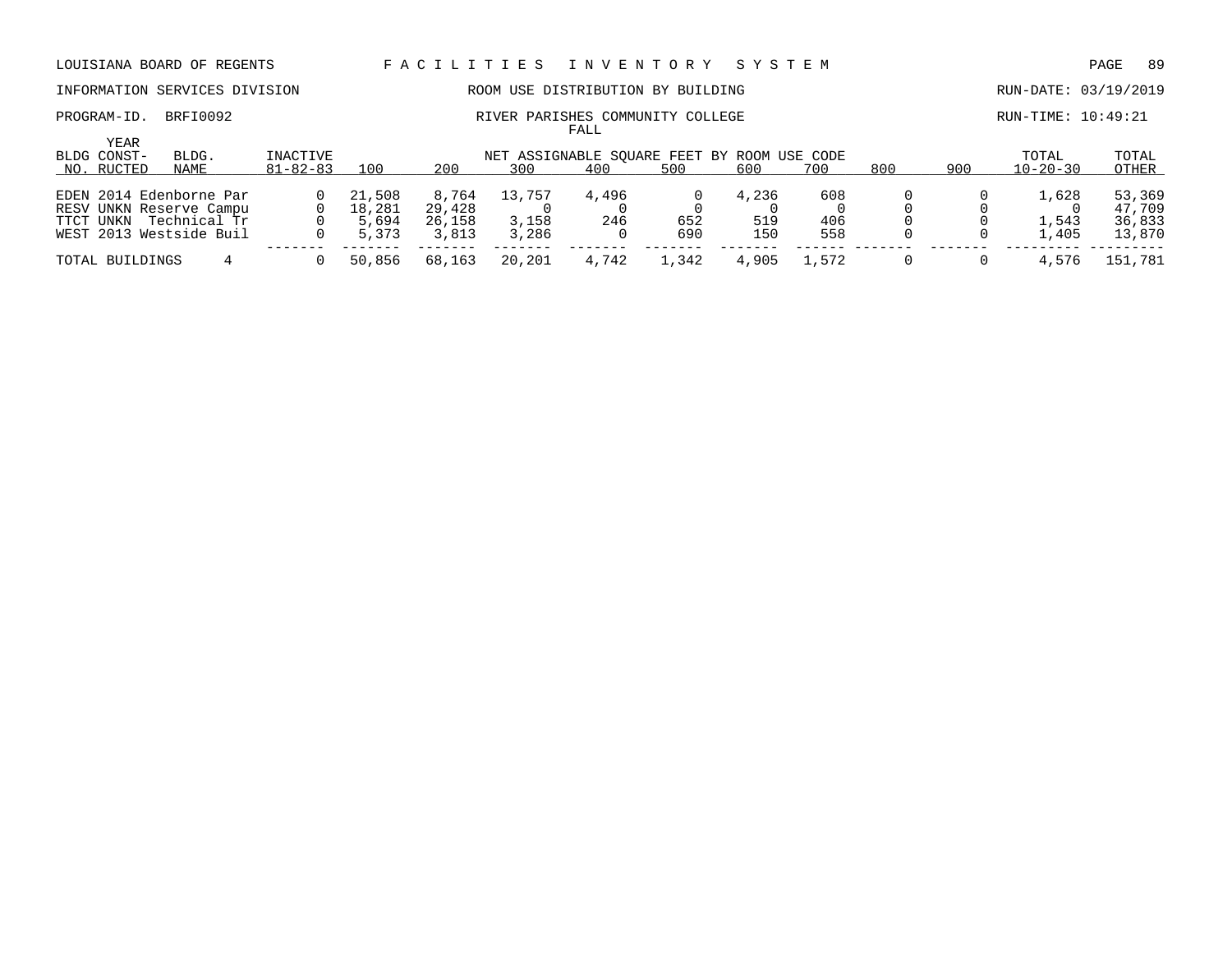LOUISIANA BOARD OF REGENTS — FACILITIES INVENTORY SYSTEM

INFORMATION SERVICES DIVISION — ROOM USE DISTRIBUTION BY BUILDING — RUN-DATE: 03/19/2019

PROGRAM-ID. BRFI0092 — RIVER PARISHES COMMUNITY COLLEGE — RUN-TIME: 10:49:21

FALL

| BLDG NO. | YEAR CONST-RUCTED | BLDG. NAME | INACTIVE 81-82-83 | 100 | 200 | 300 | 400 | 500 | 600 | 700 | 800 | 900 | TOTAL 10-20-30 | TOTAL OTHER |
|---|---|---|---|---|---|---|---|---|---|---|---|---|---|---|
| | | | | NET ASSIGNABLE SQUARE FEET BY ROOM USE CODE | | | | | | | | | | |
| EDEN | 2014 | Edenborne Par | 0 | 21,508 | 8,764 | 13,757 | 4,496 | 0 | 4,236 | 608 | 0 | 0 | 1,628 | 53,369 |
| RESV | UNKN | Reserve Campu | 0 | 18,281 | 29,428 | 0 | 0 | 0 | 0 | 0 | 0 | 0 | 0 | 47,709 |
| TTCT | UNKN | Technical Tr | 0 | 5,694 | 26,158 | 3,158 | 246 | 652 | 519 | 406 | 0 | 0 | 1,543 | 36,833 |
| WEST | 2013 | Westside Buil | 0 | 5,373 | 3,813 | 3,286 | 0 | 690 | 150 | 558 | 0 | 0 | 1,405 | 13,870 |
| TOTAL BUILDINGS | | 4 | 0 | 50,856 | 68,163 | 20,201 | 4,742 | 1,342 | 4,905 | 1,572 | 0 | 0 | 4,576 | 151,781 |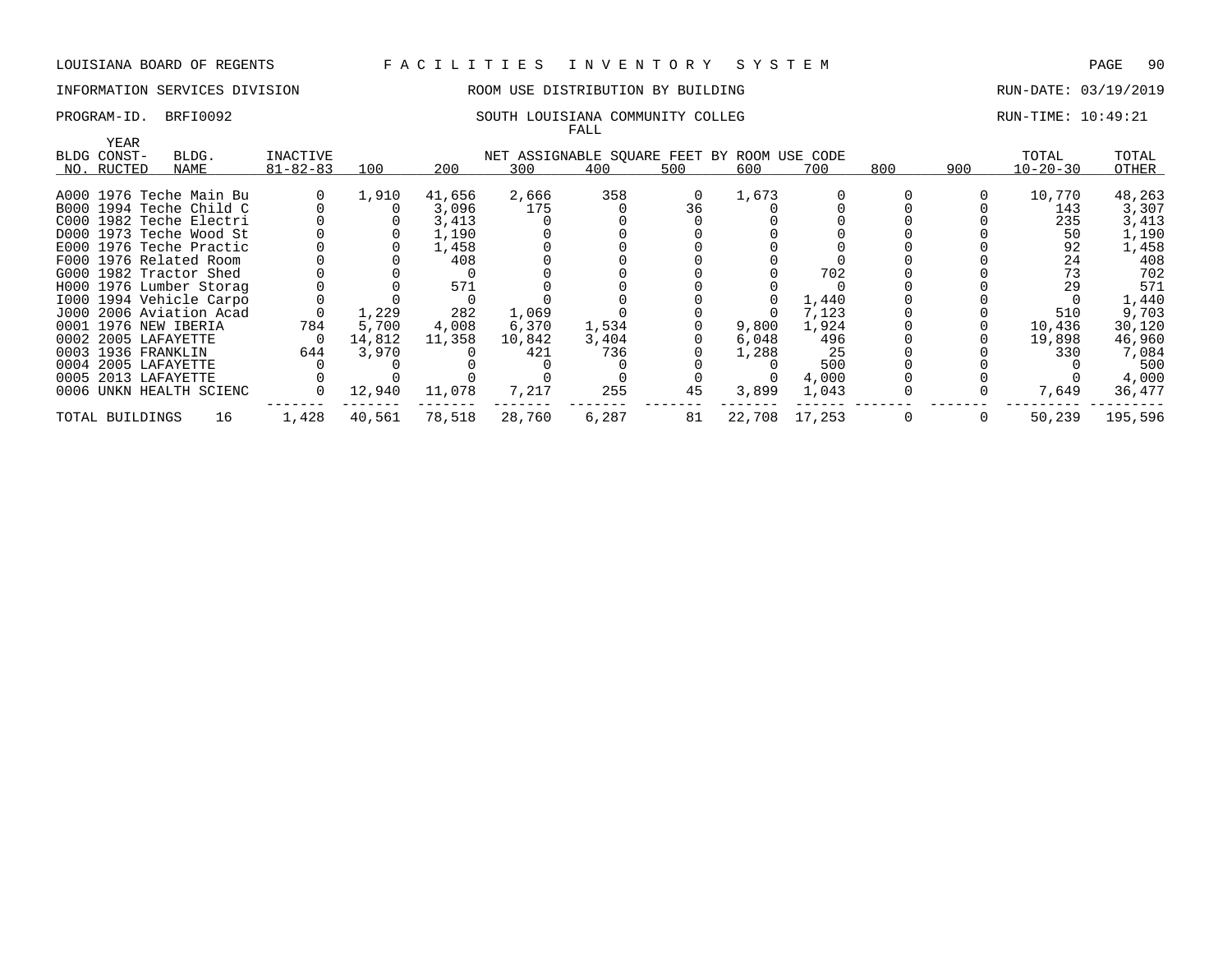LOUISIANA BOARD OF REGENTS — FACILITIES INVENTORY SYSTEM

INFORMATION SERVICES DIVISION — ROOM USE DISTRIBUTION BY BUILDING — RUN-DATE: 03/19/2019

PROGRAM-ID. BRFI0092 — SOUTH LOUISIANA COMMUNITY COLLEG — RUN-TIME: 10:49:21

FALL

| BLDG NO. | YEAR CONST-RUCTED | BLDG. NAME | INACTIVE 81-82-83 | 100 | 200 | 300 | 400 | 500 | 600 | 700 | 800 | 900 | TOTAL 10-20-30 | TOTAL OTHER |
|---|---|---|---|---|---|---|---|---|---|---|---|---|---|---|
| | | | | NET ASSIGNABLE SQUARE FEET BY ROOM USE CODE | | | | | | | | | | |
| A000 | 1976 | Teche Main Bu | 0 | 1,910 | 41,656 | 2,666 | 358 | 0 | 1,673 | 0 | 0 | 0 | 10,770 | 48,263 |
| B000 | 1994 | Teche Child C | 0 | 0 | 3,096 | 175 | 0 | 36 | 0 | 0 | 0 | 0 | 143 | 3,307 |
| C000 | 1982 | Teche Electri | 0 | 0 | 3,413 | 0 | 0 | 0 | 0 | 0 | 0 | 0 | 235 | 3,413 |
| D000 | 1973 | Teche Wood St | 0 | 0 | 1,190 | 0 | 0 | 0 | 0 | 0 | 0 | 0 | 50 | 1,190 |
| E000 | 1976 | Teche Practic | 0 | 0 | 1,458 | 0 | 0 | 0 | 0 | 0 | 0 | 0 | 92 | 1,458 |
| F000 | 1976 | Related Room | 0 | 0 | 408 | 0 | 0 | 0 | 0 | 0 | 0 | 0 | 24 | 408 |
| G000 | 1982 | Tractor Shed | 0 | 0 | 0 | 0 | 0 | 0 | 0 | 702 | 0 | 0 | 73 | 702 |
| H000 | 1976 | Lumber Storag | 0 | 0 | 571 | 0 | 0 | 0 | 0 | 0 | 0 | 0 | 29 | 571 |
| I000 | 1994 | Vehicle Carpo | 0 | 0 | 0 | 0 | 0 | 0 | 0 | 1,440 | 0 | 0 | 0 | 1,440 |
| J000 | 2006 | Aviation Acad | 0 | 1,229 | 282 | 1,069 | 0 | 0 | 0 | 7,123 | 0 | 0 | 510 | 9,703 |
| 0001 | 1976 | NEW IBERIA | 784 | 5,700 | 4,008 | 6,370 | 1,534 | 0 | 9,800 | 1,924 | 0 | 0 | 10,436 | 30,120 |
| 0002 | 2005 | LAFAYETTE | 0 | 14,812 | 11,358 | 10,842 | 3,404 | 0 | 6,048 | 496 | 0 | 0 | 19,898 | 46,960 |
| 0003 | 1936 | FRANKLIN | 644 | 3,970 | 0 | 421 | 736 | 0 | 1,288 | 25 | 0 | 0 | 330 | 7,084 |
| 0004 | 2005 | LAFAYETTE | 0 | 0 | 0 | 0 | 0 | 0 | 0 | 500 | 0 | 0 | 0 | 500 |
| 0005 | 2013 | LAFAYETTE | 0 | 0 | 0 | 0 | 0 | 0 | 0 | 4,000 | 0 | 0 | 0 | 4,000 |
| 0006 | UNKN | HEALTH SCIENC | 0 | 12,940 | 11,078 | 7,217 | 255 | 45 | 3,899 | 1,043 | 0 | 0 | 7,649 | 36,477 |
| TOTAL BUILDINGS | | 16 | 1,428 | 40,561 | 78,518 | 28,760 | 6,287 | 81 | 22,708 | 17,253 | 0 | 0 | 50,239 | 195,596 |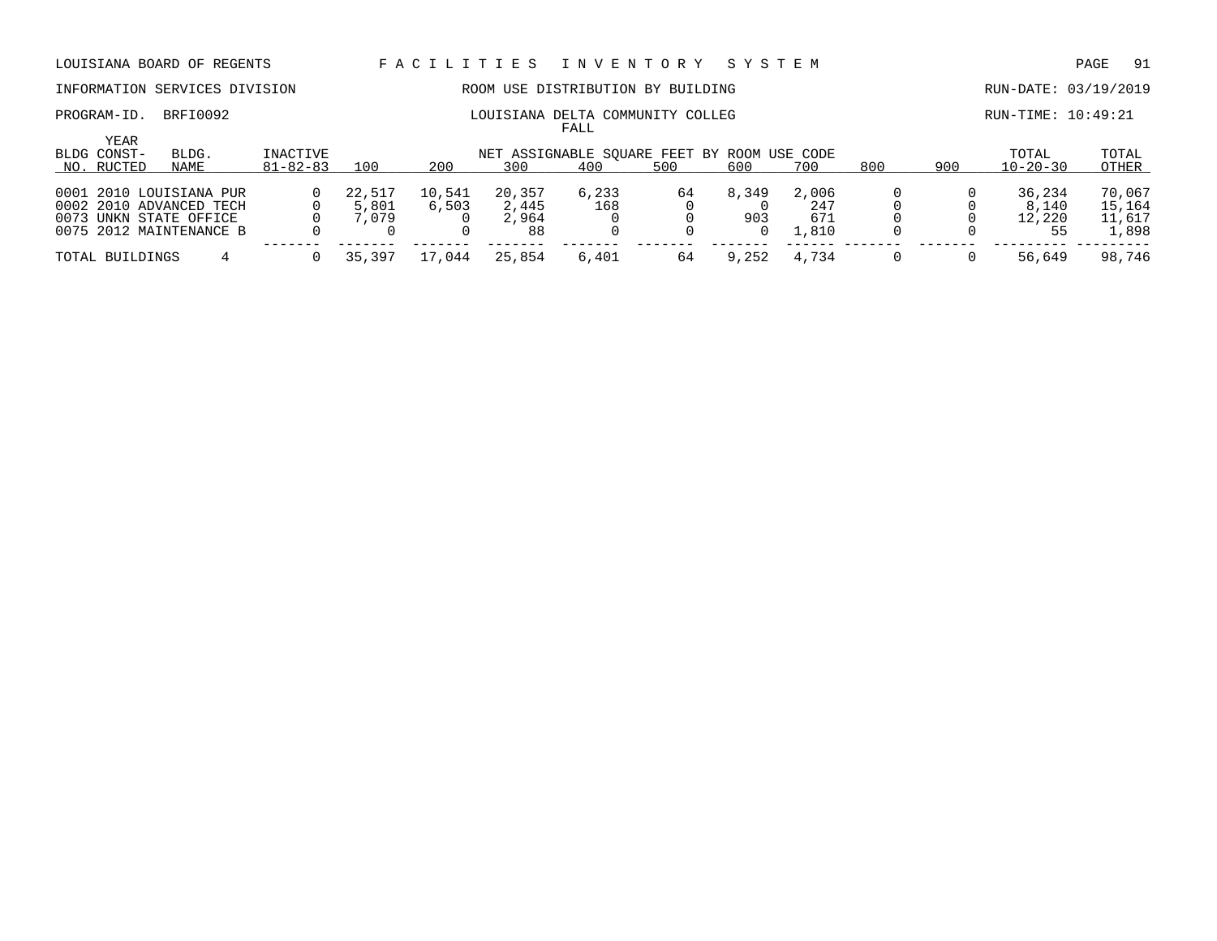LOUISIANA BOARD OF REGENTS — F A C I L I T I E S   I N V E N T O R Y   S Y S T E M

INFORMATION SERVICES DIVISION — ROOM USE DISTRIBUTION BY BUILDING — RUN-DATE: 03/19/2019

PROGRAM-ID. BRFI0092 — LOUISIANA DELTA COMMUNITY COLLEG — RUN-TIME: 10:49:21

FALL

| BLDG NO. | YEAR CONST-RUCTED | BLDG. NAME | INACTIVE 81-82-83 | 100 | 200 | 300 | 400 | 500 | 600 | 700 | 800 | 900 | TOTAL 10-20-30 | TOTAL OTHER |
|---|---|---|---|---|---|---|---|---|---|---|---|---|---|---|
| | | | | NET ASSIGNABLE SQUARE FEET BY ROOM USE CODE | | | | | | | | | | |
| 0001 | 2010 | LOUISIANA PUR | 0 | 22,517 | 10,541 | 20,357 | 6,233 | 64 | 8,349 | 2,006 | 0 | 0 | 36,234 | 70,067 |
| 0002 | 2010 | ADVANCED TECH | 0 | 5,801 | 6,503 | 2,445 | 168 | 0 | 0 | 247 | 0 | 0 | 8,140 | 15,164 |
| 0073 | UNKN | STATE OFFICE | 0 | 7,079 | 0 | 2,964 | 0 | 0 | 903 | 671 | 0 | 0 | 12,220 | 11,617 |
| 0075 | 2012 | MAINTENANCE B | 0 | 0 | 0 | 88 | 0 | 0 | 0 | 1,810 | 0 | 0 | 55 | 1,898 |
| TOTAL BUILDINGS | | 4 | 0 | 35,397 | 17,044 | 25,854 | 6,401 | 64 | 9,252 | 4,734 | 0 | 0 | 56,649 | 98,746 |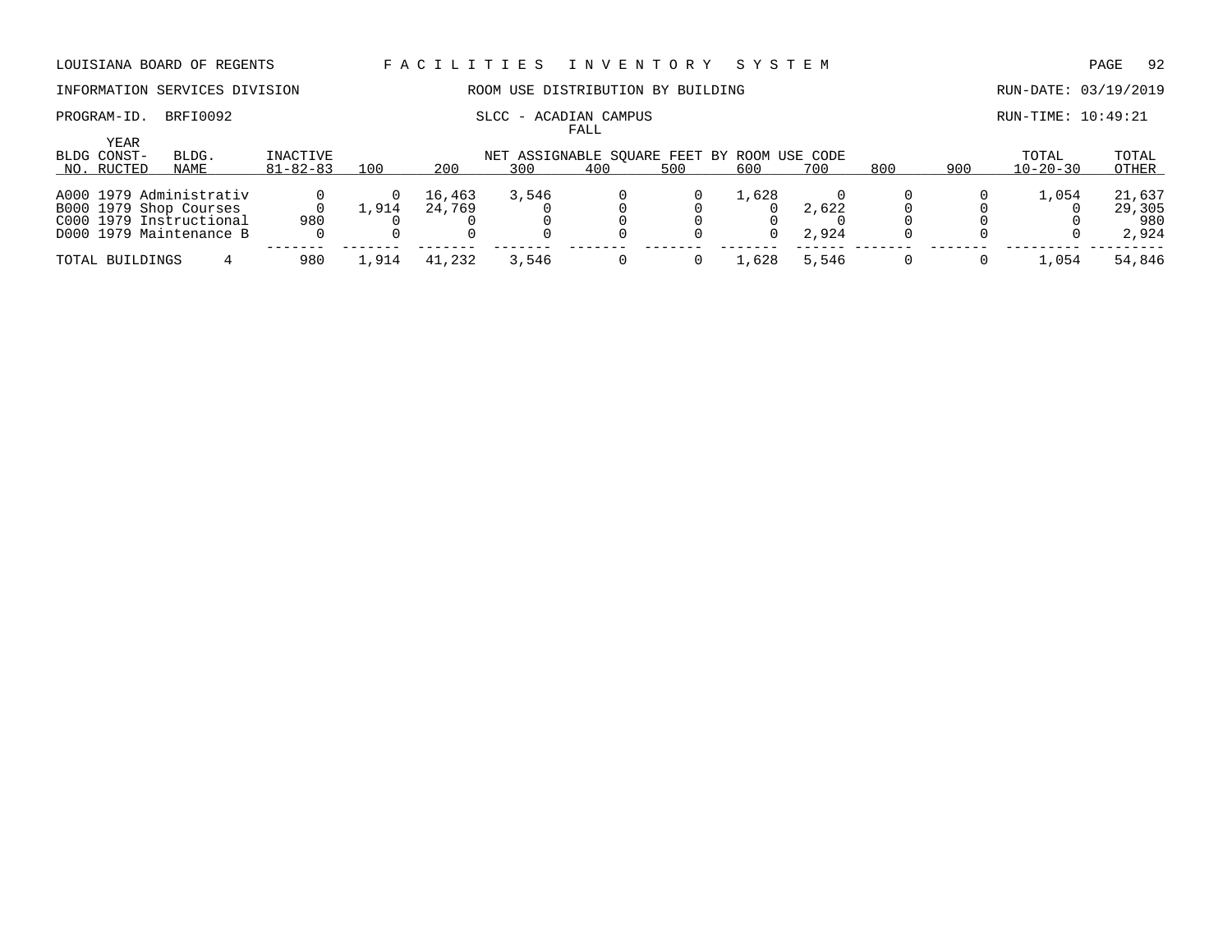LOUISIANA BOARD OF REGENTS — FACILITIES INVENTORY SYSTEM

INFORMATION SERVICES DIVISION — ROOM USE DISTRIBUTION BY BUILDING — RUN-DATE: 03/19/2019

PROGRAM-ID. BRFI0092 — SLCC - ACADIAN CAMPUS — RUN-TIME: 10:49:21

FALL

| BLDG NO. | YEAR CONST-RUCTED | BLDG. NAME | INACTIVE 81-82-83 | 100 | 200 | 300 | 400 | 500 | 600 | 700 | 800 | 900 | TOTAL 10-20-30 | TOTAL OTHER |
|---|---|---|---|---|---|---|---|---|---|---|---|---|---|---|
| | | | | NET ASSIGNABLE SQUARE FEET BY ROOM USE CODE | | | | | | | | | | |
| A000 | 1979 | Administrativ | 0 | 0 | 16,463 | 3,546 | 0 | 0 | 1,628 | 0 | 0 | 0 | 1,054 | 21,637 |
| B000 | 1979 | Shop Courses | 0 | 1,914 | 24,769 | 0 | 0 | 0 | 0 | 2,622 | 0 | 0 | 0 | 29,305 |
| C000 | 1979 | Instructional | 980 | 0 | 0 | 0 | 0 | 0 | 0 | 0 | 0 | 0 | 0 | 980 |
| D000 | 1979 | Maintenance B | 0 | 0 | 0 | 0 | 0 | 0 | 0 | 2,924 | 0 | 0 | 0 | 2,924 |
| TOTAL BUILDINGS | | 4 | 980 | 1,914 | 41,232 | 3,546 | 0 | 0 | 1,628 | 5,546 | 0 | 0 | 1,054 | 54,846 |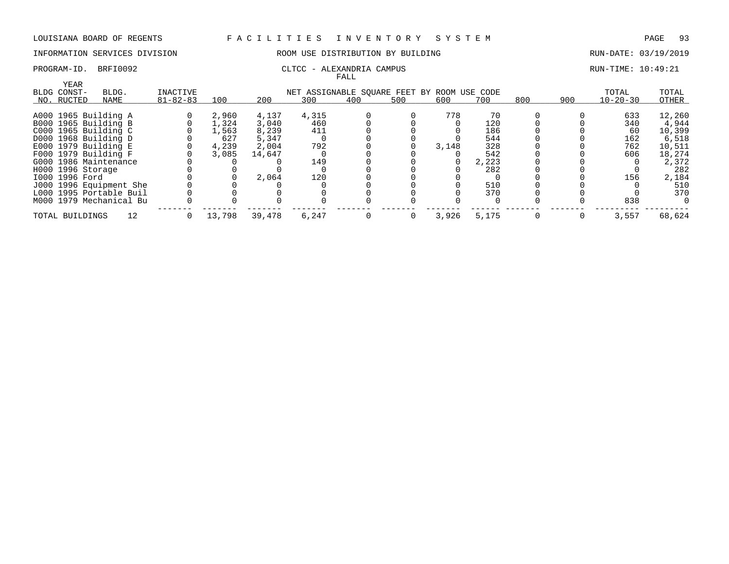LOUISIANA BOARD OF REGENTS — FACILITIES INVENTORY SYSTEM

INFORMATION SERVICES DIVISION — ROOM USE DISTRIBUTION BY BUILDING — RUN-DATE: 03/19/2019

PROGRAM-ID. BRFI0092 — CLTCC - ALEXANDRIA CAMPUS — RUN-TIME: 10:49:21

FALL

| BLDG NO. | YEAR CONST-RUCTED | BLDG. NAME | INACTIVE 81-82-83 | 100 | 200 | 300 | 400 | 500 | 600 | 700 | 800 | 900 | TOTAL 10-20-30 | TOTAL OTHER |
|---|---|---|---|---|---|---|---|---|---|---|---|---|---|---|
| | | | | NET ASSIGNABLE SQUARE FEET BY ROOM USE CODE | | | | | | | | | | |
| A000 | 1965 | Building A | 0 | 2,960 | 4,137 | 4,315 | 0 | 0 | 778 | 70 | 0 | 0 | 633 | 12,260 |
| B000 | 1965 | Building B | 0 | 1,324 | 3,040 | 460 | 0 | 0 | 0 | 120 | 0 | 0 | 340 | 4,944 |
| C000 | 1965 | Building C | 0 | 1,563 | 8,239 | 411 | 0 | 0 | 0 | 186 | 0 | 0 | 60 | 10,399 |
| D000 | 1968 | Building D | 0 | 627 | 5,347 | 0 | 0 | 0 | 0 | 544 | 0 | 0 | 162 | 6,518 |
| E000 | 1979 | Building E | 0 | 4,239 | 2,004 | 792 | 0 | 0 | 3,148 | 328 | 0 | 0 | 762 | 10,511 |
| F000 | 1979 | Building F | 0 | 3,085 | 14,647 | 0 | 0 | 0 | 0 | 542 | 0 | 0 | 606 | 18,274 |
| G000 | 1986 | Maintenance | 0 | 0 | 0 | 149 | 0 | 0 | 0 | 2,223 | 0 | 0 | 0 | 2,372 |
| H000 | 1996 | Storage | 0 | 0 | 0 | 0 | 0 | 0 | 0 | 282 | 0 | 0 | 0 | 282 |
| I000 | 1996 | Ford | 0 | 0 | 2,064 | 120 | 0 | 0 | 0 | 0 | 0 | 0 | 156 | 2,184 |
| J000 | 1996 | Equipment She | 0 | 0 | 0 | 0 | 0 | 0 | 0 | 510 | 0 | 0 | 0 | 510 |
| L000 | 1995 | Portable Buil | 0 | 0 | 0 | 0 | 0 | 0 | 0 | 370 | 0 | 0 | 0 | 370 |
| M000 | 1979 | Mechanical Bu | 0 | 0 | 0 | 0 | 0 | 0 | 0 | 0 | 0 | 0 | 838 | 0 |
| TOTAL BUILDINGS | | 12 | 0 | 13,798 | 39,478 | 6,247 | 0 | 0 | 3,926 | 5,175 | 0 | 0 | 3,557 | 68,624 |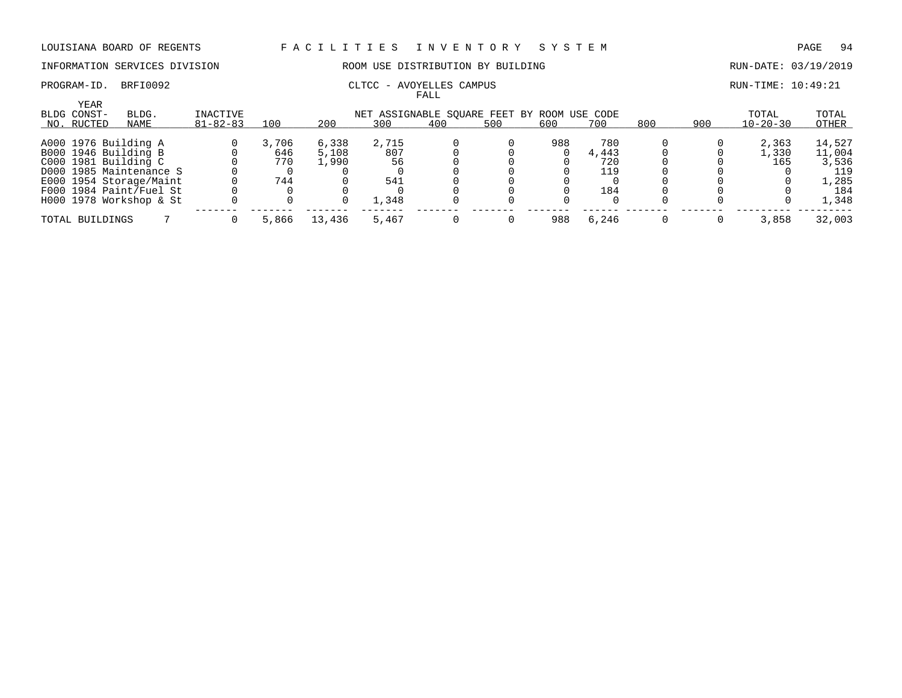LOUISIANA BOARD OF REGENTS — FACILITIES INVENTORY SYSTEM

INFORMATION SERVICES DIVISION — ROOM USE DISTRIBUTION BY BUILDING — RUN-DATE: 03/19/2019

PROGRAM-ID. BRFI0092 — CLTCC - AVOYELLES CAMPUS — RUN-TIME: 10:49:21

FALL

| BLDG NO. | YEAR CONST-RUCTED | BLDG. NAME | INACTIVE 81-82-83 | 100 | 200 | 300 | 400 | 500 | 600 | 700 | 800 | 900 | TOTAL 10-20-30 | TOTAL OTHER |
|---|---|---|---|---|---|---|---|---|---|---|---|---|---|---|
| | | | | NET ASSIGNABLE SQUARE FEET BY ROOM USE CODE | | | | | | | | | | |
| A000 | 1976 | Building A | 0 | 3,706 | 6,338 | 2,715 | 0 | 0 | 988 | 780 | 0 | 0 | 2,363 | 14,527 |
| B000 | 1946 | Building B | 0 | 646 | 5,108 | 807 | 0 | 0 | 0 | 4,443 | 0 | 0 | 1,330 | 11,004 |
| C000 | 1981 | Building C | 0 | 770 | 1,990 | 56 | 0 | 0 | 0 | 720 | 0 | 0 | 165 | 3,536 |
| D000 | 1985 | Maintenance S | 0 | 0 | 0 | 0 | 0 | 0 | 0 | 119 | 0 | 0 | 0 | 119 |
| E000 | 1954 | Storage/Maint | 0 | 744 | 0 | 541 | 0 | 0 | 0 | 0 | 0 | 0 | 0 | 1,285 |
| F000 | 1984 | Paint/Fuel St | 0 | 0 | 0 | 0 | 0 | 0 | 0 | 184 | 0 | 0 | 0 | 184 |
| H000 | 1978 | Workshop & St | 0 | 0 | 0 | 1,348 | 0 | 0 | 0 | 0 | 0 | 0 | 0 | 1,348 |
| TOTAL BUILDINGS | | 7 | 0 | 5,866 | 13,436 | 5,467 | 0 | 0 | 988 | 6,246 | 0 | 0 | 3,858 | 32,003 |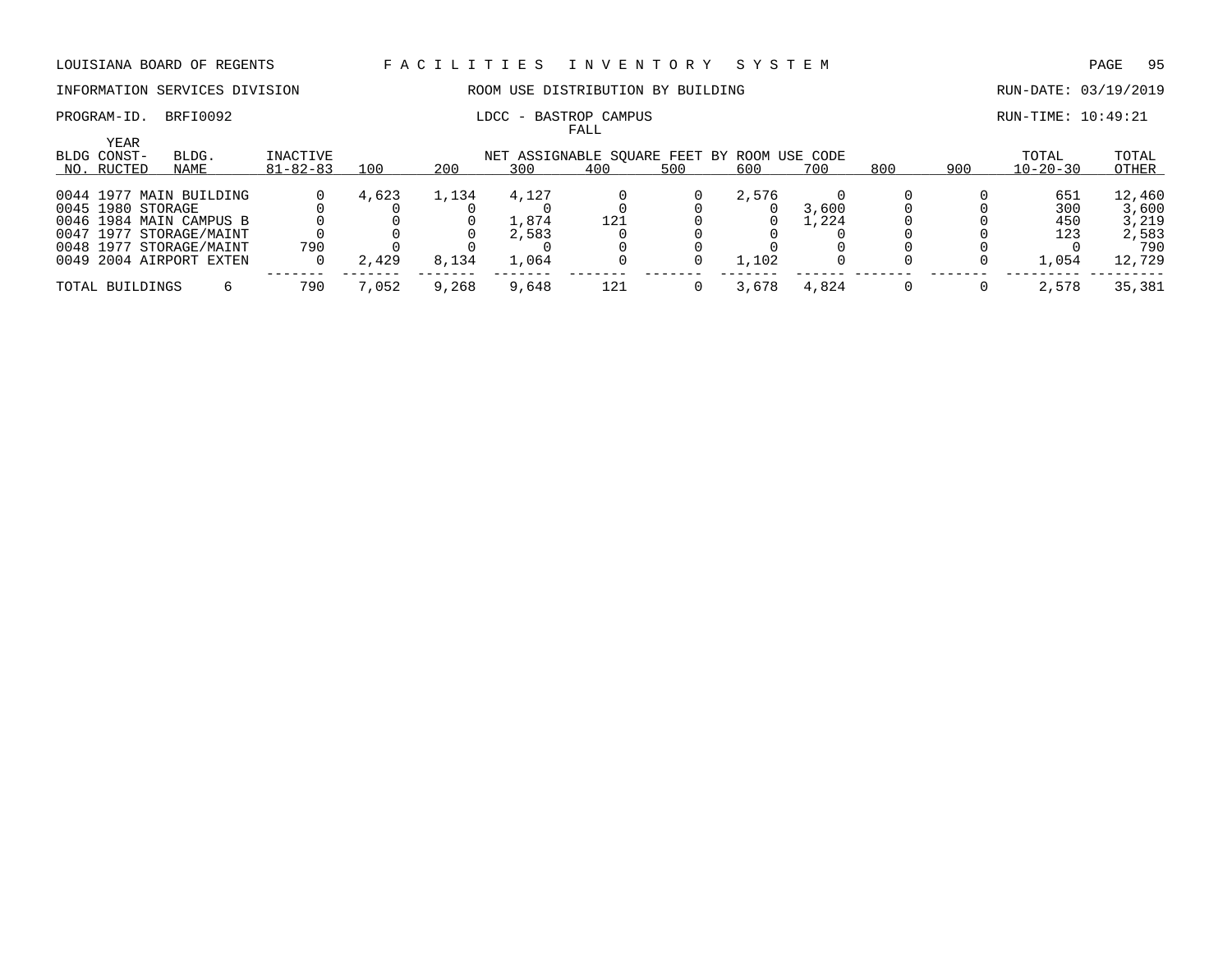LOUISIANA BOARD OF REGENTS — FACILITIES INVENTORY SYSTEM

INFORMATION SERVICES DIVISION — ROOM USE DISTRIBUTION BY BUILDING — RUN-DATE: 03/19/2019

PROGRAM-ID. BRFI0092 — LDCC - BASTROP CAMPUS — RUN-TIME: 10:49:21

FALL

| BLDG NO. | YEAR CONST-RUCTED | BLDG. NAME | INACTIVE 81-82-83 | 100 | 200 | 300 | 400 | 500 | 600 | 700 | 800 | 900 | TOTAL 10-20-30 | TOTAL OTHER |
|---|---|---|---|---|---|---|---|---|---|---|---|---|---|---|
| 0044 | 1977 | MAIN BUILDING | 0 | 4,623 | 1,134 | 4,127 | 0 | 0 | 2,576 | 0 | 0 | 0 | 651 | 12,460 |
| 0045 | 1980 | STORAGE | 0 | 0 | 0 | 0 | 0 | 0 | 0 | 3,600 | 0 | 0 | 300 | 3,600 |
| 0046 | 1984 | MAIN CAMPUS B | 0 | 0 | 0 | 1,874 | 121 | 0 | 0 | 1,224 | 0 | 0 | 450 | 3,219 |
| 0047 | 1977 | STORAGE/MAINT | 0 | 0 | 0 | 2,583 | 0 | 0 | 0 | 0 | 0 | 0 | 123 | 2,583 |
| 0048 | 1977 | STORAGE/MAINT | 790 | 0 | 0 | 0 | 0 | 0 | 0 | 0 | 0 | 0 | 0 | 790 |
| 0049 | 2004 | AIRPORT EXTEN | 0 | 2,429 | 8,134 | 1,064 | 0 | 0 | 1,102 | 0 | 0 | 0 | 1,054 | 12,729 |
| TOTAL BUILDINGS | | 6 | 790 | 7,052 | 9,268 | 9,648 | 121 | 0 | 3,678 | 4,824 | 0 | 0 | 2,578 | 35,381 |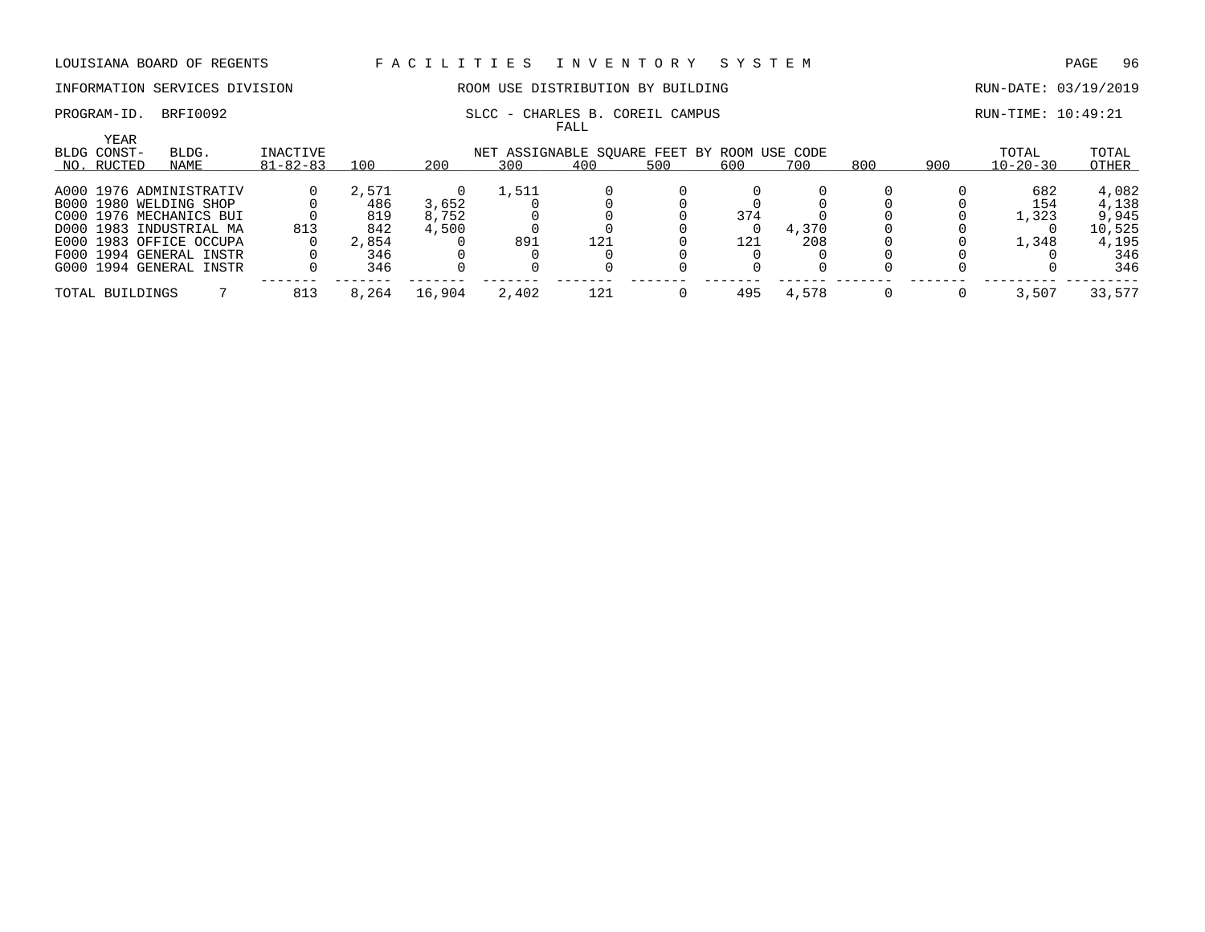LOUISIANA BOARD OF REGENTS — F A C I L I T I E S I N V E N T O R Y S Y S T E M

INFORMATION SERVICES DIVISION — ROOM USE DISTRIBUTION BY BUILDING — RUN-DATE: 03/19/2019

PROGRAM-ID. BRFI0092 — SLCC - CHARLES B. COREIL CAMPUS — RUN-TIME: 10:49:21

FALL

| BLDG NO. | YEAR CONST-RUCTED | BLDG. NAME | INACTIVE 81-82-83 | 100 | 200 | 300 | 400 | 500 | 600 | 700 | 800 | 900 | TOTAL 10-20-30 | TOTAL OTHER |
|---|---|---|---|---|---|---|---|---|---|---|---|---|---|---|
| | | | | NET ASSIGNABLE SQUARE FEET BY ROOM USE CODE | | | | | | | | | | |
| A000 | 1976 | ADMINISTRATIV | 0 | 2,571 | 0 | 1,511 | 0 | 0 | 0 | 0 | 0 | 0 | 682 | 4,082 |
| B000 | 1980 | WELDING SHOP | 0 | 486 | 3,652 | 0 | 0 | 0 | 0 | 0 | 0 | 0 | 154 | 4,138 |
| C000 | 1976 | MECHANICS BUI | 0 | 819 | 8,752 | 0 | 0 | 0 | 374 | 0 | 0 | 0 | 1,323 | 9,945 |
| D000 | 1983 | INDUSTRIAL MA | 813 | 842 | 4,500 | 0 | 0 | 0 | 0 | 4,370 | 0 | 0 | 0 | 10,525 |
| E000 | 1983 | OFFICE OCCUPA | 0 | 2,854 | 0 | 891 | 121 | 0 | 121 | 208 | 0 | 0 | 1,348 | 4,195 |
| F000 | 1994 | GENERAL INSTR | 0 | 346 | 0 | 0 | 0 | 0 | 0 | 0 | 0 | 0 | 0 | 346 |
| G000 | 1994 | GENERAL INSTR | 0 | 346 | 0 | 0 | 0 | 0 | 0 | 0 | 0 | 0 | 0 | 346 |
| TOTAL BUILDINGS | | 7 | 813 | 8,264 | 16,904 | 2,402 | 121 | 0 | 495 | 4,578 | 0 | 0 | 3,507 | 33,577 |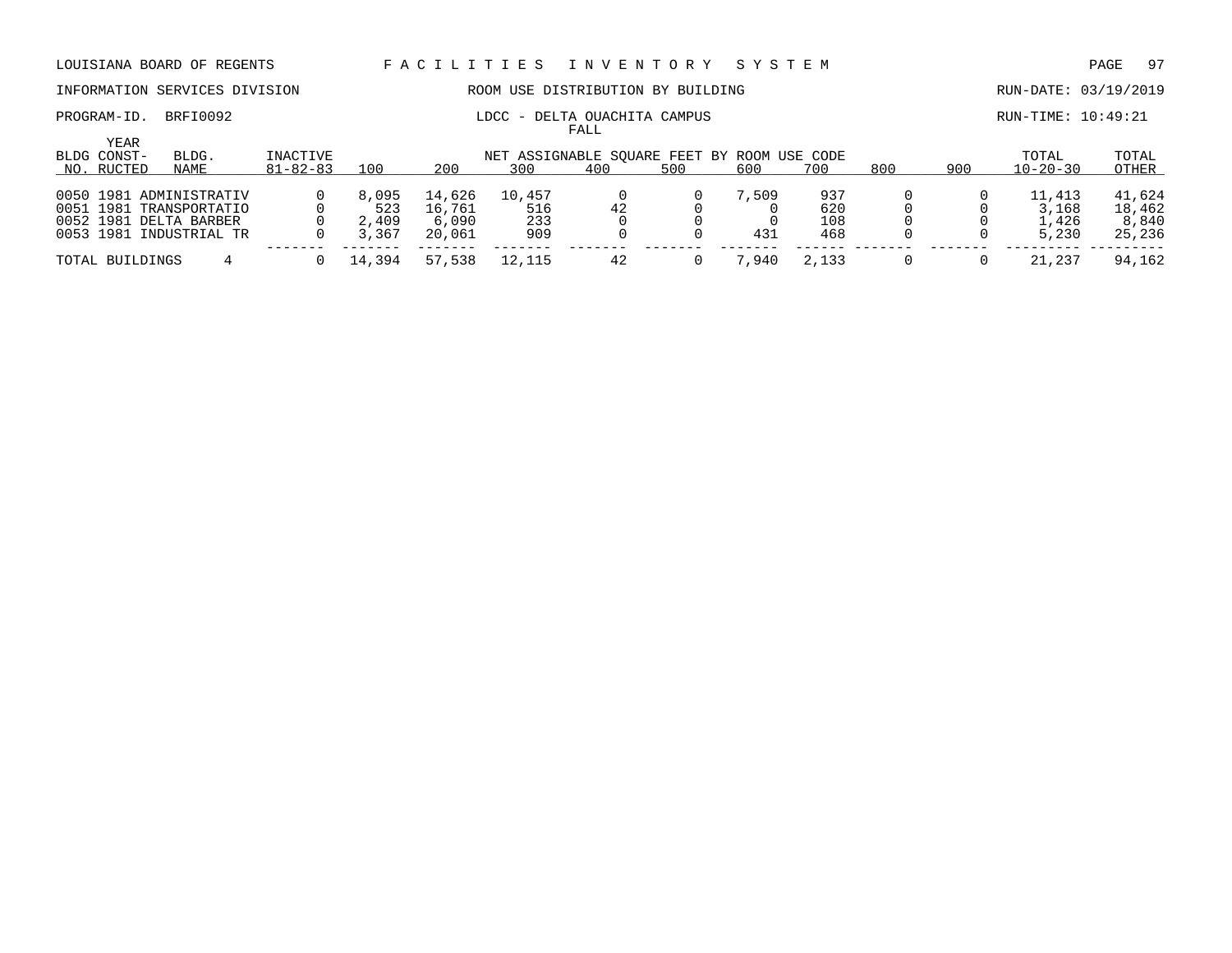LOUISIANA BOARD OF REGENTS — FACILITIES INVENTORY SYSTEM

INFORMATION SERVICES DIVISION — ROOM USE DISTRIBUTION BY BUILDING — RUN-DATE: 03/19/2019

PROGRAM-ID. BRFI0092 — LDCC - DELTA OUACHITA CAMPUS — RUN-TIME: 10:49:21

FALL

| BLDG NO. | YEAR CONST-RUCTED | BLDG. NAME | INACTIVE 81-82-83 | 100 | 200 | 300 | 400 | 500 | 600 | 700 | 800 | 900 | TOTAL 10-20-30 | TOTAL OTHER |
|---|---|---|---|---|---|---|---|---|---|---|---|---|---|---|
| | | | | NET ASSIGNABLE SQUARE FEET BY ROOM USE CODE | | | | | | | | | | |
| 0050 | 1981 | ADMINISTRATIV | 0 | 8,095 | 14,626 | 10,457 | 0 | 0 | 7,509 | 937 | 0 | 0 | 11,413 | 41,624 |
| 0051 | 1981 | TRANSPORTATIO | 0 | 523 | 16,761 | 516 | 42 | 0 | 0 | 620 | 0 | 0 | 3,168 | 18,462 |
| 0052 | 1981 | DELTA BARBER | 0 | 2,409 | 6,090 | 233 | 0 | 0 | 0 | 108 | 0 | 0 | 1,426 | 8,840 |
| 0053 | 1981 | INDUSTRIAL TR | 0 | 3,367 | 20,061 | 909 | 0 | 0 | 431 | 468 | 0 | 0 | 5,230 | 25,236 |
| TOTAL BUILDINGS | | 4 | 0 | 14,394 | 57,538 | 12,115 | 42 | 0 | 7,940 | 2,133 | 0 | 0 | 21,237 | 94,162 |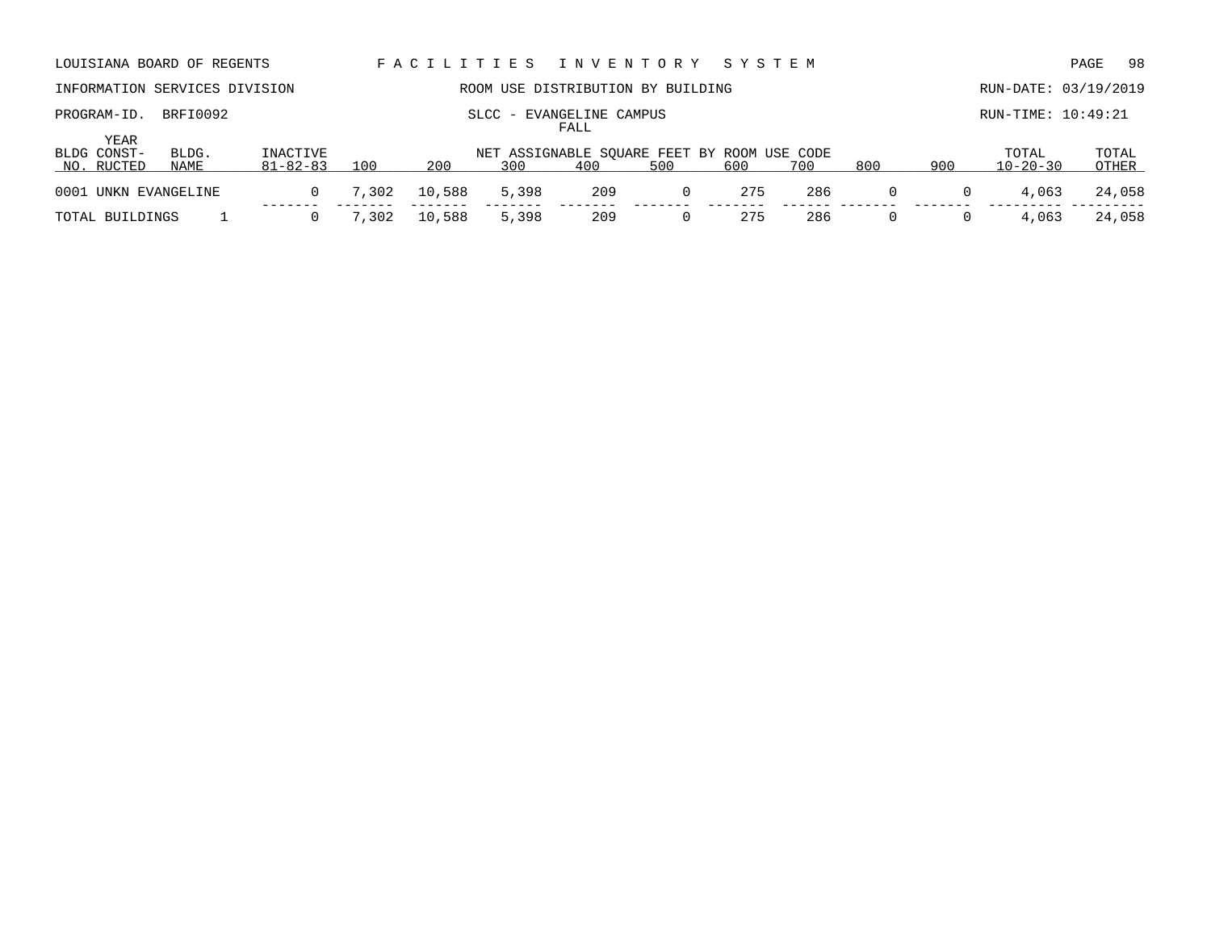LOUISIANA BOARD OF REGENTS — FACILITIES INVENTORY SYSTEM

INFORMATION SERVICES DIVISION — ROOM USE DISTRIBUTION BY BUILDING — RUN-DATE: 03/19/2019

PROGRAM-ID. BRFI0092 — SLCC - EVANGELINE CAMPUS — RUN-TIME: 10:49:21

FALL

| BLDG NO. | YEAR CONST-RUCTED | BLDG. NAME | INACTIVE 81-82-83 | 100 | 200 | 300 | 400 | 500 | 600 | 700 | 800 | 900 | TOTAL 10-20-30 | TOTAL OTHER |
|---|---|---|---|---|---|---|---|---|---|---|---|---|---|---|
| | | | | NET ASSIGNABLE SQUARE FEET BY ROOM USE CODE | | | | | | | | | | |
| 0001 | UNKN | EVANGELINE | 0 | 7,302 | 10,588 | 5,398 | 209 | 0 | 275 | 286 | 0 | 0 | 4,063 | 24,058 |
| TOTAL BUILDINGS | | 1 | 0 | 7,302 | 10,588 | 5,398 | 209 | 0 | 275 | 286 | 0 | 0 | 4,063 | 24,058 |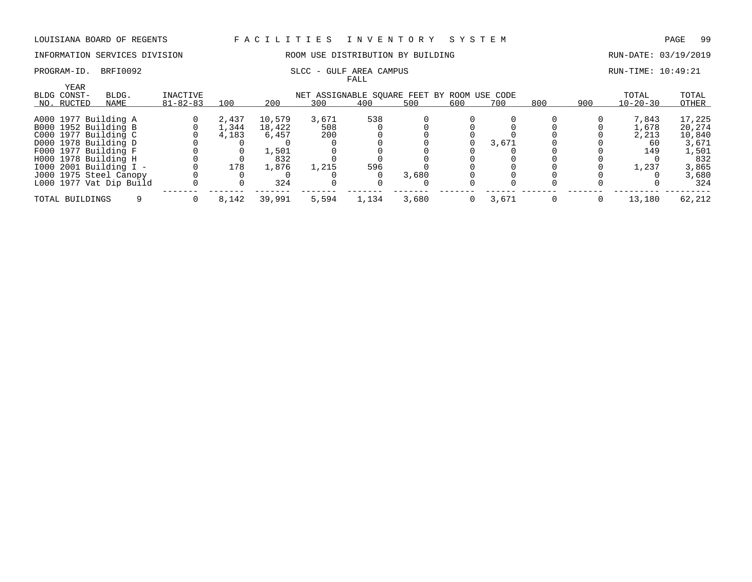LOUISIANA BOARD OF REGENTS — FACILITIES INVENTORY SYSTEM

INFORMATION SERVICES DIVISION — ROOM USE DISTRIBUTION BY BUILDING — RUN-DATE: 03/19/2019

PROGRAM-ID. BRFI0092 — SLCC - GULF AREA CAMPUS — RUN-TIME: 10:49:21

FALL

| BLDG NO. | YEAR CONST-RUCTED | BLDG. NAME | INACTIVE 81-82-83 | 100 | 200 | 300 | 400 | 500 | 600 | 700 | 800 | 900 | TOTAL 10-20-30 | TOTAL OTHER |
|---|---|---|---|---|---|---|---|---|---|---|---|---|---|---|
| | | | | NET ASSIGNABLE SQUARE FEET BY ROOM USE CODE | | | | | | | | | | |
| A000 | 1977 | Building A | 0 | 2,437 | 10,579 | 3,671 | 538 | 0 | 0 | 0 | 0 | 0 | 7,843 | 17,225 |
| B000 | 1952 | Building B | 0 | 1,344 | 18,422 | 508 | 0 | 0 | 0 | 0 | 0 | 0 | 1,678 | 20,274 |
| C000 | 1977 | Building C | 0 | 4,183 | 6,457 | 200 | 0 | 0 | 0 | 0 | 0 | 0 | 2,213 | 10,840 |
| D000 | 1978 | Building D | 0 | 0 | 0 | 0 | 0 | 0 | 0 | 3,671 | 0 | 0 | 60 | 3,671 |
| F000 | 1977 | Building F | 0 | 0 | 1,501 | 0 | 0 | 0 | 0 | 0 | 0 | 0 | 149 | 1,501 |
| H000 | 1978 | Building H | 0 | 0 | 832 | 0 | 0 | 0 | 0 | 0 | 0 | 0 | 0 | 832 |
| I000 | 2001 | Building I - | 0 | 178 | 1,876 | 1,215 | 596 | 0 | 0 | 0 | 0 | 0 | 1,237 | 3,865 |
| J000 | 1975 | Steel Canopy | 0 | 0 | 0 | 0 | 0 | 3,680 | 0 | 0 | 0 | 0 | 0 | 3,680 |
| L000 | 1977 | Vat Dip Build | 0 | 0 | 324 | 0 | 0 | 0 | 0 | 0 | 0 | 0 | 0 | 324 |
| TOTAL BUILDINGS | | 9 | 0 | 8,142 | 39,991 | 5,594 | 1,134 | 3,680 | 0 | 3,671 | 0 | 0 | 13,180 | 62,212 |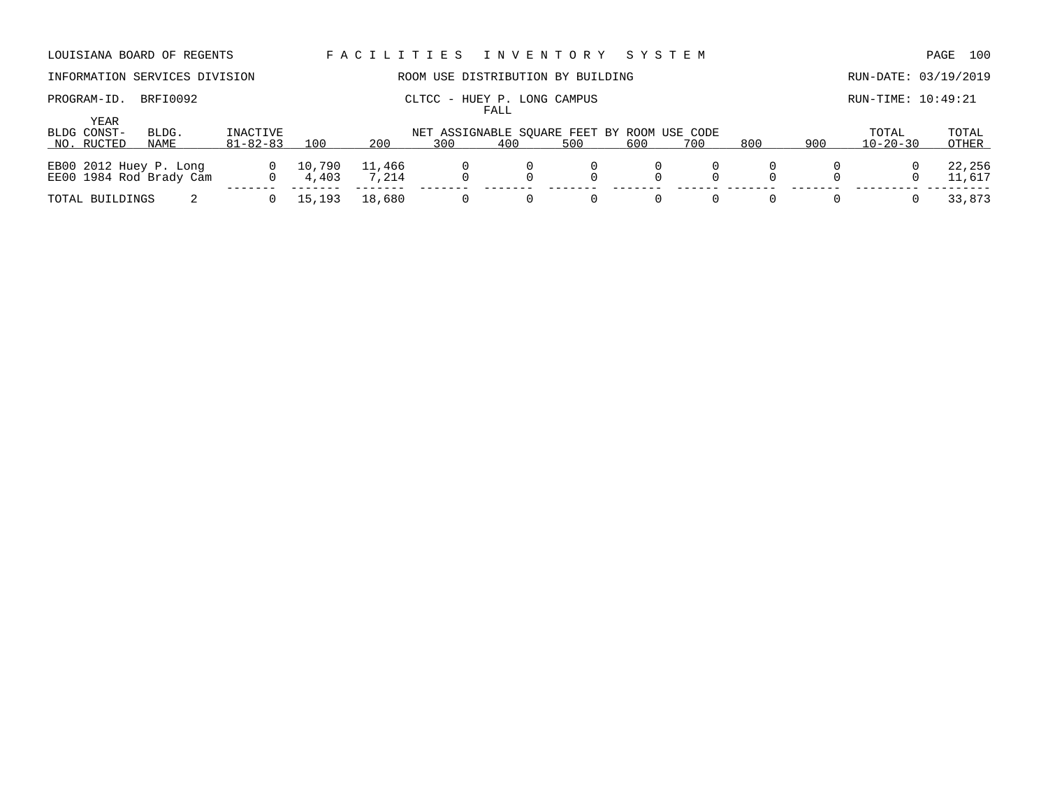LOUISIANA BOARD OF REGENTS — FACILITIES INVENTORY SYSTEM

INFORMATION SERVICES DIVISION — ROOM USE DISTRIBUTION BY BUILDING — RUN-DATE: 03/19/2019

PROGRAM-ID. BRFI0092 — CLTCC - HUEY P. LONG CAMPUS — RUN-TIME: 10:49:21

FALL

| BLDG NO. | YEAR CONST-RUCTED | BLDG. NAME | INACTIVE 81-82-83 | 100 | 200 | 300 | 400 | 500 | 600 | 700 | 800 | 900 | TOTAL 10-20-30 | TOTAL OTHER |
|---|---|---|---|---|---|---|---|---|---|---|---|---|---|---|
| | | | | NET ASSIGNABLE SQUARE FEET BY ROOM USE CODE | | | | | | | | | | |
| EB00 | 2012 | Huey P. Long | 0 | 10,790 | 11,466 | 0 | 0 | 0 | 0 | 0 | 0 | 0 | 0 | 22,256 |
| EE00 | 1984 | Rod Brady Cam | 0 | 4,403 | 7,214 | 0 | 0 | 0 | 0 | 0 | 0 | 0 | 0 | 11,617 |
| TOTAL BUILDINGS | | 2 | 0 | 15,193 | 18,680 | 0 | 0 | 0 | 0 | 0 | 0 | 0 | 0 | 33,873 |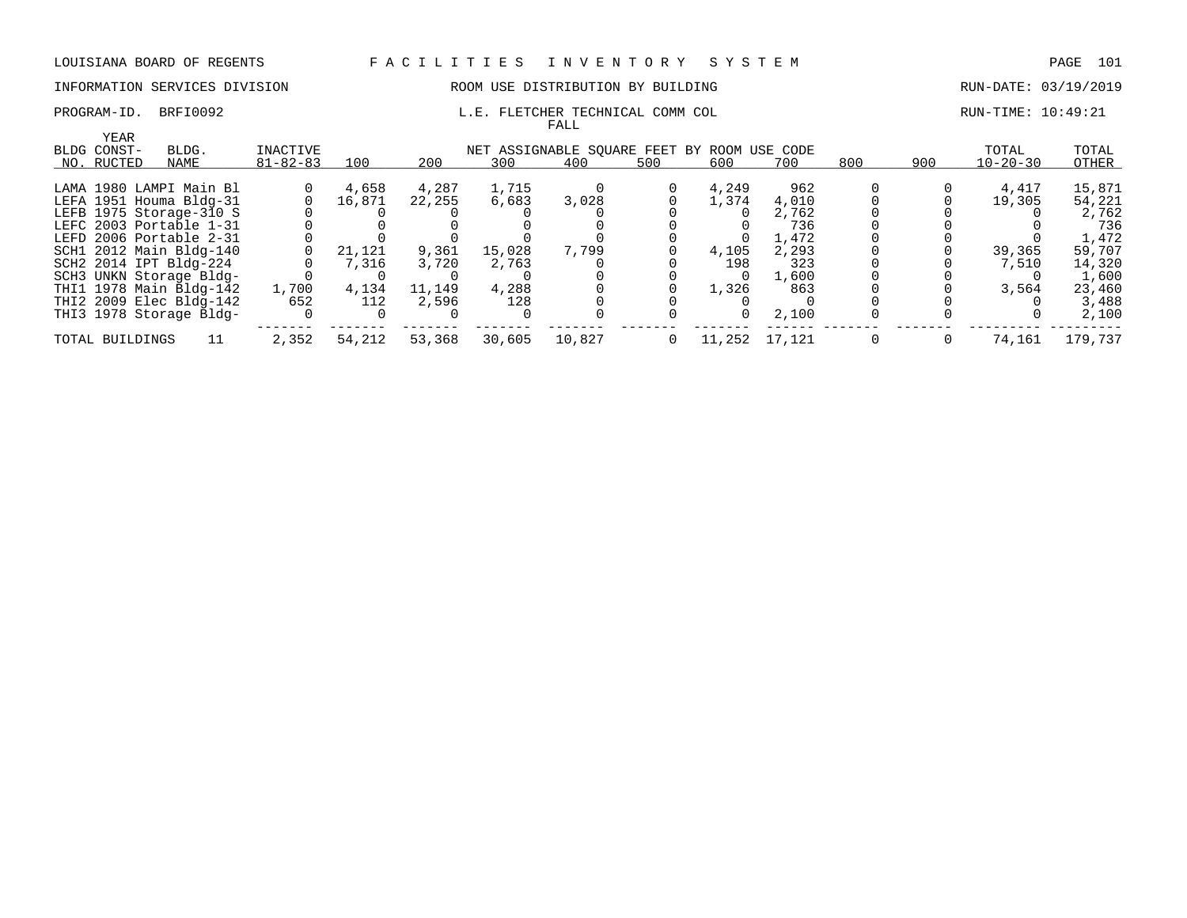LOUISIANA BOARD OF REGENTS F A C I L I T I E S I N V E N T O R Y S Y S T E M

INFORMATION SERVICES DIVISION ROOM USE DISTRIBUTION BY BUILDING RUN-DATE: 03/19/2019

PROGRAM-ID. BRFI0092 L.E. FLETCHER TECHNICAL COMM COL RUN-TIME: 10:49:21

FALL

| BLDG NO. | YEAR CONST-RUCTED | BLDG. NAME | INACTIVE 81-82-83 | 100 | 200 | 300 | 400 | 500 | 600 | 700 | 800 | 900 | TOTAL 10-20-30 | TOTAL OTHER |
|---|---|---|---|---|---|---|---|---|---|---|---|---|---|---|
| LAMA | 1980 | LAMPI Main Bl | 0 | 4,658 | 4,287 | 1,715 | 0 | 0 | 4,249 | 962 | 0 | 0 | 4,417 | 15,871 |
| LEFA | 1951 | Houma Bldg-31 | 0 | 16,871 | 22,255 | 6,683 | 3,028 | 0 | 1,374 | 4,010 | 0 | 0 | 19,305 | 54,221 |
| LEFB | 1975 | Storage-310 S | 0 | 0 | 0 | 0 | 0 | 0 | 0 | 2,762 | 0 | 0 | 0 | 2,762 |
| LEFC | 2003 | Portable 1-31 | 0 | 0 | 0 | 0 | 0 | 0 | 0 | 736 | 0 | 0 | 0 | 736 |
| LEFD | 2006 | Portable 2-31 | 0 | 0 | 0 | 0 | 0 | 0 | 0 | 1,472 | 0 | 0 | 0 | 1,472 |
| SCH1 | 2012 | Main Bldg-140 | 0 | 21,121 | 9,361 | 15,028 | 7,799 | 0 | 4,105 | 2,293 | 0 | 0 | 39,365 | 59,707 |
| SCH2 | 2014 | IPT Bldg-224 | 0 | 7,316 | 3,720 | 2,763 | 0 | 0 | 198 | 323 | 0 | 0 | 7,510 | 14,320 |
| SCH3 | UNKN | Storage Bldg- | 0 | 0 | 0 | 0 | 0 | 0 | 0 | 1,600 | 0 | 0 | 0 | 1,600 |
| THI1 | 1978 | Main Bldg-142 | 1,700 | 4,134 | 11,149 | 4,288 | 0 | 0 | 1,326 | 863 | 0 | 0 | 3,564 | 23,460 |
| THI2 | 2009 | Elec Bldg-142 | 652 | 112 | 2,596 | 128 | 0 | 0 | 0 | 0 | 0 | 0 | 0 | 3,488 |
| THI3 | 1978 | Storage Bldg- | 0 | 0 | 0 | 0 | 0 | 0 | 0 | 2,100 | 0 | 0 | 0 | 2,100 |
| TOTAL BUILDINGS | | 11 | 2,352 | 54,212 | 53,368 | 30,605 | 10,827 | 0 | 11,252 | 17,121 | 0 | 0 | 74,161 | 179,737 |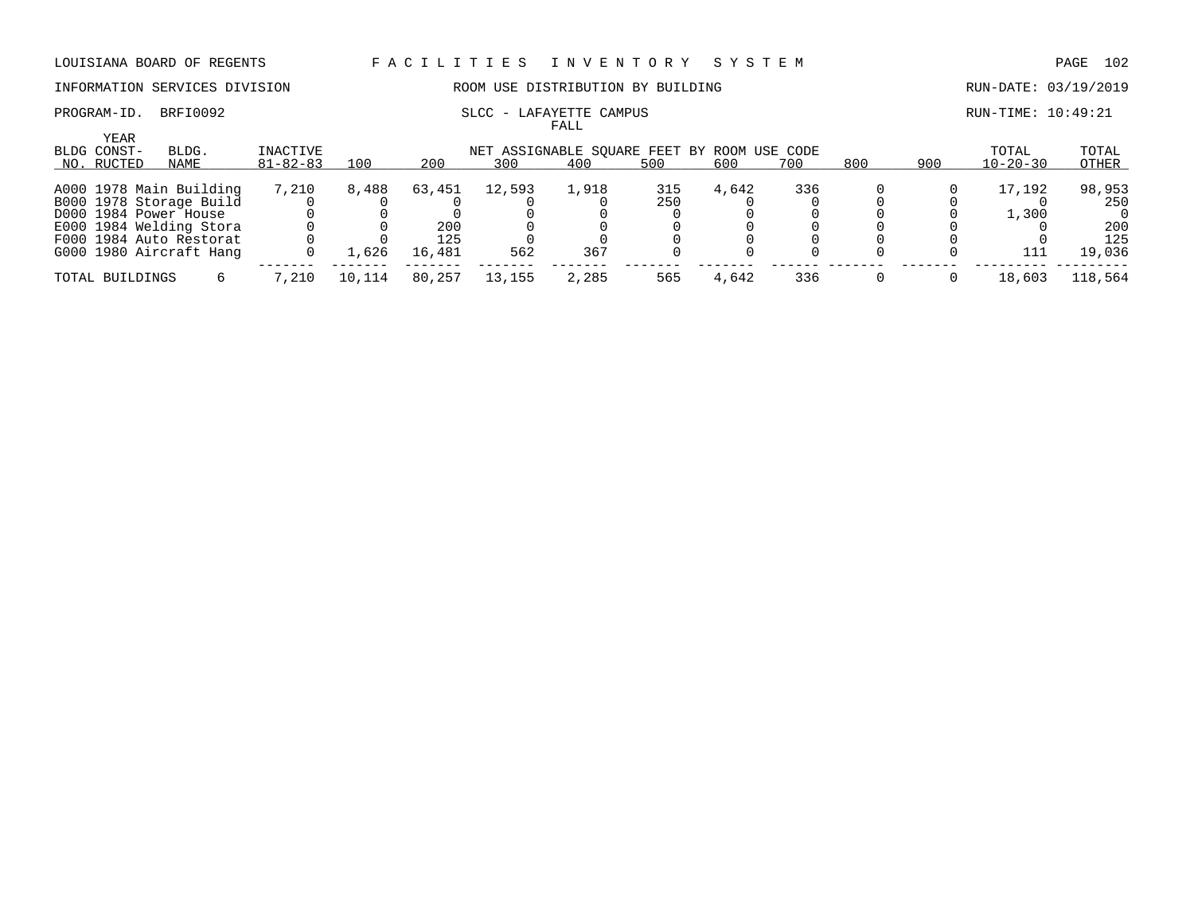LOUISIANA BOARD OF REGENTS — FACILITIES INVENTORY SYSTEM

INFORMATION SERVICES DIVISION — ROOM USE DISTRIBUTION BY BUILDING — RUN-DATE: 03/19/2019

PROGRAM-ID. BRFI0092 — SLCC - LAFAYETTE CAMPUS — RUN-TIME: 10:49:21

FALL

| BLDG NO. | YEAR CONST-RUCTED | BLDG. NAME | INACTIVE 81-82-83 | 100 | 200 | 300 | 400 | 500 | 600 | 700 | 800 | 900 | TOTAL 10-20-30 | TOTAL OTHER |
|---|---|---|---|---|---|---|---|---|---|---|---|---|---|---|
| | | | | NET ASSIGNABLE SQUARE FEET BY ROOM USE CODE | | | | | | | | | | |
| A000 | 1978 | Main Building | 7,210 | 8,488 | 63,451 | 12,593 | 1,918 | 315 | 4,642 | 336 | 0 | 0 | 17,192 | 98,953 |
| B000 | 1978 | Storage Build | 0 | 0 | 0 | 0 | 0 | 250 | 0 | 0 | 0 | 0 | 0 | 250 |
| D000 | 1984 | Power House | 0 | 0 | 0 | 0 | 0 | 0 | 0 | 0 | 0 | 0 | 1,300 | 0 |
| E000 | 1984 | Welding Stora | 0 | 0 | 200 | 0 | 0 | 0 | 0 | 0 | 0 | 0 | 0 | 200 |
| F000 | 1984 | Auto Restorat | 0 | 0 | 125 | 0 | 0 | 0 | 0 | 0 | 0 | 0 | 0 | 125 |
| G000 | 1980 | Aircraft Hang | 0 | 1,626 | 16,481 | 562 | 367 | 0 | 0 | 0 | 0 | 0 | 111 | 19,036 |
| TOTAL BUILDINGS | | 6 | 7,210 | 10,114 | 80,257 | 13,155 | 2,285 | 565 | 4,642 | 336 | 0 | 0 | 18,603 | 118,564 |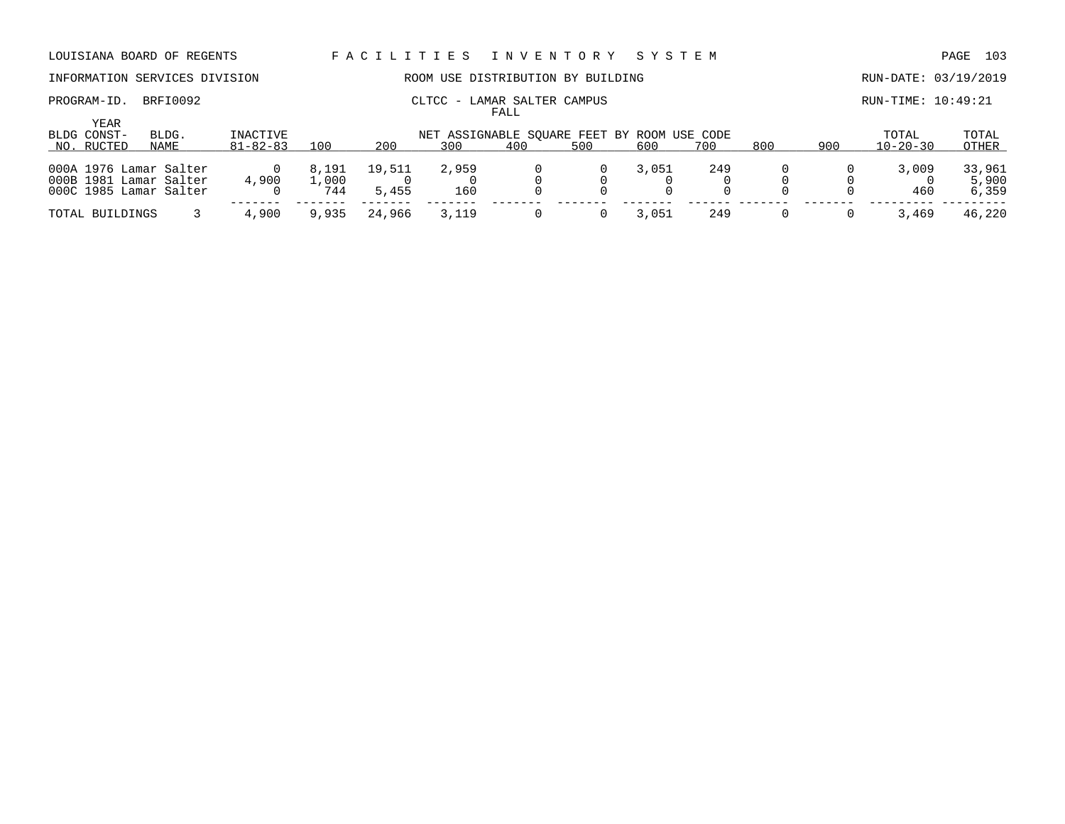LOUISIANA BOARD OF REGENTS — FACILITIES INVENTORY SYSTEM

INFORMATION SERVICES DIVISION — ROOM USE DISTRIBUTION BY BUILDING — RUN-DATE: 03/19/2019

PROGRAM-ID. BRFI0092 — CLTCC - LAMAR SALTER CAMPUS — RUN-TIME: 10:49:21

FALL

| BLDG NO. | YEAR CONST-RUCTED | BLDG. NAME | INACTIVE 81-82-83 | 100 | 200 | 300 | 400 | 500 | 600 | 700 | 800 | 900 | TOTAL 10-20-30 | TOTAL OTHER |
|---|---|---|---|---|---|---|---|---|---|---|---|---|---|---|
| | | | | NET ASSIGNABLE SQUARE FEET BY ROOM USE CODE | | | | | | | | | | |
| 000A | 1976 | Lamar Salter | 0 | 8,191 | 19,511 | 2,959 | 0 | 0 | 3,051 | 249 | 0 | 0 | 3,009 | 33,961 |
| 000B | 1981 | Lamar Salter | 4,900 | 1,000 | 0 | 0 | 0 | 0 | 0 | 0 | 0 | 0 | 0 | 5,900 |
| 000C | 1985 | Lamar Salter | 0 | 744 | 5,455 | 160 | 0 | 0 | 0 | 0 | 0 | 0 | 460 | 6,359 |
| TOTAL BUILDINGS | | 3 | 4,900 | 9,935 | 24,966 | 3,119 | 0 | 0 | 3,051 | 249 | 0 | 0 | 3,469 | 46,220 |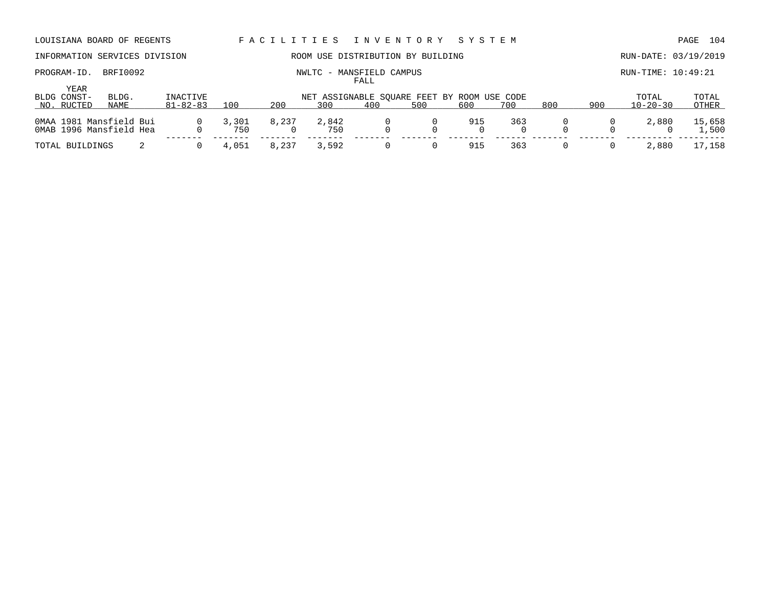LOUISIANA BOARD OF REGENTS — FACILITIES INVENTORY SYSTEM

INFORMATION SERVICES DIVISION — ROOM USE DISTRIBUTION BY BUILDING — RUN-DATE: 03/19/2019

PROGRAM-ID. BRFI0092 — NWLTC - MANSFIELD CAMPUS — RUN-TIME: 10:49:21

FALL

| BLDG NO. | YEAR CONST-RUCTED | BLDG. NAME | INACTIVE 81-82-83 | 100 | 200 | 300 | 400 | 500 | 600 | 700 | 800 | 900 | TOTAL 10-20-30 | TOTAL OTHER |
|---|---|---|---|---|---|---|---|---|---|---|---|---|---|---|
| | | | | NET ASSIGNABLE SQUARE FEET BY ROOM USE CODE | | | | | | | | | | |
| 0MAA | 1981 | Mansfield Bui | 0 | 3,301 | 8,237 | 2,842 | 0 | 0 | 915 | 363 | 0 | 0 | 2,880 | 15,658 |
| 0MAB | 1996 | Mansfield Hea | 0 | 750 | 0 | 750 | 0 | 0 | 0 | 0 | 0 | 0 | 0 | 1,500 |
| TOTAL BUILDINGS | | 2 | 0 | 4,051 | 8,237 | 3,592 | 0 | 0 | 915 | 363 | 0 | 0 | 2,880 | 17,158 |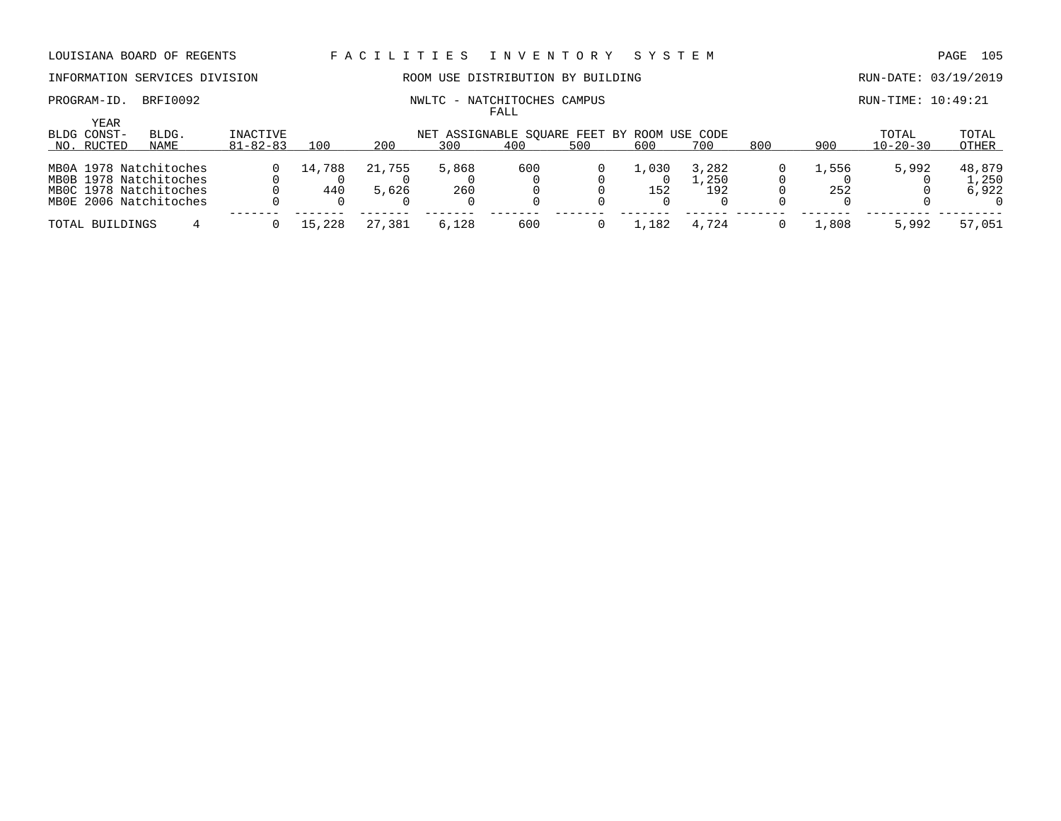LOUISIANA BOARD OF REGENTS — FACILITIES INVENTORY SYSTEM

INFORMATION SERVICES DIVISION — ROOM USE DISTRIBUTION BY BUILDING — RUN-DATE: 03/19/2019

PROGRAM-ID. BRFI0092 — NWLTC - NATCHITOCHES CAMPUS — RUN-TIME: 10:49:21

FALL

| BLDG NO. | YEAR CONST-RUCTED | BLDG. NAME | INACTIVE 81-82-83 | 100 | 200 | 300 | 400 | 500 | 600 | 700 | 800 | 900 | TOTAL 10-20-30 | TOTAL OTHER |
|---|---|---|---|---|---|---|---|---|---|---|---|---|---|---|
| | | | | NET ASSIGNABLE SQUARE FEET BY ROOM USE CODE | | | | | | | | | | |
| MB0A | 1978 | Natchitoches | 0 | 14,788 | 21,755 | 5,868 | 600 | 0 | 1,030 | 3,282 | 0 | 1,556 | 5,992 | 48,879 |
| MB0B | 1978 | Natchitoches | 0 | 0 | 0 | 0 | 0 | 0 | 0 | 1,250 | 0 | 0 | 0 | 1,250 |
| MB0C | 1978 | Natchitoches | 0 | 440 | 5,626 | 260 | 0 | 0 | 152 | 192 | 0 | 252 | 0 | 6,922 |
| MB0E | 2006 | Natchitoches | 0 | 0 | 0 | 0 | 0 | 0 | 0 | 0 | 0 | 0 | 0 | 0 |
| TOTAL BUILDINGS | | 4 | 0 | 15,228 | 27,381 | 6,128 | 600 | 0 | 1,182 | 4,724 | 0 | 1,808 | 5,992 | 57,051 |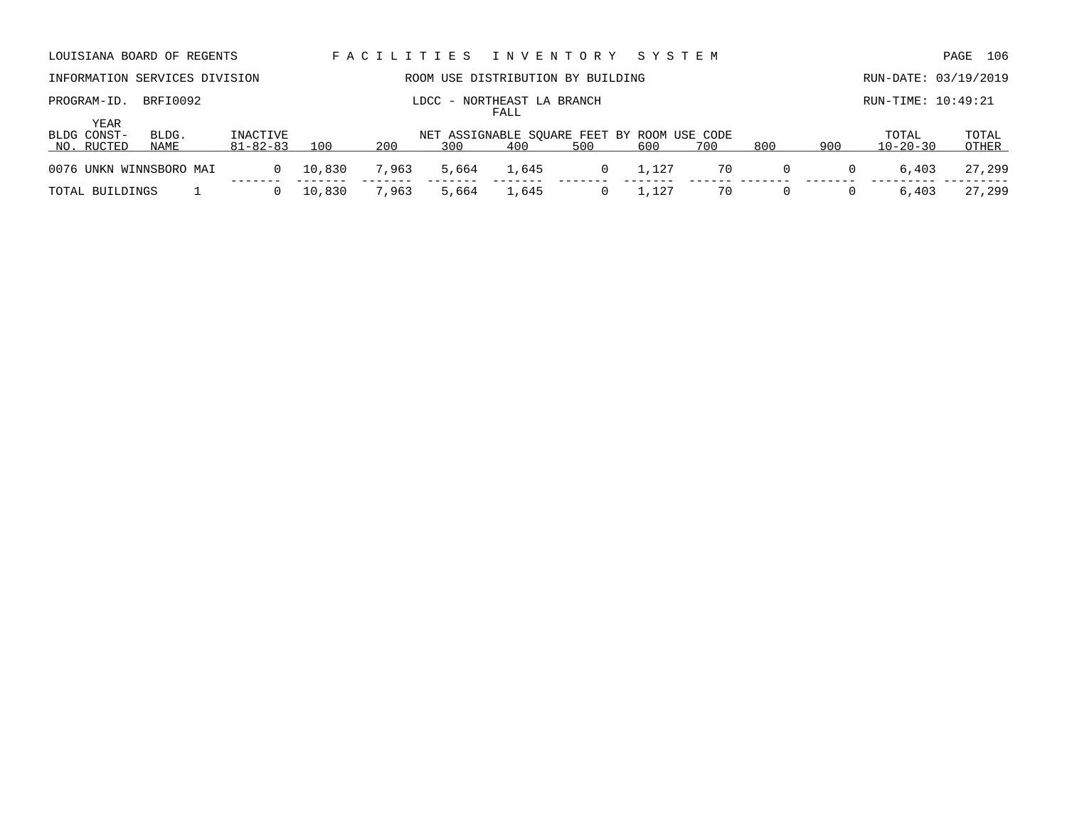LOUISIANA BOARD OF REGENTS — FACILITIES INVENTORY SYSTEM

INFORMATION SERVICES DIVISION — ROOM USE DISTRIBUTION BY BUILDING — RUN-DATE: 03/19/2019

PROGRAM-ID. BRFI0092 — LDCC - NORTHEAST LA BRANCH — RUN-TIME: 10:49:21

FALL

| BLDG NO. | YEAR CONST-RUCTED | BLDG. NAME | INACTIVE 81-82-83 | 100 | 200 | 300 | 400 | 500 | 600 | 700 | 800 | 900 | TOTAL 10-20-30 | TOTAL OTHER |
|---|---|---|---|---|---|---|---|---|---|---|---|---|---|---|
| | | | | NET ASSIGNABLE SQUARE FEET BY ROOM USE CODE | | | | | | | | | | |
| 0076 | UNKN | WINNSBORO MAI | 0 | 10,830 | 7,963 | 5,664 | 1,645 | 0 | 1,127 | 70 | 0 | 0 | 6,403 | 27,299 |
| TOTAL BUILDINGS | | 1 | 0 | 10,830 | 7,963 | 5,664 | 1,645 | 0 | 1,127 | 70 | 0 | 0 | 6,403 | 27,299 |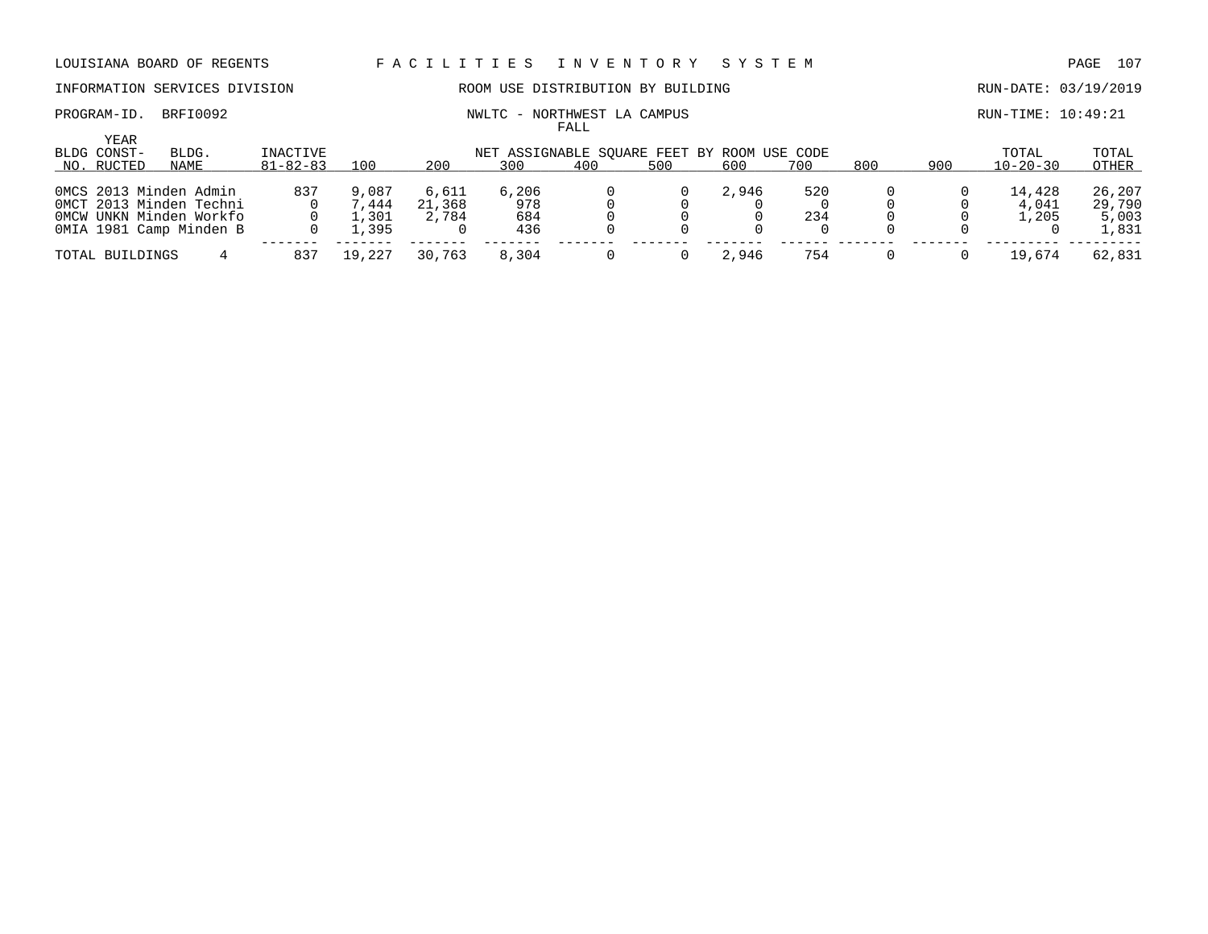LOUISIANA BOARD OF REGENTS — F A C I L I T I E S   I N V E N T O R Y   S Y S T E M

INFORMATION SERVICES DIVISION — ROOM USE DISTRIBUTION BY BUILDING — RUN-DATE: 03/19/2019

PROGRAM-ID. BRFI0092 — NWLTC - NORTHWEST LA CAMPUS — RUN-TIME: 10:49:21

FALL

| BLDG NO. | YEAR CONST-RUCTED | BLDG. NAME | INACTIVE 81-82-83 | 100 | 200 | 300 | 400 | 500 | 600 | 700 | 800 | 900 | TOTAL 10-20-30 | TOTAL OTHER |
|---|---|---|---|---|---|---|---|---|---|---|---|---|---|---|
| | | | | NET ASSIGNABLE SQUARE FEET BY ROOM USE CODE | | | | | | | | | | |
| 0MCS | 2013 | Minden Admin | 837 | 9,087 | 6,611 | 6,206 | 0 | 0 | 2,946 | 520 | 0 | 0 | 14,428 | 26,207 |
| 0MCT | 2013 | Minden Techni | 0 | 7,444 | 21,368 | 978 | 0 | 0 | 0 | 0 | 0 | 0 | 4,041 | 29,790 |
| 0MCW | UNKN | Minden Workfo | 0 | 1,301 | 2,784 | 684 | 0 | 0 | 0 | 234 | 0 | 0 | 1,205 | 5,003 |
| 0MIA | 1981 | Camp Minden B | 0 | 1,395 | 0 | 436 | 0 | 0 | 0 | 0 | 0 | 0 | 0 | 1,831 |
| TOTAL BUILDINGS | | 4 | 837 | 19,227 | 30,763 | 8,304 | 0 | 0 | 2,946 | 754 | 0 | 0 | 19,674 | 62,831 |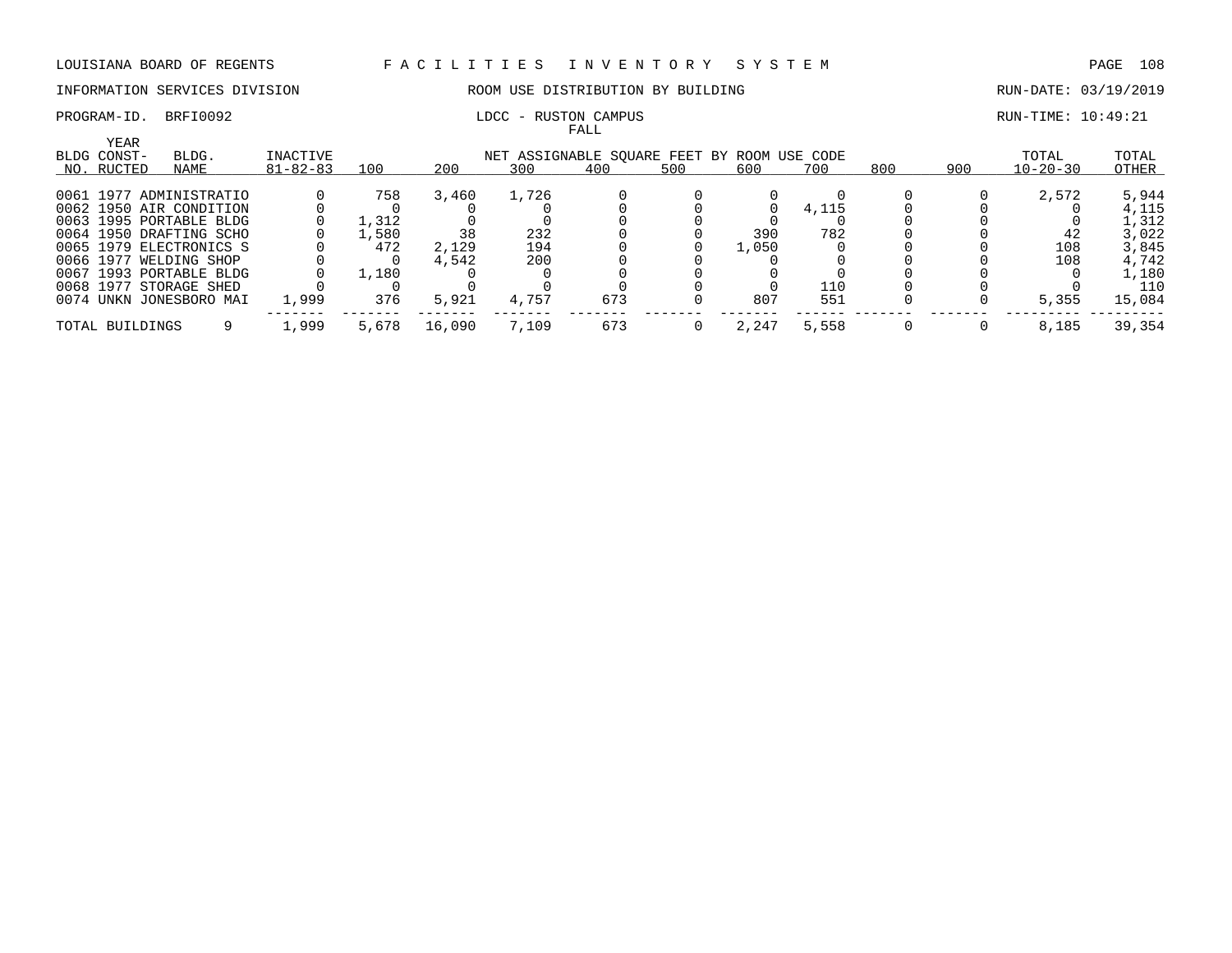LOUISIANA BOARD OF REGENTS — FACILITIES INVENTORY SYSTEM

INFORMATION SERVICES DIVISION — ROOM USE DISTRIBUTION BY BUILDING — RUN-DATE: 03/19/2019

PROGRAM-ID. BRFI0092 — LDCC - RUSTON CAMPUS — RUN-TIME: 10:49:21

FALL

| BLDG NO. | YEAR CONST-RUCTED | BLDG. NAME | INACTIVE 81-82-83 | 100 | 200 | 300 | 400 | 500 | 600 | 700 | 800 | 900 | TOTAL 10-20-30 | TOTAL OTHER |
|---|---|---|---|---|---|---|---|---|---|---|---|---|---|---|
| 0061 | 1977 | ADMINISTRATIO | 0 | 758 | 3,460 | 1,726 | 0 | 0 | 0 | 0 | 0 | 0 | 2,572 | 5,944 |
| 0062 | 1950 | AIR CONDITION | 0 | 0 | 0 | 0 | 0 | 0 | 0 | 4,115 | 0 | 0 | 0 | 4,115 |
| 0063 | 1995 | PORTABLE BLDG | 0 | 1,312 | 0 | 0 | 0 | 0 | 0 | 0 | 0 | 0 | 0 | 1,312 |
| 0064 | 1950 | DRAFTING SCHO | 0 | 1,580 | 38 | 232 | 0 | 0 | 390 | 782 | 0 | 0 | 42 | 3,022 |
| 0065 | 1979 | ELECTRONICS S | 0 | 472 | 2,129 | 194 | 0 | 0 | 1,050 | 0 | 0 | 0 | 108 | 3,845 |
| 0066 | 1977 | WELDING SHOP | 0 | 0 | 4,542 | 200 | 0 | 0 | 0 | 0 | 0 | 0 | 108 | 4,742 |
| 0067 | 1993 | PORTABLE BLDG | 0 | 1,180 | 0 | 0 | 0 | 0 | 0 | 0 | 0 | 0 | 0 | 1,180 |
| 0068 | 1977 | STORAGE SHED | 0 | 0 | 0 | 0 | 0 | 0 | 0 | 110 | 0 | 0 | 0 | 110 |
| 0074 | UNKN | JONESBORO MAI | 1,999 | 376 | 5,921 | 4,757 | 673 | 0 | 807 | 551 | 0 | 0 | 5,355 | 15,084 |
| TOTAL BUILDINGS | | 9 | 1,999 | 5,678 | 16,090 | 7,109 | 673 | 0 | 2,247 | 5,558 | 0 | 0 | 8,185 | 39,354 |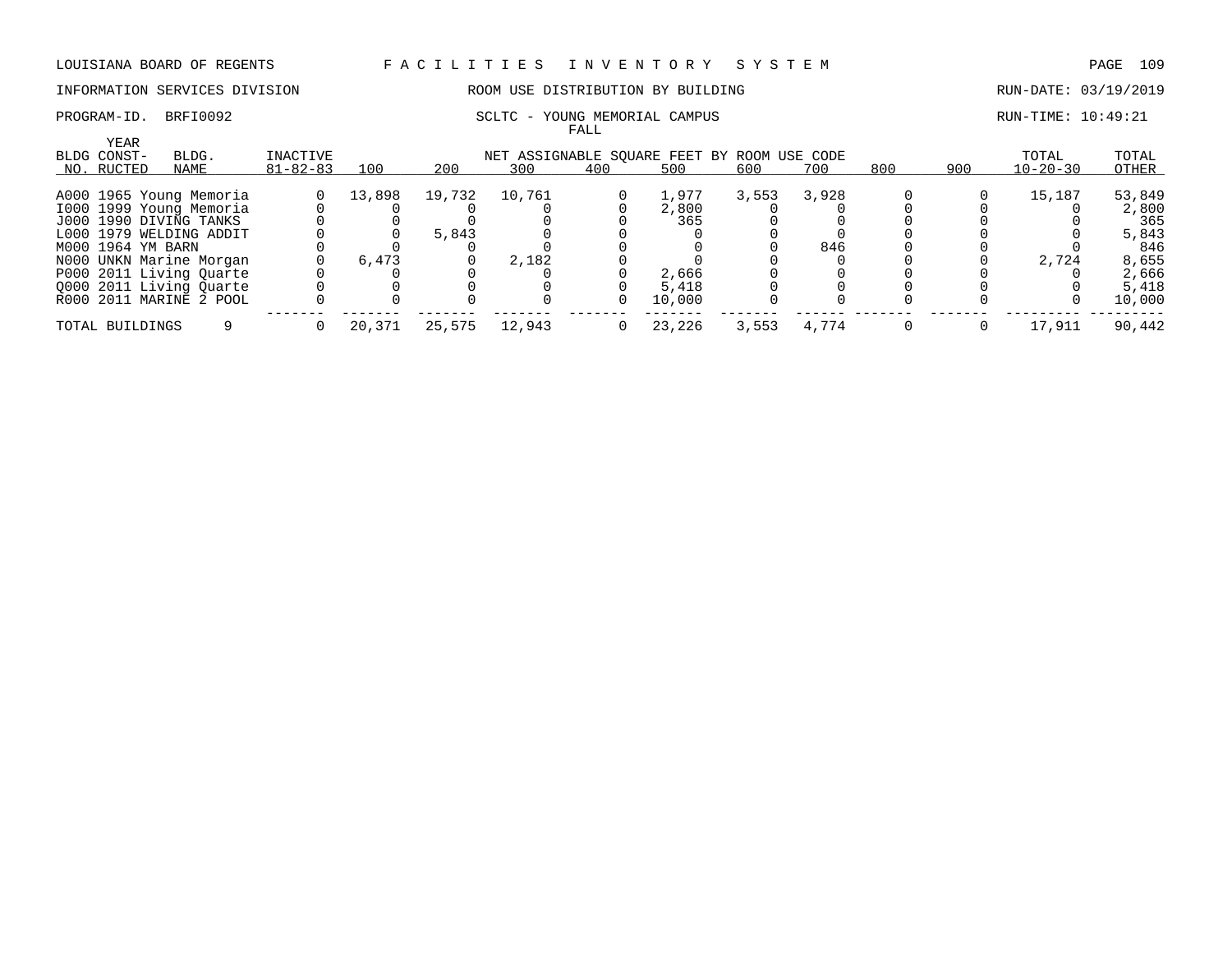LOUISIANA BOARD OF REGENTS — FACILITIES INVENTORY SYSTEM

INFORMATION SERVICES DIVISION — ROOM USE DISTRIBUTION BY BUILDING — RUN-DATE: 03/19/2019

PROGRAM-ID. BRFI0092 — SCLTC - YOUNG MEMORIAL CAMPUS — RUN-TIME: 10:49:21

FALL

| BLDG NO. | YEAR CONST-RUCTED | BLDG. NAME | INACTIVE 81-82-83 | 100 | 200 | 300 | 400 | 500 | 600 | 700 | 800 | 900 | TOTAL 10-20-30 | TOTAL OTHER |
|---|---|---|---|---|---|---|---|---|---|---|---|---|---|---|
| | | | NET ASSIGNABLE SQUARE FEET BY ROOM USE CODE | | | | | | | | | | | |
| A000 | 1965 | Young Memoria | 0 | 13,898 | 19,732 | 10,761 | 0 | 1,977 | 3,553 | 3,928 | 0 | 0 | 15,187 | 53,849 |
| I000 | 1999 | Young Memoria | 0 | 0 | 0 | 0 | 0 | 2,800 | 0 | 0 | 0 | 0 | 0 | 2,800 |
| J000 | 1990 | DIVING TANKS | 0 | 0 | 0 | 0 | 0 | 365 | 0 | 0 | 0 | 0 | 0 | 365 |
| L000 | 1979 | WELDING ADDIT | 0 | 0 | 5,843 | 0 | 0 | 0 | 0 | 0 | 0 | 0 | 0 | 5,843 |
| M000 | 1964 | YM BARN | 0 | 0 | 0 | 0 | 0 | 0 | 0 | 846 | 0 | 0 | 0 | 846 |
| N000 | UNKN | Marine Morgan | 0 | 6,473 | 0 | 2,182 | 0 | 0 | 0 | 0 | 0 | 0 | 2,724 | 8,655 |
| P000 | 2011 | Living Quarte | 0 | 0 | 0 | 0 | 0 | 2,666 | 0 | 0 | 0 | 0 | 0 | 2,666 |
| Q000 | 2011 | Living Quarte | 0 | 0 | 0 | 0 | 0 | 5,418 | 0 | 0 | 0 | 0 | 0 | 5,418 |
| R000 | 2011 | MARINE 2 POOL | 0 | 0 | 0 | 0 | 0 | 10,000 | 0 | 0 | 0 | 0 | 0 | 10,000 |
| TOTAL BUILDINGS | | 9 | 0 | 20,371 | 25,575 | 12,943 | 0 | 23,226 | 3,553 | 4,774 | 0 | 0 | 17,911 | 90,442 |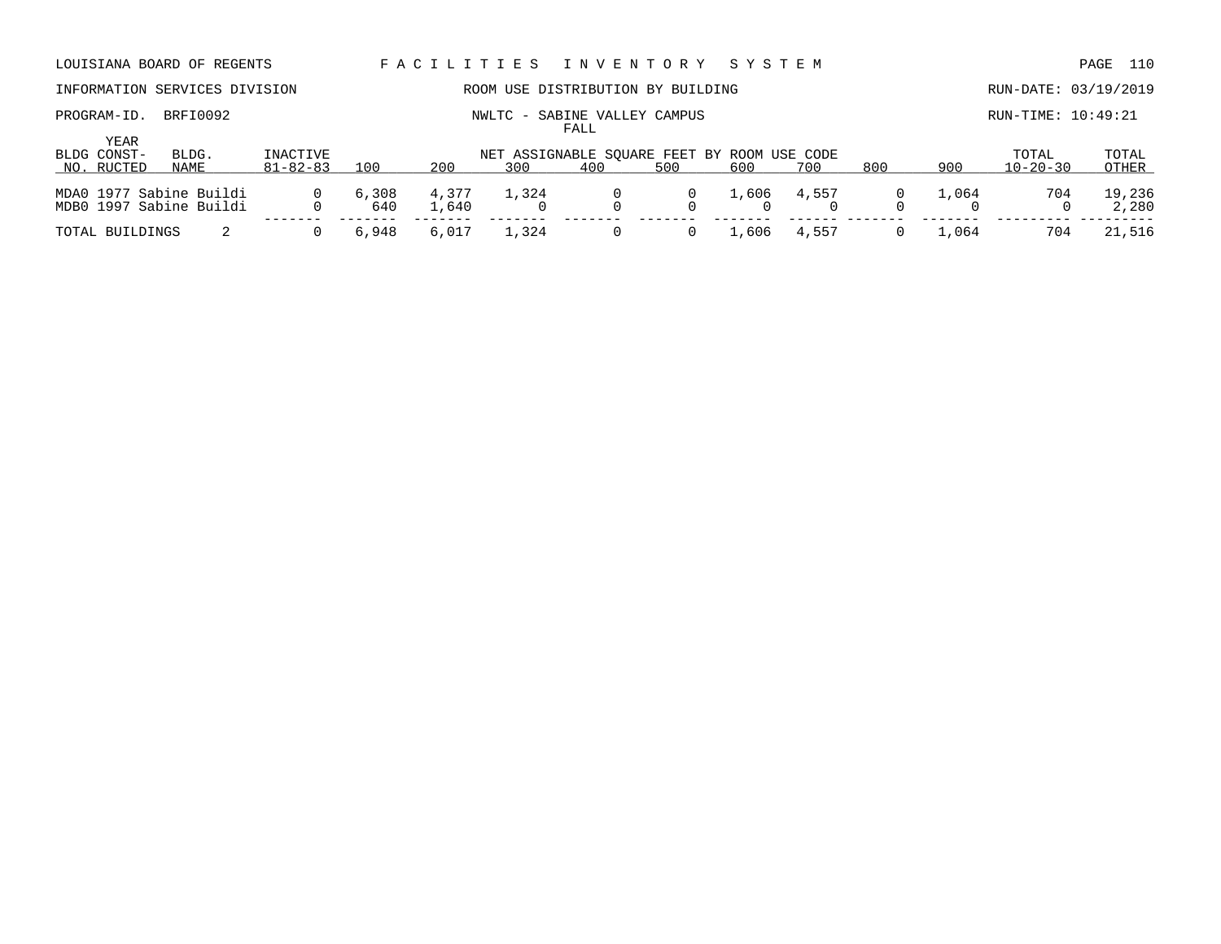LOUISIANA BOARD OF REGENTS — FACILITIES INVENTORY SYSTEM

INFORMATION SERVICES DIVISION — ROOM USE DISTRIBUTION BY BUILDING — RUN-DATE: 03/19/2019

PROGRAM-ID. BRFI0092 — NWLTC - SABINE VALLEY CAMPUS — RUN-TIME: 10:49:21

FALL

| BLDG NO. | YEAR CONST-RUCTED | BLDG. NAME | INACTIVE 81-82-83 | 100 | 200 | 300 | 400 | 500 | 600 | 700 | 800 | 900 | TOTAL 10-20-30 | TOTAL OTHER |
|---|---|---|---|---|---|---|---|---|---|---|---|---|---|---|
| | | | | NET ASSIGNABLE SQUARE FEET BY ROOM USE CODE | | | | | | | | | | |
| MDA0 | 1977 | Sabine Buildi | 0 | 6,308 | 4,377 | 1,324 | 0 | 0 | 1,606 | 4,557 | 0 | 1,064 | 704 | 19,236 |
| MDB0 | 1997 | Sabine Buildi | 0 | 640 | 1,640 | 0 | 0 | 0 | 0 | 0 | 0 | 0 | 0 | 2,280 |
| TOTAL BUILDINGS | | 2 | 0 | 6,948 | 6,017 | 1,324 | 0 | 0 | 1,606 | 4,557 | 0 | 1,064 | 704 | 21,516 |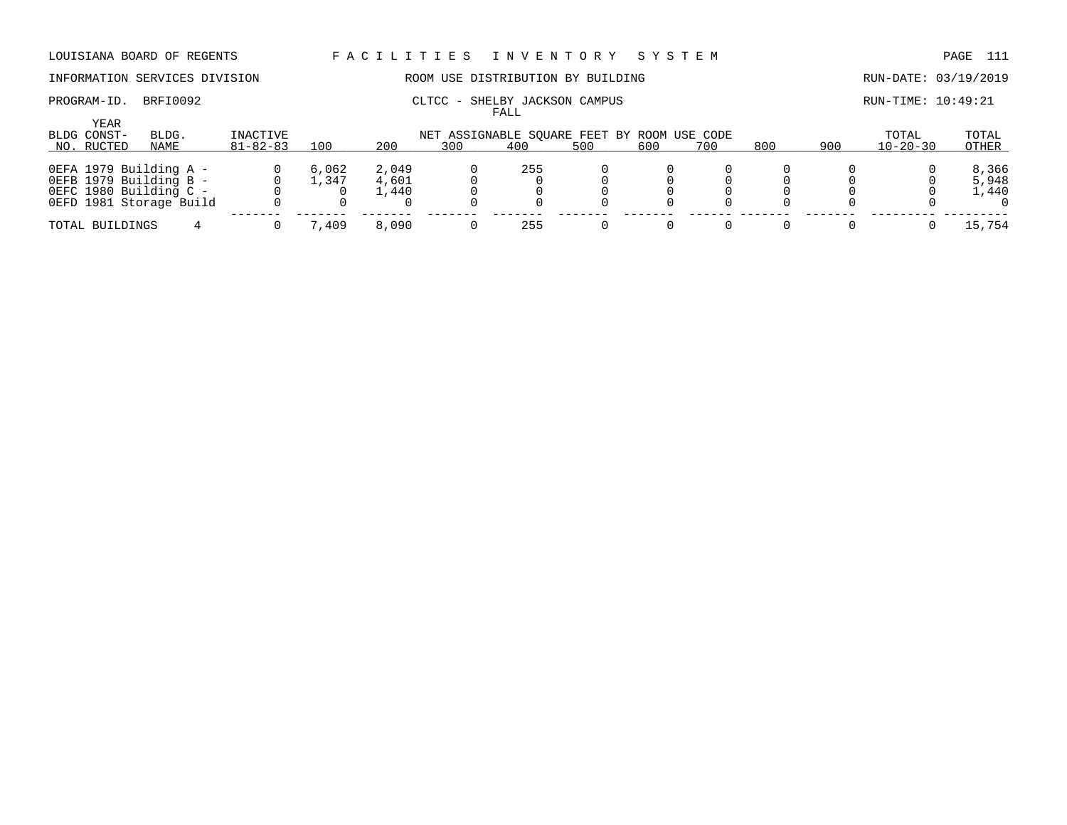LOUISIANA BOARD OF REGENTS — FACILITIES INVENTORY SYSTEM

INFORMATION SERVICES DIVISION — ROOM USE DISTRIBUTION BY BUILDING — RUN-DATE: 03/19/2019

PROGRAM-ID. BRFI0092 — CLTCC - SHELBY JACKSON CAMPUS — RUN-TIME: 10:49:21

FALL

| BLDG NO. | YEAR CONST-RUCTED | BLDG. NAME | INACTIVE 81-82-83 | 100 | 200 | 300 | 400 | 500 | 600 | 700 | 800 | 900 | TOTAL 10-20-30 | TOTAL OTHER |
|---|---|---|---|---|---|---|---|---|---|---|---|---|---|---|
| | | | | NET ASSIGNABLE SQUARE FEET BY ROOM USE CODE | | | | | | | | | | |
| 0EFA | 1979 | Building A - | 0 | 6,062 | 2,049 | 0 | 255 | 0 | 0 | 0 | 0 | 0 | 0 | 8,366 |
| 0EFB | 1979 | Building B - | 0 | 1,347 | 4,601 | 0 | 0 | 0 | 0 | 0 | 0 | 0 | 0 | 5,948 |
| 0EFC | 1980 | Building C - | 0 | 0 | 1,440 | 0 | 0 | 0 | 0 | 0 | 0 | 0 | 0 | 1,440 |
| 0EFD | 1981 | Storage Build | 0 | 0 | 0 | 0 | 0 | 0 | 0 | 0 | 0 | 0 | 0 | 0 |
| TOTAL BUILDINGS | | 4 | 0 | 7,409 | 8,090 | 0 | 255 | 0 | 0 | 0 | 0 | 0 | 0 | 15,754 |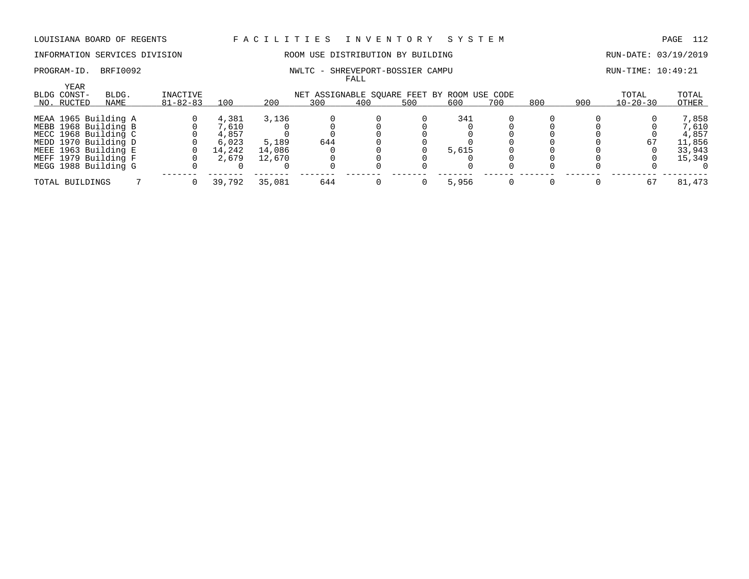LOUISIANA BOARD OF REGENTS — FACILITIES INVENTORY SYSTEM

INFORMATION SERVICES DIVISION — ROOM USE DISTRIBUTION BY BUILDING — RUN-DATE: 03/19/2019

PROGRAM-ID. BRFI0092 — NWLTC - SHREVEPORT-BOSSIER CAMPU — RUN-TIME: 10:49:21

FALL

| BLDG NO. | YEAR CONST-RUCTED | BLDG. NAME | INACTIVE 81-82-83 | 100 | 200 | 300 | 400 | 500 | 600 | 700 | 800 | 900 | TOTAL 10-20-30 | TOTAL OTHER |
|---|---|---|---|---|---|---|---|---|---|---|---|---|---|---|
| | | | | NET ASSIGNABLE SQUARE FEET BY ROOM USE CODE | | | | | | | | | | |
| MEAA | 1965 | Building A | 0 | 4,381 | 3,136 | 0 | 0 | 0 | 341 | 0 | 0 | 0 | 0 | 7,858 |
| MEBB | 1968 | Building B | 0 | 7,610 | 0 | 0 | 0 | 0 | 0 | 0 | 0 | 0 | 0 | 7,610 |
| MECC | 1968 | Building C | 0 | 4,857 | 0 | 0 | 0 | 0 | 0 | 0 | 0 | 0 | 0 | 4,857 |
| MEDD | 1970 | Building D | 0 | 6,023 | 5,189 | 644 | 0 | 0 | 0 | 0 | 0 | 0 | 67 | 11,856 |
| MEEE | 1963 | Building E | 0 | 14,242 | 14,086 | 0 | 0 | 0 | 5,615 | 0 | 0 | 0 | 0 | 33,943 |
| MEFF | 1979 | Building F | 0 | 2,679 | 12,670 | 0 | 0 | 0 | 0 | 0 | 0 | 0 | 0 | 15,349 |
| MEGG | 1988 | Building G | 0 | 0 | 0 | 0 | 0 | 0 | 0 | 0 | 0 | 0 | 0 | 0 |
| TOTAL BUILDINGS | | 7 | 0 | 39,792 | 35,081 | 644 | 0 | 0 | 5,956 | 0 | 0 | 0 | 67 | 81,473 |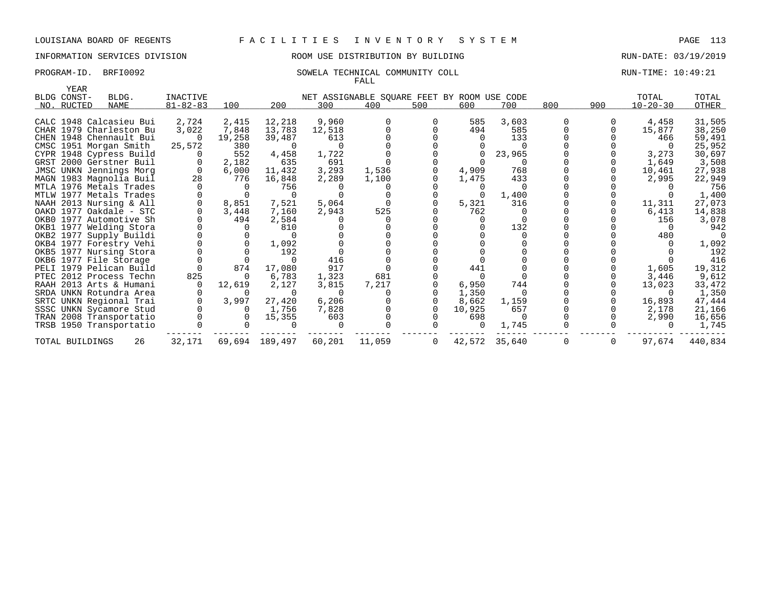LOUISIANA BOARD OF REGENTS F A C I L I T I E S I N V E N T O R Y S Y S T E M

INFORMATION SERVICES DIVISION ROOM USE DISTRIBUTION BY BUILDING RUN-DATE: 03/19/2019

PROGRAM-ID. BRFI0092 SOWELA TECHNICAL COMMUNITY COLL RUN-TIME: 10:49:21

FALL

| BLDG NO. | YEAR CONST-RUCTED | BLDG. NAME | INACTIVE 81-82-83 | 100 | 200 | 300 | 400 | 500 | 600 | 700 | 800 | 900 | TOTAL 10-20-30 | TOTAL OTHER |
|---|---|---|---|---|---|---|---|---|---|---|---|---|---|---|
| | | | | NET ASSIGNABLE SQUARE FEET BY ROOM USE CODE | | | | | | | | | | |
| CALC | 1948 | Calcasieu Bui | 2,724 | 2,415 | 12,218 | 9,960 | 0 | 0 | 585 | 3,603 | 0 | 0 | 4,458 | 31,505 |
| CHAR | 1979 | Charleston Bu | 3,022 | 7,848 | 13,783 | 12,518 | 0 | 0 | 494 | 585 | 0 | 0 | 15,877 | 38,250 |
| CHEN | 1948 | Chennault Bui | 0 | 19,258 | 39,487 | 613 | 0 | 0 | 0 | 133 | 0 | 0 | 466 | 59,491 |
| CMSC | 1951 | Morgan Smith | 25,572 | 380 | 0 | 0 | 0 | 0 | 0 | 0 | 0 | 0 | 0 | 25,952 |
| CYPR | 1948 | Cypress Build | 0 | 552 | 4,458 | 1,722 | 0 | 0 | 0 | 23,965 | 0 | 0 | 3,273 | 30,697 |
| GRST | 2000 | Gerstner Buil | 0 | 2,182 | 635 | 691 | 0 | 0 | 0 | 0 | 0 | 0 | 1,649 | 3,508 |
| JMSC | UNKN | Jennings Morg | 0 | 6,000 | 11,432 | 3,293 | 1,536 | 0 | 4,909 | 768 | 0 | 0 | 10,461 | 27,938 |
| MAGN | 1983 | Magnolia Buil | 28 | 776 | 16,848 | 2,289 | 1,100 | 0 | 1,475 | 433 | 0 | 0 | 2,995 | 22,949 |
| MTLA | 1976 | Metals Trades | 0 | 0 | 756 | 0 | 0 | 0 | 0 | 0 | 0 | 0 | 0 | 756 |
| MTLW | 1977 | Metals Trades | 0 | 0 | 0 | 0 | 0 | 0 | 0 | 1,400 | 0 | 0 | 0 | 1,400 |
| NAAH | 2013 | Nursing & All | 0 | 8,851 | 7,521 | 5,064 | 0 | 0 | 5,321 | 316 | 0 | 0 | 11,311 | 27,073 |
| OAKD | 1977 | Oakdale - STC | 0 | 3,448 | 7,160 | 2,943 | 525 | 0 | 762 | 0 | 0 | 0 | 6,413 | 14,838 |
| OKB0 | 1977 | Automotive Sh | 0 | 494 | 2,584 | 0 | 0 | 0 | 0 | 0 | 0 | 0 | 156 | 3,078 |
| OKB1 | 1977 | Welding Stora | 0 | 0 | 810 | 0 | 0 | 0 | 0 | 132 | 0 | 0 | 0 | 942 |
| OKB2 | 1977 | Supply Buildi | 0 | 0 | 0 | 0 | 0 | 0 | 0 | 0 | 0 | 0 | 480 | 0 |
| OKB4 | 1977 | Forestry Vehi | 0 | 0 | 1,092 | 0 | 0 | 0 | 0 | 0 | 0 | 0 | 0 | 1,092 |
| OKB5 | 1977 | Nursing Stora | 0 | 0 | 192 | 0 | 0 | 0 | 0 | 0 | 0 | 0 | 0 | 192 |
| OKB6 | 1977 | File Storage | 0 | 0 | 0 | 416 | 0 | 0 | 0 | 0 | 0 | 0 | 0 | 416 |
| PELI | 1979 | Pelican Build | 0 | 874 | 17,080 | 917 | 0 | 0 | 441 | 0 | 0 | 0 | 1,605 | 19,312 |
| PTEC | 2012 | Process Techn | 825 | 0 | 6,783 | 1,323 | 681 | 0 | 0 | 0 | 0 | 0 | 3,446 | 9,612 |
| RAAH | 2013 | Arts & Humani | 0 | 12,619 | 2,127 | 3,815 | 7,217 | 0 | 6,950 | 744 | 0 | 0 | 13,023 | 33,472 |
| SRDA | UNKN | Rotundra Area | 0 | 0 | 0 | 0 | 0 | 0 | 1,350 | 0 | 0 | 0 | 0 | 1,350 |
| SRTC | UNKN | Regional Trai | 0 | 3,997 | 27,420 | 6,206 | 0 | 0 | 8,662 | 1,159 | 0 | 0 | 16,893 | 47,444 |
| SSSC | UNKN | Sycamore Stud | 0 | 0 | 1,756 | 7,828 | 0 | 0 | 10,925 | 657 | 0 | 0 | 2,178 | 21,166 |
| TRAN | 2008 | Transportatio | 0 | 0 | 15,355 | 603 | 0 | 0 | 698 | 0 | 0 | 0 | 2,990 | 16,656 |
| TRSB | 1950 | Transportatio | 0 | 0 | 0 | 0 | 0 | 0 | 0 | 1,745 | 0 | 0 | 0 | 1,745 |
| TOTAL BUILDINGS | | 26 | 32,171 | 69,694 | 189,497 | 60,201 | 11,059 | 0 | 42,572 | 35,640 | 0 | 0 | 97,674 | 440,834 |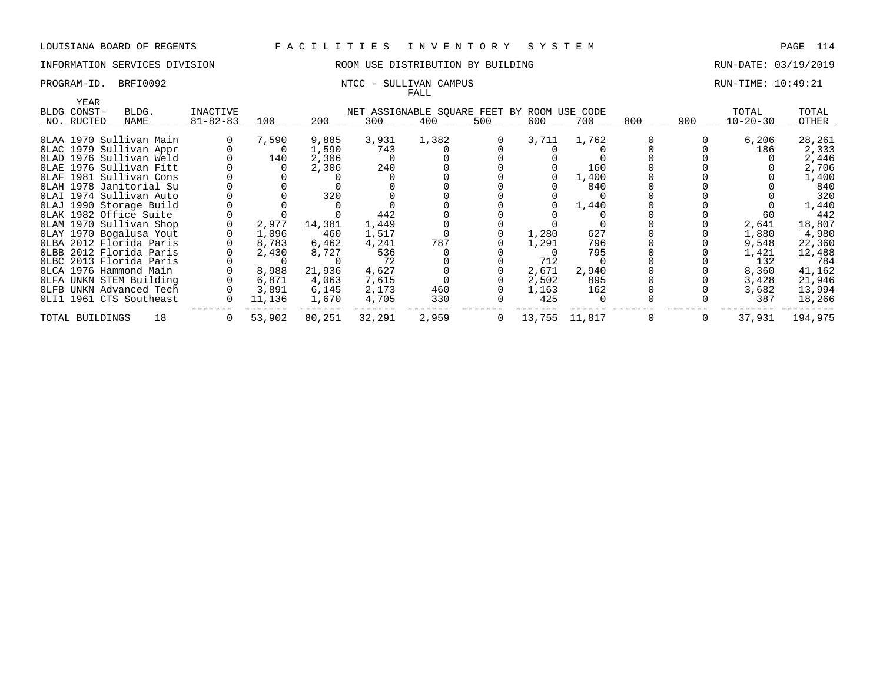LOUISIANA BOARD OF REGENTS F A C I L I T I E S I N V E N T O R Y S Y S T E M

INFORMATION SERVICES DIVISION ROOM USE DISTRIBUTION BY BUILDING RUN-DATE: 03/19/2019

PROGRAM-ID. BRFI0092 NTCC - SULLIVAN CAMPUS RUN-TIME: 10:49:21

FALL

NET ASSIGNABLE SQUARE FEET BY ROOM USE CODE

| BLDG NO. | YEAR CONST-RUCTED | BLDG. NAME | INACTIVE 81-82-83 | 100 | 200 | 300 | 400 | 500 | 600 | 700 | 800 | 900 | TOTAL 10-20-30 | TOTAL OTHER |
|---|---|---|---|---|---|---|---|---|---|---|---|---|---|---|
| 0LAA | 1970 | Sullivan Main | 0 | 7,590 | 9,885 | 3,931 | 1,382 | 0 | 3,711 | 1,762 | 0 | 0 | 6,206 | 28,261 |
| 0LAC | 1979 | Sullivan Appr | 0 | 0 | 1,590 | 743 | 0 | 0 | 0 | 0 | 0 | 0 | 186 | 2,333 |
| 0LAD | 1976 | Sullivan Weld | 0 | 140 | 2,306 | 0 | 0 | 0 | 0 | 0 | 0 | 0 | 0 | 2,446 |
| 0LAE | 1976 | Sullivan Fitt | 0 | 0 | 2,306 | 240 | 0 | 0 | 0 | 160 | 0 | 0 | 0 | 2,706 |
| 0LAF | 1981 | Sullivan Cons | 0 | 0 | 0 | 0 | 0 | 0 | 0 | 1,400 | 0 | 0 | 0 | 1,400 |
| 0LAH | 1978 | Janitorial Su | 0 | 0 | 0 | 0 | 0 | 0 | 0 | 840 | 0 | 0 | 0 | 840 |
| 0LAI | 1974 | Sullivan Auto | 0 | 0 | 320 | 0 | 0 | 0 | 0 | 0 | 0 | 0 | 0 | 320 |
| 0LAJ | 1990 | Storage Build | 0 | 0 | 0 | 0 | 0 | 0 | 0 | 1,440 | 0 | 0 | 0 | 1,440 |
| 0LAK | 1982 | Office Suite | 0 | 0 | 0 | 442 | 0 | 0 | 0 | 0 | 0 | 0 | 60 | 442 |
| 0LAM | 1970 | Sullivan Shop | 0 | 2,977 | 14,381 | 1,449 | 0 | 0 | 0 | 0 | 0 | 0 | 2,641 | 18,807 |
| 0LAY | 1970 | Bogalusa Yout | 0 | 1,096 | 460 | 1,517 | 0 | 0 | 1,280 | 627 | 0 | 0 | 1,880 | 4,980 |
| 0LBA | 2012 | Florida Paris | 0 | 8,783 | 6,462 | 4,241 | 787 | 0 | 1,291 | 796 | 0 | 0 | 9,548 | 22,360 |
| 0LBB | 2012 | Florida Paris | 0 | 2,430 | 8,727 | 536 | 0 | 0 | 0 | 795 | 0 | 0 | 1,421 | 12,488 |
| 0LBC | 2013 | Florida Paris | 0 | 0 | 0 | 72 | 0 | 0 | 712 | 0 | 0 | 0 | 132 | 784 |
| 0LCA | 1976 | Hammond Main | 0 | 8,988 | 21,936 | 4,627 | 0 | 0 | 2,671 | 2,940 | 0 | 0 | 8,360 | 41,162 |
| 0LFA | UNKN | STEM Building | 0 | 6,871 | 4,063 | 7,615 | 0 | 0 | 2,502 | 895 | 0 | 0 | 3,428 | 21,946 |
| 0LFB | UNKN | Advanced Tech | 0 | 3,891 | 6,145 | 2,173 | 460 | 0 | 1,163 | 162 | 0 | 0 | 3,682 | 13,994 |
| 0LI1 | 1961 | CTS Southeast | 0 | 11,136 | 1,670 | 4,705 | 330 | 0 | 425 | 0 | 0 | 0 | 387 | 18,266 |
| TOTAL BUILDINGS | | 18 | 0 | 53,902 | 80,251 | 32,291 | 2,959 | 0 | 13,755 | 11,817 | 0 | 0 | 37,931 | 194,975 |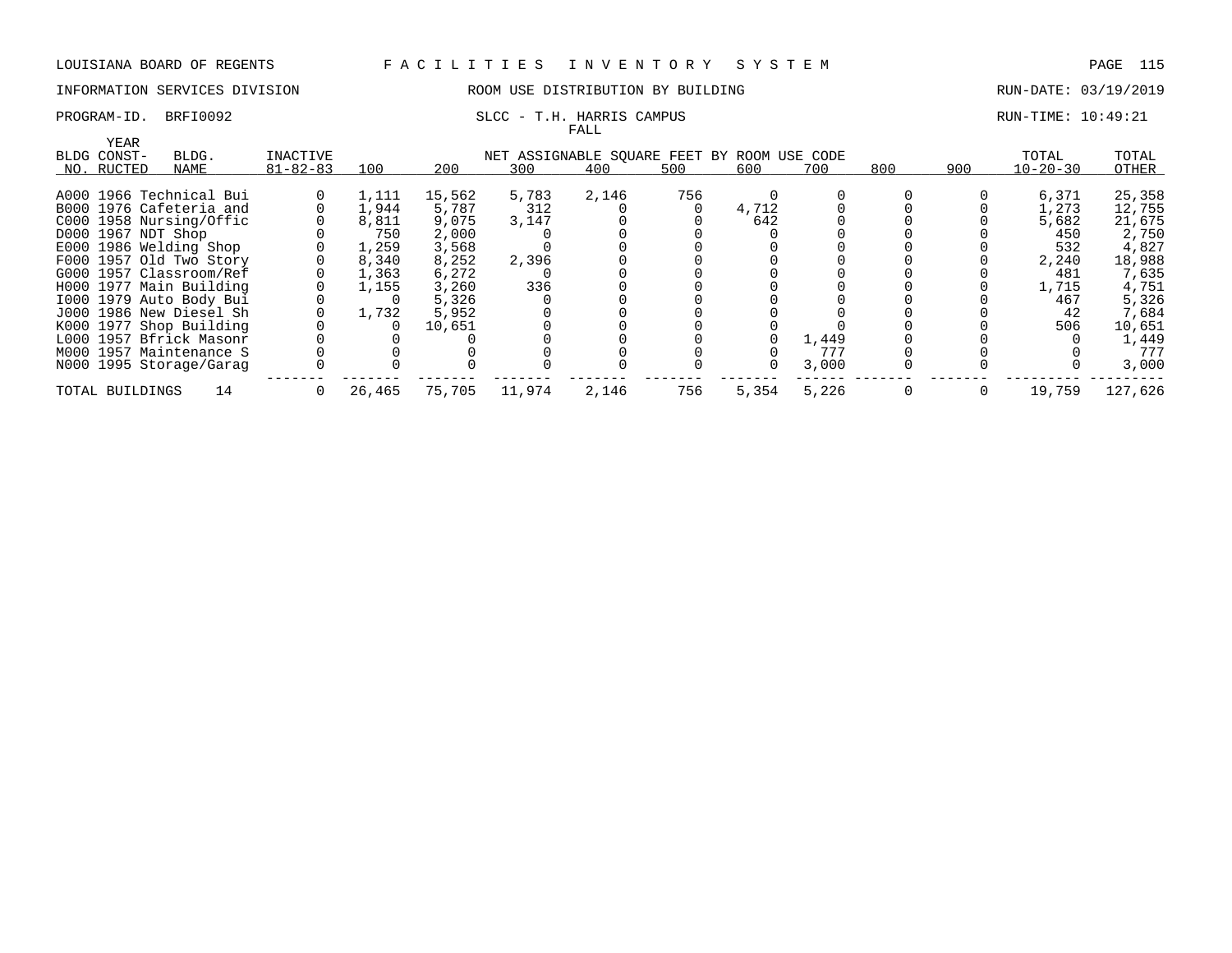LOUISIANA BOARD OF REGENTS — FACILITIES INVENTORY SYSTEM

INFORMATION SERVICES DIVISION — ROOM USE DISTRIBUTION BY BUILDING — RUN-DATE: 03/19/2019

PROGRAM-ID. BRFI0092 — SLCC - T.H. HARRIS CAMPUS — RUN-TIME: 10:49:21

FALL

| BLDG NO. | YEAR CONST-RUCTED | BLDG. NAME | INACTIVE 81-82-83 | 100 | 200 | 300 | 400 | 500 | 600 | 700 | 800 | 900 | TOTAL 10-20-30 | TOTAL OTHER |
|---|---|---|---|---|---|---|---|---|---|---|---|---|---|---|
| | | | | NET ASSIGNABLE SQUARE FEET BY ROOM USE CODE | | | | | | | | | | |
| A000 | 1966 | Technical Bui | 0 | 1,111 | 15,562 | 5,783 | 2,146 | 756 | 0 | 0 | 0 | 0 | 6,371 | 25,358 |
| B000 | 1976 | Cafeteria and | 0 | 1,944 | 5,787 | 312 | 0 | 0 | 4,712 | 0 | 0 | 0 | 1,273 | 12,755 |
| C000 | 1958 | Nursing/Offic | 0 | 8,811 | 9,075 | 3,147 | 0 | 0 | 642 | 0 | 0 | 0 | 5,682 | 21,675 |
| D000 | 1967 | NDT Shop | 0 | 750 | 2,000 | 0 | 0 | 0 | 0 | 0 | 0 | 0 | 450 | 2,750 |
| E000 | 1986 | Welding Shop | 0 | 1,259 | 3,568 | 0 | 0 | 0 | 0 | 0 | 0 | 0 | 532 | 4,827 |
| F000 | 1957 | Old Two Story | 0 | 8,340 | 8,252 | 2,396 | 0 | 0 | 0 | 0 | 0 | 0 | 2,240 | 18,988 |
| G000 | 1957 | Classroom/Ref | 0 | 1,363 | 6,272 | 0 | 0 | 0 | 0 | 0 | 0 | 0 | 481 | 7,635 |
| H000 | 1977 | Main Building | 0 | 1,155 | 3,260 | 336 | 0 | 0 | 0 | 0 | 0 | 0 | 1,715 | 4,751 |
| I000 | 1979 | Auto Body Bui | 0 | 0 | 5,326 | 0 | 0 | 0 | 0 | 0 | 0 | 0 | 467 | 5,326 |
| J000 | 1986 | New Diesel Sh | 0 | 1,732 | 5,952 | 0 | 0 | 0 | 0 | 0 | 0 | 0 | 42 | 7,684 |
| K000 | 1977 | Shop Building | 0 | 0 | 10,651 | 0 | 0 | 0 | 0 | 0 | 0 | 0 | 506 | 10,651 |
| L000 | 1957 | Bfrick Masonr | 0 | 0 | 0 | 0 | 0 | 0 | 0 | 1,449 | 0 | 0 | 0 | 1,449 |
| M000 | 1957 | Maintenance S | 0 | 0 | 0 | 0 | 0 | 0 | 0 | 777 | 0 | 0 | 0 | 777 |
| N000 | 1995 | Storage/Garag | 0 | 0 | 0 | 0 | 0 | 0 | 0 | 3,000 | 0 | 0 | 0 | 3,000 |
| TOTAL BUILDINGS | | 14 | 0 | 26,465 | 75,705 | 11,974 | 2,146 | 756 | 5,354 | 5,226 | 0 | 0 | 19,759 | 127,626 |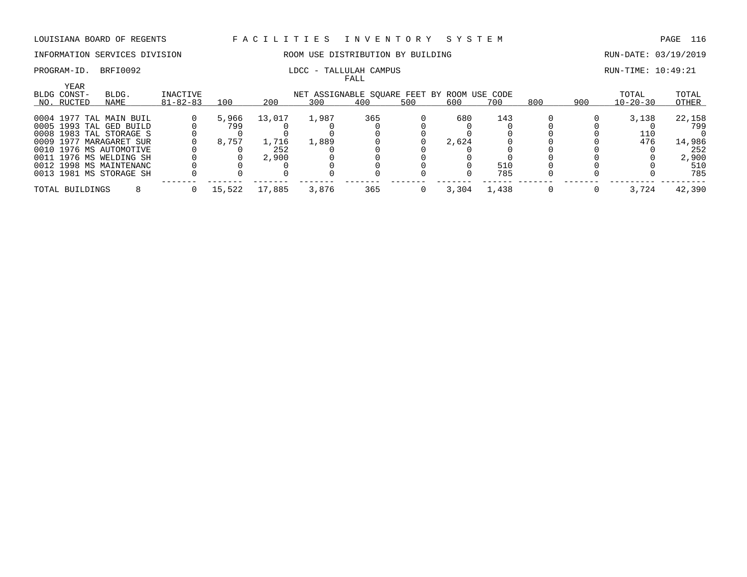LOUISIANA BOARD OF REGENTS — F A C I L I T I E S   I N V E N T O R Y   S Y S T E M

INFORMATION SERVICES DIVISION — ROOM USE DISTRIBUTION BY BUILDING — RUN-DATE: 03/19/2019

PROGRAM-ID. BRFI0092 — LDCC - TALLULAH CAMPUS — RUN-TIME: 10:49:21

FALL

| BLDG NO. | YEAR CONST-RUCTED | BLDG. NAME | INACTIVE 81-82-83 | 100 | 200 | 300 | 400 | 500 | 600 | 700 | 800 | 900 | TOTAL 10-20-30 | TOTAL OTHER |
|---|---|---|---|---|---|---|---|---|---|---|---|---|---|---|
| 0004 | 1977 | TAL MAIN BUIL | 0 | 5,966 | 13,017 | 1,987 | 365 | 0 | 680 | 143 | 0 | 0 | 3,138 | 22,158 |
| 0005 | 1993 | TAL GED BUILD | 0 | 799 | 0 | 0 | 0 | 0 | 0 | 0 | 0 | 0 | 0 | 799 |
| 0008 | 1983 | TAL STORAGE S | 0 | 0 | 0 | 0 | 0 | 0 | 0 | 0 | 0 | 0 | 110 | 0 |
| 0009 | 1977 | MARAGARET SUR | 0 | 8,757 | 1,716 | 1,889 | 0 | 0 | 2,624 | 0 | 0 | 0 | 476 | 14,986 |
| 0010 | 1976 | MS AUTOMOTIVE | 0 | 0 | 252 | 0 | 0 | 0 | 0 | 0 | 0 | 0 | 0 | 252 |
| 0011 | 1976 | MS WELDING SH | 0 | 0 | 2,900 | 0 | 0 | 0 | 0 | 0 | 0 | 0 | 0 | 2,900 |
| 0012 | 1998 | MS MAINTENANC | 0 | 0 | 0 | 0 | 0 | 0 | 0 | 510 | 0 | 0 | 0 | 510 |
| 0013 | 1981 | MS STORAGE SH | 0 | 0 | 0 | 0 | 0 | 0 | 0 | 785 | 0 | 0 | 0 | 785 |
| TOTAL BUILDINGS | | 8 | 0 | 15,522 | 17,885 | 3,876 | 365 | 0 | 3,304 | 1,438 | 0 | 0 | 3,724 | 42,390 |